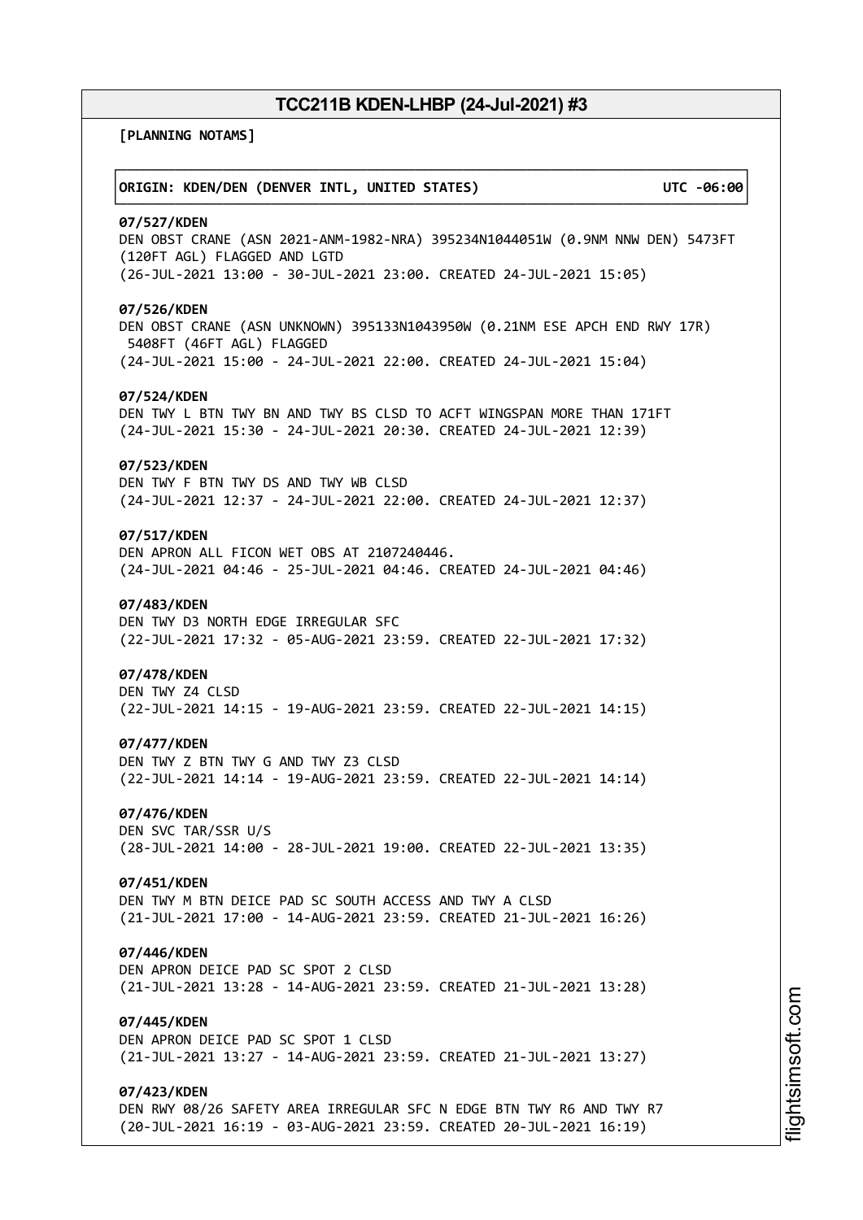# TCC211B KDEN-LHBP (24-Jul-2021) #3

**[PLANNING NOTAMS]**

**ORIGIN: KDEN/DEN (DENVER INTL, UNITED STATES) UTC -06:00**

**07/527/KDEN**
DEN OBST CRANE (ASN 2021-ANM-1982-NRA) 395234N1044051W (0.9NM NNW DEN) 5473FT (120FT AGL) FLAGGED AND LGTD
(26-JUL-2021 13:00 - 30-JUL-2021 23:00. CREATED 24-JUL-2021 15:05)

**07/526/KDEN**
DEN OBST CRANE (ASN UNKNOWN) 395133N1043950W (0.21NM ESE APCH END RWY 17R) 5408FT (46FT AGL) FLAGGED
(24-JUL-2021 15:00 - 24-JUL-2021 22:00. CREATED 24-JUL-2021 15:04)

**07/524/KDEN**
DEN TWY L BTN TWY BN AND TWY BS CLSD TO ACFT WINGSPAN MORE THAN 171FT
(24-JUL-2021 15:30 - 24-JUL-2021 20:30. CREATED 24-JUL-2021 12:39)

**07/523/KDEN**
DEN TWY F BTN TWY DS AND TWY WB CLSD
(24-JUL-2021 12:37 - 24-JUL-2021 22:00. CREATED 24-JUL-2021 12:37)

**07/517/KDEN**
DEN APRON ALL FICON WET OBS AT 2107240446.
(24-JUL-2021 04:46 - 25-JUL-2021 04:46. CREATED 24-JUL-2021 04:46)

**07/483/KDEN**
DEN TWY D3 NORTH EDGE IRREGULAR SFC
(22-JUL-2021 17:32 - 05-AUG-2021 23:59. CREATED 22-JUL-2021 17:32)

**07/478/KDEN**
DEN TWY Z4 CLSD
(22-JUL-2021 14:15 - 19-AUG-2021 23:59. CREATED 22-JUL-2021 14:15)

**07/477/KDEN**
DEN TWY Z BTN TWY G AND TWY Z3 CLSD
(22-JUL-2021 14:14 - 19-AUG-2021 23:59. CREATED 22-JUL-2021 14:14)

**07/476/KDEN**
DEN SVC TAR/SSR U/S
(28-JUL-2021 14:00 - 28-JUL-2021 19:00. CREATED 22-JUL-2021 13:35)

**07/451/KDEN**
DEN TWY M BTN DEICE PAD SC SOUTH ACCESS AND TWY A CLSD
(21-JUL-2021 17:00 - 14-AUG-2021 23:59. CREATED 21-JUL-2021 16:26)

**07/446/KDEN**
DEN APRON DEICE PAD SC SPOT 2 CLSD
(21-JUL-2021 13:28 - 14-AUG-2021 23:59. CREATED 21-JUL-2021 13:28)

**07/445/KDEN**
DEN APRON DEICE PAD SC SPOT 1 CLSD
(21-JUL-2021 13:27 - 14-AUG-2021 23:59. CREATED 21-JUL-2021 13:27)

**07/423/KDEN**
DEN RWY 08/26 SAFETY AREA IRREGULAR SFC N EDGE BTN TWY R6 AND TWY R7
(20-JUL-2021 16:19 - 03-AUG-2021 23:59. CREATED 20-JUL-2021 16:19)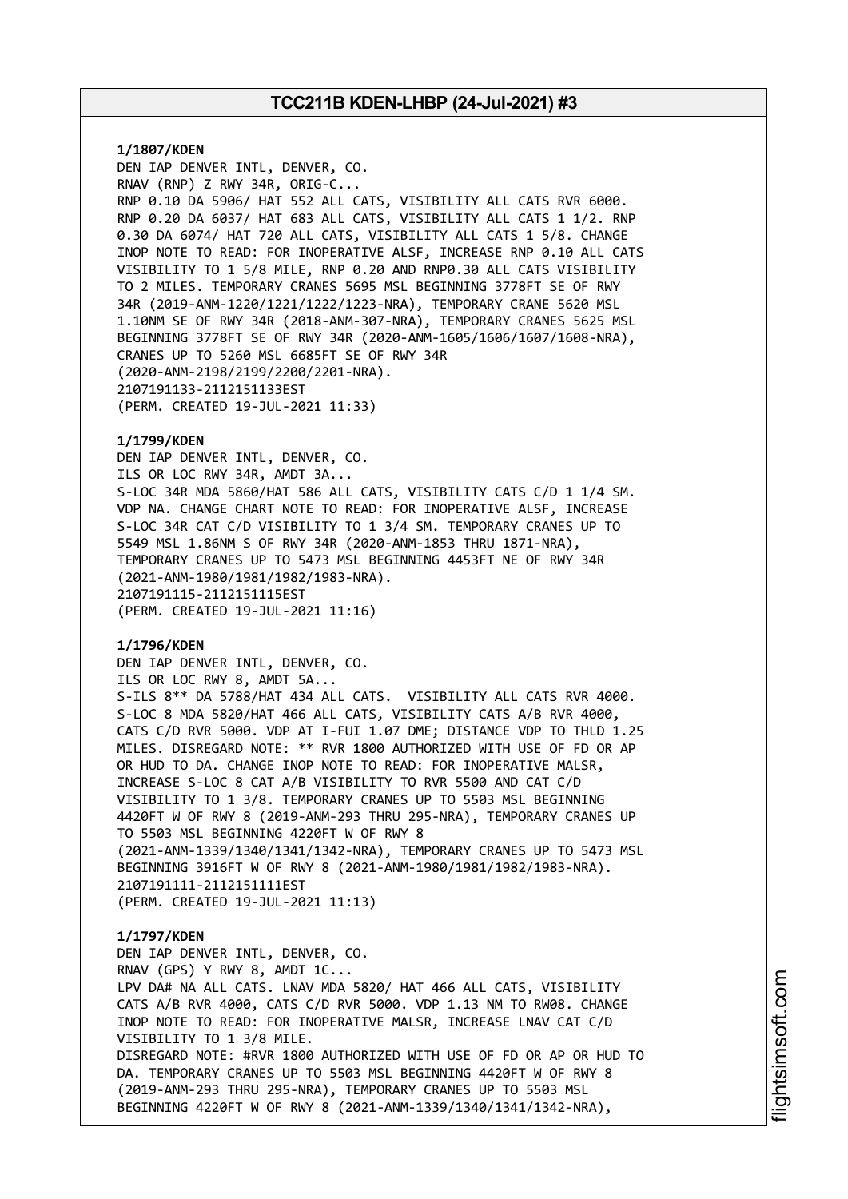**1/1807/KDEN**
DEN IAP DENVER INTL, DENVER, CO.
RNAV (RNP) Z RWY 34R, ORIG-C...
RNP 0.10 DA 5906/ HAT 552 ALL CATS, VISIBILITY ALL CATS RVR 6000.
RNP 0.20 DA 6037/ HAT 683 ALL CATS, VISIBILITY ALL CATS 1 1/2. RNP
0.30 DA 6074/ HAT 720 ALL CATS, VISIBILITY ALL CATS 1 5/8. CHANGE
INOP NOTE TO READ: FOR INOPERATIVE ALSF, INCREASE RNP 0.10 ALL CATS
VISIBILITY TO 1 5/8 MILE, RNP 0.20 AND RNP0.30 ALL CATS VISIBILITY
TO 2 MILES. TEMPORARY CRANES 5695 MSL BEGINNING 3778FT SE OF RWY
34R (2019-ANM-1220/1221/1222/1223-NRA), TEMPORARY CRANE 5620 MSL
1.10NM SE OF RWY 34R (2018-ANM-307-NRA), TEMPORARY CRANES 5625 MSL
BEGINNING 3778FT SE OF RWY 34R (2020-ANM-1605/1606/1607/1608-NRA),
CRANES UP TO 5260 MSL 6685FT SE OF RWY 34R
(2020-ANM-2198/2199/2200/2201-NRA).
2107191133-2112151133EST
(PERM. CREATED 19-JUL-2021 11:33)

**1/1799/KDEN**
DEN IAP DENVER INTL, DENVER, CO.
ILS OR LOC RWY 34R, AMDT 3A...
S-LOC 34R MDA 5860/HAT 586 ALL CATS, VISIBILITY CATS C/D 1 1/4 SM.
VDP NA. CHANGE CHART NOTE TO READ: FOR INOPERATIVE ALSF, INCREASE
S-LOC 34R CAT C/D VISIBILITY TO 1 3/4 SM. TEMPORARY CRANES UP TO
5549 MSL 1.86NM S OF RWY 34R (2020-ANM-1853 THRU 1871-NRA),
TEMPORARY CRANES UP TO 5473 MSL BEGINNING 4453FT NE OF RWY 34R
(2021-ANM-1980/1981/1982/1983-NRA).
2107191115-2112151115EST
(PERM. CREATED 19-JUL-2021 11:16)

**1/1796/KDEN**
DEN IAP DENVER INTL, DENVER, CO.
ILS OR LOC RWY 8, AMDT 5A...
S-ILS 8** DA 5788/HAT 434 ALL CATS. VISIBILITY ALL CATS RVR 4000.
S-LOC 8 MDA 5820/HAT 466 ALL CATS, VISIBILITY CATS A/B RVR 4000,
CATS C/D RVR 5000. VDP AT I-FUI 1.07 DME; DISTANCE VDP TO THLD 1.25
MILES. DISREGARD NOTE: ** RVR 1800 AUTHORIZED WITH USE OF FD OR AP
OR HUD TO DA. CHANGE INOP NOTE TO READ: FOR INOPERATIVE MALSR,
INCREASE S-LOC 8 CAT A/B VISIBILITY TO RVR 5500 AND CAT C/D
VISIBILITY TO 1 3/8. TEMPORARY CRANES UP TO 5503 MSL BEGINNING
4420FT W OF RWY 8 (2019-ANM-293 THRU 295-NRA), TEMPORARY CRANES UP
TO 5503 MSL BEGINNING 4220FT W OF RWY 8
(2021-ANM-1339/1340/1341/1342-NRA), TEMPORARY CRANES UP TO 5473 MSL
BEGINNING 3916FT W OF RWY 8 (2021-ANM-1980/1981/1982/1983-NRA).
2107191111-2112151111EST
(PERM. CREATED 19-JUL-2021 11:13)

**1/1797/KDEN**
DEN IAP DENVER INTL, DENVER, CO.
RNAV (GPS) Y RWY 8, AMDT 1C...
LPV DA# NA ALL CATS. LNAV MDA 5820/ HAT 466 ALL CATS, VISIBILITY
CATS A/B RVR 4000, CATS C/D RVR 5000. VDP 1.13 NM TO RW08. CHANGE
INOP NOTE TO READ: FOR INOPERATIVE MALSR, INCREASE LNAV CAT C/D
VISIBILITY TO 1 3/8 MILE.
DISREGARD NOTE: #RVR 1800 AUTHORIZED WITH USE OF FD OR AP OR HUD TO
DA. TEMPORARY CRANES UP TO 5503 MSL BEGINNING 4420FT W OF RWY 8
(2019-ANM-293 THRU 295-NRA), TEMPORARY CRANES UP TO 5503 MSL
BEGINNING 4220FT W OF RWY 8 (2021-ANM-1339/1340/1341/1342-NRA),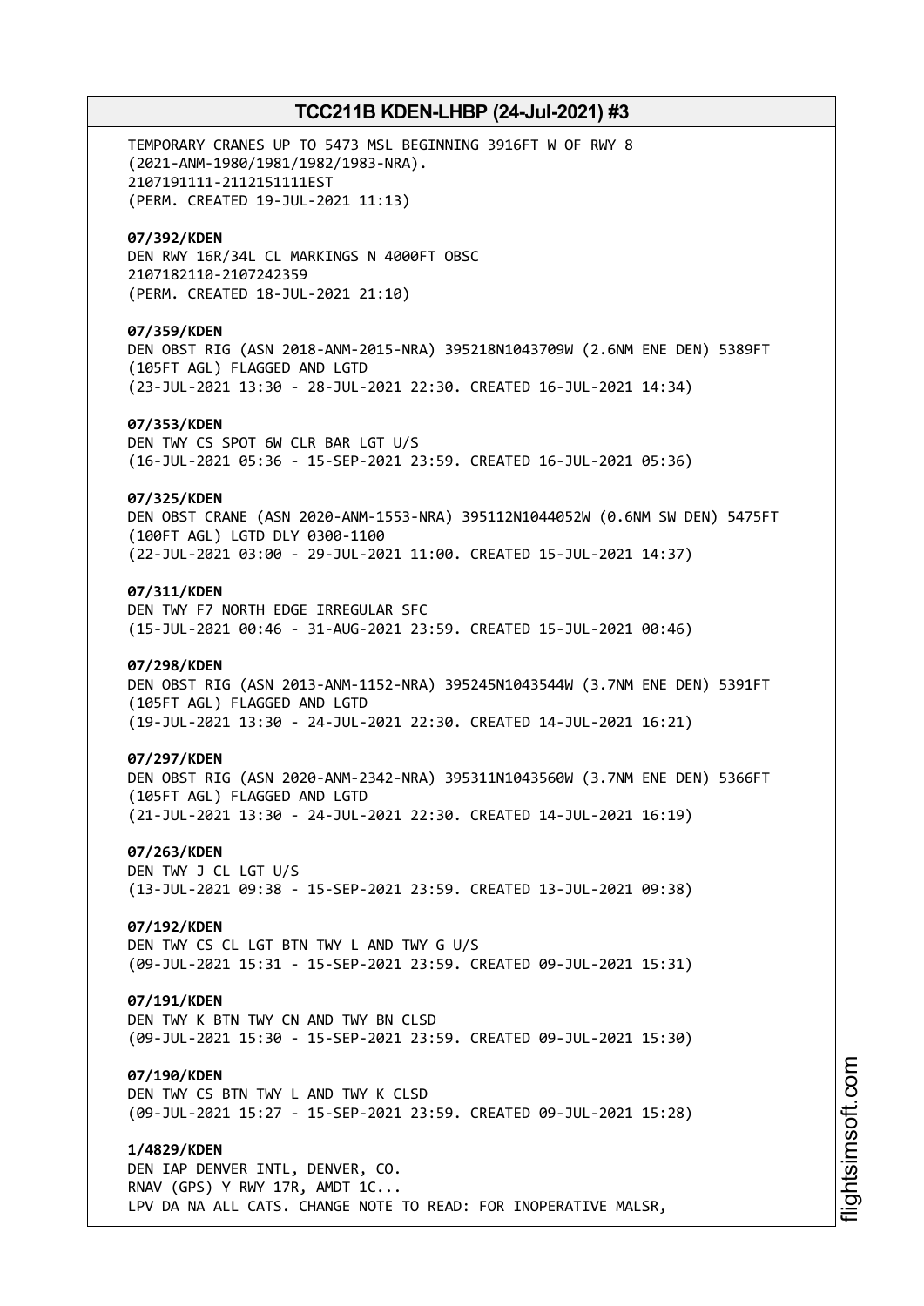TEMPORARY CRANES UP TO 5473 MSL BEGINNING 3916FT W OF RWY 8 (2021-ANM-1980/1981/1982/1983-NRA).
2107191111-2112151111EST
(PERM. CREATED 19-JUL-2021 11:13)

**07/392/KDEN**
DEN RWY 16R/34L CL MARKINGS N 4000FT OBSC
2107182110-2107242359
(PERM. CREATED 18-JUL-2021 21:10)

**07/359/KDEN**
DEN OBST RIG (ASN 2018-ANM-2015-NRA) 395218N1043709W (2.6NM ENE DEN) 5389FT (105FT AGL) FLAGGED AND LGTD
(23-JUL-2021 13:30 - 28-JUL-2021 22:30. CREATED 16-JUL-2021 14:34)

**07/353/KDEN**
DEN TWY CS SPOT 6W CLR BAR LGT U/S
(16-JUL-2021 05:36 - 15-SEP-2021 23:59. CREATED 16-JUL-2021 05:36)

**07/325/KDEN**
DEN OBST CRANE (ASN 2020-ANM-1553-NRA) 395112N1044052W (0.6NM SW DEN) 5475FT (100FT AGL) LGTD DLY 0300-1100
(22-JUL-2021 03:00 - 29-JUL-2021 11:00. CREATED 15-JUL-2021 14:37)

**07/311/KDEN**
DEN TWY F7 NORTH EDGE IRREGULAR SFC
(15-JUL-2021 00:46 - 31-AUG-2021 23:59. CREATED 15-JUL-2021 00:46)

**07/298/KDEN**
DEN OBST RIG (ASN 2013-ANM-1152-NRA) 395245N1043544W (3.7NM ENE DEN) 5391FT (105FT AGL) FLAGGED AND LGTD
(19-JUL-2021 13:30 - 24-JUL-2021 22:30. CREATED 14-JUL-2021 16:21)

**07/297/KDEN**
DEN OBST RIG (ASN 2020-ANM-2342-NRA) 395311N1043560W (3.7NM ENE DEN) 5366FT (105FT AGL) FLAGGED AND LGTD
(21-JUL-2021 13:30 - 24-JUL-2021 22:30. CREATED 14-JUL-2021 16:19)

**07/263/KDEN**
DEN TWY J CL LGT U/S
(13-JUL-2021 09:38 - 15-SEP-2021 23:59. CREATED 13-JUL-2021 09:38)

**07/192/KDEN**
DEN TWY CS CL LGT BTN TWY L AND TWY G U/S
(09-JUL-2021 15:31 - 15-SEP-2021 23:59. CREATED 09-JUL-2021 15:31)

**07/191/KDEN**
DEN TWY K BTN TWY CN AND TWY BN CLSD
(09-JUL-2021 15:30 - 15-SEP-2021 23:59. CREATED 09-JUL-2021 15:30)

**07/190/KDEN**
DEN TWY CS BTN TWY L AND TWY K CLSD
(09-JUL-2021 15:27 - 15-SEP-2021 23:59. CREATED 09-JUL-2021 15:28)

**1/4829/KDEN**
DEN IAP DENVER INTL, DENVER, CO.
RNAV (GPS) Y RWY 17R, AMDT 1C...
LPV DA NA ALL CATS. CHANGE NOTE TO READ: FOR INOPERATIVE MALSR,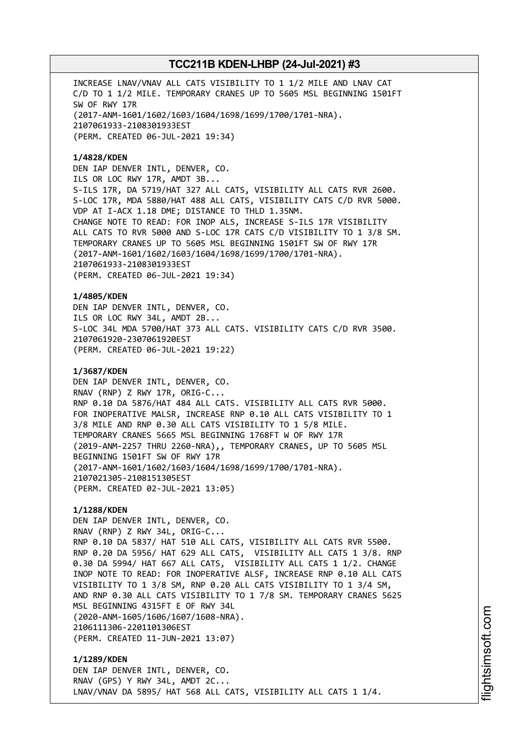INCREASE LNAV/VNAV ALL CATS VISIBILITY TO 1 1/2 MILE AND LNAV CAT C/D TO 1 1/2 MILE. TEMPORARY CRANES UP TO 5605 MSL BEGINNING 1501FT SW OF RWY 17R
(2017-ANM-1601/1602/1603/1604/1698/1699/1700/1701-NRA).
2107061933-2108301933EST
(PERM. CREATED 06-JUL-2021 19:34)

**1/4828/KDEN**
DEN IAP DENVER INTL, DENVER, CO.
ILS OR LOC RWY 17R, AMDT 3B...
S-ILS 17R, DA 5719/HAT 327 ALL CATS, VISIBILITY ALL CATS RVR 2600.
S-LOC 17R, MDA 5880/HAT 488 ALL CATS, VISIBILITY CATS C/D RVR 5000.
VDP AT I-ACX 1.18 DME; DISTANCE TO THLD 1.35NM.
CHANGE NOTE TO READ: FOR INOP ALS, INCREASE S-ILS 17R VISIBILITY ALL CATS TO RVR 5000 AND S-LOC 17R CATS C/D VISIBILITY TO 1 3/8 SM.
TEMPORARY CRANES UP TO 5605 MSL BEGINNING 1501FT SW OF RWY 17R
(2017-ANM-1601/1602/1603/1604/1698/1699/1700/1701-NRA).
2107061933-2108301933EST
(PERM. CREATED 06-JUL-2021 19:34)

**1/4805/KDEN**
DEN IAP DENVER INTL, DENVER, CO.
ILS OR LOC RWY 34L, AMDT 2B...
S-LOC 34L MDA 5700/HAT 373 ALL CATS. VISIBILITY CATS C/D RVR 3500.
2107061920-2307061920EST
(PERM. CREATED 06-JUL-2021 19:22)

**1/3687/KDEN**
DEN IAP DENVER INTL, DENVER, CO.
RNAV (RNP) Z RWY 17R, ORIG-C...
RNP 0.10 DA 5876/HAT 484 ALL CATS. VISIBILITY ALL CATS RVR 5000.
FOR INOPERATIVE MALSR, INCREASE RNP 0.10 ALL CATS VISIBILITY TO 1 3/8 MILE AND RNP 0.30 ALL CATS VISIBILITY TO 1 5/8 MILE.
TEMPORARY CRANES 5665 MSL BEGINNING 1768FT W OF RWY 17R
(2019-ANM-2257 THRU 2260-NRA),, TEMPORARY CRANES, UP TO 5605 MSL BEGINNING 1501FT SW OF RWY 17R
(2017-ANM-1601/1602/1603/1604/1698/1699/1700/1701-NRA).
2107021305-2108151305EST
(PERM. CREATED 02-JUL-2021 13:05)

**1/1288/KDEN**
DEN IAP DENVER INTL, DENVER, CO.
RNAV (RNP) Z RWY 34L, ORIG-C...
RNP 0.10 DA 5837/ HAT 510 ALL CATS, VISIBILITY ALL CATS RVR 5500.
RNP 0.20 DA 5956/ HAT 629 ALL CATS, VISIBILITY ALL CATS 1 3/8. RNP 0.30 DA 5994/ HAT 667 ALL CATS, VISIBILITY ALL CATS 1 1/2. CHANGE INOP NOTE TO READ: FOR INOPERATIVE ALSF, INCREASE RNP 0.10 ALL CATS VISIBILITY TO 1 3/8 SM, RNP 0.20 ALL CATS VISIBILITY TO 1 3/4 SM, AND RNP 0.30 ALL CATS VISIBILITY TO 1 7/8 SM. TEMPORARY CRANES 5625 MSL BEGINNING 4315FT E OF RWY 34L
(2020-ANM-1605/1606/1607/1608-NRA).
2106111306-2201101306EST
(PERM. CREATED 11-JUN-2021 13:07)

**1/1289/KDEN**
DEN IAP DENVER INTL, DENVER, CO.
RNAV (GPS) Y RWY 34L, AMDT 2C...
LNAV/VNAV DA 5895/ HAT 568 ALL CATS, VISIBILITY ALL CATS 1 1/4.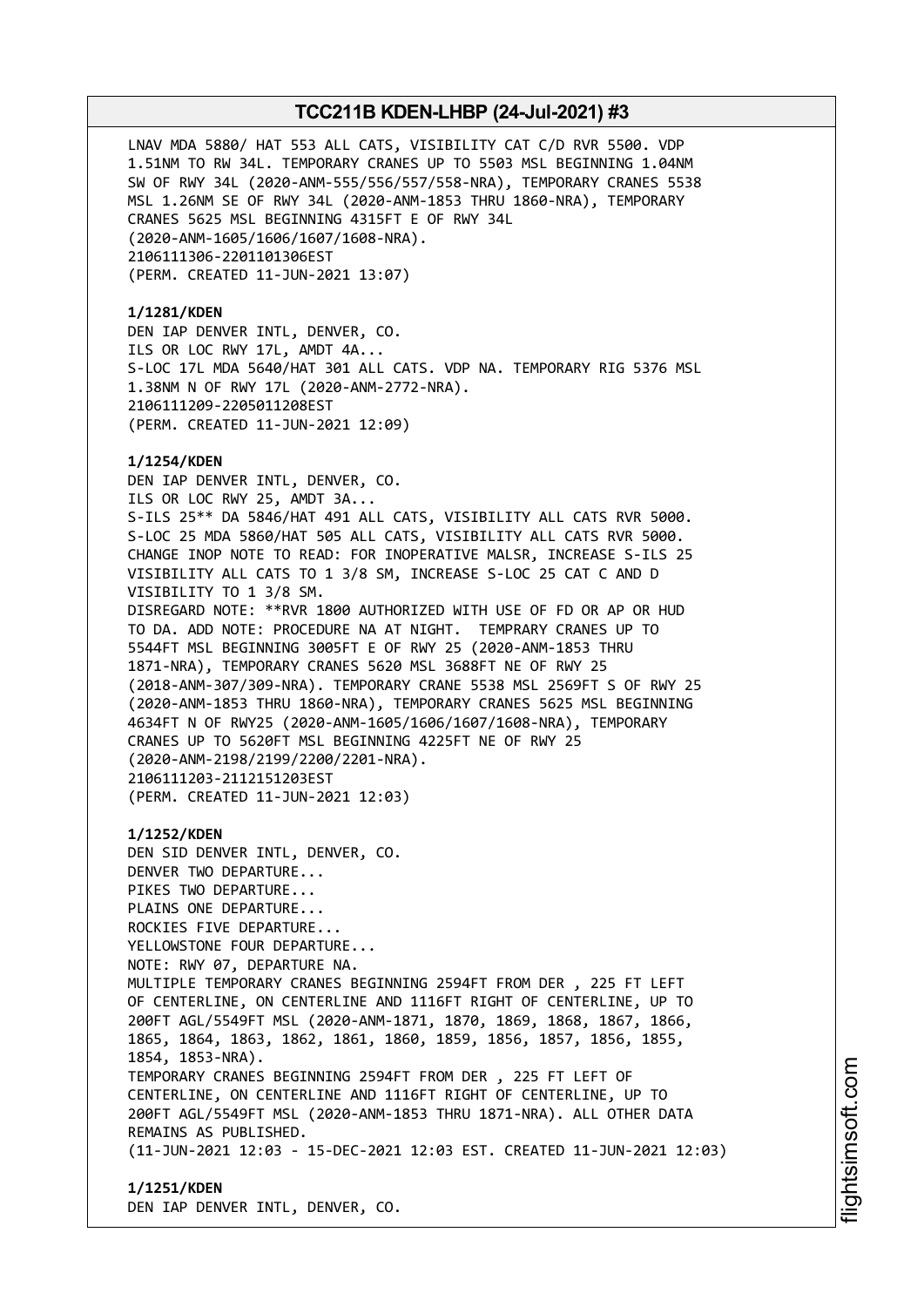LNAV MDA 5880/ HAT 553 ALL CATS, VISIBILITY CAT C/D RVR 5500. VDP 1.51NM TO RW 34L. TEMPORARY CRANES UP TO 5503 MSL BEGINNING 1.04NM SW OF RWY 34L (2020-ANM-555/556/557/558-NRA), TEMPORARY CRANES 5538 MSL 1.26NM SE OF RWY 34L (2020-ANM-1853 THRU 1860-NRA), TEMPORARY CRANES 5625 MSL BEGINNING 4315FT E OF RWY 34L (2020-ANM-1605/1606/1607/1608-NRA).
2106111306-2201101306EST
(PERM. CREATED 11-JUN-2021 13:07)

**1/1281/KDEN**
DEN IAP DENVER INTL, DENVER, CO.
ILS OR LOC RWY 17L, AMDT 4A...
S-LOC 17L MDA 5640/HAT 301 ALL CATS. VDP NA. TEMPORARY RIG 5376 MSL 1.38NM N OF RWY 17L (2020-ANM-2772-NRA).
2106111209-2205011208EST
(PERM. CREATED 11-JUN-2021 12:09)

**1/1254/KDEN**
DEN IAP DENVER INTL, DENVER, CO.
ILS OR LOC RWY 25, AMDT 3A...
S-ILS 25** DA 5846/HAT 491 ALL CATS, VISIBILITY ALL CATS RVR 5000.
S-LOC 25 MDA 5860/HAT 505 ALL CATS, VISIBILITY ALL CATS RVR 5000.
CHANGE INOP NOTE TO READ: FOR INOPERATIVE MALSR, INCREASE S-ILS 25 VISIBILITY ALL CATS TO 1 3/8 SM, INCREASE S-LOC 25 CAT C AND D VISIBILITY TO 1 3/8 SM.
DISREGARD NOTE: **RVR 1800 AUTHORIZED WITH USE OF FD OR AP OR HUD TO DA. ADD NOTE: PROCEDURE NA AT NIGHT. TEMPRARY CRANES UP TO 5544FT MSL BEGINNING 3005FT E OF RWY 25 (2020-ANM-1853 THRU 1871-NRA), TEMPORARY CRANES 5620 MSL 3688FT NE OF RWY 25 (2018-ANM-307/309-NRA). TEMPORARY CRANE 5538 MSL 2569FT S OF RWY 25 (2020-ANM-1853 THRU 1860-NRA), TEMPORARY CRANES 5625 MSL BEGINNING 4634FT N OF RWY25 (2020-ANM-1605/1606/1607/1608-NRA), TEMPORARY CRANES UP TO 5620FT MSL BEGINNING 4225FT NE OF RWY 25 (2020-ANM-2198/2199/2200/2201-NRA).
2106111203-2112151203EST
(PERM. CREATED 11-JUN-2021 12:03)

**1/1252/KDEN**
DEN SID DENVER INTL, DENVER, CO.
DENVER TWO DEPARTURE...
PIKES TWO DEPARTURE...
PLAINS ONE DEPARTURE...
ROCKIES FIVE DEPARTURE...
YELLOWSTONE FOUR DEPARTURE...
NOTE: RWY 07, DEPARTURE NA.
MULTIPLE TEMPORARY CRANES BEGINNING 2594FT FROM DER , 225 FT LEFT OF CENTERLINE, ON CENTERLINE AND 1116FT RIGHT OF CENTERLINE, UP TO 200FT AGL/5549FT MSL (2020-ANM-1871, 1870, 1869, 1868, 1867, 1866, 1865, 1864, 1863, 1862, 1861, 1860, 1859, 1856, 1857, 1856, 1855, 1854, 1853-NRA).
TEMPORARY CRANES BEGINNING 2594FT FROM DER , 225 FT LEFT OF CENTERLINE, ON CENTERLINE AND 1116FT RIGHT OF CENTERLINE, UP TO 200FT AGL/5549FT MSL (2020-ANM-1853 THRU 1871-NRA). ALL OTHER DATA REMAINS AS PUBLISHED.
(11-JUN-2021 12:03 - 15-DEC-2021 12:03 EST. CREATED 11-JUN-2021 12:03)

**1/1251/KDEN**
DEN IAP DENVER INTL, DENVER, CO.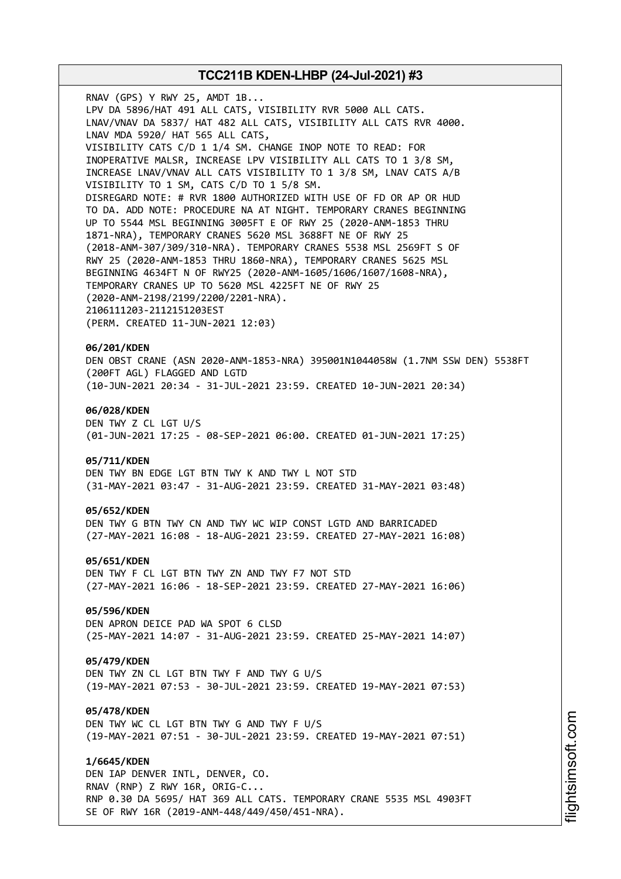RNAV (GPS) Y RWY 25, AMDT 1B...
LPV DA 5896/HAT 491 ALL CATS, VISIBILITY RVR 5000 ALL CATS.
LNAV/VNAV DA 5837/ HAT 482 ALL CATS, VISIBILITY ALL CATS RVR 4000.
LNAV MDA 5920/ HAT 565 ALL CATS,
VISIBILITY CATS C/D 1 1/4 SM. CHANGE INOP NOTE TO READ: FOR
INOPERATIVE MALSR, INCREASE LPV VISIBILITY ALL CATS TO 1 3/8 SM,
INCREASE LNAV/VNAV ALL CATS VISIBILITY TO 1 3/8 SM, LNAV CATS A/B
VISIBILITY TO 1 SM, CATS C/D TO 1 5/8 SM.
DISREGARD NOTE: # RVR 1800 AUTHORIZED WITH USE OF FD OR AP OR HUD
TO DA. ADD NOTE: PROCEDURE NA AT NIGHT. TEMPORARY CRANES BEGINNING
UP TO 5544 MSL BEGINNING 3005FT E OF RWY 25 (2020-ANM-1853 THRU
1871-NRA), TEMPORARY CRANES 5620 MSL 3688FT NE OF RWY 25
(2018-ANM-307/309/310-NRA). TEMPORARY CRANES 5538 MSL 2569FT S OF
RWY 25 (2020-ANM-1853 THRU 1860-NRA), TEMPORARY CRANES 5625 MSL
BEGINNING 4634FT N OF RWY25 (2020-ANM-1605/1606/1607/1608-NRA),
TEMPORARY CRANES UP TO 5620 MSL 4225FT NE OF RWY 25
(2020-ANM-2198/2199/2200/2201-NRA).
2106111203-2112151203EST
(PERM. CREATED 11-JUN-2021 12:03)

**06/201/KDEN**
DEN OBST CRANE (ASN 2020-ANM-1853-NRA) 395001N1044058W (1.7NM SSW DEN) 5538FT
(200FT AGL) FLAGGED AND LGTD
(10-JUN-2021 20:34 - 31-JUL-2021 23:59. CREATED 10-JUN-2021 20:34)

**06/028/KDEN**
DEN TWY Z CL LGT U/S
(01-JUN-2021 17:25 - 08-SEP-2021 06:00. CREATED 01-JUN-2021 17:25)

**05/711/KDEN**
DEN TWY BN EDGE LGT BTN TWY K AND TWY L NOT STD
(31-MAY-2021 03:47 - 31-AUG-2021 23:59. CREATED 31-MAY-2021 03:48)

**05/652/KDEN**
DEN TWY G BTN TWY CN AND TWY WC WIP CONST LGTD AND BARRICADED
(27-MAY-2021 16:08 - 18-AUG-2021 23:59. CREATED 27-MAY-2021 16:08)

**05/651/KDEN**
DEN TWY F CL LGT BTN TWY ZN AND TWY F7 NOT STD
(27-MAY-2021 16:06 - 18-SEP-2021 23:59. CREATED 27-MAY-2021 16:06)

**05/596/KDEN**
DEN APRON DEICE PAD WA SPOT 6 CLSD
(25-MAY-2021 14:07 - 31-AUG-2021 23:59. CREATED 25-MAY-2021 14:07)

**05/479/KDEN**
DEN TWY ZN CL LGT BTN TWY F AND TWY G U/S
(19-MAY-2021 07:53 - 30-JUL-2021 23:59. CREATED 19-MAY-2021 07:53)

**05/478/KDEN**
DEN TWY WC CL LGT BTN TWY G AND TWY F U/S
(19-MAY-2021 07:51 - 30-JUL-2021 23:59. CREATED 19-MAY-2021 07:51)

**1/6645/KDEN**
DEN IAP DENVER INTL, DENVER, CO.
RNAV (RNP) Z RWY 16R, ORIG-C...
RNP 0.30 DA 5695/ HAT 369 ALL CATS. TEMPORARY CRANE 5535 MSL 4903FT
SE OF RWY 16R (2019-ANM-448/449/450/451-NRA).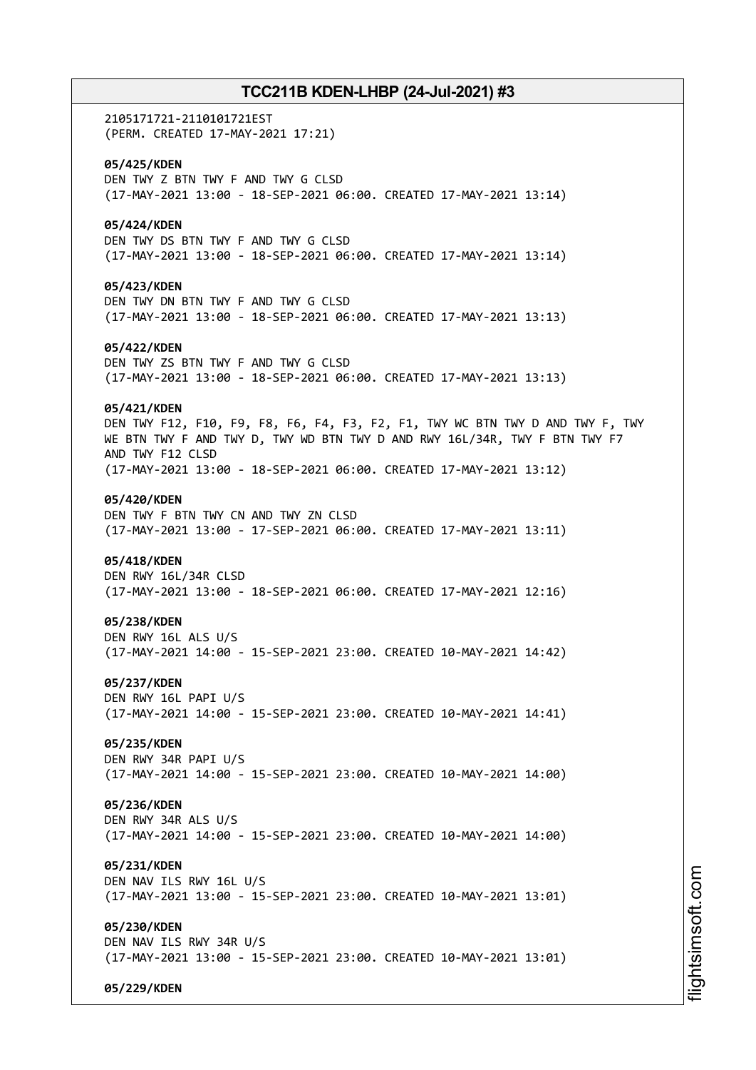2105171721-2110101721EST
(PERM. CREATED 17-MAY-2021 17:21)

**05/425/KDEN**
DEN TWY Z BTN TWY F AND TWY G CLSD
(17-MAY-2021 13:00 - 18-SEP-2021 06:00. CREATED 17-MAY-2021 13:14)

**05/424/KDEN**
DEN TWY DS BTN TWY F AND TWY G CLSD
(17-MAY-2021 13:00 - 18-SEP-2021 06:00. CREATED 17-MAY-2021 13:14)

**05/423/KDEN**
DEN TWY DN BTN TWY F AND TWY G CLSD
(17-MAY-2021 13:00 - 18-SEP-2021 06:00. CREATED 17-MAY-2021 13:13)

**05/422/KDEN**
DEN TWY ZS BTN TWY F AND TWY G CLSD
(17-MAY-2021 13:00 - 18-SEP-2021 06:00. CREATED 17-MAY-2021 13:13)

**05/421/KDEN**
DEN TWY F12, F10, F9, F8, F6, F4, F3, F2, F1, TWY WC BTN TWY D AND TWY F, TWY WE BTN TWY F AND TWY D, TWY WD BTN TWY D AND RWY 16L/34R, TWY F BTN TWY F7 AND TWY F12 CLSD
(17-MAY-2021 13:00 - 18-SEP-2021 06:00. CREATED 17-MAY-2021 13:12)

**05/420/KDEN**
DEN TWY F BTN TWY CN AND TWY ZN CLSD
(17-MAY-2021 13:00 - 17-SEP-2021 06:00. CREATED 17-MAY-2021 13:11)

**05/418/KDEN**
DEN RWY 16L/34R CLSD
(17-MAY-2021 13:00 - 18-SEP-2021 06:00. CREATED 17-MAY-2021 12:16)

**05/238/KDEN**
DEN RWY 16L ALS U/S
(17-MAY-2021 14:00 - 15-SEP-2021 23:00. CREATED 10-MAY-2021 14:42)

**05/237/KDEN**
DEN RWY 16L PAPI U/S
(17-MAY-2021 14:00 - 15-SEP-2021 23:00. CREATED 10-MAY-2021 14:41)

**05/235/KDEN**
DEN RWY 34R PAPI U/S
(17-MAY-2021 14:00 - 15-SEP-2021 23:00. CREATED 10-MAY-2021 14:00)

**05/236/KDEN**
DEN RWY 34R ALS U/S
(17-MAY-2021 14:00 - 15-SEP-2021 23:00. CREATED 10-MAY-2021 14:00)

**05/231/KDEN**
DEN NAV ILS RWY 16L U/S
(17-MAY-2021 13:00 - 15-SEP-2021 23:00. CREATED 10-MAY-2021 13:01)

**05/230/KDEN**
DEN NAV ILS RWY 34R U/S
(17-MAY-2021 13:00 - 15-SEP-2021 23:00. CREATED 10-MAY-2021 13:01)

**05/229/KDEN**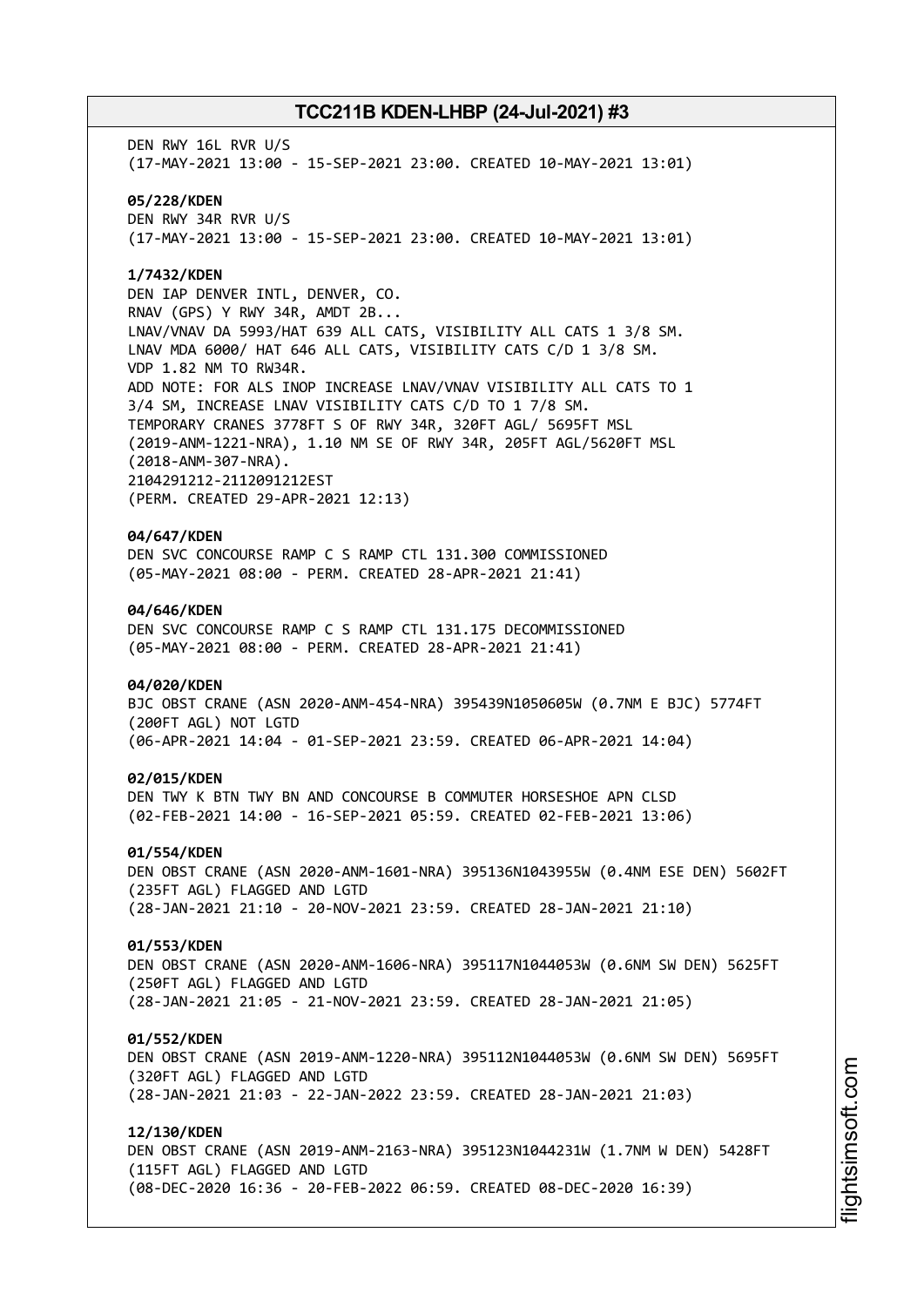DEN RWY 16L RVR U/S
(17-MAY-2021 13:00 - 15-SEP-2021 23:00. CREATED 10-MAY-2021 13:01)

**05/228/KDEN**
DEN RWY 34R RVR U/S
(17-MAY-2021 13:00 - 15-SEP-2021 23:00. CREATED 10-MAY-2021 13:01)

**1/7432/KDEN**
DEN IAP DENVER INTL, DENVER, CO.
RNAV (GPS) Y RWY 34R, AMDT 2B...
LNAV/VNAV DA 5993/HAT 639 ALL CATS, VISIBILITY ALL CATS 1 3/8 SM.
LNAV MDA 6000/ HAT 646 ALL CATS, VISIBILITY CATS C/D 1 3/8 SM.
VDP 1.82 NM TO RW34R.
ADD NOTE: FOR ALS INOP INCREASE LNAV/VNAV VISIBILITY ALL CATS TO 1 3/4 SM, INCREASE LNAV VISIBILITY CATS C/D TO 1 7/8 SM.
TEMPORARY CRANES 3778FT S OF RWY 34R, 320FT AGL/ 5695FT MSL (2019-ANM-1221-NRA), 1.10 NM SE OF RWY 34R, 205FT AGL/5620FT MSL (2018-ANM-307-NRA).
2104291212-2112091212EST
(PERM. CREATED 29-APR-2021 12:13)

**04/647/KDEN**
DEN SVC CONCOURSE RAMP C S RAMP CTL 131.300 COMMISSIONED
(05-MAY-2021 08:00 - PERM. CREATED 28-APR-2021 21:41)

**04/646/KDEN**
DEN SVC CONCOURSE RAMP C S RAMP CTL 131.175 DECOMMISSIONED
(05-MAY-2021 08:00 - PERM. CREATED 28-APR-2021 21:41)

**04/020/KDEN**
BJC OBST CRANE (ASN 2020-ANM-454-NRA) 395439N1050605W (0.7NM E BJC) 5774FT (200FT AGL) NOT LGTD
(06-APR-2021 14:04 - 01-SEP-2021 23:59. CREATED 06-APR-2021 14:04)

**02/015/KDEN**
DEN TWY K BTN TWY BN AND CONCOURSE B COMMUTER HORSESHOE APN CLSD
(02-FEB-2021 14:00 - 16-SEP-2021 05:59. CREATED 02-FEB-2021 13:06)

**01/554/KDEN**
DEN OBST CRANE (ASN 2020-ANM-1601-NRA) 395136N1043955W (0.4NM ESE DEN) 5602FT (235FT AGL) FLAGGED AND LGTD
(28-JAN-2021 21:10 - 20-NOV-2021 23:59. CREATED 28-JAN-2021 21:10)

**01/553/KDEN**
DEN OBST CRANE (ASN 2020-ANM-1606-NRA) 395117N1044053W (0.6NM SW DEN) 5625FT (250FT AGL) FLAGGED AND LGTD
(28-JAN-2021 21:05 - 21-NOV-2021 23:59. CREATED 28-JAN-2021 21:05)

**01/552/KDEN**
DEN OBST CRANE (ASN 2019-ANM-1220-NRA) 395112N1044053W (0.6NM SW DEN) 5695FT (320FT AGL) FLAGGED AND LGTD
(28-JAN-2021 21:03 - 22-JAN-2022 23:59. CREATED 28-JAN-2021 21:03)

**12/130/KDEN**
DEN OBST CRANE (ASN 2019-ANM-2163-NRA) 395123N1044231W (1.7NM W DEN) 5428FT (115FT AGL) FLAGGED AND LGTD
(08-DEC-2020 16:36 - 20-FEB-2022 06:59. CREATED 08-DEC-2020 16:39)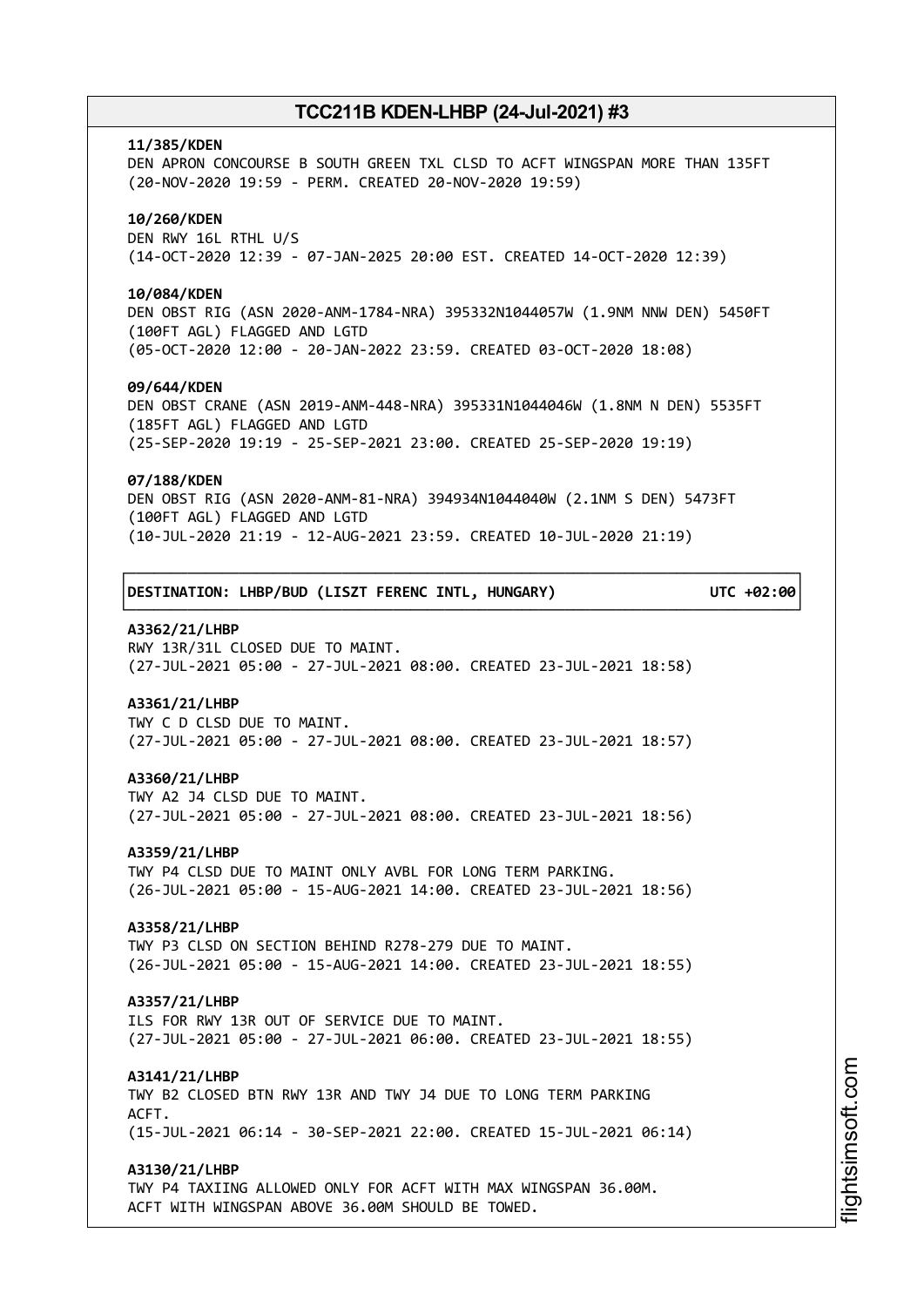**11/385/KDEN**
DEN APRON CONCOURSE B SOUTH GREEN TXL CLSD TO ACFT WINGSPAN MORE THAN 135FT
(20-NOV-2020 19:59 - PERM. CREATED 20-NOV-2020 19:59)

**10/260/KDEN**
DEN RWY 16L RTHL U/S
(14-OCT-2020 12:39 - 07-JAN-2025 20:00 EST. CREATED 14-OCT-2020 12:39)

**10/084/KDEN**
DEN OBST RIG (ASN 2020-ANM-1784-NRA) 395332N1044057W (1.9NM NNW DEN) 5450FT
(100FT AGL) FLAGGED AND LGTD
(05-OCT-2020 12:00 - 20-JAN-2022 23:59. CREATED 03-OCT-2020 18:08)

**09/644/KDEN**
DEN OBST CRANE (ASN 2019-ANM-448-NRA) 395331N1044046W (1.8NM N DEN) 5535FT
(185FT AGL) FLAGGED AND LGTD
(25-SEP-2020 19:19 - 25-SEP-2021 23:00. CREATED 25-SEP-2020 19:19)

**07/188/KDEN**
DEN OBST RIG (ASN 2020-ANM-81-NRA) 394934N1044040W (2.1NM S DEN) 5473FT
(100FT AGL) FLAGGED AND LGTD
(10-JUL-2020 21:19 - 12-AUG-2021 23:59. CREATED 10-JUL-2020 21:19)

**DESTINATION: LHBP/BUD (LISZT FERENC INTL, HUNGARY) UTC +02:00**

**A3362/21/LHBP**
RWY 13R/31L CLOSED DUE TO MAINT.
(27-JUL-2021 05:00 - 27-JUL-2021 08:00. CREATED 23-JUL-2021 18:58)

**A3361/21/LHBP**
TWY C D CLSD DUE TO MAINT.
(27-JUL-2021 05:00 - 27-JUL-2021 08:00. CREATED 23-JUL-2021 18:57)

**A3360/21/LHBP**
TWY A2 J4 CLSD DUE TO MAINT.
(27-JUL-2021 05:00 - 27-JUL-2021 08:00. CREATED 23-JUL-2021 18:56)

**A3359/21/LHBP**
TWY P4 CLSD DUE TO MAINT ONLY AVBL FOR LONG TERM PARKING.
(26-JUL-2021 05:00 - 15-AUG-2021 14:00. CREATED 23-JUL-2021 18:56)

**A3358/21/LHBP**
TWY P3 CLSD ON SECTION BEHIND R278-279 DUE TO MAINT.
(26-JUL-2021 05:00 - 15-AUG-2021 14:00. CREATED 23-JUL-2021 18:55)

**A3357/21/LHBP**
ILS FOR RWY 13R OUT OF SERVICE DUE TO MAINT.
(27-JUL-2021 05:00 - 27-JUL-2021 06:00. CREATED 23-JUL-2021 18:55)

**A3141/21/LHBP**
TWY B2 CLOSED BTN RWY 13R AND TWY J4 DUE TO LONG TERM PARKING
ACFT.
(15-JUL-2021 06:14 - 30-SEP-2021 22:00. CREATED 15-JUL-2021 06:14)

**A3130/21/LHBP**
TWY P4 TAXIING ALLOWED ONLY FOR ACFT WITH MAX WINGSPAN 36.00M.
ACFT WITH WINGSPAN ABOVE 36.00M SHOULD BE TOWED.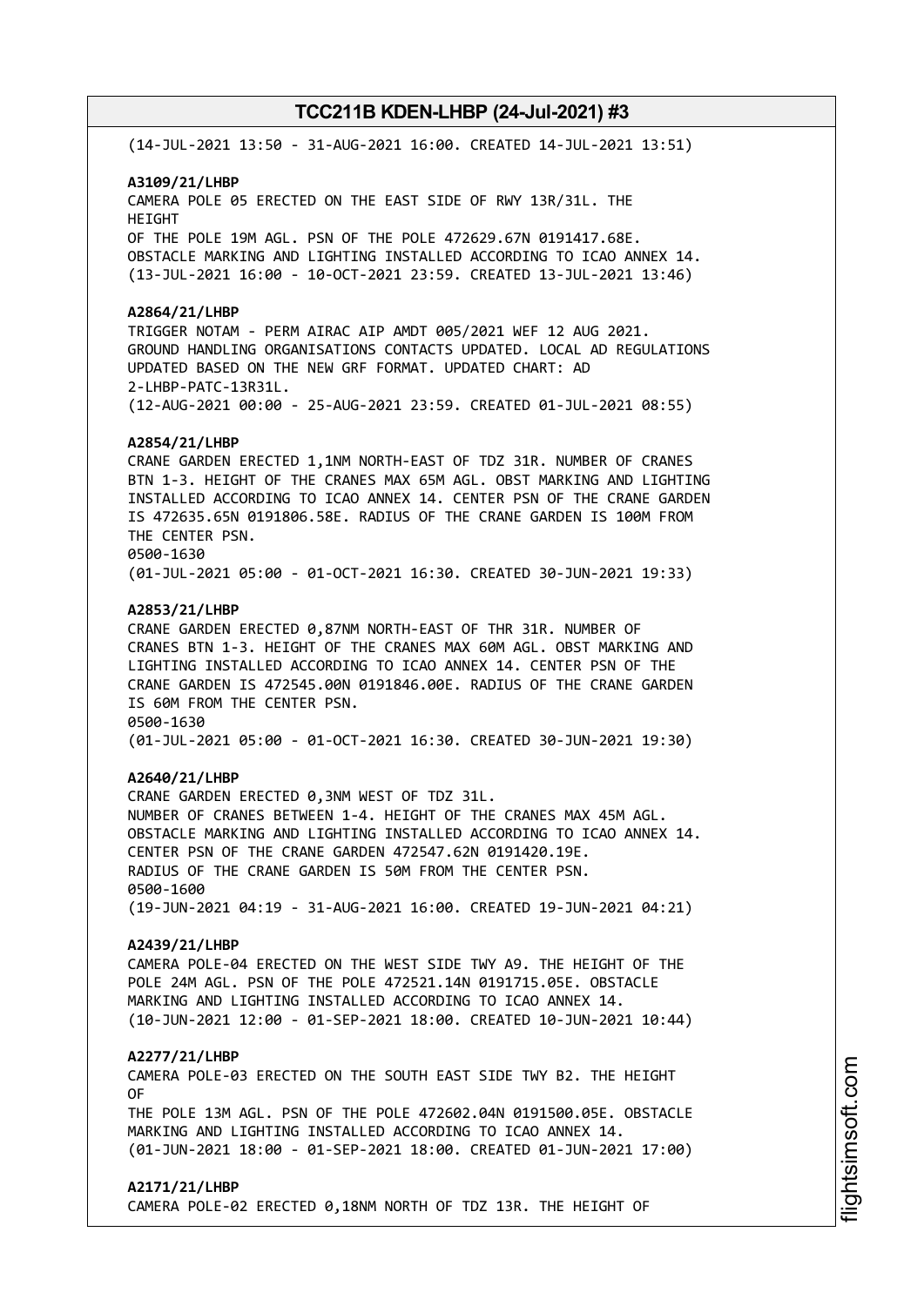(14-JUL-2021 13:50 - 31-AUG-2021 16:00. CREATED 14-JUL-2021 13:51)

**A3109/21/LHBP**
CAMERA POLE 05 ERECTED ON THE EAST SIDE OF RWY 13R/31L. THE HEIGHT
OF THE POLE 19M AGL. PSN OF THE POLE 472629.67N 0191417.68E.
OBSTACLE MARKING AND LIGHTING INSTALLED ACCORDING TO ICAO ANNEX 14.
(13-JUL-2021 16:00 - 10-OCT-2021 23:59. CREATED 13-JUL-2021 13:46)

**A2864/21/LHBP**
TRIGGER NOTAM - PERM AIRAC AIP AMDT 005/2021 WEF 12 AUG 2021.
GROUND HANDLING ORGANISATIONS CONTACTS UPDATED. LOCAL AD REGULATIONS
UPDATED BASED ON THE NEW GRF FORMAT. UPDATED CHART: AD
2-LHBP-PATC-13R31L.
(12-AUG-2021 00:00 - 25-AUG-2021 23:59. CREATED 01-JUL-2021 08:55)

**A2854/21/LHBP**
CRANE GARDEN ERECTED 1,1NM NORTH-EAST OF TDZ 31R. NUMBER OF CRANES
BTN 1-3. HEIGHT OF THE CRANES MAX 65M AGL. OBST MARKING AND LIGHTING
INSTALLED ACCORDING TO ICAO ANNEX 14. CENTER PSN OF THE CRANE GARDEN
IS 472635.65N 0191806.58E. RADIUS OF THE CRANE GARDEN IS 100M FROM
THE CENTER PSN.
0500-1630
(01-JUL-2021 05:00 - 01-OCT-2021 16:30. CREATED 30-JUN-2021 19:33)

**A2853/21/LHBP**
CRANE GARDEN ERECTED 0,87NM NORTH-EAST OF THR 31R. NUMBER OF
CRANES BTN 1-3. HEIGHT OF THE CRANES MAX 60M AGL. OBST MARKING AND
LIGHTING INSTALLED ACCORDING TO ICAO ANNEX 14. CENTER PSN OF THE
CRANE GARDEN IS 472545.00N 0191846.00E. RADIUS OF THE CRANE GARDEN
IS 60M FROM THE CENTER PSN.
0500-1630
(01-JUL-2021 05:00 - 01-OCT-2021 16:30. CREATED 30-JUN-2021 19:30)

**A2640/21/LHBP**
CRANE GARDEN ERECTED 0,3NM WEST OF TDZ 31L.
NUMBER OF CRANES BETWEEN 1-4. HEIGHT OF THE CRANES MAX 45M AGL.
OBSTACLE MARKING AND LIGHTING INSTALLED ACCORDING TO ICAO ANNEX 14.
CENTER PSN OF THE CRANE GARDEN 472547.62N 0191420.19E.
RADIUS OF THE CRANE GARDEN IS 50M FROM THE CENTER PSN.
0500-1600
(19-JUN-2021 04:19 - 31-AUG-2021 16:00. CREATED 19-JUN-2021 04:21)

**A2439/21/LHBP**
CAMERA POLE-04 ERECTED ON THE WEST SIDE TWY A9. THE HEIGHT OF THE
POLE 24M AGL. PSN OF THE POLE 472521.14N 0191715.05E. OBSTACLE
MARKING AND LIGHTING INSTALLED ACCORDING TO ICAO ANNEX 14.
(10-JUN-2021 12:00 - 01-SEP-2021 18:00. CREATED 10-JUN-2021 10:44)

**A2277/21/LHBP**
CAMERA POLE-03 ERECTED ON THE SOUTH EAST SIDE TWY B2. THE HEIGHT
OF
THE POLE 13M AGL. PSN OF THE POLE 472602.04N 0191500.05E. OBSTACLE
MARKING AND LIGHTING INSTALLED ACCORDING TO ICAO ANNEX 14.
(01-JUN-2021 18:00 - 01-SEP-2021 18:00. CREATED 01-JUN-2021 17:00)

**A2171/21/LHBP**
CAMERA POLE-02 ERECTED 0,18NM NORTH OF TDZ 13R. THE HEIGHT OF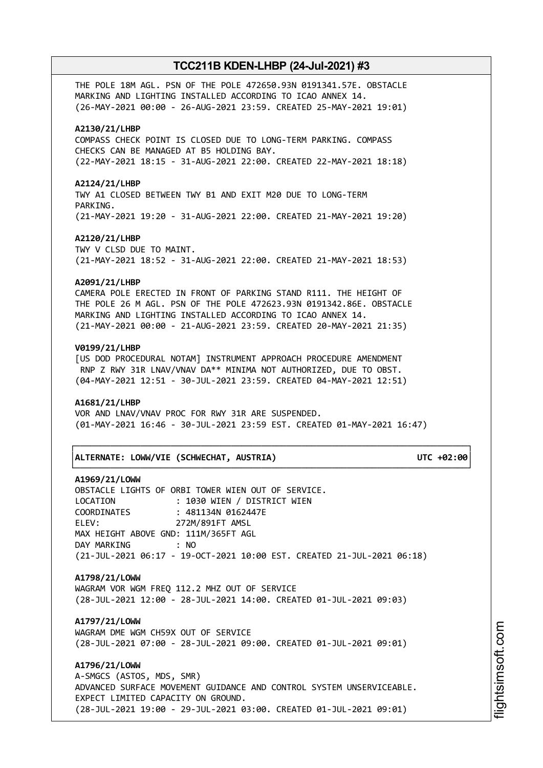THE POLE 18M AGL. PSN OF THE POLE 472650.93N 0191341.57E. OBSTACLE MARKING AND LIGHTING INSTALLED ACCORDING TO ICAO ANNEX 14.
(26-MAY-2021 00:00 - 26-AUG-2021 23:59. CREATED 25-MAY-2021 19:01)

**A2130/21/LHBP**
COMPASS CHECK POINT IS CLOSED DUE TO LONG-TERM PARKING. COMPASS CHECKS CAN BE MANAGED AT B5 HOLDING BAY.
(22-MAY-2021 18:15 - 31-AUG-2021 22:00. CREATED 22-MAY-2021 18:18)

**A2124/21/LHBP**
TWY A1 CLOSED BETWEEN TWY B1 AND EXIT M20 DUE TO LONG-TERM PARKING.
(21-MAY-2021 19:20 - 31-AUG-2021 22:00. CREATED 21-MAY-2021 19:20)

**A2120/21/LHBP**
TWY V CLSD DUE TO MAINT.
(21-MAY-2021 18:52 - 31-AUG-2021 22:00. CREATED 21-MAY-2021 18:53)

**A2091/21/LHBP**
CAMERA POLE ERECTED IN FRONT OF PARKING STAND R111. THE HEIGHT OF THE POLE 26 M AGL. PSN OF THE POLE 472623.93N 0191342.86E. OBSTACLE MARKING AND LIGHTING INSTALLED ACCORDING TO ICAO ANNEX 14.
(21-MAY-2021 00:00 - 21-AUG-2021 23:59. CREATED 20-MAY-2021 21:35)

**V0199/21/LHBP**
[US DOD PROCEDURAL NOTAM] INSTRUMENT APPROACH PROCEDURE AMENDMENT RNP Z RWY 31R LNAV/VNAV DA** MINIMA NOT AUTHORIZED, DUE TO OBST.
(04-MAY-2021 12:51 - 30-JUL-2021 23:59. CREATED 04-MAY-2021 12:51)

**A1681/21/LHBP**
VOR AND LNAV/VNAV PROC FOR RWY 31R ARE SUSPENDED.
(01-MAY-2021 16:46 - 30-JUL-2021 23:59 EST. CREATED 01-MAY-2021 16:47)

## ALTERNATE: LOWW/VIE (SCHWECHAT, AUSTRIA) UTC +02:00

**A1969/21/LOWW**
OBSTACLE LIGHTS OF ORBI TOWER WIEN OUT OF SERVICE.
LOCATION : 1030 WIEN / DISTRICT WIEN
COORDINATES : 481134N 0162447E
ELEV: 272M/891FT AMSL
MAX HEIGHT ABOVE GND: 111M/365FT AGL
DAY MARKING : NO
(21-JUL-2021 06:17 - 19-OCT-2021 10:00 EST. CREATED 21-JUL-2021 06:18)

**A1798/21/LOWW**
WAGRAM VOR WGM FREQ 112.2 MHZ OUT OF SERVICE
(28-JUL-2021 12:00 - 28-JUL-2021 14:00. CREATED 01-JUL-2021 09:03)

**A1797/21/LOWW**
WAGRAM DME WGM CH59X OUT OF SERVICE
(28-JUL-2021 07:00 - 28-JUL-2021 09:00. CREATED 01-JUL-2021 09:01)

**A1796/21/LOWW**
A-SMGCS (ASTOS, MDS, SMR)
ADVANCED SURFACE MOVEMENT GUIDANCE AND CONTROL SYSTEM UNSERVICEABLE.
EXPECT LIMITED CAPACITY ON GROUND.
(28-JUL-2021 19:00 - 29-JUL-2021 03:00. CREATED 01-JUL-2021 09:01)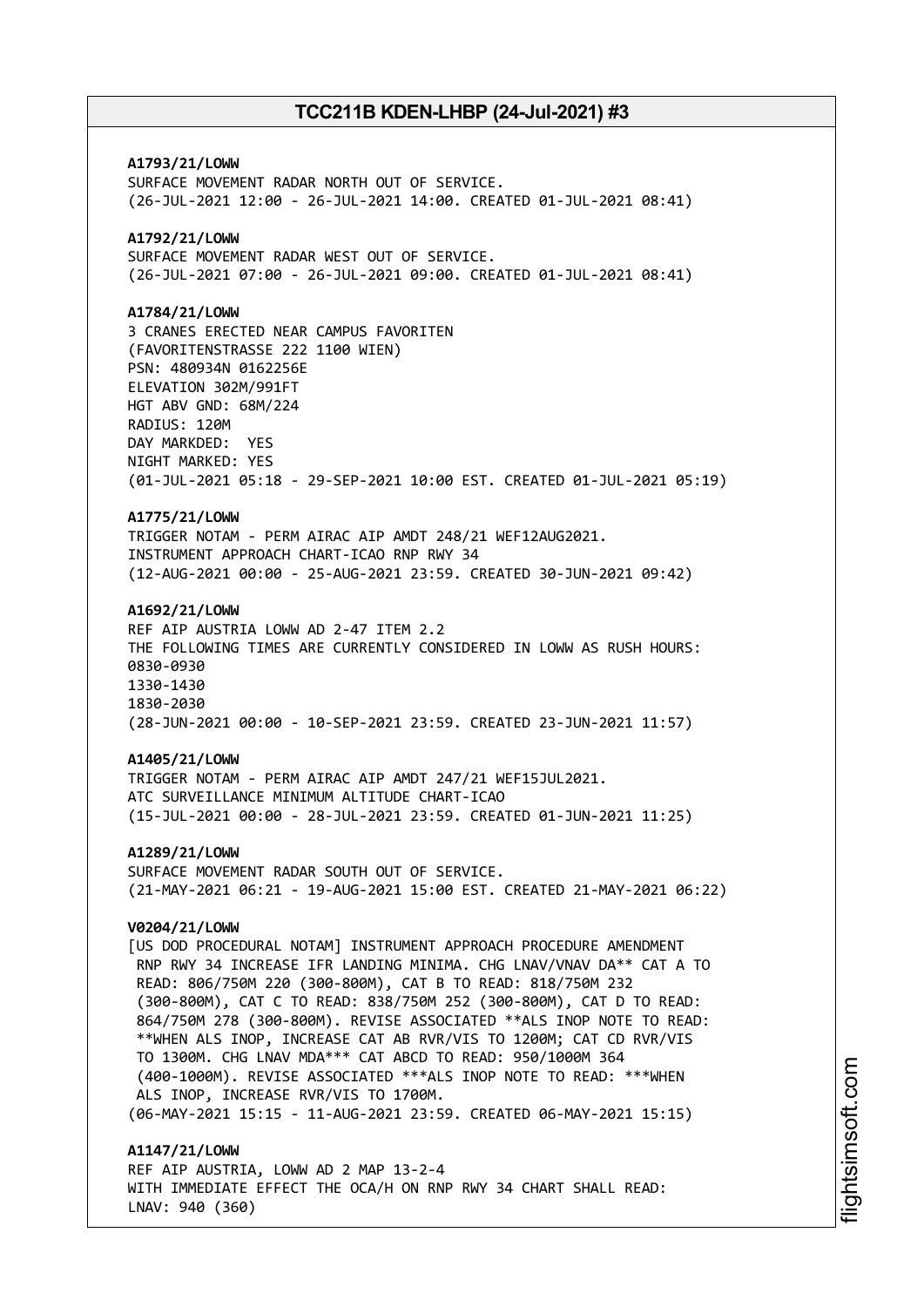**A1793/21/LOWW**
SURFACE MOVEMENT RADAR NORTH OUT OF SERVICE.
(26-JUL-2021 12:00 - 26-JUL-2021 14:00. CREATED 01-JUL-2021 08:41)

**A1792/21/LOWW**
SURFACE MOVEMENT RADAR WEST OUT OF SERVICE.
(26-JUL-2021 07:00 - 26-JUL-2021 09:00. CREATED 01-JUL-2021 08:41)

**A1784/21/LOWW**
3 CRANES ERECTED NEAR CAMPUS FAVORITEN
(FAVORITENSTRASSE 222 1100 WIEN)
PSN: 480934N 0162256E
ELEVATION 302M/991FT
HGT ABV GND: 68M/224
RADIUS: 120M
DAY MARKDED: YES
NIGHT MARKED: YES
(01-JUL-2021 05:18 - 29-SEP-2021 10:00 EST. CREATED 01-JUL-2021 05:19)

**A1775/21/LOWW**
TRIGGER NOTAM - PERM AIRAC AIP AMDT 248/21 WEF12AUG2021.
INSTRUMENT APPROACH CHART-ICAO RNP RWY 34
(12-AUG-2021 00:00 - 25-AUG-2021 23:59. CREATED 30-JUN-2021 09:42)

**A1692/21/LOWW**
REF AIP AUSTRIA LOWW AD 2-47 ITEM 2.2
THE FOLLOWING TIMES ARE CURRENTLY CONSIDERED IN LOWW AS RUSH HOURS:
0830-0930
1330-1430
1830-2030
(28-JUN-2021 00:00 - 10-SEP-2021 23:59. CREATED 23-JUN-2021 11:57)

**A1405/21/LOWW**
TRIGGER NOTAM - PERM AIRAC AIP AMDT 247/21 WEF15JUL2021.
ATC SURVEILLANCE MINIMUM ALTITUDE CHART-ICAO
(15-JUL-2021 00:00 - 28-JUL-2021 23:59. CREATED 01-JUN-2021 11:25)

**A1289/21/LOWW**
SURFACE MOVEMENT RADAR SOUTH OUT OF SERVICE.
(21-MAY-2021 06:21 - 19-AUG-2021 15:00 EST. CREATED 21-MAY-2021 06:22)

**V0204/21/LOWW**
[US DOD PROCEDURAL NOTAM] INSTRUMENT APPROACH PROCEDURE AMENDMENT RNP RWY 34 INCREASE IFR LANDING MINIMA. CHG LNAV/VNAV DA** CAT A TO READ: 806/750M 220 (300-800M), CAT B TO READ: 818/750M 232 (300-800M), CAT C TO READ: 838/750M 252 (300-800M), CAT D TO READ: 864/750M 278 (300-800M). REVISE ASSOCIATED **ALS INOP NOTE TO READ: **WHEN ALS INOP, INCREASE CAT AB RVR/VIS TO 1200M; CAT CD RVR/VIS TO 1300M. CHG LNAV MDA*** CAT ABCD TO READ: 950/1000M 364 (400-1000M). REVISE ASSOCIATED ***ALS INOP NOTE TO READ: ***WHEN ALS INOP, INCREASE RVR/VIS TO 1700M.
(06-MAY-2021 15:15 - 11-AUG-2021 23:59. CREATED 06-MAY-2021 15:15)

**A1147/21/LOWW**
REF AIP AUSTRIA, LOWW AD 2 MAP 13-2-4
WITH IMMEDIATE EFFECT THE OCA/H ON RNP RWY 34 CHART SHALL READ:
LNAV: 940 (360)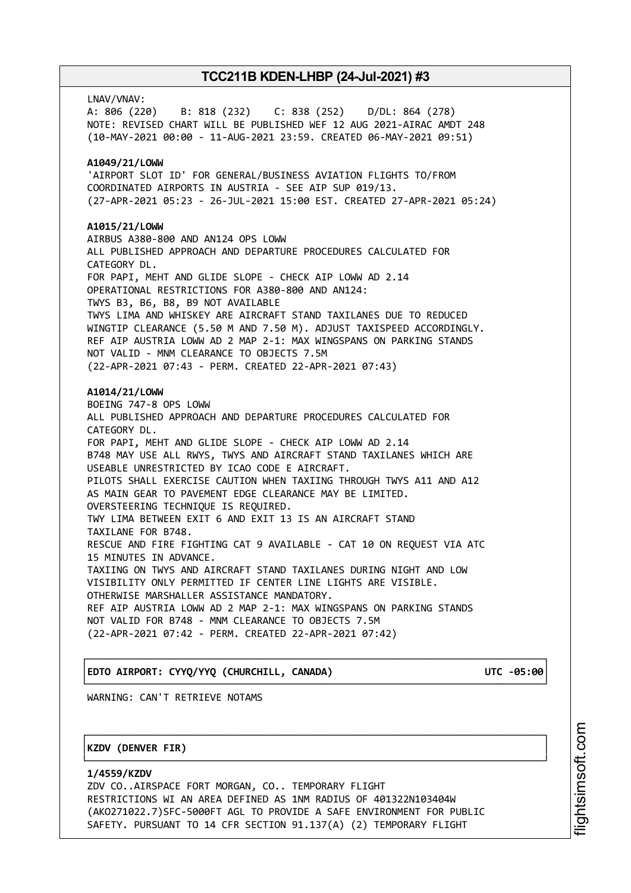LNAV/VNAV:
A: 806 (220) B: 818 (232) C: 838 (252) D/DL: 864 (278)
NOTE: REVISED CHART WILL BE PUBLISHED WEF 12 AUG 2021-AIRAC AMDT 248
(10-MAY-2021 00:00 - 11-AUG-2021 23:59. CREATED 06-MAY-2021 09:51)

**A1049/21/LOWW**
'AIRPORT SLOT ID' FOR GENERAL/BUSINESS AVIATION FLIGHTS TO/FROM
COORDINATED AIRPORTS IN AUSTRIA - SEE AIP SUP 019/13.
(27-APR-2021 05:23 - 26-JUL-2021 15:00 EST. CREATED 27-APR-2021 05:24)

**A1015/21/LOWW**
AIRBUS A380-800 AND AN124 OPS LOWW
ALL PUBLISHED APPROACH AND DEPARTURE PROCEDURES CALCULATED FOR
CATEGORY DL.
FOR PAPI, MEHT AND GLIDE SLOPE - CHECK AIP LOWW AD 2.14
OPERATIONAL RESTRICTIONS FOR A380-800 AND AN124:
TWYS B3, B6, B8, B9 NOT AVAILABLE
TWYS LIMA AND WHISKEY ARE AIRCRAFT STAND TAXILANES DUE TO REDUCED
WINGTIP CLEARANCE (5.50 M AND 7.50 M). ADJUST TAXISPEED ACCORDINGLY.
REF AIP AUSTRIA LOWW AD 2 MAP 2-1: MAX WINGSPANS ON PARKING STANDS
NOT VALID - MNM CLEARANCE TO OBJECTS 7.5M
(22-APR-2021 07:43 - PERM. CREATED 22-APR-2021 07:43)

**A1014/21/LOWW**
BOEING 747-8 OPS LOWW
ALL PUBLISHED APPROACH AND DEPARTURE PROCEDURES CALCULATED FOR
CATEGORY DL.
FOR PAPI, MEHT AND GLIDE SLOPE - CHECK AIP LOWW AD 2.14
B748 MAY USE ALL RWYS, TWYS AND AIRCRAFT STAND TAXILANES WHICH ARE
USEABLE UNRESTRICTED BY ICAO CODE E AIRCRAFT.
PILOTS SHALL EXERCISE CAUTION WHEN TAXIING THROUGH TWYS A11 AND A12
AS MAIN GEAR TO PAVEMENT EDGE CLEARANCE MAY BE LIMITED.
OVERSTEERING TECHNIQUE IS REQUIRED.
TWY LIMA BETWEEN EXIT 6 AND EXIT 13 IS AN AIRCRAFT STAND
TAXILANE FOR B748.
RESCUE AND FIRE FIGHTING CAT 9 AVAILABLE - CAT 10 ON REQUEST VIA ATC
15 MINUTES IN ADVANCE.
TAXIING ON TWYS AND AIRCRAFT STAND TAXILANES DURING NIGHT AND LOW
VISIBILITY ONLY PERMITTED IF CENTER LINE LIGHTS ARE VISIBLE.
OTHERWISE MARSHALLER ASSISTANCE MANDATORY.
REF AIP AUSTRIA LOWW AD 2 MAP 2-1: MAX WINGSPANS ON PARKING STANDS
NOT VALID FOR B748 - MNM CLEARANCE TO OBJECTS 7.5M
(22-APR-2021 07:42 - PERM. CREATED 22-APR-2021 07:42)

## EDTO AIRPORT: CYYQ/YYQ (CHURCHILL, CANADA) UTC -05:00

WARNING: CAN'T RETRIEVE NOTAMS

## KZDV (DENVER FIR)

**1/4559/KZDV**
ZDV CO..AIRSPACE FORT MORGAN, CO.. TEMPORARY FLIGHT
RESTRICTIONS WI AN AREA DEFINED AS 1NM RADIUS OF 401322N103404W
(AKO271022.7)SFC-5000FT AGL TO PROVIDE A SAFE ENVIRONMENT FOR PUBLIC
SAFETY. PURSUANT TO 14 CFR SECTION 91.137(A) (2) TEMPORARY FLIGHT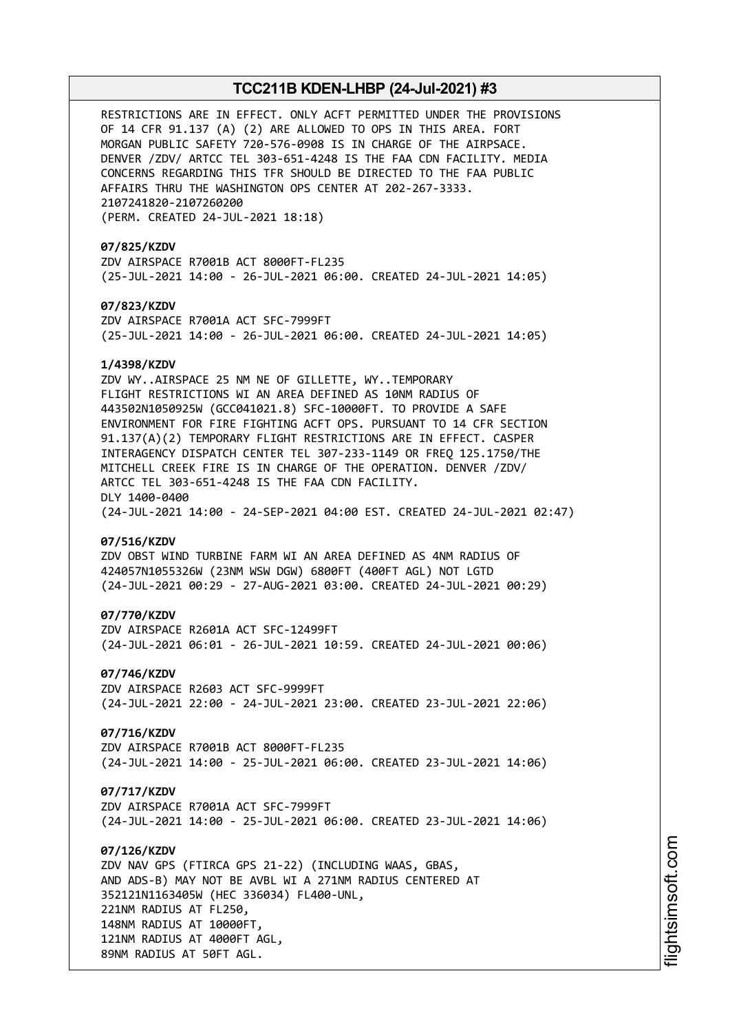RESTRICTIONS ARE IN EFFECT. ONLY ACFT PERMITTED UNDER THE PROVISIONS OF 14 CFR 91.137 (A) (2) ARE ALLOWED TO OPS IN THIS AREA. FORT MORGAN PUBLIC SAFETY 720-576-0908 IS IN CHARGE OF THE AIRPSACE. DENVER /ZDV/ ARTCC TEL 303-651-4248 IS THE FAA CDN FACILITY. MEDIA CONCERNS REGARDING THIS TFR SHOULD BE DIRECTED TO THE FAA PUBLIC AFFAIRS THRU THE WASHINGTON OPS CENTER AT 202-267-3333.
2107241820-2107260200
(PERM. CREATED 24-JUL-2021 18:18)

**07/825/KZDV**
ZDV AIRSPACE R7001B ACT 8000FT-FL235
(25-JUL-2021 14:00 - 26-JUL-2021 06:00. CREATED 24-JUL-2021 14:05)

**07/823/KZDV**
ZDV AIRSPACE R7001A ACT SFC-7999FT
(25-JUL-2021 14:00 - 26-JUL-2021 06:00. CREATED 24-JUL-2021 14:05)

**1/4398/KZDV**
ZDV WY..AIRSPACE 25 NM NE OF GILLETTE, WY..TEMPORARY FLIGHT RESTRICTIONS WI AN AREA DEFINED AS 10NM RADIUS OF 443502N1050925W (GCC041021.8) SFC-10000FT. TO PROVIDE A SAFE ENVIRONMENT FOR FIRE FIGHTING ACFT OPS. PURSUANT TO 14 CFR SECTION 91.137(A)(2) TEMPORARY FLIGHT RESTRICTIONS ARE IN EFFECT. CASPER INTERAGENCY DISPATCH CENTER TEL 307-233-1149 OR FREQ 125.1750/THE MITCHELL CREEK FIRE IS IN CHARGE OF THE OPERATION. DENVER /ZDV/ ARTCC TEL 303-651-4248 IS THE FAA CDN FACILITY.
DLY 1400-0400
(24-JUL-2021 14:00 - 24-SEP-2021 04:00 EST. CREATED 24-JUL-2021 02:47)

**07/516/KZDV**
ZDV OBST WIND TURBINE FARM WI AN AREA DEFINED AS 4NM RADIUS OF 424057N1055326W (23NM WSW DGW) 6800FT (400FT AGL) NOT LGTD
(24-JUL-2021 00:29 - 27-AUG-2021 03:00. CREATED 24-JUL-2021 00:29)

**07/770/KZDV**
ZDV AIRSPACE R2601A ACT SFC-12499FT
(24-JUL-2021 06:01 - 26-JUL-2021 10:59. CREATED 24-JUL-2021 00:06)

**07/746/KZDV**
ZDV AIRSPACE R2603 ACT SFC-9999FT
(24-JUL-2021 22:00 - 24-JUL-2021 23:00. CREATED 23-JUL-2021 22:06)

**07/716/KZDV**
ZDV AIRSPACE R7001B ACT 8000FT-FL235
(24-JUL-2021 14:00 - 25-JUL-2021 06:00. CREATED 23-JUL-2021 14:06)

**07/717/KZDV**
ZDV AIRSPACE R7001A ACT SFC-7999FT
(24-JUL-2021 14:00 - 25-JUL-2021 06:00. CREATED 23-JUL-2021 14:06)

**07/126/KZDV**
ZDV NAV GPS (FTIRCA GPS 21-22) (INCLUDING WAAS, GBAS, AND ADS-B) MAY NOT BE AVBL WI A 271NM RADIUS CENTERED AT 352121N1163405W (HEC 336034) FL400-UNL,
221NM RADIUS AT FL250,
148NM RADIUS AT 10000FT,
121NM RADIUS AT 4000FT AGL,
89NM RADIUS AT 50FT AGL.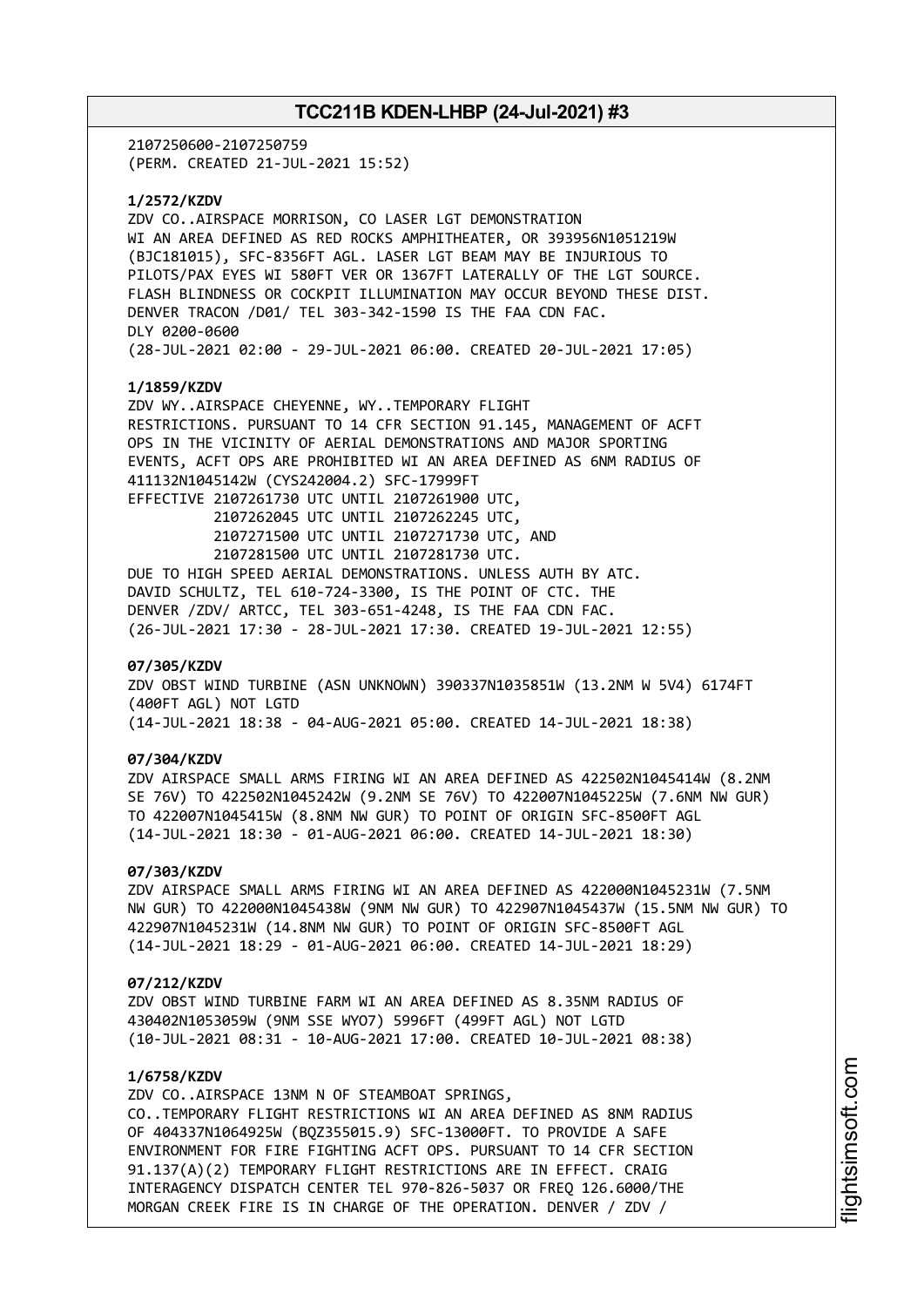2107250600-2107250759
(PERM. CREATED 21-JUL-2021 15:52)

**1/2572/KZDV**
ZDV CO..AIRSPACE MORRISON, CO LASER LGT DEMONSTRATION
WI AN AREA DEFINED AS RED ROCKS AMPHITHEATER, OR 393956N1051219W
(BJC181015), SFC-8356FT AGL. LASER LGT BEAM MAY BE INJURIOUS TO
PILOTS/PAX EYES WI 580FT VER OR 1367FT LATERALLY OF THE LGT SOURCE.
FLASH BLINDNESS OR COCKPIT ILLUMINATION MAY OCCUR BEYOND THESE DIST.
DENVER TRACON /D01/ TEL 303-342-1590 IS THE FAA CDN FAC.
DLY 0200-0600
(28-JUL-2021 02:00 - 29-JUL-2021 06:00. CREATED 20-JUL-2021 17:05)

**1/1859/KZDV**
ZDV WY..AIRSPACE CHEYENNE, WY..TEMPORARY FLIGHT
RESTRICTIONS. PURSUANT TO 14 CFR SECTION 91.145, MANAGEMENT OF ACFT
OPS IN THE VICINITY OF AERIAL DEMONSTRATIONS AND MAJOR SPORTING
EVENTS, ACFT OPS ARE PROHIBITED WI AN AREA DEFINED AS 6NM RADIUS OF
411132N1045142W (CYS242004.2) SFC-17999FT
EFFECTIVE 2107261730 UTC UNTIL 2107261900 UTC,
2107262045 UTC UNTIL 2107262245 UTC,
2107271500 UTC UNTIL 2107271730 UTC, AND
2107281500 UTC UNTIL 2107281730 UTC.
DUE TO HIGH SPEED AERIAL DEMONSTRATIONS. UNLESS AUTH BY ATC.
DAVID SCHULTZ, TEL 610-724-3300, IS THE POINT OF CTC. THE
DENVER /ZDV/ ARTCC, TEL 303-651-4248, IS THE FAA CDN FAC.
(26-JUL-2021 17:30 - 28-JUL-2021 17:30. CREATED 19-JUL-2021 12:55)

**07/305/KZDV**
ZDV OBST WIND TURBINE (ASN UNKNOWN) 390337N1035851W (13.2NM W 5V4) 6174FT
(400FT AGL) NOT LGTD
(14-JUL-2021 18:38 - 04-AUG-2021 05:00. CREATED 14-JUL-2021 18:38)

**07/304/KZDV**
ZDV AIRSPACE SMALL ARMS FIRING WI AN AREA DEFINED AS 422502N1045414W (8.2NM
SE 76V) TO 422502N1045242W (9.2NM SE 76V) TO 422007N1045225W (7.6NM NW GUR)
TO 422007N1045415W (8.8NM NW GUR) TO POINT OF ORIGIN SFC-8500FT AGL
(14-JUL-2021 18:30 - 01-AUG-2021 06:00. CREATED 14-JUL-2021 18:30)

**07/303/KZDV**
ZDV AIRSPACE SMALL ARMS FIRING WI AN AREA DEFINED AS 422000N1045231W (7.5NM
NW GUR) TO 422000N1045438W (9NM NW GUR) TO 422907N1045437W (15.5NM NW GUR) TO
422907N1045231W (14.8NM NW GUR) TO POINT OF ORIGIN SFC-8500FT AGL
(14-JUL-2021 18:29 - 01-AUG-2021 06:00. CREATED 14-JUL-2021 18:29)

**07/212/KZDV**
ZDV OBST WIND TURBINE FARM WI AN AREA DEFINED AS 8.35NM RADIUS OF
430402N1053059W (9NM SSE WYO7) 5996FT (499FT AGL) NOT LGTD
(10-JUL-2021 08:31 - 10-AUG-2021 17:00. CREATED 10-JUL-2021 08:38)

**1/6758/KZDV**
ZDV CO..AIRSPACE 13NM N OF STEAMBOAT SPRINGS,
CO..TEMPORARY FLIGHT RESTRICTIONS WI AN AREA DEFINED AS 8NM RADIUS
OF 404337N1064925W (BQZ355015.9) SFC-13000FT. TO PROVIDE A SAFE
ENVIRONMENT FOR FIRE FIGHTING ACFT OPS. PURSUANT TO 14 CFR SECTION
91.137(A)(2) TEMPORARY FLIGHT RESTRICTIONS ARE IN EFFECT. CRAIG
INTERAGENCY DISPATCH CENTER TEL 970-826-5037 OR FREQ 126.6000/THE
MORGAN CREEK FIRE IS IN CHARGE OF THE OPERATION. DENVER / ZDV /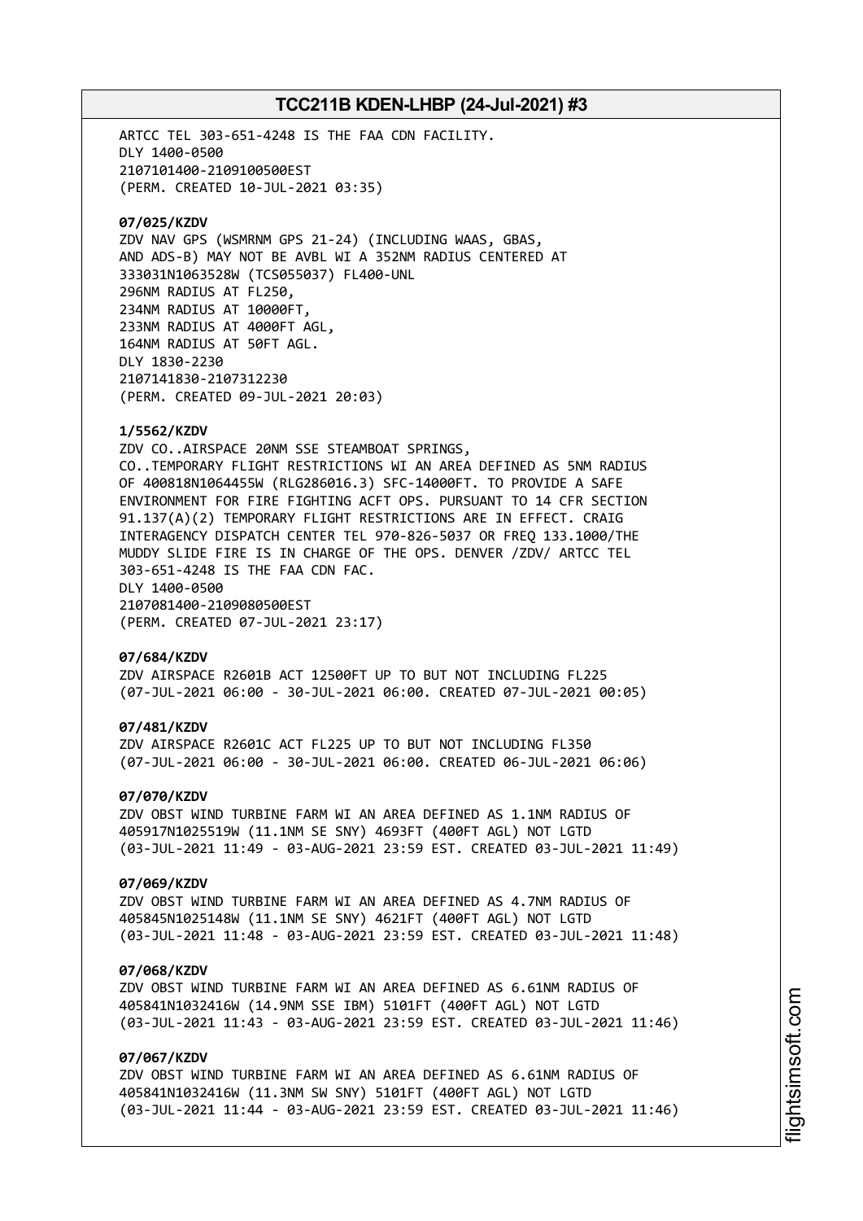ARTCC TEL 303-651-4248 IS THE FAA CDN FACILITY.
DLY 1400-0500
2107101400-2109100500EST
(PERM. CREATED 10-JUL-2021 03:35)

**07/025/KZDV**
ZDV NAV GPS (WSMRNM GPS 21-24) (INCLUDING WAAS, GBAS,
AND ADS-B) MAY NOT BE AVBL WI A 352NM RADIUS CENTERED AT
333031N1063528W (TCS055037) FL400-UNL
296NM RADIUS AT FL250,
234NM RADIUS AT 10000FT,
233NM RADIUS AT 4000FT AGL,
164NM RADIUS AT 50FT AGL.
DLY 1830-2230
2107141830-2107312230
(PERM. CREATED 09-JUL-2021 20:03)

**1/5562/KZDV**
ZDV CO..AIRSPACE 20NM SSE STEAMBOAT SPRINGS,
CO..TEMPORARY FLIGHT RESTRICTIONS WI AN AREA DEFINED AS 5NM RADIUS
OF 400818N1064455W (RLG286016.3) SFC-14000FT. TO PROVIDE A SAFE
ENVIRONMENT FOR FIRE FIGHTING ACFT OPS. PURSUANT TO 14 CFR SECTION
91.137(A)(2) TEMPORARY FLIGHT RESTRICTIONS ARE IN EFFECT. CRAIG
INTERAGENCY DISPATCH CENTER TEL 970-826-5037 OR FREQ 133.1000/THE
MUDDY SLIDE FIRE IS IN CHARGE OF THE OPS. DENVER /ZDV/ ARTCC TEL
303-651-4248 IS THE FAA CDN FAC.
DLY 1400-0500
2107081400-2109080500EST
(PERM. CREATED 07-JUL-2021 23:17)

**07/684/KZDV**
ZDV AIRSPACE R2601B ACT 12500FT UP TO BUT NOT INCLUDING FL225
(07-JUL-2021 06:00 - 30-JUL-2021 06:00. CREATED 07-JUL-2021 00:05)

**07/481/KZDV**
ZDV AIRSPACE R2601C ACT FL225 UP TO BUT NOT INCLUDING FL350
(07-JUL-2021 06:00 - 30-JUL-2021 06:00. CREATED 06-JUL-2021 06:06)

**07/070/KZDV**
ZDV OBST WIND TURBINE FARM WI AN AREA DEFINED AS 1.1NM RADIUS OF
405917N1025519W (11.1NM SE SNY) 4693FT (400FT AGL) NOT LGTD
(03-JUL-2021 11:49 - 03-AUG-2021 23:59 EST. CREATED 03-JUL-2021 11:49)

**07/069/KZDV**
ZDV OBST WIND TURBINE FARM WI AN AREA DEFINED AS 4.7NM RADIUS OF
405845N1025148W (11.1NM SE SNY) 4621FT (400FT AGL) NOT LGTD
(03-JUL-2021 11:48 - 03-AUG-2021 23:59 EST. CREATED 03-JUL-2021 11:48)

**07/068/KZDV**
ZDV OBST WIND TURBINE FARM WI AN AREA DEFINED AS 6.61NM RADIUS OF
405841N1032416W (14.9NM SSE IBM) 5101FT (400FT AGL) NOT LGTD
(03-JUL-2021 11:43 - 03-AUG-2021 23:59 EST. CREATED 03-JUL-2021 11:46)

**07/067/KZDV**
ZDV OBST WIND TURBINE FARM WI AN AREA DEFINED AS 6.61NM RADIUS OF
405841N1032416W (11.3NM SW SNY) 5101FT (400FT AGL) NOT LGTD
(03-JUL-2021 11:44 - 03-AUG-2021 23:59 EST. CREATED 03-JUL-2021 11:46)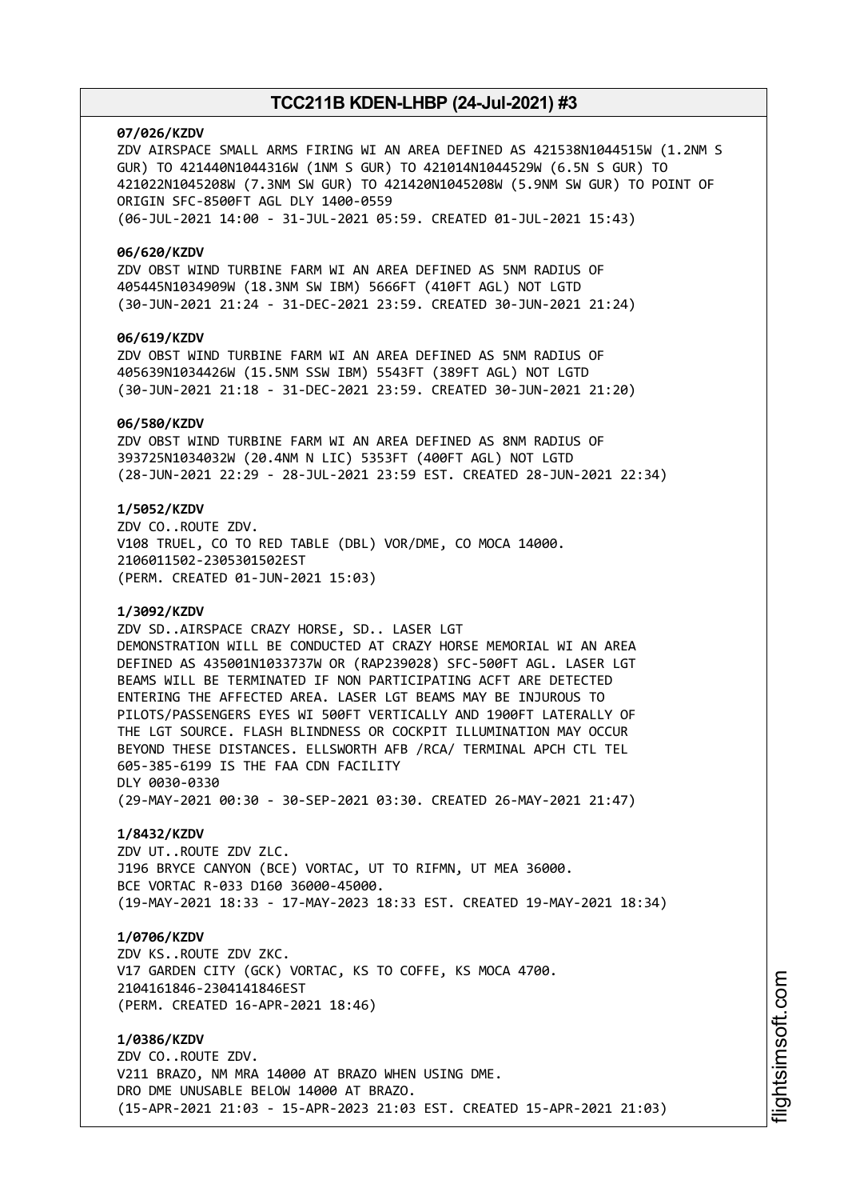**07/026/KZDV**
ZDV AIRSPACE SMALL ARMS FIRING WI AN AREA DEFINED AS 421538N1044515W (1.2NM S GUR) TO 421440N1044316W (1NM S GUR) TO 421014N1044529W (6.5N S GUR) TO 421022N1045208W (7.3NM SW GUR) TO 421420N1045208W (5.9NM SW GUR) TO POINT OF ORIGIN SFC-8500FT AGL DLY 1400-0559
(06-JUL-2021 14:00 - 31-JUL-2021 05:59. CREATED 01-JUL-2021 15:43)

**06/620/KZDV**
ZDV OBST WIND TURBINE FARM WI AN AREA DEFINED AS 5NM RADIUS OF 405445N1034909W (18.3NM SW IBM) 5666FT (410FT AGL) NOT LGTD
(30-JUN-2021 21:24 - 31-DEC-2021 23:59. CREATED 30-JUN-2021 21:24)

**06/619/KZDV**
ZDV OBST WIND TURBINE FARM WI AN AREA DEFINED AS 5NM RADIUS OF 405639N1034426W (15.5NM SSW IBM) 5543FT (389FT AGL) NOT LGTD
(30-JUN-2021 21:18 - 31-DEC-2021 23:59. CREATED 30-JUN-2021 21:20)

**06/580/KZDV**
ZDV OBST WIND TURBINE FARM WI AN AREA DEFINED AS 8NM RADIUS OF 393725N1034032W (20.4NM N LIC) 5353FT (400FT AGL) NOT LGTD
(28-JUN-2021 22:29 - 28-JUL-2021 23:59 EST. CREATED 28-JUN-2021 22:34)

**1/5052/KZDV**
ZDV CO..ROUTE ZDV.
V108 TRUEL, CO TO RED TABLE (DBL) VOR/DME, CO MOCA 14000.
2106011502-2305301502EST
(PERM. CREATED 01-JUN-2021 15:03)

**1/3092/KZDV**
ZDV SD..AIRSPACE CRAZY HORSE, SD.. LASER LGT DEMONSTRATION WILL BE CONDUCTED AT CRAZY HORSE MEMORIAL WI AN AREA DEFINED AS 435001N1033737W OR (RAP239028) SFC-500FT AGL. LASER LGT BEAMS WILL BE TERMINATED IF NON PARTICIPATING ACFT ARE DETECTED ENTERING THE AFFECTED AREA. LASER LGT BEAMS MAY BE INJUROUS TO PILOTS/PASSENGERS EYES WI 500FT VERTICALLY AND 1900FT LATERALLY OF THE LGT SOURCE. FLASH BLINDNESS OR COCKPIT ILLUMINATION MAY OCCUR BEYOND THESE DISTANCES. ELLSWORTH AFB /RCA/ TERMINAL APCH CTL TEL 605-385-6199 IS THE FAA CDN FACILITY
DLY 0030-0330
(29-MAY-2021 00:30 - 30-SEP-2021 03:30. CREATED 26-MAY-2021 21:47)

**1/8432/KZDV**
ZDV UT..ROUTE ZDV ZLC.
J196 BRYCE CANYON (BCE) VORTAC, UT TO RIFMN, UT MEA 36000.
BCE VORTAC R-033 D160 36000-45000.
(19-MAY-2021 18:33 - 17-MAY-2023 18:33 EST. CREATED 19-MAY-2021 18:34)

**1/0706/KZDV**
ZDV KS..ROUTE ZDV ZKC.
V17 GARDEN CITY (GCK) VORTAC, KS TO COFFE, KS MOCA 4700.
2104161846-2304141846EST
(PERM. CREATED 16-APR-2021 18:46)

**1/0386/KZDV**
ZDV CO..ROUTE ZDV.
V211 BRAZO, NM MRA 14000 AT BRAZO WHEN USING DME.
DRO DME UNUSABLE BELOW 14000 AT BRAZO.
(15-APR-2021 21:03 - 15-APR-2023 21:03 EST. CREATED 15-APR-2021 21:03)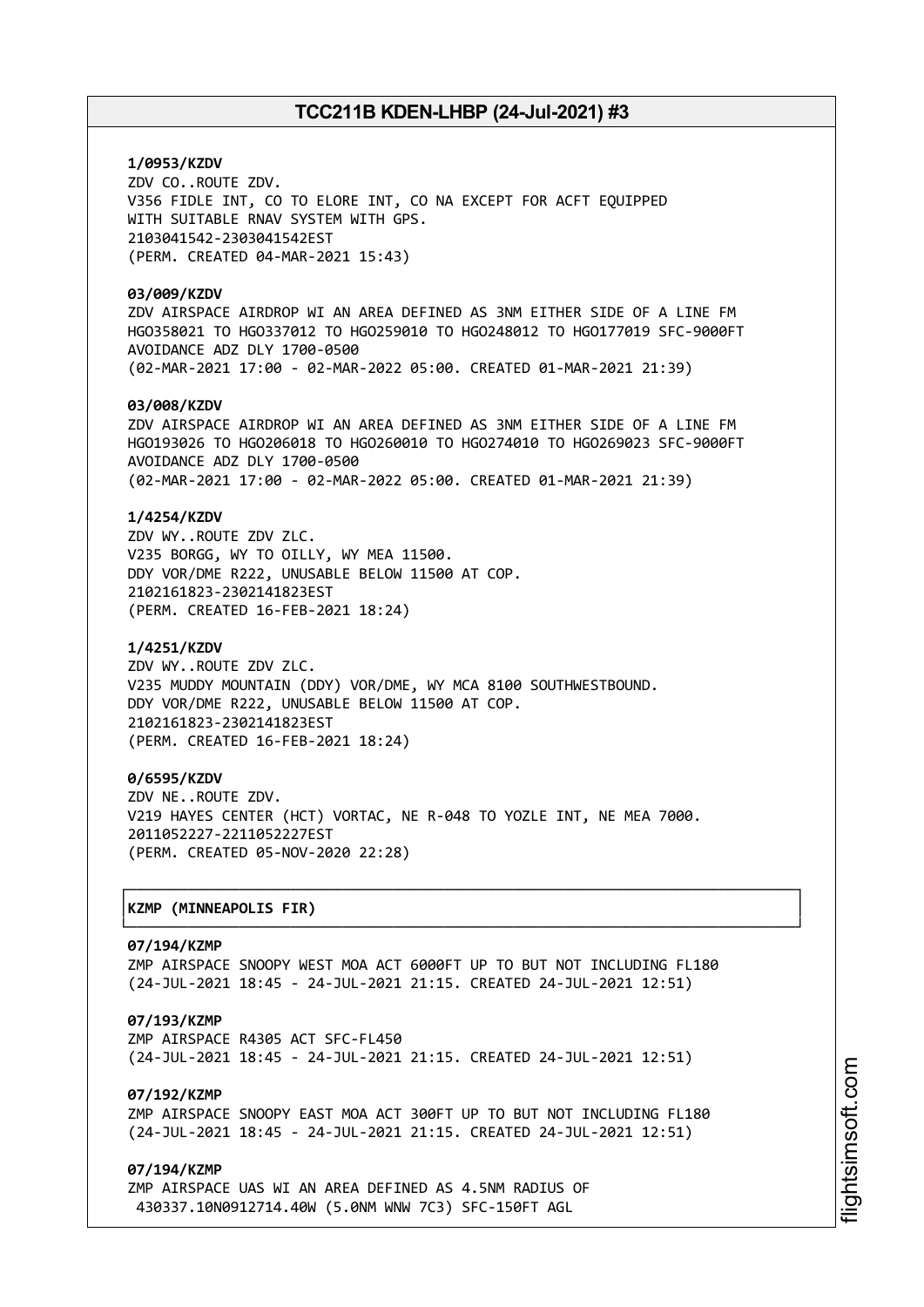**1/0953/KZDV**
ZDV CO..ROUTE ZDV.
V356 FIDLE INT, CO TO ELORE INT, CO NA EXCEPT FOR ACFT EQUIPPED
WITH SUITABLE RNAV SYSTEM WITH GPS.
2103041542-2303041542EST
(PERM. CREATED 04-MAR-2021 15:43)

**03/009/KZDV**
ZDV AIRSPACE AIRDROP WI AN AREA DEFINED AS 3NM EITHER SIDE OF A LINE FM
HGO358021 TO HGO337012 TO HGO259010 TO HGO248012 TO HGO177019 SFC-9000FT
AVOIDANCE ADZ DLY 1700-0500
(02-MAR-2021 17:00 - 02-MAR-2022 05:00. CREATED 01-MAR-2021 21:39)

**03/008/KZDV**
ZDV AIRSPACE AIRDROP WI AN AREA DEFINED AS 3NM EITHER SIDE OF A LINE FM
HGO193026 TO HGO206018 TO HGO260010 TO HGO274010 TO HGO269023 SFC-9000FT
AVOIDANCE ADZ DLY 1700-0500
(02-MAR-2021 17:00 - 02-MAR-2022 05:00. CREATED 01-MAR-2021 21:39)

**1/4254/KZDV**
ZDV WY..ROUTE ZDV ZLC.
V235 BORGG, WY TO OILLY, WY MEA 11500.
DDY VOR/DME R222, UNUSABLE BELOW 11500 AT COP.
2102161823-2302141823EST
(PERM. CREATED 16-FEB-2021 18:24)

**1/4251/KZDV**
ZDV WY..ROUTE ZDV ZLC.
V235 MUDDY MOUNTAIN (DDY) VOR/DME, WY MCA 8100 SOUTHWESTBOUND.
DDY VOR/DME R222, UNUSABLE BELOW 11500 AT COP.
2102161823-2302141823EST
(PERM. CREATED 16-FEB-2021 18:24)

**0/6595/KZDV**
ZDV NE..ROUTE ZDV.
V219 HAYES CENTER (HCT) VORTAC, NE R-048 TO YOZLE INT, NE MEA 7000.
2011052227-2211052227EST
(PERM. CREATED 05-NOV-2020 22:28)

## KZMP (MINNEAPOLIS FIR)

**07/194/KZMP**
ZMP AIRSPACE SNOOPY WEST MOA ACT 6000FT UP TO BUT NOT INCLUDING FL180
(24-JUL-2021 18:45 - 24-JUL-2021 21:15. CREATED 24-JUL-2021 12:51)

**07/193/KZMP**
ZMP AIRSPACE R4305 ACT SFC-FL450
(24-JUL-2021 18:45 - 24-JUL-2021 21:15. CREATED 24-JUL-2021 12:51)

**07/192/KZMP**
ZMP AIRSPACE SNOOPY EAST MOA ACT 300FT UP TO BUT NOT INCLUDING FL180
(24-JUL-2021 18:45 - 24-JUL-2021 21:15. CREATED 24-JUL-2021 12:51)

**07/194/KZMP**
ZMP AIRSPACE UAS WI AN AREA DEFINED AS 4.5NM RADIUS OF
430337.10N0912714.40W (5.0NM WNW 7C3) SFC-150FT AGL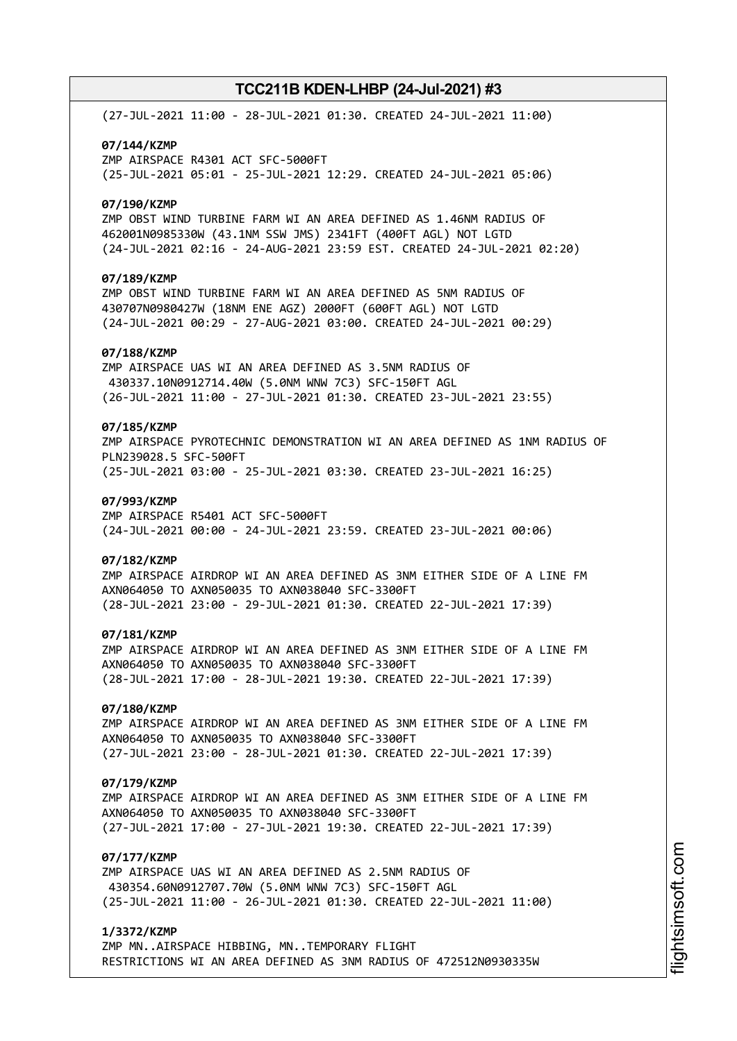(27-JUL-2021 11:00 - 28-JUL-2021 01:30. CREATED 24-JUL-2021 11:00)

**07/144/KZMP**
ZMP AIRSPACE R4301 ACT SFC-5000FT
(25-JUL-2021 05:01 - 25-JUL-2021 12:29. CREATED 24-JUL-2021 05:06)

**07/190/KZMP**
ZMP OBST WIND TURBINE FARM WI AN AREA DEFINED AS 1.46NM RADIUS OF
462001N0985330W (43.1NM SSW JMS) 2341FT (400FT AGL) NOT LGTD
(24-JUL-2021 02:16 - 24-AUG-2021 23:59 EST. CREATED 24-JUL-2021 02:20)

**07/189/KZMP**
ZMP OBST WIND TURBINE FARM WI AN AREA DEFINED AS 5NM RADIUS OF
430707N0980427W (18NM ENE AGZ) 2000FT (600FT AGL) NOT LGTD
(24-JUL-2021 00:29 - 27-AUG-2021 03:00. CREATED 24-JUL-2021 00:29)

**07/188/KZMP**
ZMP AIRSPACE UAS WI AN AREA DEFINED AS 3.5NM RADIUS OF
430337.10N0912714.40W (5.0NM WNW 7C3) SFC-150FT AGL
(26-JUL-2021 11:00 - 27-JUL-2021 01:30. CREATED 23-JUL-2021 23:55)

**07/185/KZMP**
ZMP AIRSPACE PYROTECHNIC DEMONSTRATION WI AN AREA DEFINED AS 1NM RADIUS OF
PLN239028.5 SFC-500FT
(25-JUL-2021 03:00 - 25-JUL-2021 03:30. CREATED 23-JUL-2021 16:25)

**07/993/KZMP**
ZMP AIRSPACE R5401 ACT SFC-5000FT
(24-JUL-2021 00:00 - 24-JUL-2021 23:59. CREATED 23-JUL-2021 00:06)

**07/182/KZMP**
ZMP AIRSPACE AIRDROP WI AN AREA DEFINED AS 3NM EITHER SIDE OF A LINE FM
AXN064050 TO AXN050035 TO AXN038040 SFC-3300FT
(28-JUL-2021 23:00 - 29-JUL-2021 01:30. CREATED 22-JUL-2021 17:39)

**07/181/KZMP**
ZMP AIRSPACE AIRDROP WI AN AREA DEFINED AS 3NM EITHER SIDE OF A LINE FM
AXN064050 TO AXN050035 TO AXN038040 SFC-3300FT
(28-JUL-2021 17:00 - 28-JUL-2021 19:30. CREATED 22-JUL-2021 17:39)

**07/180/KZMP**
ZMP AIRSPACE AIRDROP WI AN AREA DEFINED AS 3NM EITHER SIDE OF A LINE FM
AXN064050 TO AXN050035 TO AXN038040 SFC-3300FT
(27-JUL-2021 23:00 - 28-JUL-2021 01:30. CREATED 22-JUL-2021 17:39)

**07/179/KZMP**
ZMP AIRSPACE AIRDROP WI AN AREA DEFINED AS 3NM EITHER SIDE OF A LINE FM
AXN064050 TO AXN050035 TO AXN038040 SFC-3300FT
(27-JUL-2021 17:00 - 27-JUL-2021 19:30. CREATED 22-JUL-2021 17:39)

**07/177/KZMP**
ZMP AIRSPACE UAS WI AN AREA DEFINED AS 2.5NM RADIUS OF
430354.60N0912707.70W (5.0NM WNW 7C3) SFC-150FT AGL
(25-JUL-2021 11:00 - 26-JUL-2021 01:30. CREATED 22-JUL-2021 11:00)

**1/3372/KZMP**
ZMP MN..AIRSPACE HIBBING, MN..TEMPORARY FLIGHT
RESTRICTIONS WI AN AREA DEFINED AS 3NM RADIUS OF 472512N0930335W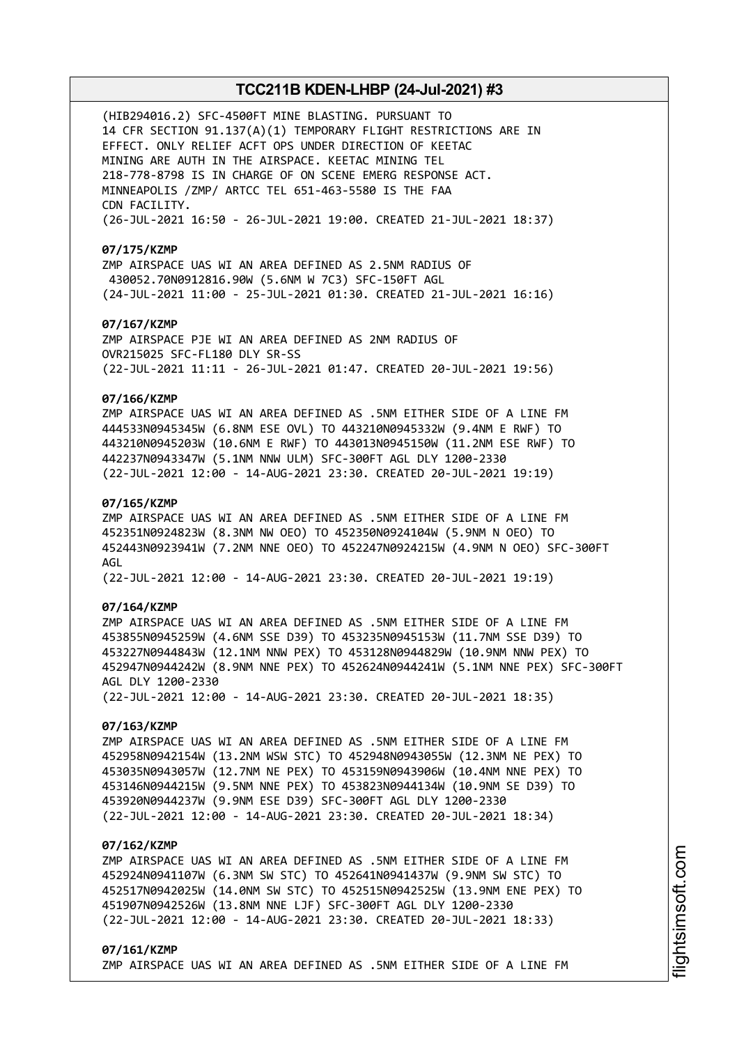(HIB294016.2) SFC-4500FT MINE BLASTING. PURSUANT TO
14 CFR SECTION 91.137(A)(1) TEMPORARY FLIGHT RESTRICTIONS ARE IN
EFFECT. ONLY RELIEF ACFT OPS UNDER DIRECTION OF KEETAC
MINING ARE AUTH IN THE AIRSPACE. KEETAC MINING TEL
218-778-8798 IS IN CHARGE OF ON SCENE EMERG RESPONSE ACT.
MINNEAPOLIS /ZMP/ ARTCC TEL 651-463-5580 IS THE FAA
CDN FACILITY.
(26-JUL-2021 16:50 - 26-JUL-2021 19:00. CREATED 21-JUL-2021 18:37)

**07/175/KZMP**
ZMP AIRSPACE UAS WI AN AREA DEFINED AS 2.5NM RADIUS OF
430052.70N0912816.90W (5.6NM W 7C3) SFC-150FT AGL
(24-JUL-2021 11:00 - 25-JUL-2021 01:30. CREATED 21-JUL-2021 16:16)

**07/167/KZMP**
ZMP AIRSPACE PJE WI AN AREA DEFINED AS 2NM RADIUS OF
OVR215025 SFC-FL180 DLY SR-SS
(22-JUL-2021 11:11 - 26-JUL-2021 01:47. CREATED 20-JUL-2021 19:56)

**07/166/KZMP**
ZMP AIRSPACE UAS WI AN AREA DEFINED AS .5NM EITHER SIDE OF A LINE FM
444533N0945345W (6.8NM ESE OVL) TO 443210N0945332W (9.4NM E RWF) TO
443210N0945203W (10.6NM E RWF) TO 443013N0945150W (11.2NM ESE RWF) TO
442237N0943347W (5.1NM NNW ULM) SFC-300FT AGL DLY 1200-2330
(22-JUL-2021 12:00 - 14-AUG-2021 23:30. CREATED 20-JUL-2021 19:19)

**07/165/KZMP**
ZMP AIRSPACE UAS WI AN AREA DEFINED AS .5NM EITHER SIDE OF A LINE FM
452351N0924823W (8.3NM NW OEO) TO 452350N0924104W (5.9NM N OEO) TO
452443N0923941W (7.2NM NNE OEO) TO 452247N0924215W (4.9NM N OEO) SFC-300FT
AGL
(22-JUL-2021 12:00 - 14-AUG-2021 23:30. CREATED 20-JUL-2021 19:19)

**07/164/KZMP**
ZMP AIRSPACE UAS WI AN AREA DEFINED AS .5NM EITHER SIDE OF A LINE FM
453855N0945259W (4.6NM SSE D39) TO 453235N0945153W (11.7NM SSE D39) TO
453227N0944843W (12.1NM NNW PEX) TO 453128N0944829W (10.9NM NNW PEX) TO
452947N0944242W (8.9NM NNE PEX) TO 452624N0944241W (5.1NM NNE PEX) SFC-300FT
AGL DLY 1200-2330
(22-JUL-2021 12:00 - 14-AUG-2021 23:30. CREATED 20-JUL-2021 18:35)

**07/163/KZMP**
ZMP AIRSPACE UAS WI AN AREA DEFINED AS .5NM EITHER SIDE OF A LINE FM
452958N0942154W (13.2NM WSW STC) TO 452948N0943055W (12.3NM NE PEX) TO
453035N0943057W (12.7NM NE PEX) TO 453159N0943906W (10.4NM NNE PEX) TO
453146N0944215W (9.5NM NNE PEX) TO 453823N0944134W (10.9NM SE D39) TO
453920N0944237W (9.9NM ESE D39) SFC-300FT AGL DLY 1200-2330
(22-JUL-2021 12:00 - 14-AUG-2021 23:30. CREATED 20-JUL-2021 18:34)

**07/162/KZMP**
ZMP AIRSPACE UAS WI AN AREA DEFINED AS .5NM EITHER SIDE OF A LINE FM
452924N0941107W (6.3NM SW STC) TO 452641N0941437W (9.9NM SW STC) TO
452517N0942025W (14.0NM SW STC) TO 452515N0942525W (13.9NM ENE PEX) TO
451907N0942526W (13.8NM NNE LJF) SFC-300FT AGL DLY 1200-2330
(22-JUL-2021 12:00 - 14-AUG-2021 23:30. CREATED 20-JUL-2021 18:33)

**07/161/KZMP**
ZMP AIRSPACE UAS WI AN AREA DEFINED AS .5NM EITHER SIDE OF A LINE FM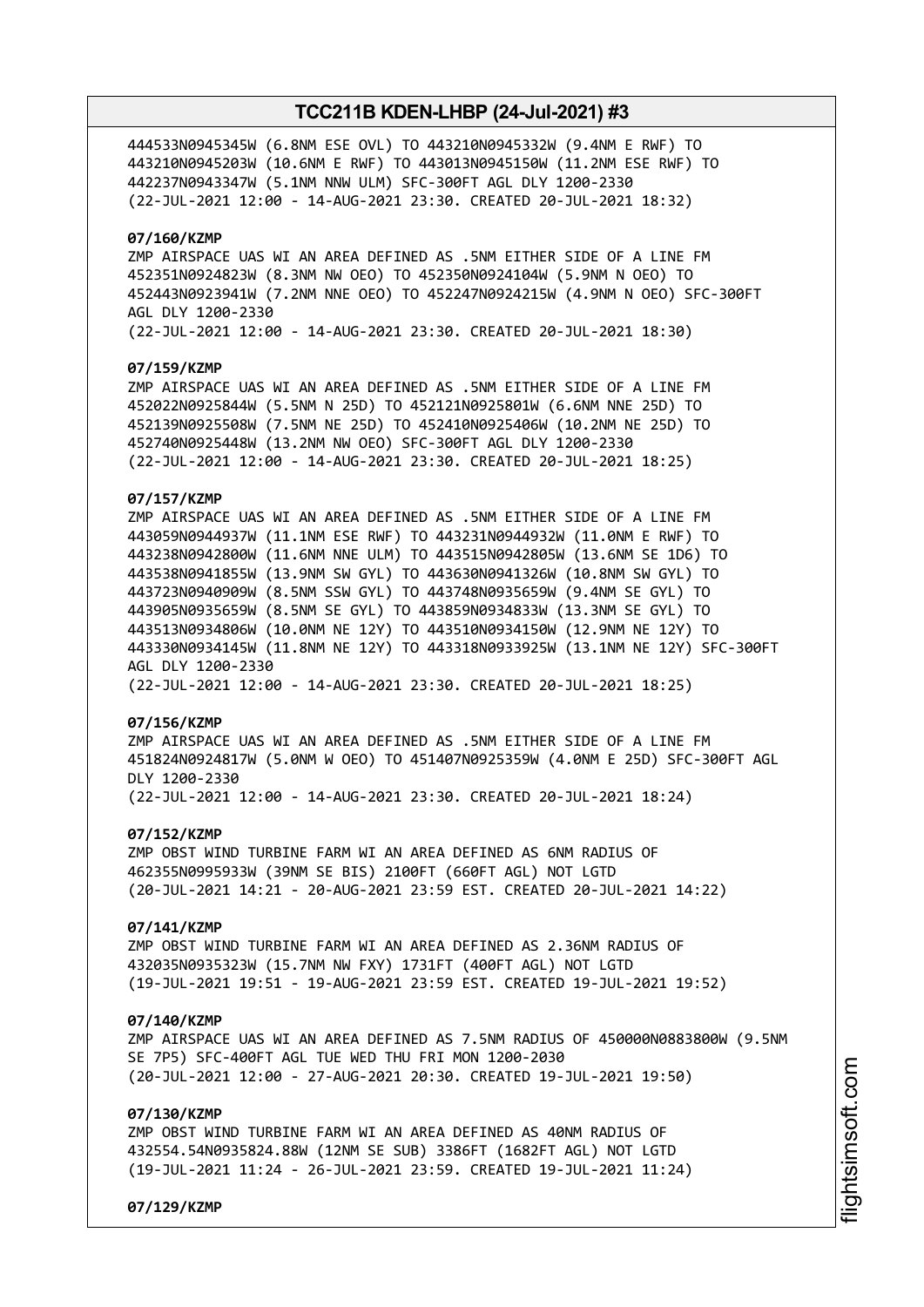444533N0945345W (6.8NM ESE OVL) TO 443210N0945332W (9.4NM E RWF) TO
443210N0945203W (10.6NM E RWF) TO 443013N0945150W (11.2NM ESE RWF) TO
442237N0943347W (5.1NM NNW ULM) SFC-300FT AGL DLY 1200-2330
(22-JUL-2021 12:00 - 14-AUG-2021 23:30. CREATED 20-JUL-2021 18:32)

**07/160/KZMP**
ZMP AIRSPACE UAS WI AN AREA DEFINED AS .5NM EITHER SIDE OF A LINE FM
452351N0924823W (8.3NM NW OEO) TO 452350N0924104W (5.9NM N OEO) TO
452443N0923941W (7.2NM NNE OEO) TO 452247N0924215W (4.9NM N OEO) SFC-300FT
AGL DLY 1200-2330
(22-JUL-2021 12:00 - 14-AUG-2021 23:30. CREATED 20-JUL-2021 18:30)

**07/159/KZMP**
ZMP AIRSPACE UAS WI AN AREA DEFINED AS .5NM EITHER SIDE OF A LINE FM
452022N0925844W (5.5NM N 25D) TO 452121N0925801W (6.6NM NNE 25D) TO
452139N0925508W (7.5NM NE 25D) TO 452410N0925406W (10.2NM NE 25D) TO
452740N0925448W (13.2NM NW OEO) SFC-300FT AGL DLY 1200-2330
(22-JUL-2021 12:00 - 14-AUG-2021 23:30. CREATED 20-JUL-2021 18:25)

**07/157/KZMP**
ZMP AIRSPACE UAS WI AN AREA DEFINED AS .5NM EITHER SIDE OF A LINE FM
443059N0944937W (11.1NM ESE RWF) TO 443231N0944932W (11.0NM E RWF) TO
443238N0942800W (11.6NM NNE ULM) TO 443515N0942805W (13.6NM SE 1D6) TO
443538N0941855W (13.9NM SW GYL) TO 443630N0941326W (10.8NM SW GYL) TO
443723N0940909W (8.5NM SSW GYL) TO 443748N0935659W (9.4NM SE GYL) TO
443905N0935659W (8.5NM SE GYL) TO 443859N0934833W (13.3NM SE GYL) TO
443513N0934806W (10.0NM NE 12Y) TO 443510N0934150W (12.9NM NE 12Y) TO
443330N0934145W (11.8NM NE 12Y) TO 443318N0933925W (13.1NM NE 12Y) SFC-300FT
AGL DLY 1200-2330
(22-JUL-2021 12:00 - 14-AUG-2021 23:30. CREATED 20-JUL-2021 18:25)

**07/156/KZMP**
ZMP AIRSPACE UAS WI AN AREA DEFINED AS .5NM EITHER SIDE OF A LINE FM
451824N0924817W (5.0NM W OEO) TO 451407N0925359W (4.0NM E 25D) SFC-300FT AGL
DLY 1200-2330
(22-JUL-2021 12:00 - 14-AUG-2021 23:30. CREATED 20-JUL-2021 18:24)

**07/152/KZMP**
ZMP OBST WIND TURBINE FARM WI AN AREA DEFINED AS 6NM RADIUS OF
462355N0995933W (39NM SE BIS) 2100FT (660FT AGL) NOT LGTD
(20-JUL-2021 14:21 - 20-AUG-2021 23:59 EST. CREATED 20-JUL-2021 14:22)

**07/141/KZMP**
ZMP OBST WIND TURBINE FARM WI AN AREA DEFINED AS 2.36NM RADIUS OF
432035N0935323W (15.7NM NW FXY) 1731FT (400FT AGL) NOT LGTD
(19-JUL-2021 19:51 - 19-AUG-2021 23:59 EST. CREATED 19-JUL-2021 19:52)

**07/140/KZMP**
ZMP AIRSPACE UAS WI AN AREA DEFINED AS 7.5NM RADIUS OF 450000N0883800W (9.5NM
SE 7P5) SFC-400FT AGL TUE WED THU FRI MON 1200-2030
(20-JUL-2021 12:00 - 27-AUG-2021 20:30. CREATED 19-JUL-2021 19:50)

**07/130/KZMP**
ZMP OBST WIND TURBINE FARM WI AN AREA DEFINED AS 40NM RADIUS OF
432554.54N0935824.88W (12NM SE SUB) 3386FT (1682FT AGL) NOT LGTD
(19-JUL-2021 11:24 - 26-JUL-2021 23:59. CREATED 19-JUL-2021 11:24)

**07/129/KZMP**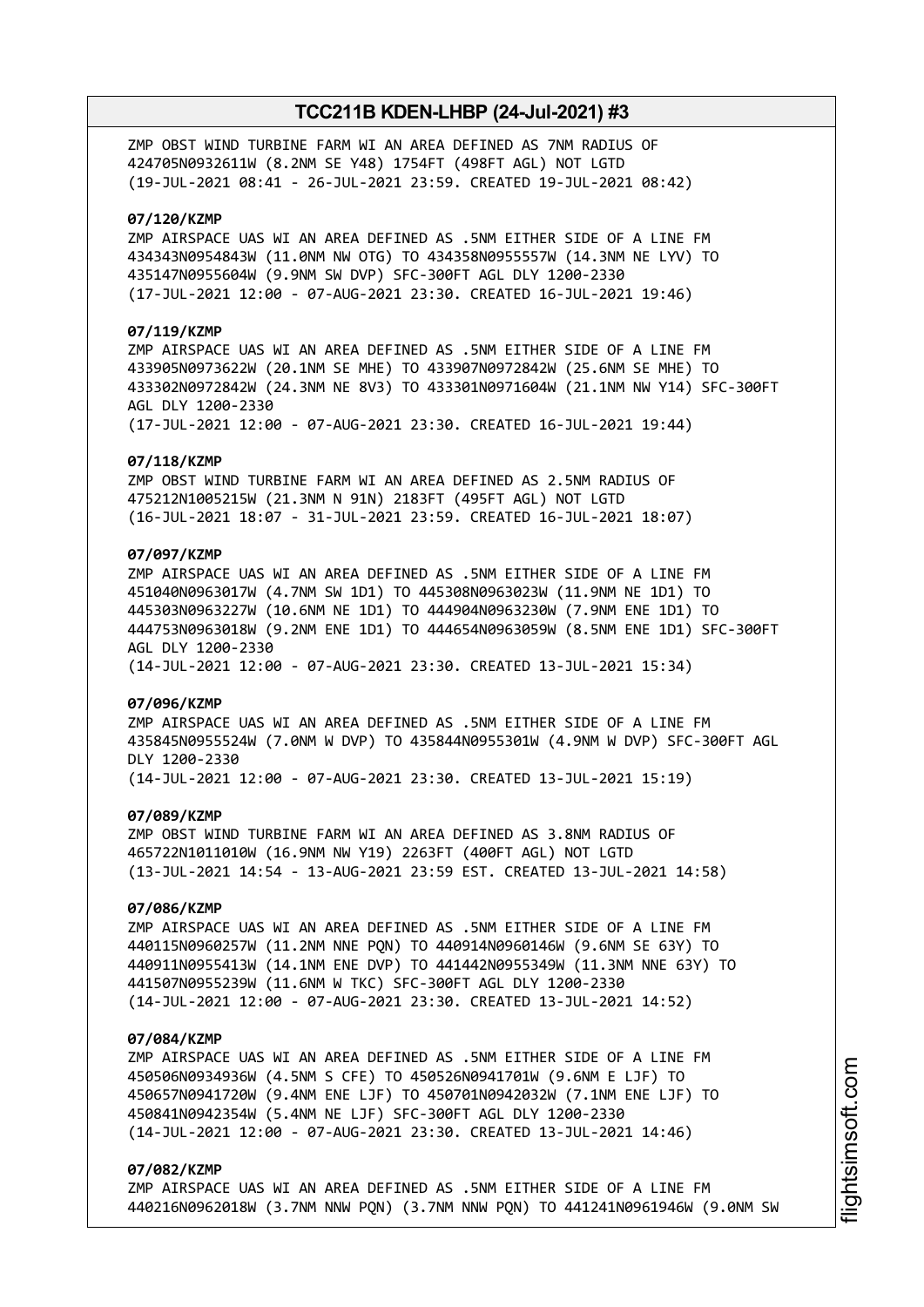ZMP OBST WIND TURBINE FARM WI AN AREA DEFINED AS 7NM RADIUS OF 424705N0932611W (8.2NM SE Y48) 1754FT (498FT AGL) NOT LGTD
(19-JUL-2021 08:41 - 26-JUL-2021 23:59. CREATED 19-JUL-2021 08:42)

**07/120/KZMP**
ZMP AIRSPACE UAS WI AN AREA DEFINED AS .5NM EITHER SIDE OF A LINE FM 434343N0954843W (11.0NM NW OTG) TO 434358N0955557W (14.3NM NE LYV) TO 435147N0955604W (9.9NM SW DVP) SFC-300FT AGL DLY 1200-2330
(17-JUL-2021 12:00 - 07-AUG-2021 23:30. CREATED 16-JUL-2021 19:46)

**07/119/KZMP**
ZMP AIRSPACE UAS WI AN AREA DEFINED AS .5NM EITHER SIDE OF A LINE FM 433905N0973622W (20.1NM SE MHE) TO 433907N0972842W (25.6NM SE MHE) TO 433302N0972842W (24.3NM NE 8V3) TO 433301N0971604W (21.1NM NW Y14) SFC-300FT AGL DLY 1200-2330
(17-JUL-2021 12:00 - 07-AUG-2021 23:30. CREATED 16-JUL-2021 19:44)

**07/118/KZMP**
ZMP OBST WIND TURBINE FARM WI AN AREA DEFINED AS 2.5NM RADIUS OF 475212N1005215W (21.3NM N 91N) 2183FT (495FT AGL) NOT LGTD
(16-JUL-2021 18:07 - 31-JUL-2021 23:59. CREATED 16-JUL-2021 18:07)

**07/097/KZMP**
ZMP AIRSPACE UAS WI AN AREA DEFINED AS .5NM EITHER SIDE OF A LINE FM 451040N0963017W (4.7NM SW 1D1) TO 445308N0963023W (11.9NM NE 1D1) TO 445303N0963227W (10.6NM NE 1D1) TO 444904N0963230W (7.9NM ENE 1D1) TO 444753N0963018W (9.2NM ENE 1D1) TO 444654N0963059W (8.5NM ENE 1D1) SFC-300FT AGL DLY 1200-2330
(14-JUL-2021 12:00 - 07-AUG-2021 23:30. CREATED 13-JUL-2021 15:34)

**07/096/KZMP**
ZMP AIRSPACE UAS WI AN AREA DEFINED AS .5NM EITHER SIDE OF A LINE FM 435845N0955524W (7.0NM W DVP) TO 435844N0955301W (4.9NM W DVP) SFC-300FT AGL DLY 1200-2330
(14-JUL-2021 12:00 - 07-AUG-2021 23:30. CREATED 13-JUL-2021 15:19)

**07/089/KZMP**
ZMP OBST WIND TURBINE FARM WI AN AREA DEFINED AS 3.8NM RADIUS OF 465722N1011010W (16.9NM NW Y19) 2263FT (400FT AGL) NOT LGTD
(13-JUL-2021 14:54 - 13-AUG-2021 23:59 EST. CREATED 13-JUL-2021 14:58)

**07/086/KZMP**
ZMP AIRSPACE UAS WI AN AREA DEFINED AS .5NM EITHER SIDE OF A LINE FM 440115N0960257W (11.2NM NNE PQN) TO 440914N0960146W (9.6NM SE 63Y) TO 440911N0955413W (14.1NM ENE DVP) TO 441442N0955349W (11.3NM NNE 63Y) TO 441507N0955239W (11.6NM W TKC) SFC-300FT AGL DLY 1200-2330
(14-JUL-2021 12:00 - 07-AUG-2021 23:30. CREATED 13-JUL-2021 14:52)

**07/084/KZMP**
ZMP AIRSPACE UAS WI AN AREA DEFINED AS .5NM EITHER SIDE OF A LINE FM 450506N0934936W (4.5NM S CFE) TO 450526N0941701W (9.6NM E LJF) TO 450657N0941720W (9.4NM ENE LJF) TO 450701N0942032W (7.1NM ENE LJF) TO 450841N0942354W (5.4NM NE LJF) SFC-300FT AGL DLY 1200-2330
(14-JUL-2021 12:00 - 07-AUG-2021 23:30. CREATED 13-JUL-2021 14:46)

**07/082/KZMP**
ZMP AIRSPACE UAS WI AN AREA DEFINED AS .5NM EITHER SIDE OF A LINE FM 440216N0962018W (3.7NM NNW PQN) (3.7NM NNW PQN) TO 441241N0961946W (9.0NM SW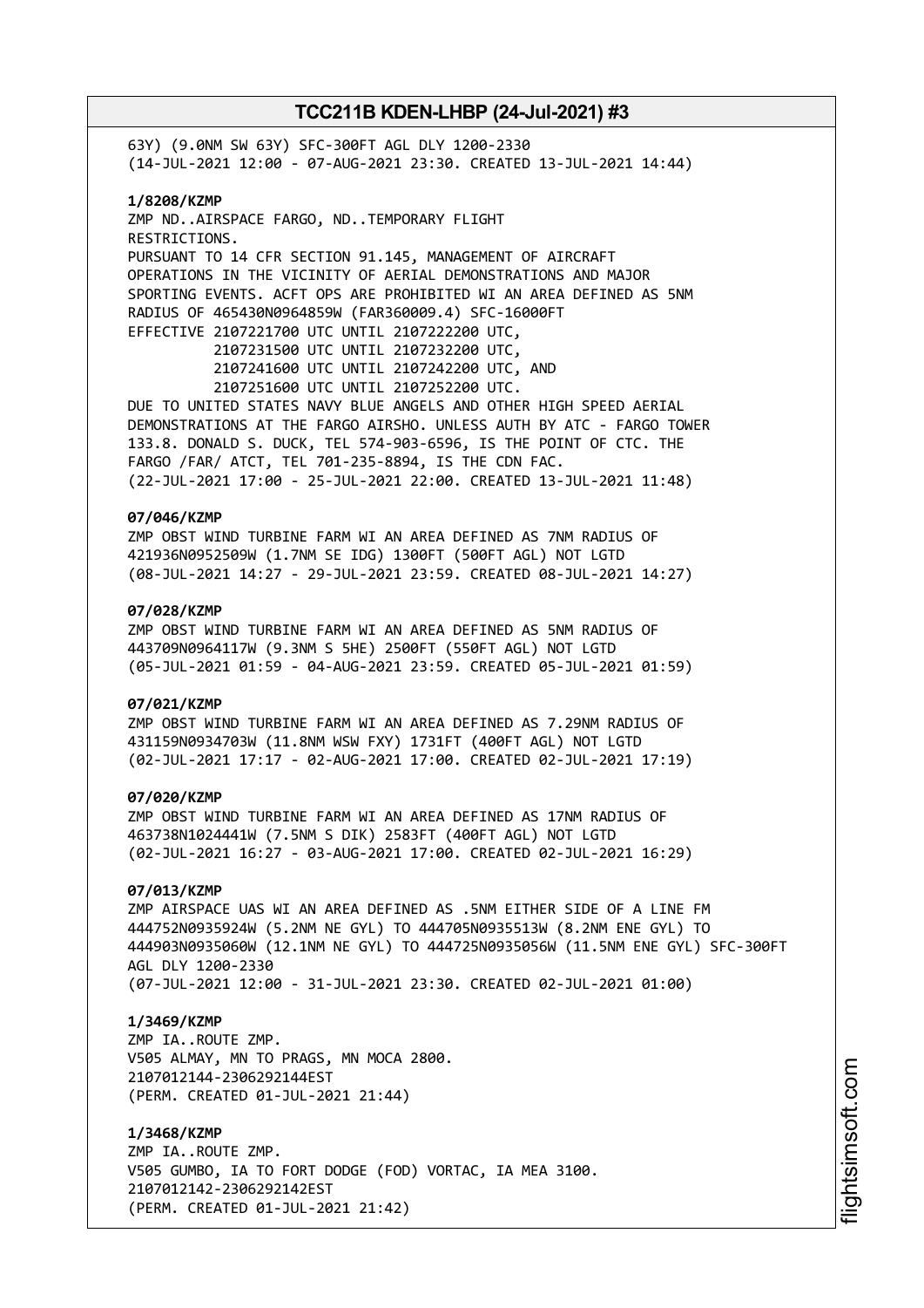63Y) (9.0NM SW 63Y) SFC-300FT AGL DLY 1200-2330
(14-JUL-2021 12:00 - 07-AUG-2021 23:30. CREATED 13-JUL-2021 14:44)

**1/8208/KZMP**
ZMP ND..AIRSPACE FARGO, ND..TEMPORARY FLIGHT
RESTRICTIONS.
PURSUANT TO 14 CFR SECTION 91.145, MANAGEMENT OF AIRCRAFT
OPERATIONS IN THE VICINITY OF AERIAL DEMONSTRATIONS AND MAJOR
SPORTING EVENTS. ACFT OPS ARE PROHIBITED WI AN AREA DEFINED AS 5NM
RADIUS OF 465430N0964859W (FAR360009.4) SFC-16000FT
EFFECTIVE 2107221700 UTC UNTIL 2107222200 UTC,
2107231500 UTC UNTIL 2107232200 UTC,
2107241600 UTC UNTIL 2107242200 UTC, AND
2107251600 UTC UNTIL 2107252200 UTC.
DUE TO UNITED STATES NAVY BLUE ANGELS AND OTHER HIGH SPEED AERIAL
DEMONSTRATIONS AT THE FARGO AIRSHO. UNLESS AUTH BY ATC - FARGO TOWER
133.8. DONALD S. DUCK, TEL 574-903-6596, IS THE POINT OF CTC. THE
FARGO /FAR/ ATCT, TEL 701-235-8894, IS THE CDN FAC.
(22-JUL-2021 17:00 - 25-JUL-2021 22:00. CREATED 13-JUL-2021 11:48)

**07/046/KZMP**
ZMP OBST WIND TURBINE FARM WI AN AREA DEFINED AS 7NM RADIUS OF
421936N0952509W (1.7NM SE IDG) 1300FT (500FT AGL) NOT LGTD
(08-JUL-2021 14:27 - 29-JUL-2021 23:59. CREATED 08-JUL-2021 14:27)

**07/028/KZMP**
ZMP OBST WIND TURBINE FARM WI AN AREA DEFINED AS 5NM RADIUS OF
443709N0964117W (9.3NM S 5HE) 2500FT (550FT AGL) NOT LGTD
(05-JUL-2021 01:59 - 04-AUG-2021 23:59. CREATED 05-JUL-2021 01:59)

**07/021/KZMP**
ZMP OBST WIND TURBINE FARM WI AN AREA DEFINED AS 7.29NM RADIUS OF
431159N0934703W (11.8NM WSW FXY) 1731FT (400FT AGL) NOT LGTD
(02-JUL-2021 17:17 - 02-AUG-2021 17:00. CREATED 02-JUL-2021 17:19)

**07/020/KZMP**
ZMP OBST WIND TURBINE FARM WI AN AREA DEFINED AS 17NM RADIUS OF
463738N1024441W (7.5NM S DIK) 2583FT (400FT AGL) NOT LGTD
(02-JUL-2021 16:27 - 03-AUG-2021 17:00. CREATED 02-JUL-2021 16:29)

**07/013/KZMP**
ZMP AIRSPACE UAS WI AN AREA DEFINED AS .5NM EITHER SIDE OF A LINE FM
444752N0935924W (5.2NM NE GYL) TO 444705N0935513W (8.2NM ENE GYL) TO
444903N0935060W (12.1NM NE GYL) TO 444725N0935056W (11.5NM ENE GYL) SFC-300FT
AGL DLY 1200-2330
(07-JUL-2021 12:00 - 31-JUL-2021 23:30. CREATED 02-JUL-2021 01:00)

**1/3469/KZMP**
ZMP IA..ROUTE ZMP.
V505 ALMAY, MN TO PRAGS, MN MOCA 2800.
2107012144-2306292144EST
(PERM. CREATED 01-JUL-2021 21:44)

**1/3468/KZMP**
ZMP IA..ROUTE ZMP.
V505 GUMBO, IA TO FORT DODGE (FOD) VORTAC, IA MEA 3100.
2107012142-2306292142EST
(PERM. CREATED 01-JUL-2021 21:42)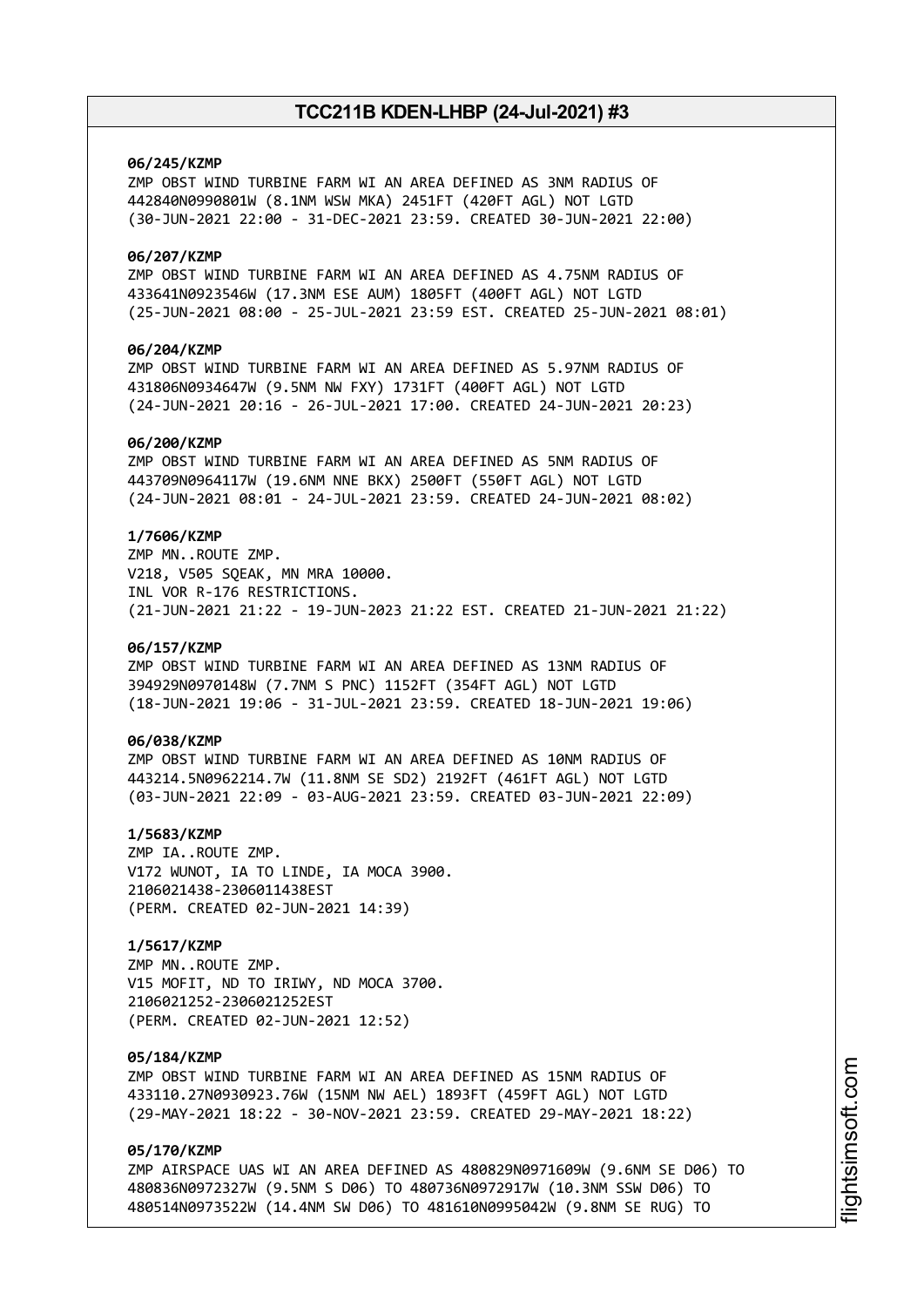**06/245/KZMP**
ZMP OBST WIND TURBINE FARM WI AN AREA DEFINED AS 3NM RADIUS OF 442840N0990801W (8.1NM WSW MKA) 2451FT (420FT AGL) NOT LGTD
(30-JUN-2021 22:00 - 31-DEC-2021 23:59. CREATED 30-JUN-2021 22:00)

**06/207/KZMP**
ZMP OBST WIND TURBINE FARM WI AN AREA DEFINED AS 4.75NM RADIUS OF 433641N0923546W (17.3NM ESE AUM) 1805FT (400FT AGL) NOT LGTD
(25-JUN-2021 08:00 - 25-JUL-2021 23:59 EST. CREATED 25-JUN-2021 08:01)

**06/204/KZMP**
ZMP OBST WIND TURBINE FARM WI AN AREA DEFINED AS 5.97NM RADIUS OF 431806N0934647W (9.5NM NW FXY) 1731FT (400FT AGL) NOT LGTD
(24-JUN-2021 20:16 - 26-JUL-2021 17:00. CREATED 24-JUN-2021 20:23)

**06/200/KZMP**
ZMP OBST WIND TURBINE FARM WI AN AREA DEFINED AS 5NM RADIUS OF 443709N0964117W (19.6NM NNE BKX) 2500FT (550FT AGL) NOT LGTD
(24-JUN-2021 08:01 - 24-JUL-2021 23:59. CREATED 24-JUN-2021 08:02)

**1/7606/KZMP**
ZMP MN..ROUTE ZMP.
V218, V505 SQEAK, MN MRA 10000.
INL VOR R-176 RESTRICTIONS.
(21-JUN-2021 21:22 - 19-JUN-2023 21:22 EST. CREATED 21-JUN-2021 21:22)

**06/157/KZMP**
ZMP OBST WIND TURBINE FARM WI AN AREA DEFINED AS 13NM RADIUS OF 394929N0970148W (7.7NM S PNC) 1152FT (354FT AGL) NOT LGTD
(18-JUN-2021 19:06 - 31-JUL-2021 23:59. CREATED 18-JUN-2021 19:06)

**06/038/KZMP**
ZMP OBST WIND TURBINE FARM WI AN AREA DEFINED AS 10NM RADIUS OF 443214.5N0962214.7W (11.8NM SE SD2) 2192FT (461FT AGL) NOT LGTD
(03-JUN-2021 22:09 - 03-AUG-2021 23:59. CREATED 03-JUN-2021 22:09)

**1/5683/KZMP**
ZMP IA..ROUTE ZMP.
V172 WUNOT, IA TO LINDE, IA MOCA 3900.
2106021438-2306011438EST
(PERM. CREATED 02-JUN-2021 14:39)

**1/5617/KZMP**
ZMP MN..ROUTE ZMP.
V15 MOFIT, ND TO IRIWY, ND MOCA 3700.
2106021252-2306021252EST
(PERM. CREATED 02-JUN-2021 12:52)

**05/184/KZMP**
ZMP OBST WIND TURBINE FARM WI AN AREA DEFINED AS 15NM RADIUS OF 433110.27N0930923.76W (15NM NW AEL) 1893FT (459FT AGL) NOT LGTD
(29-MAY-2021 18:22 - 30-NOV-2021 23:59. CREATED 29-MAY-2021 18:22)

**05/170/KZMP**
ZMP AIRSPACE UAS WI AN AREA DEFINED AS 480829N0971609W (9.6NM SE D06) TO 480836N0972327W (9.5NM S D06) TO 480736N0972917W (10.3NM SSW D06) TO 480514N0973522W (14.4NM SW D06) TO 481610N0995042W (9.8NM SE RUG) TO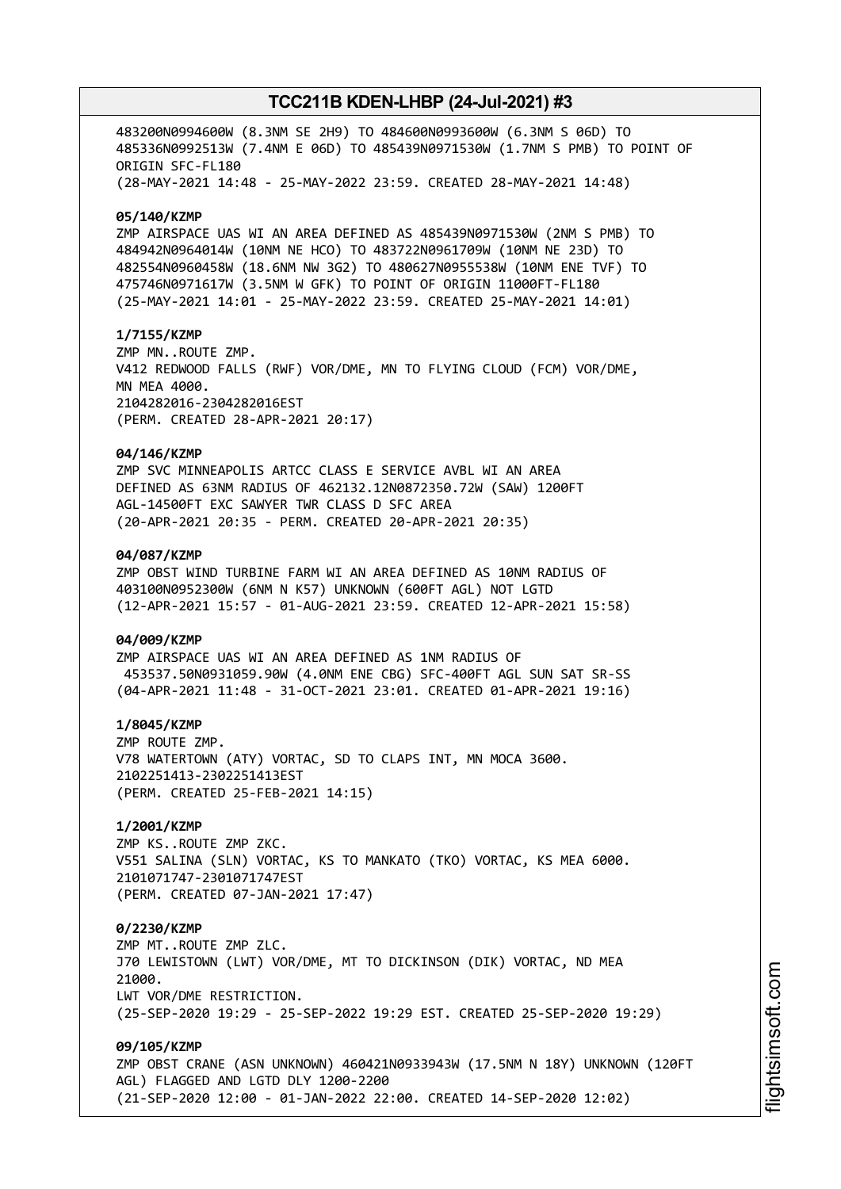483200N0994600W (8.3NM SE 2H9) TO 484600N0993600W (6.3NM S 06D) TO 485336N0992513W (7.4NM E 06D) TO 485439N0971530W (1.7NM S PMB) TO POINT OF ORIGIN SFC-FL180
(28-MAY-2021 14:48 - 25-MAY-2022 23:59. CREATED 28-MAY-2021 14:48)

**05/140/KZMP**
ZMP AIRSPACE UAS WI AN AREA DEFINED AS 485439N0971530W (2NM S PMB) TO 484942N0964014W (10NM NE HCO) TO 483722N0961709W (10NM NE 23D) TO 482554N0960458W (18.6NM NW 3G2) TO 480627N0955538W (10NM ENE TVF) TO 475746N0971617W (3.5NM W GFK) TO POINT OF ORIGIN 11000FT-FL180
(25-MAY-2021 14:01 - 25-MAY-2022 23:59. CREATED 25-MAY-2021 14:01)

**1/7155/KZMP**
ZMP MN..ROUTE ZMP.
V412 REDWOOD FALLS (RWF) VOR/DME, MN TO FLYING CLOUD (FCM) VOR/DME, MN MEA 4000.
2104282016-2304282016EST
(PERM. CREATED 28-APR-2021 20:17)

**04/146/KZMP**
ZMP SVC MINNEAPOLIS ARTCC CLASS E SERVICE AVBL WI AN AREA DEFINED AS 63NM RADIUS OF 462132.12N0872350.72W (SAW) 1200FT AGL-14500FT EXC SAWYER TWR CLASS D SFC AREA
(20-APR-2021 20:35 - PERM. CREATED 20-APR-2021 20:35)

**04/087/KZMP**
ZMP OBST WIND TURBINE FARM WI AN AREA DEFINED AS 10NM RADIUS OF 403100N0952300W (6NM N K57) UNKNOWN (600FT AGL) NOT LGTD
(12-APR-2021 15:57 - 01-AUG-2021 23:59. CREATED 12-APR-2021 15:58)

**04/009/KZMP**
ZMP AIRSPACE UAS WI AN AREA DEFINED AS 1NM RADIUS OF 453537.50N0931059.90W (4.0NM ENE CBG) SFC-400FT AGL SUN SAT SR-SS
(04-APR-2021 11:48 - 31-OCT-2021 23:01. CREATED 01-APR-2021 19:16)

**1/8045/KZMP**
ZMP ROUTE ZMP.
V78 WATERTOWN (ATY) VORTAC, SD TO CLAPS INT, MN MOCA 3600.
2102251413-2302251413EST
(PERM. CREATED 25-FEB-2021 14:15)

**1/2001/KZMP**
ZMP KS..ROUTE ZMP ZKC.
V551 SALINA (SLN) VORTAC, KS TO MANKATO (TKO) VORTAC, KS MEA 6000.
2101071747-2301071747EST
(PERM. CREATED 07-JAN-2021 17:47)

**0/2230/KZMP**
ZMP MT..ROUTE ZMP ZLC.
J70 LEWISTOWN (LWT) VOR/DME, MT TO DICKINSON (DIK) VORTAC, ND MEA 21000.
LWT VOR/DME RESTRICTION.
(25-SEP-2020 19:29 - 25-SEP-2022 19:29 EST. CREATED 25-SEP-2020 19:29)

**09/105/KZMP**
ZMP OBST CRANE (ASN UNKNOWN) 460421N0933943W (17.5NM N 18Y) UNKNOWN (120FT AGL) FLAGGED AND LGTD DLY 1200-2200
(21-SEP-2020 12:00 - 01-JAN-2022 22:00. CREATED 14-SEP-2020 12:02)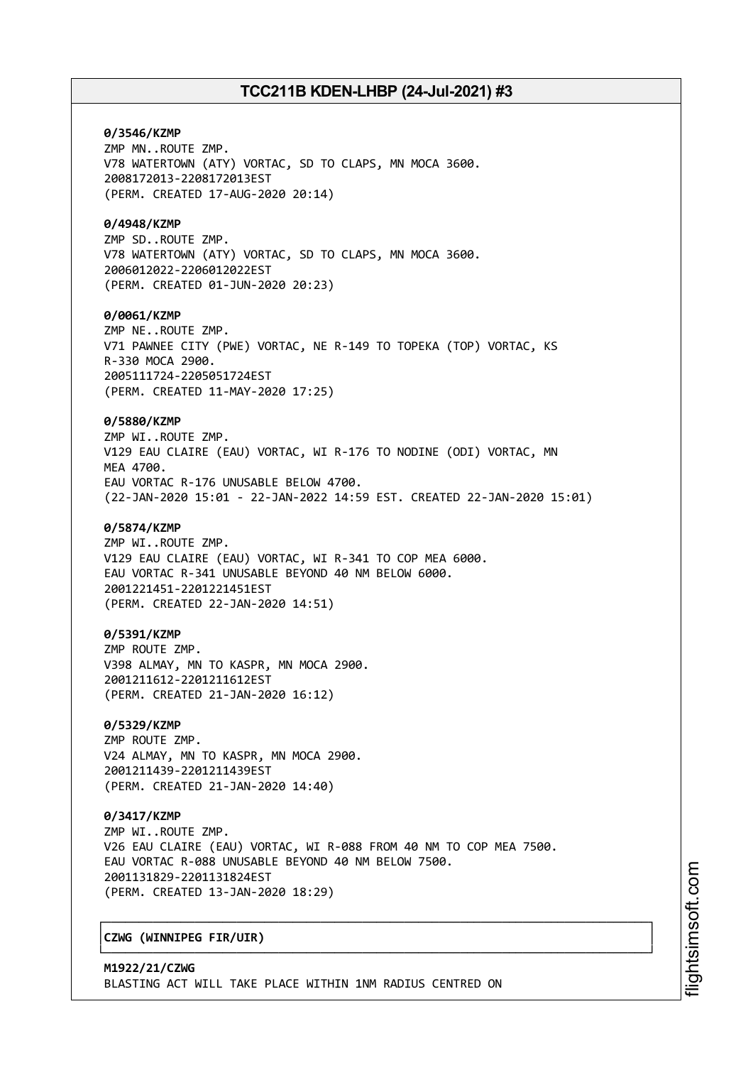**0/3546/KZMP**
ZMP MN..ROUTE ZMP.
V78 WATERTOWN (ATY) VORTAC, SD TO CLAPS, MN MOCA 3600.
2008172013-2208172013EST
(PERM. CREATED 17-AUG-2020 20:14)

**0/4948/KZMP**
ZMP SD..ROUTE ZMP.
V78 WATERTOWN (ATY) VORTAC, SD TO CLAPS, MN MOCA 3600.
2006012022-2206012022EST
(PERM. CREATED 01-JUN-2020 20:23)

**0/0061/KZMP**
ZMP NE..ROUTE ZMP.
V71 PAWNEE CITY (PWE) VORTAC, NE R-149 TO TOPEKA (TOP) VORTAC, KS
R-330 MOCA 2900.
2005111724-2205051724EST
(PERM. CREATED 11-MAY-2020 17:25)

**0/5880/KZMP**
ZMP WI..ROUTE ZMP.
V129 EAU CLAIRE (EAU) VORTAC, WI R-176 TO NODINE (ODI) VORTAC, MN
MEA 4700.
EAU VORTAC R-176 UNUSABLE BELOW 4700.
(22-JAN-2020 15:01 - 22-JAN-2022 14:59 EST. CREATED 22-JAN-2020 15:01)

**0/5874/KZMP**
ZMP WI..ROUTE ZMP.
V129 EAU CLAIRE (EAU) VORTAC, WI R-341 TO COP MEA 6000.
EAU VORTAC R-341 UNUSABLE BEYOND 40 NM BELOW 6000.
2001221451-2201221451EST
(PERM. CREATED 22-JAN-2020 14:51)

**0/5391/KZMP**
ZMP ROUTE ZMP.
V398 ALMAY, MN TO KASPR, MN MOCA 2900.
2001211612-2201211612EST
(PERM. CREATED 21-JAN-2020 16:12)

**0/5329/KZMP**
ZMP ROUTE ZMP.
V24 ALMAY, MN TO KASPR, MN MOCA 2900.
2001211439-2201211439EST
(PERM. CREATED 21-JAN-2020 14:40)

**0/3417/KZMP**
ZMP WI..ROUTE ZMP.
V26 EAU CLAIRE (EAU) VORTAC, WI R-088 FROM 40 NM TO COP MEA 7500.
EAU VORTAC R-088 UNUSABLE BEYOND 40 NM BELOW 7500.
2001131829-2201131824EST
(PERM. CREATED 13-JAN-2020 18:29)

**CZWG (WINNIPEG FIR/UIR)**

**M1922/21/CZWG**
BLASTING ACT WILL TAKE PLACE WITHIN 1NM RADIUS CENTRED ON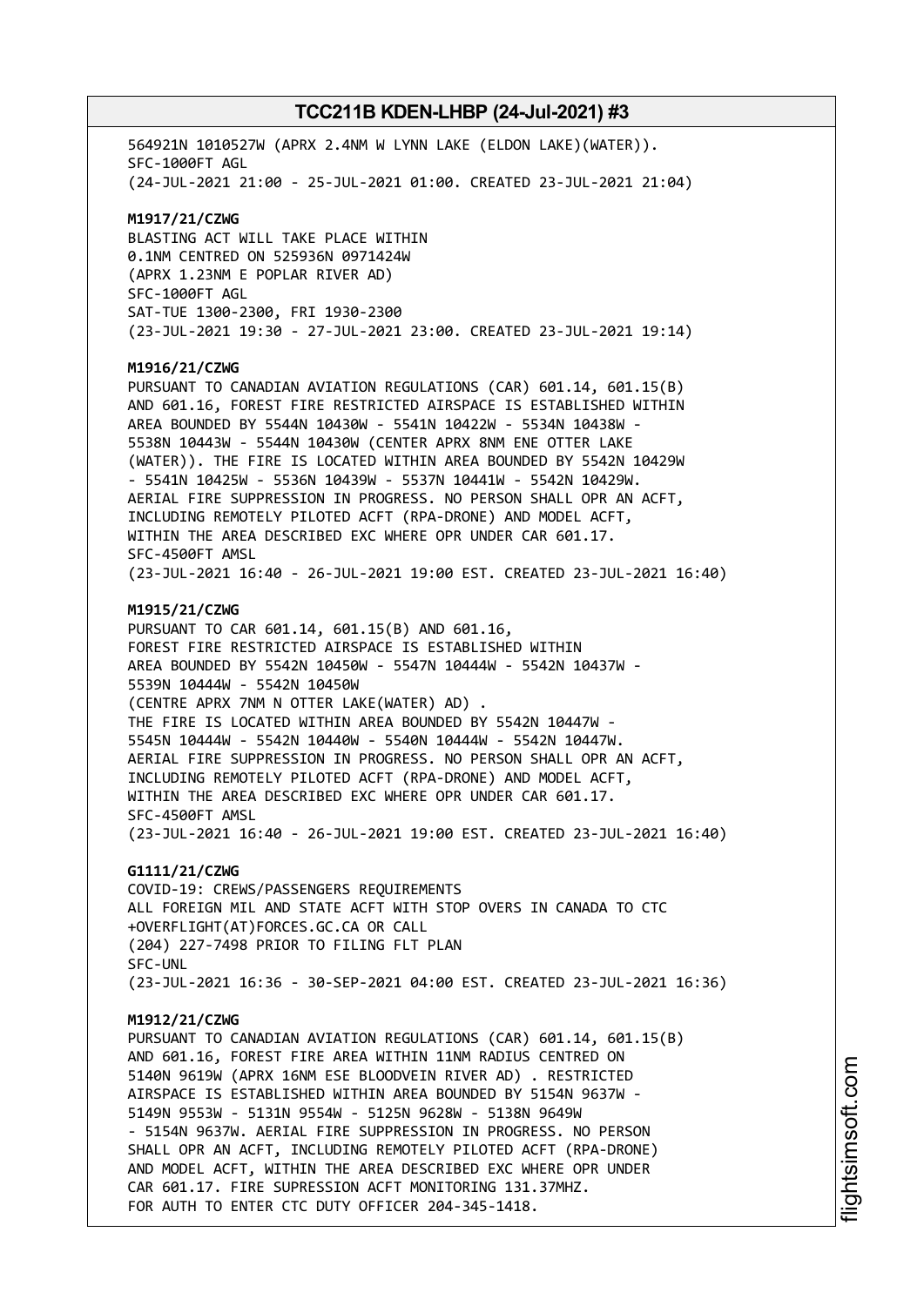564921N 1010527W (APRX 2.4NM W LYNN LAKE (ELDON LAKE)(WATER)).
SFC-1000FT AGL
(24-JUL-2021 21:00 - 25-JUL-2021 01:00. CREATED 23-JUL-2021 21:04)

**M1917/21/CZWG**
BLASTING ACT WILL TAKE PLACE WITHIN
0.1NM CENTRED ON 525936N 0971424W
(APRX 1.23NM E POPLAR RIVER AD)
SFC-1000FT AGL
SAT-TUE 1300-2300, FRI 1930-2300
(23-JUL-2021 19:30 - 27-JUL-2021 23:00. CREATED 23-JUL-2021 19:14)

**M1916/21/CZWG**
PURSUANT TO CANADIAN AVIATION REGULATIONS (CAR) 601.14, 601.15(B)
AND 601.16, FOREST FIRE RESTRICTED AIRSPACE IS ESTABLISHED WITHIN
AREA BOUNDED BY 5544N 10430W - 5541N 10422W - 5534N 10438W -
5538N 10443W - 5544N 10430W (CENTER APRX 8NM ENE OTTER LAKE
(WATER)). THE FIRE IS LOCATED WITHIN AREA BOUNDED BY 5542N 10429W
- 5541N 10425W - 5536N 10439W - 5537N 10441W - 5542N 10429W.
AERIAL FIRE SUPPRESSION IN PROGRESS. NO PERSON SHALL OPR AN ACFT,
INCLUDING REMOTELY PILOTED ACFT (RPA-DRONE) AND MODEL ACFT,
WITHIN THE AREA DESCRIBED EXC WHERE OPR UNDER CAR 601.17.
SFC-4500FT AMSL
(23-JUL-2021 16:40 - 26-JUL-2021 19:00 EST. CREATED 23-JUL-2021 16:40)

**M1915/21/CZWG**
PURSUANT TO CAR 601.14, 601.15(B) AND 601.16,
FOREST FIRE RESTRICTED AIRSPACE IS ESTABLISHED WITHIN
AREA BOUNDED BY 5542N 10450W - 5547N 10444W - 5542N 10437W -
5539N 10444W - 5542N 10450W
(CENTRE APRX 7NM N OTTER LAKE(WATER) AD) .
THE FIRE IS LOCATED WITHIN AREA BOUNDED BY 5542N 10447W -
5545N 10444W - 5542N 10440W - 5540N 10444W - 5542N 10447W.
AERIAL FIRE SUPPRESSION IN PROGRESS. NO PERSON SHALL OPR AN ACFT,
INCLUDING REMOTELY PILOTED ACFT (RPA-DRONE) AND MODEL ACFT,
WITHIN THE AREA DESCRIBED EXC WHERE OPR UNDER CAR 601.17.
SFC-4500FT AMSL
(23-JUL-2021 16:40 - 26-JUL-2021 19:00 EST. CREATED 23-JUL-2021 16:40)

**G1111/21/CZWG**
COVID-19: CREWS/PASSENGERS REQUIREMENTS
ALL FOREIGN MIL AND STATE ACFT WITH STOP OVERS IN CANADA TO CTC
+OVERFLIGHT(AT)FORCES.GC.CA OR CALL
(204) 227-7498 PRIOR TO FILING FLT PLAN
SFC-UNL
(23-JUL-2021 16:36 - 30-SEP-2021 04:00 EST. CREATED 23-JUL-2021 16:36)

**M1912/21/CZWG**
PURSUANT TO CANADIAN AVIATION REGULATIONS (CAR) 601.14, 601.15(B)
AND 601.16, FOREST FIRE AREA WITHIN 11NM RADIUS CENTRED ON
5140N 9619W (APRX 16NM ESE BLOODVEIN RIVER AD) . RESTRICTED
AIRSPACE IS ESTABLISHED WITHIN AREA BOUNDED BY 5154N 9637W -
5149N 9553W - 5131N 9554W - 5125N 9628W - 5138N 9649W
- 5154N 9637W. AERIAL FIRE SUPPRESSION IN PROGRESS. NO PERSON
SHALL OPR AN ACFT, INCLUDING REMOTELY PILOTED ACFT (RPA-DRONE)
AND MODEL ACFT, WITHIN THE AREA DESCRIBED EXC WHERE OPR UNDER
CAR 601.17. FIRE SUPRESSION ACFT MONITORING 131.37MHZ.
FOR AUTH TO ENTER CTC DUTY OFFICER 204-345-1418.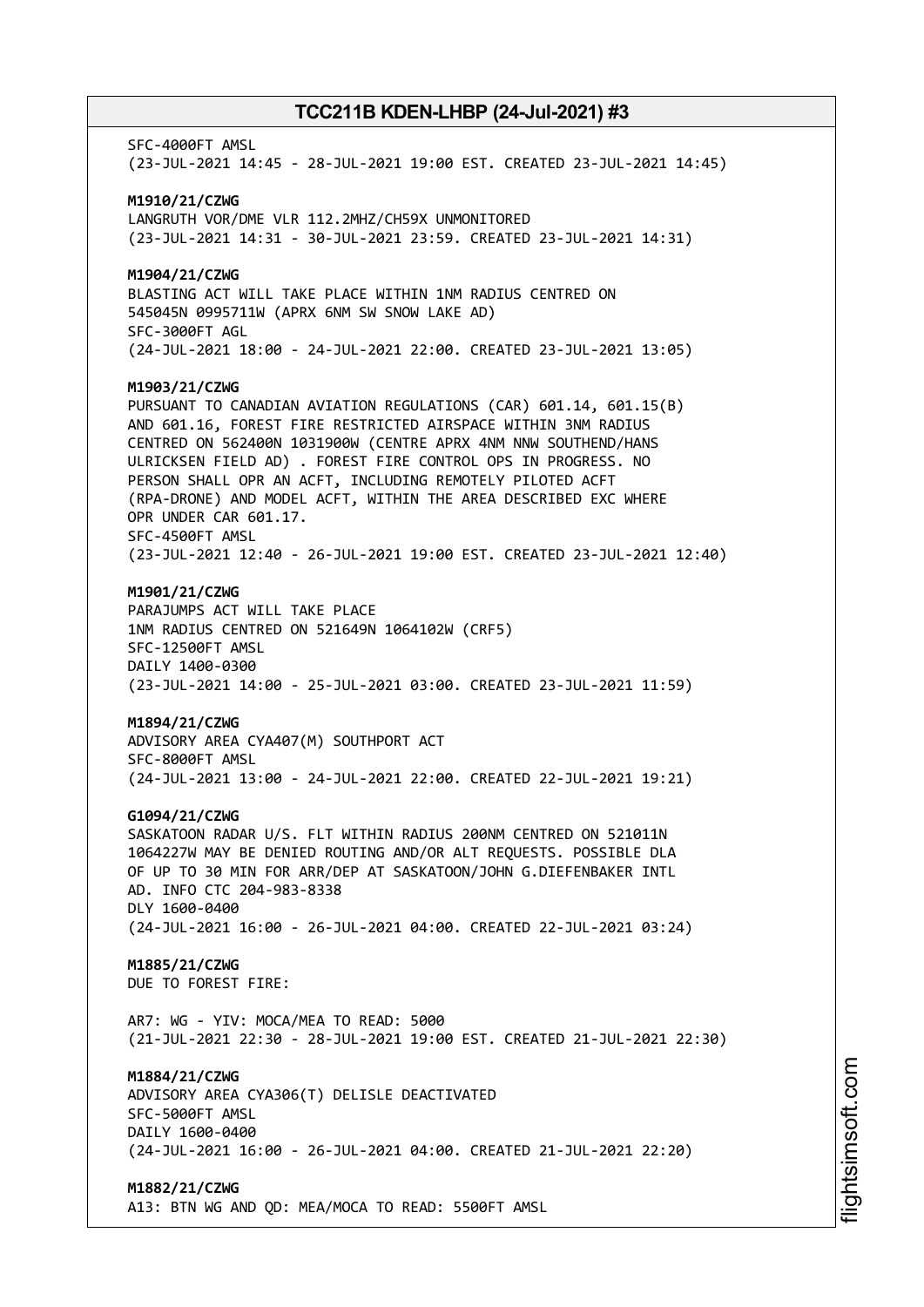SFC-4000FT AMSL
(23-JUL-2021 14:45 - 28-JUL-2021 19:00 EST. CREATED 23-JUL-2021 14:45)

**M1910/21/CZWG**
LANGRUTH VOR/DME VLR 112.2MHZ/CH59X UNMONITORED
(23-JUL-2021 14:31 - 30-JUL-2021 23:59. CREATED 23-JUL-2021 14:31)

**M1904/21/CZWG**
BLASTING ACT WILL TAKE PLACE WITHIN 1NM RADIUS CENTRED ON
545045N 0995711W (APRX 6NM SW SNOW LAKE AD)
SFC-3000FT AGL
(24-JUL-2021 18:00 - 24-JUL-2021 22:00. CREATED 23-JUL-2021 13:05)

**M1903/21/CZWG**
PURSUANT TO CANADIAN AVIATION REGULATIONS (CAR) 601.14, 601.15(B)
AND 601.16, FOREST FIRE RESTRICTED AIRSPACE WITHIN 3NM RADIUS
CENTRED ON 562400N 1031900W (CENTRE APRX 4NM NNW SOUTHEND/HANS
ULRICKSEN FIELD AD) . FOREST FIRE CONTROL OPS IN PROGRESS. NO
PERSON SHALL OPR AN ACFT, INCLUDING REMOTELY PILOTED ACFT
(RPA-DRONE) AND MODEL ACFT, WITHIN THE AREA DESCRIBED EXC WHERE
OPR UNDER CAR 601.17.
SFC-4500FT AMSL
(23-JUL-2021 12:40 - 26-JUL-2021 19:00 EST. CREATED 23-JUL-2021 12:40)

**M1901/21/CZWG**
PARAJUMPS ACT WILL TAKE PLACE
1NM RADIUS CENTRED ON 521649N 1064102W (CRF5)
SFC-12500FT AMSL
DAILY 1400-0300
(23-JUL-2021 14:00 - 25-JUL-2021 03:00. CREATED 23-JUL-2021 11:59)

**M1894/21/CZWG**
ADVISORY AREA CYA407(M) SOUTHPORT ACT
SFC-8000FT AMSL
(24-JUL-2021 13:00 - 24-JUL-2021 22:00. CREATED 22-JUL-2021 19:21)

**G1094/21/CZWG**
SASKATOON RADAR U/S. FLT WITHIN RADIUS 200NM CENTRED ON 521011N
1064227W MAY BE DENIED ROUTING AND/OR ALT REQUESTS. POSSIBLE DLA
OF UP TO 30 MIN FOR ARR/DEP AT SASKATOON/JOHN G.DIEFENBAKER INTL
AD. INFO CTC 204-983-8338
DLY 1600-0400
(24-JUL-2021 16:00 - 26-JUL-2021 04:00. CREATED 22-JUL-2021 03:24)

**M1885/21/CZWG**
DUE TO FOREST FIRE:

AR7: WG - YIV: MOCA/MEA TO READ: 5000
(21-JUL-2021 22:30 - 28-JUL-2021 19:00 EST. CREATED 21-JUL-2021 22:30)

**M1884/21/CZWG**
ADVISORY AREA CYA306(T) DELISLE DEACTIVATED
SFC-5000FT AMSL
DAILY 1600-0400
(24-JUL-2021 16:00 - 26-JUL-2021 04:00. CREATED 21-JUL-2021 22:20)

**M1882/21/CZWG**
A13: BTN WG AND QD: MEA/MOCA TO READ: 5500FT AMSL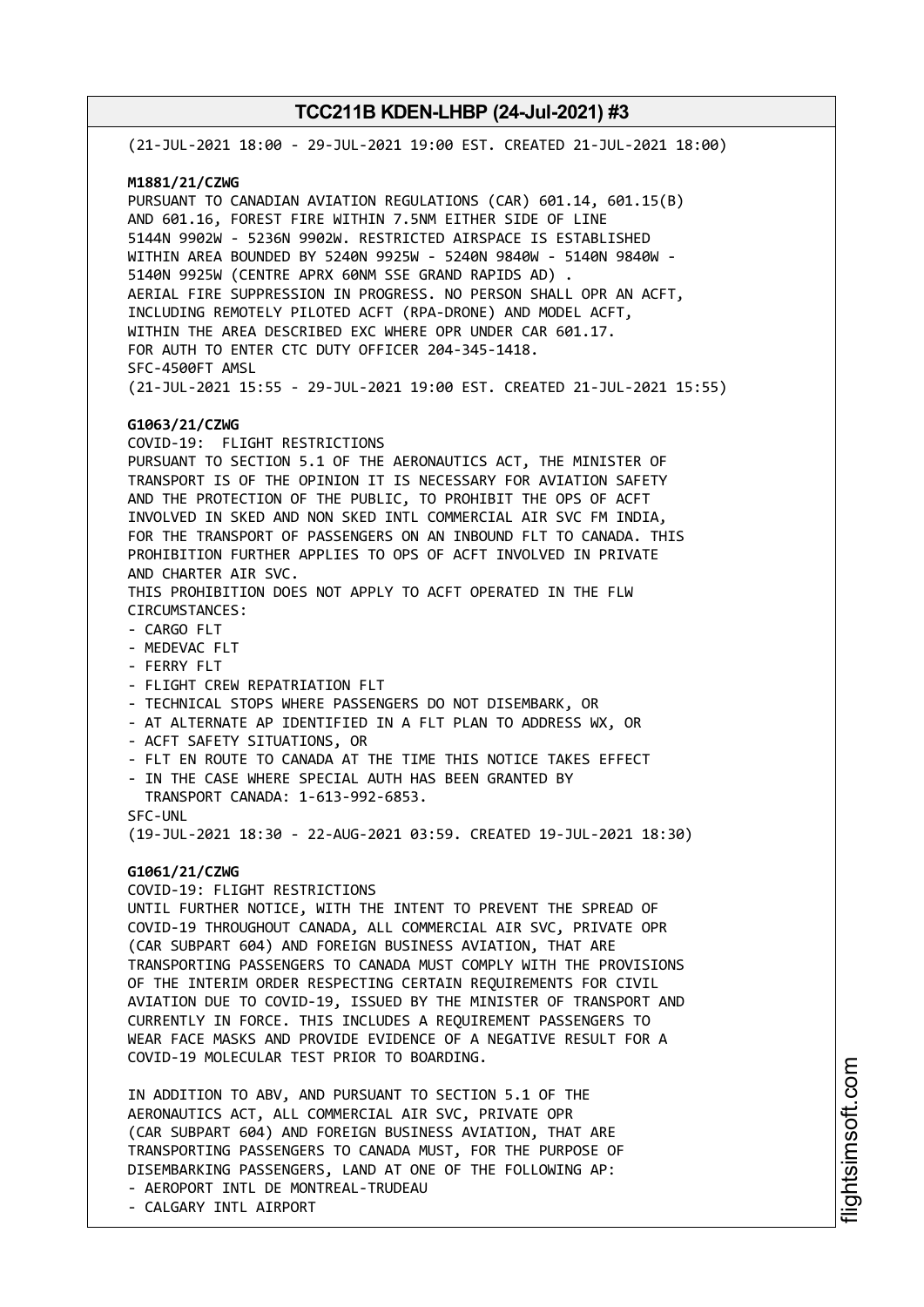(21-JUL-2021 18:00 - 29-JUL-2021 19:00 EST. CREATED 21-JUL-2021 18:00)

**M1881/21/CZWG**
PURSUANT TO CANADIAN AVIATION REGULATIONS (CAR) 601.14, 601.15(B) AND 601.16, FOREST FIRE WITHIN 7.5NM EITHER SIDE OF LINE 5144N 9902W - 5236N 9902W. RESTRICTED AIRSPACE IS ESTABLISHED WITHIN AREA BOUNDED BY 5240N 9925W - 5240N 9840W - 5140N 9840W - 5140N 9925W (CENTRE APRX 60NM SSE GRAND RAPIDS AD) .
AERIAL FIRE SUPPRESSION IN PROGRESS. NO PERSON SHALL OPR AN ACFT, INCLUDING REMOTELY PILOTED ACFT (RPA-DRONE) AND MODEL ACFT, WITHIN THE AREA DESCRIBED EXC WHERE OPR UNDER CAR 601.17.
FOR AUTH TO ENTER CTC DUTY OFFICER 204-345-1418.
SFC-4500FT AMSL
(21-JUL-2021 15:55 - 29-JUL-2021 19:00 EST. CREATED 21-JUL-2021 15:55)

**G1063/21/CZWG**
COVID-19: FLIGHT RESTRICTIONS
PURSUANT TO SECTION 5.1 OF THE AERONAUTICS ACT, THE MINISTER OF TRANSPORT IS OF THE OPINION IT IS NECESSARY FOR AVIATION SAFETY AND THE PROTECTION OF THE PUBLIC, TO PROHIBIT THE OPS OF ACFT INVOLVED IN SKED AND NON SKED INTL COMMERCIAL AIR SVC FM INDIA, FOR THE TRANSPORT OF PASSENGERS ON AN INBOUND FLT TO CANADA. THIS PROHIBITION FURTHER APPLIES TO OPS OF ACFT INVOLVED IN PRIVATE AND CHARTER AIR SVC.
THIS PROHIBITION DOES NOT APPLY TO ACFT OPERATED IN THE FLW CIRCUMSTANCES:
- CARGO FLT
- MEDEVAC FLT
- FERRY FLT
- FLIGHT CREW REPATRIATION FLT
- TECHNICAL STOPS WHERE PASSENGERS DO NOT DISEMBARK, OR
- AT ALTERNATE AP IDENTIFIED IN A FLT PLAN TO ADDRESS WX, OR
- ACFT SAFETY SITUATIONS, OR
- FLT EN ROUTE TO CANADA AT THE TIME THIS NOTICE TAKES EFFECT
- IN THE CASE WHERE SPECIAL AUTH HAS BEEN GRANTED BY
  TRANSPORT CANADA: 1-613-992-6853.

SFC-UNL
(19-JUL-2021 18:30 - 22-AUG-2021 03:59. CREATED 19-JUL-2021 18:30)

**G1061/21/CZWG**
COVID-19: FLIGHT RESTRICTIONS
UNTIL FURTHER NOTICE, WITH THE INTENT TO PREVENT THE SPREAD OF COVID-19 THROUGHOUT CANADA, ALL COMMERCIAL AIR SVC, PRIVATE OPR (CAR SUBPART 604) AND FOREIGN BUSINESS AVIATION, THAT ARE TRANSPORTING PASSENGERS TO CANADA MUST COMPLY WITH THE PROVISIONS OF THE INTERIM ORDER RESPECTING CERTAIN REQUIREMENTS FOR CIVIL AVIATION DUE TO COVID-19, ISSUED BY THE MINISTER OF TRANSPORT AND CURRENTLY IN FORCE. THIS INCLUDES A REQUIREMENT PASSENGERS TO WEAR FACE MASKS AND PROVIDE EVIDENCE OF A NEGATIVE RESULT FOR A COVID-19 MOLECULAR TEST PRIOR TO BOARDING.

IN ADDITION TO ABV, AND PURSUANT TO SECTION 5.1 OF THE AERONAUTICS ACT, ALL COMMERCIAL AIR SVC, PRIVATE OPR (CAR SUBPART 604) AND FOREIGN BUSINESS AVIATION, THAT ARE TRANSPORTING PASSENGERS TO CANADA MUST, FOR THE PURPOSE OF DISEMBARKING PASSENGERS, LAND AT ONE OF THE FOLLOWING AP:
- AEROPORT INTL DE MONTREAL-TRUDEAU
- CALGARY INTL AIRPORT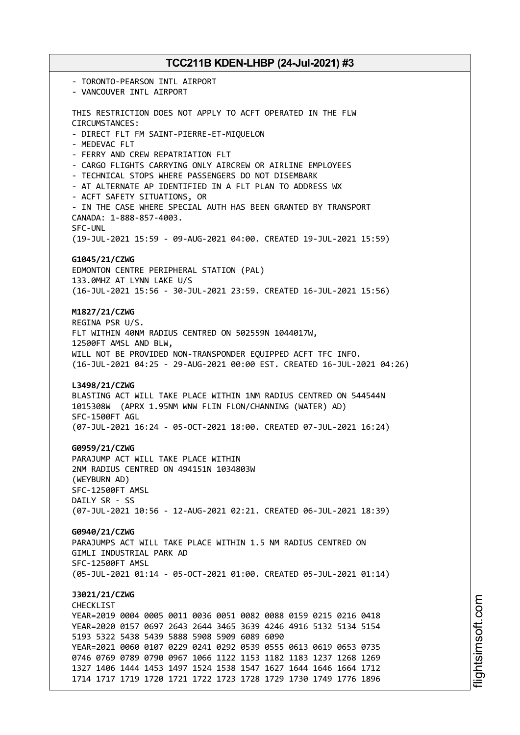- TORONTO-PEARSON INTL AIRPORT
- VANCOUVER INTL AIRPORT

THIS RESTRICTION DOES NOT APPLY TO ACFT OPERATED IN THE FLW CIRCUMSTANCES:
- DIRECT FLT FM SAINT-PIERRE-ET-MIQUELON
- MEDEVAC FLT
- FERRY AND CREW REPATRIATION FLT
- CARGO FLIGHTS CARRYING ONLY AIRCREW OR AIRLINE EMPLOYEES
- TECHNICAL STOPS WHERE PASSENGERS DO NOT DISEMBARK
- AT ALTERNATE AP IDENTIFIED IN A FLT PLAN TO ADDRESS WX
- ACFT SAFETY SITUATIONS, OR
- IN THE CASE WHERE SPECIAL AUTH HAS BEEN GRANTED BY TRANSPORT CANADA: 1-888-857-4003.

SFC-UNL
(19-JUL-2021 15:59 - 09-AUG-2021 04:00. CREATED 19-JUL-2021 15:59)

**G1045/21/CZWG**
EDMONTON CENTRE PERIPHERAL STATION (PAL)
133.0MHZ AT LYNN LAKE U/S
(16-JUL-2021 15:56 - 30-JUL-2021 23:59. CREATED 16-JUL-2021 15:56)

**M1827/21/CZWG**
REGINA PSR U/S.
FLT WITHIN 40NM RADIUS CENTRED ON 502559N 1044017W,
12500FT AMSL AND BLW,
WILL NOT BE PROVIDED NON-TRANSPONDER EQUIPPED ACFT TFC INFO.
(16-JUL-2021 04:25 - 29-AUG-2021 00:00 EST. CREATED 16-JUL-2021 04:26)

**L3498/21/CZWG**
BLASTING ACT WILL TAKE PLACE WITHIN 1NM RADIUS CENTRED ON 544544N 1015308W (APRX 1.95NM WNW FLIN FLON/CHANNING (WATER) AD)
SFC-1500FT AGL
(07-JUL-2021 16:24 - 05-OCT-2021 18:00. CREATED 07-JUL-2021 16:24)

**G0959/21/CZWG**
PARAJUMP ACT WILL TAKE PLACE WITHIN
2NM RADIUS CENTRED ON 494151N 1034803W
(WEYBURN AD)
SFC-12500FT AMSL
DAILY SR - SS
(07-JUL-2021 10:56 - 12-AUG-2021 02:21. CREATED 06-JUL-2021 18:39)

**G0940/21/CZWG**
PARAJUMPS ACT WILL TAKE PLACE WITHIN 1.5 NM RADIUS CENTRED ON
GIMLI INDUSTRIAL PARK AD
SFC-12500FT AMSL
(05-JUL-2021 01:14 - 05-OCT-2021 01:00. CREATED 05-JUL-2021 01:14)

**J3021/21/CZWG**
CHECKLIST
YEAR=2019 0004 0005 0011 0036 0051 0082 0088 0159 0215 0216 0418
YEAR=2020 0157 0697 2643 2644 3465 3639 4246 4916 5132 5134 5154 5193 5322 5438 5439 5888 5908 5909 6089 6090
YEAR=2021 0060 0107 0229 0241 0292 0539 0555 0613 0619 0653 0735 0746 0769 0789 0790 0967 1066 1122 1153 1182 1183 1237 1268 1269 1327 1406 1444 1453 1497 1524 1538 1547 1627 1644 1646 1664 1712 1714 1717 1719 1720 1721 1722 1723 1728 1729 1730 1749 1776 1896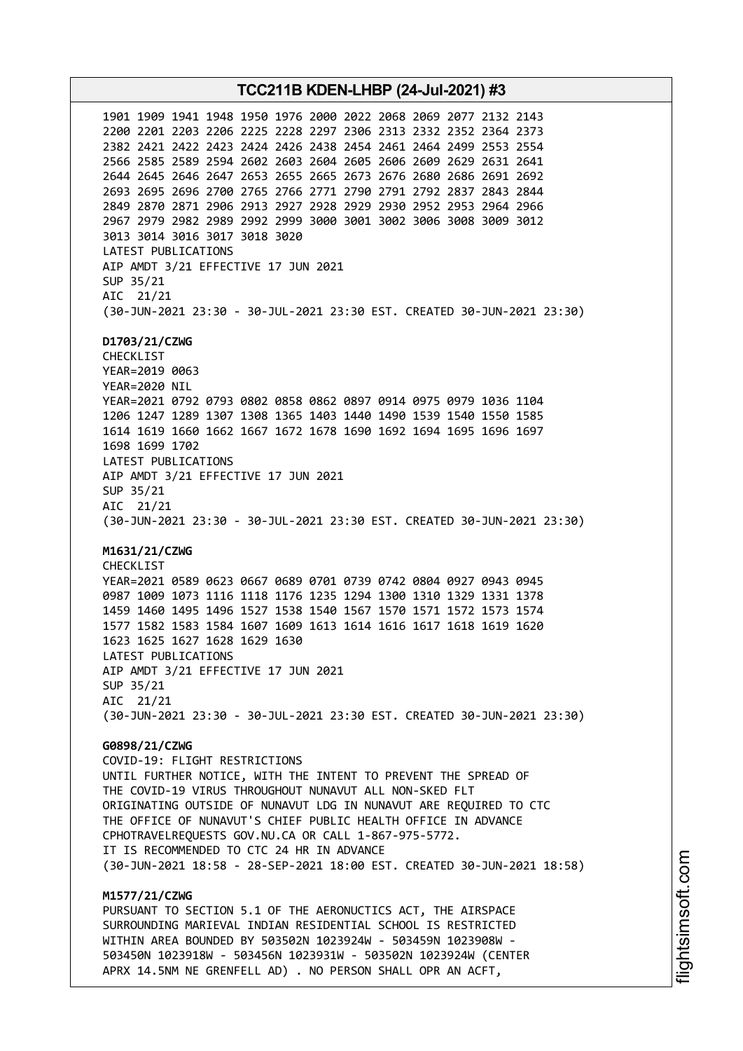1901 1909 1941 1948 1950 1976 2000 2022 2068 2069 2077 2132 2143
2200 2201 2203 2206 2225 2228 2297 2306 2313 2332 2352 2364 2373
2382 2421 2422 2423 2424 2426 2438 2454 2461 2464 2499 2553 2554
2566 2585 2589 2594 2602 2603 2604 2605 2606 2609 2629 2631 2641
2644 2645 2646 2647 2653 2655 2665 2673 2676 2680 2686 2691 2692
2693 2695 2696 2700 2765 2766 2771 2790 2791 2792 2837 2843 2844
2849 2870 2871 2906 2913 2927 2928 2929 2930 2952 2953 2964 2966
2967 2979 2982 2989 2992 2999 3000 3001 3002 3006 3008 3009 3012
3013 3014 3016 3017 3018 3020
LATEST PUBLICATIONS
AIP AMDT 3/21 EFFECTIVE 17 JUN 2021
SUP 35/21
AIC 21/21
(30-JUN-2021 23:30 - 30-JUL-2021 23:30 EST. CREATED 30-JUN-2021 23:30)

**D1703/21/CZWG**
CHECKLIST
YEAR=2019 0063
YEAR=2020 NIL
YEAR=2021 0792 0793 0802 0858 0862 0897 0914 0975 0979 1036 1104
1206 1247 1289 1307 1308 1365 1403 1440 1490 1539 1540 1550 1585
1614 1619 1660 1662 1667 1672 1678 1690 1692 1694 1695 1696 1697
1698 1699 1702
LATEST PUBLICATIONS
AIP AMDT 3/21 EFFECTIVE 17 JUN 2021
SUP 35/21
AIC 21/21
(30-JUN-2021 23:30 - 30-JUL-2021 23:30 EST. CREATED 30-JUN-2021 23:30)

**M1631/21/CZWG**
CHECKLIST
YEAR=2021 0589 0623 0667 0689 0701 0739 0742 0804 0927 0943 0945
0987 1009 1073 1116 1118 1176 1235 1294 1300 1310 1329 1331 1378
1459 1460 1495 1496 1527 1538 1540 1567 1570 1571 1572 1573 1574
1577 1582 1583 1584 1607 1609 1613 1614 1616 1617 1618 1619 1620
1623 1625 1627 1628 1629 1630
LATEST PUBLICATIONS
AIP AMDT 3/21 EFFECTIVE 17 JUN 2021
SUP 35/21
AIC 21/21
(30-JUN-2021 23:30 - 30-JUL-2021 23:30 EST. CREATED 30-JUN-2021 23:30)

**G0898/21/CZWG**
COVID-19: FLIGHT RESTRICTIONS
UNTIL FURTHER NOTICE, WITH THE INTENT TO PREVENT THE SPREAD OF
THE COVID-19 VIRUS THROUGHOUT NUNAVUT ALL NON-SKED FLT
ORIGINATING OUTSIDE OF NUNAVUT LDG IN NUNAVUT ARE REQUIRED TO CTC
THE OFFICE OF NUNAVUT'S CHIEF PUBLIC HEALTH OFFICE IN ADVANCE
CPHOTRAVELREQUESTS GOV.NU.CA OR CALL 1-867-975-5772.
IT IS RECOMMENDED TO CTC 24 HR IN ADVANCE
(30-JUN-2021 18:58 - 28-SEP-2021 18:00 EST. CREATED 30-JUN-2021 18:58)

**M1577/21/CZWG**
PURSUANT TO SECTION 5.1 OF THE AERONUCTICS ACT, THE AIRSPACE
SURROUNDING MARIEVAL INDIAN RESIDENTIAL SCHOOL IS RESTRICTED
WITHIN AREA BOUNDED BY 503502N 1023924W - 503459N 1023908W -
503450N 1023918W - 503456N 1023931W - 503502N 1023924W (CENTER
APRX 14.5NM NE GRENFELL AD) . NO PERSON SHALL OPR AN ACFT,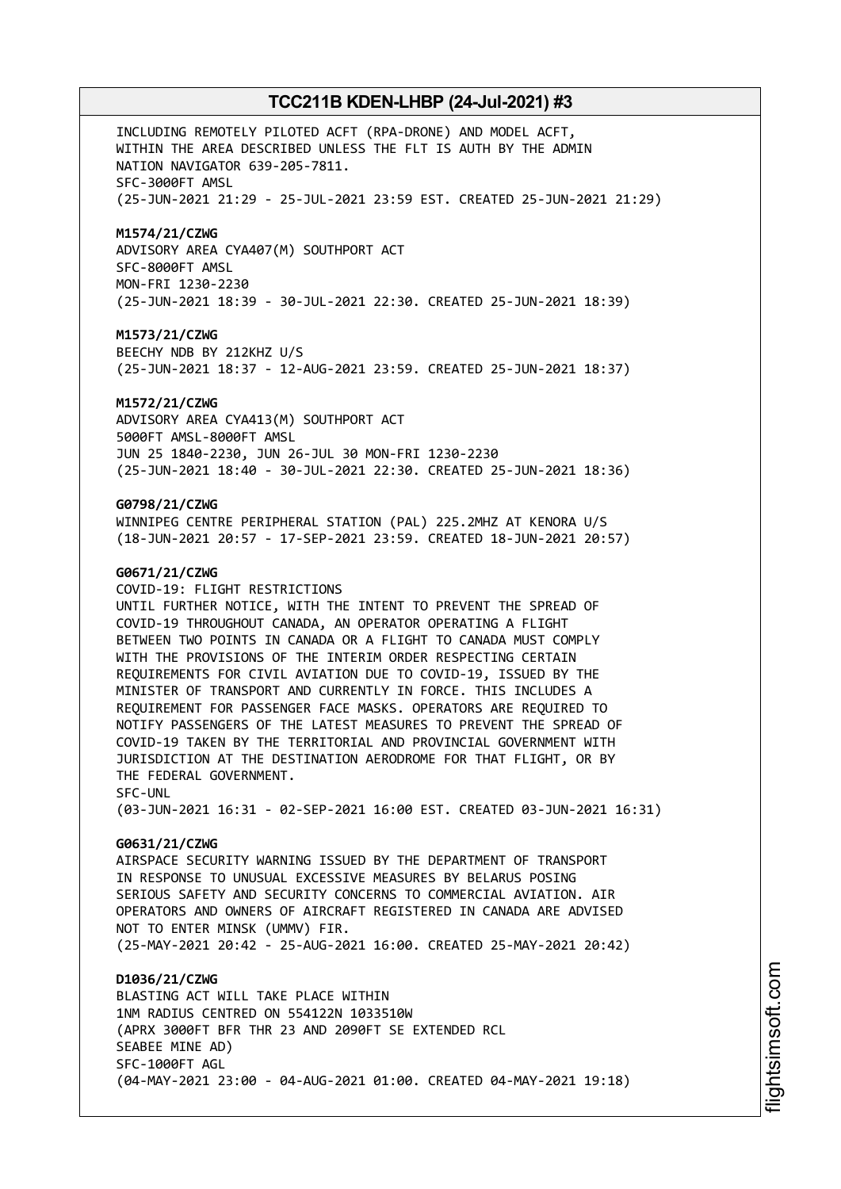INCLUDING REMOTELY PILOTED ACFT (RPA-DRONE) AND MODEL ACFT,
WITHIN THE AREA DESCRIBED UNLESS THE FLT IS AUTH BY THE ADMIN
NATION NAVIGATOR 639-205-7811.
SFC-3000FT AMSL
(25-JUN-2021 21:29 - 25-JUL-2021 23:59 EST. CREATED 25-JUN-2021 21:29)

**M1574/21/CZWG**
ADVISORY AREA CYA407(M) SOUTHPORT ACT
SFC-8000FT AMSL
MON-FRI 1230-2230
(25-JUN-2021 18:39 - 30-JUL-2021 22:30. CREATED 25-JUN-2021 18:39)

**M1573/21/CZWG**
BEECHY NDB BY 212KHZ U/S
(25-JUN-2021 18:37 - 12-AUG-2021 23:59. CREATED 25-JUN-2021 18:37)

**M1572/21/CZWG**
ADVISORY AREA CYA413(M) SOUTHPORT ACT
5000FT AMSL-8000FT AMSL
JUN 25 1840-2230, JUN 26-JUL 30 MON-FRI 1230-2230
(25-JUN-2021 18:40 - 30-JUL-2021 22:30. CREATED 25-JUN-2021 18:36)

**G0798/21/CZWG**
WINNIPEG CENTRE PERIPHERAL STATION (PAL) 225.2MHZ AT KENORA U/S
(18-JUN-2021 20:57 - 17-SEP-2021 23:59. CREATED 18-JUN-2021 20:57)

**G0671/21/CZWG**
COVID-19: FLIGHT RESTRICTIONS
UNTIL FURTHER NOTICE, WITH THE INTENT TO PREVENT THE SPREAD OF
COVID-19 THROUGHOUT CANADA, AN OPERATOR OPERATING A FLIGHT
BETWEEN TWO POINTS IN CANADA OR A FLIGHT TO CANADA MUST COMPLY
WITH THE PROVISIONS OF THE INTERIM ORDER RESPECTING CERTAIN
REQUIREMENTS FOR CIVIL AVIATION DUE TO COVID-19, ISSUED BY THE
MINISTER OF TRANSPORT AND CURRENTLY IN FORCE. THIS INCLUDES A
REQUIREMENT FOR PASSENGER FACE MASKS. OPERATORS ARE REQUIRED TO
NOTIFY PASSENGERS OF THE LATEST MEASURES TO PREVENT THE SPREAD OF
COVID-19 TAKEN BY THE TERRITORIAL AND PROVINCIAL GOVERNMENT WITH
JURISDICTION AT THE DESTINATION AERODROME FOR THAT FLIGHT, OR BY
THE FEDERAL GOVERNMENT.
SFC-UNL
(03-JUN-2021 16:31 - 02-SEP-2021 16:00 EST. CREATED 03-JUN-2021 16:31)

**G0631/21/CZWG**
AIRSPACE SECURITY WARNING ISSUED BY THE DEPARTMENT OF TRANSPORT
IN RESPONSE TO UNUSUAL EXCESSIVE MEASURES BY BELARUS POSING
SERIOUS SAFETY AND SECURITY CONCERNS TO COMMERCIAL AVIATION. AIR
OPERATORS AND OWNERS OF AIRCRAFT REGISTERED IN CANADA ARE ADVISED
NOT TO ENTER MINSK (UMMV) FIR.
(25-MAY-2021 20:42 - 25-AUG-2021 16:00. CREATED 25-MAY-2021 20:42)

**D1036/21/CZWG**
BLASTING ACT WILL TAKE PLACE WITHIN
1NM RADIUS CENTRED ON 554122N 1033510W
(APRX 3000FT BFR THR 23 AND 2090FT SE EXTENDED RCL
SEABEE MINE AD)
SFC-1000FT AGL
(04-MAY-2021 23:00 - 04-AUG-2021 01:00. CREATED 04-MAY-2021 19:18)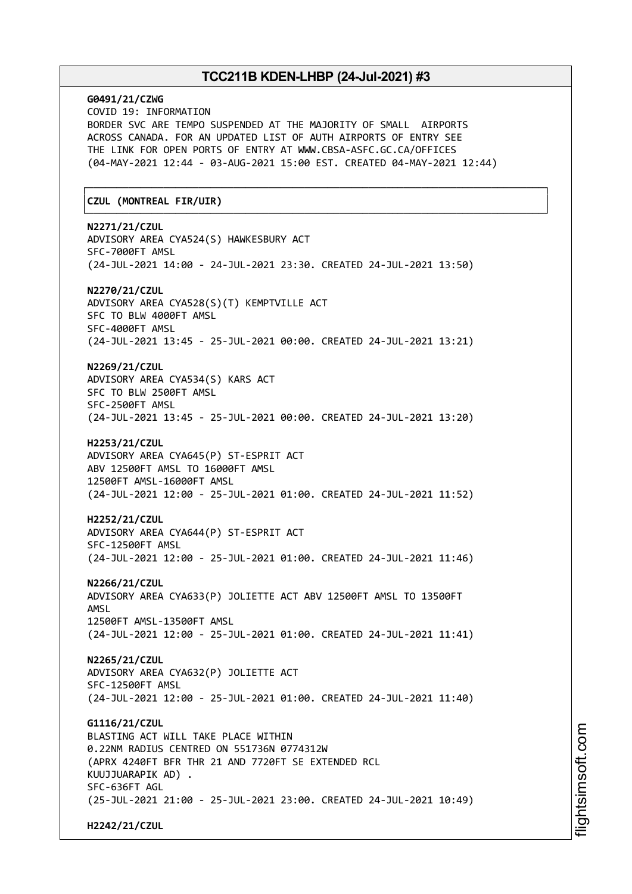**G0491/21/CZWG**
COVID 19: INFORMATION
BORDER SVC ARE TEMPO SUSPENDED AT THE MAJORITY OF SMALL AIRPORTS
ACROSS CANADA. FOR AN UPDATED LIST OF AUTH AIRPORTS OF ENTRY SEE
THE LINK FOR OPEN PORTS OF ENTRY AT WWW.CBSA-ASFC.GC.CA/OFFICES
(04-MAY-2021 12:44 - 03-AUG-2021 15:00 EST. CREATED 04-MAY-2021 12:44)

## CZUL (MONTREAL FIR/UIR)

**N2271/21/CZUL**
ADVISORY AREA CYA524(S) HAWKESBURY ACT
SFC-7000FT AMSL
(24-JUL-2021 14:00 - 24-JUL-2021 23:30. CREATED 24-JUL-2021 13:50)

**N2270/21/CZUL**
ADVISORY AREA CYA528(S)(T) KEMPTVILLE ACT
SFC TO BLW 4000FT AMSL
SFC-4000FT AMSL
(24-JUL-2021 13:45 - 25-JUL-2021 00:00. CREATED 24-JUL-2021 13:21)

**N2269/21/CZUL**
ADVISORY AREA CYA534(S) KARS ACT
SFC TO BLW 2500FT AMSL
SFC-2500FT AMSL
(24-JUL-2021 13:45 - 25-JUL-2021 00:00. CREATED 24-JUL-2021 13:20)

**H2253/21/CZUL**
ADVISORY AREA CYA645(P) ST-ESPRIT ACT
ABV 12500FT AMSL TO 16000FT AMSL
12500FT AMSL-16000FT AMSL
(24-JUL-2021 12:00 - 25-JUL-2021 01:00. CREATED 24-JUL-2021 11:52)

**H2252/21/CZUL**
ADVISORY AREA CYA644(P) ST-ESPRIT ACT
SFC-12500FT AMSL
(24-JUL-2021 12:00 - 25-JUL-2021 01:00. CREATED 24-JUL-2021 11:46)

**N2266/21/CZUL**
ADVISORY AREA CYA633(P) JOLIETTE ACT ABV 12500FT AMSL TO 13500FT
AMSL
12500FT AMSL-13500FT AMSL
(24-JUL-2021 12:00 - 25-JUL-2021 01:00. CREATED 24-JUL-2021 11:41)

**N2265/21/CZUL**
ADVISORY AREA CYA632(P) JOLIETTE ACT
SFC-12500FT AMSL
(24-JUL-2021 12:00 - 25-JUL-2021 01:00. CREATED 24-JUL-2021 11:40)

**G1116/21/CZUL**
BLASTING ACT WILL TAKE PLACE WITHIN
0.22NM RADIUS CENTRED ON 551736N 0774312W
(APRX 4240FT BFR THR 21 AND 7720FT SE EXTENDED RCL
KUUJJUARAPIK AD) .
SFC-636FT AGL
(25-JUL-2021 21:00 - 25-JUL-2021 23:00. CREATED 24-JUL-2021 10:49)

**H2242/21/CZUL**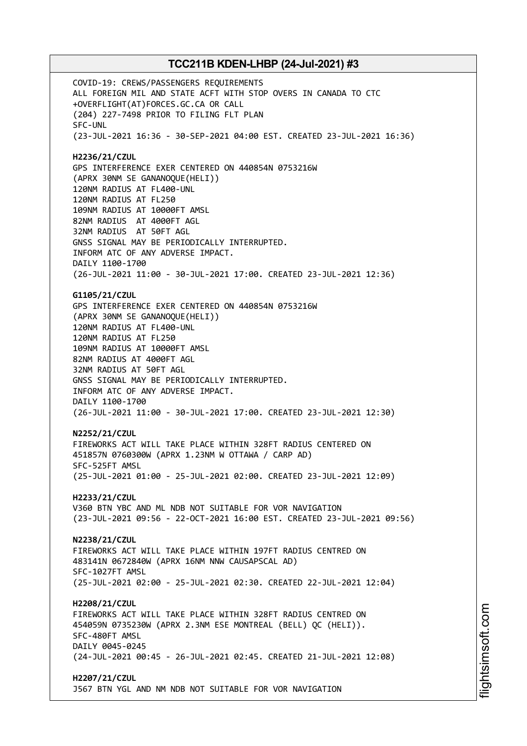COVID-19: CREWS/PASSENGERS REQUIREMENTS
ALL FOREIGN MIL AND STATE ACFT WITH STOP OVERS IN CANADA TO CTC
+OVERFLIGHT(AT)FORCES.GC.CA OR CALL
(204) 227-7498 PRIOR TO FILING FLT PLAN
SFC-UNL
(23-JUL-2021 16:36 - 30-SEP-2021 04:00 EST. CREATED 23-JUL-2021 16:36)

**H2236/21/CZUL**
GPS INTERFERENCE EXER CENTERED ON 440854N 0753216W
(APRX 30NM SE GANANOQUE(HELI))
120NM RADIUS AT FL400-UNL
120NM RADIUS AT FL250
109NM RADIUS AT 10000FT AMSL
82NM RADIUS AT 4000FT AGL
32NM RADIUS AT 50FT AGL
GNSS SIGNAL MAY BE PERIODICALLY INTERRUPTED.
INFORM ATC OF ANY ADVERSE IMPACT.
DAILY 1100-1700
(26-JUL-2021 11:00 - 30-JUL-2021 17:00. CREATED 23-JUL-2021 12:36)

**G1105/21/CZUL**
GPS INTERFERENCE EXER CENTERED ON 440854N 0753216W
(APRX 30NM SE GANANOQUE(HELI))
120NM RADIUS AT FL400-UNL
120NM RADIUS AT FL250
109NM RADIUS AT 10000FT AMSL
82NM RADIUS AT 4000FT AGL
32NM RADIUS AT 50FT AGL
GNSS SIGNAL MAY BE PERIODICALLY INTERRUPTED.
INFORM ATC OF ANY ADVERSE IMPACT.
DAILY 1100-1700
(26-JUL-2021 11:00 - 30-JUL-2021 17:00. CREATED 23-JUL-2021 12:30)

**N2252/21/CZUL**
FIREWORKS ACT WILL TAKE PLACE WITHIN 328FT RADIUS CENTERED ON
451857N 0760300W (APRX 1.23NM W OTTAWA / CARP AD)
SFC-525FT AMSL
(25-JUL-2021 01:00 - 25-JUL-2021 02:00. CREATED 23-JUL-2021 12:09)

**H2233/21/CZUL**
V360 BTN YBC AND ML NDB NOT SUITABLE FOR VOR NAVIGATION
(23-JUL-2021 09:56 - 22-OCT-2021 16:00 EST. CREATED 23-JUL-2021 09:56)

**N2238/21/CZUL**
FIREWORKS ACT WILL TAKE PLACE WITHIN 197FT RADIUS CENTRED ON
483141N 0672840W (APRX 16NM NNW CAUSAPSCAL AD)
SFC-1027FT AMSL
(25-JUL-2021 02:00 - 25-JUL-2021 02:30. CREATED 22-JUL-2021 12:04)

**H2208/21/CZUL**
FIREWORKS ACT WILL TAKE PLACE WITHIN 328FT RADIUS CENTRED ON
454059N 0735230W (APRX 2.3NM ESE MONTREAL (BELL) QC (HELI)).
SFC-480FT AMSL
DAILY 0045-0245
(24-JUL-2021 00:45 - 26-JUL-2021 02:45. CREATED 21-JUL-2021 12:08)

**H2207/21/CZUL**
J567 BTN YGL AND NM NDB NOT SUITABLE FOR VOR NAVIGATION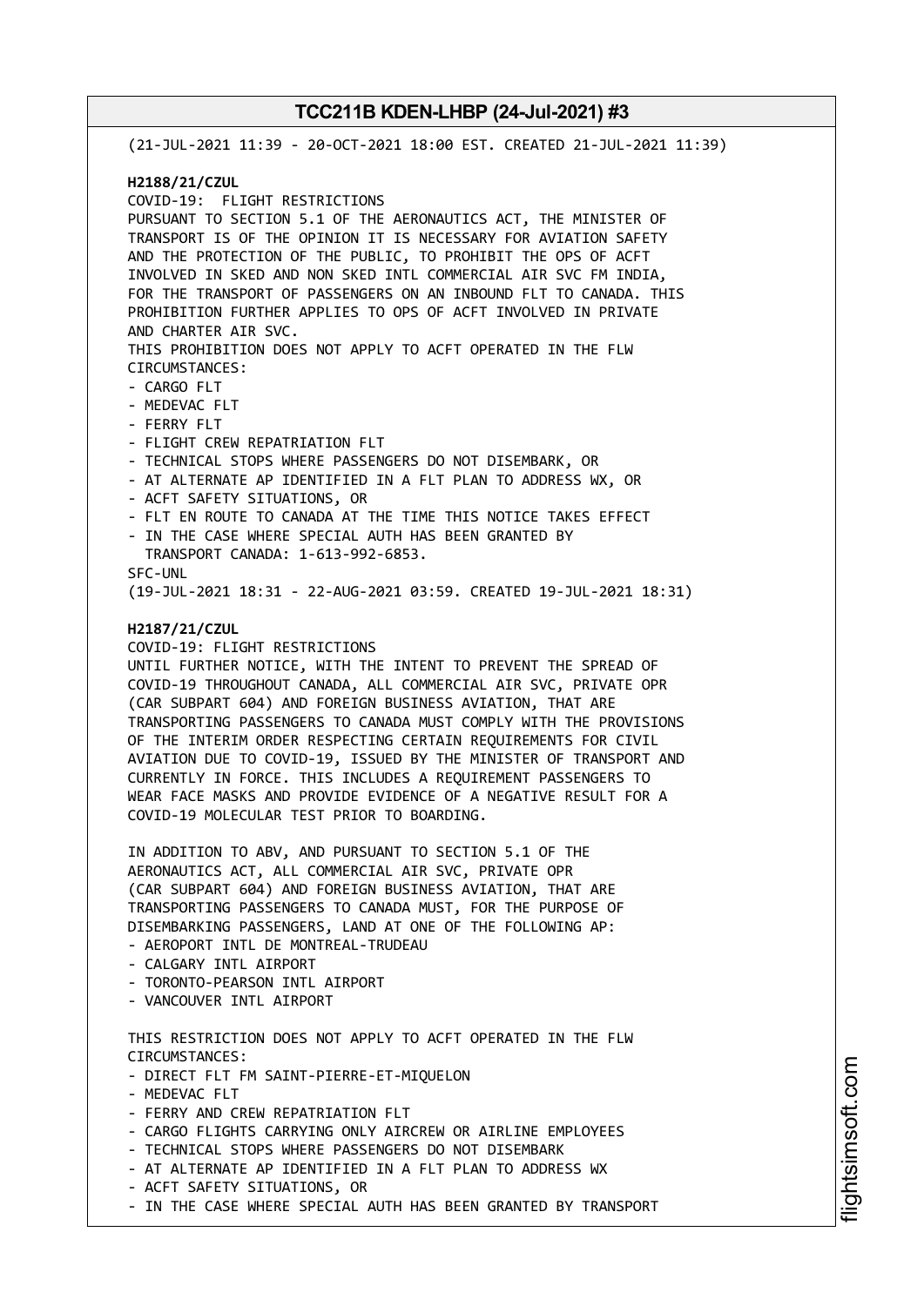(21-JUL-2021 11:39 - 20-OCT-2021 18:00 EST. CREATED 21-JUL-2021 11:39)

**H2188/21/CZUL**
COVID-19: FLIGHT RESTRICTIONS
PURSUANT TO SECTION 5.1 OF THE AERONAUTICS ACT, THE MINISTER OF TRANSPORT IS OF THE OPINION IT IS NECESSARY FOR AVIATION SAFETY AND THE PROTECTION OF THE PUBLIC, TO PROHIBIT THE OPS OF ACFT INVOLVED IN SKED AND NON SKED INTL COMMERCIAL AIR SVC FM INDIA, FOR THE TRANSPORT OF PASSENGERS ON AN INBOUND FLT TO CANADA. THIS PROHIBITION FURTHER APPLIES TO OPS OF ACFT INVOLVED IN PRIVATE AND CHARTER AIR SVC.
THIS PROHIBITION DOES NOT APPLY TO ACFT OPERATED IN THE FLW CIRCUMSTANCES:
- CARGO FLT
- MEDEVAC FLT
- FERRY FLT
- FLIGHT CREW REPATRIATION FLT
- TECHNICAL STOPS WHERE PASSENGERS DO NOT DISEMBARK, OR
- AT ALTERNATE AP IDENTIFIED IN A FLT PLAN TO ADDRESS WX, OR
- ACFT SAFETY SITUATIONS, OR
- FLT EN ROUTE TO CANADA AT THE TIME THIS NOTICE TAKES EFFECT
- IN THE CASE WHERE SPECIAL AUTH HAS BEEN GRANTED BY TRANSPORT CANADA: 1-613-992-6853.

SFC-UNL
(19-JUL-2021 18:31 - 22-AUG-2021 03:59. CREATED 19-JUL-2021 18:31)

**H2187/21/CZUL**
COVID-19: FLIGHT RESTRICTIONS
UNTIL FURTHER NOTICE, WITH THE INTENT TO PREVENT THE SPREAD OF COVID-19 THROUGHOUT CANADA, ALL COMMERCIAL AIR SVC, PRIVATE OPR (CAR SUBPART 604) AND FOREIGN BUSINESS AVIATION, THAT ARE TRANSPORTING PASSENGERS TO CANADA MUST COMPLY WITH THE PROVISIONS OF THE INTERIM ORDER RESPECTING CERTAIN REQUIREMENTS FOR CIVIL AVIATION DUE TO COVID-19, ISSUED BY THE MINISTER OF TRANSPORT AND CURRENTLY IN FORCE. THIS INCLUDES A REQUIREMENT PASSENGERS TO WEAR FACE MASKS AND PROVIDE EVIDENCE OF A NEGATIVE RESULT FOR A COVID-19 MOLECULAR TEST PRIOR TO BOARDING.

IN ADDITION TO ABV, AND PURSUANT TO SECTION 5.1 OF THE AERONAUTICS ACT, ALL COMMERCIAL AIR SVC, PRIVATE OPR (CAR SUBPART 604) AND FOREIGN BUSINESS AVIATION, THAT ARE TRANSPORTING PASSENGERS TO CANADA MUST, FOR THE PURPOSE OF DISEMBARKING PASSENGERS, LAND AT ONE OF THE FOLLOWING AP:
- AEROPORT INTL DE MONTREAL-TRUDEAU
- CALGARY INTL AIRPORT
- TORONTO-PEARSON INTL AIRPORT
- VANCOUVER INTL AIRPORT

THIS RESTRICTION DOES NOT APPLY TO ACFT OPERATED IN THE FLW CIRCUMSTANCES:
- DIRECT FLT FM SAINT-PIERRE-ET-MIQUELON
- MEDEVAC FLT
- FERRY AND CREW REPATRIATION FLT
- CARGO FLIGHTS CARRYING ONLY AIRCREW OR AIRLINE EMPLOYEES
- TECHNICAL STOPS WHERE PASSENGERS DO NOT DISEMBARK
- AT ALTERNATE AP IDENTIFIED IN A FLT PLAN TO ADDRESS WX
- ACFT SAFETY SITUATIONS, OR
- IN THE CASE WHERE SPECIAL AUTH HAS BEEN GRANTED BY TRANSPORT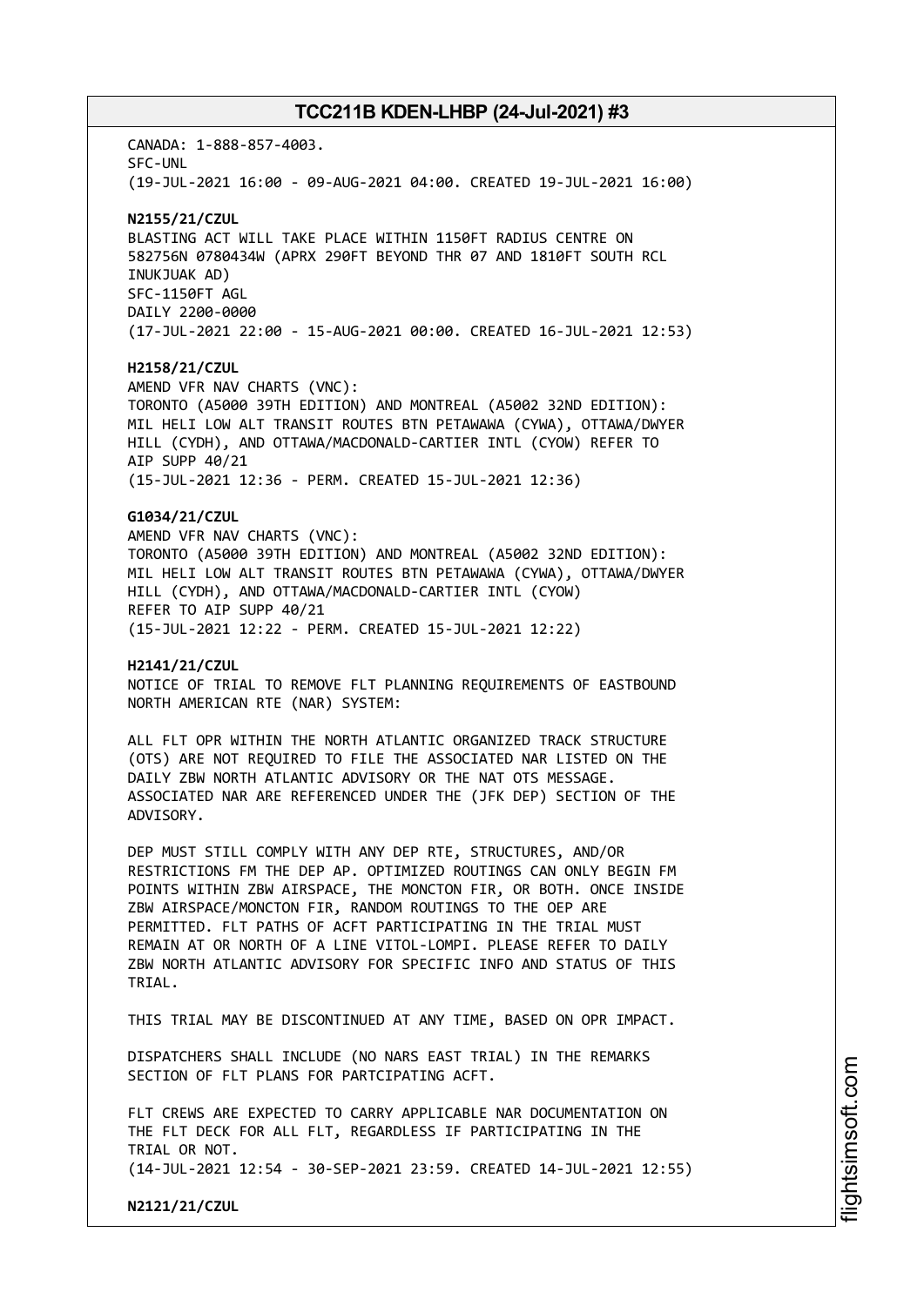CANADA: 1-888-857-4003.
SFC-UNL
(19-JUL-2021 16:00 - 09-AUG-2021 04:00. CREATED 19-JUL-2021 16:00)

**N2155/21/CZUL**
BLASTING ACT WILL TAKE PLACE WITHIN 1150FT RADIUS CENTRE ON 582756N 0780434W (APRX 290FT BEYOND THR 07 AND 1810FT SOUTH RCL INUKJUAK AD)
SFC-1150FT AGL
DAILY 2200-0000
(17-JUL-2021 22:00 - 15-AUG-2021 00:00. CREATED 16-JUL-2021 12:53)

**H2158/21/CZUL**
AMEND VFR NAV CHARTS (VNC):
TORONTO (A5000 39TH EDITION) AND MONTREAL (A5002 32ND EDITION):
MIL HELI LOW ALT TRANSIT ROUTES BTN PETAWAWA (CYWA), OTTAWA/DWYER HILL (CYDH), AND OTTAWA/MACDONALD-CARTIER INTL (CYOW) REFER TO AIP SUPP 40/21
(15-JUL-2021 12:36 - PERM. CREATED 15-JUL-2021 12:36)

**G1034/21/CZUL**
AMEND VFR NAV CHARTS (VNC):
TORONTO (A5000 39TH EDITION) AND MONTREAL (A5002 32ND EDITION):
MIL HELI LOW ALT TRANSIT ROUTES BTN PETAWAWA (CYWA), OTTAWA/DWYER HILL (CYDH), AND OTTAWA/MACDONALD-CARTIER INTL (CYOW)
REFER TO AIP SUPP 40/21
(15-JUL-2021 12:22 - PERM. CREATED 15-JUL-2021 12:22)

**H2141/21/CZUL**
NOTICE OF TRIAL TO REMOVE FLT PLANNING REQUIREMENTS OF EASTBOUND NORTH AMERICAN RTE (NAR) SYSTEM:

ALL FLT OPR WITHIN THE NORTH ATLANTIC ORGANIZED TRACK STRUCTURE (OTS) ARE NOT REQUIRED TO FILE THE ASSOCIATED NAR LISTED ON THE DAILY ZBW NORTH ATLANTIC ADVISORY OR THE NAT OTS MESSAGE. ASSOCIATED NAR ARE REFERENCED UNDER THE (JFK DEP) SECTION OF THE ADVISORY.

DEP MUST STILL COMPLY WITH ANY DEP RTE, STRUCTURES, AND/OR RESTRICTIONS FM THE DEP AP. OPTIMIZED ROUTINGS CAN ONLY BEGIN FM POINTS WITHIN ZBW AIRSPACE, THE MONCTON FIR, OR BOTH. ONCE INSIDE ZBW AIRSPACE/MONCTON FIR, RANDOM ROUTINGS TO THE OEP ARE PERMITTED. FLT PATHS OF ACFT PARTICIPATING IN THE TRIAL MUST REMAIN AT OR NORTH OF A LINE VITOL-LOMPI. PLEASE REFER TO DAILY ZBW NORTH ATLANTIC ADVISORY FOR SPECIFIC INFO AND STATUS OF THIS TRIAL.

THIS TRIAL MAY BE DISCONTINUED AT ANY TIME, BASED ON OPR IMPACT.

DISPATCHERS SHALL INCLUDE (NO NARS EAST TRIAL) IN THE REMARKS SECTION OF FLT PLANS FOR PARTCIPATING ACFT.

FLT CREWS ARE EXPECTED TO CARRY APPLICABLE NAR DOCUMENTATION ON THE FLT DECK FOR ALL FLT, REGARDLESS IF PARTICIPATING IN THE TRIAL OR NOT.
(14-JUL-2021 12:54 - 30-SEP-2021 23:59. CREATED 14-JUL-2021 12:55)

**N2121/21/CZUL**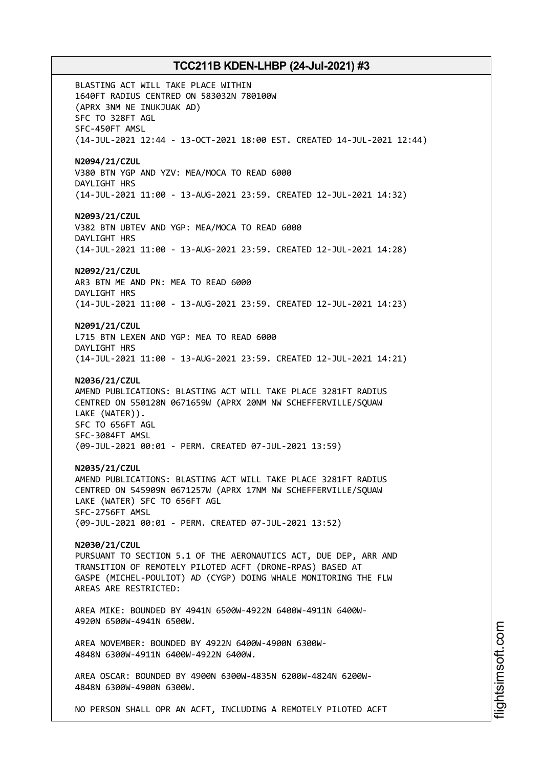BLASTING ACT WILL TAKE PLACE WITHIN
1640FT RADIUS CENTRED ON 583032N 780100W
(APRX 3NM NE INUKJUAK AD)
SFC TO 328FT AGL
SFC-450FT AMSL
(14-JUL-2021 12:44 - 13-OCT-2021 18:00 EST. CREATED 14-JUL-2021 12:44)

**N2094/21/CZUL**
V380 BTN YGP AND YZV: MEA/MOCA TO READ 6000
DAYLIGHT HRS
(14-JUL-2021 11:00 - 13-AUG-2021 23:59. CREATED 12-JUL-2021 14:32)

**N2093/21/CZUL**
V382 BTN UBTEV AND YGP: MEA/MOCA TO READ 6000
DAYLIGHT HRS
(14-JUL-2021 11:00 - 13-AUG-2021 23:59. CREATED 12-JUL-2021 14:28)

**N2092/21/CZUL**
AR3 BTN ME AND PN: MEA TO READ 6000
DAYLIGHT HRS
(14-JUL-2021 11:00 - 13-AUG-2021 23:59. CREATED 12-JUL-2021 14:23)

**N2091/21/CZUL**
L715 BTN LEXEN AND YGP: MEA TO READ 6000
DAYLIGHT HRS
(14-JUL-2021 11:00 - 13-AUG-2021 23:59. CREATED 12-JUL-2021 14:21)

**N2036/21/CZUL**
AMEND PUBLICATIONS: BLASTING ACT WILL TAKE PLACE 3281FT RADIUS
CENTRED ON 550128N 0671659W (APRX 20NM NW SCHEFFERVILLE/SQUAW
LAKE (WATER)).
SFC TO 656FT AGL
SFC-3084FT AMSL
(09-JUL-2021 00:01 - PERM. CREATED 07-JUL-2021 13:59)

**N2035/21/CZUL**
AMEND PUBLICATIONS: BLASTING ACT WILL TAKE PLACE 3281FT RADIUS
CENTRED ON 545909N 0671257W (APRX 17NM NW SCHEFFERVILLE/SQUAW
LAKE (WATER) SFC TO 656FT AGL
SFC-2756FT AMSL
(09-JUL-2021 00:01 - PERM. CREATED 07-JUL-2021 13:52)

**N2030/21/CZUL**
PURSUANT TO SECTION 5.1 OF THE AERONAUTICS ACT, DUE DEP, ARR AND
TRANSITION OF REMOTELY PILOTED ACFT (DRONE-RPAS) BASED AT
GASPE (MICHEL-POULIOT) AD (CYGP) DOING WHALE MONITORING THE FLW
AREAS ARE RESTRICTED:

AREA MIKE: BOUNDED BY 4941N 6500W-4922N 6400W-4911N 6400W-
4920N 6500W-4941N 6500W.

AREA NOVEMBER: BOUNDED BY 4922N 6400W-4900N 6300W-
4848N 6300W-4911N 6400W-4922N 6400W.

AREA OSCAR: BOUNDED BY 4900N 6300W-4835N 6200W-4824N 6200W-
4848N 6300W-4900N 6300W.

NO PERSON SHALL OPR AN ACFT, INCLUDING A REMOTELY PILOTED ACFT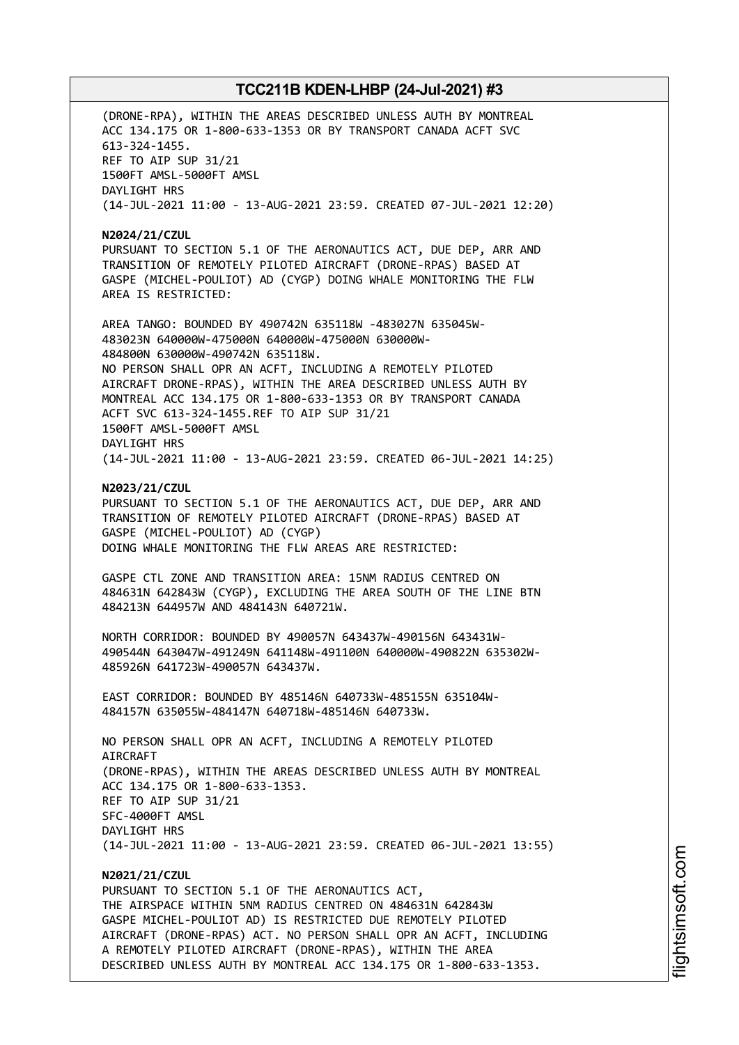(DRONE-RPA), WITHIN THE AREAS DESCRIBED UNLESS AUTH BY MONTREAL ACC 134.175 OR 1-800-633-1353 OR BY TRANSPORT CANADA ACFT SVC 613-324-1455.
REF TO AIP SUP 31/21
1500FT AMSL-5000FT AMSL
DAYLIGHT HRS
(14-JUL-2021 11:00 - 13-AUG-2021 23:59. CREATED 07-JUL-2021 12:20)

**N2024/21/CZUL**
PURSUANT TO SECTION 5.1 OF THE AERONAUTICS ACT, DUE DEP, ARR AND TRANSITION OF REMOTELY PILOTED AIRCRAFT (DRONE-RPAS) BASED AT GASPE (MICHEL-POULIOT) AD (CYGP) DOING WHALE MONITORING THE FLW AREA IS RESTRICTED:

AREA TANGO: BOUNDED BY 490742N 635118W -483027N 635045W-483023N 640000W-475000N 640000W-475000N 630000W-484800N 630000W-490742N 635118W.
NO PERSON SHALL OPR AN ACFT, INCLUDING A REMOTELY PILOTED AIRCRAFT DRONE-RPAS), WITHIN THE AREA DESCRIBED UNLESS AUTH BY MONTREAL ACC 134.175 OR 1-800-633-1353 OR BY TRANSPORT CANADA ACFT SVC 613-324-1455.REF TO AIP SUP 31/21
1500FT AMSL-5000FT AMSL
DAYLIGHT HRS
(14-JUL-2021 11:00 - 13-AUG-2021 23:59. CREATED 06-JUL-2021 14:25)

**N2023/21/CZUL**
PURSUANT TO SECTION 5.1 OF THE AERONAUTICS ACT, DUE DEP, ARR AND TRANSITION OF REMOTELY PILOTED AIRCRAFT (DRONE-RPAS) BASED AT GASPE (MICHEL-POULIOT) AD (CYGP)
DOING WHALE MONITORING THE FLW AREAS ARE RESTRICTED:

GASPE CTL ZONE AND TRANSITION AREA: 15NM RADIUS CENTRED ON 484631N 642843W (CYGP), EXCLUDING THE AREA SOUTH OF THE LINE BTN 484213N 644957W AND 484143N 640721W.

NORTH CORRIDOR: BOUNDED BY 490057N 643437W-490156N 643431W-490544N 643047W-491249N 641148W-491100N 640000W-490822N 635302W-485926N 641723W-490057N 643437W.

EAST CORRIDOR: BOUNDED BY 485146N 640733W-485155N 635104W-484157N 635055W-484147N 640718W-485146N 640733W.

NO PERSON SHALL OPR AN ACFT, INCLUDING A REMOTELY PILOTED AIRCRAFT
(DRONE-RPAS), WITHIN THE AREAS DESCRIBED UNLESS AUTH BY MONTREAL ACC 134.175 OR 1-800-633-1353.
REF TO AIP SUP 31/21
SFC-4000FT AMSL
DAYLIGHT HRS
(14-JUL-2021 11:00 - 13-AUG-2021 23:59. CREATED 06-JUL-2021 13:55)

**N2021/21/CZUL**
PURSUANT TO SECTION 5.1 OF THE AERONAUTICS ACT,
THE AIRSPACE WITHIN 5NM RADIUS CENTRED ON 484631N 642843W GASPE MICHEL-POULIOT AD) IS RESTRICTED DUE REMOTELY PILOTED AIRCRAFT (DRONE-RPAS) ACT. NO PERSON SHALL OPR AN ACFT, INCLUDING A REMOTELY PILOTED AIRCRAFT (DRONE-RPAS), WITHIN THE AREA DESCRIBED UNLESS AUTH BY MONTREAL ACC 134.175 OR 1-800-633-1353.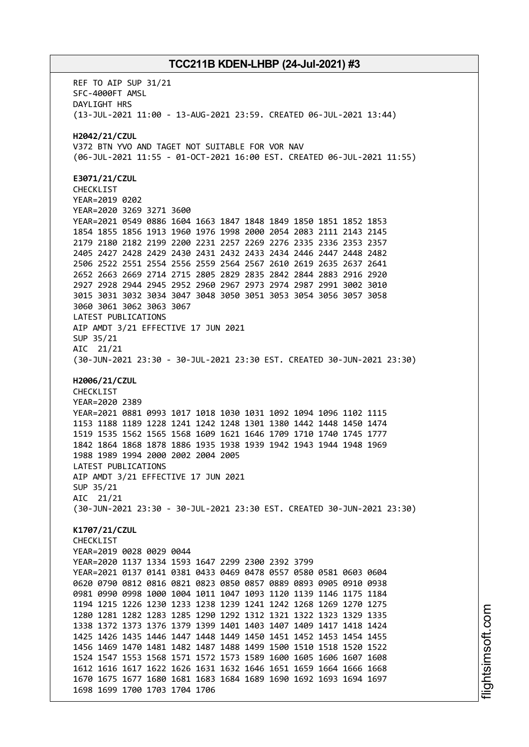REF TO AIP SUP 31/21
SFC-4000FT AMSL
DAYLIGHT HRS
(13-JUL-2021 11:00 - 13-AUG-2021 23:59. CREATED 06-JUL-2021 13:44)

**H2042/21/CZUL**
V372 BTN YVO AND TAGET NOT SUITABLE FOR VOR NAV
(06-JUL-2021 11:55 - 01-OCT-2021 16:00 EST. CREATED 06-JUL-2021 11:55)

**E3071/21/CZUL**
CHECKLIST
YEAR=2019 0202
YEAR=2020 3269 3271 3600
YEAR=2021 0549 0886 1604 1663 1847 1848 1849 1850 1851 1852 1853
1854 1855 1856 1913 1960 1976 1998 2000 2054 2083 2111 2143 2145
2179 2180 2182 2199 2200 2231 2257 2269 2276 2335 2336 2353 2357
2405 2427 2428 2429 2430 2431 2432 2433 2434 2446 2447 2448 2482
2506 2522 2551 2554 2556 2559 2564 2567 2610 2619 2635 2637 2641
2652 2663 2669 2714 2715 2805 2829 2835 2842 2844 2883 2916 2920
2927 2928 2944 2945 2952 2960 2967 2973 2974 2987 2991 3002 3010
3015 3031 3032 3034 3047 3048 3050 3051 3053 3054 3056 3057 3058
3060 3061 3062 3063 3067
LATEST PUBLICATIONS
AIP AMDT 3/21 EFFECTIVE 17 JUN 2021
SUP 35/21
AIC 21/21
(30-JUN-2021 23:30 - 30-JUL-2021 23:30 EST. CREATED 30-JUN-2021 23:30)

**H2006/21/CZUL**
CHECKLIST
YEAR=2020 2389
YEAR=2021 0881 0993 1017 1018 1030 1031 1092 1094 1096 1102 1115
1153 1188 1189 1228 1241 1242 1248 1301 1380 1442 1448 1450 1474
1519 1535 1562 1565 1568 1609 1621 1646 1709 1710 1740 1745 1777
1842 1864 1868 1878 1886 1935 1938 1939 1942 1943 1944 1948 1969
1988 1989 1994 2000 2002 2004 2005
LATEST PUBLICATIONS
AIP AMDT 3/21 EFFECTIVE 17 JUN 2021
SUP 35/21
AIC 21/21
(30-JUN-2021 23:30 - 30-JUL-2021 23:30 EST. CREATED 30-JUN-2021 23:30)

**K1707/21/CZUL**
CHECKLIST
YEAR=2019 0028 0029 0044
YEAR=2020 1137 1334 1593 1647 2299 2300 2392 3799
YEAR=2021 0137 0141 0381 0433 0469 0478 0557 0580 0581 0603 0604
0620 0790 0812 0816 0821 0823 0850 0857 0889 0893 0905 0910 0938
0981 0990 0998 1000 1004 1011 1047 1093 1120 1139 1146 1175 1184
1194 1215 1226 1230 1233 1238 1239 1241 1242 1268 1269 1270 1275
1280 1281 1282 1283 1285 1290 1292 1312 1321 1322 1323 1329 1335
1338 1372 1373 1376 1379 1399 1401 1403 1407 1409 1417 1418 1424
1425 1426 1435 1446 1447 1448 1449 1450 1451 1452 1453 1454 1455
1456 1469 1470 1481 1482 1487 1488 1499 1500 1510 1518 1520 1522
1524 1547 1553 1568 1571 1572 1573 1589 1600 1605 1606 1607 1608
1612 1616 1617 1622 1626 1631 1632 1646 1651 1659 1664 1666 1668
1670 1675 1677 1680 1681 1683 1684 1689 1690 1692 1693 1694 1697
1698 1699 1700 1703 1704 1706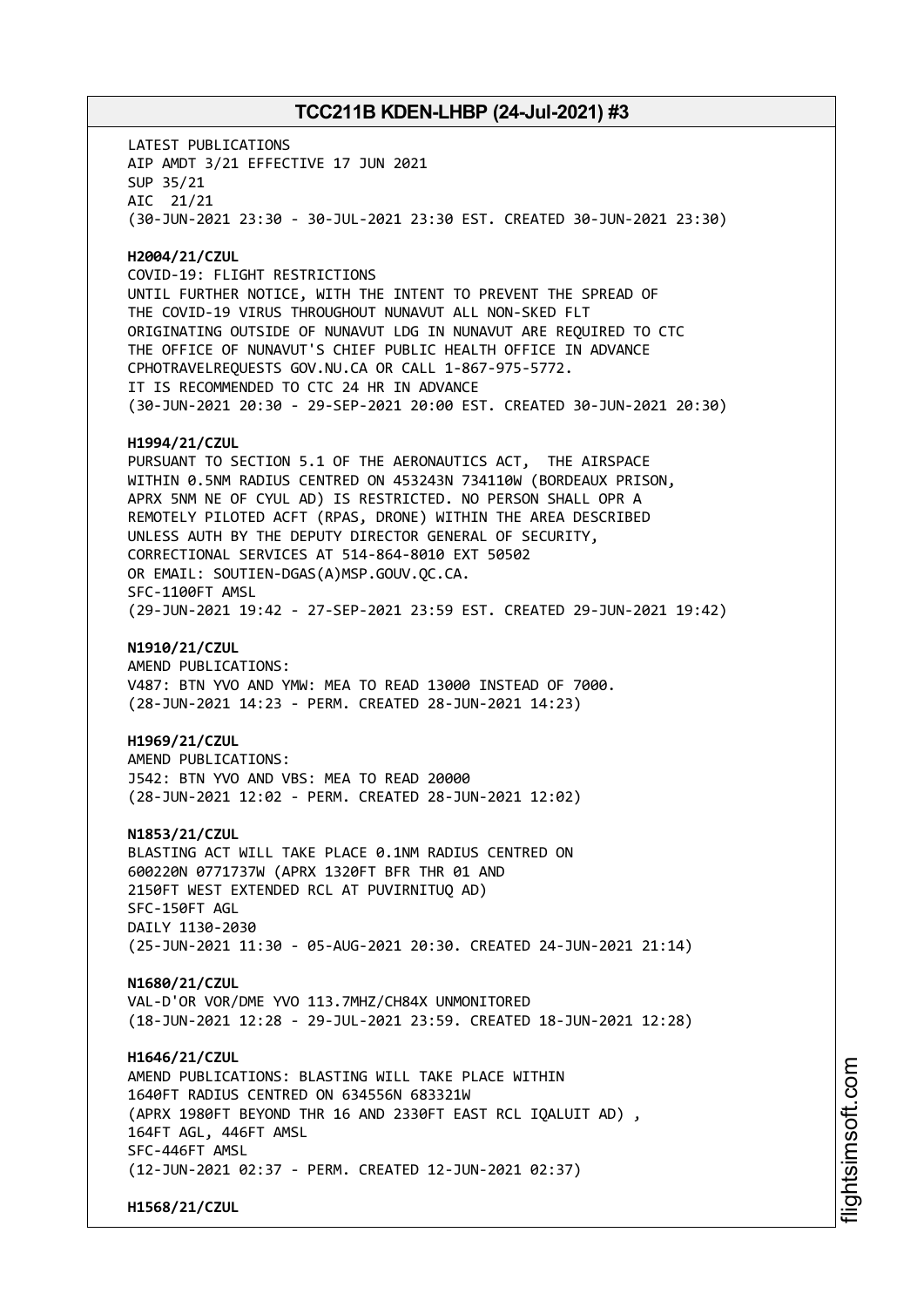LATEST PUBLICATIONS
AIP AMDT 3/21 EFFECTIVE 17 JUN 2021
SUP 35/21
AIC 21/21
(30-JUN-2021 23:30 - 30-JUL-2021 23:30 EST. CREATED 30-JUN-2021 23:30)

**H2004/21/CZUL**
COVID-19: FLIGHT RESTRICTIONS
UNTIL FURTHER NOTICE, WITH THE INTENT TO PREVENT THE SPREAD OF
THE COVID-19 VIRUS THROUGHOUT NUNAVUT ALL NON-SKED FLT
ORIGINATING OUTSIDE OF NUNAVUT LDG IN NUNAVUT ARE REQUIRED TO CTC
THE OFFICE OF NUNAVUT'S CHIEF PUBLIC HEALTH OFFICE IN ADVANCE
CPHOTRAVELREQUESTS GOV.NU.CA OR CALL 1-867-975-5772.
IT IS RECOMMENDED TO CTC 24 HR IN ADVANCE
(30-JUN-2021 20:30 - 29-SEP-2021 20:00 EST. CREATED 30-JUN-2021 20:30)

**H1994/21/CZUL**
PURSUANT TO SECTION 5.1 OF THE AERONAUTICS ACT, THE AIRSPACE
WITHIN 0.5NM RADIUS CENTRED ON 453243N 734110W (BORDEAUX PRISON,
APRX 5NM NE OF CYUL AD) IS RESTRICTED. NO PERSON SHALL OPR A
REMOTELY PILOTED ACFT (RPAS, DRONE) WITHIN THE AREA DESCRIBED
UNLESS AUTH BY THE DEPUTY DIRECTOR GENERAL OF SECURITY,
CORRECTIONAL SERVICES AT 514-864-8010 EXT 50502
OR EMAIL: SOUTIEN-DGAS(A)MSP.GOUV.QC.CA.
SFC-1100FT AMSL
(29-JUN-2021 19:42 - 27-SEP-2021 23:59 EST. CREATED 29-JUN-2021 19:42)

**N1910/21/CZUL**
AMEND PUBLICATIONS:
V487: BTN YVO AND YMW: MEA TO READ 13000 INSTEAD OF 7000.
(28-JUN-2021 14:23 - PERM. CREATED 28-JUN-2021 14:23)

**H1969/21/CZUL**
AMEND PUBLICATIONS:
J542: BTN YVO AND VBS: MEA TO READ 20000
(28-JUN-2021 12:02 - PERM. CREATED 28-JUN-2021 12:02)

**N1853/21/CZUL**
BLASTING ACT WILL TAKE PLACE 0.1NM RADIUS CENTRED ON
600220N 0771737W (APRX 1320FT BFR THR 01 AND
2150FT WEST EXTENDED RCL AT PUVIRNITUQ AD)
SFC-150FT AGL
DAILY 1130-2030
(25-JUN-2021 11:30 - 05-AUG-2021 20:30. CREATED 24-JUN-2021 21:14)

**N1680/21/CZUL**
VAL-D'OR VOR/DME YVO 113.7MHZ/CH84X UNMONITORED
(18-JUN-2021 12:28 - 29-JUL-2021 23:59. CREATED 18-JUN-2021 12:28)

**H1646/21/CZUL**
AMEND PUBLICATIONS: BLASTING WILL TAKE PLACE WITHIN
1640FT RADIUS CENTRED ON 634556N 683321W
(APRX 1980FT BEYOND THR 16 AND 2330FT EAST RCL IQALUIT AD) ,
164FT AGL, 446FT AMSL
SFC-446FT AMSL
(12-JUN-2021 02:37 - PERM. CREATED 12-JUN-2021 02:37)

**H1568/21/CZUL**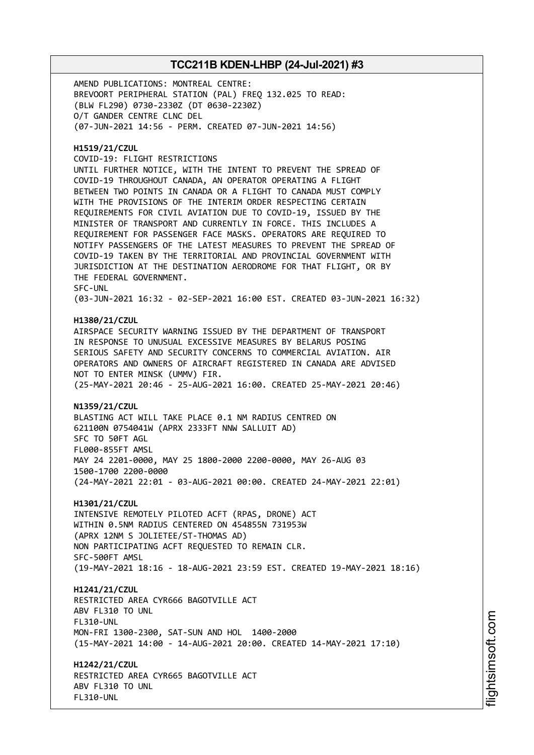AMEND PUBLICATIONS: MONTREAL CENTRE:
BREVOORT PERIPHERAL STATION (PAL) FREQ 132.025 TO READ:
(BLW FL290) 0730-2330Z (DT 0630-2230Z)
O/T GANDER CENTRE CLNC DEL
(07-JUN-2021 14:56 - PERM. CREATED 07-JUN-2021 14:56)

**H1519/21/CZUL**
COVID-19: FLIGHT RESTRICTIONS
UNTIL FURTHER NOTICE, WITH THE INTENT TO PREVENT THE SPREAD OF
COVID-19 THROUGHOUT CANADA, AN OPERATOR OPERATING A FLIGHT
BETWEEN TWO POINTS IN CANADA OR A FLIGHT TO CANADA MUST COMPLY
WITH THE PROVISIONS OF THE INTERIM ORDER RESPECTING CERTAIN
REQUIREMENTS FOR CIVIL AVIATION DUE TO COVID-19, ISSUED BY THE
MINISTER OF TRANSPORT AND CURRENTLY IN FORCE. THIS INCLUDES A
REQUIREMENT FOR PASSENGER FACE MASKS. OPERATORS ARE REQUIRED TO
NOTIFY PASSENGERS OF THE LATEST MEASURES TO PREVENT THE SPREAD OF
COVID-19 TAKEN BY THE TERRITORIAL AND PROVINCIAL GOVERNMENT WITH
JURISDICTION AT THE DESTINATION AERODROME FOR THAT FLIGHT, OR BY
THE FEDERAL GOVERNMENT.
SFC-UNL
(03-JUN-2021 16:32 - 02-SEP-2021 16:00 EST. CREATED 03-JUN-2021 16:32)

**H1380/21/CZUL**
AIRSPACE SECURITY WARNING ISSUED BY THE DEPARTMENT OF TRANSPORT
IN RESPONSE TO UNUSUAL EXCESSIVE MEASURES BY BELARUS POSING
SERIOUS SAFETY AND SECURITY CONCERNS TO COMMERCIAL AVIATION. AIR
OPERATORS AND OWNERS OF AIRCRAFT REGISTERED IN CANADA ARE ADVISED
NOT TO ENTER MINSK (UMMV) FIR.
(25-MAY-2021 20:46 - 25-AUG-2021 16:00. CREATED 25-MAY-2021 20:46)

**N1359/21/CZUL**
BLASTING ACT WILL TAKE PLACE 0.1 NM RADIUS CENTRED ON
621100N 0754041W (APRX 2333FT NNW SALLUIT AD)
SFC TO 50FT AGL
FL000-855FT AMSL
MAY 24 2201-0000, MAY 25 1800-2000 2200-0000, MAY 26-AUG 03
1500-1700 2200-0000
(24-MAY-2021 22:01 - 03-AUG-2021 00:00. CREATED 24-MAY-2021 22:01)

**H1301/21/CZUL**
INTENSIVE REMOTELY PILOTED ACFT (RPAS, DRONE) ACT
WITHIN 0.5NM RADIUS CENTERED ON 454855N 731953W
(APRX 12NM S JOLIETEE/ST-THOMAS AD)
NON PARTICIPATING ACFT REQUESTED TO REMAIN CLR.
SFC-500FT AMSL
(19-MAY-2021 18:16 - 18-AUG-2021 23:59 EST. CREATED 19-MAY-2021 18:16)

**H1241/21/CZUL**
RESTRICTED AREA CYR666 BAGOTVILLE ACT
ABV FL310 TO UNL
FL310-UNL
MON-FRI 1300-2300, SAT-SUN AND HOL 1400-2000
(15-MAY-2021 14:00 - 14-AUG-2021 20:00. CREATED 14-MAY-2021 17:10)

**H1242/21/CZUL**
RESTRICTED AREA CYR665 BAGOTVILLE ACT
ABV FL310 TO UNL
FL310-UNL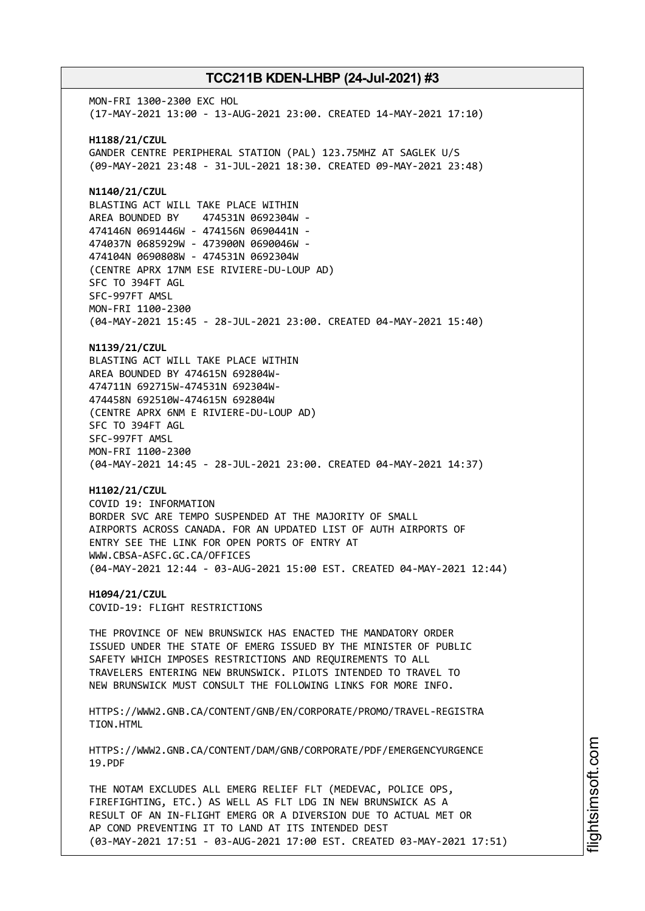MON-FRI 1300-2300 EXC HOL
(17-MAY-2021 13:00 - 13-AUG-2021 23:00. CREATED 14-MAY-2021 17:10)

**H1188/21/CZUL**
GANDER CENTRE PERIPHERAL STATION (PAL) 123.75MHZ AT SAGLEK U/S
(09-MAY-2021 23:48 - 31-JUL-2021 18:30. CREATED 09-MAY-2021 23:48)

**N1140/21/CZUL**
BLASTING ACT WILL TAKE PLACE WITHIN
AREA BOUNDED BY 474531N 0692304W -
474146N 0691446W - 474156N 0690441N -
474037N 0685929W - 473900N 0690046W -
474104N 0690808W - 474531N 0692304W
(CENTRE APRX 17NM ESE RIVIERE-DU-LOUP AD)
SFC TO 394FT AGL
SFC-997FT AMSL
MON-FRI 1100-2300
(04-MAY-2021 15:45 - 28-JUL-2021 23:00. CREATED 04-MAY-2021 15:40)

**N1139/21/CZUL**
BLASTING ACT WILL TAKE PLACE WITHIN
AREA BOUNDED BY 474615N 692804W-
474711N 692715W-474531N 692304W-
474458N 692510W-474615N 692804W
(CENTRE APRX 6NM E RIVIERE-DU-LOUP AD)
SFC TO 394FT AGL
SFC-997FT AMSL
MON-FRI 1100-2300
(04-MAY-2021 14:45 - 28-JUL-2021 23:00. CREATED 04-MAY-2021 14:37)

**H1102/21/CZUL**
COVID 19: INFORMATION
BORDER SVC ARE TEMPO SUSPENDED AT THE MAJORITY OF SMALL
AIRPORTS ACROSS CANADA. FOR AN UPDATED LIST OF AUTH AIRPORTS OF
ENTRY SEE THE LINK FOR OPEN PORTS OF ENTRY AT
WWW.CBSA-ASFC.GC.CA/OFFICES
(04-MAY-2021 12:44 - 03-AUG-2021 15:00 EST. CREATED 04-MAY-2021 12:44)

**H1094/21/CZUL**
COVID-19: FLIGHT RESTRICTIONS

THE PROVINCE OF NEW BRUNSWICK HAS ENACTED THE MANDATORY ORDER
ISSUED UNDER THE STATE OF EMERG ISSUED BY THE MINISTER OF PUBLIC
SAFETY WHICH IMPOSES RESTRICTIONS AND REQUIREMENTS TO ALL
TRAVELERS ENTERING NEW BRUNSWICK. PILOTS INTENDED TO TRAVEL TO
NEW BRUNSWICK MUST CONSULT THE FOLLOWING LINKS FOR MORE INFO.

HTTPS://WWW2.GNB.CA/CONTENT/GNB/EN/CORPORATE/PROMO/TRAVEL-REGISTRA
TION.HTML

HTTPS://WWW2.GNB.CA/CONTENT/DAM/GNB/CORPORATE/PDF/EMERGENCYURGENCE
19.PDF

THE NOTAM EXCLUDES ALL EMERG RELIEF FLT (MEDEVAC, POLICE OPS,
FIREFIGHTING, ETC.) AS WELL AS FLT LDG IN NEW BRUNSWICK AS A
RESULT OF AN IN-FLIGHT EMERG OR A DIVERSION DUE TO ACTUAL MET OR
AP COND PREVENTING IT TO LAND AT ITS INTENDED DEST
(03-MAY-2021 17:51 - 03-AUG-2021 17:00 EST. CREATED 03-MAY-2021 17:51)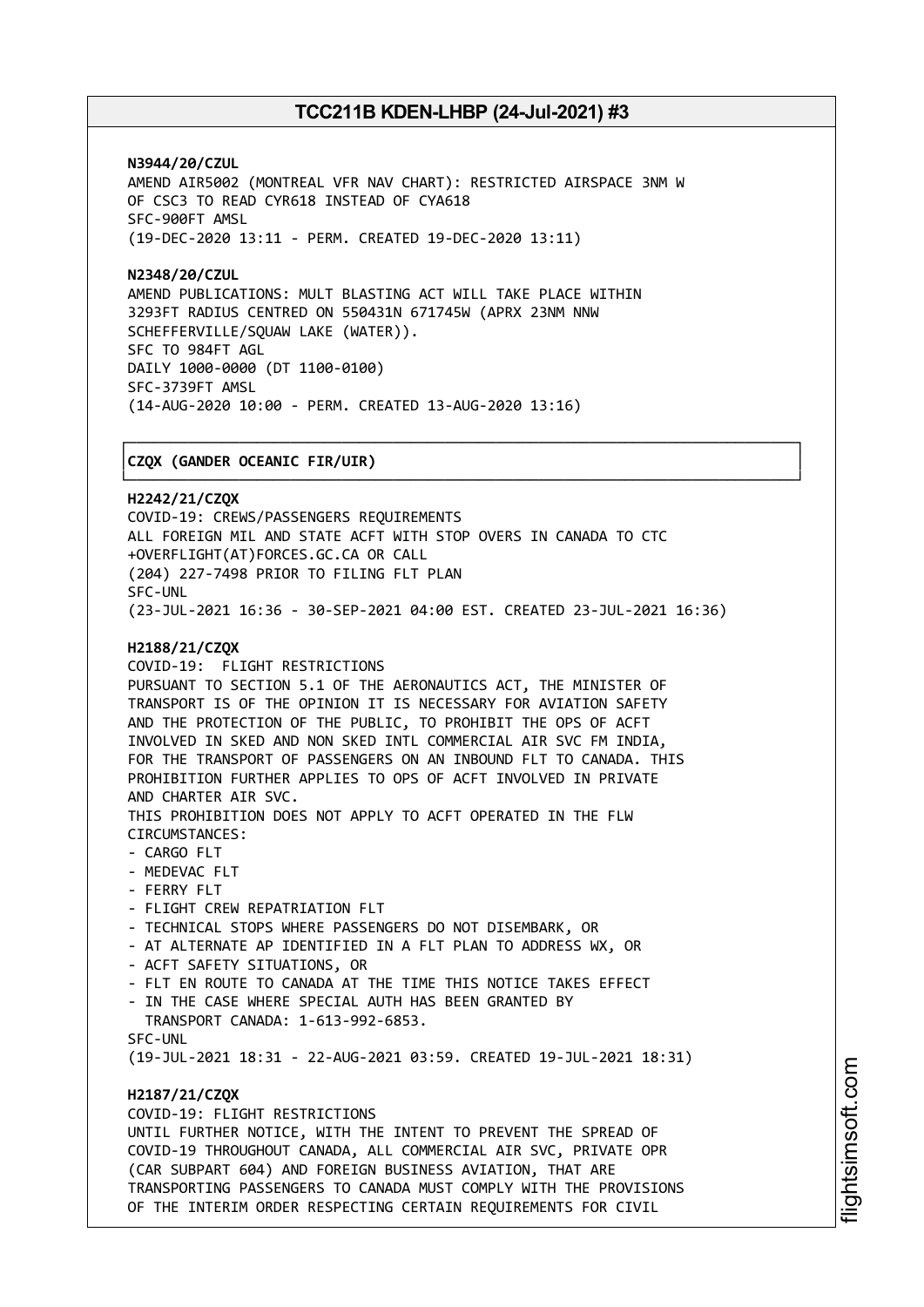**N3944/20/CZUL**
AMEND AIR5002 (MONTREAL VFR NAV CHART): RESTRICTED AIRSPACE 3NM W OF CSC3 TO READ CYR618 INSTEAD OF CYA618
SFC-900FT AMSL
(19-DEC-2020 13:11 - PERM. CREATED 19-DEC-2020 13:11)

**N2348/20/CZUL**
AMEND PUBLICATIONS: MULT BLASTING ACT WILL TAKE PLACE WITHIN 3293FT RADIUS CENTRED ON 550431N 671745W (APRX 23NM NNW SCHEFFERVILLE/SQUAW LAKE (WATER)).
SFC TO 984FT AGL
DAILY 1000-0000 (DT 1100-0100)
SFC-3739FT AMSL
(14-AUG-2020 10:00 - PERM. CREATED 13-AUG-2020 13:16)

## CZQX (GANDER OCEANIC FIR/UIR)

**H2242/21/CZQX**
COVID-19: CREWS/PASSENGERS REQUIREMENTS
ALL FOREIGN MIL AND STATE ACFT WITH STOP OVERS IN CANADA TO CTC +OVERFLIGHT(AT)FORCES.GC.CA OR CALL
(204) 227-7498 PRIOR TO FILING FLT PLAN
SFC-UNL
(23-JUL-2021 16:36 - 30-SEP-2021 04:00 EST. CREATED 23-JUL-2021 16:36)

**H2188/21/CZQX**
COVID-19: FLIGHT RESTRICTIONS
PURSUANT TO SECTION 5.1 OF THE AERONAUTICS ACT, THE MINISTER OF TRANSPORT IS OF THE OPINION IT IS NECESSARY FOR AVIATION SAFETY AND THE PROTECTION OF THE PUBLIC, TO PROHIBIT THE OPS OF ACFT INVOLVED IN SKED AND NON SKED INTL COMMERCIAL AIR SVC FM INDIA, FOR THE TRANSPORT OF PASSENGERS ON AN INBOUND FLT TO CANADA. THIS PROHIBITION FURTHER APPLIES TO OPS OF ACFT INVOLVED IN PRIVATE AND CHARTER AIR SVC.
THIS PROHIBITION DOES NOT APPLY TO ACFT OPERATED IN THE FLW CIRCUMSTANCES:
- CARGO FLT
- MEDEVAC FLT
- FERRY FLT
- FLIGHT CREW REPATRIATION FLT
- TECHNICAL STOPS WHERE PASSENGERS DO NOT DISEMBARK, OR
- AT ALTERNATE AP IDENTIFIED IN A FLT PLAN TO ADDRESS WX, OR
- ACFT SAFETY SITUATIONS, OR
- FLT EN ROUTE TO CANADA AT THE TIME THIS NOTICE TAKES EFFECT
- IN THE CASE WHERE SPECIAL AUTH HAS BEEN GRANTED BY TRANSPORT CANADA: 1-613-992-6853.

SFC-UNL
(19-JUL-2021 18:31 - 22-AUG-2021 03:59. CREATED 19-JUL-2021 18:31)

**H2187/21/CZQX**
COVID-19: FLIGHT RESTRICTIONS
UNTIL FURTHER NOTICE, WITH THE INTENT TO PREVENT THE SPREAD OF COVID-19 THROUGHOUT CANADA, ALL COMMERCIAL AIR SVC, PRIVATE OPR (CAR SUBPART 604) AND FOREIGN BUSINESS AVIATION, THAT ARE TRANSPORTING PASSENGERS TO CANADA MUST COMPLY WITH THE PROVISIONS OF THE INTERIM ORDER RESPECTING CERTAIN REQUIREMENTS FOR CIVIL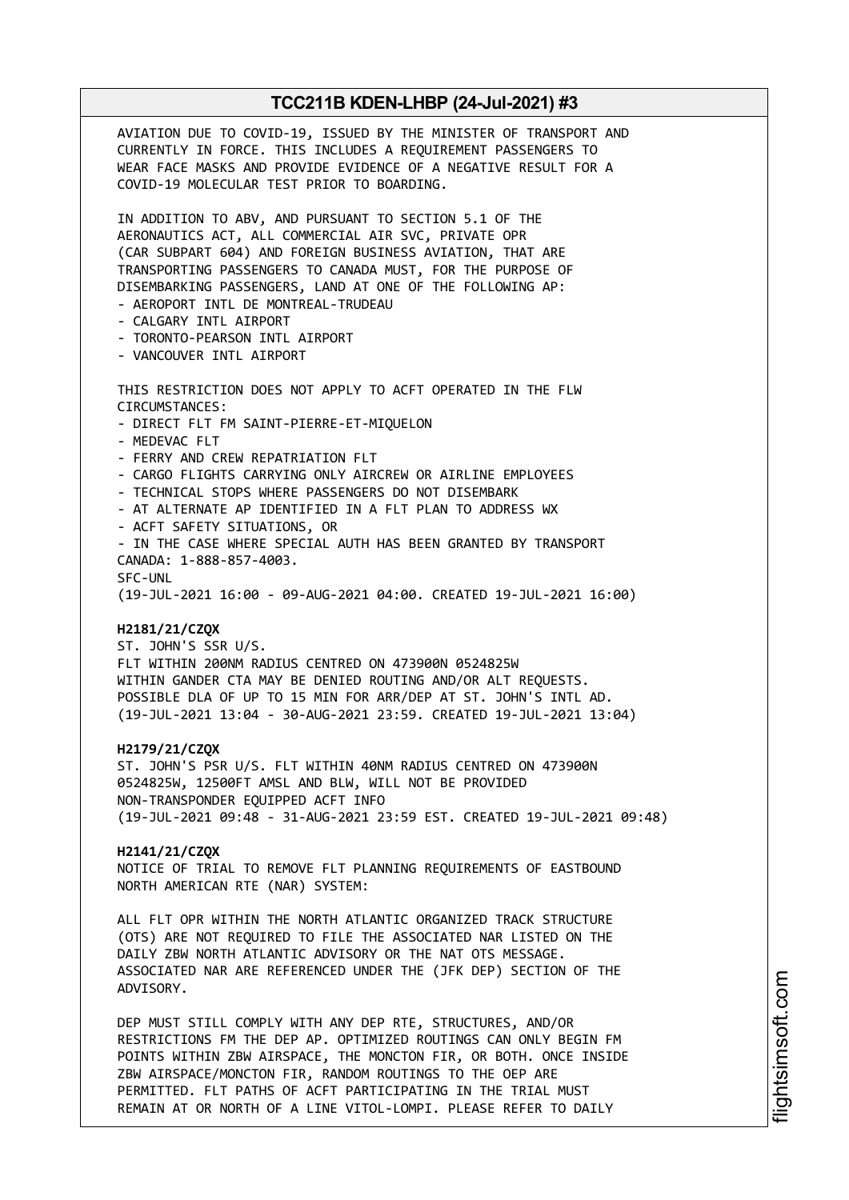AVIATION DUE TO COVID-19, ISSUED BY THE MINISTER OF TRANSPORT AND CURRENTLY IN FORCE. THIS INCLUDES A REQUIREMENT PASSENGERS TO WEAR FACE MASKS AND PROVIDE EVIDENCE OF A NEGATIVE RESULT FOR A COVID-19 MOLECULAR TEST PRIOR TO BOARDING.

IN ADDITION TO ABV, AND PURSUANT TO SECTION 5.1 OF THE AERONAUTICS ACT, ALL COMMERCIAL AIR SVC, PRIVATE OPR (CAR SUBPART 604) AND FOREIGN BUSINESS AVIATION, THAT ARE TRANSPORTING PASSENGERS TO CANADA MUST, FOR THE PURPOSE OF DISEMBARKING PASSENGERS, LAND AT ONE OF THE FOLLOWING AP:
- AEROPORT INTL DE MONTREAL-TRUDEAU
- CALGARY INTL AIRPORT
- TORONTO-PEARSON INTL AIRPORT
- VANCOUVER INTL AIRPORT

THIS RESTRICTION DOES NOT APPLY TO ACFT OPERATED IN THE FLW CIRCUMSTANCES:
- DIRECT FLT FM SAINT-PIERRE-ET-MIQUELON
- MEDEVAC FLT
- FERRY AND CREW REPATRIATION FLT
- CARGO FLIGHTS CARRYING ONLY AIRCREW OR AIRLINE EMPLOYEES
- TECHNICAL STOPS WHERE PASSENGERS DO NOT DISEMBARK
- AT ALTERNATE AP IDENTIFIED IN A FLT PLAN TO ADDRESS WX
- ACFT SAFETY SITUATIONS, OR
- IN THE CASE WHERE SPECIAL AUTH HAS BEEN GRANTED BY TRANSPORT CANADA: 1-888-857-4003.

SFC-UNL
(19-JUL-2021 16:00 - 09-AUG-2021 04:00. CREATED 19-JUL-2021 16:00)

**H2181/21/CZQX**
ST. JOHN'S SSR U/S.
FLT WITHIN 200NM RADIUS CENTRED ON 473900N 0524825W WITHIN GANDER CTA MAY BE DENIED ROUTING AND/OR ALT REQUESTS. POSSIBLE DLA OF UP TO 15 MIN FOR ARR/DEP AT ST. JOHN'S INTL AD.
(19-JUL-2021 13:04 - 30-AUG-2021 23:59. CREATED 19-JUL-2021 13:04)

**H2179/21/CZQX**
ST. JOHN'S PSR U/S. FLT WITHIN 40NM RADIUS CENTRED ON 473900N 0524825W, 12500FT AMSL AND BLW, WILL NOT BE PROVIDED NON-TRANSPONDER EQUIPPED ACFT INFO
(19-JUL-2021 09:48 - 31-AUG-2021 23:59 EST. CREATED 19-JUL-2021 09:48)

**H2141/21/CZQX**
NOTICE OF TRIAL TO REMOVE FLT PLANNING REQUIREMENTS OF EASTBOUND NORTH AMERICAN RTE (NAR) SYSTEM:

ALL FLT OPR WITHIN THE NORTH ATLANTIC ORGANIZED TRACK STRUCTURE (OTS) ARE NOT REQUIRED TO FILE THE ASSOCIATED NAR LISTED ON THE DAILY ZBW NORTH ATLANTIC ADVISORY OR THE NAT OTS MESSAGE. ASSOCIATED NAR ARE REFERENCED UNDER THE (JFK DEP) SECTION OF THE ADVISORY.

DEP MUST STILL COMPLY WITH ANY DEP RTE, STRUCTURES, AND/OR RESTRICTIONS FM THE DEP AP. OPTIMIZED ROUTINGS CAN ONLY BEGIN FM POINTS WITHIN ZBW AIRSPACE, THE MONCTON FIR, OR BOTH. ONCE INSIDE ZBW AIRSPACE/MONCTON FIR, RANDOM ROUTINGS TO THE OEP ARE PERMITTED. FLT PATHS OF ACFT PARTICIPATING IN THE TRIAL MUST REMAIN AT OR NORTH OF A LINE VITOL-LOMPI. PLEASE REFER TO DAILY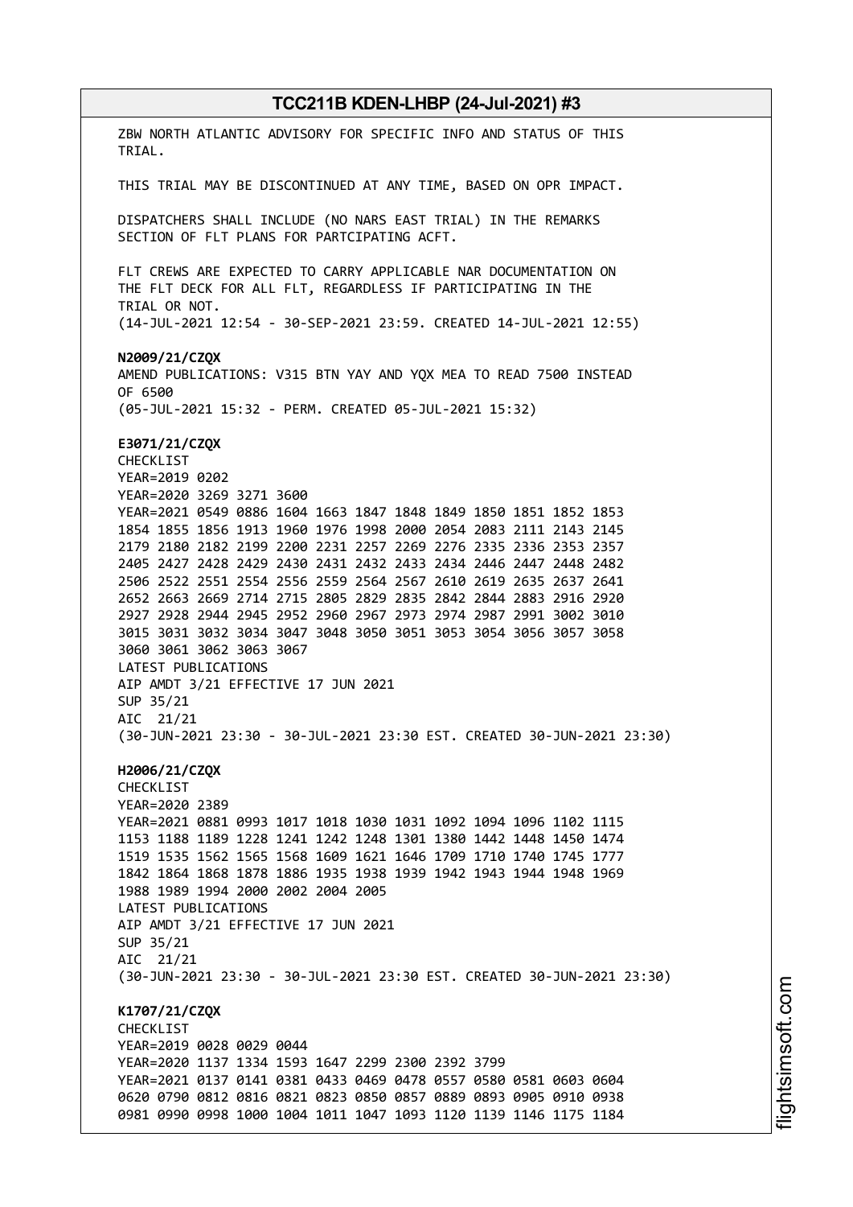ZBW NORTH ATLANTIC ADVISORY FOR SPECIFIC INFO AND STATUS OF THIS TRIAL.

THIS TRIAL MAY BE DISCONTINUED AT ANY TIME, BASED ON OPR IMPACT.

DISPATCHERS SHALL INCLUDE (NO NARS EAST TRIAL) IN THE REMARKS SECTION OF FLT PLANS FOR PARTCIPATING ACFT.

FLT CREWS ARE EXPECTED TO CARRY APPLICABLE NAR DOCUMENTATION ON THE FLT DECK FOR ALL FLT, REGARDLESS IF PARTICIPATING IN THE TRIAL OR NOT.
(14-JUL-2021 12:54 - 30-SEP-2021 23:59. CREATED 14-JUL-2021 12:55)

**N2009/21/CZQX**
AMEND PUBLICATIONS: V315 BTN YAY AND YQX MEA TO READ 7500 INSTEAD OF 6500
(05-JUL-2021 15:32 - PERM. CREATED 05-JUL-2021 15:32)

**E3071/21/CZQX**
CHECKLIST
YEAR=2019 0202
YEAR=2020 3269 3271 3600
YEAR=2021 0549 0886 1604 1663 1847 1848 1849 1850 1851 1852 1853 1854 1855 1856 1913 1960 1976 1998 2000 2054 2083 2111 2143 2145 2179 2180 2182 2199 2200 2231 2257 2269 2276 2335 2336 2353 2357 2405 2427 2428 2429 2430 2431 2432 2433 2434 2446 2447 2448 2482 2506 2522 2551 2554 2556 2559 2564 2567 2610 2619 2635 2637 2641 2652 2663 2669 2714 2715 2805 2829 2835 2842 2844 2883 2916 2920 2927 2928 2944 2945 2952 2960 2967 2973 2974 2987 2991 3002 3010 3015 3031 3032 3034 3047 3048 3050 3051 3053 3054 3056 3057 3058 3060 3061 3062 3063 3067
LATEST PUBLICATIONS
AIP AMDT 3/21 EFFECTIVE 17 JUN 2021
SUP 35/21
AIC 21/21
(30-JUN-2021 23:30 - 30-JUL-2021 23:30 EST. CREATED 30-JUN-2021 23:30)

**H2006/21/CZQX**
CHECKLIST
YEAR=2020 2389
YEAR=2021 0881 0993 1017 1018 1030 1031 1092 1094 1096 1102 1115 1153 1188 1189 1228 1241 1242 1248 1301 1380 1442 1448 1450 1474 1519 1535 1562 1565 1568 1609 1621 1646 1709 1710 1740 1745 1777 1842 1864 1868 1878 1886 1935 1938 1939 1942 1943 1944 1948 1969 1988 1989 1994 2000 2002 2004 2005
LATEST PUBLICATIONS
AIP AMDT 3/21 EFFECTIVE 17 JUN 2021
SUP 35/21
AIC 21/21
(30-JUN-2021 23:30 - 30-JUL-2021 23:30 EST. CREATED 30-JUN-2021 23:30)

**K1707/21/CZQX**
CHECKLIST
YEAR=2019 0028 0029 0044
YEAR=2020 1137 1334 1593 1647 2299 2300 2392 3799
YEAR=2021 0137 0141 0381 0433 0469 0478 0557 0580 0581 0603 0604 0620 0790 0812 0816 0821 0823 0850 0857 0889 0893 0905 0910 0938 0981 0990 0998 1000 1004 1011 1047 1093 1120 1139 1146 1175 1184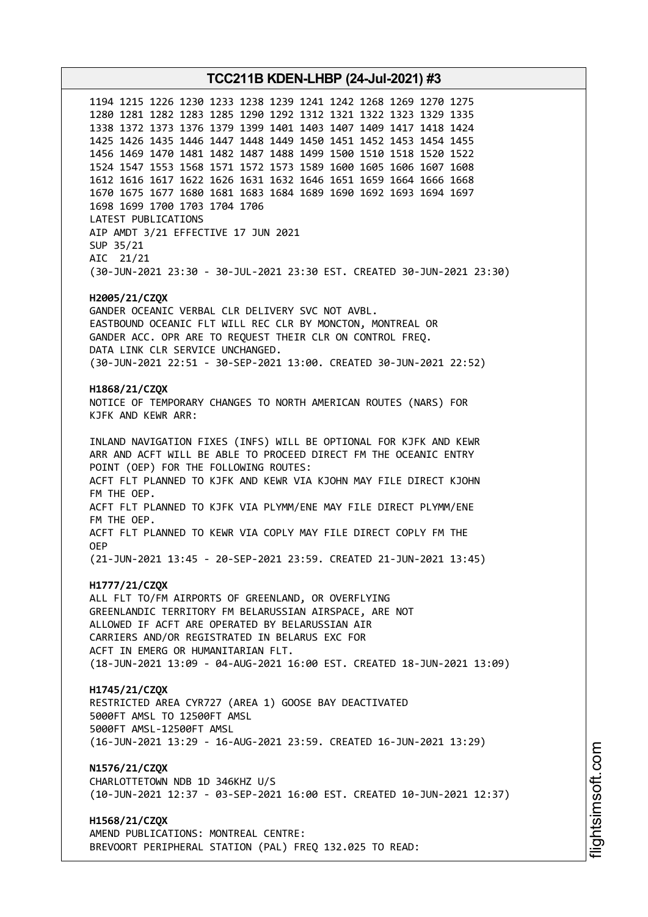1194 1215 1226 1230 1233 1238 1239 1241 1242 1268 1269 1270 1275
1280 1281 1282 1283 1285 1290 1292 1312 1321 1322 1323 1329 1335
1338 1372 1373 1376 1379 1399 1401 1403 1407 1409 1417 1418 1424
1425 1426 1435 1446 1447 1448 1449 1450 1451 1452 1453 1454 1455
1456 1469 1470 1481 1482 1487 1488 1499 1500 1510 1518 1520 1522
1524 1547 1553 1568 1571 1572 1573 1589 1600 1605 1606 1607 1608
1612 1616 1617 1622 1626 1631 1632 1646 1651 1659 1664 1666 1668
1670 1675 1677 1680 1681 1683 1684 1689 1690 1692 1693 1694 1697
1698 1699 1700 1703 1704 1706
LATEST PUBLICATIONS
AIP AMDT 3/21 EFFECTIVE 17 JUN 2021
SUP 35/21
AIC 21/21
(30-JUN-2021 23:30 - 30-JUL-2021 23:30 EST. CREATED 30-JUN-2021 23:30)

**H2005/21/CZQX**
GANDER OCEANIC VERBAL CLR DELIVERY SVC NOT AVBL.
EASTBOUND OCEANIC FLT WILL REC CLR BY MONCTON, MONTREAL OR
GANDER ACC. OPR ARE TO REQUEST THEIR CLR ON CONTROL FREQ.
DATA LINK CLR SERVICE UNCHANGED.
(30-JUN-2021 22:51 - 30-SEP-2021 13:00. CREATED 30-JUN-2021 22:52)

**H1868/21/CZQX**
NOTICE OF TEMPORARY CHANGES TO NORTH AMERICAN ROUTES (NARS) FOR
KJFK AND KEWR ARR:

INLAND NAVIGATION FIXES (INFS) WILL BE OPTIONAL FOR KJFK AND KEWR
ARR AND ACFT WILL BE ABLE TO PROCEED DIRECT FM THE OCEANIC ENTRY
POINT (OEP) FOR THE FOLLOWING ROUTES:
ACFT FLT PLANNED TO KJFK AND KEWR VIA KJOHN MAY FILE DIRECT KJOHN
FM THE OEP.
ACFT FLT PLANNED TO KJFK VIA PLYMM/ENE MAY FILE DIRECT PLYMM/ENE
FM THE OEP.
ACFT FLT PLANNED TO KEWR VIA COPLY MAY FILE DIRECT COPLY FM THE
OEP
(21-JUN-2021 13:45 - 20-SEP-2021 23:59. CREATED 21-JUN-2021 13:45)

**H1777/21/CZQX**
ALL FLT TO/FM AIRPORTS OF GREENLAND, OR OVERFLYING
GREENLANDIC TERRITORY FM BELARUSSIAN AIRSPACE, ARE NOT
ALLOWED IF ACFT ARE OPERATED BY BELARUSSIAN AIR
CARRIERS AND/OR REGISTRATED IN BELARUS EXC FOR
ACFT IN EMERG OR HUMANITARIAN FLT.
(18-JUN-2021 13:09 - 04-AUG-2021 16:00 EST. CREATED 18-JUN-2021 13:09)

**H1745/21/CZQX**
RESTRICTED AREA CYR727 (AREA 1) GOOSE BAY DEACTIVATED
5000FT AMSL TO 12500FT AMSL
5000FT AMSL-12500FT AMSL
(16-JUN-2021 13:29 - 16-AUG-2021 23:59. CREATED 16-JUN-2021 13:29)

**N1576/21/CZQX**
CHARLOTTETOWN NDB 1D 346KHZ U/S
(10-JUN-2021 12:37 - 03-SEP-2021 16:00 EST. CREATED 10-JUN-2021 12:37)

**H1568/21/CZQX**
AMEND PUBLICATIONS: MONTREAL CENTRE:
BREVOORT PERIPHERAL STATION (PAL) FREQ 132.025 TO READ: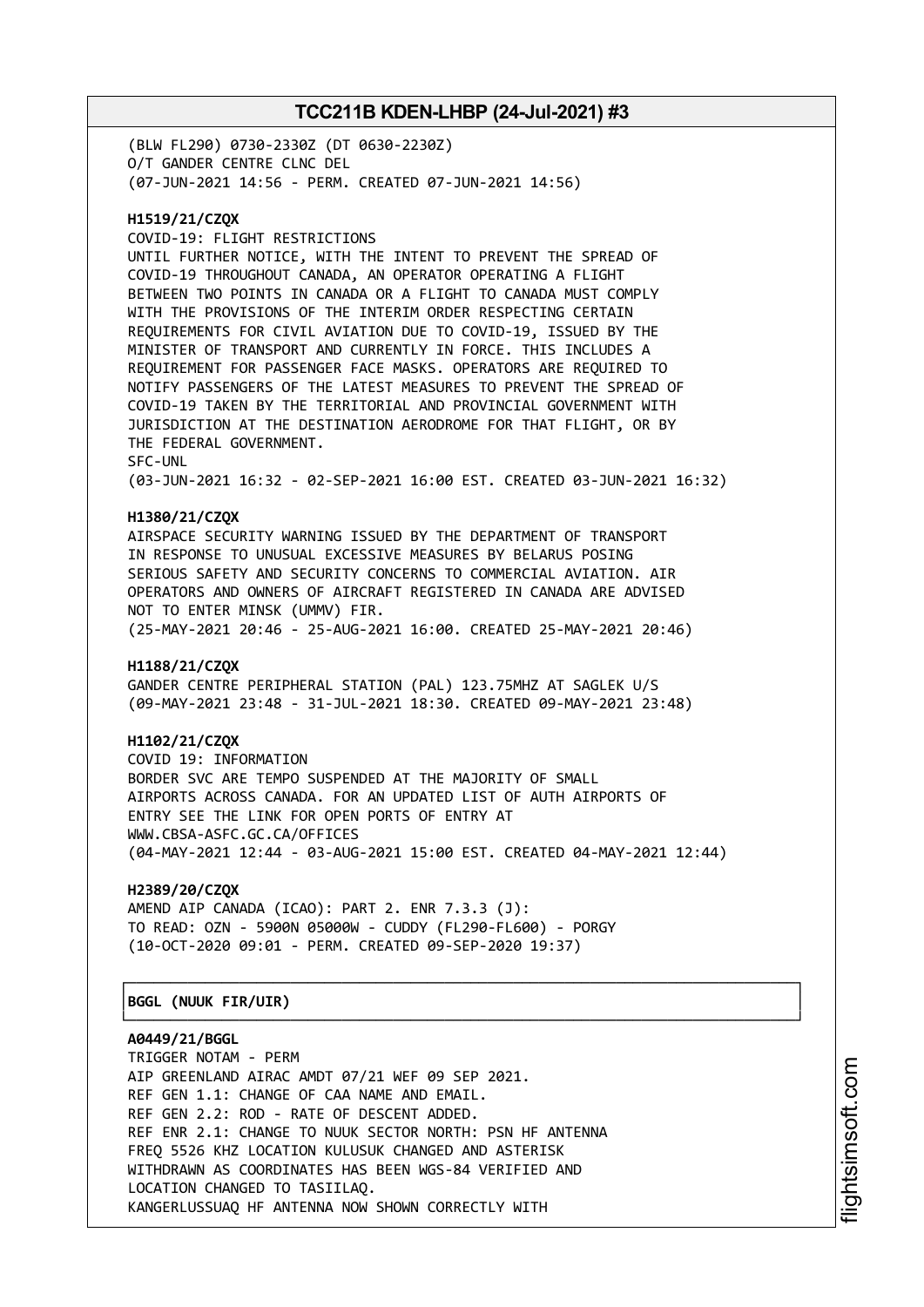(BLW FL290) 0730-2330Z (DT 0630-2230Z)
O/T GANDER CENTRE CLNC DEL
(07-JUN-2021 14:56 - PERM. CREATED 07-JUN-2021 14:56)

**H1519/21/CZQX**
COVID-19: FLIGHT RESTRICTIONS
UNTIL FURTHER NOTICE, WITH THE INTENT TO PREVENT THE SPREAD OF COVID-19 THROUGHOUT CANADA, AN OPERATOR OPERATING A FLIGHT BETWEEN TWO POINTS IN CANADA OR A FLIGHT TO CANADA MUST COMPLY WITH THE PROVISIONS OF THE INTERIM ORDER RESPECTING CERTAIN REQUIREMENTS FOR CIVIL AVIATION DUE TO COVID-19, ISSUED BY THE MINISTER OF TRANSPORT AND CURRENTLY IN FORCE. THIS INCLUDES A REQUIREMENT FOR PASSENGER FACE MASKS. OPERATORS ARE REQUIRED TO NOTIFY PASSENGERS OF THE LATEST MEASURES TO PREVENT THE SPREAD OF COVID-19 TAKEN BY THE TERRITORIAL AND PROVINCIAL GOVERNMENT WITH JURISDICTION AT THE DESTINATION AERODROME FOR THAT FLIGHT, OR BY THE FEDERAL GOVERNMENT.
SFC-UNL
(03-JUN-2021 16:32 - 02-SEP-2021 16:00 EST. CREATED 03-JUN-2021 16:32)

**H1380/21/CZQX**
AIRSPACE SECURITY WARNING ISSUED BY THE DEPARTMENT OF TRANSPORT IN RESPONSE TO UNUSUAL EXCESSIVE MEASURES BY BELARUS POSING SERIOUS SAFETY AND SECURITY CONCERNS TO COMMERCIAL AVIATION. AIR OPERATORS AND OWNERS OF AIRCRAFT REGISTERED IN CANADA ARE ADVISED NOT TO ENTER MINSK (UMMV) FIR.
(25-MAY-2021 20:46 - 25-AUG-2021 16:00. CREATED 25-MAY-2021 20:46)

**H1188/21/CZQX**
GANDER CENTRE PERIPHERAL STATION (PAL) 123.75MHZ AT SAGLEK U/S
(09-MAY-2021 23:48 - 31-JUL-2021 18:30. CREATED 09-MAY-2021 23:48)

**H1102/21/CZQX**
COVID 19: INFORMATION
BORDER SVC ARE TEMPO SUSPENDED AT THE MAJORITY OF SMALL AIRPORTS ACROSS CANADA. FOR AN UPDATED LIST OF AUTH AIRPORTS OF ENTRY SEE THE LINK FOR OPEN PORTS OF ENTRY AT WWW.CBSA-ASFC.GC.CA/OFFICES
(04-MAY-2021 12:44 - 03-AUG-2021 15:00 EST. CREATED 04-MAY-2021 12:44)

**H2389/20/CZQX**
AMEND AIP CANADA (ICAO): PART 2. ENR 7.3.3 (J):
TO READ: OZN - 5900N 05000W - CUDDY (FL290-FL600) - PORGY
(10-OCT-2020 09:01 - PERM. CREATED 09-SEP-2020 19:37)

**BGGL (NUUK FIR/UIR)**

**A0449/21/BGGL**
TRIGGER NOTAM - PERM
AIP GREENLAND AIRAC AMDT 07/21 WEF 09 SEP 2021.
REF GEN 1.1: CHANGE OF CAA NAME AND EMAIL.
REF GEN 2.2: ROD - RATE OF DESCENT ADDED.
REF ENR 2.1: CHANGE TO NUUK SECTOR NORTH: PSN HF ANTENNA FREQ 5526 KHZ LOCATION KULUSUK CHANGED AND ASTERISK WITHDRAWN AS COORDINATES HAS BEEN WGS-84 VERIFIED AND LOCATION CHANGED TO TASIILAQ.
KANGERLUSSUAQ HF ANTENNA NOW SHOWN CORRECTLY WITH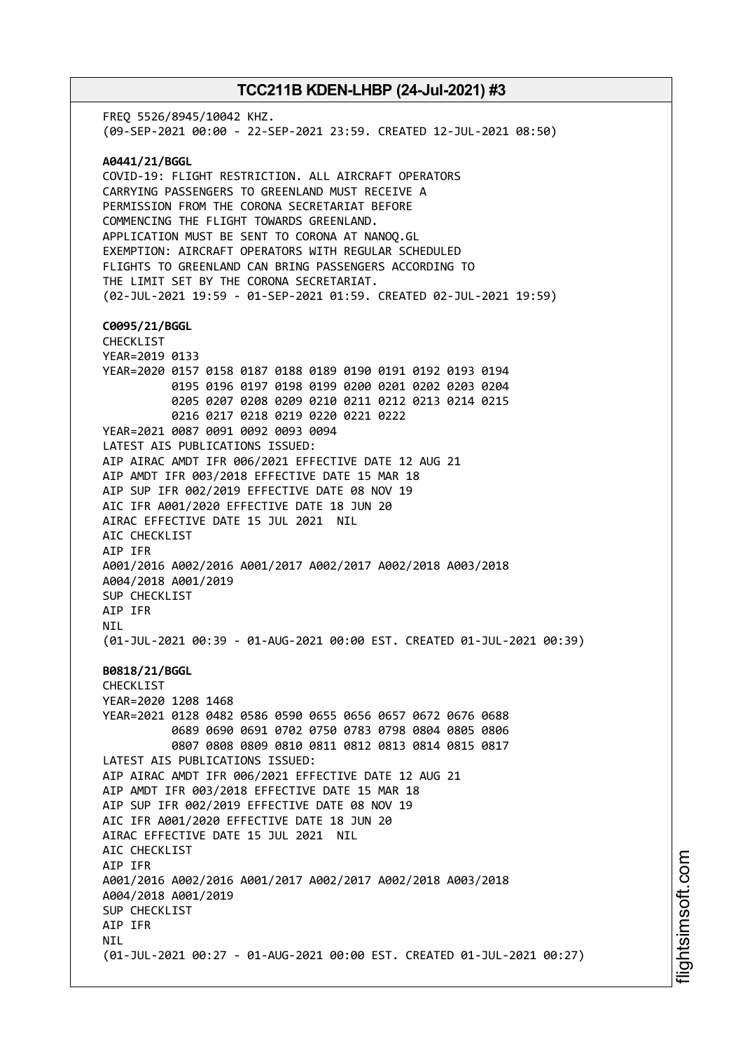FREQ 5526/8945/10042 KHZ.
(09-SEP-2021 00:00 - 22-SEP-2021 23:59. CREATED 12-JUL-2021 08:50)

**A0441/21/BGGL**
COVID-19: FLIGHT RESTRICTION. ALL AIRCRAFT OPERATORS CARRYING PASSENGERS TO GREENLAND MUST RECEIVE A PERMISSION FROM THE CORONA SECRETARIAT BEFORE COMMENCING THE FLIGHT TOWARDS GREENLAND.
APPLICATION MUST BE SENT TO CORONA AT NANOQ.GL
EXEMPTION: AIRCRAFT OPERATORS WITH REGULAR SCHEDULED FLIGHTS TO GREENLAND CAN BRING PASSENGERS ACCORDING TO THE LIMIT SET BY THE CORONA SECRETARIAT.
(02-JUL-2021 19:59 - 01-SEP-2021 01:59. CREATED 02-JUL-2021 19:59)

**C0095/21/BGGL**
CHECKLIST
YEAR=2019 0133
YEAR=2020 0157 0158 0187 0188 0189 0190 0191 0192 0193 0194
0195 0196 0197 0198 0199 0200 0201 0202 0203 0204
0205 0207 0208 0209 0210 0211 0212 0213 0214 0215
0216 0217 0218 0219 0220 0221 0222
YEAR=2021 0087 0091 0092 0093 0094
LATEST AIS PUBLICATIONS ISSUED:
AIP AIRAC AMDT IFR 006/2021 EFFECTIVE DATE 12 AUG 21
AIP AMDT IFR 003/2018 EFFECTIVE DATE 15 MAR 18
AIP SUP IFR 002/2019 EFFECTIVE DATE 08 NOV 19
AIC IFR A001/2020 EFFECTIVE DATE 18 JUN 20
AIRAC EFFECTIVE DATE 15 JUL 2021 NIL
AIC CHECKLIST
AIP IFR
A001/2016 A002/2016 A001/2017 A002/2017 A002/2018 A003/2018
A004/2018 A001/2019
SUP CHECKLIST
AIP IFR
NIL
(01-JUL-2021 00:39 - 01-AUG-2021 00:00 EST. CREATED 01-JUL-2021 00:39)

**B0818/21/BGGL**
CHECKLIST
YEAR=2020 1208 1468
YEAR=2021 0128 0482 0586 0590 0655 0656 0657 0672 0676 0688
0689 0690 0691 0702 0750 0783 0798 0804 0805 0806
0807 0808 0809 0810 0811 0812 0813 0814 0815 0817
LATEST AIS PUBLICATIONS ISSUED:
AIP AIRAC AMDT IFR 006/2021 EFFECTIVE DATE 12 AUG 21
AIP AMDT IFR 003/2018 EFFECTIVE DATE 15 MAR 18
AIP SUP IFR 002/2019 EFFECTIVE DATE 08 NOV 19
AIC IFR A001/2020 EFFECTIVE DATE 18 JUN 20
AIRAC EFFECTIVE DATE 15 JUL 2021 NIL
AIC CHECKLIST
AIP IFR
A001/2016 A002/2016 A001/2017 A002/2017 A002/2018 A003/2018
A004/2018 A001/2019
SUP CHECKLIST
AIP IFR
NIL
(01-JUL-2021 00:27 - 01-AUG-2021 00:00 EST. CREATED 01-JUL-2021 00:27)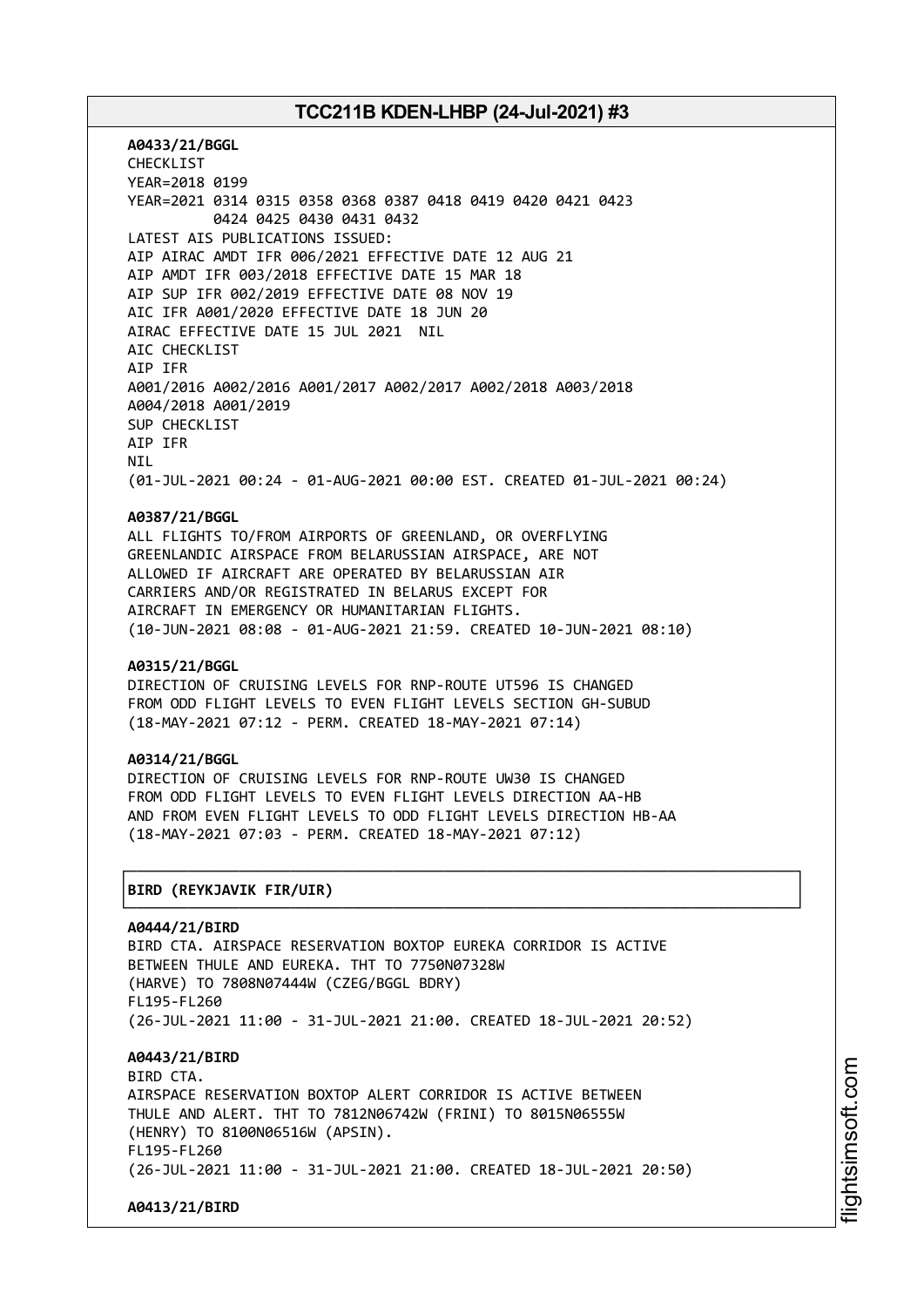**A0433/21/BGGL**
CHECKLIST
YEAR=2018 0199
YEAR=2021 0314 0315 0358 0368 0387 0418 0419 0420 0421 0423
0424 0425 0430 0431 0432
LATEST AIS PUBLICATIONS ISSUED:
AIP AIRAC AMDT IFR 006/2021 EFFECTIVE DATE 12 AUG 21
AIP AMDT IFR 003/2018 EFFECTIVE DATE 15 MAR 18
AIP SUP IFR 002/2019 EFFECTIVE DATE 08 NOV 19
AIC IFR A001/2020 EFFECTIVE DATE 18 JUN 20
AIRAC EFFECTIVE DATE 15 JUL 2021 NIL
AIC CHECKLIST
AIP IFR
A001/2016 A002/2016 A001/2017 A002/2017 A002/2018 A003/2018
A004/2018 A001/2019
SUP CHECKLIST
AIP IFR
NIL
(01-JUL-2021 00:24 - 01-AUG-2021 00:00 EST. CREATED 01-JUL-2021 00:24)

**A0387/21/BGGL**
ALL FLIGHTS TO/FROM AIRPORTS OF GREENLAND, OR OVERFLYING
GREENLANDIC AIRSPACE FROM BELARUSSIAN AIRSPACE, ARE NOT
ALLOWED IF AIRCRAFT ARE OPERATED BY BELARUSSIAN AIR
CARRIERS AND/OR REGISTRATED IN BELARUS EXCEPT FOR
AIRCRAFT IN EMERGENCY OR HUMANITARIAN FLIGHTS.
(10-JUN-2021 08:08 - 01-AUG-2021 21:59. CREATED 10-JUN-2021 08:10)

**A0315/21/BGGL**
DIRECTION OF CRUISING LEVELS FOR RNP-ROUTE UT596 IS CHANGED
FROM ODD FLIGHT LEVELS TO EVEN FLIGHT LEVELS SECTION GH-SUBUD
(18-MAY-2021 07:12 - PERM. CREATED 18-MAY-2021 07:14)

**A0314/21/BGGL**
DIRECTION OF CRUISING LEVELS FOR RNP-ROUTE UW30 IS CHANGED
FROM ODD FLIGHT LEVELS TO EVEN FLIGHT LEVELS DIRECTION AA-HB
AND FROM EVEN FLIGHT LEVELS TO ODD FLIGHT LEVELS DIRECTION HB-AA
(18-MAY-2021 07:03 - PERM. CREATED 18-MAY-2021 07:12)

**BIRD (REYKJAVIK FIR/UIR)**

**A0444/21/BIRD**
BIRD CTA. AIRSPACE RESERVATION BOXTOP EUREKA CORRIDOR IS ACTIVE
BETWEEN THULE AND EUREKA. THT TO 7750N07328W
(HARVE) TO 7808N07444W (CZEG/BGGL BDRY)
FL195-FL260
(26-JUL-2021 11:00 - 31-JUL-2021 21:00. CREATED 18-JUL-2021 20:52)

**A0443/21/BIRD**
BIRD CTA.
AIRSPACE RESERVATION BOXTOP ALERT CORRIDOR IS ACTIVE BETWEEN
THULE AND ALERT. THT TO 7812N06742W (FRINI) TO 8015N06555W
(HENRY) TO 8100N06516W (APSIN).
FL195-FL260
(26-JUL-2021 11:00 - 31-JUL-2021 21:00. CREATED 18-JUL-2021 20:50)

**A0413/21/BIRD**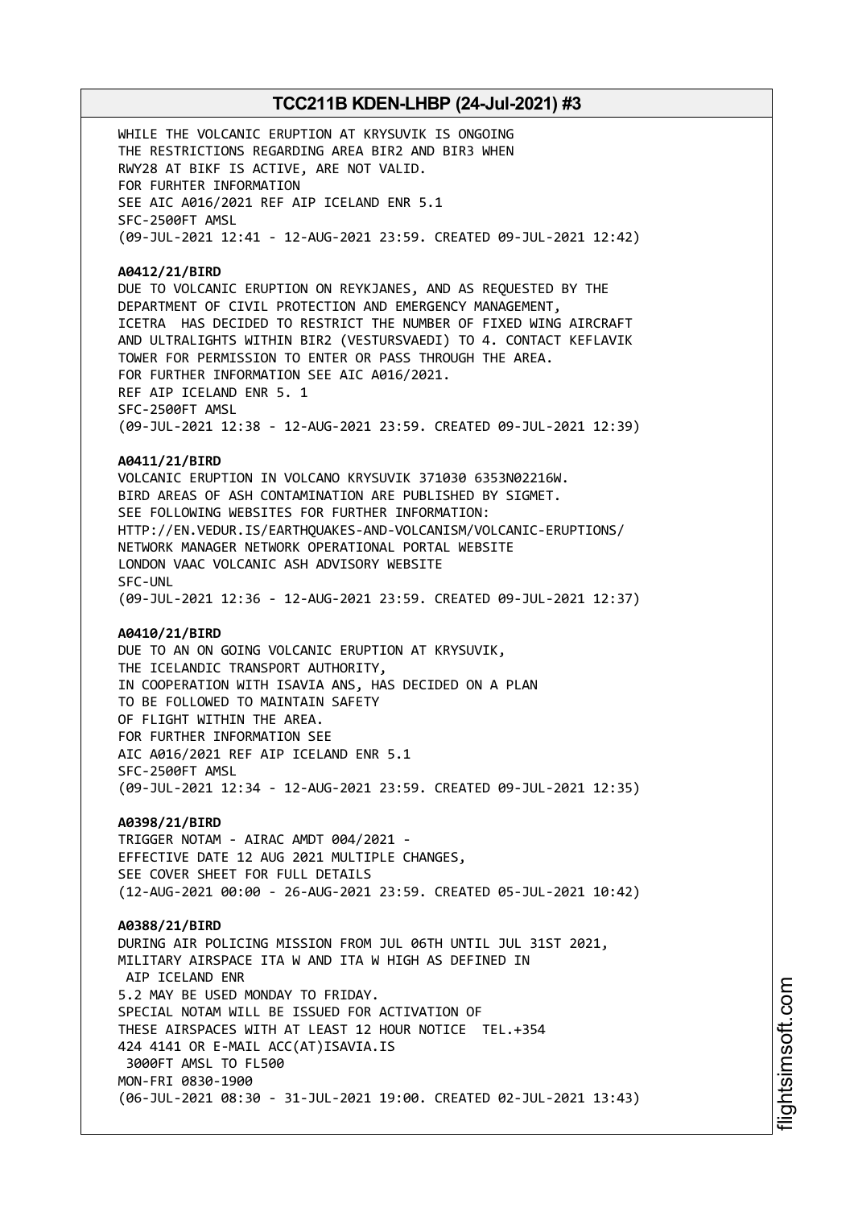WHILE THE VOLCANIC ERUPTION AT KRYSUVIK IS ONGOING
THE RESTRICTIONS REGARDING AREA BIR2 AND BIR3 WHEN
RWY28 AT BIKF IS ACTIVE, ARE NOT VALID.
FOR FURHTER INFORMATION
SEE AIC A016/2021 REF AIP ICELAND ENR 5.1
SFC-2500FT AMSL
(09-JUL-2021 12:41 - 12-AUG-2021 23:59. CREATED 09-JUL-2021 12:42)

**A0412/21/BIRD**
DUE TO VOLCANIC ERUPTION ON REYKJANES, AND AS REQUESTED BY THE
DEPARTMENT OF CIVIL PROTECTION AND EMERGENCY MANAGEMENT,
ICETRA HAS DECIDED TO RESTRICT THE NUMBER OF FIXED WING AIRCRAFT
AND ULTRALIGHTS WITHIN BIR2 (VESTURSVAEDI) TO 4. CONTACT KEFLAVIK
TOWER FOR PERMISSION TO ENTER OR PASS THROUGH THE AREA.
FOR FURTHER INFORMATION SEE AIC A016/2021.
REF AIP ICELAND ENR 5. 1
SFC-2500FT AMSL
(09-JUL-2021 12:38 - 12-AUG-2021 23:59. CREATED 09-JUL-2021 12:39)

**A0411/21/BIRD**
VOLCANIC ERUPTION IN VOLCANO KRYSUVIK 371030 6353N02216W.
BIRD AREAS OF ASH CONTAMINATION ARE PUBLISHED BY SIGMET.
SEE FOLLOWING WEBSITES FOR FURTHER INFORMATION:
HTTP://EN.VEDUR.IS/EARTHQUAKES-AND-VOLCANISM/VOLCANIC-ERUPTIONS/
NETWORK MANAGER NETWORK OPERATIONAL PORTAL WEBSITE
LONDON VAAC VOLCANIC ASH ADVISORY WEBSITE
SFC-UNL
(09-JUL-2021 12:36 - 12-AUG-2021 23:59. CREATED 09-JUL-2021 12:37)

**A0410/21/BIRD**
DUE TO AN ON GOING VOLCANIC ERUPTION AT KRYSUVIK,
THE ICELANDIC TRANSPORT AUTHORITY,
IN COOPERATION WITH ISAVIA ANS, HAS DECIDED ON A PLAN
TO BE FOLLOWED TO MAINTAIN SAFETY
OF FLIGHT WITHIN THE AREA.
FOR FURTHER INFORMATION SEE
AIC A016/2021 REF AIP ICELAND ENR 5.1
SFC-2500FT AMSL
(09-JUL-2021 12:34 - 12-AUG-2021 23:59. CREATED 09-JUL-2021 12:35)

**A0398/21/BIRD**
TRIGGER NOTAM - AIRAC AMDT 004/2021 -
EFFECTIVE DATE 12 AUG 2021 MULTIPLE CHANGES,
SEE COVER SHEET FOR FULL DETAILS
(12-AUG-2021 00:00 - 26-AUG-2021 23:59. CREATED 05-JUL-2021 10:42)

**A0388/21/BIRD**
DURING AIR POLICING MISSION FROM JUL 06TH UNTIL JUL 31ST 2021,
MILITARY AIRSPACE ITA W AND ITA W HIGH AS DEFINED IN
AIP ICELAND ENR
5.2 MAY BE USED MONDAY TO FRIDAY.
SPECIAL NOTAM WILL BE ISSUED FOR ACTIVATION OF
THESE AIRSPACES WITH AT LEAST 12 HOUR NOTICE TEL.+354
424 4141 OR E-MAIL ACC(AT)ISAVIA.IS
3000FT AMSL TO FL500
MON-FRI 0830-1900
(06-JUL-2021 08:30 - 31-JUL-2021 19:00. CREATED 02-JUL-2021 13:43)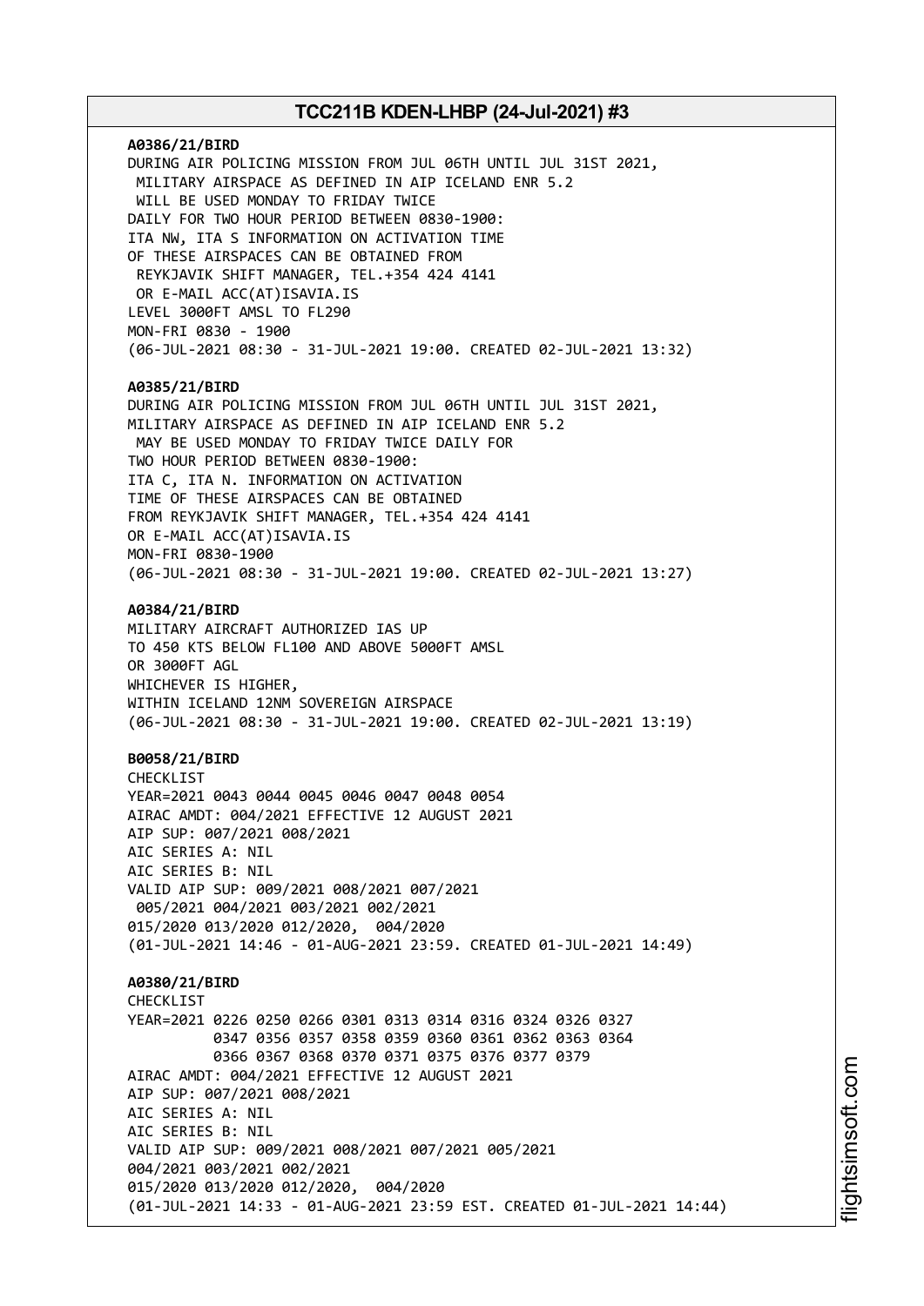**A0386/21/BIRD**
DURING AIR POLICING MISSION FROM JUL 06TH UNTIL JUL 31ST 2021,
MILITARY AIRSPACE AS DEFINED IN AIP ICELAND ENR 5.2
WILL BE USED MONDAY TO FRIDAY TWICE
DAILY FOR TWO HOUR PERIOD BETWEEN 0830-1900:
ITA NW, ITA S INFORMATION ON ACTIVATION TIME
OF THESE AIRSPACES CAN BE OBTAINED FROM
REYKJAVIK SHIFT MANAGER, TEL.+354 424 4141
OR E-MAIL ACC(AT)ISAVIA.IS
LEVEL 3000FT AMSL TO FL290
MON-FRI 0830 - 1900
(06-JUL-2021 08:30 - 31-JUL-2021 19:00. CREATED 02-JUL-2021 13:32)

**A0385/21/BIRD**
DURING AIR POLICING MISSION FROM JUL 06TH UNTIL JUL 31ST 2021,
MILITARY AIRSPACE AS DEFINED IN AIP ICELAND ENR 5.2
MAY BE USED MONDAY TO FRIDAY TWICE DAILY FOR
TWO HOUR PERIOD BETWEEN 0830-1900:
ITA C, ITA N. INFORMATION ON ACTIVATION
TIME OF THESE AIRSPACES CAN BE OBTAINED
FROM REYKJAVIK SHIFT MANAGER, TEL.+354 424 4141
OR E-MAIL ACC(AT)ISAVIA.IS
MON-FRI 0830-1900
(06-JUL-2021 08:30 - 31-JUL-2021 19:00. CREATED 02-JUL-2021 13:27)

**A0384/21/BIRD**
MILITARY AIRCRAFT AUTHORIZED IAS UP
TO 450 KTS BELOW FL100 AND ABOVE 5000FT AMSL
OR 3000FT AGL
WHICHEVER IS HIGHER,
WITHIN ICELAND 12NM SOVEREIGN AIRSPACE
(06-JUL-2021 08:30 - 31-JUL-2021 19:00. CREATED 02-JUL-2021 13:19)

**B0058/21/BIRD**
CHECKLIST
YEAR=2021 0043 0044 0045 0046 0047 0048 0054
AIRAC AMDT: 004/2021 EFFECTIVE 12 AUGUST 2021
AIP SUP: 007/2021 008/2021
AIC SERIES A: NIL
AIC SERIES B: NIL
VALID AIP SUP: 009/2021 008/2021 007/2021
005/2021 004/2021 003/2021 002/2021
015/2020 013/2020 012/2020, 004/2020
(01-JUL-2021 14:46 - 01-AUG-2021 23:59. CREATED 01-JUL-2021 14:49)

**A0380/21/BIRD**
CHECKLIST
YEAR=2021 0226 0250 0266 0301 0313 0314 0316 0324 0326 0327
0347 0356 0357 0358 0359 0360 0361 0362 0363 0364
0366 0367 0368 0370 0371 0375 0376 0377 0379
AIRAC AMDT: 004/2021 EFFECTIVE 12 AUGUST 2021
AIP SUP: 007/2021 008/2021
AIC SERIES A: NIL
AIC SERIES B: NIL
VALID AIP SUP: 009/2021 008/2021 007/2021 005/2021
004/2021 003/2021 002/2021
015/2020 013/2020 012/2020, 004/2020
(01-JUL-2021 14:33 - 01-AUG-2021 23:59 EST. CREATED 01-JUL-2021 14:44)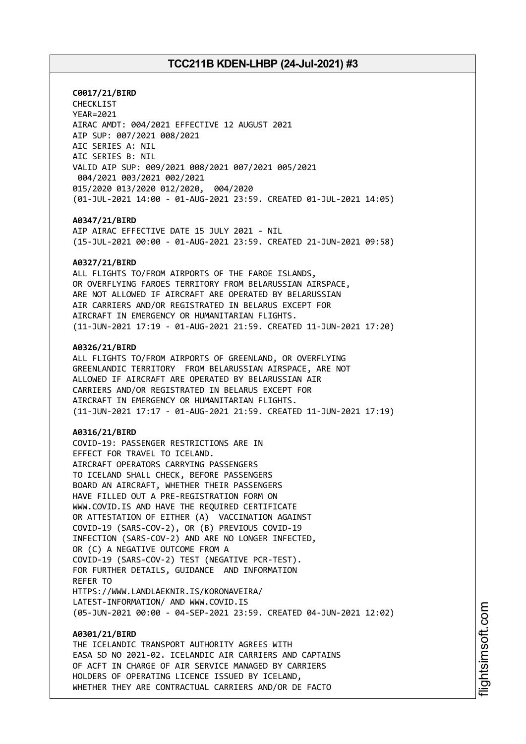**C0017/21/BIRD**
CHECKLIST
YEAR=2021
AIRAC AMDT: 004/2021 EFFECTIVE 12 AUGUST 2021
AIP SUP: 007/2021 008/2021
AIC SERIES A: NIL
AIC SERIES B: NIL
VALID AIP SUP: 009/2021 008/2021 007/2021 005/2021
004/2021 003/2021 002/2021
015/2020 013/2020 012/2020, 004/2020
(01-JUL-2021 14:00 - 01-AUG-2021 23:59. CREATED 01-JUL-2021 14:05)

**A0347/21/BIRD**
AIP AIRAC EFFECTIVE DATE 15 JULY 2021 - NIL
(15-JUL-2021 00:00 - 01-AUG-2021 23:59. CREATED 21-JUN-2021 09:58)

**A0327/21/BIRD**
ALL FLIGHTS TO/FROM AIRPORTS OF THE FAROE ISLANDS,
OR OVERFLYING FAROES TERRITORY FROM BELARUSSIAN AIRSPACE,
ARE NOT ALLOWED IF AIRCRAFT ARE OPERATED BY BELARUSSIAN
AIR CARRIERS AND/OR REGISTRATED IN BELARUS EXCEPT FOR
AIRCRAFT IN EMERGENCY OR HUMANITARIAN FLIGHTS.
(11-JUN-2021 17:19 - 01-AUG-2021 21:59. CREATED 11-JUN-2021 17:20)

**A0326/21/BIRD**
ALL FLIGHTS TO/FROM AIRPORTS OF GREENLAND, OR OVERFLYING
GREENLANDIC TERRITORY FROM BELARUSSIAN AIRSPACE, ARE NOT
ALLOWED IF AIRCRAFT ARE OPERATED BY BELARUSSIAN AIR
CARRIERS AND/OR REGISTRATED IN BELARUS EXCEPT FOR
AIRCRAFT IN EMERGENCY OR HUMANITARIAN FLIGHTS.
(11-JUN-2021 17:17 - 01-AUG-2021 21:59. CREATED 11-JUN-2021 17:19)

**A0316/21/BIRD**
COVID-19: PASSENGER RESTRICTIONS ARE IN
EFFECT FOR TRAVEL TO ICELAND.
AIRCRAFT OPERATORS CARRYING PASSENGERS
TO ICELAND SHALL CHECK, BEFORE PASSENGERS
BOARD AN AIRCRAFT, WHETHER THEIR PASSENGERS
HAVE FILLED OUT A PRE-REGISTRATION FORM ON
WWW.COVID.IS AND HAVE THE REQUIRED CERTIFICATE
OR ATTESTATION OF EITHER (A) VACCINATION AGAINST
COVID-19 (SARS-COV-2), OR (B) PREVIOUS COVID-19
INFECTION (SARS-COV-2) AND ARE NO LONGER INFECTED,
OR (C) A NEGATIVE OUTCOME FROM A
COVID-19 (SARS-COV-2) TEST (NEGATIVE PCR-TEST).
FOR FURTHER DETAILS, GUIDANCE AND INFORMATION
REFER TO
HTTPS://WWW.LANDLAEKNIR.IS/KORONAVEIRA/
LATEST-INFORMATION/ AND WWW.COVID.IS
(05-JUN-2021 00:00 - 04-SEP-2021 23:59. CREATED 04-JUN-2021 12:02)

**A0301/21/BIRD**
THE ICELANDIC TRANSPORT AUTHORITY AGREES WITH
EASA SD NO 2021-02. ICELANDIC AIR CARRIERS AND CAPTAINS
OF ACFT IN CHARGE OF AIR SERVICE MANAGED BY CARRIERS
HOLDERS OF OPERATING LICENCE ISSUED BY ICELAND,
WHETHER THEY ARE CONTRACTUAL CARRIERS AND/OR DE FACTO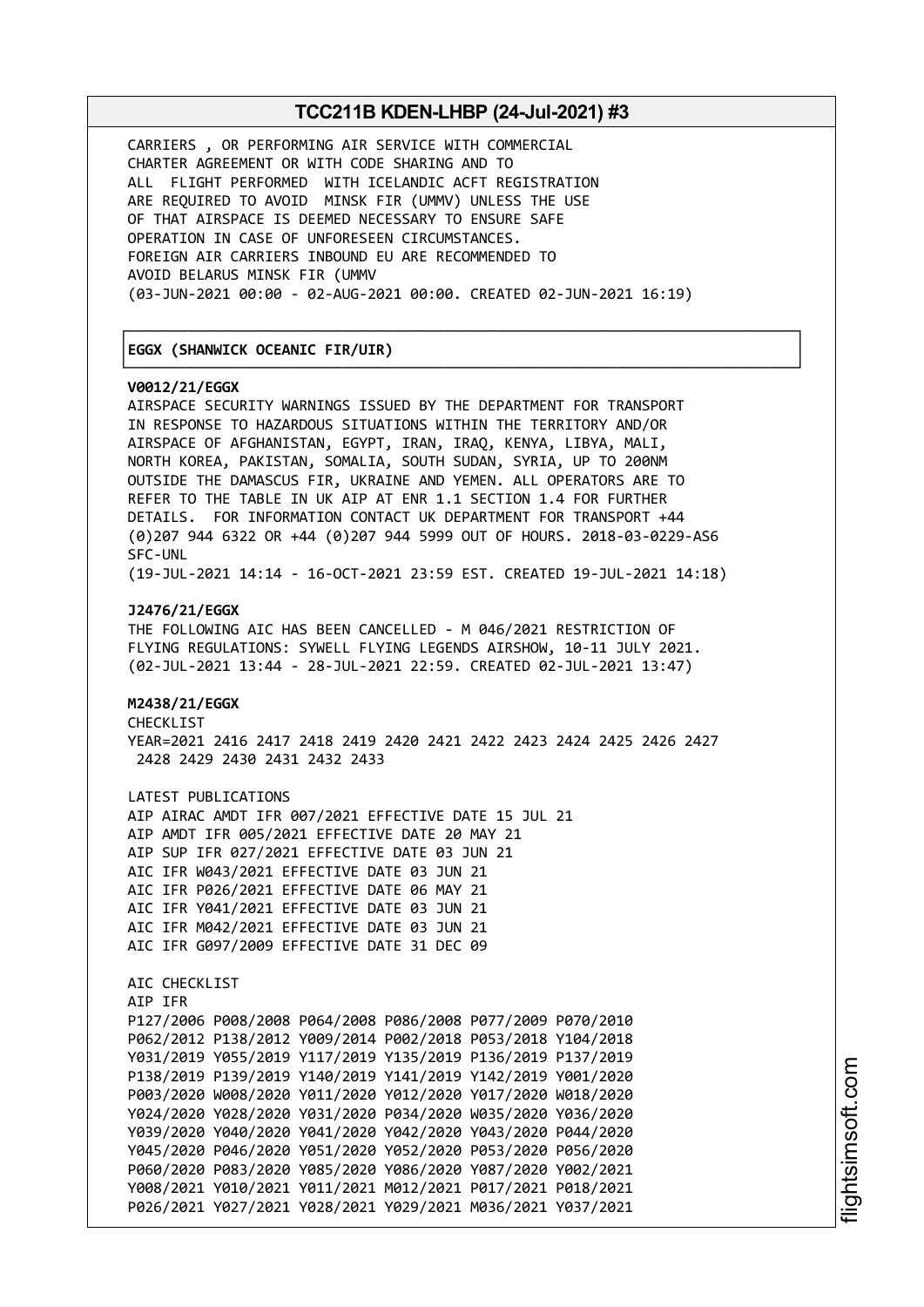CARRIERS , OR PERFORMING AIR SERVICE WITH COMMERCIAL
CHARTER AGREEMENT OR WITH CODE SHARING AND TO
ALL FLIGHT PERFORMED WITH ICELANDIC ACFT REGISTRATION
ARE REQUIRED TO AVOID MINSK FIR (UMMV) UNLESS THE USE
OF THAT AIRSPACE IS DEEMED NECESSARY TO ENSURE SAFE
OPERATION IN CASE OF UNFORESEEN CIRCUMSTANCES.
FOREIGN AIR CARRIERS INBOUND EU ARE RECOMMENDED TO
AVOID BELARUS MINSK FIR (UMMV
(03-JUN-2021 00:00 - 02-AUG-2021 00:00. CREATED 02-JUN-2021 16:19)

**EGGX (SHANWICK OCEANIC FIR/UIR)**

**V0012/21/EGGX**
AIRSPACE SECURITY WARNINGS ISSUED BY THE DEPARTMENT FOR TRANSPORT
IN RESPONSE TO HAZARDOUS SITUATIONS WITHIN THE TERRITORY AND/OR
AIRSPACE OF AFGHANISTAN, EGYPT, IRAN, IRAQ, KENYA, LIBYA, MALI,
NORTH KOREA, PAKISTAN, SOMALIA, SOUTH SUDAN, SYRIA, UP TO 200NM
OUTSIDE THE DAMASCUS FIR, UKRAINE AND YEMEN. ALL OPERATORS ARE TO
REFER TO THE TABLE IN UK AIP AT ENR 1.1 SECTION 1.4 FOR FURTHER
DETAILS. FOR INFORMATION CONTACT UK DEPARTMENT FOR TRANSPORT +44
(0)207 944 6322 OR +44 (0)207 944 5999 OUT OF HOURS. 2018-03-0229-AS6
SFC-UNL
(19-JUL-2021 14:14 - 16-OCT-2021 23:59 EST. CREATED 19-JUL-2021 14:18)

**J2476/21/EGGX**
THE FOLLOWING AIC HAS BEEN CANCELLED - M 046/2021 RESTRICTION OF
FLYING REGULATIONS: SYWELL FLYING LEGENDS AIRSHOW, 10-11 JULY 2021.
(02-JUL-2021 13:44 - 28-JUL-2021 22:59. CREATED 02-JUL-2021 13:47)

**M2438/21/EGGX**
CHECKLIST
YEAR=2021 2416 2417 2418 2419 2420 2421 2422 2423 2424 2425 2426 2427
2428 2429 2430 2431 2432 2433

LATEST PUBLICATIONS
AIP AIRAC AMDT IFR 007/2021 EFFECTIVE DATE 15 JUL 21
AIP AMDT IFR 005/2021 EFFECTIVE DATE 20 MAY 21
AIP SUP IFR 027/2021 EFFECTIVE DATE 03 JUN 21
AIC IFR W043/2021 EFFECTIVE DATE 03 JUN 21
AIC IFR P026/2021 EFFECTIVE DATE 06 MAY 21
AIC IFR Y041/2021 EFFECTIVE DATE 03 JUN 21
AIC IFR M042/2021 EFFECTIVE DATE 03 JUN 21
AIC IFR G097/2009 EFFECTIVE DATE 31 DEC 09

AIC CHECKLIST
AIP IFR
P127/2006 P008/2008 P064/2008 P086/2008 P077/2009 P070/2010
P062/2012 P138/2012 Y009/2014 P002/2018 P053/2018 Y104/2018
Y031/2019 Y055/2019 Y117/2019 Y135/2019 P136/2019 P137/2019
P138/2019 P139/2019 Y140/2019 Y141/2019 Y142/2019 Y001/2020
P003/2020 W008/2020 Y011/2020 Y012/2020 Y017/2020 W018/2020
Y024/2020 Y028/2020 Y031/2020 P034/2020 W035/2020 Y036/2020
Y039/2020 Y040/2020 Y041/2020 Y042/2020 Y043/2020 P044/2020
Y045/2020 P046/2020 Y051/2020 Y052/2020 P053/2020 P056/2020
P060/2020 P083/2020 Y085/2020 Y086/2020 Y087/2020 Y002/2021
Y008/2021 Y010/2021 Y011/2021 M012/2021 P017/2021 P018/2021
P026/2021 Y027/2021 Y028/2021 Y029/2021 M036/2021 Y037/2021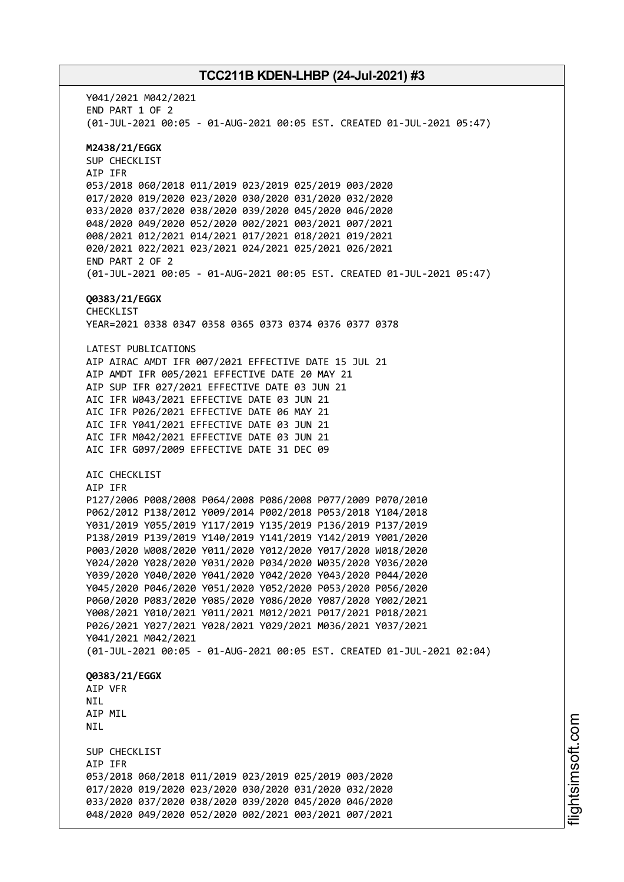Y041/2021 M042/2021
END PART 1 OF 2
(01-JUL-2021 00:05 - 01-AUG-2021 00:05 EST. CREATED 01-JUL-2021 05:47)

**M2438/21/EGGX**
SUP CHECKLIST
AIP IFR
053/2018 060/2018 011/2019 023/2019 025/2019 003/2020
017/2020 019/2020 023/2020 030/2020 031/2020 032/2020
033/2020 037/2020 038/2020 039/2020 045/2020 046/2020
048/2020 049/2020 052/2020 002/2021 003/2021 007/2021
008/2021 012/2021 014/2021 017/2021 018/2021 019/2021
020/2021 022/2021 023/2021 024/2021 025/2021 026/2021
END PART 2 OF 2
(01-JUL-2021 00:05 - 01-AUG-2021 00:05 EST. CREATED 01-JUL-2021 05:47)

**Q0383/21/EGGX**
CHECKLIST
YEAR=2021 0338 0347 0358 0365 0373 0374 0376 0377 0378

LATEST PUBLICATIONS
AIP AIRAC AMDT IFR 007/2021 EFFECTIVE DATE 15 JUL 21
AIP AMDT IFR 005/2021 EFFECTIVE DATE 20 MAY 21
AIP SUP IFR 027/2021 EFFECTIVE DATE 03 JUN 21
AIC IFR W043/2021 EFFECTIVE DATE 03 JUN 21
AIC IFR P026/2021 EFFECTIVE DATE 06 MAY 21
AIC IFR Y041/2021 EFFECTIVE DATE 03 JUN 21
AIC IFR M042/2021 EFFECTIVE DATE 03 JUN 21
AIC IFR G097/2009 EFFECTIVE DATE 31 DEC 09

AIC CHECKLIST
AIP IFR
P127/2006 P008/2008 P064/2008 P086/2008 P077/2009 P070/2010
P062/2012 P138/2012 Y009/2014 P002/2018 P053/2018 Y104/2018
Y031/2019 Y055/2019 Y117/2019 Y135/2019 P136/2019 P137/2019
P138/2019 P139/2019 Y140/2019 Y141/2019 Y142/2019 Y001/2020
P003/2020 W008/2020 Y011/2020 Y012/2020 Y017/2020 W018/2020
Y024/2020 Y028/2020 Y031/2020 P034/2020 W035/2020 Y036/2020
Y039/2020 Y040/2020 Y041/2020 Y042/2020 Y043/2020 P044/2020
Y045/2020 P046/2020 Y051/2020 Y052/2020 P053/2020 P056/2020
P060/2020 P083/2020 Y085/2020 Y086/2020 Y087/2020 Y002/2021
Y008/2021 Y010/2021 Y011/2021 M012/2021 P017/2021 P018/2021
P026/2021 Y027/2021 Y028/2021 Y029/2021 M036/2021 Y037/2021
Y041/2021 M042/2021
(01-JUL-2021 00:05 - 01-AUG-2021 00:05 EST. CREATED 01-JUL-2021 02:04)

**Q0383/21/EGGX**
AIP VFR
NIL
AIP MIL
NIL

SUP CHECKLIST
AIP IFR
053/2018 060/2018 011/2019 023/2019 025/2019 003/2020
017/2020 019/2020 023/2020 030/2020 031/2020 032/2020
033/2020 037/2020 038/2020 039/2020 045/2020 046/2020
048/2020 049/2020 052/2020 002/2021 003/2021 007/2021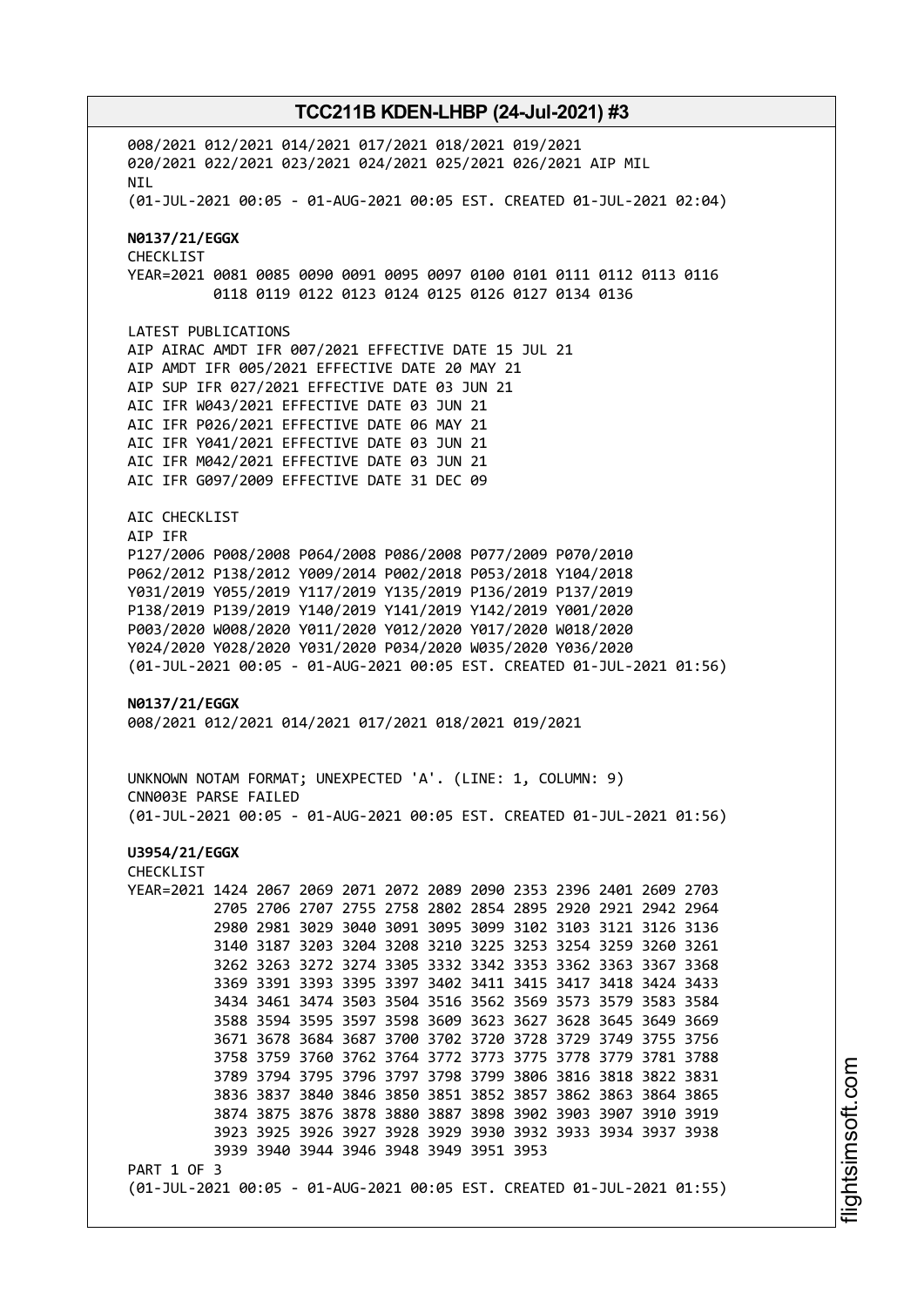008/2021 012/2021 014/2021 017/2021 018/2021 019/2021
020/2021 022/2021 023/2021 024/2021 025/2021 026/2021 AIP MIL
NIL
(01-JUL-2021 00:05 - 01-AUG-2021 00:05 EST. CREATED 01-JUL-2021 02:04)

**N0137/21/EGGX**
CHECKLIST
YEAR=2021 0081 0085 0090 0091 0095 0097 0100 0101 0111 0112 0113 0116
0118 0119 0122 0123 0124 0125 0126 0127 0134 0136

LATEST PUBLICATIONS
AIP AIRAC AMDT IFR 007/2021 EFFECTIVE DATE 15 JUL 21
AIP AMDT IFR 005/2021 EFFECTIVE DATE 20 MAY 21
AIP SUP IFR 027/2021 EFFECTIVE DATE 03 JUN 21
AIC IFR W043/2021 EFFECTIVE DATE 03 JUN 21
AIC IFR P026/2021 EFFECTIVE DATE 06 MAY 21
AIC IFR Y041/2021 EFFECTIVE DATE 03 JUN 21
AIC IFR M042/2021 EFFECTIVE DATE 03 JUN 21
AIC IFR G097/2009 EFFECTIVE DATE 31 DEC 09

AIC CHECKLIST
AIP IFR
P127/2006 P008/2008 P064/2008 P086/2008 P077/2009 P070/2010
P062/2012 P138/2012 Y009/2014 P002/2018 P053/2018 Y104/2018
Y031/2019 Y055/2019 Y117/2019 Y135/2019 P136/2019 P137/2019
P138/2019 P139/2019 Y140/2019 Y141/2019 Y142/2019 Y001/2020
P003/2020 W008/2020 Y011/2020 Y012/2020 Y017/2020 W018/2020
Y024/2020 Y028/2020 Y031/2020 P034/2020 W035/2020 Y036/2020
(01-JUL-2021 00:05 - 01-AUG-2021 00:05 EST. CREATED 01-JUL-2021 01:56)

**N0137/21/EGGX**
008/2021 012/2021 014/2021 017/2021 018/2021 019/2021

UNKNOWN NOTAM FORMAT; UNEXPECTED 'A'. (LINE: 1, COLUMN: 9)
CNN003E PARSE FAILED
(01-JUL-2021 00:05 - 01-AUG-2021 00:05 EST. CREATED 01-JUL-2021 01:56)

**U3954/21/EGGX**
CHECKLIST
YEAR=2021 1424 2067 2069 2071 2072 2089 2090 2353 2396 2401 2609 2703
2705 2706 2707 2755 2758 2802 2854 2895 2920 2921 2942 2964
2980 2981 3029 3040 3091 3095 3099 3102 3103 3121 3126 3136
3140 3187 3203 3204 3208 3210 3225 3253 3254 3259 3260 3261
3262 3263 3272 3274 3305 3332 3342 3353 3362 3363 3367 3368
3369 3391 3393 3395 3397 3402 3411 3415 3417 3418 3424 3433
3434 3461 3474 3503 3504 3516 3562 3569 3573 3579 3583 3584
3588 3594 3595 3597 3598 3609 3623 3627 3628 3645 3649 3669
3671 3678 3684 3687 3700 3702 3720 3728 3729 3749 3755 3756
3758 3759 3760 3762 3764 3772 3773 3775 3778 3779 3781 3788
3789 3794 3795 3796 3797 3798 3799 3806 3816 3818 3822 3831
3836 3837 3840 3846 3850 3851 3852 3857 3862 3863 3864 3865
3874 3875 3876 3878 3880 3887 3898 3902 3903 3907 3910 3919
3923 3925 3926 3927 3928 3929 3930 3932 3933 3934 3937 3938
3939 3940 3944 3946 3948 3949 3951 3953
PART 1 OF 3
(01-JUL-2021 00:05 - 01-AUG-2021 00:05 EST. CREATED 01-JUL-2021 01:55)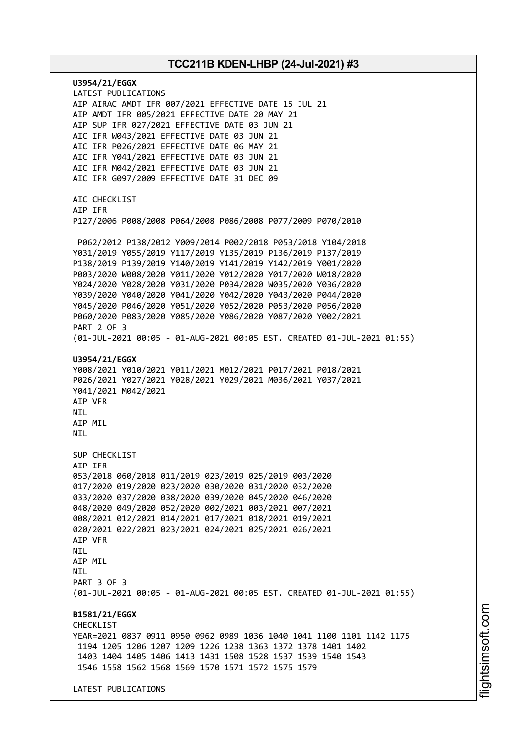**U3954/21/EGGX**
LATEST PUBLICATIONS
AIP AIRAC AMDT IFR 007/2021 EFFECTIVE DATE 15 JUL 21
AIP AMDT IFR 005/2021 EFFECTIVE DATE 20 MAY 21
AIP SUP IFR 027/2021 EFFECTIVE DATE 03 JUN 21
AIC IFR W043/2021 EFFECTIVE DATE 03 JUN 21
AIC IFR P026/2021 EFFECTIVE DATE 06 MAY 21
AIC IFR Y041/2021 EFFECTIVE DATE 03 JUN 21
AIC IFR M042/2021 EFFECTIVE DATE 03 JUN 21
AIC IFR G097/2009 EFFECTIVE DATE 31 DEC 09

AIC CHECKLIST
AIP IFR
P127/2006 P008/2008 P064/2008 P086/2008 P077/2009 P070/2010

P062/2012 P138/2012 Y009/2014 P002/2018 P053/2018 Y104/2018
Y031/2019 Y055/2019 Y117/2019 Y135/2019 P136/2019 P137/2019
P138/2019 P139/2019 Y140/2019 Y141/2019 Y142/2019 Y001/2020
P003/2020 W008/2020 Y011/2020 Y012/2020 Y017/2020 W018/2020
Y024/2020 Y028/2020 Y031/2020 P034/2020 W035/2020 Y036/2020
Y039/2020 Y040/2020 Y041/2020 Y042/2020 Y043/2020 P044/2020
Y045/2020 P046/2020 Y051/2020 Y052/2020 P053/2020 P056/2020
P060/2020 P083/2020 Y085/2020 Y086/2020 Y087/2020 Y002/2021
PART 2 OF 3
(01-JUL-2021 00:05 - 01-AUG-2021 00:05 EST. CREATED 01-JUL-2021 01:55)

**U3954/21/EGGX**
Y008/2021 Y010/2021 Y011/2021 M012/2021 P017/2021 P018/2021
P026/2021 Y027/2021 Y028/2021 Y029/2021 M036/2021 Y037/2021
Y041/2021 M042/2021
AIP VFR
NIL
AIP MIL
NIL

SUP CHECKLIST
AIP IFR
053/2018 060/2018 011/2019 023/2019 025/2019 003/2020
017/2020 019/2020 023/2020 030/2020 031/2020 032/2020
033/2020 037/2020 038/2020 039/2020 045/2020 046/2020
048/2020 049/2020 052/2020 002/2021 003/2021 007/2021
008/2021 012/2021 014/2021 017/2021 018/2021 019/2021
020/2021 022/2021 023/2021 024/2021 025/2021 026/2021
AIP VFR
NIL
AIP MIL
NIL
PART 3 OF 3
(01-JUL-2021 00:05 - 01-AUG-2021 00:05 EST. CREATED 01-JUL-2021 01:55)

**B1581/21/EGGX**
CHECKLIST
YEAR=2021 0837 0911 0950 0962 0989 1036 1040 1041 1100 1101 1142 1175
1194 1205 1206 1207 1209 1226 1238 1363 1372 1378 1401 1402
1403 1404 1405 1406 1413 1431 1508 1528 1537 1539 1540 1543
1546 1558 1562 1568 1569 1570 1571 1572 1575 1579

LATEST PUBLICATIONS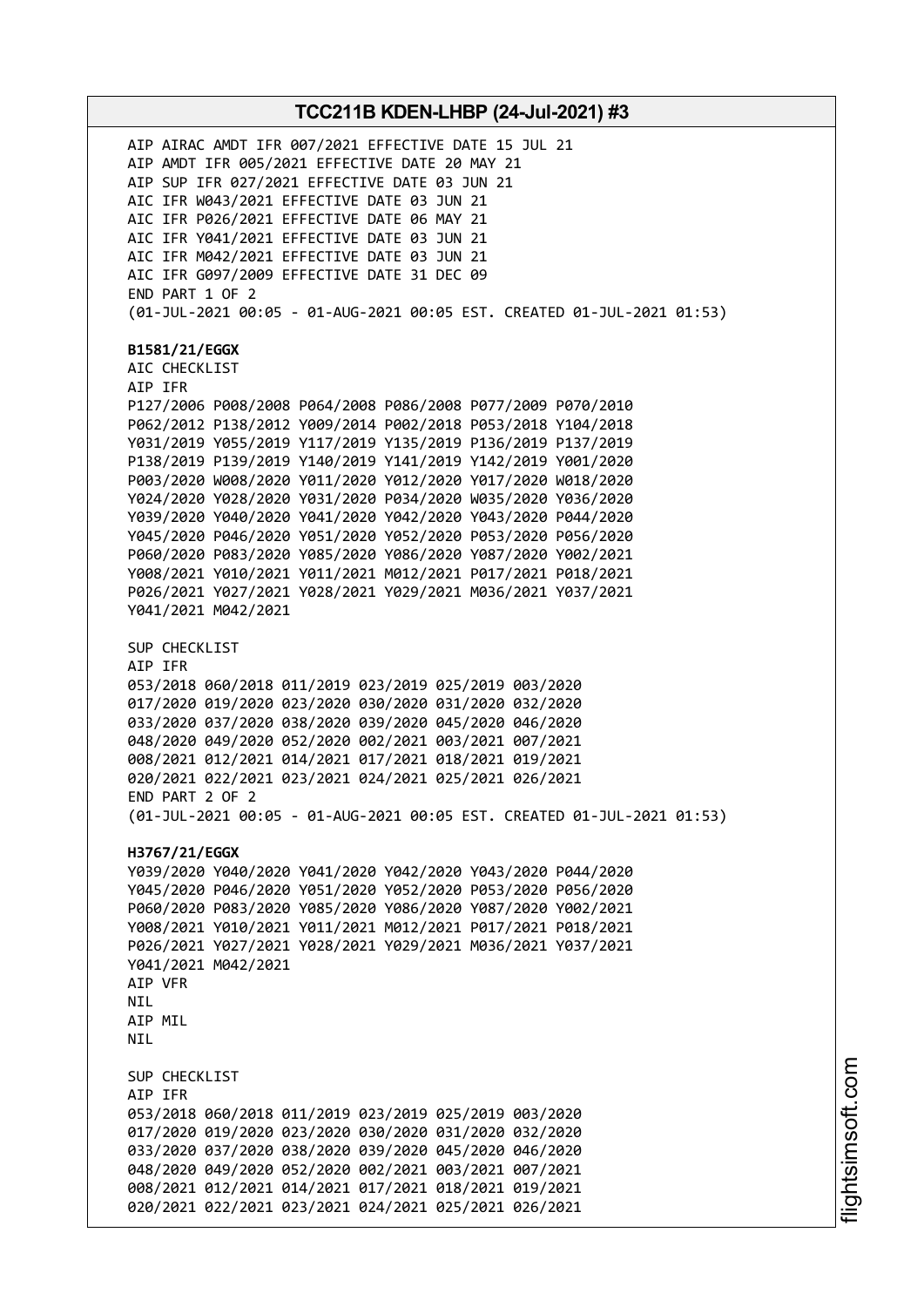AIP AIRAC AMDT IFR 007/2021 EFFECTIVE DATE 15 JUL 21
AIP AMDT IFR 005/2021 EFFECTIVE DATE 20 MAY 21
AIP SUP IFR 027/2021 EFFECTIVE DATE 03 JUN 21
AIC IFR W043/2021 EFFECTIVE DATE 03 JUN 21
AIC IFR P026/2021 EFFECTIVE DATE 06 MAY 21
AIC IFR Y041/2021 EFFECTIVE DATE 03 JUN 21
AIC IFR M042/2021 EFFECTIVE DATE 03 JUN 21
AIC IFR G097/2009 EFFECTIVE DATE 31 DEC 09
END PART 1 OF 2
(01-JUL-2021 00:05 - 01-AUG-2021 00:05 EST. CREATED 01-JUL-2021 01:53)

**B1581/21/EGGX**
AIC CHECKLIST
AIP IFR
P127/2006 P008/2008 P064/2008 P086/2008 P077/2009 P070/2010
P062/2012 P138/2012 Y009/2014 P002/2018 P053/2018 Y104/2018
Y031/2019 Y055/2019 Y117/2019 Y135/2019 P136/2019 P137/2019
P138/2019 P139/2019 Y140/2019 Y141/2019 Y142/2019 Y001/2020
P003/2020 W008/2020 Y011/2020 Y012/2020 Y017/2020 W018/2020
Y024/2020 Y028/2020 Y031/2020 P034/2020 W035/2020 Y036/2020
Y039/2020 Y040/2020 Y041/2020 Y042/2020 Y043/2020 P044/2020
Y045/2020 P046/2020 Y051/2020 Y052/2020 P053/2020 P056/2020
P060/2020 P083/2020 Y085/2020 Y086/2020 Y087/2020 Y002/2021
Y008/2021 Y010/2021 Y011/2021 M012/2021 P017/2021 P018/2021
P026/2021 Y027/2021 Y028/2021 Y029/2021 M036/2021 Y037/2021
Y041/2021 M042/2021

SUP CHECKLIST
AIP IFR
053/2018 060/2018 011/2019 023/2019 025/2019 003/2020
017/2020 019/2020 023/2020 030/2020 031/2020 032/2020
033/2020 037/2020 038/2020 039/2020 045/2020 046/2020
048/2020 049/2020 052/2020 002/2021 003/2021 007/2021
008/2021 012/2021 014/2021 017/2021 018/2021 019/2021
020/2021 022/2021 023/2021 024/2021 025/2021 026/2021
END PART 2 OF 2
(01-JUL-2021 00:05 - 01-AUG-2021 00:05 EST. CREATED 01-JUL-2021 01:53)

**H3767/21/EGGX**
Y039/2020 Y040/2020 Y041/2020 Y042/2020 Y043/2020 P044/2020
Y045/2020 P046/2020 Y051/2020 Y052/2020 P053/2020 P056/2020
P060/2020 P083/2020 Y085/2020 Y086/2020 Y087/2020 Y002/2021
Y008/2021 Y010/2021 Y011/2021 M012/2021 P017/2021 P018/2021
P026/2021 Y027/2021 Y028/2021 Y029/2021 M036/2021 Y037/2021
Y041/2021 M042/2021
AIP VFR
NIL
AIP MIL
NIL

SUP CHECKLIST
AIP IFR
053/2018 060/2018 011/2019 023/2019 025/2019 003/2020
017/2020 019/2020 023/2020 030/2020 031/2020 032/2020
033/2020 037/2020 038/2020 039/2020 045/2020 046/2020
048/2020 049/2020 052/2020 002/2021 003/2021 007/2021
008/2021 012/2021 014/2021 017/2021 018/2021 019/2021
020/2021 022/2021 023/2021 024/2021 025/2021 026/2021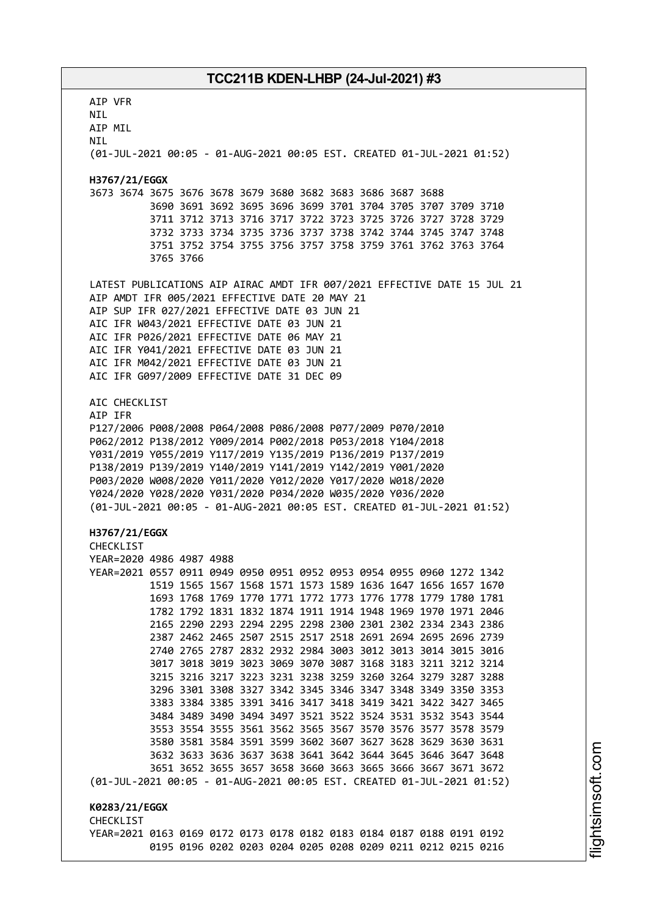AIP VFR
NIL
AIP MIL
NIL
(01-JUL-2021 00:05 - 01-AUG-2021 00:05 EST. CREATED 01-JUL-2021 01:52)

**H3767/21/EGGX**
3673 3674 3675 3676 3678 3679 3680 3682 3683 3686 3687 3688
3690 3691 3692 3695 3696 3699 3701 3704 3705 3707 3709 3710
3711 3712 3713 3716 3717 3722 3723 3725 3726 3727 3728 3729
3732 3733 3734 3735 3736 3737 3738 3742 3744 3745 3747 3748
3751 3752 3754 3755 3756 3757 3758 3759 3761 3762 3763 3764
3765 3766

LATEST PUBLICATIONS AIP AIRAC AMDT IFR 007/2021 EFFECTIVE DATE 15 JUL 21
AIP AMDT IFR 005/2021 EFFECTIVE DATE 20 MAY 21
AIP SUP IFR 027/2021 EFFECTIVE DATE 03 JUN 21
AIC IFR W043/2021 EFFECTIVE DATE 03 JUN 21
AIC IFR P026/2021 EFFECTIVE DATE 06 MAY 21
AIC IFR Y041/2021 EFFECTIVE DATE 03 JUN 21
AIC IFR M042/2021 EFFECTIVE DATE 03 JUN 21
AIC IFR G097/2009 EFFECTIVE DATE 31 DEC 09

AIC CHECKLIST
AIP IFR
P127/2006 P008/2008 P064/2008 P086/2008 P077/2009 P070/2010
P062/2012 P138/2012 Y009/2014 P002/2018 P053/2018 Y104/2018
Y031/2019 Y055/2019 Y117/2019 Y135/2019 P136/2019 P137/2019
P138/2019 P139/2019 Y140/2019 Y141/2019 Y142/2019 Y001/2020
P003/2020 W008/2020 Y011/2020 Y012/2020 Y017/2020 W018/2020
Y024/2020 Y028/2020 Y031/2020 P034/2020 W035/2020 Y036/2020
(01-JUL-2021 00:05 - 01-AUG-2021 00:05 EST. CREATED 01-JUL-2021 01:52)

**H3767/21/EGGX**
CHECKLIST
YEAR=2020 4986 4987 4988
YEAR=2021 0557 0911 0949 0950 0951 0952 0953 0954 0955 0960 1272 1342
1519 1565 1567 1568 1571 1573 1589 1636 1647 1656 1657 1670
1693 1768 1769 1770 1771 1772 1773 1776 1778 1779 1780 1781
1782 1792 1831 1832 1874 1911 1914 1948 1969 1970 1971 2046
2165 2290 2293 2294 2295 2298 2300 2301 2302 2334 2343 2386
2387 2462 2465 2507 2515 2517 2518 2691 2694 2695 2696 2739
2740 2765 2787 2832 2932 2984 3003 3012 3013 3014 3015 3016
3017 3018 3019 3023 3069 3070 3087 3168 3183 3211 3212 3214
3215 3216 3217 3223 3231 3238 3259 3260 3264 3279 3287 3288
3296 3301 3308 3327 3342 3345 3346 3347 3348 3349 3350 3353
3383 3384 3385 3391 3416 3417 3418 3419 3421 3422 3427 3465
3484 3489 3490 3494 3497 3521 3522 3524 3531 3532 3543 3544
3553 3554 3555 3561 3562 3565 3567 3570 3576 3577 3578 3579
3580 3581 3584 3591 3599 3602 3607 3627 3628 3629 3630 3631
3632 3633 3636 3637 3638 3641 3642 3644 3645 3646 3647 3648
3651 3652 3655 3657 3658 3660 3663 3665 3666 3667 3671 3672
(01-JUL-2021 00:05 - 01-AUG-2021 00:05 EST. CREATED 01-JUL-2021 01:52)

**K0283/21/EGGX**
CHECKLIST
YEAR=2021 0163 0169 0172 0173 0178 0182 0183 0184 0187 0188 0191 0192
0195 0196 0202 0203 0204 0205 0208 0209 0211 0212 0215 0216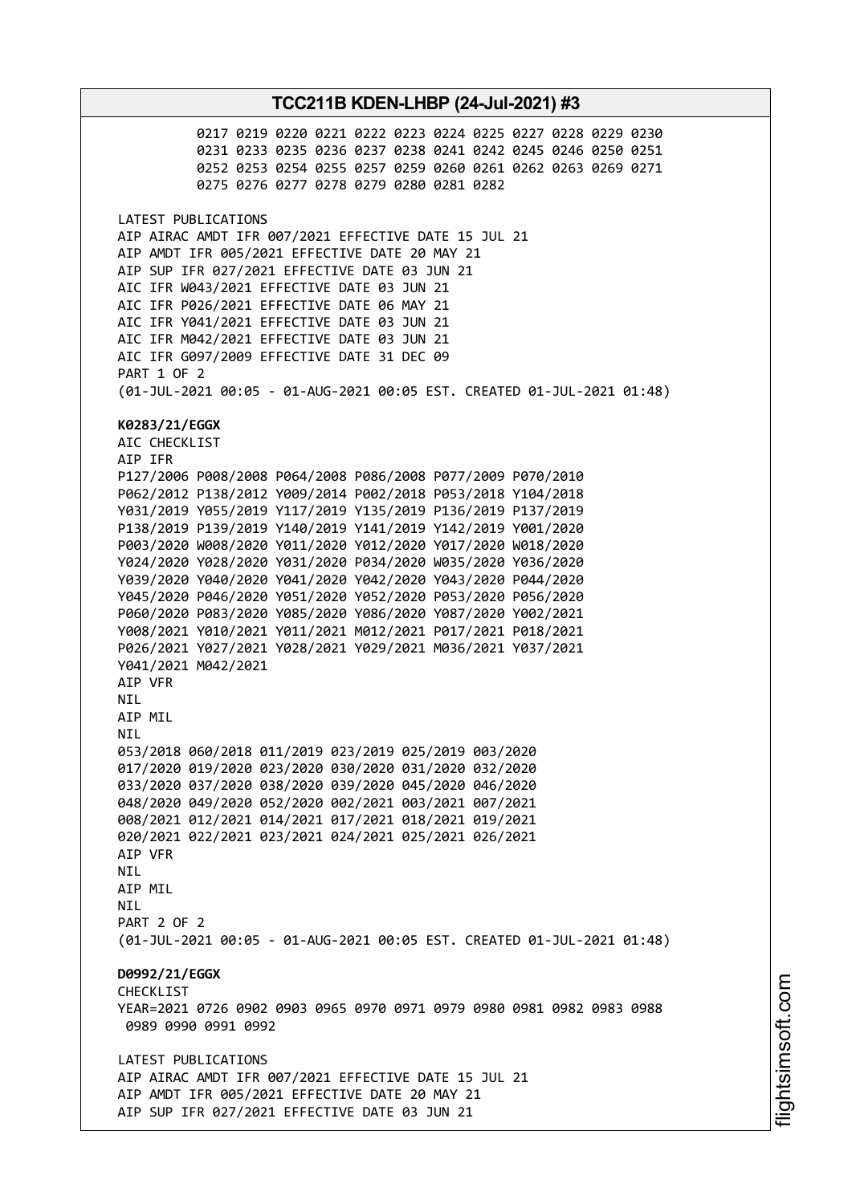0217 0219 0220 0221 0222 0223 0224 0225 0227 0228 0229 0230
0231 0233 0235 0236 0237 0238 0241 0242 0245 0246 0250 0251
0252 0253 0254 0255 0257 0259 0260 0261 0262 0263 0269 0271
0275 0276 0277 0278 0279 0280 0281 0282

LATEST PUBLICATIONS
AIP AIRAC AMDT IFR 007/2021 EFFECTIVE DATE 15 JUL 21
AIP AMDT IFR 005/2021 EFFECTIVE DATE 20 MAY 21
AIP SUP IFR 027/2021 EFFECTIVE DATE 03 JUN 21
AIC IFR W043/2021 EFFECTIVE DATE 03 JUN 21
AIC IFR P026/2021 EFFECTIVE DATE 06 MAY 21
AIC IFR Y041/2021 EFFECTIVE DATE 03 JUN 21
AIC IFR M042/2021 EFFECTIVE DATE 03 JUN 21
AIC IFR G097/2009 EFFECTIVE DATE 31 DEC 09
PART 1 OF 2
(01-JUL-2021 00:05 - 01-AUG-2021 00:05 EST. CREATED 01-JUL-2021 01:48)

**K0283/21/EGGX**
AIC CHECKLIST
AIP IFR
P127/2006 P008/2008 P064/2008 P086/2008 P077/2009 P070/2010
P062/2012 P138/2012 Y009/2014 P002/2018 P053/2018 Y104/2018
Y031/2019 Y055/2019 Y117/2019 Y135/2019 P136/2019 P137/2019
P138/2019 P139/2019 Y140/2019 Y141/2019 Y142/2019 Y001/2020
P003/2020 W008/2020 Y011/2020 Y012/2020 Y017/2020 W018/2020
Y024/2020 Y028/2020 Y031/2020 P034/2020 W035/2020 Y036/2020
Y039/2020 Y040/2020 Y041/2020 Y042/2020 Y043/2020 P044/2020
Y045/2020 P046/2020 Y051/2020 Y052/2020 P053/2020 P056/2020
P060/2020 P083/2020 Y085/2020 Y086/2020 Y087/2020 Y002/2021
Y008/2021 Y010/2021 Y011/2021 M012/2021 P017/2021 P018/2021
P026/2021 Y027/2021 Y028/2021 Y029/2021 M036/2021 Y037/2021
Y041/2021 M042/2021
AIP VFR
NIL
AIP MIL
NIL
053/2018 060/2018 011/2019 023/2019 025/2019 003/2020
017/2020 019/2020 023/2020 030/2020 031/2020 032/2020
033/2020 037/2020 038/2020 039/2020 045/2020 046/2020
048/2020 049/2020 052/2020 002/2021 003/2021 007/2021
008/2021 012/2021 014/2021 017/2021 018/2021 019/2021
020/2021 022/2021 023/2021 024/2021 025/2021 026/2021
AIP VFR
NIL
AIP MIL
NIL
PART 2 OF 2
(01-JUL-2021 00:05 - 01-AUG-2021 00:05 EST. CREATED 01-JUL-2021 01:48)

**D0992/21/EGGX**
CHECKLIST
YEAR=2021 0726 0902 0903 0965 0970 0971 0979 0980 0981 0982 0983 0988
0989 0990 0991 0992

LATEST PUBLICATIONS
AIP AIRAC AMDT IFR 007/2021 EFFECTIVE DATE 15 JUL 21
AIP AMDT IFR 005/2021 EFFECTIVE DATE 20 MAY 21
AIP SUP IFR 027/2021 EFFECTIVE DATE 03 JUN 21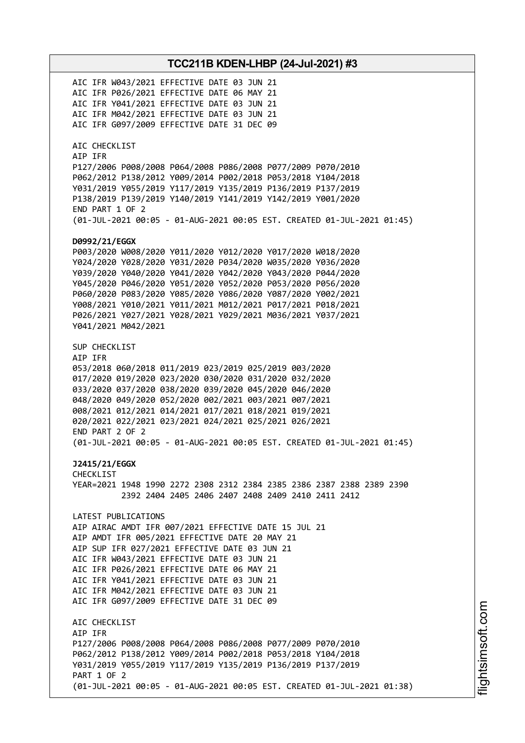AIC IFR W043/2021 EFFECTIVE DATE 03 JUN 21
AIC IFR P026/2021 EFFECTIVE DATE 06 MAY 21
AIC IFR Y041/2021 EFFECTIVE DATE 03 JUN 21
AIC IFR M042/2021 EFFECTIVE DATE 03 JUN 21
AIC IFR G097/2009 EFFECTIVE DATE 31 DEC 09

AIC CHECKLIST
AIP IFR
P127/2006 P008/2008 P064/2008 P086/2008 P077/2009 P070/2010
P062/2012 P138/2012 Y009/2014 P002/2018 P053/2018 Y104/2018
Y031/2019 Y055/2019 Y117/2019 Y135/2019 P136/2019 P137/2019
P138/2019 P139/2019 Y140/2019 Y141/2019 Y142/2019 Y001/2020
END PART 1 OF 2
(01-JUL-2021 00:05 - 01-AUG-2021 00:05 EST. CREATED 01-JUL-2021 01:45)

**D0992/21/EGGX**
P003/2020 W008/2020 Y011/2020 Y012/2020 Y017/2020 W018/2020
Y024/2020 Y028/2020 Y031/2020 P034/2020 W035/2020 Y036/2020
Y039/2020 Y040/2020 Y041/2020 Y042/2020 Y043/2020 P044/2020
Y045/2020 P046/2020 Y051/2020 Y052/2020 P053/2020 P056/2020
P060/2020 P083/2020 Y085/2020 Y086/2020 Y087/2020 Y002/2021
Y008/2021 Y010/2021 Y011/2021 M012/2021 P017/2021 P018/2021
P026/2021 Y027/2021 Y028/2021 Y029/2021 M036/2021 Y037/2021
Y041/2021 M042/2021

SUP CHECKLIST
AIP IFR
053/2018 060/2018 011/2019 023/2019 025/2019 003/2020
017/2020 019/2020 023/2020 030/2020 031/2020 032/2020
033/2020 037/2020 038/2020 039/2020 045/2020 046/2020
048/2020 049/2020 052/2020 002/2021 003/2021 007/2021
008/2021 012/2021 014/2021 017/2021 018/2021 019/2021
020/2021 022/2021 023/2021 024/2021 025/2021 026/2021
END PART 2 OF 2
(01-JUL-2021 00:05 - 01-AUG-2021 00:05 EST. CREATED 01-JUL-2021 01:45)

**J2415/21/EGGX**
CHECKLIST
YEAR=2021 1948 1990 2272 2308 2312 2384 2385 2386 2387 2388 2389 2390
2392 2404 2405 2406 2407 2408 2409 2410 2411 2412

LATEST PUBLICATIONS
AIP AIRAC AMDT IFR 007/2021 EFFECTIVE DATE 15 JUL 21
AIP AMDT IFR 005/2021 EFFECTIVE DATE 20 MAY 21
AIP SUP IFR 027/2021 EFFECTIVE DATE 03 JUN 21
AIC IFR W043/2021 EFFECTIVE DATE 03 JUN 21
AIC IFR P026/2021 EFFECTIVE DATE 06 MAY 21
AIC IFR Y041/2021 EFFECTIVE DATE 03 JUN 21
AIC IFR M042/2021 EFFECTIVE DATE 03 JUN 21
AIC IFR G097/2009 EFFECTIVE DATE 31 DEC 09

AIC CHECKLIST
AIP IFR
P127/2006 P008/2008 P064/2008 P086/2008 P077/2009 P070/2010
P062/2012 P138/2012 Y009/2014 P002/2018 P053/2018 Y104/2018
Y031/2019 Y055/2019 Y117/2019 Y135/2019 P136/2019 P137/2019
PART 1 OF 2
(01-JUL-2021 00:05 - 01-AUG-2021 00:05 EST. CREATED 01-JUL-2021 01:38)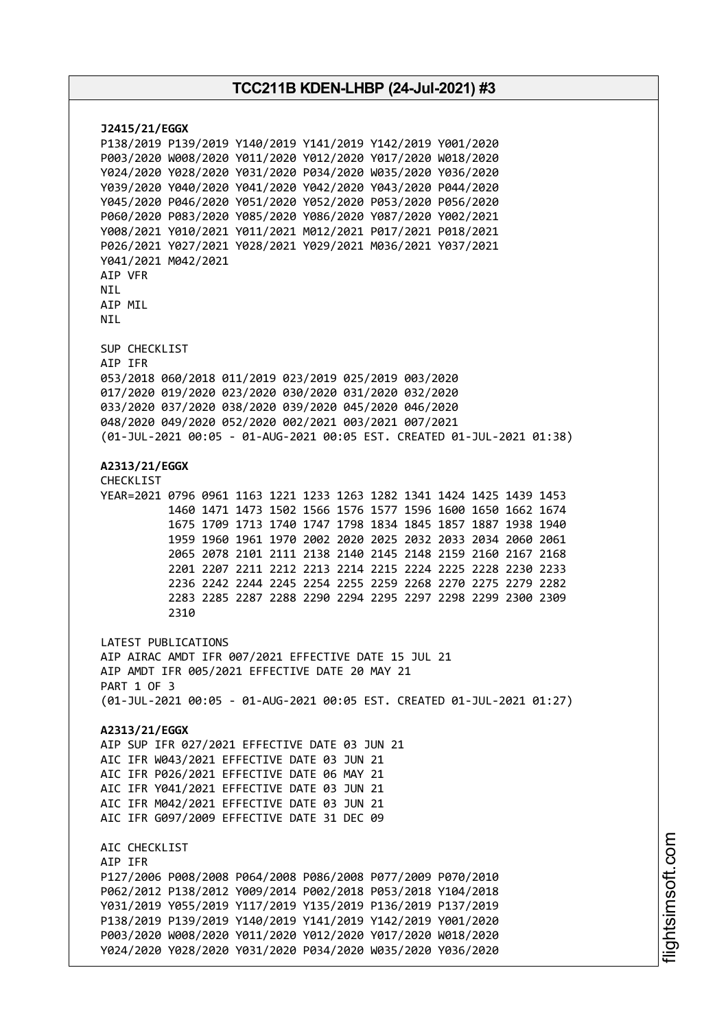**J2415/21/EGGX**
P138/2019 P139/2019 Y140/2019 Y141/2019 Y142/2019 Y001/2020
P003/2020 W008/2020 Y011/2020 Y012/2020 Y017/2020 W018/2020
Y024/2020 Y028/2020 Y031/2020 P034/2020 W035/2020 Y036/2020
Y039/2020 Y040/2020 Y041/2020 Y042/2020 Y043/2020 P044/2020
Y045/2020 P046/2020 Y051/2020 Y052/2020 P053/2020 P056/2020
P060/2020 P083/2020 Y085/2020 Y086/2020 Y087/2020 Y002/2021
Y008/2021 Y010/2021 Y011/2021 M012/2021 P017/2021 P018/2021
P026/2021 Y027/2021 Y028/2021 Y029/2021 M036/2021 Y037/2021
Y041/2021 M042/2021
AIP VFR
NIL
AIP MIL
NIL

SUP CHECKLIST
AIP IFR
053/2018 060/2018 011/2019 023/2019 025/2019 003/2020
017/2020 019/2020 023/2020 030/2020 031/2020 032/2020
033/2020 037/2020 038/2020 039/2020 045/2020 046/2020
048/2020 049/2020 052/2020 002/2021 003/2021 007/2021
(01-JUL-2021 00:05 - 01-AUG-2021 00:05 EST. CREATED 01-JUL-2021 01:38)

**A2313/21/EGGX**
CHECKLIST
YEAR=2021 0796 0961 1163 1221 1233 1263 1282 1341 1424 1425 1439 1453
1460 1471 1473 1502 1566 1576 1577 1596 1600 1650 1662 1674
1675 1709 1713 1740 1747 1798 1834 1845 1857 1887 1938 1940
1959 1960 1961 1970 2002 2020 2025 2032 2033 2034 2060 2061
2065 2078 2101 2111 2138 2140 2145 2148 2159 2160 2167 2168
2201 2207 2211 2212 2213 2214 2215 2224 2225 2228 2230 2233
2236 2242 2244 2245 2254 2255 2259 2268 2270 2275 2279 2282
2283 2285 2287 2288 2290 2294 2295 2297 2298 2299 2300 2309
2310

LATEST PUBLICATIONS
AIP AIRAC AMDT IFR 007/2021 EFFECTIVE DATE 15 JUL 21
AIP AMDT IFR 005/2021 EFFECTIVE DATE 20 MAY 21
PART 1 OF 3
(01-JUL-2021 00:05 - 01-AUG-2021 00:05 EST. CREATED 01-JUL-2021 01:27)

**A2313/21/EGGX**
AIP SUP IFR 027/2021 EFFECTIVE DATE 03 JUN 21
AIC IFR W043/2021 EFFECTIVE DATE 03 JUN 21
AIC IFR P026/2021 EFFECTIVE DATE 06 MAY 21
AIC IFR Y041/2021 EFFECTIVE DATE 03 JUN 21
AIC IFR M042/2021 EFFECTIVE DATE 03 JUN 21
AIC IFR G097/2009 EFFECTIVE DATE 31 DEC 09

AIC CHECKLIST
AIP IFR
P127/2006 P008/2008 P064/2008 P086/2008 P077/2009 P070/2010
P062/2012 P138/2012 Y009/2014 P002/2018 P053/2018 Y104/2018
Y031/2019 Y055/2019 Y117/2019 Y135/2019 P136/2019 P137/2019
P138/2019 P139/2019 Y140/2019 Y141/2019 Y142/2019 Y001/2020
P003/2020 W008/2020 Y011/2020 Y012/2020 Y017/2020 W018/2020
Y024/2020 Y028/2020 Y031/2020 P034/2020 W035/2020 Y036/2020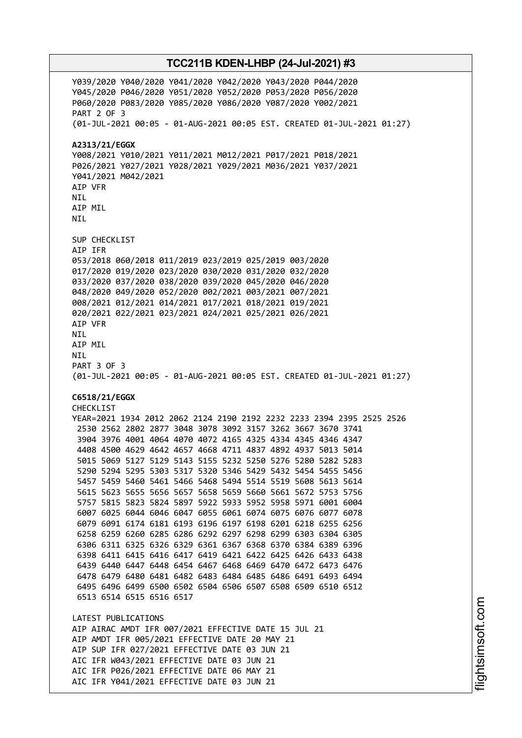Y039/2020 Y040/2020 Y041/2020 Y042/2020 Y043/2020 P044/2020
Y045/2020 P046/2020 Y051/2020 Y052/2020 P053/2020 P056/2020
P060/2020 P083/2020 Y085/2020 Y086/2020 Y087/2020 Y002/2021
PART 2 OF 3
(01-JUL-2021 00:05 - 01-AUG-2021 00:05 EST. CREATED 01-JUL-2021 01:27)

**A2313/21/EGGX**
Y008/2021 Y010/2021 Y011/2021 M012/2021 P017/2021 P018/2021
P026/2021 Y027/2021 Y028/2021 Y029/2021 M036/2021 Y037/2021
Y041/2021 M042/2021
AIP VFR
NIL
AIP MIL
NIL

SUP CHECKLIST
AIP IFR
053/2018 060/2018 011/2019 023/2019 025/2019 003/2020
017/2020 019/2020 023/2020 030/2020 031/2020 032/2020
033/2020 037/2020 038/2020 039/2020 045/2020 046/2020
048/2020 049/2020 052/2020 002/2021 003/2021 007/2021
008/2021 012/2021 014/2021 017/2021 018/2021 019/2021
020/2021 022/2021 023/2021 024/2021 025/2021 026/2021
AIP VFR
NIL
AIP MIL
NIL
PART 3 OF 3
(01-JUL-2021 00:05 - 01-AUG-2021 00:05 EST. CREATED 01-JUL-2021 01:27)

**C6518/21/EGGX**
CHECKLIST
YEAR=2021 1934 2012 2062 2124 2190 2192 2232 2233 2394 2395 2525 2526
2530 2562 2802 2877 3048 3078 3092 3157 3262 3667 3670 3741
3904 3976 4001 4064 4070 4072 4165 4325 4334 4345 4346 4347
4408 4500 4629 4642 4657 4668 4711 4837 4892 4937 5013 5014
5015 5069 5127 5129 5143 5155 5232 5250 5276 5280 5282 5283
5290 5294 5295 5303 5317 5320 5346 5429 5432 5454 5455 5456
5457 5459 5460 5461 5466 5468 5494 5514 5519 5608 5613 5614
5615 5623 5655 5656 5657 5658 5659 5660 5661 5672 5753 5756
5757 5815 5823 5824 5897 5922 5933 5952 5958 5971 6001 6004
6007 6025 6044 6046 6047 6055 6061 6074 6075 6076 6077 6078
6079 6091 6174 6181 6193 6196 6197 6198 6201 6218 6255 6256
6258 6259 6260 6285 6286 6292 6297 6298 6299 6303 6304 6305
6306 6311 6325 6326 6329 6361 6367 6368 6370 6384 6389 6396
6398 6411 6415 6416 6417 6419 6421 6422 6425 6426 6433 6438
6439 6440 6447 6448 6454 6467 6468 6469 6470 6472 6473 6476
6478 6479 6480 6481 6482 6483 6484 6485 6486 6491 6493 6494
6495 6496 6499 6500 6502 6504 6506 6507 6508 6509 6510 6512
6513 6514 6515 6516 6517

LATEST PUBLICATIONS
AIP AIRAC AMDT IFR 007/2021 EFFECTIVE DATE 15 JUL 21
AIP AMDT IFR 005/2021 EFFECTIVE DATE 20 MAY 21
AIP SUP IFR 027/2021 EFFECTIVE DATE 03 JUN 21
AIC IFR W043/2021 EFFECTIVE DATE 03 JUN 21
AIC IFR P026/2021 EFFECTIVE DATE 06 MAY 21
AIC IFR Y041/2021 EFFECTIVE DATE 03 JUN 21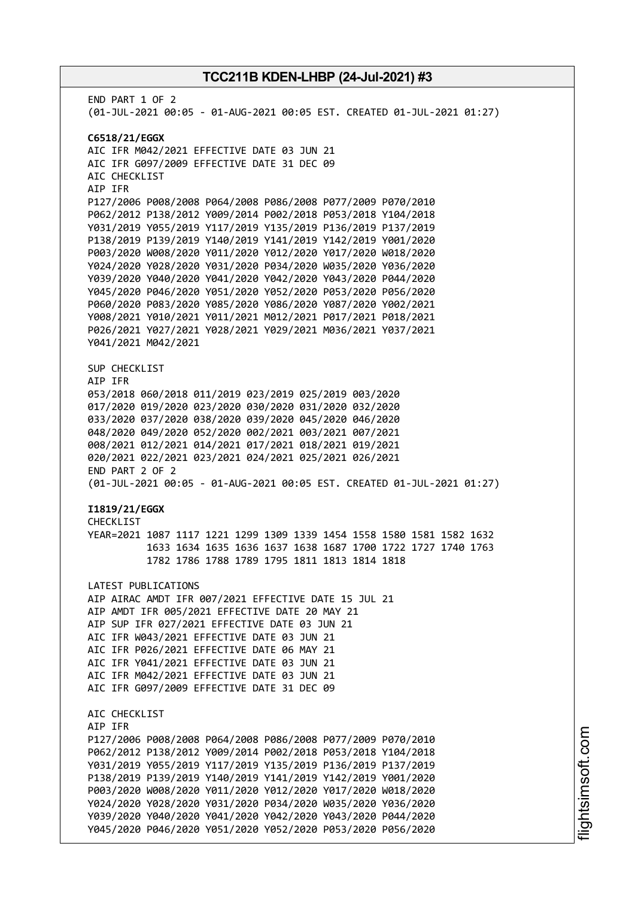END PART 1 OF 2
(01-JUL-2021 00:05 - 01-AUG-2021 00:05 EST. CREATED 01-JUL-2021 01:27)

**C6518/21/EGGX**
AIC IFR M042/2021 EFFECTIVE DATE 03 JUN 21
AIC IFR G097/2009 EFFECTIVE DATE 31 DEC 09
AIC CHECKLIST
AIP IFR
P127/2006 P008/2008 P064/2008 P086/2008 P077/2009 P070/2010
P062/2012 P138/2012 Y009/2014 P002/2018 P053/2018 Y104/2018
Y031/2019 Y055/2019 Y117/2019 Y135/2019 P136/2019 P137/2019
P138/2019 P139/2019 Y140/2019 Y141/2019 Y142/2019 Y001/2020
P003/2020 W008/2020 Y011/2020 Y012/2020 Y017/2020 W018/2020
Y024/2020 Y028/2020 Y031/2020 P034/2020 W035/2020 Y036/2020
Y039/2020 Y040/2020 Y041/2020 Y042/2020 Y043/2020 P044/2020
Y045/2020 P046/2020 Y051/2020 Y052/2020 P053/2020 P056/2020
P060/2020 P083/2020 Y085/2020 Y086/2020 Y087/2020 Y002/2021
Y008/2021 Y010/2021 Y011/2021 M012/2021 P017/2021 P018/2021
P026/2021 Y027/2021 Y028/2021 Y029/2021 M036/2021 Y037/2021
Y041/2021 M042/2021

SUP CHECKLIST
AIP IFR
053/2018 060/2018 011/2019 023/2019 025/2019 003/2020
017/2020 019/2020 023/2020 030/2020 031/2020 032/2020
033/2020 037/2020 038/2020 039/2020 045/2020 046/2020
048/2020 049/2020 052/2020 002/2021 003/2021 007/2021
008/2021 012/2021 014/2021 017/2021 018/2021 019/2021
020/2021 022/2021 023/2021 024/2021 025/2021 026/2021
END PART 2 OF 2
(01-JUL-2021 00:05 - 01-AUG-2021 00:05 EST. CREATED 01-JUL-2021 01:27)

**I1819/21/EGGX**
CHECKLIST
YEAR=2021 1087 1117 1221 1299 1309 1339 1454 1558 1580 1581 1582 1632
1633 1634 1635 1636 1637 1638 1687 1700 1722 1727 1740 1763
1782 1786 1788 1789 1795 1811 1813 1814 1818

LATEST PUBLICATIONS
AIP AIRAC AMDT IFR 007/2021 EFFECTIVE DATE 15 JUL 21
AIP AMDT IFR 005/2021 EFFECTIVE DATE 20 MAY 21
AIP SUP IFR 027/2021 EFFECTIVE DATE 03 JUN 21
AIC IFR W043/2021 EFFECTIVE DATE 03 JUN 21
AIC IFR P026/2021 EFFECTIVE DATE 06 MAY 21
AIC IFR Y041/2021 EFFECTIVE DATE 03 JUN 21
AIC IFR M042/2021 EFFECTIVE DATE 03 JUN 21
AIC IFR G097/2009 EFFECTIVE DATE 31 DEC 09

AIC CHECKLIST
AIP IFR
P127/2006 P008/2008 P064/2008 P086/2008 P077/2009 P070/2010
P062/2012 P138/2012 Y009/2014 P002/2018 P053/2018 Y104/2018
Y031/2019 Y055/2019 Y117/2019 Y135/2019 P136/2019 P137/2019
P138/2019 P139/2019 Y140/2019 Y141/2019 Y142/2019 Y001/2020
P003/2020 W008/2020 Y011/2020 Y012/2020 Y017/2020 W018/2020
Y024/2020 Y028/2020 Y031/2020 P034/2020 W035/2020 Y036/2020
Y039/2020 Y040/2020 Y041/2020 Y042/2020 Y043/2020 P044/2020
Y045/2020 P046/2020 Y051/2020 Y052/2020 P053/2020 P056/2020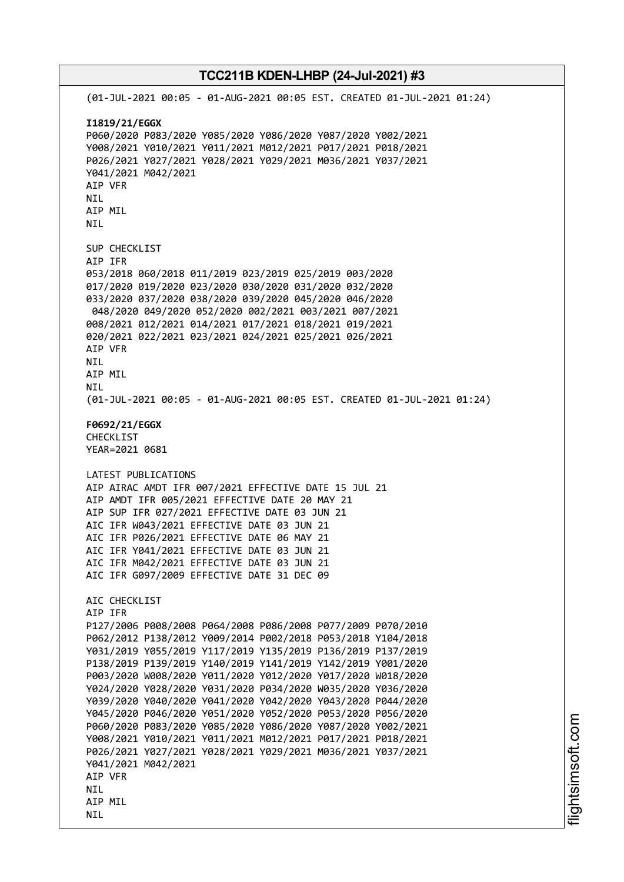(01-JUL-2021 00:05 - 01-AUG-2021 00:05 EST. CREATED 01-JUL-2021 01:24)

**I1819/21/EGGX**
P060/2020 P083/2020 Y085/2020 Y086/2020 Y087/2020 Y002/2021
Y008/2021 Y010/2021 Y011/2021 M012/2021 P017/2021 P018/2021
P026/2021 Y027/2021 Y028/2021 Y029/2021 M036/2021 Y037/2021
Y041/2021 M042/2021
AIP VFR
NIL
AIP MIL
NIL

SUP CHECKLIST
AIP IFR
053/2018 060/2018 011/2019 023/2019 025/2019 003/2020
017/2020 019/2020 023/2020 030/2020 031/2020 032/2020
033/2020 037/2020 038/2020 039/2020 045/2020 046/2020
048/2020 049/2020 052/2020 002/2021 003/2021 007/2021
008/2021 012/2021 014/2021 017/2021 018/2021 019/2021
020/2021 022/2021 023/2021 024/2021 025/2021 026/2021
AIP VFR
NIL
AIP MIL
NIL
(01-JUL-2021 00:05 - 01-AUG-2021 00:05 EST. CREATED 01-JUL-2021 01:24)

**F0692/21/EGGX**
CHECKLIST
YEAR=2021 0681

LATEST PUBLICATIONS
AIP AIRAC AMDT IFR 007/2021 EFFECTIVE DATE 15 JUL 21
AIP AMDT IFR 005/2021 EFFECTIVE DATE 20 MAY 21
AIP SUP IFR 027/2021 EFFECTIVE DATE 03 JUN 21
AIC IFR W043/2021 EFFECTIVE DATE 03 JUN 21
AIC IFR P026/2021 EFFECTIVE DATE 06 MAY 21
AIC IFR Y041/2021 EFFECTIVE DATE 03 JUN 21
AIC IFR M042/2021 EFFECTIVE DATE 03 JUN 21
AIC IFR G097/2009 EFFECTIVE DATE 31 DEC 09

AIC CHECKLIST
AIP IFR
P127/2006 P008/2008 P064/2008 P086/2008 P077/2009 P070/2010
P062/2012 P138/2012 Y009/2014 P002/2018 P053/2018 Y104/2018
Y031/2019 Y055/2019 Y117/2019 Y135/2019 P136/2019 P137/2019
P138/2019 P139/2019 Y140/2019 Y141/2019 Y142/2019 Y001/2020
P003/2020 W008/2020 Y011/2020 Y012/2020 Y017/2020 W018/2020
Y024/2020 Y028/2020 Y031/2020 P034/2020 W035/2020 Y036/2020
Y039/2020 Y040/2020 Y041/2020 Y042/2020 Y043/2020 P044/2020
Y045/2020 P046/2020 Y051/2020 Y052/2020 P053/2020 P056/2020
P060/2020 P083/2020 Y085/2020 Y086/2020 Y087/2020 Y002/2021
Y008/2021 Y010/2021 Y011/2021 M012/2021 P017/2021 P018/2021
P026/2021 Y027/2021 Y028/2021 Y029/2021 M036/2021 Y037/2021
Y041/2021 M042/2021
AIP VFR
NIL
AIP MIL
NIL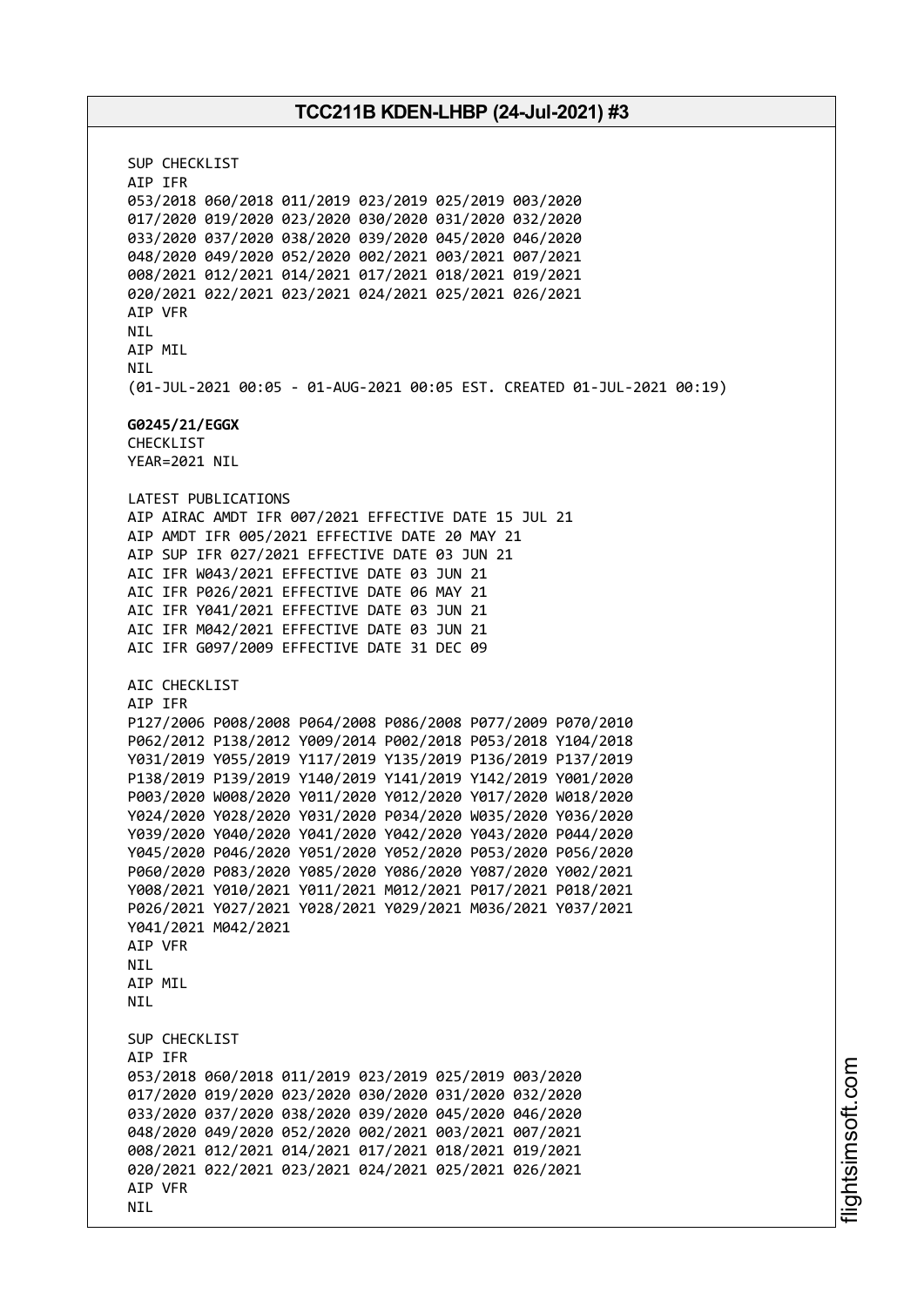SUP CHECKLIST
AIP IFR
053/2018 060/2018 011/2019 023/2019 025/2019 003/2020
017/2020 019/2020 023/2020 030/2020 031/2020 032/2020
033/2020 037/2020 038/2020 039/2020 045/2020 046/2020
048/2020 049/2020 052/2020 002/2021 003/2021 007/2021
008/2021 012/2021 014/2021 017/2021 018/2021 019/2021
020/2021 022/2021 023/2021 024/2021 025/2021 026/2021
AIP VFR
NIL
AIP MIL
NIL
(01-JUL-2021 00:05 - 01-AUG-2021 00:05 EST. CREATED 01-JUL-2021 00:19)

**G0245/21/EGGX**
CHECKLIST
YEAR=2021 NIL

LATEST PUBLICATIONS
AIP AIRAC AMDT IFR 007/2021 EFFECTIVE DATE 15 JUL 21
AIP AMDT IFR 005/2021 EFFECTIVE DATE 20 MAY 21
AIP SUP IFR 027/2021 EFFECTIVE DATE 03 JUN 21
AIC IFR W043/2021 EFFECTIVE DATE 03 JUN 21
AIC IFR P026/2021 EFFECTIVE DATE 06 MAY 21
AIC IFR Y041/2021 EFFECTIVE DATE 03 JUN 21
AIC IFR M042/2021 EFFECTIVE DATE 03 JUN 21
AIC IFR G097/2009 EFFECTIVE DATE 31 DEC 09

AIC CHECKLIST
AIP IFR
P127/2006 P008/2008 P064/2008 P086/2008 P077/2009 P070/2010
P062/2012 P138/2012 Y009/2014 P002/2018 P053/2018 Y104/2018
Y031/2019 Y055/2019 Y117/2019 Y135/2019 P136/2019 P137/2019
P138/2019 P139/2019 Y140/2019 Y141/2019 Y142/2019 Y001/2020
P003/2020 W008/2020 Y011/2020 Y012/2020 Y017/2020 W018/2020
Y024/2020 Y028/2020 Y031/2020 P034/2020 W035/2020 Y036/2020
Y039/2020 Y040/2020 Y041/2020 Y042/2020 Y043/2020 P044/2020
Y045/2020 P046/2020 Y051/2020 Y052/2020 P053/2020 P056/2020
P060/2020 P083/2020 Y085/2020 Y086/2020 Y087/2020 Y002/2021
Y008/2021 Y010/2021 Y011/2021 M012/2021 P017/2021 P018/2021
P026/2021 Y027/2021 Y028/2021 Y029/2021 M036/2021 Y037/2021
Y041/2021 M042/2021
AIP VFR
NIL
AIP MIL
NIL

SUP CHECKLIST
AIP IFR
053/2018 060/2018 011/2019 023/2019 025/2019 003/2020
017/2020 019/2020 023/2020 030/2020 031/2020 032/2020
033/2020 037/2020 038/2020 039/2020 045/2020 046/2020
048/2020 049/2020 052/2020 002/2021 003/2021 007/2021
008/2021 012/2021 014/2021 017/2021 018/2021 019/2021
020/2021 022/2021 023/2021 024/2021 025/2021 026/2021
AIP VFR
NIL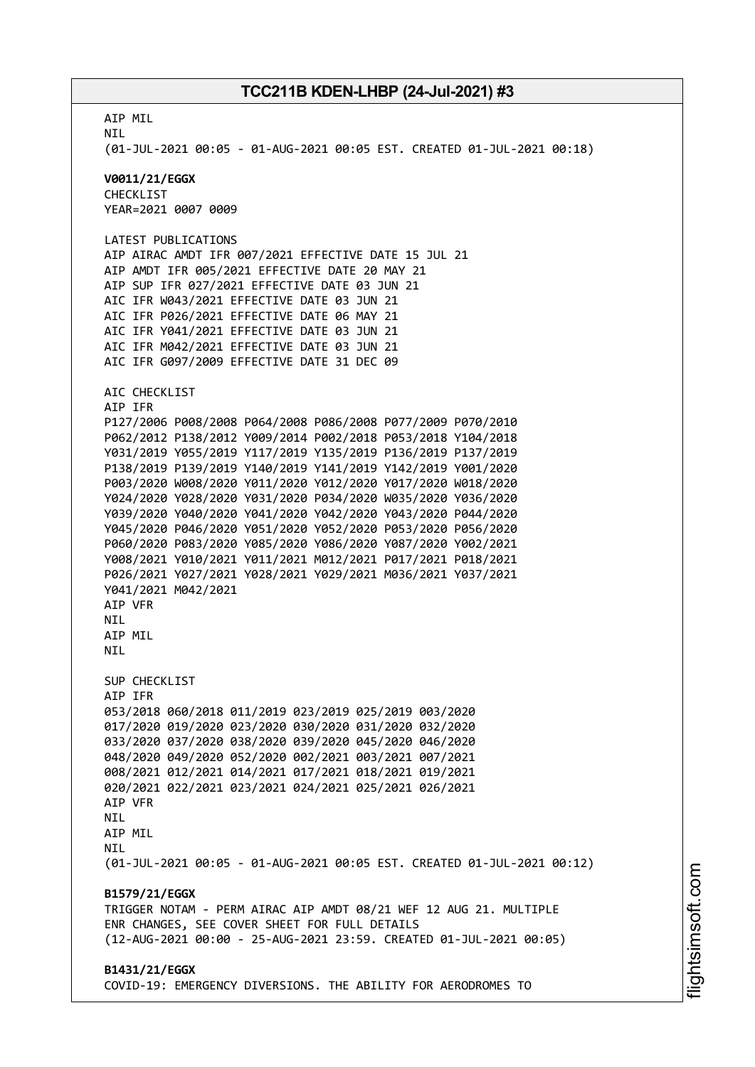AIP MIL
NIL
(01-JUL-2021 00:05 - 01-AUG-2021 00:05 EST. CREATED 01-JUL-2021 00:18)

**V0011/21/EGGX**
CHECKLIST
YEAR=2021 0007 0009

LATEST PUBLICATIONS
AIP AIRAC AMDT IFR 007/2021 EFFECTIVE DATE 15 JUL 21
AIP AMDT IFR 005/2021 EFFECTIVE DATE 20 MAY 21
AIP SUP IFR 027/2021 EFFECTIVE DATE 03 JUN 21
AIC IFR W043/2021 EFFECTIVE DATE 03 JUN 21
AIC IFR P026/2021 EFFECTIVE DATE 06 MAY 21
AIC IFR Y041/2021 EFFECTIVE DATE 03 JUN 21
AIC IFR M042/2021 EFFECTIVE DATE 03 JUN 21
AIC IFR G097/2009 EFFECTIVE DATE 31 DEC 09

AIC CHECKLIST
AIP IFR
P127/2006 P008/2008 P064/2008 P086/2008 P077/2009 P070/2010
P062/2012 P138/2012 Y009/2014 P002/2018 P053/2018 Y104/2018
Y031/2019 Y055/2019 Y117/2019 Y135/2019 P136/2019 P137/2019
P138/2019 P139/2019 Y140/2019 Y141/2019 Y142/2019 Y001/2020
P003/2020 W008/2020 Y011/2020 Y012/2020 Y017/2020 W018/2020
Y024/2020 Y028/2020 Y031/2020 P034/2020 W035/2020 Y036/2020
Y039/2020 Y040/2020 Y041/2020 Y042/2020 Y043/2020 P044/2020
Y045/2020 P046/2020 Y051/2020 Y052/2020 P053/2020 P056/2020
P060/2020 P083/2020 Y085/2020 Y086/2020 Y087/2020 Y002/2021
Y008/2021 Y010/2021 Y011/2021 M012/2021 P017/2021 P018/2021
P026/2021 Y027/2021 Y028/2021 Y029/2021 M036/2021 Y037/2021
Y041/2021 M042/2021
AIP VFR
NIL
AIP MIL
NIL

SUP CHECKLIST
AIP IFR
053/2018 060/2018 011/2019 023/2019 025/2019 003/2020
017/2020 019/2020 023/2020 030/2020 031/2020 032/2020
033/2020 037/2020 038/2020 039/2020 045/2020 046/2020
048/2020 049/2020 052/2020 002/2021 003/2021 007/2021
008/2021 012/2021 014/2021 017/2021 018/2021 019/2021
020/2021 022/2021 023/2021 024/2021 025/2021 026/2021
AIP VFR
NIL
AIP MIL
NIL
(01-JUL-2021 00:05 - 01-AUG-2021 00:05 EST. CREATED 01-JUL-2021 00:12)

**B1579/21/EGGX**
TRIGGER NOTAM - PERM AIRAC AIP AMDT 08/21 WEF 12 AUG 21. MULTIPLE
ENR CHANGES, SEE COVER SHEET FOR FULL DETAILS
(12-AUG-2021 00:00 - 25-AUG-2021 23:59. CREATED 01-JUL-2021 00:05)

**B1431/21/EGGX**
COVID-19: EMERGENCY DIVERSIONS. THE ABILITY FOR AERODROMES TO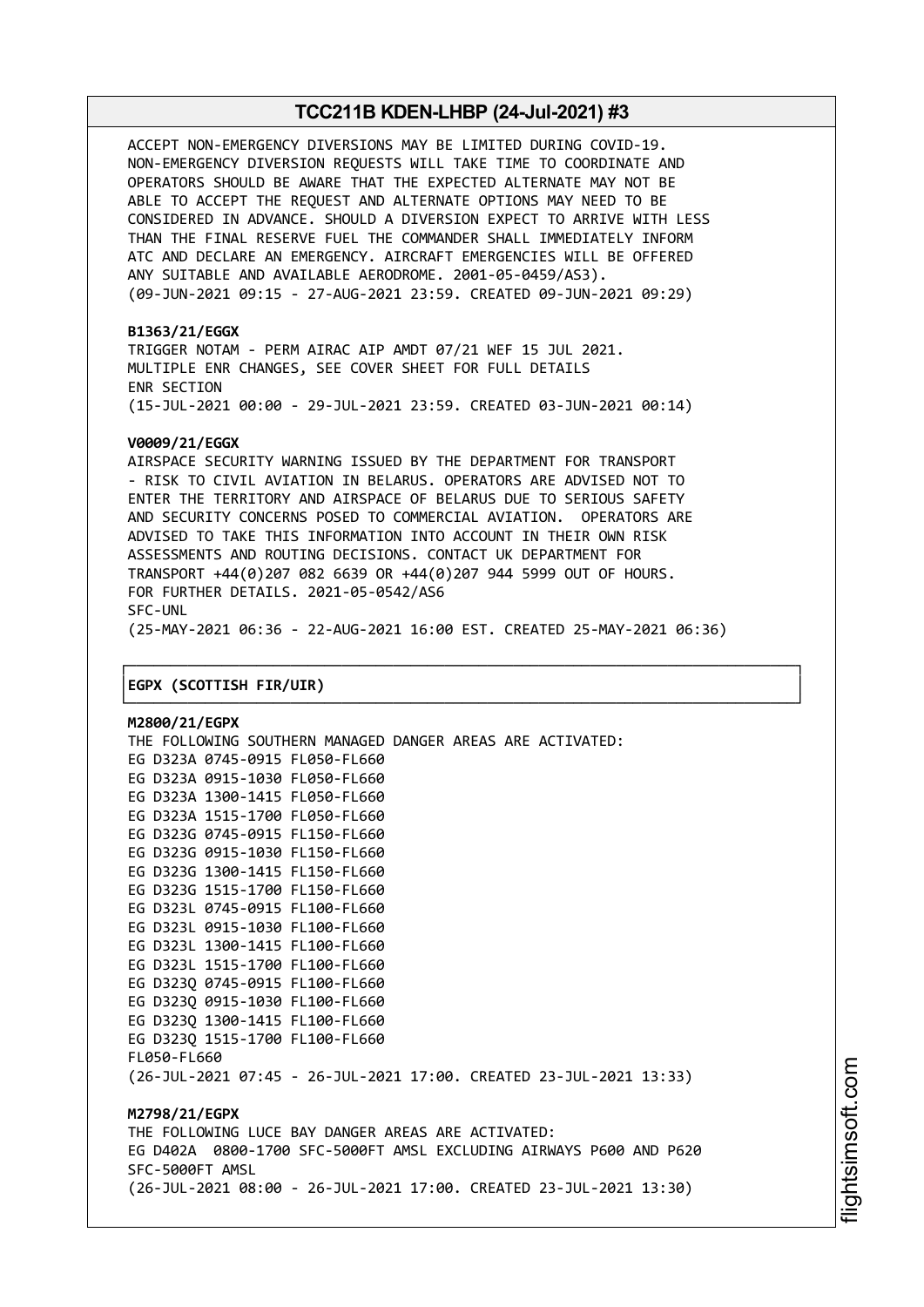ACCEPT NON-EMERGENCY DIVERSIONS MAY BE LIMITED DURING COVID-19. NON-EMERGENCY DIVERSION REQUESTS WILL TAKE TIME TO COORDINATE AND OPERATORS SHOULD BE AWARE THAT THE EXPECTED ALTERNATE MAY NOT BE ABLE TO ACCEPT THE REQUEST AND ALTERNATE OPTIONS MAY NEED TO BE CONSIDERED IN ADVANCE. SHOULD A DIVERSION EXPECT TO ARRIVE WITH LESS THAN THE FINAL RESERVE FUEL THE COMMANDER SHALL IMMEDIATELY INFORM ATC AND DECLARE AN EMERGENCY. AIRCRAFT EMERGENCIES WILL BE OFFERED ANY SUITABLE AND AVAILABLE AERODROME. 2001-05-0459/AS3).
(09-JUN-2021 09:15 - 27-AUG-2021 23:59. CREATED 09-JUN-2021 09:29)

**B1363/21/EGGX**
TRIGGER NOTAM - PERM AIRAC AIP AMDT 07/21 WEF 15 JUL 2021.
MULTIPLE ENR CHANGES, SEE COVER SHEET FOR FULL DETAILS
ENR SECTION
(15-JUL-2021 00:00 - 29-JUL-2021 23:59. CREATED 03-JUN-2021 00:14)

**V0009/21/EGGX**
AIRSPACE SECURITY WARNING ISSUED BY THE DEPARTMENT FOR TRANSPORT - RISK TO CIVIL AVIATION IN BELARUS. OPERATORS ARE ADVISED NOT TO ENTER THE TERRITORY AND AIRSPACE OF BELARUS DUE TO SERIOUS SAFETY AND SECURITY CONCERNS POSED TO COMMERCIAL AVIATION. OPERATORS ARE ADVISED TO TAKE THIS INFORMATION INTO ACCOUNT IN THEIR OWN RISK ASSESSMENTS AND ROUTING DECISIONS. CONTACT UK DEPARTMENT FOR TRANSPORT +44(0)207 082 6639 OR +44(0)207 944 5999 OUT OF HOURS. FOR FURTHER DETAILS. 2021-05-0542/AS6
SFC-UNL
(25-MAY-2021 06:36 - 22-AUG-2021 16:00 EST. CREATED 25-MAY-2021 06:36)

## EGPX (SCOTTISH FIR/UIR)

**M2800/21/EGPX**
THE FOLLOWING SOUTHERN MANAGED DANGER AREAS ARE ACTIVATED:
EG D323A 0745-0915 FL050-FL660
EG D323A 0915-1030 FL050-FL660
EG D323A 1300-1415 FL050-FL660
EG D323A 1515-1700 FL050-FL660
EG D323G 0745-0915 FL150-FL660
EG D323G 0915-1030 FL150-FL660
EG D323G 1300-1415 FL150-FL660
EG D323G 1515-1700 FL150-FL660
EG D323L 0745-0915 FL100-FL660
EG D323L 0915-1030 FL100-FL660
EG D323L 1300-1415 FL100-FL660
EG D323L 1515-1700 FL100-FL660
EG D323Q 0745-0915 FL100-FL660
EG D323Q 0915-1030 FL100-FL660
EG D323Q 1300-1415 FL100-FL660
EG D323Q 1515-1700 FL100-FL660
FL050-FL660
(26-JUL-2021 07:45 - 26-JUL-2021 17:00. CREATED 23-JUL-2021 13:33)

**M2798/21/EGPX**
THE FOLLOWING LUCE BAY DANGER AREAS ARE ACTIVATED:
EG D402A 0800-1700 SFC-5000FT AMSL EXCLUDING AIRWAYS P600 AND P620
SFC-5000FT AMSL
(26-JUL-2021 08:00 - 26-JUL-2021 17:00. CREATED 23-JUL-2021 13:30)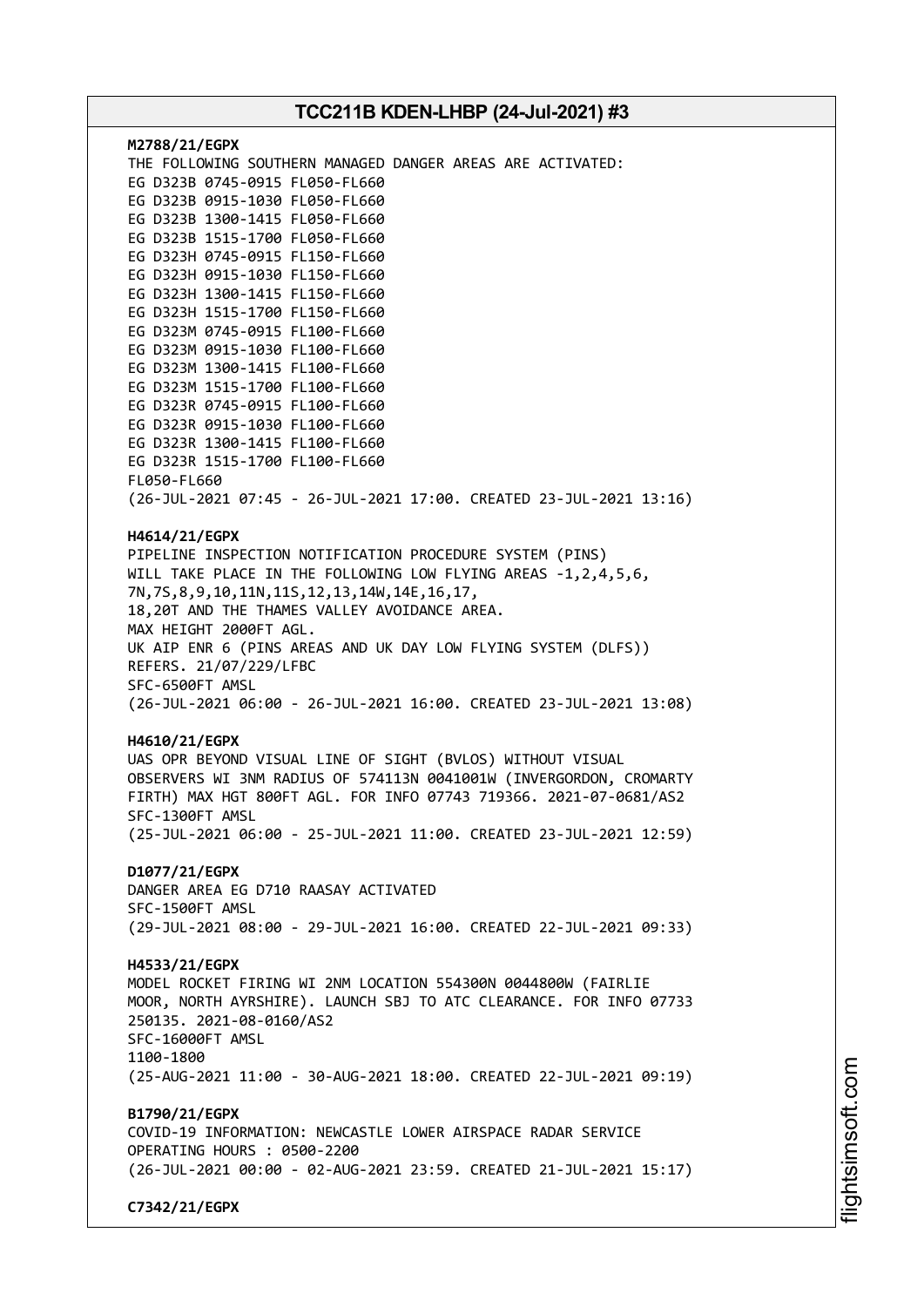**M2788/21/EGPX**
THE FOLLOWING SOUTHERN MANAGED DANGER AREAS ARE ACTIVATED:
EG D323B 0745-0915 FL050-FL660
EG D323B 0915-1030 FL050-FL660
EG D323B 1300-1415 FL050-FL660
EG D323B 1515-1700 FL050-FL660
EG D323H 0745-0915 FL150-FL660
EG D323H 0915-1030 FL150-FL660
EG D323H 1300-1415 FL150-FL660
EG D323H 1515-1700 FL150-FL660
EG D323M 0745-0915 FL100-FL660
EG D323M 0915-1030 FL100-FL660
EG D323M 1300-1415 FL100-FL660
EG D323M 1515-1700 FL100-FL660
EG D323R 0745-0915 FL100-FL660
EG D323R 0915-1030 FL100-FL660
EG D323R 1300-1415 FL100-FL660
EG D323R 1515-1700 FL100-FL660
FL050-FL660
(26-JUL-2021 07:45 - 26-JUL-2021 17:00. CREATED 23-JUL-2021 13:16)

**H4614/21/EGPX**
PIPELINE INSPECTION NOTIFICATION PROCEDURE SYSTEM (PINS)
WILL TAKE PLACE IN THE FOLLOWING LOW FLYING AREAS -1,2,4,5,6,
7N,7S,8,9,10,11N,11S,12,13,14W,14E,16,17,
18,20T AND THE THAMES VALLEY AVOIDANCE AREA.
MAX HEIGHT 2000FT AGL.
UK AIP ENR 6 (PINS AREAS AND UK DAY LOW FLYING SYSTEM (DLFS))
REFERS. 21/07/229/LFBC
SFC-6500FT AMSL
(26-JUL-2021 06:00 - 26-JUL-2021 16:00. CREATED 23-JUL-2021 13:08)

**H4610/21/EGPX**
UAS OPR BEYOND VISUAL LINE OF SIGHT (BVLOS) WITHOUT VISUAL
OBSERVERS WI 3NM RADIUS OF 574113N 0041001W (INVERGORDON, CROMARTY
FIRTH) MAX HGT 800FT AGL. FOR INFO 07743 719366. 2021-07-0681/AS2
SFC-1300FT AMSL
(25-JUL-2021 06:00 - 25-JUL-2021 11:00. CREATED 23-JUL-2021 12:59)

**D1077/21/EGPX**
DANGER AREA EG D710 RAASAY ACTIVATED
SFC-1500FT AMSL
(29-JUL-2021 08:00 - 29-JUL-2021 16:00. CREATED 22-JUL-2021 09:33)

**H4533/21/EGPX**
MODEL ROCKET FIRING WI 2NM LOCATION 554300N 0044800W (FAIRLIE
MOOR, NORTH AYRSHIRE). LAUNCH SBJ TO ATC CLEARANCE. FOR INFO 07733
250135. 2021-08-0160/AS2
SFC-16000FT AMSL
1100-1800
(25-AUG-2021 11:00 - 30-AUG-2021 18:00. CREATED 22-JUL-2021 09:19)

**B1790/21/EGPX**
COVID-19 INFORMATION: NEWCASTLE LOWER AIRSPACE RADAR SERVICE
OPERATING HOURS : 0500-2200
(26-JUL-2021 00:00 - 02-AUG-2021 23:59. CREATED 21-JUL-2021 15:17)

**C7342/21/EGPX**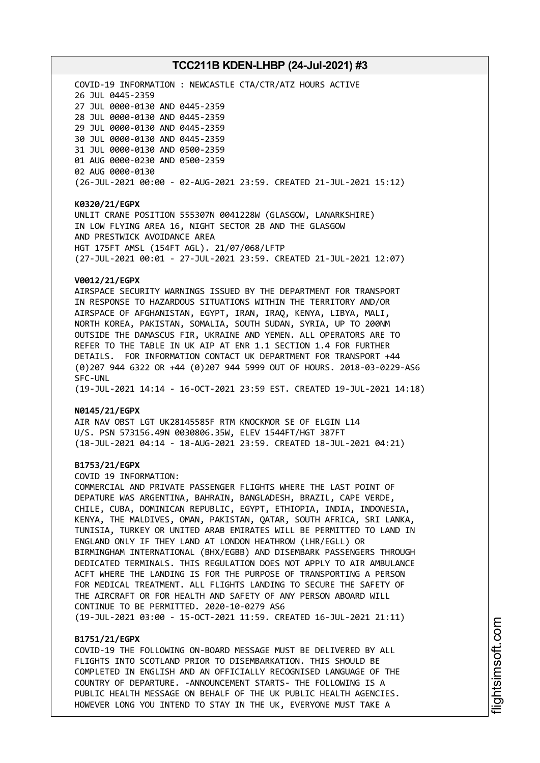COVID-19 INFORMATION : NEWCASTLE CTA/CTR/ATZ HOURS ACTIVE
26 JUL 0445-2359
27 JUL 0000-0130 AND 0445-2359
28 JUL 0000-0130 AND 0445-2359
29 JUL 0000-0130 AND 0445-2359
30 JUL 0000-0130 AND 0445-2359
31 JUL 0000-0130 AND 0500-2359
01 AUG 0000-0230 AND 0500-2359
02 AUG 0000-0130
(26-JUL-2021 00:00 - 02-AUG-2021 23:59. CREATED 21-JUL-2021 15:12)

**K0320/21/EGPX**
UNLIT CRANE POSITION 555307N 0041228W (GLASGOW, LANARKSHIRE)
IN LOW FLYING AREA 16, NIGHT SECTOR 2B AND THE GLASGOW
AND PRESTWICK AVOIDANCE AREA
HGT 175FT AMSL (154FT AGL). 21/07/068/LFTP
(27-JUL-2021 00:01 - 27-JUL-2021 23:59. CREATED 21-JUL-2021 12:07)

**V0012/21/EGPX**
AIRSPACE SECURITY WARNINGS ISSUED BY THE DEPARTMENT FOR TRANSPORT
IN RESPONSE TO HAZARDOUS SITUATIONS WITHIN THE TERRITORY AND/OR
AIRSPACE OF AFGHANISTAN, EGYPT, IRAN, IRAQ, KENYA, LIBYA, MALI,
NORTH KOREA, PAKISTAN, SOMALIA, SOUTH SUDAN, SYRIA, UP TO 200NM
OUTSIDE THE DAMASCUS FIR, UKRAINE AND YEMEN. ALL OPERATORS ARE TO
REFER TO THE TABLE IN UK AIP AT ENR 1.1 SECTION 1.4 FOR FURTHER
DETAILS. FOR INFORMATION CONTACT UK DEPARTMENT FOR TRANSPORT +44
(0)207 944 6322 OR +44 (0)207 944 5999 OUT OF HOURS. 2018-03-0229-AS6
SFC-UNL
(19-JUL-2021 14:14 - 16-OCT-2021 23:59 EST. CREATED 19-JUL-2021 14:18)

**N0145/21/EGPX**
AIR NAV OBST LGT UK28145585F RTM KNOCKMOR SE OF ELGIN L14
U/S. PSN 573156.49N 0030806.35W, ELEV 1544FT/HGT 387FT
(18-JUL-2021 04:14 - 18-AUG-2021 23:59. CREATED 18-JUL-2021 04:21)

**B1753/21/EGPX**
COVID 19 INFORMATION:
COMMERCIAL AND PRIVATE PASSENGER FLIGHTS WHERE THE LAST POINT OF
DEPATURE WAS ARGENTINA, BAHRAIN, BANGLADESH, BRAZIL, CAPE VERDE,
CHILE, CUBA, DOMINICAN REPUBLIC, EGYPT, ETHIOPIA, INDIA, INDONESIA,
KENYA, THE MALDIVES, OMAN, PAKISTAN, QATAR, SOUTH AFRICA, SRI LANKA,
TUNISIA, TURKEY OR UNITED ARAB EMIRATES WILL BE PERMITTED TO LAND IN
ENGLAND ONLY IF THEY LAND AT LONDON HEATHROW (LHR/EGLL) OR
BIRMINGHAM INTERNATIONAL (BHX/EGBB) AND DISEMBARK PASSENGERS THROUGH
DEDICATED TERMINALS. THIS REGULATION DOES NOT APPLY TO AIR AMBULANCE
ACFT WHERE THE LANDING IS FOR THE PURPOSE OF TRANSPORTING A PERSON
FOR MEDICAL TREATMENT. ALL FLIGHTS LANDING TO SECURE THE SAFETY OF
THE AIRCRAFT OR FOR HEALTH AND SAFETY OF ANY PERSON ABOARD WILL
CONTINUE TO BE PERMITTED. 2020-10-0279 AS6
(19-JUL-2021 03:00 - 15-OCT-2021 11:59. CREATED 16-JUL-2021 21:11)

**B1751/21/EGPX**
COVID-19 THE FOLLOWING ON-BOARD MESSAGE MUST BE DELIVERED BY ALL
FLIGHTS INTO SCOTLAND PRIOR TO DISEMBARKATION. THIS SHOULD BE
COMPLETED IN ENGLISH AND AN OFFICIALLY RECOGNISED LANGUAGE OF THE
COUNTRY OF DEPARTURE. -ANNOUNCEMENT STARTS- THE FOLLOWING IS A
PUBLIC HEALTH MESSAGE ON BEHALF OF THE UK PUBLIC HEALTH AGENCIES.
HOWEVER LONG YOU INTEND TO STAY IN THE UK, EVERYONE MUST TAKE A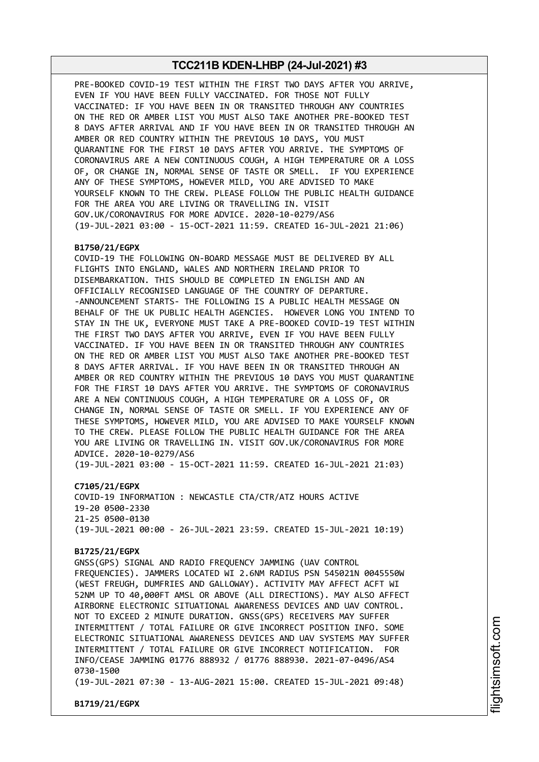PRE-BOOKED COVID-19 TEST WITHIN THE FIRST TWO DAYS AFTER YOU ARRIVE, EVEN IF YOU HAVE BEEN FULLY VACCINATED. FOR THOSE NOT FULLY VACCINATED: IF YOU HAVE BEEN IN OR TRANSITED THROUGH ANY COUNTRIES ON THE RED OR AMBER LIST YOU MUST ALSO TAKE ANOTHER PRE-BOOKED TEST 8 DAYS AFTER ARRIVAL AND IF YOU HAVE BEEN IN OR TRANSITED THROUGH AN AMBER OR RED COUNTRY WITHIN THE PREVIOUS 10 DAYS, YOU MUST QUARANTINE FOR THE FIRST 10 DAYS AFTER YOU ARRIVE. THE SYMPTOMS OF CORONAVIRUS ARE A NEW CONTINUOUS COUGH, A HIGH TEMPERATURE OR A LOSS OF, OR CHANGE IN, NORMAL SENSE OF TASTE OR SMELL. IF YOU EXPERIENCE ANY OF THESE SYMPTOMS, HOWEVER MILD, YOU ARE ADVISED TO MAKE YOURSELF KNOWN TO THE CREW. PLEASE FOLLOW THE PUBLIC HEALTH GUIDANCE FOR THE AREA YOU ARE LIVING OR TRAVELLING IN. VISIT GOV.UK/CORONAVIRUS FOR MORE ADVICE. 2020-10-0279/AS6
(19-JUL-2021 03:00 - 15-OCT-2021 11:59. CREATED 16-JUL-2021 21:06)

**B1750/21/EGPX**
COVID-19 THE FOLLOWING ON-BOARD MESSAGE MUST BE DELIVERED BY ALL FLIGHTS INTO ENGLAND, WALES AND NORTHERN IRELAND PRIOR TO DISEMBARKATION. THIS SHOULD BE COMPLETED IN ENGLISH AND AN OFFICIALLY RECOGNISED LANGUAGE OF THE COUNTRY OF DEPARTURE. -ANNOUNCEMENT STARTS- THE FOLLOWING IS A PUBLIC HEALTH MESSAGE ON BEHALF OF THE UK PUBLIC HEALTH AGENCIES. HOWEVER LONG YOU INTEND TO STAY IN THE UK, EVERYONE MUST TAKE A PRE-BOOKED COVID-19 TEST WITHIN THE FIRST TWO DAYS AFTER YOU ARRIVE, EVEN IF YOU HAVE BEEN FULLY VACCINATED. IF YOU HAVE BEEN IN OR TRANSITED THROUGH ANY COUNTRIES ON THE RED OR AMBER LIST YOU MUST ALSO TAKE ANOTHER PRE-BOOKED TEST 8 DAYS AFTER ARRIVAL. IF YOU HAVE BEEN IN OR TRANSITED THROUGH AN AMBER OR RED COUNTRY WITHIN THE PREVIOUS 10 DAYS YOU MUST QUARANTINE FOR THE FIRST 10 DAYS AFTER YOU ARRIVE. THE SYMPTOMS OF CORONAVIRUS ARE A NEW CONTINUOUS COUGH, A HIGH TEMPERATURE OR A LOSS OF, OR CHANGE IN, NORMAL SENSE OF TASTE OR SMELL. IF YOU EXPERIENCE ANY OF THESE SYMPTOMS, HOWEVER MILD, YOU ARE ADVISED TO MAKE YOURSELF KNOWN TO THE CREW. PLEASE FOLLOW THE PUBLIC HEALTH GUIDANCE FOR THE AREA YOU ARE LIVING OR TRAVELLING IN. VISIT GOV.UK/CORONAVIRUS FOR MORE ADVICE. 2020-10-0279/AS6
(19-JUL-2021 03:00 - 15-OCT-2021 11:59. CREATED 16-JUL-2021 21:03)

**C7105/21/EGPX**
COVID-19 INFORMATION : NEWCASTLE CTA/CTR/ATZ HOURS ACTIVE
19-20 0500-2330
21-25 0500-0130
(19-JUL-2021 00:00 - 26-JUL-2021 23:59. CREATED 15-JUL-2021 10:19)

**B1725/21/EGPX**
GNSS(GPS) SIGNAL AND RADIO FREQUENCY JAMMING (UAV CONTROL FREQUENCIES). JAMMERS LOCATED WI 2.6NM RADIUS PSN 545021N 0045550W (WEST FREUGH, DUMFRIES AND GALLOWAY). ACTIVITY MAY AFFECT ACFT WI 52NM UP TO 40,000FT AMSL OR ABOVE (ALL DIRECTIONS). MAY ALSO AFFECT AIRBORNE ELECTRONIC SITUATIONAL AWARENESS DEVICES AND UAV CONTROL. NOT TO EXCEED 2 MINUTE DURATION. GNSS(GPS) RECEIVERS MAY SUFFER INTERMITTENT / TOTAL FAILURE OR GIVE INCORRECT POSITION INFO. SOME ELECTRONIC SITUATIONAL AWARENESS DEVICES AND UAV SYSTEMS MAY SUFFER INTERMITTENT / TOTAL FAILURE OR GIVE INCORRECT NOTIFICATION. FOR INFO/CEASE JAMMING 01776 888932 / 01776 888930. 2021-07-0496/AS4
0730-1500
(19-JUL-2021 07:30 - 13-AUG-2021 15:00. CREATED 15-JUL-2021 09:48)

**B1719/21/EGPX**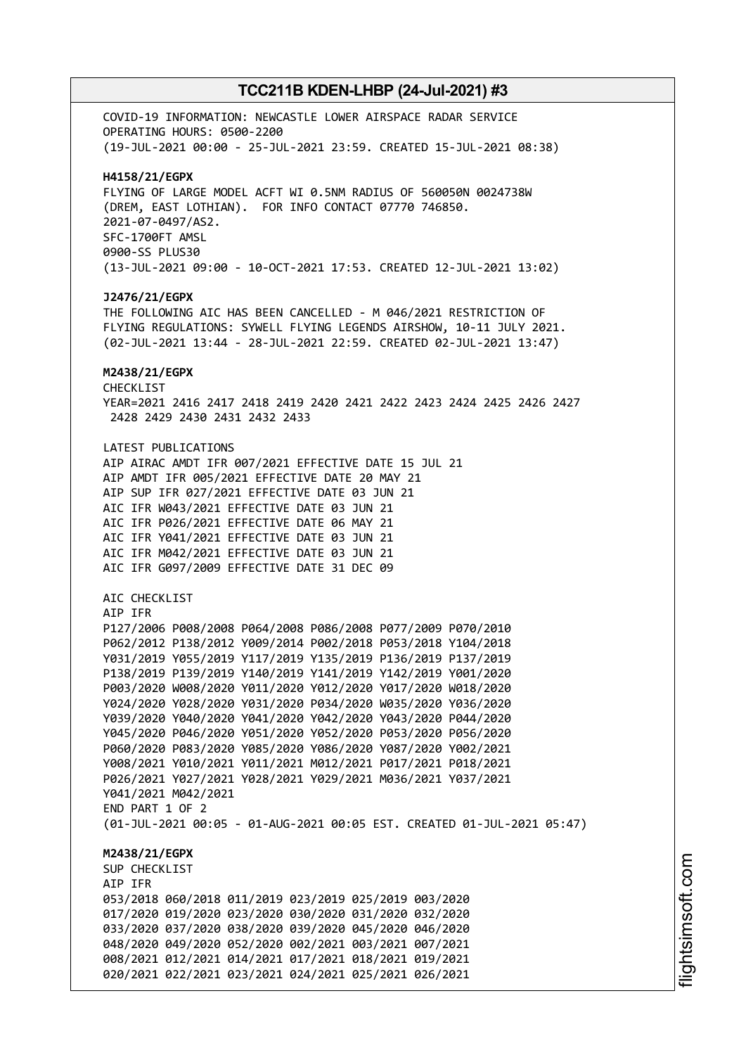COVID-19 INFORMATION: NEWCASTLE LOWER AIRSPACE RADAR SERVICE
OPERATING HOURS: 0500-2200
(19-JUL-2021 00:00 - 25-JUL-2021 23:59. CREATED 15-JUL-2021 08:38)

**H4158/21/EGPX**
FLYING OF LARGE MODEL ACFT WI 0.5NM RADIUS OF 560050N 0024738W
(DREM, EAST LOTHIAN). FOR INFO CONTACT 07770 746850.
2021-07-0497/AS2.
SFC-1700FT AMSL
0900-SS PLUS30
(13-JUL-2021 09:00 - 10-OCT-2021 17:53. CREATED 12-JUL-2021 13:02)

**J2476/21/EGPX**
THE FOLLOWING AIC HAS BEEN CANCELLED - M 046/2021 RESTRICTION OF
FLYING REGULATIONS: SYWELL FLYING LEGENDS AIRSHOW, 10-11 JULY 2021.
(02-JUL-2021 13:44 - 28-JUL-2021 22:59. CREATED 02-JUL-2021 13:47)

**M2438/21/EGPX**
CHECKLIST
YEAR=2021 2416 2417 2418 2419 2420 2421 2422 2423 2424 2425 2426 2427
2428 2429 2430 2431 2432 2433

LATEST PUBLICATIONS
AIP AIRAC AMDT IFR 007/2021 EFFECTIVE DATE 15 JUL 21
AIP AMDT IFR 005/2021 EFFECTIVE DATE 20 MAY 21
AIP SUP IFR 027/2021 EFFECTIVE DATE 03 JUN 21
AIC IFR W043/2021 EFFECTIVE DATE 03 JUN 21
AIC IFR P026/2021 EFFECTIVE DATE 06 MAY 21
AIC IFR Y041/2021 EFFECTIVE DATE 03 JUN 21
AIC IFR M042/2021 EFFECTIVE DATE 03 JUN 21
AIC IFR G097/2009 EFFECTIVE DATE 31 DEC 09

AIC CHECKLIST
AIP IFR
P127/2006 P008/2008 P064/2008 P086/2008 P077/2009 P070/2010
P062/2012 P138/2012 Y009/2014 P002/2018 P053/2018 Y104/2018
Y031/2019 Y055/2019 Y117/2019 Y135/2019 P136/2019 P137/2019
P138/2019 P139/2019 Y140/2019 Y141/2019 Y142/2019 Y001/2020
P003/2020 W008/2020 Y011/2020 Y012/2020 Y017/2020 W018/2020
Y024/2020 Y028/2020 Y031/2020 P034/2020 W035/2020 Y036/2020
Y039/2020 Y040/2020 Y041/2020 Y042/2020 Y043/2020 P044/2020
Y045/2020 P046/2020 Y051/2020 Y052/2020 P053/2020 P056/2020
P060/2020 P083/2020 Y085/2020 Y086/2020 Y087/2020 Y002/2021
Y008/2021 Y010/2021 Y011/2021 M012/2021 P017/2021 P018/2021
P026/2021 Y027/2021 Y028/2021 Y029/2021 M036/2021 Y037/2021
Y041/2021 M042/2021
END PART 1 OF 2
(01-JUL-2021 00:05 - 01-AUG-2021 00:05 EST. CREATED 01-JUL-2021 05:47)

**M2438/21/EGPX**
SUP CHECKLIST
AIP IFR
053/2018 060/2018 011/2019 023/2019 025/2019 003/2020
017/2020 019/2020 023/2020 030/2020 031/2020 032/2020
033/2020 037/2020 038/2020 039/2020 045/2020 046/2020
048/2020 049/2020 052/2020 002/2021 003/2021 007/2021
008/2021 012/2021 014/2021 017/2021 018/2021 019/2021
020/2021 022/2021 023/2021 024/2021 025/2021 026/2021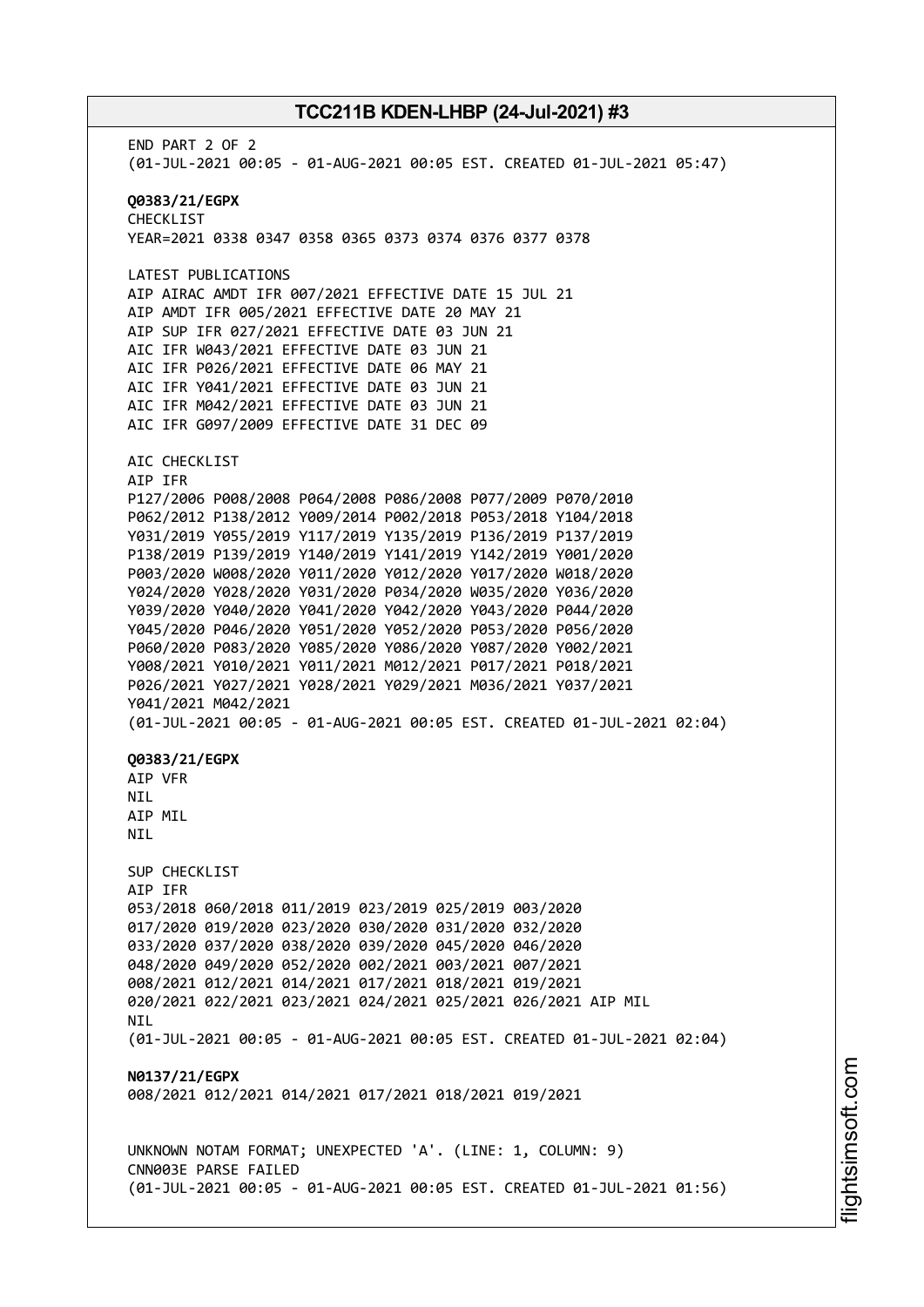END PART 2 OF 2
(01-JUL-2021 00:05 - 01-AUG-2021 00:05 EST. CREATED 01-JUL-2021 05:47)

**Q0383/21/EGPX**
CHECKLIST
YEAR=2021 0338 0347 0358 0365 0373 0374 0376 0377 0378

LATEST PUBLICATIONS
AIP AIRAC AMDT IFR 007/2021 EFFECTIVE DATE 15 JUL 21
AIP AMDT IFR 005/2021 EFFECTIVE DATE 20 MAY 21
AIP SUP IFR 027/2021 EFFECTIVE DATE 03 JUN 21
AIC IFR W043/2021 EFFECTIVE DATE 03 JUN 21
AIC IFR P026/2021 EFFECTIVE DATE 06 MAY 21
AIC IFR Y041/2021 EFFECTIVE DATE 03 JUN 21
AIC IFR M042/2021 EFFECTIVE DATE 03 JUN 21
AIC IFR G097/2009 EFFECTIVE DATE 31 DEC 09

AIC CHECKLIST
AIP IFR
P127/2006 P008/2008 P064/2008 P086/2008 P077/2009 P070/2010
P062/2012 P138/2012 Y009/2014 P002/2018 P053/2018 Y104/2018
Y031/2019 Y055/2019 Y117/2019 Y135/2019 P136/2019 P137/2019
P138/2019 P139/2019 Y140/2019 Y141/2019 Y142/2019 Y001/2020
P003/2020 W008/2020 Y011/2020 Y012/2020 Y017/2020 W018/2020
Y024/2020 Y028/2020 Y031/2020 P034/2020 W035/2020 Y036/2020
Y039/2020 Y040/2020 Y041/2020 Y042/2020 Y043/2020 P044/2020
Y045/2020 P046/2020 Y051/2020 Y052/2020 P053/2020 P056/2020
P060/2020 P083/2020 Y085/2020 Y086/2020 Y087/2020 Y002/2021
Y008/2021 Y010/2021 Y011/2021 M012/2021 P017/2021 P018/2021
P026/2021 Y027/2021 Y028/2021 Y029/2021 M036/2021 Y037/2021
Y041/2021 M042/2021
(01-JUL-2021 00:05 - 01-AUG-2021 00:05 EST. CREATED 01-JUL-2021 02:04)

**Q0383/21/EGPX**
AIP VFR
NIL
AIP MIL
NIL

SUP CHECKLIST
AIP IFR
053/2018 060/2018 011/2019 023/2019 025/2019 003/2020
017/2020 019/2020 023/2020 030/2020 031/2020 032/2020
033/2020 037/2020 038/2020 039/2020 045/2020 046/2020
048/2020 049/2020 052/2020 002/2021 003/2021 007/2021
008/2021 012/2021 014/2021 017/2021 018/2021 019/2021
020/2021 022/2021 023/2021 024/2021 025/2021 026/2021 AIP MIL
NIL
(01-JUL-2021 00:05 - 01-AUG-2021 00:05 EST. CREATED 01-JUL-2021 02:04)

**N0137/21/EGPX**
008/2021 012/2021 014/2021 017/2021 018/2021 019/2021

UNKNOWN NOTAM FORMAT; UNEXPECTED 'A'. (LINE: 1, COLUMN: 9)
CNN003E PARSE FAILED
(01-JUL-2021 00:05 - 01-AUG-2021 00:05 EST. CREATED 01-JUL-2021 01:56)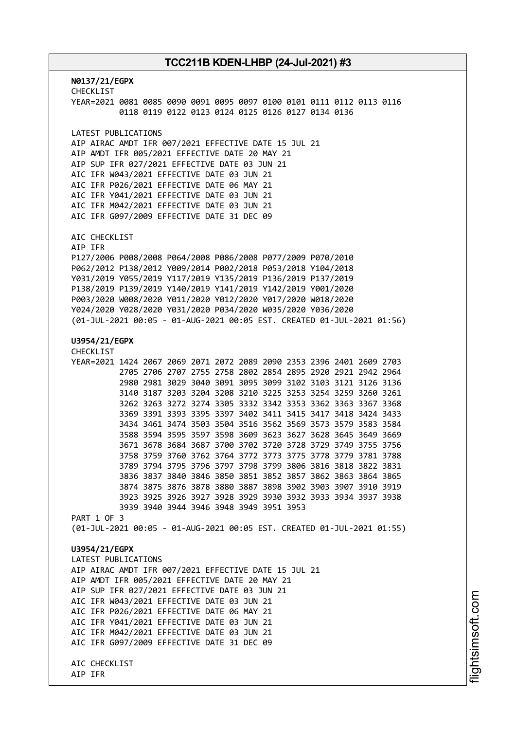**N0137/21/EGPX**
CHECKLIST
YEAR=2021 0081 0085 0090 0091 0095 0097 0100 0101 0111 0112 0113 0116
0118 0119 0122 0123 0124 0125 0126 0127 0134 0136

LATEST PUBLICATIONS
AIP AIRAC AMDT IFR 007/2021 EFFECTIVE DATE 15 JUL 21
AIP AMDT IFR 005/2021 EFFECTIVE DATE 20 MAY 21
AIP SUP IFR 027/2021 EFFECTIVE DATE 03 JUN 21
AIC IFR W043/2021 EFFECTIVE DATE 03 JUN 21
AIC IFR P026/2021 EFFECTIVE DATE 06 MAY 21
AIC IFR Y041/2021 EFFECTIVE DATE 03 JUN 21
AIC IFR M042/2021 EFFECTIVE DATE 03 JUN 21
AIC IFR G097/2009 EFFECTIVE DATE 31 DEC 09

AIC CHECKLIST
AIP IFR
P127/2006 P008/2008 P064/2008 P086/2008 P077/2009 P070/2010
P062/2012 P138/2012 Y009/2014 P002/2018 P053/2018 Y104/2018
Y031/2019 Y055/2019 Y117/2019 Y135/2019 P136/2019 P137/2019
P138/2019 P139/2019 Y140/2019 Y141/2019 Y142/2019 Y001/2020
P003/2020 W008/2020 Y011/2020 Y012/2020 Y017/2020 W018/2020
Y024/2020 Y028/2020 Y031/2020 P034/2020 W035/2020 Y036/2020
(01-JUL-2021 00:05 - 01-AUG-2021 00:05 EST. CREATED 01-JUL-2021 01:56)

**U3954/21/EGPX**
CHECKLIST
YEAR=2021 1424 2067 2069 2071 2072 2089 2090 2353 2396 2401 2609 2703
2705 2706 2707 2755 2758 2802 2854 2895 2920 2921 2942 2964
2980 2981 3029 3040 3091 3095 3099 3102 3103 3121 3126 3136
3140 3187 3203 3204 3208 3210 3225 3253 3254 3259 3260 3261
3262 3263 3272 3274 3305 3332 3342 3353 3362 3363 3367 3368
3369 3391 3393 3395 3397 3402 3411 3415 3417 3418 3424 3433
3434 3461 3474 3503 3504 3516 3562 3569 3573 3579 3583 3584
3588 3594 3595 3597 3598 3609 3623 3627 3628 3645 3649 3669
3671 3678 3684 3687 3700 3702 3720 3728 3729 3749 3755 3756
3758 3759 3760 3762 3764 3772 3773 3775 3778 3779 3781 3788
3789 3794 3795 3796 3797 3798 3799 3806 3816 3818 3822 3831
3836 3837 3840 3846 3850 3851 3852 3857 3862 3863 3864 3865
3874 3875 3876 3878 3880 3887 3898 3902 3903 3907 3910 3919
3923 3925 3926 3927 3928 3929 3930 3932 3933 3934 3937 3938
3939 3940 3944 3946 3948 3949 3951 3953
PART 1 OF 3
(01-JUL-2021 00:05 - 01-AUG-2021 00:05 EST. CREATED 01-JUL-2021 01:55)

**U3954/21/EGPX**
LATEST PUBLICATIONS
AIP AIRAC AMDT IFR 007/2021 EFFECTIVE DATE 15 JUL 21
AIP AMDT IFR 005/2021 EFFECTIVE DATE 20 MAY 21
AIP SUP IFR 027/2021 EFFECTIVE DATE 03 JUN 21
AIC IFR W043/2021 EFFECTIVE DATE 03 JUN 21
AIC IFR P026/2021 EFFECTIVE DATE 06 MAY 21
AIC IFR Y041/2021 EFFECTIVE DATE 03 JUN 21
AIC IFR M042/2021 EFFECTIVE DATE 03 JUN 21
AIC IFR G097/2009 EFFECTIVE DATE 31 DEC 09

AIC CHECKLIST
AIP IFR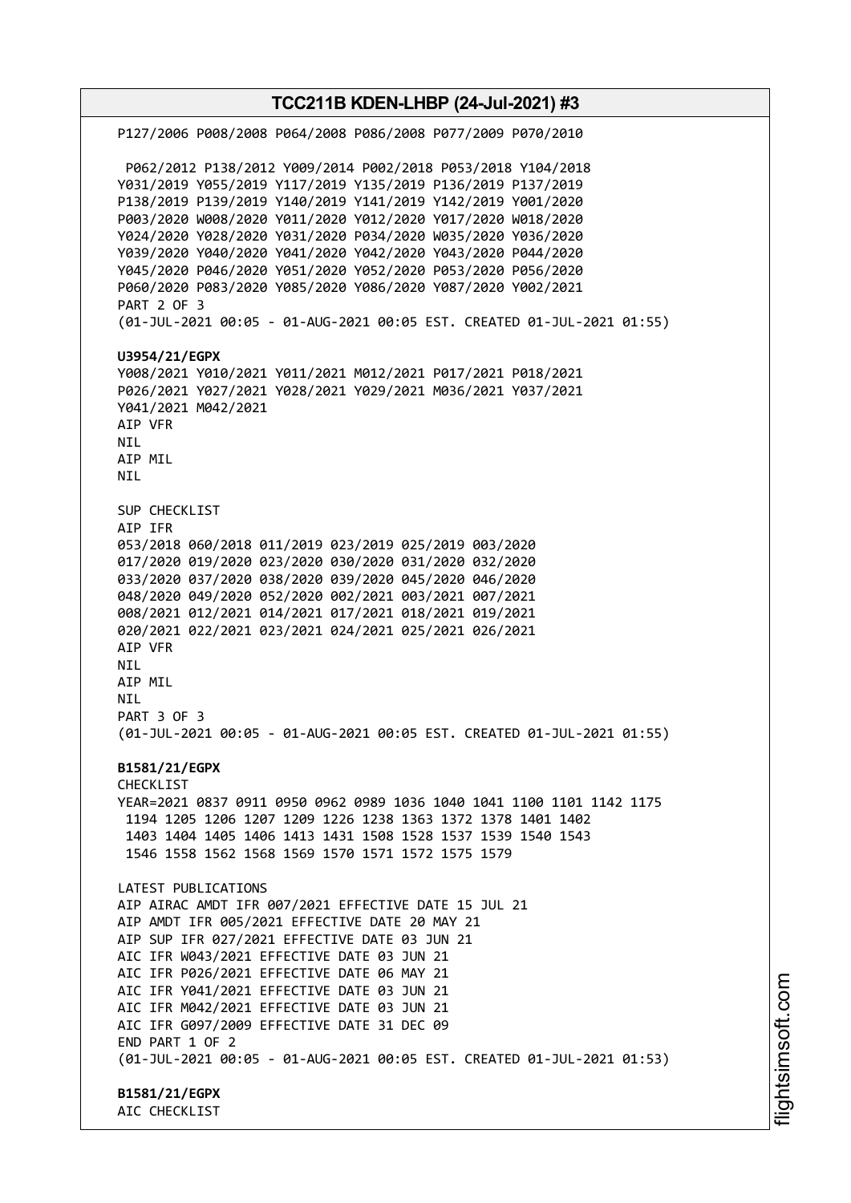P127/2006 P008/2008 P064/2008 P086/2008 P077/2009 P070/2010

P062/2012 P138/2012 Y009/2014 P002/2018 P053/2018 Y104/2018
Y031/2019 Y055/2019 Y117/2019 Y135/2019 P136/2019 P137/2019
P138/2019 P139/2019 Y140/2019 Y141/2019 Y142/2019 Y001/2020
P003/2020 W008/2020 Y011/2020 Y012/2020 Y017/2020 W018/2020
Y024/2020 Y028/2020 Y031/2020 P034/2020 W035/2020 Y036/2020
Y039/2020 Y040/2020 Y041/2020 Y042/2020 Y043/2020 P044/2020
Y045/2020 P046/2020 Y051/2020 Y052/2020 P053/2020 P056/2020
P060/2020 P083/2020 Y085/2020 Y086/2020 Y087/2020 Y002/2021
PART 2 OF 3
(01-JUL-2021 00:05 - 01-AUG-2021 00:05 EST. CREATED 01-JUL-2021 01:55)

**U3954/21/EGPX**
Y008/2021 Y010/2021 Y011/2021 M012/2021 P017/2021 P018/2021
P026/2021 Y027/2021 Y028/2021 Y029/2021 M036/2021 Y037/2021
Y041/2021 M042/2021
AIP VFR
NIL
AIP MIL
NIL

SUP CHECKLIST
AIP IFR
053/2018 060/2018 011/2019 023/2019 025/2019 003/2020
017/2020 019/2020 023/2020 030/2020 031/2020 032/2020
033/2020 037/2020 038/2020 039/2020 045/2020 046/2020
048/2020 049/2020 052/2020 002/2021 003/2021 007/2021
008/2021 012/2021 014/2021 017/2021 018/2021 019/2021
020/2021 022/2021 023/2021 024/2021 025/2021 026/2021
AIP VFR
NIL
AIP MIL
NIL
PART 3 OF 3
(01-JUL-2021 00:05 - 01-AUG-2021 00:05 EST. CREATED 01-JUL-2021 01:55)

**B1581/21/EGPX**
CHECKLIST
YEAR=2021 0837 0911 0950 0962 0989 1036 1040 1041 1100 1101 1142 1175
1194 1205 1206 1207 1209 1226 1238 1363 1372 1378 1401 1402
1403 1404 1405 1406 1413 1431 1508 1528 1537 1539 1540 1543
1546 1558 1562 1568 1569 1570 1571 1572 1575 1579

LATEST PUBLICATIONS
AIP AIRAC AMDT IFR 007/2021 EFFECTIVE DATE 15 JUL 21
AIP AMDT IFR 005/2021 EFFECTIVE DATE 20 MAY 21
AIP SUP IFR 027/2021 EFFECTIVE DATE 03 JUN 21
AIC IFR W043/2021 EFFECTIVE DATE 03 JUN 21
AIC IFR P026/2021 EFFECTIVE DATE 06 MAY 21
AIC IFR Y041/2021 EFFECTIVE DATE 03 JUN 21
AIC IFR M042/2021 EFFECTIVE DATE 03 JUN 21
AIC IFR G097/2009 EFFECTIVE DATE 31 DEC 09
END PART 1 OF 2
(01-JUL-2021 00:05 - 01-AUG-2021 00:05 EST. CREATED 01-JUL-2021 01:53)

**B1581/21/EGPX**
AIC CHECKLIST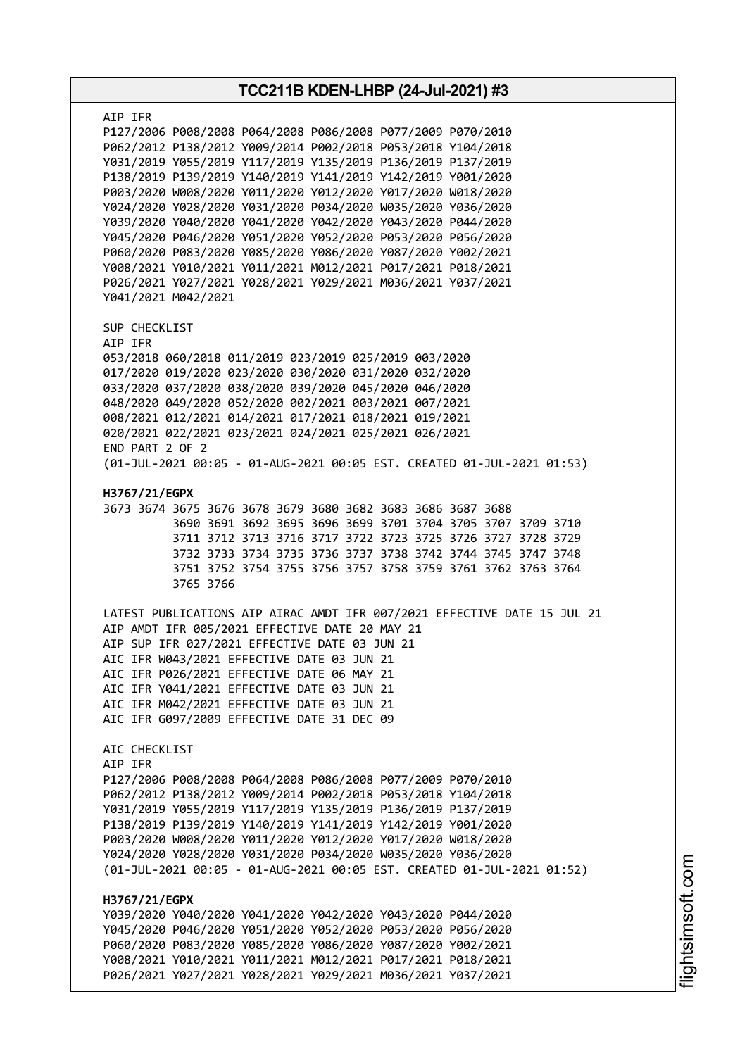AIP IFR
P127/2006 P008/2008 P064/2008 P086/2008 P077/2009 P070/2010
P062/2012 P138/2012 Y009/2014 P002/2018 P053/2018 Y104/2018
Y031/2019 Y055/2019 Y117/2019 Y135/2019 P136/2019 P137/2019
P138/2019 P139/2019 Y140/2019 Y141/2019 Y142/2019 Y001/2020
P003/2020 W008/2020 Y011/2020 Y012/2020 Y017/2020 W018/2020
Y024/2020 Y028/2020 Y031/2020 P034/2020 W035/2020 Y036/2020
Y039/2020 Y040/2020 Y041/2020 Y042/2020 Y043/2020 P044/2020
Y045/2020 P046/2020 Y051/2020 Y052/2020 P053/2020 P056/2020
P060/2020 P083/2020 Y085/2020 Y086/2020 Y087/2020 Y002/2021
Y008/2021 Y010/2021 Y011/2021 M012/2021 P017/2021 P018/2021
P026/2021 Y027/2021 Y028/2021 Y029/2021 M036/2021 Y037/2021
Y041/2021 M042/2021

SUP CHECKLIST
AIP IFR
053/2018 060/2018 011/2019 023/2019 025/2019 003/2020
017/2020 019/2020 023/2020 030/2020 031/2020 032/2020
033/2020 037/2020 038/2020 039/2020 045/2020 046/2020
048/2020 049/2020 052/2020 002/2021 003/2021 007/2021
008/2021 012/2021 014/2021 017/2021 018/2021 019/2021
020/2021 022/2021 023/2021 024/2021 025/2021 026/2021
END PART 2 OF 2
(01-JUL-2021 00:05 - 01-AUG-2021 00:05 EST. CREATED 01-JUL-2021 01:53)

**H3767/21/EGPX**
3673 3674 3675 3676 3678 3679 3680 3682 3683 3686 3687 3688
3690 3691 3692 3695 3696 3699 3701 3704 3705 3707 3709 3710
3711 3712 3713 3716 3717 3722 3723 3725 3726 3727 3728 3729
3732 3733 3734 3735 3736 3737 3738 3742 3744 3745 3747 3748
3751 3752 3754 3755 3756 3757 3758 3759 3761 3762 3763 3764
3765 3766

LATEST PUBLICATIONS AIP AIRAC AMDT IFR 007/2021 EFFECTIVE DATE 15 JUL 21
AIP AMDT IFR 005/2021 EFFECTIVE DATE 20 MAY 21
AIP SUP IFR 027/2021 EFFECTIVE DATE 03 JUN 21
AIC IFR W043/2021 EFFECTIVE DATE 03 JUN 21
AIC IFR P026/2021 EFFECTIVE DATE 06 MAY 21
AIC IFR Y041/2021 EFFECTIVE DATE 03 JUN 21
AIC IFR M042/2021 EFFECTIVE DATE 03 JUN 21
AIC IFR G097/2009 EFFECTIVE DATE 31 DEC 09

AIC CHECKLIST
AIP IFR
P127/2006 P008/2008 P064/2008 P086/2008 P077/2009 P070/2010
P062/2012 P138/2012 Y009/2014 P002/2018 P053/2018 Y104/2018
Y031/2019 Y055/2019 Y117/2019 Y135/2019 P136/2019 P137/2019
P138/2019 P139/2019 Y140/2019 Y141/2019 Y142/2019 Y001/2020
P003/2020 W008/2020 Y011/2020 Y012/2020 Y017/2020 W018/2020
Y024/2020 Y028/2020 Y031/2020 P034/2020 W035/2020 Y036/2020
(01-JUL-2021 00:05 - 01-AUG-2021 00:05 EST. CREATED 01-JUL-2021 01:52)

**H3767/21/EGPX**
Y039/2020 Y040/2020 Y041/2020 Y042/2020 Y043/2020 P044/2020
Y045/2020 P046/2020 Y051/2020 Y052/2020 P053/2020 P056/2020
P060/2020 P083/2020 Y085/2020 Y086/2020 Y087/2020 Y002/2021
Y008/2021 Y010/2021 Y011/2021 M012/2021 P017/2021 P018/2021
P026/2021 Y027/2021 Y028/2021 Y029/2021 M036/2021 Y037/2021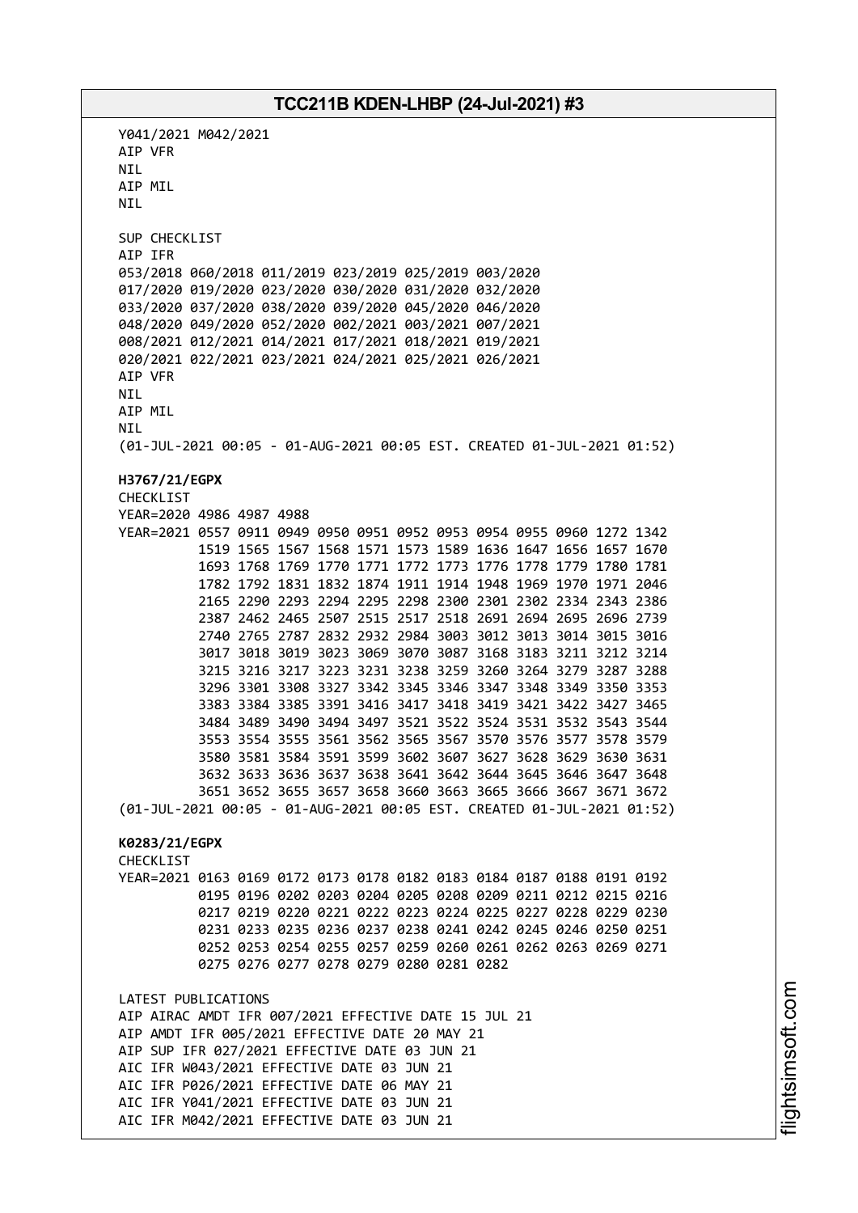Y041/2021 M042/2021
AIP VFR
NIL
AIP MIL
NIL

SUP CHECKLIST
AIP IFR
053/2018 060/2018 011/2019 023/2019 025/2019 003/2020
017/2020 019/2020 023/2020 030/2020 031/2020 032/2020
033/2020 037/2020 038/2020 039/2020 045/2020 046/2020
048/2020 049/2020 052/2020 002/2021 003/2021 007/2021
008/2021 012/2021 014/2021 017/2021 018/2021 019/2021
020/2021 022/2021 023/2021 024/2021 025/2021 026/2021
AIP VFR
NIL
AIP MIL
NIL
(01-JUL-2021 00:05 - 01-AUG-2021 00:05 EST. CREATED 01-JUL-2021 01:52)

**H3767/21/EGPX**
CHECKLIST
YEAR=2020 4986 4987 4988
YEAR=2021 0557 0911 0949 0950 0951 0952 0953 0954 0955 0960 1272 1342
1519 1565 1567 1568 1571 1573 1589 1636 1647 1656 1657 1670
1693 1768 1769 1770 1771 1772 1773 1776 1778 1779 1780 1781
1782 1792 1831 1832 1874 1911 1914 1948 1969 1970 1971 2046
2165 2290 2293 2294 2295 2298 2300 2301 2302 2334 2343 2386
2387 2462 2465 2507 2515 2517 2518 2691 2694 2695 2696 2739
2740 2765 2787 2832 2932 2984 3003 3012 3013 3014 3015 3016
3017 3018 3019 3023 3069 3070 3087 3168 3183 3211 3212 3214
3215 3216 3217 3223 3231 3238 3259 3260 3264 3279 3287 3288
3296 3301 3308 3327 3342 3345 3346 3347 3348 3349 3350 3353
3383 3384 3385 3391 3416 3417 3418 3419 3421 3422 3427 3465
3484 3489 3490 3494 3497 3521 3522 3524 3531 3532 3543 3544
3553 3554 3555 3561 3562 3565 3567 3570 3576 3577 3578 3579
3580 3581 3584 3591 3599 3602 3607 3627 3628 3629 3630 3631
3632 3633 3636 3637 3638 3641 3642 3644 3645 3646 3647 3648
3651 3652 3655 3657 3658 3660 3663 3665 3666 3667 3671 3672
(01-JUL-2021 00:05 - 01-AUG-2021 00:05 EST. CREATED 01-JUL-2021 01:52)

**K0283/21/EGPX**
CHECKLIST
YEAR=2021 0163 0169 0172 0173 0178 0182 0183 0184 0187 0188 0191 0192
0195 0196 0202 0203 0204 0205 0208 0209 0211 0212 0215 0216
0217 0219 0220 0221 0222 0223 0224 0225 0227 0228 0229 0230
0231 0233 0235 0236 0237 0238 0241 0242 0245 0246 0250 0251
0252 0253 0254 0255 0257 0259 0260 0261 0262 0263 0269 0271
0275 0276 0277 0278 0279 0280 0281 0282

LATEST PUBLICATIONS
AIP AIRAC AMDT IFR 007/2021 EFFECTIVE DATE 15 JUL 21
AIP AMDT IFR 005/2021 EFFECTIVE DATE 20 MAY 21
AIP SUP IFR 027/2021 EFFECTIVE DATE 03 JUN 21
AIC IFR W043/2021 EFFECTIVE DATE 03 JUN 21
AIC IFR P026/2021 EFFECTIVE DATE 06 MAY 21
AIC IFR Y041/2021 EFFECTIVE DATE 03 JUN 21
AIC IFR M042/2021 EFFECTIVE DATE 03 JUN 21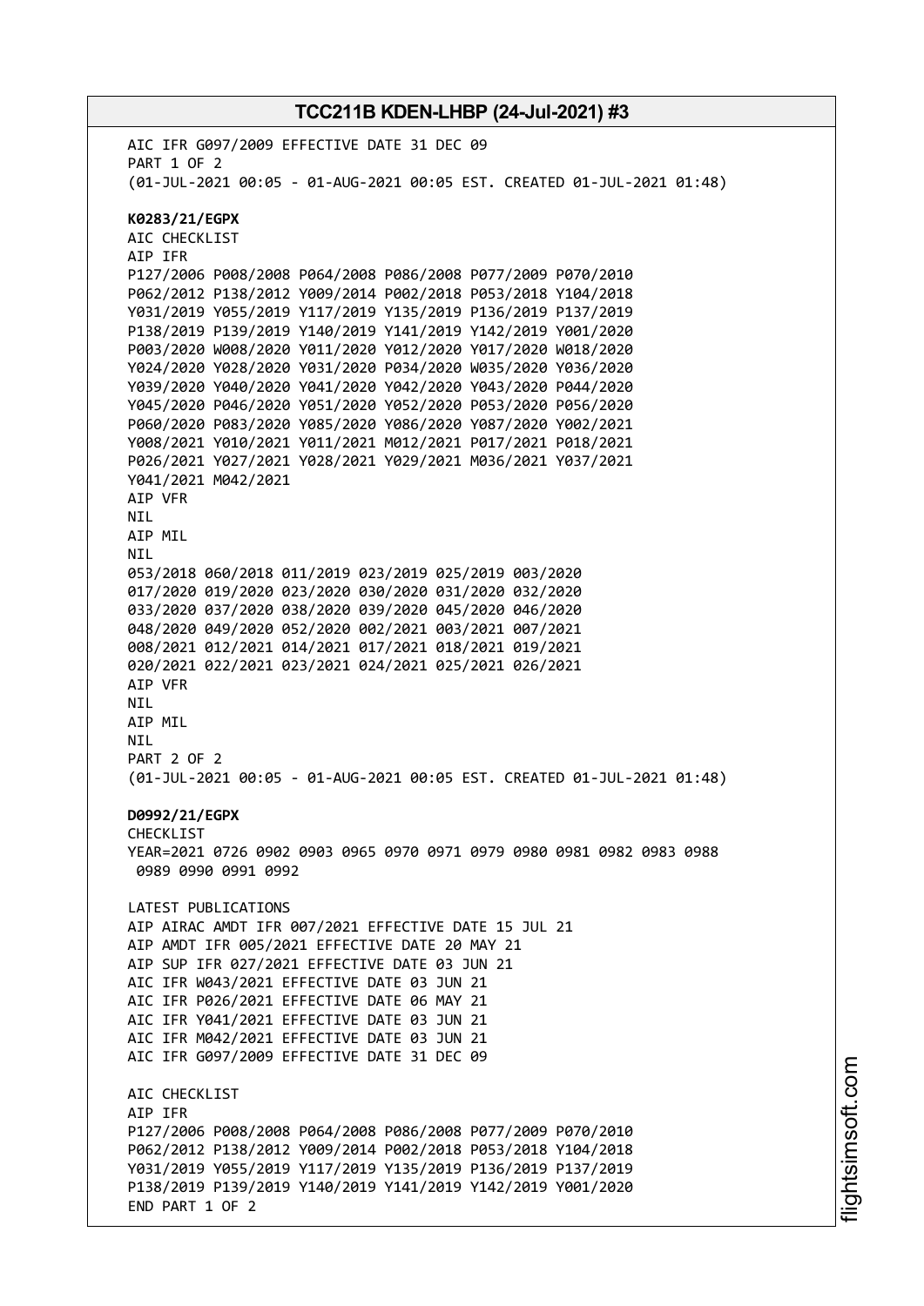AIC IFR G097/2009 EFFECTIVE DATE 31 DEC 09
PART 1 OF 2
(01-JUL-2021 00:05 - 01-AUG-2021 00:05 EST. CREATED 01-JUL-2021 01:48)

**K0283/21/EGPX**
AIC CHECKLIST
AIP IFR
P127/2006 P008/2008 P064/2008 P086/2008 P077/2009 P070/2010
P062/2012 P138/2012 Y009/2014 P002/2018 P053/2018 Y104/2018
Y031/2019 Y055/2019 Y117/2019 Y135/2019 P136/2019 P137/2019
P138/2019 P139/2019 Y140/2019 Y141/2019 Y142/2019 Y001/2020
P003/2020 W008/2020 Y011/2020 Y012/2020 Y017/2020 W018/2020
Y024/2020 Y028/2020 Y031/2020 P034/2020 W035/2020 Y036/2020
Y039/2020 Y040/2020 Y041/2020 Y042/2020 Y043/2020 P044/2020
Y045/2020 P046/2020 Y051/2020 Y052/2020 P053/2020 P056/2020
P060/2020 P083/2020 Y085/2020 Y086/2020 Y087/2020 Y002/2021
Y008/2021 Y010/2021 Y011/2021 M012/2021 P017/2021 P018/2021
P026/2021 Y027/2021 Y028/2021 Y029/2021 M036/2021 Y037/2021
Y041/2021 M042/2021
AIP VFR
NIL
AIP MIL
NIL
053/2018 060/2018 011/2019 023/2019 025/2019 003/2020
017/2020 019/2020 023/2020 030/2020 031/2020 032/2020
033/2020 037/2020 038/2020 039/2020 045/2020 046/2020
048/2020 049/2020 052/2020 002/2021 003/2021 007/2021
008/2021 012/2021 014/2021 017/2021 018/2021 019/2021
020/2021 022/2021 023/2021 024/2021 025/2021 026/2021
AIP VFR
NIL
AIP MIL
NIL
PART 2 OF 2
(01-JUL-2021 00:05 - 01-AUG-2021 00:05 EST. CREATED 01-JUL-2021 01:48)

**D0992/21/EGPX**
CHECKLIST
YEAR=2021 0726 0902 0903 0965 0970 0971 0979 0980 0981 0982 0983 0988
0989 0990 0991 0992

LATEST PUBLICATIONS
AIP AIRAC AMDT IFR 007/2021 EFFECTIVE DATE 15 JUL 21
AIP AMDT IFR 005/2021 EFFECTIVE DATE 20 MAY 21
AIP SUP IFR 027/2021 EFFECTIVE DATE 03 JUN 21
AIC IFR W043/2021 EFFECTIVE DATE 03 JUN 21
AIC IFR P026/2021 EFFECTIVE DATE 06 MAY 21
AIC IFR Y041/2021 EFFECTIVE DATE 03 JUN 21
AIC IFR M042/2021 EFFECTIVE DATE 03 JUN 21
AIC IFR G097/2009 EFFECTIVE DATE 31 DEC 09

AIC CHECKLIST
AIP IFR
P127/2006 P008/2008 P064/2008 P086/2008 P077/2009 P070/2010
P062/2012 P138/2012 Y009/2014 P002/2018 P053/2018 Y104/2018
Y031/2019 Y055/2019 Y117/2019 Y135/2019 P136/2019 P137/2019
P138/2019 P139/2019 Y140/2019 Y141/2019 Y142/2019 Y001/2020
END PART 1 OF 2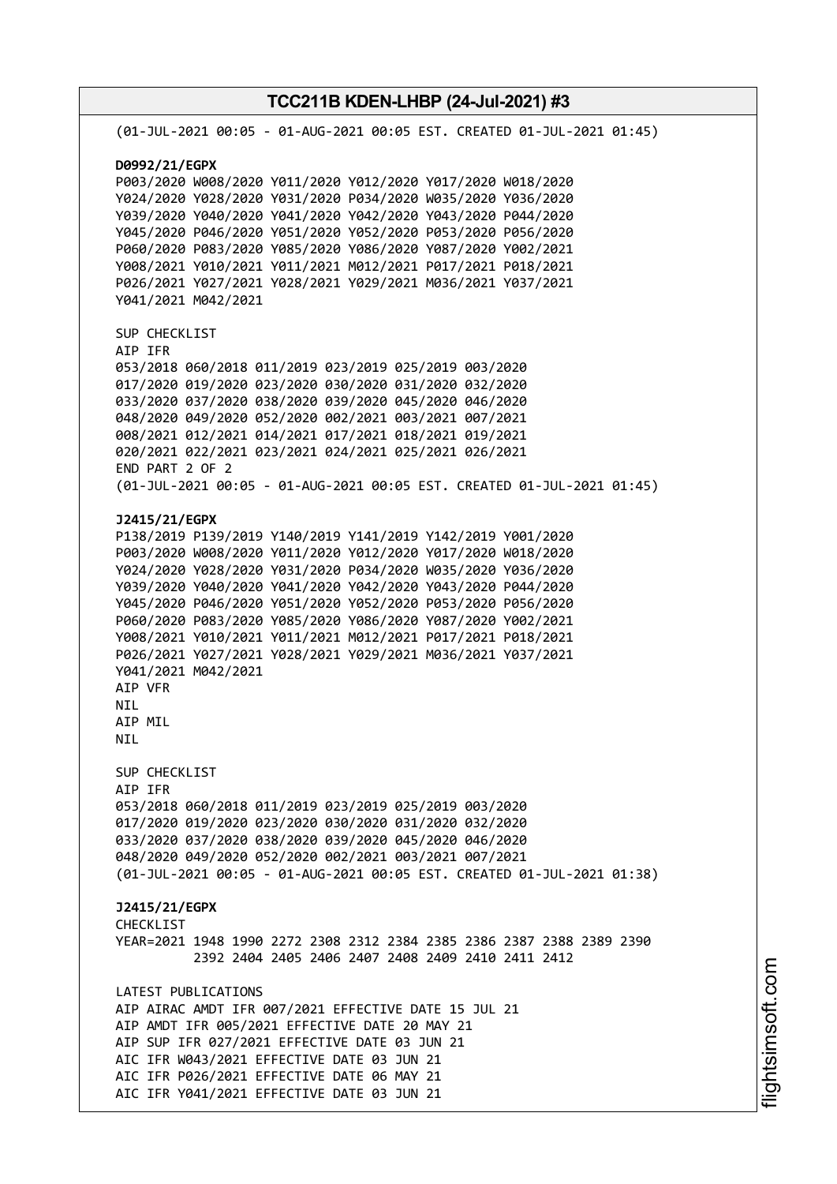(01-JUL-2021 00:05 - 01-AUG-2021 00:05 EST. CREATED 01-JUL-2021 01:45)

**D0992/21/EGPX**
P003/2020 W008/2020 Y011/2020 Y012/2020 Y017/2020 W018/2020
Y024/2020 Y028/2020 Y031/2020 P034/2020 W035/2020 Y036/2020
Y039/2020 Y040/2020 Y041/2020 Y042/2020 Y043/2020 P044/2020
Y045/2020 P046/2020 Y051/2020 Y052/2020 P053/2020 P056/2020
P060/2020 P083/2020 Y085/2020 Y086/2020 Y087/2020 Y002/2021
Y008/2021 Y010/2021 Y011/2021 M012/2021 P017/2021 P018/2021
P026/2021 Y027/2021 Y028/2021 Y029/2021 M036/2021 Y037/2021
Y041/2021 M042/2021

SUP CHECKLIST
AIP IFR
053/2018 060/2018 011/2019 023/2019 025/2019 003/2020
017/2020 019/2020 023/2020 030/2020 031/2020 032/2020
033/2020 037/2020 038/2020 039/2020 045/2020 046/2020
048/2020 049/2020 052/2020 002/2021 003/2021 007/2021
008/2021 012/2021 014/2021 017/2021 018/2021 019/2021
020/2021 022/2021 023/2021 024/2021 025/2021 026/2021
END PART 2 OF 2
(01-JUL-2021 00:05 - 01-AUG-2021 00:05 EST. CREATED 01-JUL-2021 01:45)

**J2415/21/EGPX**
P138/2019 P139/2019 Y140/2019 Y141/2019 Y142/2019 Y001/2020
P003/2020 W008/2020 Y011/2020 Y012/2020 Y017/2020 W018/2020
Y024/2020 Y028/2020 Y031/2020 P034/2020 W035/2020 Y036/2020
Y039/2020 Y040/2020 Y041/2020 Y042/2020 Y043/2020 P044/2020
Y045/2020 P046/2020 Y051/2020 Y052/2020 P053/2020 P056/2020
P060/2020 P083/2020 Y085/2020 Y086/2020 Y087/2020 Y002/2021
Y008/2021 Y010/2021 Y011/2021 M012/2021 P017/2021 P018/2021
P026/2021 Y027/2021 Y028/2021 Y029/2021 M036/2021 Y037/2021
Y041/2021 M042/2021
AIP VFR
NIL
AIP MIL
NIL

SUP CHECKLIST
AIP IFR
053/2018 060/2018 011/2019 023/2019 025/2019 003/2020
017/2020 019/2020 023/2020 030/2020 031/2020 032/2020
033/2020 037/2020 038/2020 039/2020 045/2020 046/2020
048/2020 049/2020 052/2020 002/2021 003/2021 007/2021
(01-JUL-2021 00:05 - 01-AUG-2021 00:05 EST. CREATED 01-JUL-2021 01:38)

**J2415/21/EGPX**
CHECKLIST
YEAR=2021 1948 1990 2272 2308 2312 2384 2385 2386 2387 2388 2389 2390
2392 2404 2405 2406 2407 2408 2409 2410 2411 2412

LATEST PUBLICATIONS
AIP AIRAC AMDT IFR 007/2021 EFFECTIVE DATE 15 JUL 21
AIP AMDT IFR 005/2021 EFFECTIVE DATE 20 MAY 21
AIP SUP IFR 027/2021 EFFECTIVE DATE 03 JUN 21
AIC IFR W043/2021 EFFECTIVE DATE 03 JUN 21
AIC IFR P026/2021 EFFECTIVE DATE 06 MAY 21
AIC IFR Y041/2021 EFFECTIVE DATE 03 JUN 21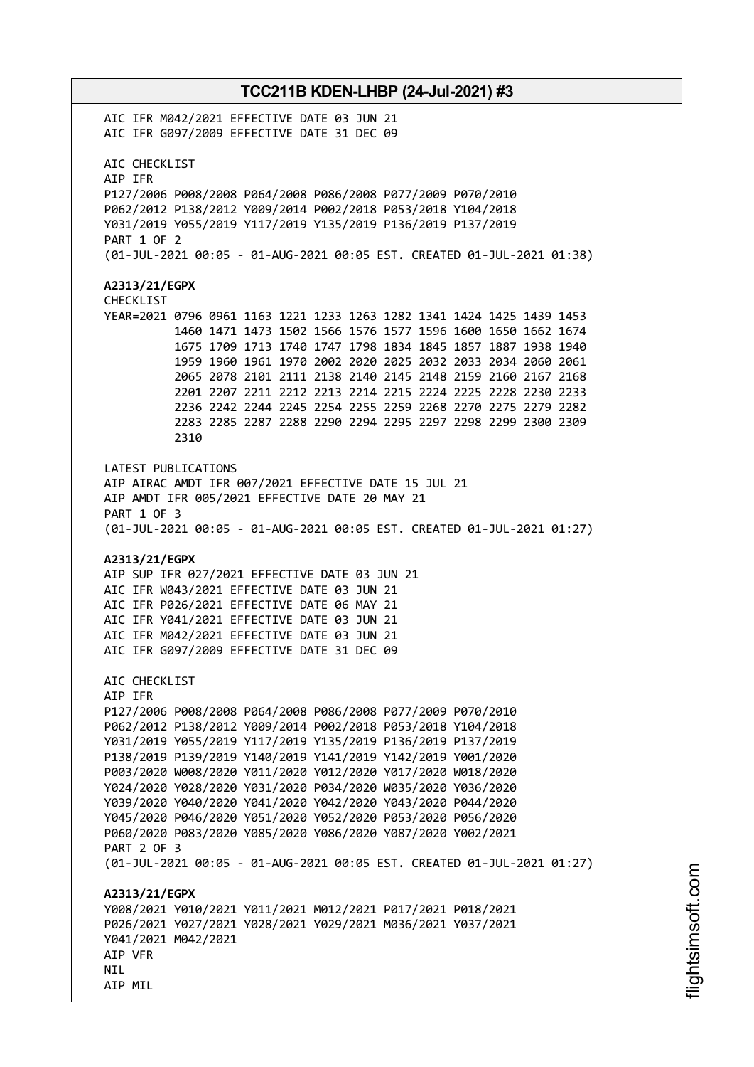AIC IFR M042/2021 EFFECTIVE DATE 03 JUN 21
AIC IFR G097/2009 EFFECTIVE DATE 31 DEC 09

AIC CHECKLIST
AIP IFR
P127/2006 P008/2008 P064/2008 P086/2008 P077/2009 P070/2010
P062/2012 P138/2012 Y009/2014 P002/2018 P053/2018 Y104/2018
Y031/2019 Y055/2019 Y117/2019 Y135/2019 P136/2019 P137/2019
PART 1 OF 2
(01-JUL-2021 00:05 - 01-AUG-2021 00:05 EST. CREATED 01-JUL-2021 01:38)

**A2313/21/EGPX**
CHECKLIST
YEAR=2021 0796 0961 1163 1221 1233 1263 1282 1341 1424 1425 1439 1453
1460 1471 1473 1502 1566 1576 1577 1596 1600 1650 1662 1674
1675 1709 1713 1740 1747 1798 1834 1845 1857 1887 1938 1940
1959 1960 1961 1970 2002 2020 2025 2032 2033 2034 2060 2061
2065 2078 2101 2111 2138 2140 2145 2148 2159 2160 2167 2168
2201 2207 2211 2212 2213 2214 2215 2224 2225 2228 2230 2233
2236 2242 2244 2245 2254 2255 2259 2268 2270 2275 2279 2282
2283 2285 2287 2288 2290 2294 2295 2297 2298 2299 2300 2309
2310

LATEST PUBLICATIONS
AIP AIRAC AMDT IFR 007/2021 EFFECTIVE DATE 15 JUL 21
AIP AMDT IFR 005/2021 EFFECTIVE DATE 20 MAY 21
PART 1 OF 3
(01-JUL-2021 00:05 - 01-AUG-2021 00:05 EST. CREATED 01-JUL-2021 01:27)

**A2313/21/EGPX**
AIP SUP IFR 027/2021 EFFECTIVE DATE 03 JUN 21
AIC IFR W043/2021 EFFECTIVE DATE 03 JUN 21
AIC IFR P026/2021 EFFECTIVE DATE 06 MAY 21
AIC IFR Y041/2021 EFFECTIVE DATE 03 JUN 21
AIC IFR M042/2021 EFFECTIVE DATE 03 JUN 21
AIC IFR G097/2009 EFFECTIVE DATE 31 DEC 09

AIC CHECKLIST
AIP IFR
P127/2006 P008/2008 P064/2008 P086/2008 P077/2009 P070/2010
P062/2012 P138/2012 Y009/2014 P002/2018 P053/2018 Y104/2018
Y031/2019 Y055/2019 Y117/2019 Y135/2019 P136/2019 P137/2019
P138/2019 P139/2019 Y140/2019 Y141/2019 Y142/2019 Y001/2020
P003/2020 W008/2020 Y011/2020 Y012/2020 Y017/2020 W018/2020
Y024/2020 Y028/2020 Y031/2020 P034/2020 W035/2020 Y036/2020
Y039/2020 Y040/2020 Y041/2020 Y042/2020 Y043/2020 P044/2020
Y045/2020 P046/2020 Y051/2020 Y052/2020 P053/2020 P056/2020
P060/2020 P083/2020 Y085/2020 Y086/2020 Y087/2020 Y002/2021
PART 2 OF 3
(01-JUL-2021 00:05 - 01-AUG-2021 00:05 EST. CREATED 01-JUL-2021 01:27)

**A2313/21/EGPX**
Y008/2021 Y010/2021 Y011/2021 M012/2021 P017/2021 P018/2021
P026/2021 Y027/2021 Y028/2021 Y029/2021 M036/2021 Y037/2021
Y041/2021 M042/2021
AIP VFR
NIL
AIP MIL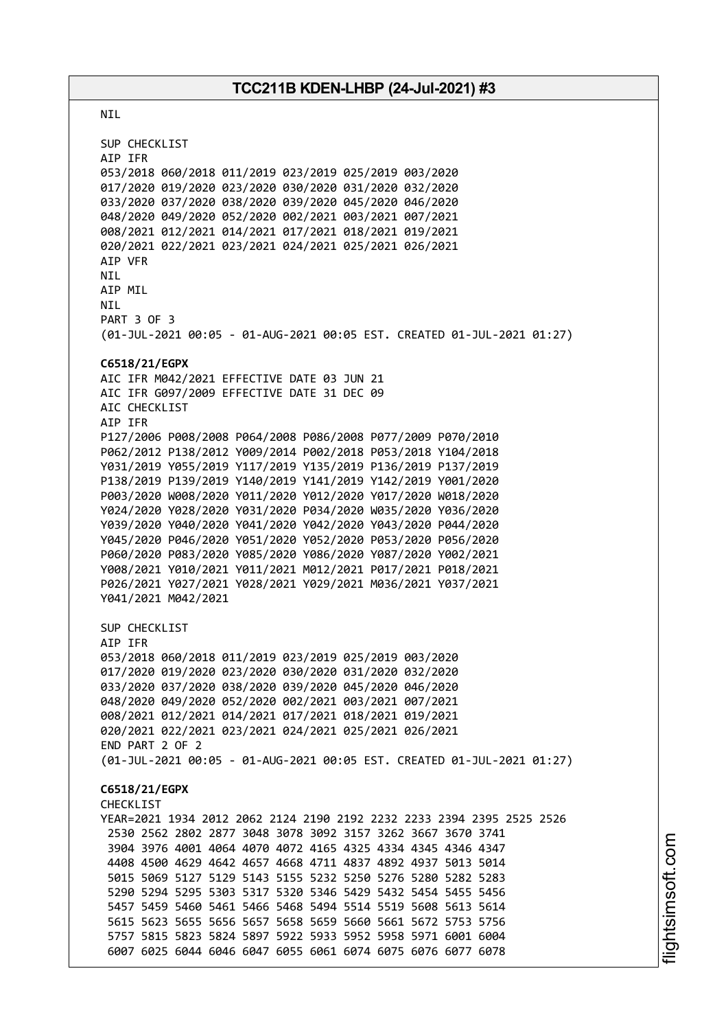NIL

SUP CHECKLIST
AIP IFR
053/2018 060/2018 011/2019 023/2019 025/2019 003/2020
017/2020 019/2020 023/2020 030/2020 031/2020 032/2020
033/2020 037/2020 038/2020 039/2020 045/2020 046/2020
048/2020 049/2020 052/2020 002/2021 003/2021 007/2021
008/2021 012/2021 014/2021 017/2021 018/2021 019/2021
020/2021 022/2021 023/2021 024/2021 025/2021 026/2021
AIP VFR
NIL
AIP MIL
NIL
PART 3 OF 3
(01-JUL-2021 00:05 - 01-AUG-2021 00:05 EST. CREATED 01-JUL-2021 01:27)

**C6518/21/EGPX**
AIC IFR M042/2021 EFFECTIVE DATE 03 JUN 21
AIC IFR G097/2009 EFFECTIVE DATE 31 DEC 09
AIC CHECKLIST
AIP IFR
P127/2006 P008/2008 P064/2008 P086/2008 P077/2009 P070/2010
P062/2012 P138/2012 Y009/2014 P002/2018 P053/2018 Y104/2018
Y031/2019 Y055/2019 Y117/2019 Y135/2019 P136/2019 P137/2019
P138/2019 P139/2019 Y140/2019 Y141/2019 Y142/2019 Y001/2020
P003/2020 W008/2020 Y011/2020 Y012/2020 Y017/2020 W018/2020
Y024/2020 Y028/2020 Y031/2020 P034/2020 W035/2020 Y036/2020
Y039/2020 Y040/2020 Y041/2020 Y042/2020 Y043/2020 P044/2020
Y045/2020 P046/2020 Y051/2020 Y052/2020 P053/2020 P056/2020
P060/2020 P083/2020 Y085/2020 Y086/2020 Y087/2020 Y002/2021
Y008/2021 Y010/2021 Y011/2021 M012/2021 P017/2021 P018/2021
P026/2021 Y027/2021 Y028/2021 Y029/2021 M036/2021 Y037/2021
Y041/2021 M042/2021

SUP CHECKLIST
AIP IFR
053/2018 060/2018 011/2019 023/2019 025/2019 003/2020
017/2020 019/2020 023/2020 030/2020 031/2020 032/2020
033/2020 037/2020 038/2020 039/2020 045/2020 046/2020
048/2020 049/2020 052/2020 002/2021 003/2021 007/2021
008/2021 012/2021 014/2021 017/2021 018/2021 019/2021
020/2021 022/2021 023/2021 024/2021 025/2021 026/2021
END PART 2 OF 2
(01-JUL-2021 00:05 - 01-AUG-2021 00:05 EST. CREATED 01-JUL-2021 01:27)

**C6518/21/EGPX**
CHECKLIST
YEAR=2021 1934 2012 2062 2124 2190 2192 2232 2233 2394 2395 2525 2526
2530 2562 2802 2877 3048 3078 3092 3157 3262 3667 3670 3741
3904 3976 4001 4064 4070 4072 4165 4325 4334 4345 4346 4347
4408 4500 4629 4642 4657 4668 4711 4837 4892 4937 5013 5014
5015 5069 5127 5129 5143 5155 5232 5250 5276 5280 5282 5283
5290 5294 5295 5303 5317 5320 5346 5429 5432 5454 5455 5456
5457 5459 5460 5461 5466 5468 5494 5514 5519 5608 5613 5614
5615 5623 5655 5656 5657 5658 5659 5660 5661 5672 5753 5756
5757 5815 5823 5824 5897 5922 5933 5952 5958 5971 6001 6004
6007 6025 6044 6046 6047 6055 6061 6074 6075 6076 6077 6078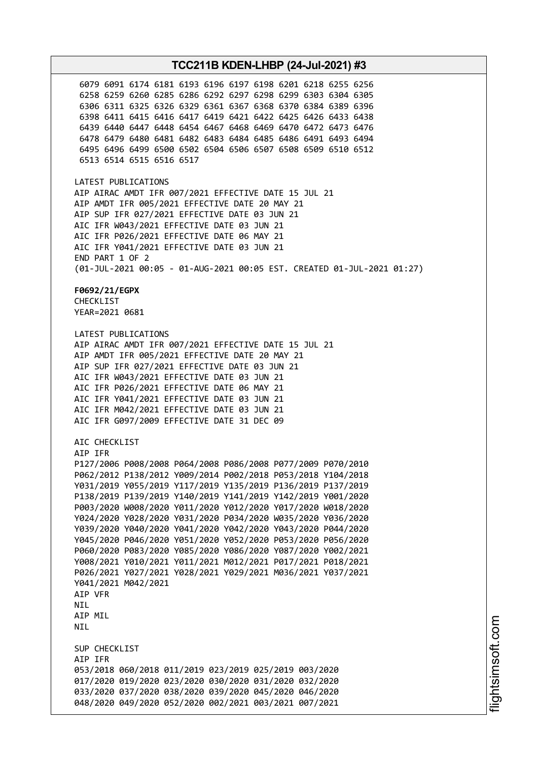```
 6079 6091 6174 6181 6193 6196 6197 6198 6201 6218 6255 6256
 6258 6259 6260 6285 6286 6292 6297 6298 6299 6303 6304 6305
 6306 6311 6325 6326 6329 6361 6367 6368 6370 6384 6389 6396
 6398 6411 6415 6416 6417 6419 6421 6422 6425 6426 6433 6438
 6439 6440 6447 6448 6454 6467 6468 6469 6470 6472 6473 6476
 6478 6479 6480 6481 6482 6483 6484 6485 6486 6491 6493 6494
 6495 6496 6499 6500 6502 6504 6506 6507 6508 6509 6510 6512
 6513 6514 6515 6516 6517
```

LATEST PUBLICATIONS
AIP AIRAC AMDT IFR 007/2021 EFFECTIVE DATE 15 JUL 21
AIP AMDT IFR 005/2021 EFFECTIVE DATE 20 MAY 21
AIP SUP IFR 027/2021 EFFECTIVE DATE 03 JUN 21
AIC IFR W043/2021 EFFECTIVE DATE 03 JUN 21
AIC IFR P026/2021 EFFECTIVE DATE 06 MAY 21
AIC IFR Y041/2021 EFFECTIVE DATE 03 JUN 21
END PART 1 OF 2
(01-JUL-2021 00:05 - 01-AUG-2021 00:05 EST. CREATED 01-JUL-2021 01:27)

**F0692/21/EGPX**
CHECKLIST
YEAR=2021 0681

LATEST PUBLICATIONS
AIP AIRAC AMDT IFR 007/2021 EFFECTIVE DATE 15 JUL 21
AIP AMDT IFR 005/2021 EFFECTIVE DATE 20 MAY 21
AIP SUP IFR 027/2021 EFFECTIVE DATE 03 JUN 21
AIC IFR W043/2021 EFFECTIVE DATE 03 JUN 21
AIC IFR P026/2021 EFFECTIVE DATE 06 MAY 21
AIC IFR Y041/2021 EFFECTIVE DATE 03 JUN 21
AIC IFR M042/2021 EFFECTIVE DATE 03 JUN 21
AIC IFR G097/2009 EFFECTIVE DATE 31 DEC 09

AIC CHECKLIST
AIP IFR
P127/2006 P008/2008 P064/2008 P086/2008 P077/2009 P070/2010
P062/2012 P138/2012 Y009/2014 P002/2018 P053/2018 Y104/2018
Y031/2019 Y055/2019 Y117/2019 Y135/2019 P136/2019 P137/2019
P138/2019 P139/2019 Y140/2019 Y141/2019 Y142/2019 Y001/2020
P003/2020 W008/2020 Y011/2020 Y012/2020 Y017/2020 W018/2020
Y024/2020 Y028/2020 Y031/2020 P034/2020 W035/2020 Y036/2020
Y039/2020 Y040/2020 Y041/2020 Y042/2020 Y043/2020 P044/2020
Y045/2020 P046/2020 Y051/2020 Y052/2020 P053/2020 P056/2020
P060/2020 P083/2020 Y085/2020 Y086/2020 Y087/2020 Y002/2021
Y008/2021 Y010/2021 Y011/2021 M012/2021 P017/2021 P018/2021
P026/2021 Y027/2021 Y028/2021 Y029/2021 M036/2021 Y037/2021
Y041/2021 M042/2021
AIP VFR
NIL
AIP MIL
NIL

SUP CHECKLIST
AIP IFR
053/2018 060/2018 011/2019 023/2019 025/2019 003/2020
017/2020 019/2020 023/2020 030/2020 031/2020 032/2020
033/2020 037/2020 038/2020 039/2020 045/2020 046/2020
048/2020 049/2020 052/2020 002/2021 003/2021 007/2021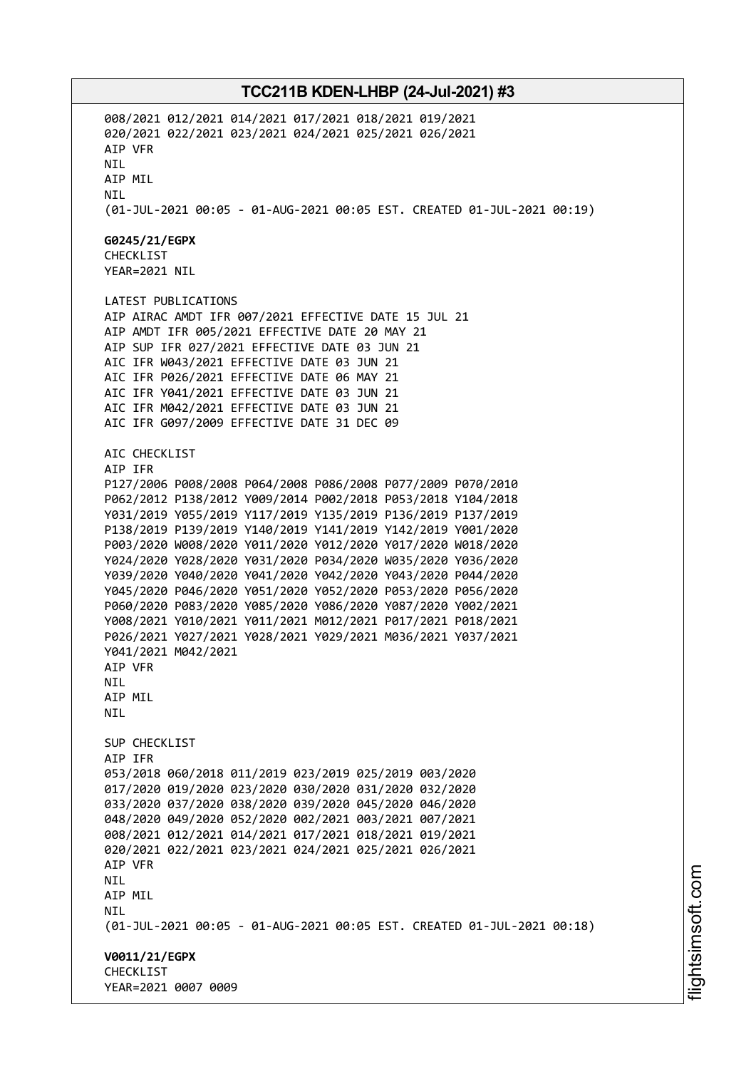008/2021 012/2021 014/2021 017/2021 018/2021 019/2021
020/2021 022/2021 023/2021 024/2021 025/2021 026/2021
AIP VFR
NIL
AIP MIL
NIL
(01-JUL-2021 00:05 - 01-AUG-2021 00:05 EST. CREATED 01-JUL-2021 00:19)

**G0245/21/EGPX**
CHECKLIST
YEAR=2021 NIL

LATEST PUBLICATIONS
AIP AIRAC AMDT IFR 007/2021 EFFECTIVE DATE 15 JUL 21
AIP AMDT IFR 005/2021 EFFECTIVE DATE 20 MAY 21
AIP SUP IFR 027/2021 EFFECTIVE DATE 03 JUN 21
AIC IFR W043/2021 EFFECTIVE DATE 03 JUN 21
AIC IFR P026/2021 EFFECTIVE DATE 06 MAY 21
AIC IFR Y041/2021 EFFECTIVE DATE 03 JUN 21
AIC IFR M042/2021 EFFECTIVE DATE 03 JUN 21
AIC IFR G097/2009 EFFECTIVE DATE 31 DEC 09

AIC CHECKLIST
AIP IFR
P127/2006 P008/2008 P064/2008 P086/2008 P077/2009 P070/2010
P062/2012 P138/2012 Y009/2014 P002/2018 P053/2018 Y104/2018
Y031/2019 Y055/2019 Y117/2019 Y135/2019 P136/2019 P137/2019
P138/2019 P139/2019 Y140/2019 Y141/2019 Y142/2019 Y001/2020
P003/2020 W008/2020 Y011/2020 Y012/2020 Y017/2020 W018/2020
Y024/2020 Y028/2020 Y031/2020 P034/2020 W035/2020 Y036/2020
Y039/2020 Y040/2020 Y041/2020 Y042/2020 Y043/2020 P044/2020
Y045/2020 P046/2020 Y051/2020 Y052/2020 P053/2020 P056/2020
P060/2020 P083/2020 Y085/2020 Y086/2020 Y087/2020 Y002/2021
Y008/2021 Y010/2021 Y011/2021 M012/2021 P017/2021 P018/2021
P026/2021 Y027/2021 Y028/2021 Y029/2021 M036/2021 Y037/2021
Y041/2021 M042/2021
AIP VFR
NIL
AIP MIL
NIL

SUP CHECKLIST
AIP IFR
053/2018 060/2018 011/2019 023/2019 025/2019 003/2020
017/2020 019/2020 023/2020 030/2020 031/2020 032/2020
033/2020 037/2020 038/2020 039/2020 045/2020 046/2020
048/2020 049/2020 052/2020 002/2021 003/2021 007/2021
008/2021 012/2021 014/2021 017/2021 018/2021 019/2021
020/2021 022/2021 023/2021 024/2021 025/2021 026/2021
AIP VFR
NIL
AIP MIL
NIL
(01-JUL-2021 00:05 - 01-AUG-2021 00:05 EST. CREATED 01-JUL-2021 00:18)

**V0011/21/EGPX**
CHECKLIST
YEAR=2021 0007 0009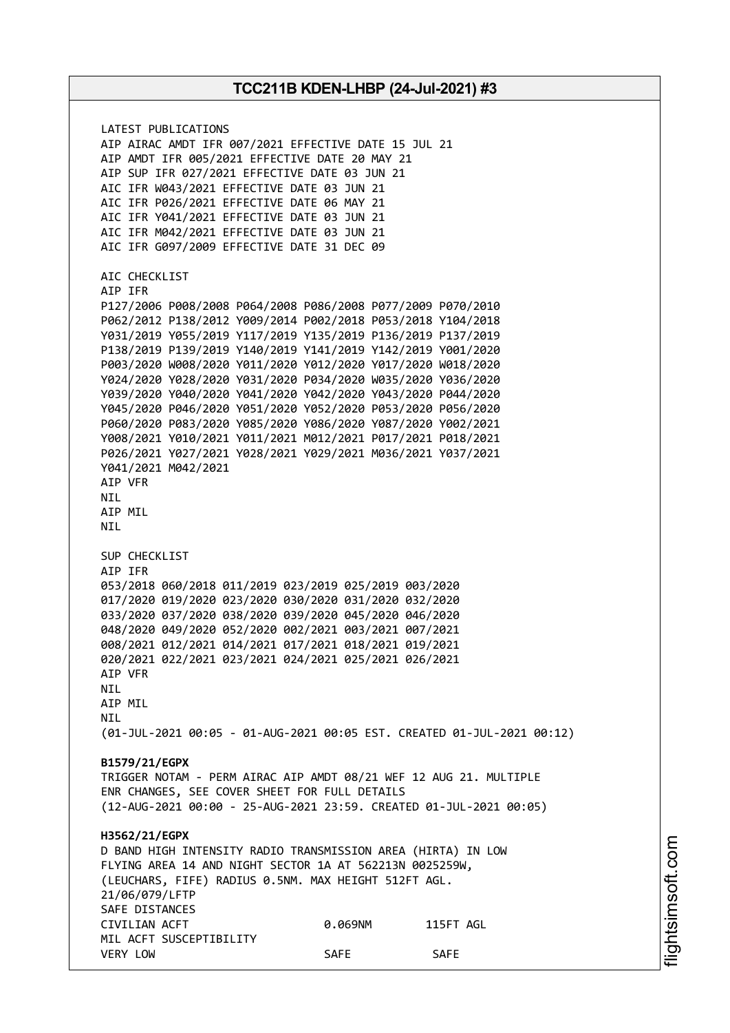LATEST PUBLICATIONS
AIP AIRAC AMDT IFR 007/2021 EFFECTIVE DATE 15 JUL 21
AIP AMDT IFR 005/2021 EFFECTIVE DATE 20 MAY 21
AIP SUP IFR 027/2021 EFFECTIVE DATE 03 JUN 21
AIC IFR W043/2021 EFFECTIVE DATE 03 JUN 21
AIC IFR P026/2021 EFFECTIVE DATE 06 MAY 21
AIC IFR Y041/2021 EFFECTIVE DATE 03 JUN 21
AIC IFR M042/2021 EFFECTIVE DATE 03 JUN 21
AIC IFR G097/2009 EFFECTIVE DATE 31 DEC 09

AIC CHECKLIST
AIP IFR
P127/2006 P008/2008 P064/2008 P086/2008 P077/2009 P070/2010
P062/2012 P138/2012 Y009/2014 P002/2018 P053/2018 Y104/2018
Y031/2019 Y055/2019 Y117/2019 Y135/2019 P136/2019 P137/2019
P138/2019 P139/2019 Y140/2019 Y141/2019 Y142/2019 Y001/2020
P003/2020 W008/2020 Y011/2020 Y012/2020 Y017/2020 W018/2020
Y024/2020 Y028/2020 Y031/2020 P034/2020 W035/2020 Y036/2020
Y039/2020 Y040/2020 Y041/2020 Y042/2020 Y043/2020 P044/2020
Y045/2020 P046/2020 Y051/2020 Y052/2020 P053/2020 P056/2020
P060/2020 P083/2020 Y085/2020 Y086/2020 Y087/2020 Y002/2021
Y008/2021 Y010/2021 Y011/2021 M012/2021 P017/2021 P018/2021
P026/2021 Y027/2021 Y028/2021 Y029/2021 M036/2021 Y037/2021
Y041/2021 M042/2021
AIP VFR
NIL
AIP MIL
NIL

SUP CHECKLIST
AIP IFR
053/2018 060/2018 011/2019 023/2019 025/2019 003/2020
017/2020 019/2020 023/2020 030/2020 031/2020 032/2020
033/2020 037/2020 038/2020 039/2020 045/2020 046/2020
048/2020 049/2020 052/2020 002/2021 003/2021 007/2021
008/2021 012/2021 014/2021 017/2021 018/2021 019/2021
020/2021 022/2021 023/2021 024/2021 025/2021 026/2021
AIP VFR
NIL
AIP MIL
NIL
(01-JUL-2021 00:05 - 01-AUG-2021 00:05 EST. CREATED 01-JUL-2021 00:12)

**B1579/21/EGPX**
TRIGGER NOTAM - PERM AIRAC AIP AMDT 08/21 WEF 12 AUG 21. MULTIPLE
ENR CHANGES, SEE COVER SHEET FOR FULL DETAILS
(12-AUG-2021 00:00 - 25-AUG-2021 23:59. CREATED 01-JUL-2021 00:05)

**H3562/21/EGPX**
D BAND HIGH INTENSITY RADIO TRANSMISSION AREA (HIRTA) IN LOW
FLYING AREA 14 AND NIGHT SECTOR 1A AT 562213N 0025259W,
(LEUCHARS, FIFE) RADIUS 0.5NM. MAX HEIGHT 512FT AGL.
21/06/079/LFTP
SAFE DISTANCES
CIVILIAN ACFT 0.069NM 115FT AGL
MIL ACFT SUSCEPTIBILITY
VERY LOW SAFE SAFE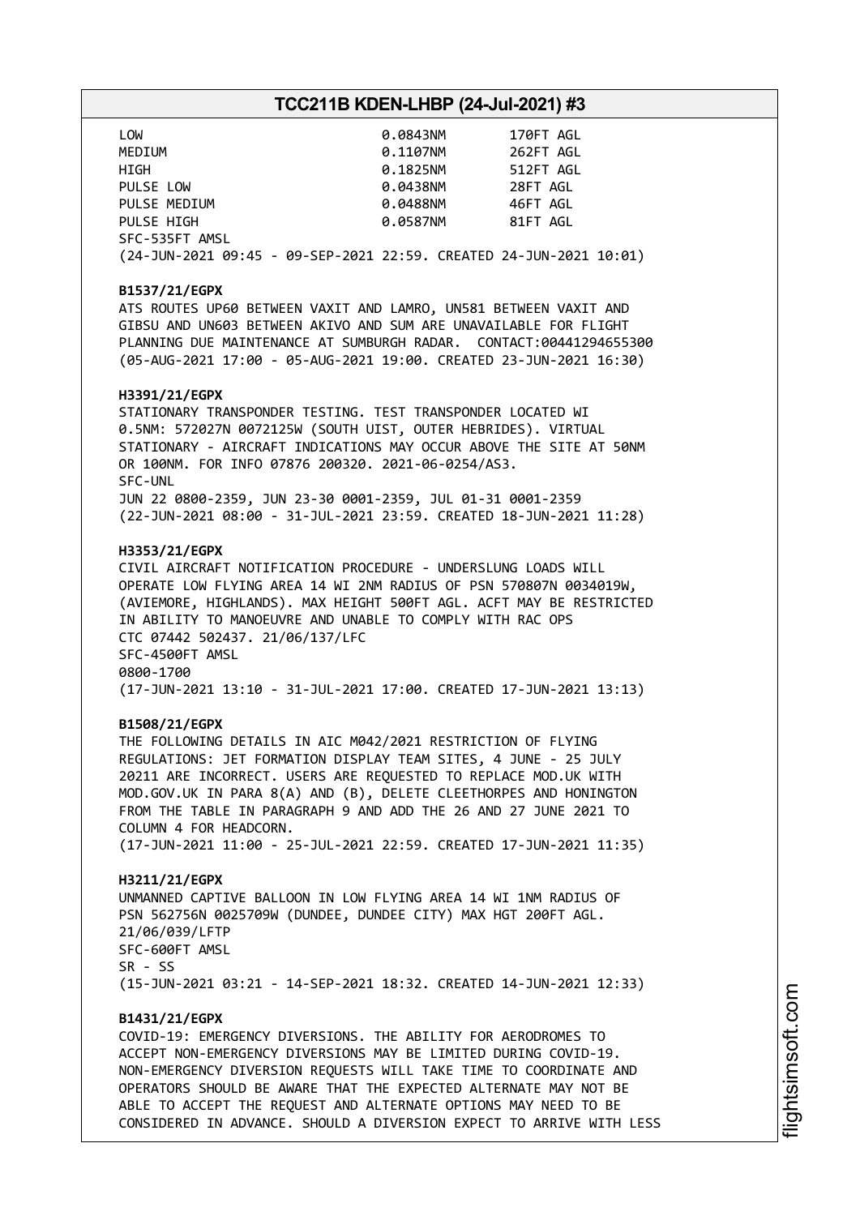| | | |
|---|---|---|
| LOW | 0.0843NM | 170FT AGL |
| MEDIUM | 0.1107NM | 262FT AGL |
| HIGH | 0.1825NM | 512FT AGL |
| PULSE LOW | 0.0438NM | 28FT AGL |
| PULSE MEDIUM | 0.0488NM | 46FT AGL |
| PULSE HIGH | 0.0587NM | 81FT AGL |

SFC-535FT AMSL
(24-JUN-2021 09:45 - 09-SEP-2021 22:59. CREATED 24-JUN-2021 10:01)

**B1537/21/EGPX**
ATS ROUTES UP60 BETWEEN VAXIT AND LAMRO, UN581 BETWEEN VAXIT AND GIBSU AND UN603 BETWEEN AKIVO AND SUM ARE UNAVAILABLE FOR FLIGHT PLANNING DUE MAINTENANCE AT SUMBURGH RADAR. CONTACT:00441294655300
(05-AUG-2021 17:00 - 05-AUG-2021 19:00. CREATED 23-JUN-2021 16:30)

**H3391/21/EGPX**
STATIONARY TRANSPONDER TESTING. TEST TRANSPONDER LOCATED WI 0.5NM: 572027N 0072125W (SOUTH UIST, OUTER HEBRIDES). VIRTUAL STATIONARY - AIRCRAFT INDICATIONS MAY OCCUR ABOVE THE SITE AT 50NM OR 100NM. FOR INFO 07876 200320. 2021-06-0254/AS3.
SFC-UNL
JUN 22 0800-2359, JUN 23-30 0001-2359, JUL 01-31 0001-2359
(22-JUN-2021 08:00 - 31-JUL-2021 23:59. CREATED 18-JUN-2021 11:28)

**H3353/21/EGPX**
CIVIL AIRCRAFT NOTIFICATION PROCEDURE - UNDERSLUNG LOADS WILL OPERATE LOW FLYING AREA 14 WI 2NM RADIUS OF PSN 570807N 0034019W, (AVIEMORE, HIGHLANDS). MAX HEIGHT 500FT AGL. ACFT MAY BE RESTRICTED IN ABILITY TO MANOEUVRE AND UNABLE TO COMPLY WITH RAC OPS
CTC 07442 502437. 21/06/137/LFC
SFC-4500FT AMSL
0800-1700
(17-JUN-2021 13:10 - 31-JUL-2021 17:00. CREATED 17-JUN-2021 13:13)

**B1508/21/EGPX**
THE FOLLOWING DETAILS IN AIC M042/2021 RESTRICTION OF FLYING REGULATIONS: JET FORMATION DISPLAY TEAM SITES, 4 JUNE - 25 JULY 20211 ARE INCORRECT. USERS ARE REQUESTED TO REPLACE MOD.UK WITH MOD.GOV.UK IN PARA 8(A) AND (B), DELETE CLEETHORPES AND HONINGTON FROM THE TABLE IN PARAGRAPH 9 AND ADD THE 26 AND 27 JUNE 2021 TO COLUMN 4 FOR HEADCORN.
(17-JUN-2021 11:00 - 25-JUL-2021 22:59. CREATED 17-JUN-2021 11:35)

**H3211/21/EGPX**
UNMANNED CAPTIVE BALLOON IN LOW FLYING AREA 14 WI 1NM RADIUS OF PSN 562756N 0025709W (DUNDEE, DUNDEE CITY) MAX HGT 200FT AGL.
21/06/039/LFTP
SFC-600FT AMSL
SR - SS
(15-JUN-2021 03:21 - 14-SEP-2021 18:32. CREATED 14-JUN-2021 12:33)

**B1431/21/EGPX**
COVID-19: EMERGENCY DIVERSIONS. THE ABILITY FOR AERODROMES TO ACCEPT NON-EMERGENCY DIVERSIONS MAY BE LIMITED DURING COVID-19. NON-EMERGENCY DIVERSION REQUESTS WILL TAKE TIME TO COORDINATE AND OPERATORS SHOULD BE AWARE THAT THE EXPECTED ALTERNATE MAY NOT BE ABLE TO ACCEPT THE REQUEST AND ALTERNATE OPTIONS MAY NEED TO BE CONSIDERED IN ADVANCE. SHOULD A DIVERSION EXPECT TO ARRIVE WITH LESS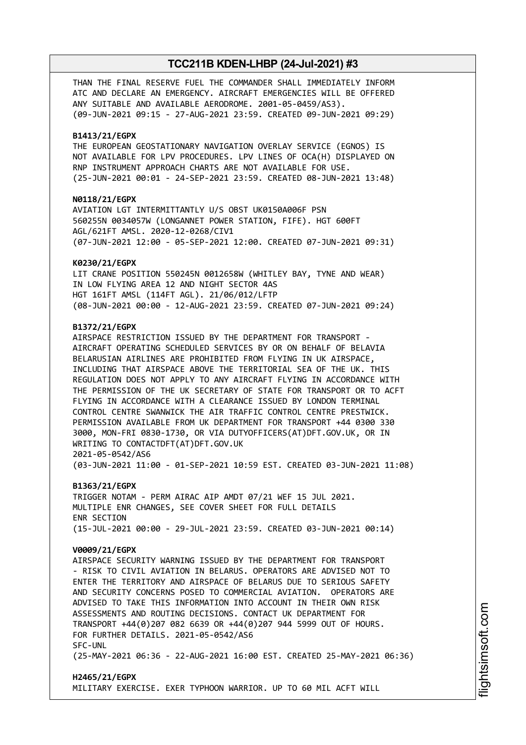THAN THE FINAL RESERVE FUEL THE COMMANDER SHALL IMMEDIATELY INFORM ATC AND DECLARE AN EMERGENCY. AIRCRAFT EMERGENCIES WILL BE OFFERED ANY SUITABLE AND AVAILABLE AERODROME. 2001-05-0459/AS3).
(09-JUN-2021 09:15 - 27-AUG-2021 23:59. CREATED 09-JUN-2021 09:29)

**B1413/21/EGPX**
THE EUROPEAN GEOSTATIONARY NAVIGATION OVERLAY SERVICE (EGNOS) IS NOT AVAILABLE FOR LPV PROCEDURES. LPV LINES OF OCA(H) DISPLAYED ON RNP INSTRUMENT APPROACH CHARTS ARE NOT AVAILABLE FOR USE.
(25-JUN-2021 00:01 - 24-SEP-2021 23:59. CREATED 08-JUN-2021 13:48)

**N0118/21/EGPX**
AVIATION LGT INTERMITTANTLY U/S OBST UK0150A006F PSN 560255N 0034057W (LONGANNET POWER STATION, FIFE). HGT 600FT AGL/621FT AMSL. 2020-12-0268/CIV1
(07-JUN-2021 12:00 - 05-SEP-2021 12:00. CREATED 07-JUN-2021 09:31)

**K0230/21/EGPX**
LIT CRANE POSITION 550245N 0012658W (WHITLEY BAY, TYNE AND WEAR) IN LOW FLYING AREA 12 AND NIGHT SECTOR 4AS
HGT 161FT AMSL (114FT AGL). 21/06/012/LFTP
(08-JUN-2021 00:00 - 12-AUG-2021 23:59. CREATED 07-JUN-2021 09:24)

**B1372/21/EGPX**
AIRSPACE RESTRICTION ISSUED BY THE DEPARTMENT FOR TRANSPORT - AIRCRAFT OPERATING SCHEDULED SERVICES BY OR ON BEHALF OF BELAVIA BELARUSIAN AIRLINES ARE PROHIBITED FROM FLYING IN UK AIRSPACE, INCLUDING THAT AIRSPACE ABOVE THE TERRITORIAL SEA OF THE UK. THIS REGULATION DOES NOT APPLY TO ANY AIRCRAFT FLYING IN ACCORDANCE WITH THE PERMISSION OF THE UK SECRETARY OF STATE FOR TRANSPORT OR TO ACFT FLYING IN ACCORDANCE WITH A CLEARANCE ISSUED BY LONDON TERMINAL CONTROL CENTRE SWANWICK THE AIR TRAFFIC CONTROL CENTRE PRESTWICK. PERMISSION AVAILABLE FROM UK DEPARTMENT FOR TRANSPORT +44 0300 330 3000, MON-FRI 0830-1730, OR VIA DUTYOFFICERS(AT)DFT.GOV.UK, OR IN WRITING TO CONTACTDFT(AT)DFT.GOV.UK
2021-05-0542/AS6
(03-JUN-2021 11:00 - 01-SEP-2021 10:59 EST. CREATED 03-JUN-2021 11:08)

**B1363/21/EGPX**
TRIGGER NOTAM - PERM AIRAC AIP AMDT 07/21 WEF 15 JUL 2021.
MULTIPLE ENR CHANGES, SEE COVER SHEET FOR FULL DETAILS
ENR SECTION
(15-JUL-2021 00:00 - 29-JUL-2021 23:59. CREATED 03-JUN-2021 00:14)

**V0009/21/EGPX**
AIRSPACE SECURITY WARNING ISSUED BY THE DEPARTMENT FOR TRANSPORT - RISK TO CIVIL AVIATION IN BELARUS. OPERATORS ARE ADVISED NOT TO ENTER THE TERRITORY AND AIRSPACE OF BELARUS DUE TO SERIOUS SAFETY AND SECURITY CONCERNS POSED TO COMMERCIAL AVIATION. OPERATORS ARE ADVISED TO TAKE THIS INFORMATION INTO ACCOUNT IN THEIR OWN RISK ASSESSMENTS AND ROUTING DECISIONS. CONTACT UK DEPARTMENT FOR TRANSPORT +44(0)207 082 6639 OR +44(0)207 944 5999 OUT OF HOURS. FOR FURTHER DETAILS. 2021-05-0542/AS6
SFC-UNL
(25-MAY-2021 06:36 - 22-AUG-2021 16:00 EST. CREATED 25-MAY-2021 06:36)

**H2465/21/EGPX**
MILITARY EXERCISE. EXER TYPHOON WARRIOR. UP TO 60 MIL ACFT WILL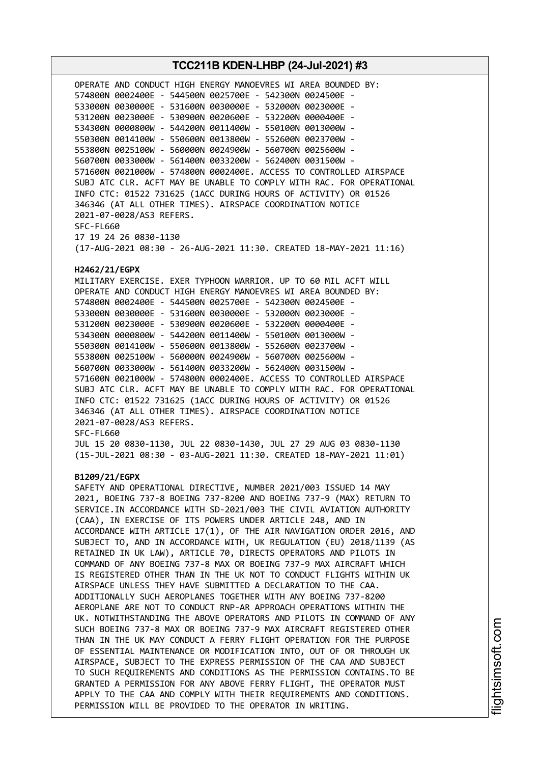OPERATE AND CONDUCT HIGH ENERGY MANOEVRES WI AREA BOUNDED BY:
574800N 0002400E - 544500N 0025700E - 542300N 0024500E -
533000N 0030000E - 531600N 0030000E - 532000N 0023000E -
531200N 0023000E - 530900N 0020600E - 532200N 0000400E -
534300N 0000800W - 544200N 0011400W - 550100N 0013000W -
550300N 0014100W - 550600N 0013800W - 552600N 0023700W -
553800N 0025100W - 560000N 0024900W - 560700N 0025600W -
560700N 0033000W - 561400N 0033200W - 562400N 0031500W -
571600N 0021000W - 574800N 0002400E. ACCESS TO CONTROLLED AIRSPACE
SUBJ ATC CLR. ACFT MAY BE UNABLE TO COMPLY WITH RAC. FOR OPERATIONAL
INFO CTC: 01522 731625 (1ACC DURING HOURS OF ACTIVITY) OR 01526
346346 (AT ALL OTHER TIMES). AIRSPACE COORDINATION NOTICE
2021-07-0028/AS3 REFERS.
SFC-FL660
17 19 24 26 0830-1130
(17-AUG-2021 08:30 - 26-AUG-2021 11:30. CREATED 18-MAY-2021 11:16)

**H2462/21/EGPX**
MILITARY EXERCISE. EXER TYPHOON WARRIOR. UP TO 60 MIL ACFT WILL
OPERATE AND CONDUCT HIGH ENERGY MANOEVRES WI AREA BOUNDED BY:
574800N 0002400E - 544500N 0025700E - 542300N 0024500E -
533000N 0030000E - 531600N 0030000E - 532000N 0023000E -
531200N 0023000E - 530900N 0020600E - 532200N 0000400E -
534300N 0000800W - 544200N 0011400W - 550100N 0013000W -
550300N 0014100W - 550600N 0013800W - 552600N 0023700W -
553800N 0025100W - 560000N 0024900W - 560700N 0025600W -
560700N 0033000W - 561400N 0033200W - 562400N 0031500W -
571600N 0021000W - 574800N 0002400E. ACCESS TO CONTROLLED AIRSPACE
SUBJ ATC CLR. ACFT MAY BE UNABLE TO COMPLY WITH RAC. FOR OPERATIONAL
INFO CTC: 01522 731625 (1ACC DURING HOURS OF ACTIVITY) OR 01526
346346 (AT ALL OTHER TIMES). AIRSPACE COORDINATION NOTICE
2021-07-0028/AS3 REFERS.
SFC-FL660
JUL 15 20 0830-1130, JUL 22 0830-1430, JUL 27 29 AUG 03 0830-1130
(15-JUL-2021 08:30 - 03-AUG-2021 11:30. CREATED 18-MAY-2021 11:01)

**B1209/21/EGPX**
SAFETY AND OPERATIONAL DIRECTIVE, NUMBER 2021/003 ISSUED 14 MAY
2021, BOEING 737-8 BOEING 737-8200 AND BOEING 737-9 (MAX) RETURN TO
SERVICE.IN ACCORDANCE WITH SD-2021/003 THE CIVIL AVIATION AUTHORITY
(CAA), IN EXERCISE OF ITS POWERS UNDER ARTICLE 248, AND IN
ACCORDANCE WITH ARTICLE 17(1), OF THE AIR NAVIGATION ORDER 2016, AND
SUBJECT TO, AND IN ACCORDANCE WITH, UK REGULATION (EU) 2018/1139 (AS
RETAINED IN UK LAW), ARTICLE 70, DIRECTS OPERATORS AND PILOTS IN
COMMAND OF ANY BOEING 737-8 MAX OR BOEING 737-9 MAX AIRCRAFT WHICH
IS REGISTERED OTHER THAN IN THE UK NOT TO CONDUCT FLIGHTS WITHIN UK
AIRSPACE UNLESS THEY HAVE SUBMITTED A DECLARATION TO THE CAA.
ADDITIONALLY SUCH AEROPLANES TOGETHER WITH ANY BOEING 737-8200
AEROPLANE ARE NOT TO CONDUCT RNP-AR APPROACH OPERATIONS WITHIN THE
UK. NOTWITHSTANDING THE ABOVE OPERATORS AND PILOTS IN COMMAND OF ANY
SUCH BOEING 737-8 MAX OR BOEING 737-9 MAX AIRCRAFT REGISTERED OTHER
THAN IN THE UK MAY CONDUCT A FERRY FLIGHT OPERATION FOR THE PURPOSE
OF ESSENTIAL MAINTENANCE OR MODIFICATION INTO, OUT OF OR THROUGH UK
AIRSPACE, SUBJECT TO THE EXPRESS PERMISSION OF THE CAA AND SUBJECT
TO SUCH REQUIREMENTS AND CONDITIONS AS THE PERMISSION CONTAINS.TO BE
GRANTED A PERMISSION FOR ANY ABOVE FERRY FLIGHT, THE OPERATOR MUST
APPLY TO THE CAA AND COMPLY WITH THEIR REQUIREMENTS AND CONDITIONS.
PERMISSION WILL BE PROVIDED TO THE OPERATOR IN WRITING.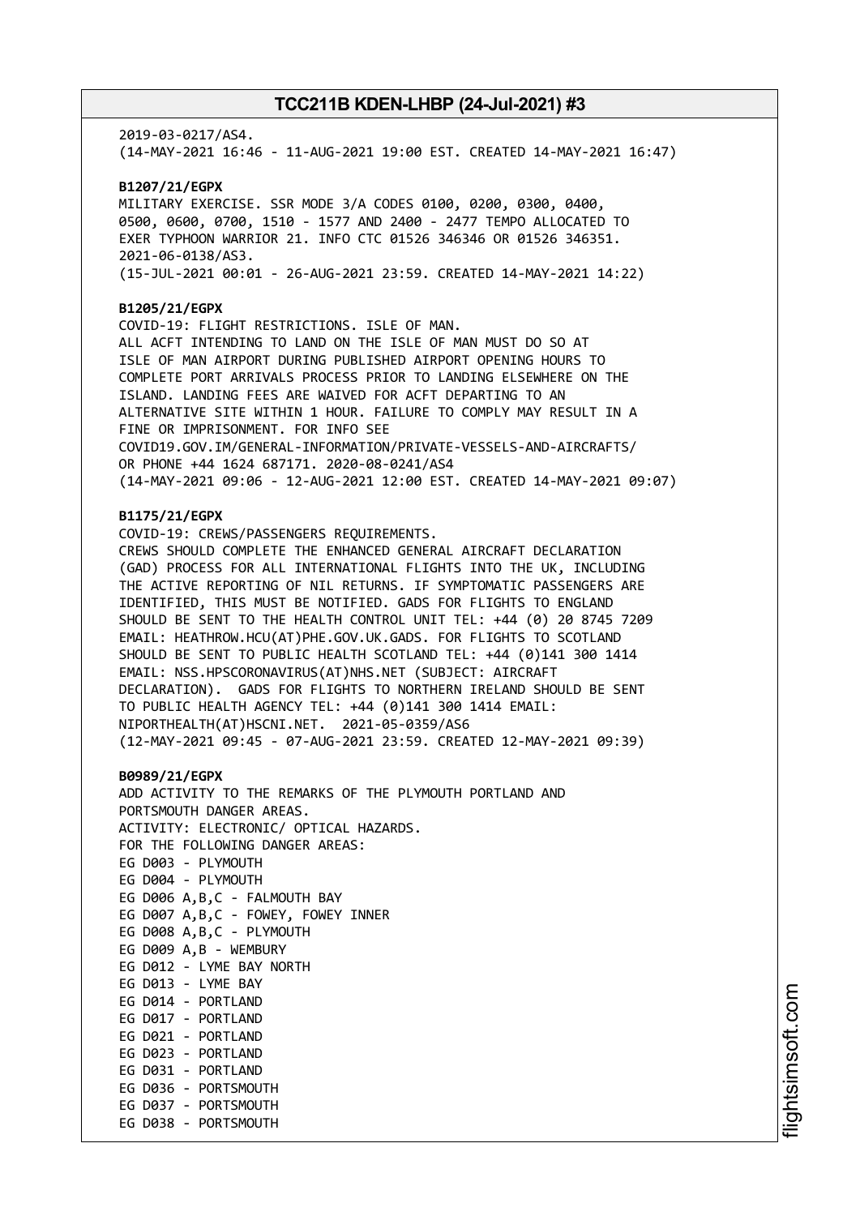2019-03-0217/AS4.
(14-MAY-2021 16:46 - 11-AUG-2021 19:00 EST. CREATED 14-MAY-2021 16:47)

**B1207/21/EGPX**
MILITARY EXERCISE. SSR MODE 3/A CODES 0100, 0200, 0300, 0400, 0500, 0600, 0700, 1510 - 1577 AND 2400 - 2477 TEMPO ALLOCATED TO EXER TYPHOON WARRIOR 21. INFO CTC 01526 346346 OR 01526 346351. 2021-06-0138/AS3.
(15-JUL-2021 00:01 - 26-AUG-2021 23:59. CREATED 14-MAY-2021 14:22)

**B1205/21/EGPX**
COVID-19: FLIGHT RESTRICTIONS. ISLE OF MAN.
ALL ACFT INTENDING TO LAND ON THE ISLE OF MAN MUST DO SO AT ISLE OF MAN AIRPORT DURING PUBLISHED AIRPORT OPENING HOURS TO COMPLETE PORT ARRIVALS PROCESS PRIOR TO LANDING ELSEWHERE ON THE ISLAND. LANDING FEES ARE WAIVED FOR ACFT DEPARTING TO AN ALTERNATIVE SITE WITHIN 1 HOUR. FAILURE TO COMPLY MAY RESULT IN A FINE OR IMPRISONMENT. FOR INFO SEE COVID19.GOV.IM/GENERAL-INFORMATION/PRIVATE-VESSELS-AND-AIRCRAFTS/ OR PHONE +44 1624 687171. 2020-08-0241/AS4
(14-MAY-2021 09:06 - 12-AUG-2021 12:00 EST. CREATED 14-MAY-2021 09:07)

**B1175/21/EGPX**
COVID-19: CREWS/PASSENGERS REQUIREMENTS.
CREWS SHOULD COMPLETE THE ENHANCED GENERAL AIRCRAFT DECLARATION (GAD) PROCESS FOR ALL INTERNATIONAL FLIGHTS INTO THE UK, INCLUDING THE ACTIVE REPORTING OF NIL RETURNS. IF SYMPTOMATIC PASSENGERS ARE IDENTIFIED, THIS MUST BE NOTIFIED. GADS FOR FLIGHTS TO ENGLAND SHOULD BE SENT TO THE HEALTH CONTROL UNIT TEL: +44 (0) 20 8745 7209 EMAIL: HEATHROW.HCU(AT)PHE.GOV.UK.GADS. FOR FLIGHTS TO SCOTLAND SHOULD BE SENT TO PUBLIC HEALTH SCOTLAND TEL: +44 (0)141 300 1414 EMAIL: NSS.HPSCORONAVIRUS(AT)NHS.NET (SUBJECT: AIRCRAFT DECLARATION). GADS FOR FLIGHTS TO NORTHERN IRELAND SHOULD BE SENT TO PUBLIC HEALTH AGENCY TEL: +44 (0)141 300 1414 EMAIL: NIPORTHEALTH(AT)HSCNI.NET. 2021-05-0359/AS6
(12-MAY-2021 09:45 - 07-AUG-2021 23:59. CREATED 12-MAY-2021 09:39)

**B0989/21/EGPX**
ADD ACTIVITY TO THE REMARKS OF THE PLYMOUTH PORTLAND AND PORTSMOUTH DANGER AREAS.
ACTIVITY: ELECTRONIC/ OPTICAL HAZARDS.
FOR THE FOLLOWING DANGER AREAS:
EG D003 - PLYMOUTH
EG D004 - PLYMOUTH
EG D006 A,B,C - FALMOUTH BAY
EG D007 A,B,C - FOWEY, FOWEY INNER
EG D008 A,B,C - PLYMOUTH
EG D009 A,B - WEMBURY
EG D012 - LYME BAY NORTH
EG D013 - LYME BAY
EG D014 - PORTLAND
EG D017 - PORTLAND
EG D021 - PORTLAND
EG D023 - PORTLAND
EG D031 - PORTLAND
EG D036 - PORTSMOUTH
EG D037 - PORTSMOUTH
EG D038 - PORTSMOUTH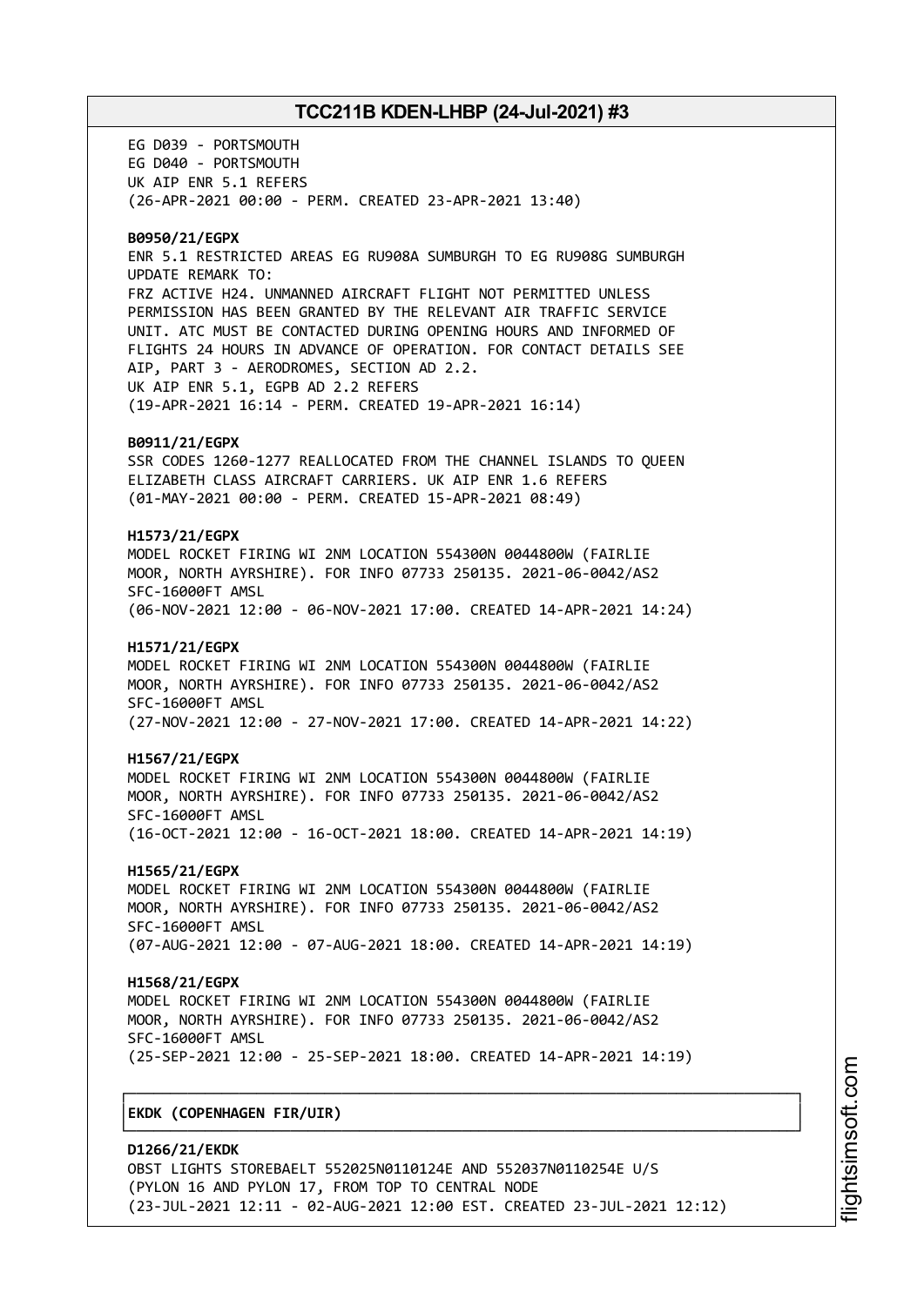EG D039 - PORTSMOUTH
EG D040 - PORTSMOUTH
UK AIP ENR 5.1 REFERS
(26-APR-2021 00:00 - PERM. CREATED 23-APR-2021 13:40)

**B0950/21/EGPX**
ENR 5.1 RESTRICTED AREAS EG RU908A SUMBURGH TO EG RU908G SUMBURGH
UPDATE REMARK TO:
FRZ ACTIVE H24. UNMANNED AIRCRAFT FLIGHT NOT PERMITTED UNLESS PERMISSION HAS BEEN GRANTED BY THE RELEVANT AIR TRAFFIC SERVICE UNIT. ATC MUST BE CONTACTED DURING OPENING HOURS AND INFORMED OF FLIGHTS 24 HOURS IN ADVANCE OF OPERATION. FOR CONTACT DETAILS SEE AIP, PART 3 - AERODROMES, SECTION AD 2.2.
UK AIP ENR 5.1, EGPB AD 2.2 REFERS
(19-APR-2021 16:14 - PERM. CREATED 19-APR-2021 16:14)

**B0911/21/EGPX**
SSR CODES 1260-1277 REALLOCATED FROM THE CHANNEL ISLANDS TO QUEEN ELIZABETH CLASS AIRCRAFT CARRIERS. UK AIP ENR 1.6 REFERS
(01-MAY-2021 00:00 - PERM. CREATED 15-APR-2021 08:49)

**H1573/21/EGPX**
MODEL ROCKET FIRING WI 2NM LOCATION 554300N 0044800W (FAIRLIE MOOR, NORTH AYRSHIRE). FOR INFO 07733 250135. 2021-06-0042/AS2
SFC-16000FT AMSL
(06-NOV-2021 12:00 - 06-NOV-2021 17:00. CREATED 14-APR-2021 14:24)

**H1571/21/EGPX**
MODEL ROCKET FIRING WI 2NM LOCATION 554300N 0044800W (FAIRLIE MOOR, NORTH AYRSHIRE). FOR INFO 07733 250135. 2021-06-0042/AS2
SFC-16000FT AMSL
(27-NOV-2021 12:00 - 27-NOV-2021 17:00. CREATED 14-APR-2021 14:22)

**H1567/21/EGPX**
MODEL ROCKET FIRING WI 2NM LOCATION 554300N 0044800W (FAIRLIE MOOR, NORTH AYRSHIRE). FOR INFO 07733 250135. 2021-06-0042/AS2
SFC-16000FT AMSL
(16-OCT-2021 12:00 - 16-OCT-2021 18:00. CREATED 14-APR-2021 14:19)

**H1565/21/EGPX**
MODEL ROCKET FIRING WI 2NM LOCATION 554300N 0044800W (FAIRLIE MOOR, NORTH AYRSHIRE). FOR INFO 07733 250135. 2021-06-0042/AS2
SFC-16000FT AMSL
(07-AUG-2021 12:00 - 07-AUG-2021 18:00. CREATED 14-APR-2021 14:19)

**H1568/21/EGPX**
MODEL ROCKET FIRING WI 2NM LOCATION 554300N 0044800W (FAIRLIE MOOR, NORTH AYRSHIRE). FOR INFO 07733 250135. 2021-06-0042/AS2
SFC-16000FT AMSL
(25-SEP-2021 12:00 - 25-SEP-2021 18:00. CREATED 14-APR-2021 14:19)

## EKDK (COPENHAGEN FIR/UIR)

**D1266/21/EKDK**
OBST LIGHTS STOREBAELT 552025N0110124E AND 552037N0110254E U/S (PYLON 16 AND PYLON 17, FROM TOP TO CENTRAL NODE
(23-JUL-2021 12:11 - 02-AUG-2021 12:00 EST. CREATED 23-JUL-2021 12:12)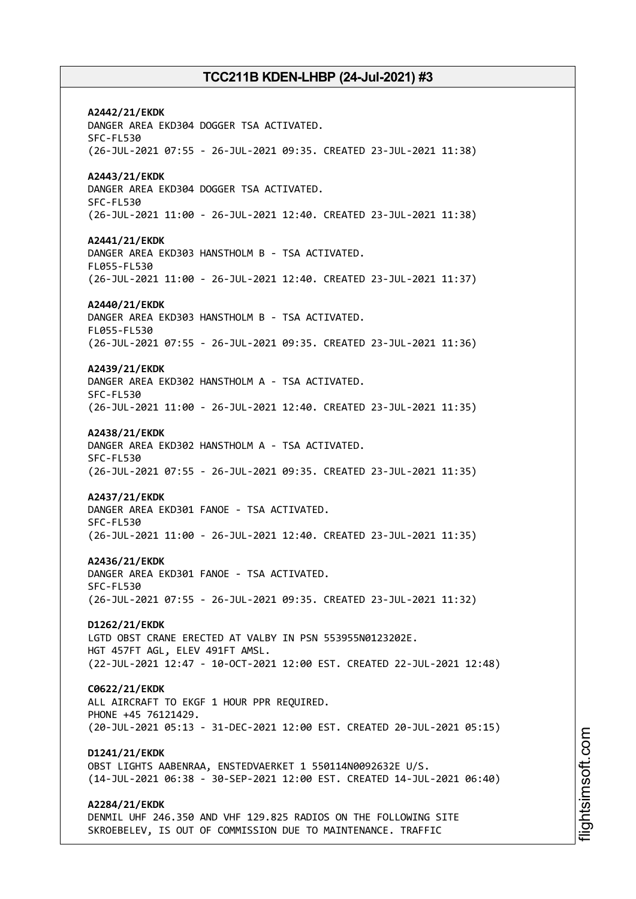**A2442/21/EKDK**
DANGER AREA EKD304 DOGGER TSA ACTIVATED.
SFC-FL530
(26-JUL-2021 07:55 - 26-JUL-2021 09:35. CREATED 23-JUL-2021 11:38)

**A2443/21/EKDK**
DANGER AREA EKD304 DOGGER TSA ACTIVATED.
SFC-FL530
(26-JUL-2021 11:00 - 26-JUL-2021 12:40. CREATED 23-JUL-2021 11:38)

**A2441/21/EKDK**
DANGER AREA EKD303 HANSTHOLM B - TSA ACTIVATED.
FL055-FL530
(26-JUL-2021 11:00 - 26-JUL-2021 12:40. CREATED 23-JUL-2021 11:37)

**A2440/21/EKDK**
DANGER AREA EKD303 HANSTHOLM B - TSA ACTIVATED.
FL055-FL530
(26-JUL-2021 07:55 - 26-JUL-2021 09:35. CREATED 23-JUL-2021 11:36)

**A2439/21/EKDK**
DANGER AREA EKD302 HANSTHOLM A - TSA ACTIVATED.
SFC-FL530
(26-JUL-2021 11:00 - 26-JUL-2021 12:40. CREATED 23-JUL-2021 11:35)

**A2438/21/EKDK**
DANGER AREA EKD302 HANSTHOLM A - TSA ACTIVATED.
SFC-FL530
(26-JUL-2021 07:55 - 26-JUL-2021 09:35. CREATED 23-JUL-2021 11:35)

**A2437/21/EKDK**
DANGER AREA EKD301 FANOE - TSA ACTIVATED.
SFC-FL530
(26-JUL-2021 11:00 - 26-JUL-2021 12:40. CREATED 23-JUL-2021 11:35)

**A2436/21/EKDK**
DANGER AREA EKD301 FANOE - TSA ACTIVATED.
SFC-FL530
(26-JUL-2021 07:55 - 26-JUL-2021 09:35. CREATED 23-JUL-2021 11:32)

**D1262/21/EKDK**
LGTD OBST CRANE ERECTED AT VALBY IN PSN 553955N0123202E.
HGT 457FT AGL, ELEV 491FT AMSL.
(22-JUL-2021 12:47 - 10-OCT-2021 12:00 EST. CREATED 22-JUL-2021 12:48)

**C0622/21/EKDK**
ALL AIRCRAFT TO EKGF 1 HOUR PPR REQUIRED.
PHONE +45 76121429.
(20-JUL-2021 05:13 - 31-DEC-2021 12:00 EST. CREATED 20-JUL-2021 05:15)

**D1241/21/EKDK**
OBST LIGHTS AABENRAA, ENSTEDVAERKET 1 550114N0092632E U/S.
(14-JUL-2021 06:38 - 30-SEP-2021 12:00 EST. CREATED 14-JUL-2021 06:40)

**A2284/21/EKDK**
DENMIL UHF 246.350 AND VHF 129.825 RADIOS ON THE FOLLOWING SITE
SKROEBELEV, IS OUT OF COMMISSION DUE TO MAINTENANCE. TRAFFIC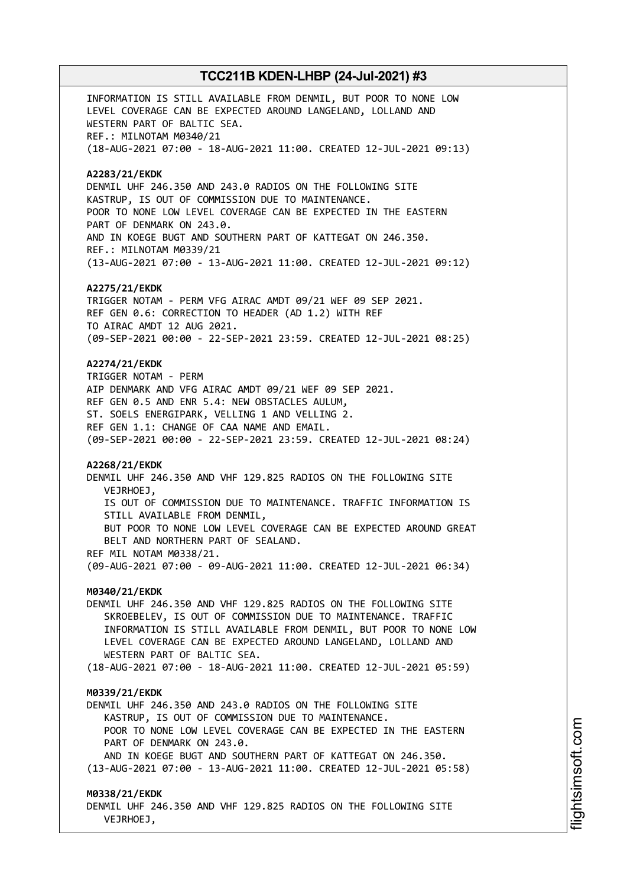INFORMATION IS STILL AVAILABLE FROM DENMIL, BUT POOR TO NONE LOW
LEVEL COVERAGE CAN BE EXPECTED AROUND LANGELAND, LOLLAND AND
WESTERN PART OF BALTIC SEA.
REF.: MILNOTAM M0340/21
(18-AUG-2021 07:00 - 18-AUG-2021 11:00. CREATED 12-JUL-2021 09:13)

**A2283/21/EKDK**
DENMIL UHF 246.350 AND 243.0 RADIOS ON THE FOLLOWING SITE
KASTRUP, IS OUT OF COMMISSION DUE TO MAINTENANCE.
POOR TO NONE LOW LEVEL COVERAGE CAN BE EXPECTED IN THE EASTERN
PART OF DENMARK ON 243.0.
AND IN KOEGE BUGT AND SOUTHERN PART OF KATTEGAT ON 246.350.
REF.: MILNOTAM M0339/21
(13-AUG-2021 07:00 - 13-AUG-2021 11:00. CREATED 12-JUL-2021 09:12)

**A2275/21/EKDK**
TRIGGER NOTAM - PERM VFG AIRAC AMDT 09/21 WEF 09 SEP 2021.
REF GEN 0.6: CORRECTION TO HEADER (AD 1.2) WITH REF
TO AIRAC AMDT 12 AUG 2021.
(09-SEP-2021 00:00 - 22-SEP-2021 23:59. CREATED 12-JUL-2021 08:25)

**A2274/21/EKDK**
TRIGGER NOTAM - PERM
AIP DENMARK AND VFG AIRAC AMDT 09/21 WEF 09 SEP 2021.
REF GEN 0.5 AND ENR 5.4: NEW OBSTACLES AULUM,
ST. SOELS ENERGIPARK, VELLING 1 AND VELLING 2.
REF GEN 1.1: CHANGE OF CAA NAME AND EMAIL.
(09-SEP-2021 00:00 - 22-SEP-2021 23:59. CREATED 12-JUL-2021 08:24)

**A2268/21/EKDK**
DENMIL UHF 246.350 AND VHF 129.825 RADIOS ON THE FOLLOWING SITE
VEJRHOEJ,
IS OUT OF COMMISSION DUE TO MAINTENANCE. TRAFFIC INFORMATION IS
STILL AVAILABLE FROM DENMIL,
BUT POOR TO NONE LOW LEVEL COVERAGE CAN BE EXPECTED AROUND GREAT
BELT AND NORTHERN PART OF SEALAND.
REF MIL NOTAM M0338/21.
(09-AUG-2021 07:00 - 09-AUG-2021 11:00. CREATED 12-JUL-2021 06:34)

**M0340/21/EKDK**
DENMIL UHF 246.350 AND VHF 129.825 RADIOS ON THE FOLLOWING SITE
SKROEBELEV, IS OUT OF COMMISSION DUE TO MAINTENANCE. TRAFFIC
INFORMATION IS STILL AVAILABLE FROM DENMIL, BUT POOR TO NONE LOW
LEVEL COVERAGE CAN BE EXPECTED AROUND LANGELAND, LOLLAND AND
WESTERN PART OF BALTIC SEA.
(18-AUG-2021 07:00 - 18-AUG-2021 11:00. CREATED 12-JUL-2021 05:59)

**M0339/21/EKDK**
DENMIL UHF 246.350 AND 243.0 RADIOS ON THE FOLLOWING SITE
KASTRUP, IS OUT OF COMMISSION DUE TO MAINTENANCE.
POOR TO NONE LOW LEVEL COVERAGE CAN BE EXPECTED IN THE EASTERN
PART OF DENMARK ON 243.0.
AND IN KOEGE BUGT AND SOUTHERN PART OF KATTEGAT ON 246.350.
(13-AUG-2021 07:00 - 13-AUG-2021 11:00. CREATED 12-JUL-2021 05:58)

**M0338/21/EKDK**
DENMIL UHF 246.350 AND VHF 129.825 RADIOS ON THE FOLLOWING SITE
VEJRHOEJ,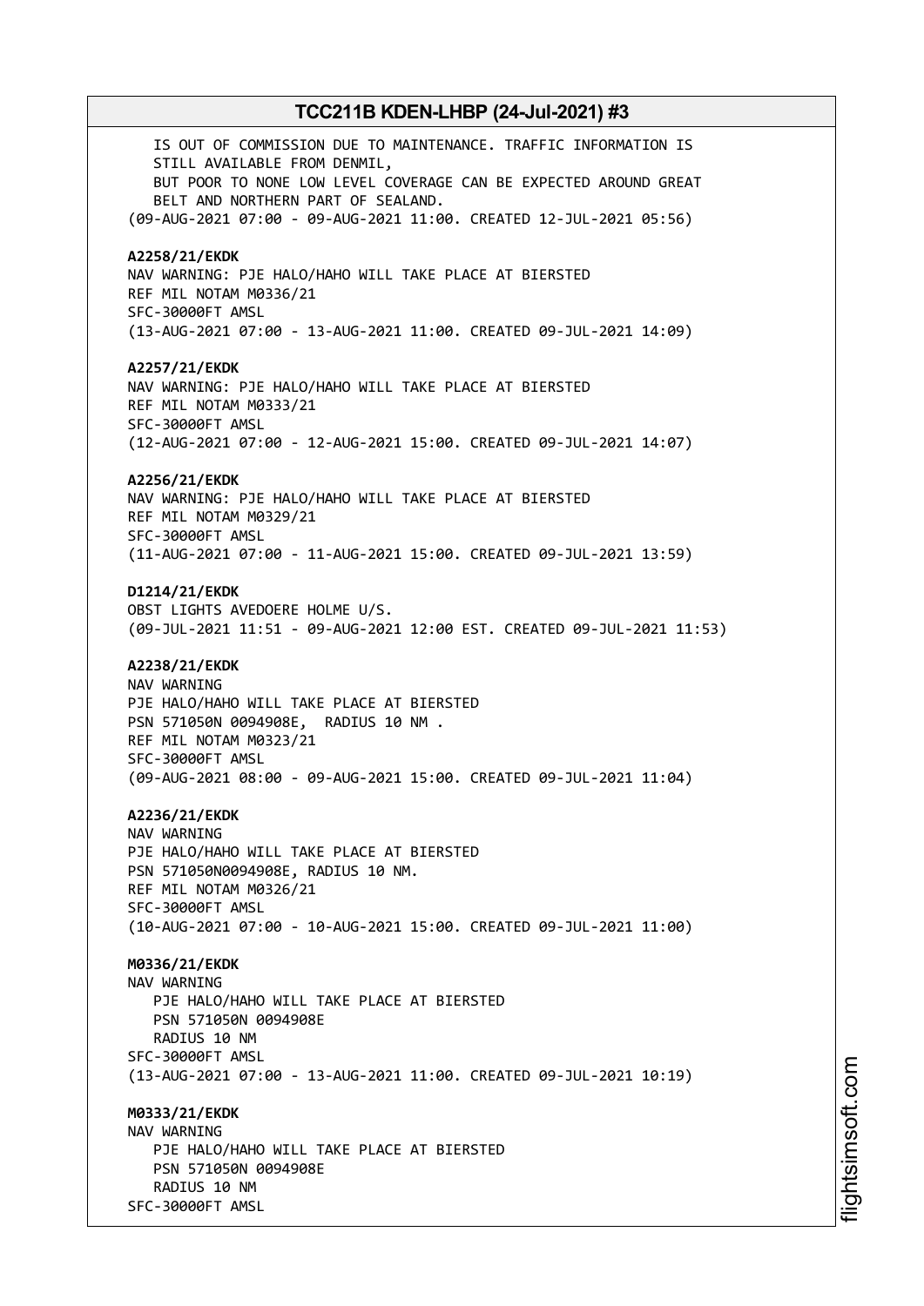IS OUT OF COMMISSION DUE TO MAINTENANCE. TRAFFIC INFORMATION IS
STILL AVAILABLE FROM DENMIL,
BUT POOR TO NONE LOW LEVEL COVERAGE CAN BE EXPECTED AROUND GREAT
BELT AND NORTHERN PART OF SEALAND.
(09-AUG-2021 07:00 - 09-AUG-2021 11:00. CREATED 12-JUL-2021 05:56)

**A2258/21/EKDK**
NAV WARNING: PJE HALO/HAHO WILL TAKE PLACE AT BIERSTED
REF MIL NOTAM M0336/21
SFC-30000FT AMSL
(13-AUG-2021 07:00 - 13-AUG-2021 11:00. CREATED 09-JUL-2021 14:09)

**A2257/21/EKDK**
NAV WARNING: PJE HALO/HAHO WILL TAKE PLACE AT BIERSTED
REF MIL NOTAM M0333/21
SFC-30000FT AMSL
(12-AUG-2021 07:00 - 12-AUG-2021 15:00. CREATED 09-JUL-2021 14:07)

**A2256/21/EKDK**
NAV WARNING: PJE HALO/HAHO WILL TAKE PLACE AT BIERSTED
REF MIL NOTAM M0329/21
SFC-30000FT AMSL
(11-AUG-2021 07:00 - 11-AUG-2021 15:00. CREATED 09-JUL-2021 13:59)

**D1214/21/EKDK**
OBST LIGHTS AVEDOERE HOLME U/S.
(09-JUL-2021 11:51 - 09-AUG-2021 12:00 EST. CREATED 09-JUL-2021 11:53)

**A2238/21/EKDK**
NAV WARNING
PJE HALO/HAHO WILL TAKE PLACE AT BIERSTED
PSN 571050N 0094908E, RADIUS 10 NM .
REF MIL NOTAM M0323/21
SFC-30000FT AMSL
(09-AUG-2021 08:00 - 09-AUG-2021 15:00. CREATED 09-JUL-2021 11:04)

**A2236/21/EKDK**
NAV WARNING
PJE HALO/HAHO WILL TAKE PLACE AT BIERSTED
PSN 571050N0094908E, RADIUS 10 NM.
REF MIL NOTAM M0326/21
SFC-30000FT AMSL
(10-AUG-2021 07:00 - 10-AUG-2021 15:00. CREATED 09-JUL-2021 11:00)

**M0336/21/EKDK**
NAV WARNING
PJE HALO/HAHO WILL TAKE PLACE AT BIERSTED
PSN 571050N 0094908E
RADIUS 10 NM
SFC-30000FT AMSL
(13-AUG-2021 07:00 - 13-AUG-2021 11:00. CREATED 09-JUL-2021 10:19)

**M0333/21/EKDK**
NAV WARNING
PJE HALO/HAHO WILL TAKE PLACE AT BIERSTED
PSN 571050N 0094908E
RADIUS 10 NM
SFC-30000FT AMSL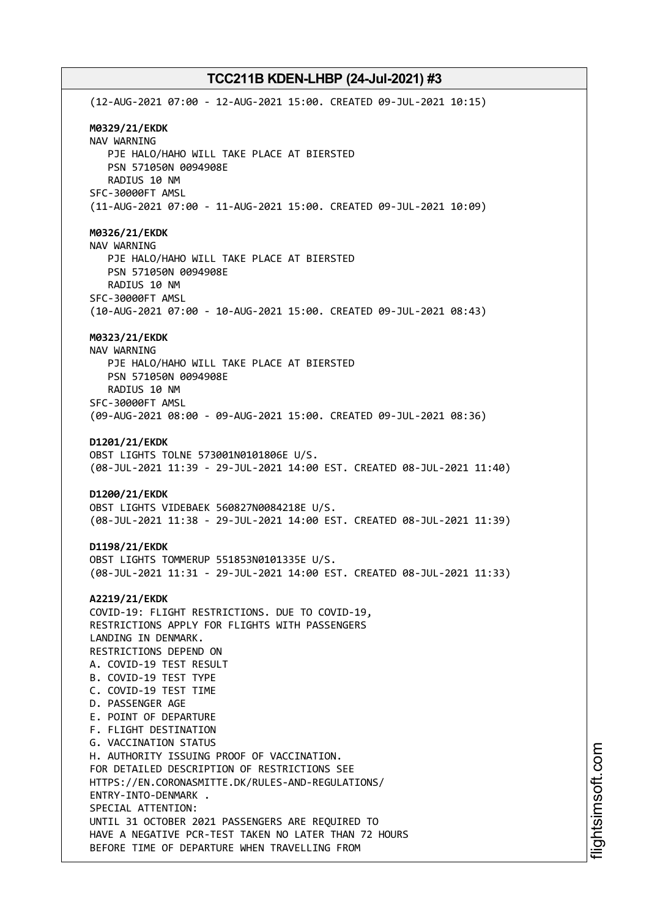(12-AUG-2021 07:00 - 12-AUG-2021 15:00. CREATED 09-JUL-2021 10:15)

**M0329/21/EKDK**
NAV WARNING
PJE HALO/HAHO WILL TAKE PLACE AT BIERSTED
PSN 571050N 0094908E
RADIUS 10 NM
SFC-30000FT AMSL
(11-AUG-2021 07:00 - 11-AUG-2021 15:00. CREATED 09-JUL-2021 10:09)

**M0326/21/EKDK**
NAV WARNING
PJE HALO/HAHO WILL TAKE PLACE AT BIERSTED
PSN 571050N 0094908E
RADIUS 10 NM
SFC-30000FT AMSL
(10-AUG-2021 07:00 - 10-AUG-2021 15:00. CREATED 09-JUL-2021 08:43)

**M0323/21/EKDK**
NAV WARNING
PJE HALO/HAHO WILL TAKE PLACE AT BIERSTED
PSN 571050N 0094908E
RADIUS 10 NM
SFC-30000FT AMSL
(09-AUG-2021 08:00 - 09-AUG-2021 15:00. CREATED 09-JUL-2021 08:36)

**D1201/21/EKDK**
OBST LIGHTS TOLNE 573001N0101806E U/S.
(08-JUL-2021 11:39 - 29-JUL-2021 14:00 EST. CREATED 08-JUL-2021 11:40)

**D1200/21/EKDK**
OBST LIGHTS VIDEBAEK 560827N0084218E U/S.
(08-JUL-2021 11:38 - 29-JUL-2021 14:00 EST. CREATED 08-JUL-2021 11:39)

**D1198/21/EKDK**
OBST LIGHTS TOMMERUP 551853N0101335E U/S.
(08-JUL-2021 11:31 - 29-JUL-2021 14:00 EST. CREATED 08-JUL-2021 11:33)

**A2219/21/EKDK**
COVID-19: FLIGHT RESTRICTIONS. DUE TO COVID-19,
RESTRICTIONS APPLY FOR FLIGHTS WITH PASSENGERS
LANDING IN DENMARK.
RESTRICTIONS DEPEND ON
A. COVID-19 TEST RESULT
B. COVID-19 TEST TYPE
C. COVID-19 TEST TIME
D. PASSENGER AGE
E. POINT OF DEPARTURE
F. FLIGHT DESTINATION
G. VACCINATION STATUS
H. AUTHORITY ISSUING PROOF OF VACCINATION.
FOR DETAILED DESCRIPTION OF RESTRICTIONS SEE
HTTPS://EN.CORONASMITTE.DK/RULES-AND-REGULATIONS/
ENTRY-INTO-DENMARK .
SPECIAL ATTENTION:
UNTIL 31 OCTOBER 2021 PASSENGERS ARE REQUIRED TO
HAVE A NEGATIVE PCR-TEST TAKEN NO LATER THAN 72 HOURS
BEFORE TIME OF DEPARTURE WHEN TRAVELLING FROM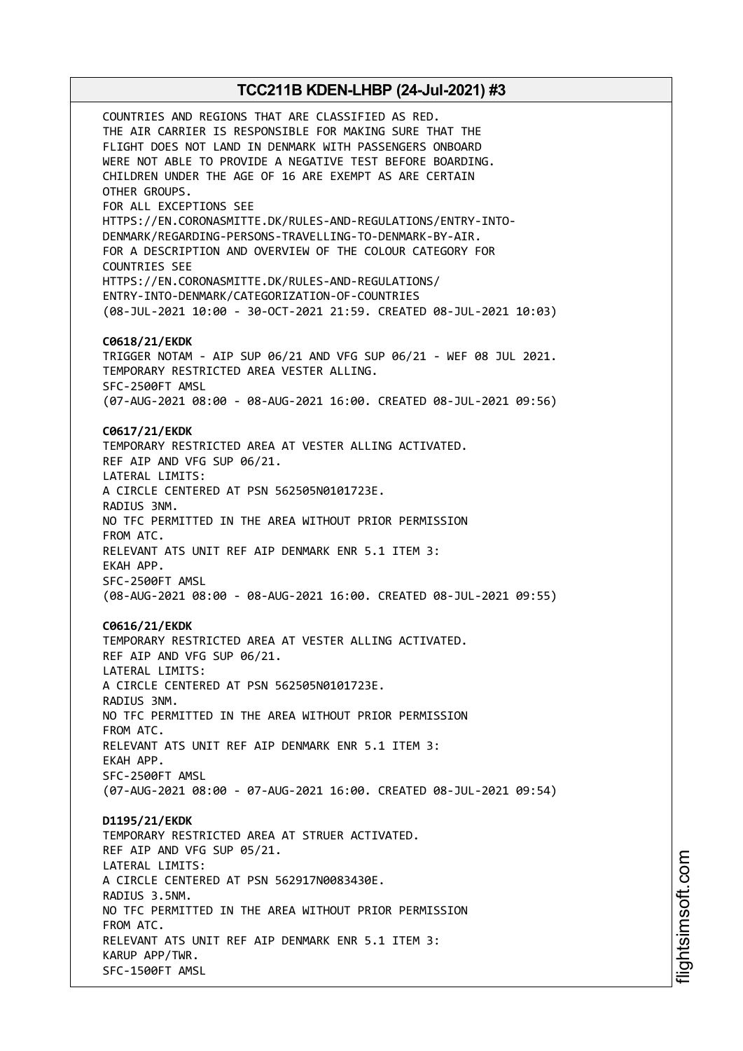COUNTRIES AND REGIONS THAT ARE CLASSIFIED AS RED.
THE AIR CARRIER IS RESPONSIBLE FOR MAKING SURE THAT THE
FLIGHT DOES NOT LAND IN DENMARK WITH PASSENGERS ONBOARD
WERE NOT ABLE TO PROVIDE A NEGATIVE TEST BEFORE BOARDING.
CHILDREN UNDER THE AGE OF 16 ARE EXEMPT AS ARE CERTAIN
OTHER GROUPS.
FOR ALL EXCEPTIONS SEE
HTTPS://EN.CORONASMITTE.DK/RULES-AND-REGULATIONS/ENTRY-INTO-
DENMARK/REGARDING-PERSONS-TRAVELLING-TO-DENMARK-BY-AIR.
FOR A DESCRIPTION AND OVERVIEW OF THE COLOUR CATEGORY FOR
COUNTRIES SEE
HTTPS://EN.CORONASMITTE.DK/RULES-AND-REGULATIONS/
ENTRY-INTO-DENMARK/CATEGORIZATION-OF-COUNTRIES
(08-JUL-2021 10:00 - 30-OCT-2021 21:59. CREATED 08-JUL-2021 10:03)

**C0618/21/EKDK**
TRIGGER NOTAM - AIP SUP 06/21 AND VFG SUP 06/21 - WEF 08 JUL 2021.
TEMPORARY RESTRICTED AREA VESTER ALLING.
SFC-2500FT AMSL
(07-AUG-2021 08:00 - 08-AUG-2021 16:00. CREATED 08-JUL-2021 09:56)

**C0617/21/EKDK**
TEMPORARY RESTRICTED AREA AT VESTER ALLING ACTIVATED.
REF AIP AND VFG SUP 06/21.
LATERAL LIMITS:
A CIRCLE CENTERED AT PSN 562505N0101723E.
RADIUS 3NM.
NO TFC PERMITTED IN THE AREA WITHOUT PRIOR PERMISSION
FROM ATC.
RELEVANT ATS UNIT REF AIP DENMARK ENR 5.1 ITEM 3:
EKAH APP.
SFC-2500FT AMSL
(08-AUG-2021 08:00 - 08-AUG-2021 16:00. CREATED 08-JUL-2021 09:55)

**C0616/21/EKDK**
TEMPORARY RESTRICTED AREA AT VESTER ALLING ACTIVATED.
REF AIP AND VFG SUP 06/21.
LATERAL LIMITS:
A CIRCLE CENTERED AT PSN 562505N0101723E.
RADIUS 3NM.
NO TFC PERMITTED IN THE AREA WITHOUT PRIOR PERMISSION
FROM ATC.
RELEVANT ATS UNIT REF AIP DENMARK ENR 5.1 ITEM 3:
EKAH APP.
SFC-2500FT AMSL
(07-AUG-2021 08:00 - 07-AUG-2021 16:00. CREATED 08-JUL-2021 09:54)

**D1195/21/EKDK**
TEMPORARY RESTRICTED AREA AT STRUER ACTIVATED.
REF AIP AND VFG SUP 05/21.
LATERAL LIMITS:
A CIRCLE CENTERED AT PSN 562917N0083430E.
RADIUS 3.5NM.
NO TFC PERMITTED IN THE AREA WITHOUT PRIOR PERMISSION
FROM ATC.
RELEVANT ATS UNIT REF AIP DENMARK ENR 5.1 ITEM 3:
KARUP APP/TWR.
SFC-1500FT AMSL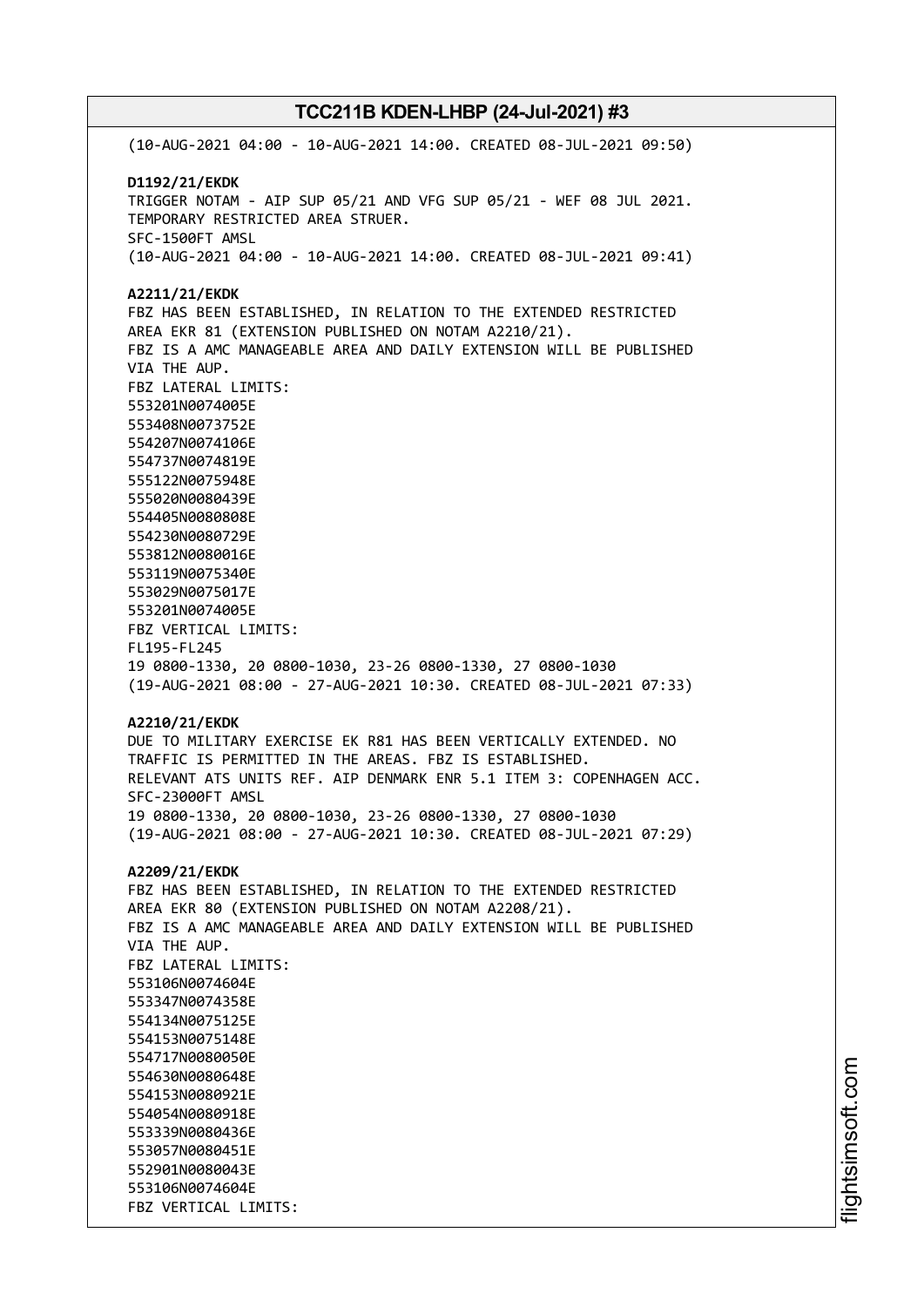(10-AUG-2021 04:00 - 10-AUG-2021 14:00. CREATED 08-JUL-2021 09:50)

**D1192/21/EKDK**
TRIGGER NOTAM - AIP SUP 05/21 AND VFG SUP 05/21 - WEF 08 JUL 2021.
TEMPORARY RESTRICTED AREA STRUER.
SFC-1500FT AMSL
(10-AUG-2021 04:00 - 10-AUG-2021 14:00. CREATED 08-JUL-2021 09:41)

**A2211/21/EKDK**
FBZ HAS BEEN ESTABLISHED, IN RELATION TO THE EXTENDED RESTRICTED AREA EKR 81 (EXTENSION PUBLISHED ON NOTAM A2210/21).
FBZ IS A AMC MANAGEABLE AREA AND DAILY EXTENSION WILL BE PUBLISHED VIA THE AUP.
FBZ LATERAL LIMITS:
553201N0074005E
553408N0073752E
554207N0074106E
554737N0074819E
555122N0075948E
555020N0080439E
554405N0080808E
554230N0080729E
553812N0080016E
553119N0075340E
553029N0075017E
553201N0074005E
FBZ VERTICAL LIMITS:
FL195-FL245
19 0800-1330, 20 0800-1030, 23-26 0800-1330, 27 0800-1030
(19-AUG-2021 08:00 - 27-AUG-2021 10:30. CREATED 08-JUL-2021 07:33)

**A2210/21/EKDK**
DUE TO MILITARY EXERCISE EK R81 HAS BEEN VERTICALLY EXTENDED. NO TRAFFIC IS PERMITTED IN THE AREAS. FBZ IS ESTABLISHED.
RELEVANT ATS UNITS REF. AIP DENMARK ENR 5.1 ITEM 3: COPENHAGEN ACC.
SFC-23000FT AMSL
19 0800-1330, 20 0800-1030, 23-26 0800-1330, 27 0800-1030
(19-AUG-2021 08:00 - 27-AUG-2021 10:30. CREATED 08-JUL-2021 07:29)

**A2209/21/EKDK**
FBZ HAS BEEN ESTABLISHED, IN RELATION TO THE EXTENDED RESTRICTED AREA EKR 80 (EXTENSION PUBLISHED ON NOTAM A2208/21).
FBZ IS A AMC MANAGEABLE AREA AND DAILY EXTENSION WILL BE PUBLISHED VIA THE AUP.
FBZ LATERAL LIMITS:
553106N0074604E
553347N0074358E
554134N0075125E
554153N0075148E
554717N0080050E
554630N0080648E
554153N0080921E
554054N0080918E
553339N0080436E
553057N0080451E
552901N0080043E
553106N0074604E
FBZ VERTICAL LIMITS: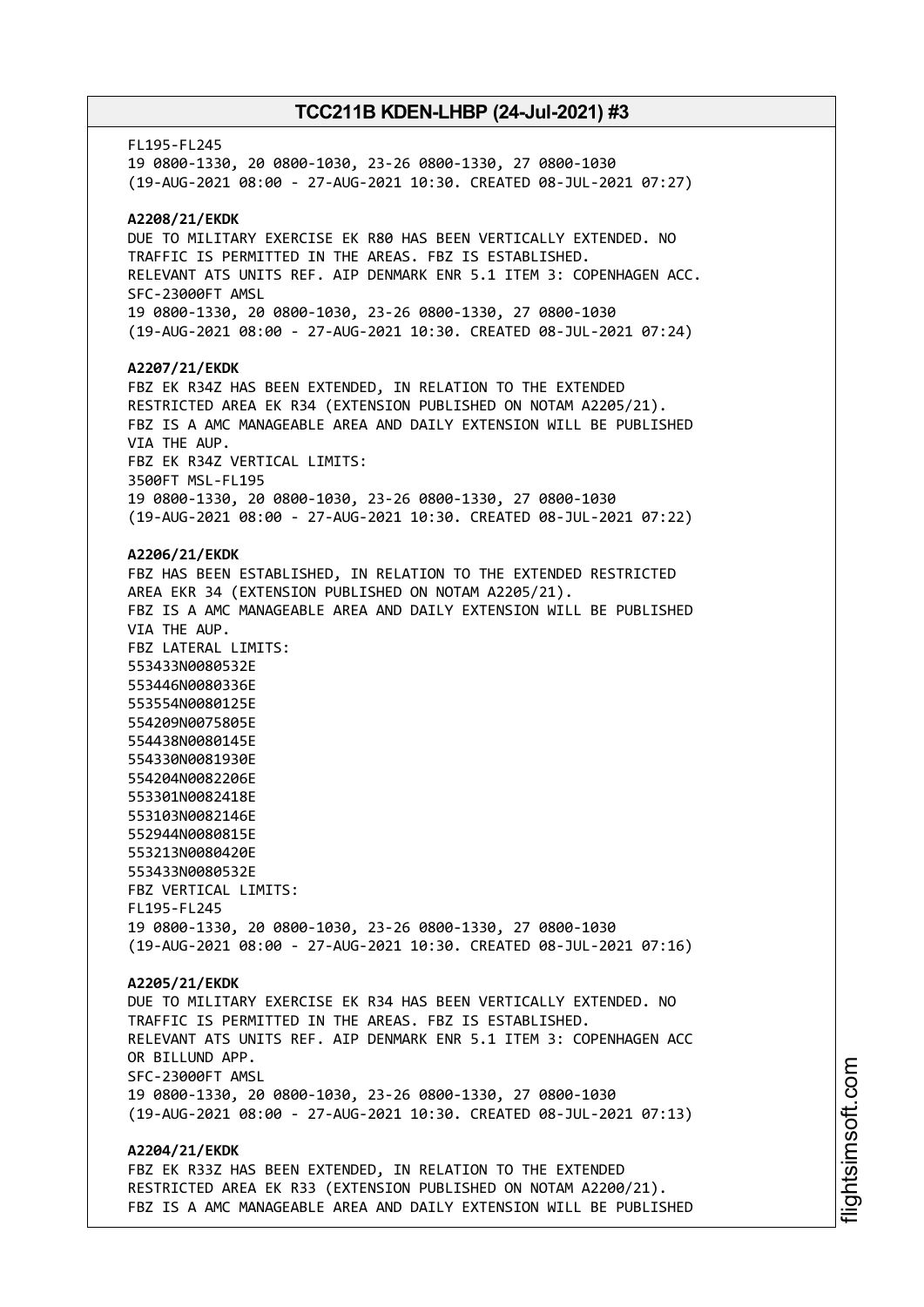FL195-FL245
19 0800-1330, 20 0800-1030, 23-26 0800-1330, 27 0800-1030
(19-AUG-2021 08:00 - 27-AUG-2021 10:30. CREATED 08-JUL-2021 07:27)

**A2208/21/EKDK**
DUE TO MILITARY EXERCISE EK R80 HAS BEEN VERTICALLY EXTENDED. NO TRAFFIC IS PERMITTED IN THE AREAS. FBZ IS ESTABLISHED.
RELEVANT ATS UNITS REF. AIP DENMARK ENR 5.1 ITEM 3: COPENHAGEN ACC.
SFC-23000FT AMSL
19 0800-1330, 20 0800-1030, 23-26 0800-1330, 27 0800-1030
(19-AUG-2021 08:00 - 27-AUG-2021 10:30. CREATED 08-JUL-2021 07:24)

**A2207/21/EKDK**
FBZ EK R34Z HAS BEEN EXTENDED, IN RELATION TO THE EXTENDED RESTRICTED AREA EK R34 (EXTENSION PUBLISHED ON NOTAM A2205/21).
FBZ IS A AMC MANAGEABLE AREA AND DAILY EXTENSION WILL BE PUBLISHED VIA THE AUP.
FBZ EK R34Z VERTICAL LIMITS:
3500FT MSL-FL195
19 0800-1330, 20 0800-1030, 23-26 0800-1330, 27 0800-1030
(19-AUG-2021 08:00 - 27-AUG-2021 10:30. CREATED 08-JUL-2021 07:22)

**A2206/21/EKDK**
FBZ HAS BEEN ESTABLISHED, IN RELATION TO THE EXTENDED RESTRICTED AREA EKR 34 (EXTENSION PUBLISHED ON NOTAM A2205/21).
FBZ IS A AMC MANAGEABLE AREA AND DAILY EXTENSION WILL BE PUBLISHED VIA THE AUP.
FBZ LATERAL LIMITS:
553433N0080532E
553446N0080336E
553554N0080125E
554209N0075805E
554438N0080145E
554330N0081930E
554204N0082206E
553301N0082418E
553103N0082146E
552944N0080815E
553213N0080420E
553433N0080532E
FBZ VERTICAL LIMITS:
FL195-FL245
19 0800-1330, 20 0800-1030, 23-26 0800-1330, 27 0800-1030
(19-AUG-2021 08:00 - 27-AUG-2021 10:30. CREATED 08-JUL-2021 07:16)

**A2205/21/EKDK**
DUE TO MILITARY EXERCISE EK R34 HAS BEEN VERTICALLY EXTENDED. NO TRAFFIC IS PERMITTED IN THE AREAS. FBZ IS ESTABLISHED.
RELEVANT ATS UNITS REF. AIP DENMARK ENR 5.1 ITEM 3: COPENHAGEN ACC OR BILLUND APP.
SFC-23000FT AMSL
19 0800-1330, 20 0800-1030, 23-26 0800-1330, 27 0800-1030
(19-AUG-2021 08:00 - 27-AUG-2021 10:30. CREATED 08-JUL-2021 07:13)

**A2204/21/EKDK**
FBZ EK R33Z HAS BEEN EXTENDED, IN RELATION TO THE EXTENDED RESTRICTED AREA EK R33 (EXTENSION PUBLISHED ON NOTAM A2200/21).
FBZ IS A AMC MANAGEABLE AREA AND DAILY EXTENSION WILL BE PUBLISHED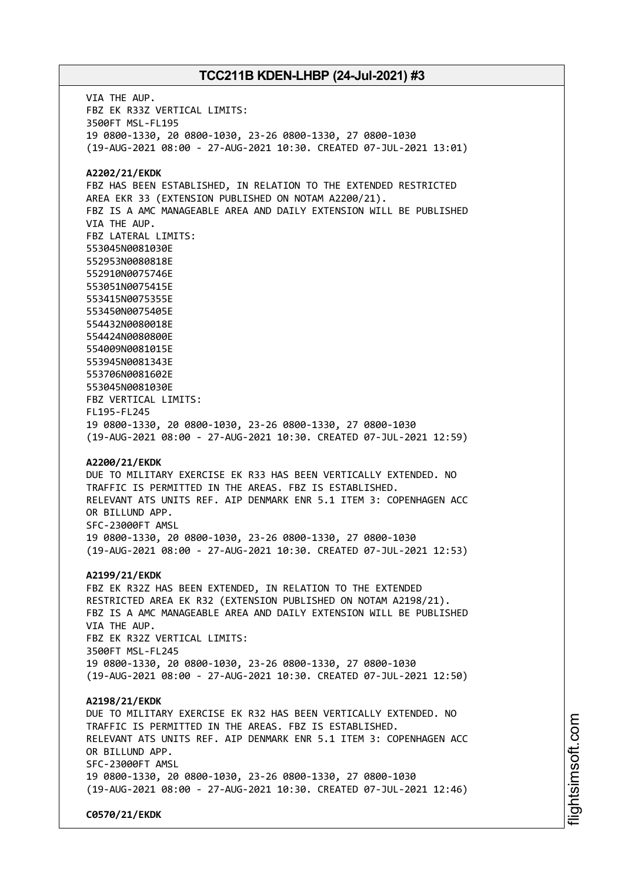VIA THE AUP.
FBZ EK R33Z VERTICAL LIMITS:
3500FT MSL-FL195
19 0800-1330, 20 0800-1030, 23-26 0800-1330, 27 0800-1030
(19-AUG-2021 08:00 - 27-AUG-2021 10:30. CREATED 07-JUL-2021 13:01)

**A2202/21/EKDK**
FBZ HAS BEEN ESTABLISHED, IN RELATION TO THE EXTENDED RESTRICTED AREA EKR 33 (EXTENSION PUBLISHED ON NOTAM A2200/21).
FBZ IS A AMC MANAGEABLE AREA AND DAILY EXTENSION WILL BE PUBLISHED VIA THE AUP.
FBZ LATERAL LIMITS:
553045N0081030E
552953N0080818E
552910N0075746E
553051N0075415E
553415N0075355E
553450N0075405E
554432N0080018E
554424N0080800E
554009N0081015E
553945N0081343E
553706N0081602E
553045N0081030E
FBZ VERTICAL LIMITS:
FL195-FL245
19 0800-1330, 20 0800-1030, 23-26 0800-1330, 27 0800-1030
(19-AUG-2021 08:00 - 27-AUG-2021 10:30. CREATED 07-JUL-2021 12:59)

**A2200/21/EKDK**
DUE TO MILITARY EXERCISE EK R33 HAS BEEN VERTICALLY EXTENDED. NO TRAFFIC IS PERMITTED IN THE AREAS. FBZ IS ESTABLISHED.
RELEVANT ATS UNITS REF. AIP DENMARK ENR 5.1 ITEM 3: COPENHAGEN ACC OR BILLUND APP.
SFC-23000FT AMSL
19 0800-1330, 20 0800-1030, 23-26 0800-1330, 27 0800-1030
(19-AUG-2021 08:00 - 27-AUG-2021 10:30. CREATED 07-JUL-2021 12:53)

**A2199/21/EKDK**
FBZ EK R32Z HAS BEEN EXTENDED, IN RELATION TO THE EXTENDED RESTRICTED AREA EK R32 (EXTENSION PUBLISHED ON NOTAM A2198/21).
FBZ IS A AMC MANAGEABLE AREA AND DAILY EXTENSION WILL BE PUBLISHED VIA THE AUP.
FBZ EK R32Z VERTICAL LIMITS:
3500FT MSL-FL245
19 0800-1330, 20 0800-1030, 23-26 0800-1330, 27 0800-1030
(19-AUG-2021 08:00 - 27-AUG-2021 10:30. CREATED 07-JUL-2021 12:50)

**A2198/21/EKDK**
DUE TO MILITARY EXERCISE EK R32 HAS BEEN VERTICALLY EXTENDED. NO TRAFFIC IS PERMITTED IN THE AREAS. FBZ IS ESTABLISHED.
RELEVANT ATS UNITS REF. AIP DENMARK ENR 5.1 ITEM 3: COPENHAGEN ACC OR BILLUND APP.
SFC-23000FT AMSL
19 0800-1330, 20 0800-1030, 23-26 0800-1330, 27 0800-1030
(19-AUG-2021 08:00 - 27-AUG-2021 10:30. CREATED 07-JUL-2021 12:46)

**C0570/21/EKDK**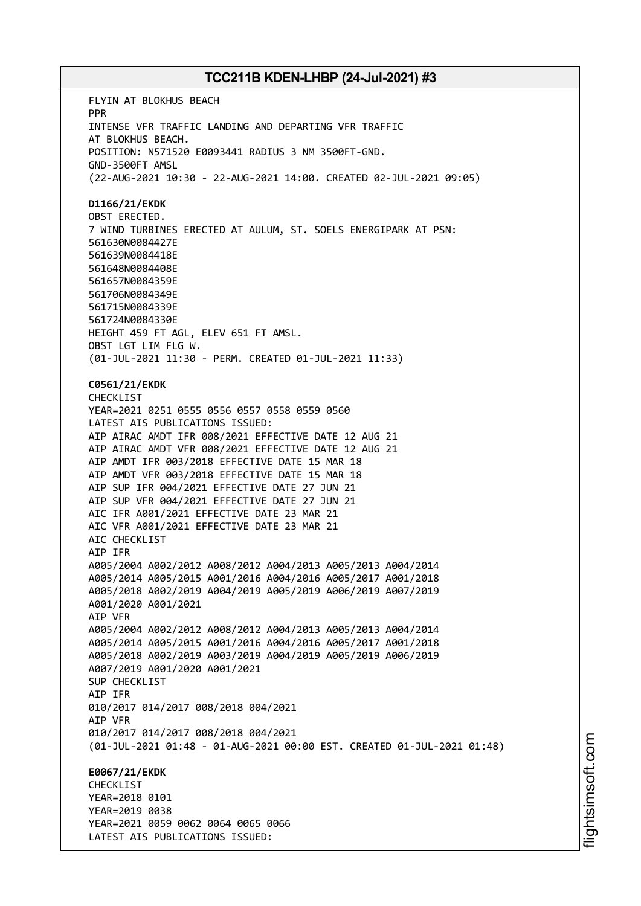FLYIN AT BLOKHUS BEACH
PPR
INTENSE VFR TRAFFIC LANDING AND DEPARTING VFR TRAFFIC
AT BLOKHUS BEACH.
POSITION: N571520 E0093441 RADIUS 3 NM 3500FT-GND.
GND-3500FT AMSL
(22-AUG-2021 10:30 - 22-AUG-2021 14:00. CREATED 02-JUL-2021 09:05)

**D1166/21/EKDK**
OBST ERECTED.
7 WIND TURBINES ERECTED AT AULUM, ST. SOELS ENERGIPARK AT PSN:
561630N0084427E
561639N0084418E
561648N0084408E
561657N0084359E
561706N0084349E
561715N0084339E
561724N0084330E
HEIGHT 459 FT AGL, ELEV 651 FT AMSL.
OBST LGT LIM FLG W.
(01-JUL-2021 11:30 - PERM. CREATED 01-JUL-2021 11:33)

**C0561/21/EKDK**
CHECKLIST
YEAR=2021 0251 0555 0556 0557 0558 0559 0560
LATEST AIS PUBLICATIONS ISSUED:
AIP AIRAC AMDT IFR 008/2021 EFFECTIVE DATE 12 AUG 21
AIP AIRAC AMDT VFR 008/2021 EFFECTIVE DATE 12 AUG 21
AIP AMDT IFR 003/2018 EFFECTIVE DATE 15 MAR 18
AIP AMDT VFR 003/2018 EFFECTIVE DATE 15 MAR 18
AIP SUP IFR 004/2021 EFFECTIVE DATE 27 JUN 21
AIP SUP VFR 004/2021 EFFECTIVE DATE 27 JUN 21
AIC IFR A001/2021 EFFECTIVE DATE 23 MAR 21
AIC VFR A001/2021 EFFECTIVE DATE 23 MAR 21
AIC CHECKLIST
AIP IFR
A005/2004 A002/2012 A008/2012 A004/2013 A005/2013 A004/2014
A005/2014 A005/2015 A001/2016 A004/2016 A005/2017 A001/2018
A005/2018 A002/2019 A004/2019 A005/2019 A006/2019 A007/2019
A001/2020 A001/2021
AIP VFR
A005/2004 A002/2012 A008/2012 A004/2013 A005/2013 A004/2014
A005/2014 A005/2015 A001/2016 A004/2016 A005/2017 A001/2018
A005/2018 A002/2019 A003/2019 A004/2019 A005/2019 A006/2019
A007/2019 A001/2020 A001/2021
SUP CHECKLIST
AIP IFR
010/2017 014/2017 008/2018 004/2021
AIP VFR
010/2017 014/2017 008/2018 004/2021
(01-JUL-2021 01:48 - 01-AUG-2021 00:00 EST. CREATED 01-JUL-2021 01:48)

**E0067/21/EKDK**
CHECKLIST
YEAR=2018 0101
YEAR=2019 0038
YEAR=2021 0059 0062 0064 0065 0066
LATEST AIS PUBLICATIONS ISSUED: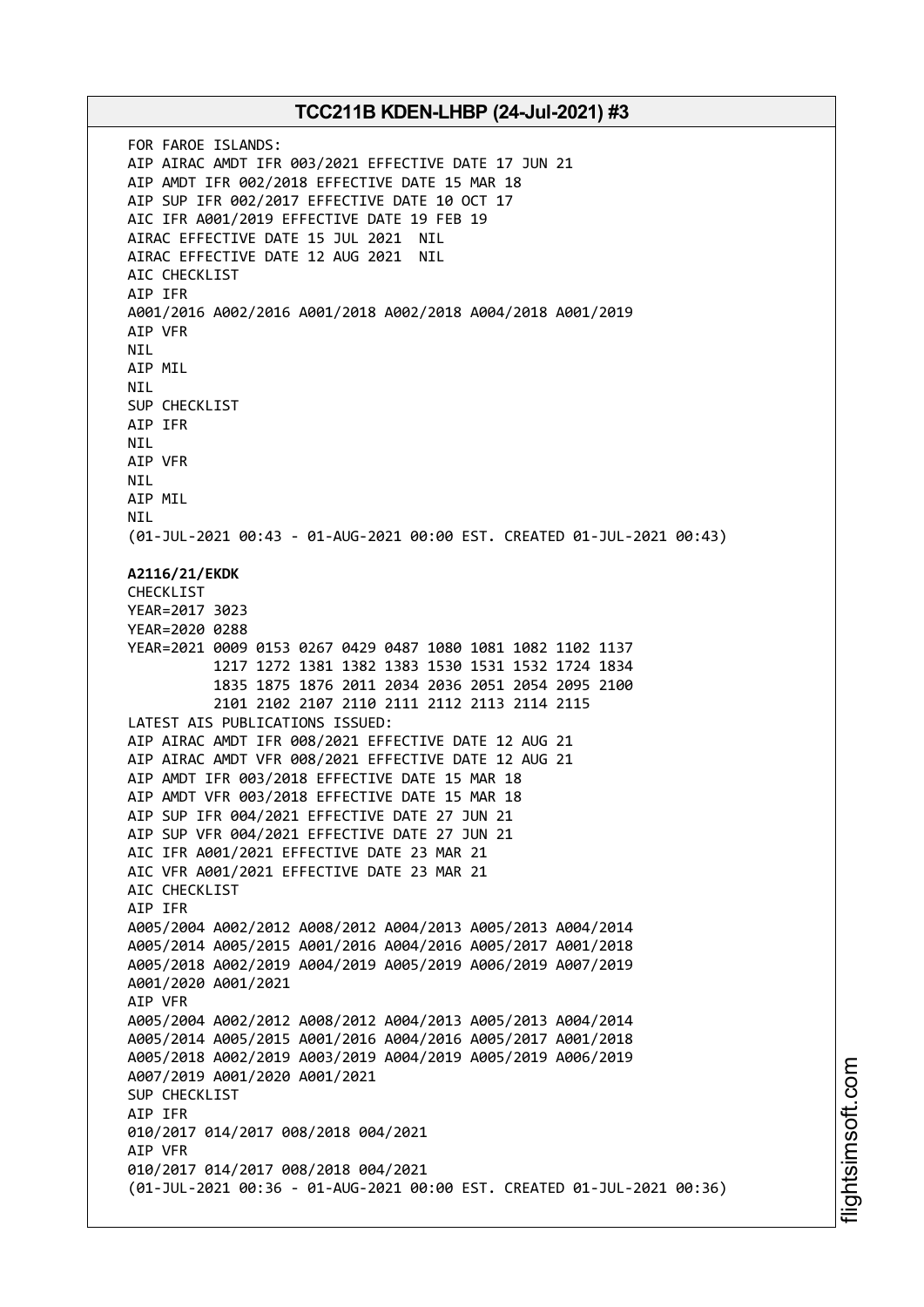FOR FAROE ISLANDS:
AIP AIRAC AMDT IFR 003/2021 EFFECTIVE DATE 17 JUN 21
AIP AMDT IFR 002/2018 EFFECTIVE DATE 15 MAR 18
AIP SUP IFR 002/2017 EFFECTIVE DATE 10 OCT 17
AIC IFR A001/2019 EFFECTIVE DATE 19 FEB 19
AIRAC EFFECTIVE DATE 15 JUL 2021 NIL
AIRAC EFFECTIVE DATE 12 AUG 2021 NIL
AIC CHECKLIST
AIP IFR
A001/2016 A002/2016 A001/2018 A002/2018 A004/2018 A001/2019
AIP VFR
NIL
AIP MIL
NIL
SUP CHECKLIST
AIP IFR
NIL
AIP VFR
NIL
AIP MIL
NIL
(01-JUL-2021 00:43 - 01-AUG-2021 00:00 EST. CREATED 01-JUL-2021 00:43)

**A2116/21/EKDK**
CHECKLIST
YEAR=2017 3023
YEAR=2020 0288
YEAR=2021 0009 0153 0267 0429 0487 1080 1081 1082 1102 1137
1217 1272 1381 1382 1383 1530 1531 1532 1724 1834
1835 1875 1876 2011 2034 2036 2051 2054 2095 2100
2101 2102 2107 2110 2111 2112 2113 2114 2115
LATEST AIS PUBLICATIONS ISSUED:
AIP AIRAC AMDT IFR 008/2021 EFFECTIVE DATE 12 AUG 21
AIP AIRAC AMDT VFR 008/2021 EFFECTIVE DATE 12 AUG 21
AIP AMDT IFR 003/2018 EFFECTIVE DATE 15 MAR 18
AIP AMDT VFR 003/2018 EFFECTIVE DATE 15 MAR 18
AIP SUP IFR 004/2021 EFFECTIVE DATE 27 JUN 21
AIP SUP VFR 004/2021 EFFECTIVE DATE 27 JUN 21
AIC IFR A001/2021 EFFECTIVE DATE 23 MAR 21
AIC VFR A001/2021 EFFECTIVE DATE 23 MAR 21
AIC CHECKLIST
AIP IFR
A005/2004 A002/2012 A008/2012 A004/2013 A005/2013 A004/2014
A005/2014 A005/2015 A001/2016 A004/2016 A005/2017 A001/2018
A005/2018 A002/2019 A004/2019 A005/2019 A006/2019 A007/2019
A001/2020 A001/2021
AIP VFR
A005/2004 A002/2012 A008/2012 A004/2013 A005/2013 A004/2014
A005/2014 A005/2015 A001/2016 A004/2016 A005/2017 A001/2018
A005/2018 A002/2019 A003/2019 A004/2019 A005/2019 A006/2019
A007/2019 A001/2020 A001/2021
SUP CHECKLIST
AIP IFR
010/2017 014/2017 008/2018 004/2021
AIP VFR
010/2017 014/2017 008/2018 004/2021
(01-JUL-2021 00:36 - 01-AUG-2021 00:00 EST. CREATED 01-JUL-2021 00:36)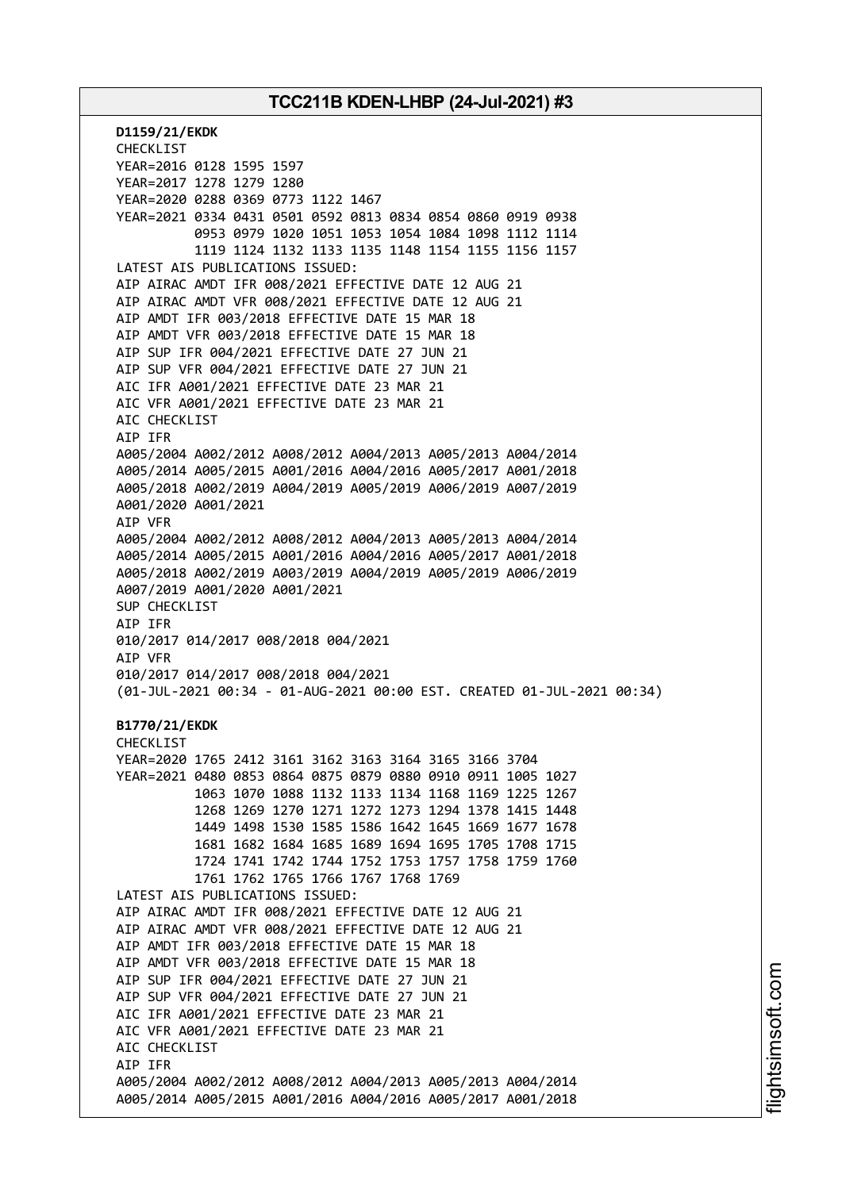**D1159/21/EKDK**
CHECKLIST
YEAR=2016 0128 1595 1597
YEAR=2017 1278 1279 1280
YEAR=2020 0288 0369 0773 1122 1467
YEAR=2021 0334 0431 0501 0592 0813 0834 0854 0860 0919 0938
0953 0979 1020 1051 1053 1054 1084 1098 1112 1114
1119 1124 1132 1133 1135 1148 1154 1155 1156 1157
LATEST AIS PUBLICATIONS ISSUED:
AIP AIRAC AMDT IFR 008/2021 EFFECTIVE DATE 12 AUG 21
AIP AIRAC AMDT VFR 008/2021 EFFECTIVE DATE 12 AUG 21
AIP AMDT IFR 003/2018 EFFECTIVE DATE 15 MAR 18
AIP AMDT VFR 003/2018 EFFECTIVE DATE 15 MAR 18
AIP SUP IFR 004/2021 EFFECTIVE DATE 27 JUN 21
AIP SUP VFR 004/2021 EFFECTIVE DATE 27 JUN 21
AIC IFR A001/2021 EFFECTIVE DATE 23 MAR 21
AIC VFR A001/2021 EFFECTIVE DATE 23 MAR 21
AIC CHECKLIST
AIP IFR
A005/2004 A002/2012 A008/2012 A004/2013 A005/2013 A004/2014
A005/2014 A005/2015 A001/2016 A004/2016 A005/2017 A001/2018
A005/2018 A002/2019 A004/2019 A005/2019 A006/2019 A007/2019
A001/2020 A001/2021
AIP VFR
A005/2004 A002/2012 A008/2012 A004/2013 A005/2013 A004/2014
A005/2014 A005/2015 A001/2016 A004/2016 A005/2017 A001/2018
A005/2018 A002/2019 A003/2019 A004/2019 A005/2019 A006/2019
A007/2019 A001/2020 A001/2021
SUP CHECKLIST
AIP IFR
010/2017 014/2017 008/2018 004/2021
AIP VFR
010/2017 014/2017 008/2018 004/2021
(01-JUL-2021 00:34 - 01-AUG-2021 00:00 EST. CREATED 01-JUL-2021 00:34)

**B1770/21/EKDK**
CHECKLIST
YEAR=2020 1765 2412 3161 3162 3163 3164 3165 3166 3704
YEAR=2021 0480 0853 0864 0875 0879 0880 0910 0911 1005 1027
1063 1070 1088 1132 1133 1134 1168 1169 1225 1267
1268 1269 1270 1271 1272 1273 1294 1378 1415 1448
1449 1498 1530 1585 1586 1642 1645 1669 1677 1678
1681 1682 1684 1685 1689 1694 1695 1705 1708 1715
1724 1741 1742 1744 1752 1753 1757 1758 1759 1760
1761 1762 1765 1766 1767 1768 1769
LATEST AIS PUBLICATIONS ISSUED:
AIP AIRAC AMDT IFR 008/2021 EFFECTIVE DATE 12 AUG 21
AIP AIRAC AMDT VFR 008/2021 EFFECTIVE DATE 12 AUG 21
AIP AMDT IFR 003/2018 EFFECTIVE DATE 15 MAR 18
AIP AMDT VFR 003/2018 EFFECTIVE DATE 15 MAR 18
AIP SUP IFR 004/2021 EFFECTIVE DATE 27 JUN 21
AIP SUP VFR 004/2021 EFFECTIVE DATE 27 JUN 21
AIC IFR A001/2021 EFFECTIVE DATE 23 MAR 21
AIC VFR A001/2021 EFFECTIVE DATE 23 MAR 21
AIC CHECKLIST
AIP IFR
A005/2004 A002/2012 A008/2012 A004/2013 A005/2013 A004/2014
A005/2014 A005/2015 A001/2016 A004/2016 A005/2017 A001/2018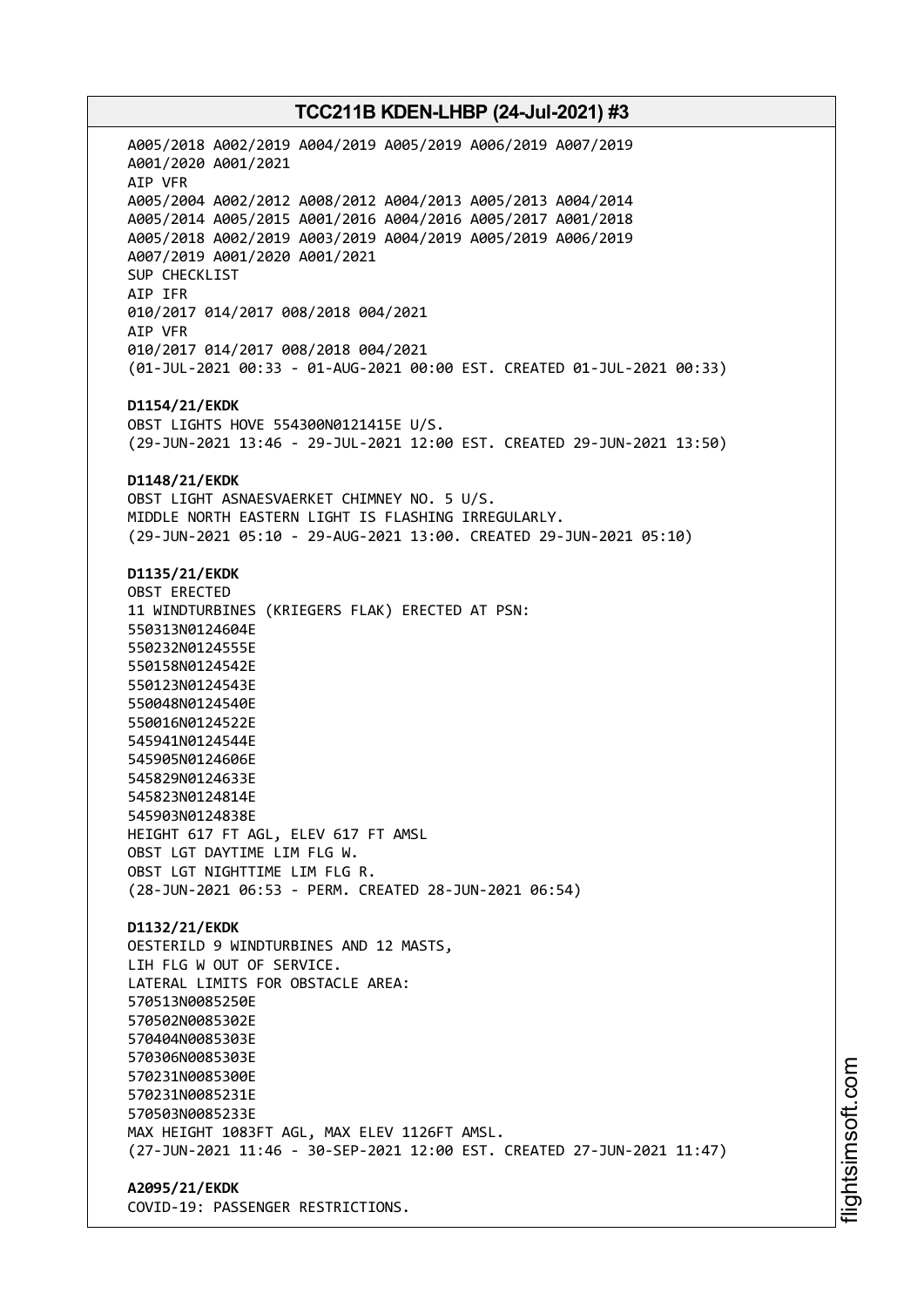A005/2018 A002/2019 A004/2019 A005/2019 A006/2019 A007/2019
A001/2020 A001/2021
AIP VFR
A005/2004 A002/2012 A008/2012 A004/2013 A005/2013 A004/2014
A005/2014 A005/2015 A001/2016 A004/2016 A005/2017 A001/2018
A005/2018 A002/2019 A003/2019 A004/2019 A005/2019 A006/2019
A007/2019 A001/2020 A001/2021
SUP CHECKLIST
AIP IFR
010/2017 014/2017 008/2018 004/2021
AIP VFR
010/2017 014/2017 008/2018 004/2021
(01-JUL-2021 00:33 - 01-AUG-2021 00:00 EST. CREATED 01-JUL-2021 00:33)

**D1154/21/EKDK**
OBST LIGHTS HOVE 554300N0121415E U/S.
(29-JUN-2021 13:46 - 29-JUL-2021 12:00 EST. CREATED 29-JUN-2021 13:50)

**D1148/21/EKDK**
OBST LIGHT ASNAESVAERKET CHIMNEY NO. 5 U/S.
MIDDLE NORTH EASTERN LIGHT IS FLASHING IRREGULARLY.
(29-JUN-2021 05:10 - 29-AUG-2021 13:00. CREATED 29-JUN-2021 05:10)

**D1135/21/EKDK**
OBST ERECTED
11 WINDTURBINES (KRIEGERS FLAK) ERECTED AT PSN:
550313N0124604E
550232N0124555E
550158N0124542E
550123N0124543E
550048N0124540E
550016N0124522E
545941N0124544E
545905N0124606E
545829N0124633E
545823N0124814E
545903N0124838E
HEIGHT 617 FT AGL, ELEV 617 FT AMSL
OBST LGT DAYTIME LIM FLG W.
OBST LGT NIGHTTIME LIM FLG R.
(28-JUN-2021 06:53 - PERM. CREATED 28-JUN-2021 06:54)

**D1132/21/EKDK**
OESTERILD 9 WINDTURBINES AND 12 MASTS,
LIH FLG W OUT OF SERVICE.
LATERAL LIMITS FOR OBSTACLE AREA:
570513N0085250E
570502N0085302E
570404N0085303E
570306N0085303E
570231N0085300E
570231N0085231E
570503N0085233E
MAX HEIGHT 1083FT AGL, MAX ELEV 1126FT AMSL.
(27-JUN-2021 11:46 - 30-SEP-2021 12:00 EST. CREATED 27-JUN-2021 11:47)

**A2095/21/EKDK**
COVID-19: PASSENGER RESTRICTIONS.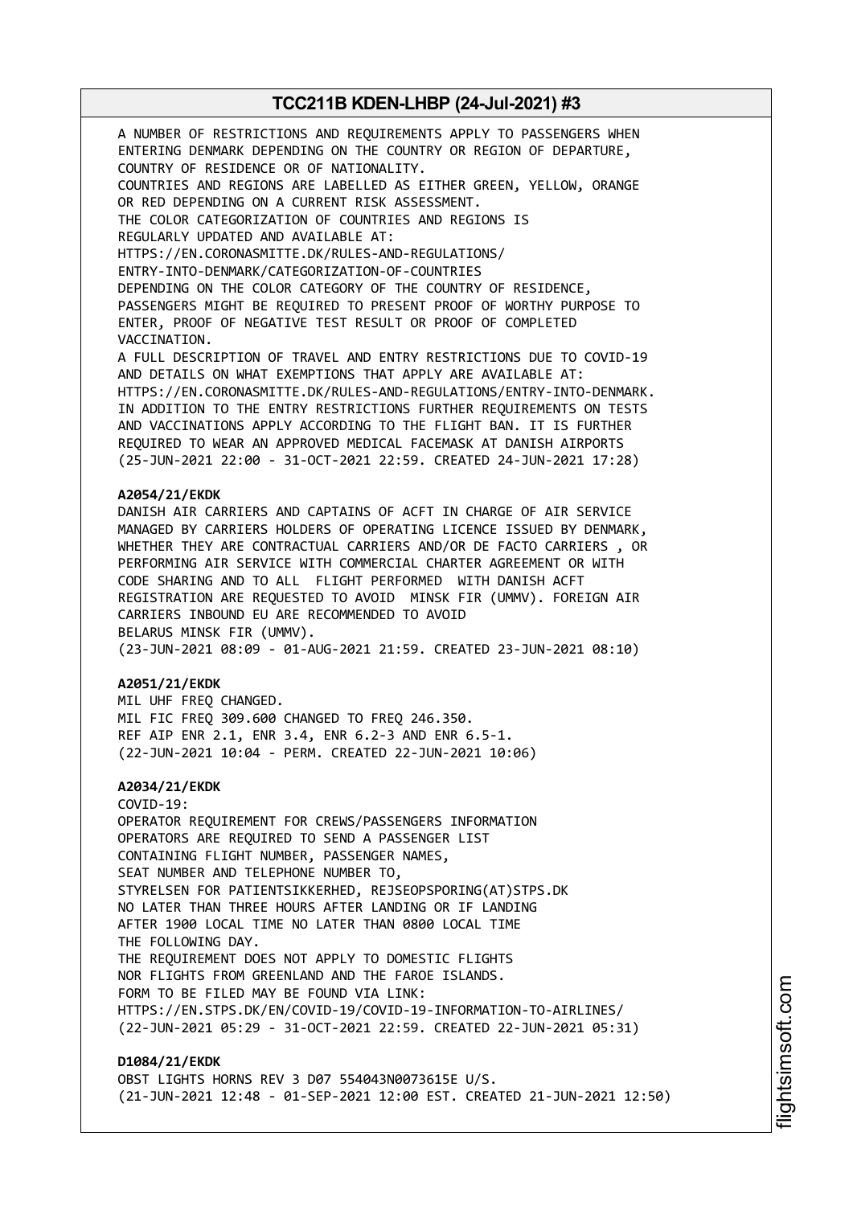A NUMBER OF RESTRICTIONS AND REQUIREMENTS APPLY TO PASSENGERS WHEN ENTERING DENMARK DEPENDING ON THE COUNTRY OR REGION OF DEPARTURE, COUNTRY OF RESIDENCE OR OF NATIONALITY.
COUNTRIES AND REGIONS ARE LABELLED AS EITHER GREEN, YELLOW, ORANGE OR RED DEPENDING ON A CURRENT RISK ASSESSMENT.
THE COLOR CATEGORIZATION OF COUNTRIES AND REGIONS IS REGULARLY UPDATED AND AVAILABLE AT:
HTTPS://EN.CORONASMITTE.DK/RULES-AND-REGULATIONS/ENTRY-INTO-DENMARK/CATEGORIZATION-OF-COUNTRIES
DEPENDING ON THE COLOR CATEGORY OF THE COUNTRY OF RESIDENCE, PASSENGERS MIGHT BE REQUIRED TO PRESENT PROOF OF WORTHY PURPOSE TO ENTER, PROOF OF NEGATIVE TEST RESULT OR PROOF OF COMPLETED VACCINATION.
A FULL DESCRIPTION OF TRAVEL AND ENTRY RESTRICTIONS DUE TO COVID-19 AND DETAILS ON WHAT EXEMPTIONS THAT APPLY ARE AVAILABLE AT:
HTTPS://EN.CORONASMITTE.DK/RULES-AND-REGULATIONS/ENTRY-INTO-DENMARK.
IN ADDITION TO THE ENTRY RESTRICTIONS FURTHER REQUIREMENTS ON TESTS AND VACCINATIONS APPLY ACCORDING TO THE FLIGHT BAN. IT IS FURTHER REQUIRED TO WEAR AN APPROVED MEDICAL FACEMASK AT DANISH AIRPORTS
(25-JUN-2021 22:00 - 31-OCT-2021 22:59. CREATED 24-JUN-2021 17:28)

**A2054/21/EKDK**
DANISH AIR CARRIERS AND CAPTAINS OF ACFT IN CHARGE OF AIR SERVICE MANAGED BY CARRIERS HOLDERS OF OPERATING LICENCE ISSUED BY DENMARK, WHETHER THEY ARE CONTRACTUAL CARRIERS AND/OR DE FACTO CARRIERS , OR PERFORMING AIR SERVICE WITH COMMERCIAL CHARTER AGREEMENT OR WITH CODE SHARING AND TO ALL FLIGHT PERFORMED WITH DANISH ACFT REGISTRATION ARE REQUESTED TO AVOID MINSK FIR (UMMV). FOREIGN AIR CARRIERS INBOUND EU ARE RECOMMENDED TO AVOID BELARUS MINSK FIR (UMMV).
(23-JUN-2021 08:09 - 01-AUG-2021 21:59. CREATED 23-JUN-2021 08:10)

**A2051/21/EKDK**
MIL UHF FREQ CHANGED.
MIL FIC FREQ 309.600 CHANGED TO FREQ 246.350.
REF AIP ENR 2.1, ENR 3.4, ENR 6.2-3 AND ENR 6.5-1.
(22-JUN-2021 10:04 - PERM. CREATED 22-JUN-2021 10:06)

**A2034/21/EKDK**
COVID-19:
OPERATOR REQUIREMENT FOR CREWS/PASSENGERS INFORMATION
OPERATORS ARE REQUIRED TO SEND A PASSENGER LIST CONTAINING FLIGHT NUMBER, PASSENGER NAMES, SEAT NUMBER AND TELEPHONE NUMBER TO, STYRELSEN FOR PATIENTSIKKERHED, REJSEOPSPORING(AT)STPS.DK NO LATER THAN THREE HOURS AFTER LANDING OR IF LANDING AFTER 1900 LOCAL TIME NO LATER THAN 0800 LOCAL TIME THE FOLLOWING DAY.
THE REQUIREMENT DOES NOT APPLY TO DOMESTIC FLIGHTS NOR FLIGHTS FROM GREENLAND AND THE FAROE ISLANDS.
FORM TO BE FILED MAY BE FOUND VIA LINK:
HTTPS://EN.STPS.DK/EN/COVID-19/COVID-19-INFORMATION-TO-AIRLINES/
(22-JUN-2021 05:29 - 31-OCT-2021 22:59. CREATED 22-JUN-2021 05:31)

**D1084/21/EKDK**
OBST LIGHTS HORNS REV 3 D07 554043N0073615E U/S.
(21-JUN-2021 12:48 - 01-SEP-2021 12:00 EST. CREATED 21-JUN-2021 12:50)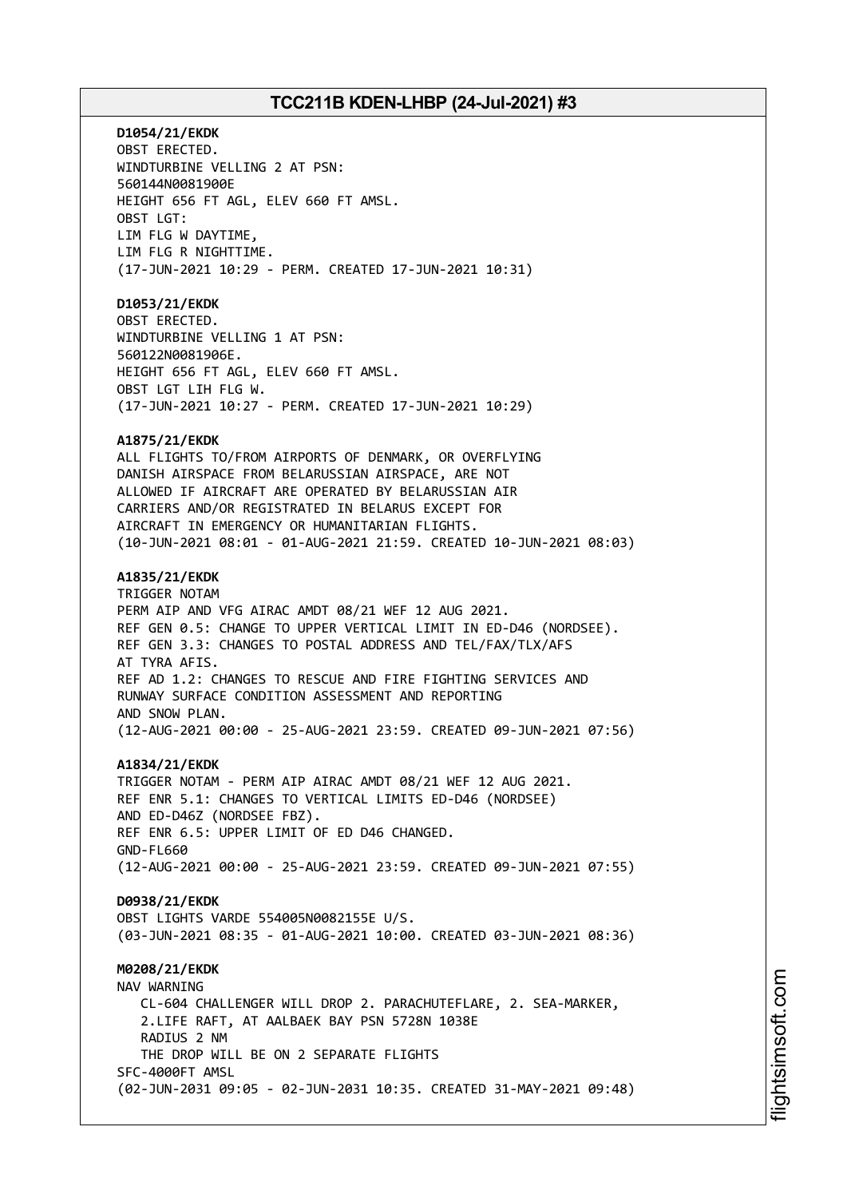**D1054/21/EKDK**
OBST ERECTED.
WINDTURBINE VELLING 2 AT PSN:
560144N0081900E
HEIGHT 656 FT AGL, ELEV 660 FT AMSL.
OBST LGT:
LIM FLG W DAYTIME,
LIM FLG R NIGHTTIME.
(17-JUN-2021 10:29 - PERM. CREATED 17-JUN-2021 10:31)

**D1053/21/EKDK**
OBST ERECTED.
WINDTURBINE VELLING 1 AT PSN:
560122N0081906E.
HEIGHT 656 FT AGL, ELEV 660 FT AMSL.
OBST LGT LIH FLG W.
(17-JUN-2021 10:27 - PERM. CREATED 17-JUN-2021 10:29)

**A1875/21/EKDK**
ALL FLIGHTS TO/FROM AIRPORTS OF DENMARK, OR OVERFLYING
DANISH AIRSPACE FROM BELARUSSIAN AIRSPACE, ARE NOT
ALLOWED IF AIRCRAFT ARE OPERATED BY BELARUSSIAN AIR
CARRIERS AND/OR REGISTRATED IN BELARUS EXCEPT FOR
AIRCRAFT IN EMERGENCY OR HUMANITARIAN FLIGHTS.
(10-JUN-2021 08:01 - 01-AUG-2021 21:59. CREATED 10-JUN-2021 08:03)

**A1835/21/EKDK**
TRIGGER NOTAM
PERM AIP AND VFG AIRAC AMDT 08/21 WEF 12 AUG 2021.
REF GEN 0.5: CHANGE TO UPPER VERTICAL LIMIT IN ED-D46 (NORDSEE).
REF GEN 3.3: CHANGES TO POSTAL ADDRESS AND TEL/FAX/TLX/AFS
AT TYRA AFIS.
REF AD 1.2: CHANGES TO RESCUE AND FIRE FIGHTING SERVICES AND
RUNWAY SURFACE CONDITION ASSESSMENT AND REPORTING
AND SNOW PLAN.
(12-AUG-2021 00:00 - 25-AUG-2021 23:59. CREATED 09-JUN-2021 07:56)

**A1834/21/EKDK**
TRIGGER NOTAM - PERM AIP AIRAC AMDT 08/21 WEF 12 AUG 2021.
REF ENR 5.1: CHANGES TO VERTICAL LIMITS ED-D46 (NORDSEE)
AND ED-D46Z (NORDSEE FBZ).
REF ENR 6.5: UPPER LIMIT OF ED D46 CHANGED.
GND-FL660
(12-AUG-2021 00:00 - 25-AUG-2021 23:59. CREATED 09-JUN-2021 07:55)

**D0938/21/EKDK**
OBST LIGHTS VARDE 554005N0082155E U/S.
(03-JUN-2021 08:35 - 01-AUG-2021 10:00. CREATED 03-JUN-2021 08:36)

**M0208/21/EKDK**
NAV WARNING
CL-604 CHALLENGER WILL DROP 2. PARACHUTEFLARE, 2. SEA-MARKER,
2.LIFE RAFT, AT AALBAEK BAY PSN 5728N 1038E
RADIUS 2 NM
THE DROP WILL BE ON 2 SEPARATE FLIGHTS
SFC-4000FT AMSL
(02-JUN-2031 09:05 - 02-JUN-2031 10:35. CREATED 31-MAY-2021 09:48)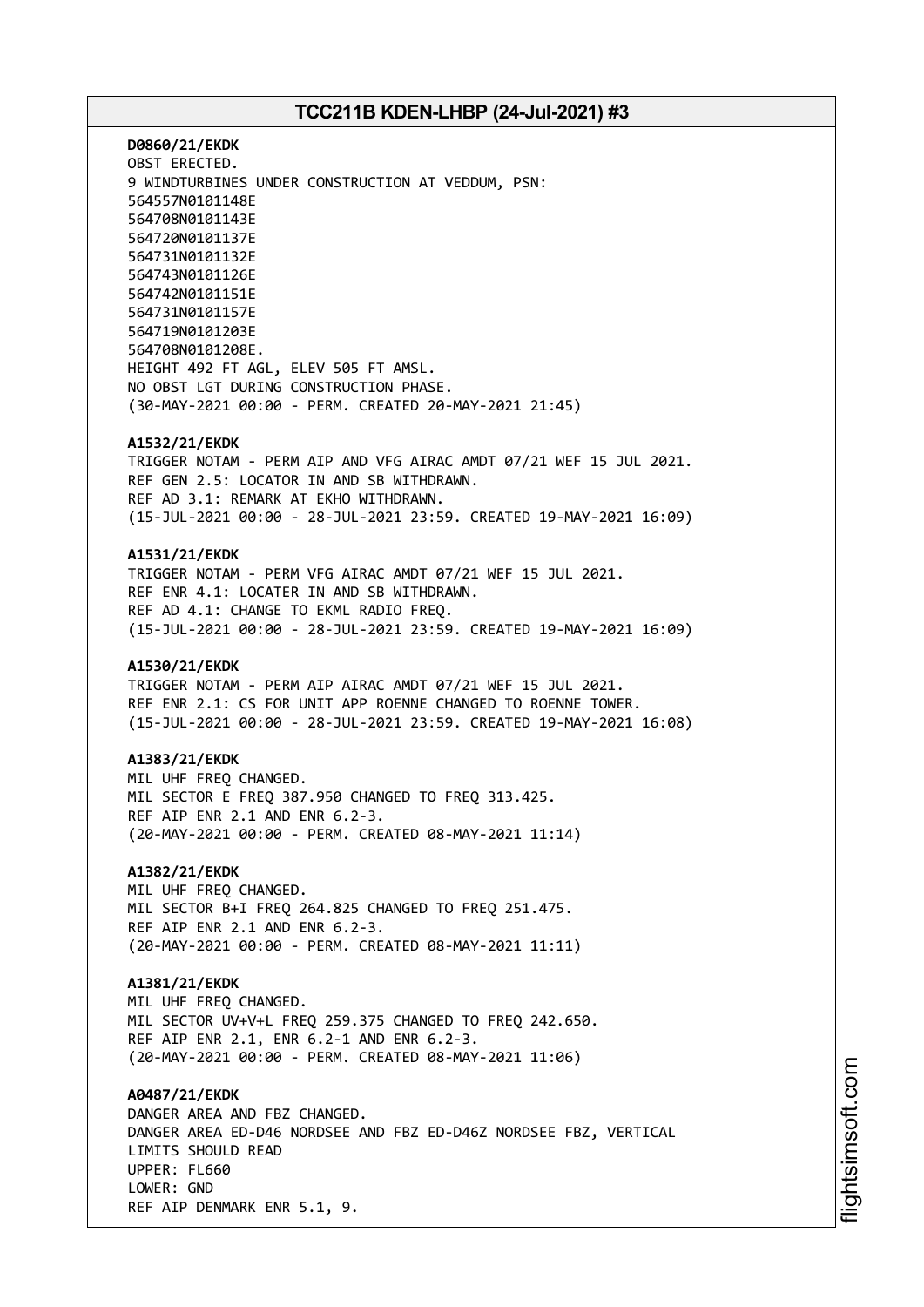**D0860/21/EKDK**
OBST ERECTED.
9 WINDTURBINES UNDER CONSTRUCTION AT VEDDUM, PSN:
564557N0101148E
564708N0101143E
564720N0101137E
564731N0101132E
564743N0101126E
564742N0101151E
564731N0101157E
564719N0101203E
564708N0101208E.
HEIGHT 492 FT AGL, ELEV 505 FT AMSL.
NO OBST LGT DURING CONSTRUCTION PHASE.
(30-MAY-2021 00:00 - PERM. CREATED 20-MAY-2021 21:45)

**A1532/21/EKDK**
TRIGGER NOTAM - PERM AIP AND VFG AIRAC AMDT 07/21 WEF 15 JUL 2021.
REF GEN 2.5: LOCATOR IN AND SB WITHDRAWN.
REF AD 3.1: REMARK AT EKHO WITHDRAWN.
(15-JUL-2021 00:00 - 28-JUL-2021 23:59. CREATED 19-MAY-2021 16:09)

**A1531/21/EKDK**
TRIGGER NOTAM - PERM VFG AIRAC AMDT 07/21 WEF 15 JUL 2021.
REF ENR 4.1: LOCATER IN AND SB WITHDRAWN.
REF AD 4.1: CHANGE TO EKML RADIO FREQ.
(15-JUL-2021 00:00 - 28-JUL-2021 23:59. CREATED 19-MAY-2021 16:09)

**A1530/21/EKDK**
TRIGGER NOTAM - PERM AIP AIRAC AMDT 07/21 WEF 15 JUL 2021.
REF ENR 2.1: CS FOR UNIT APP ROENNE CHANGED TO ROENNE TOWER.
(15-JUL-2021 00:00 - 28-JUL-2021 23:59. CREATED 19-MAY-2021 16:08)

**A1383/21/EKDK**
MIL UHF FREQ CHANGED.
MIL SECTOR E FREQ 387.950 CHANGED TO FREQ 313.425.
REF AIP ENR 2.1 AND ENR 6.2-3.
(20-MAY-2021 00:00 - PERM. CREATED 08-MAY-2021 11:14)

**A1382/21/EKDK**
MIL UHF FREQ CHANGED.
MIL SECTOR B+I FREQ 264.825 CHANGED TO FREQ 251.475.
REF AIP ENR 2.1 AND ENR 6.2-3.
(20-MAY-2021 00:00 - PERM. CREATED 08-MAY-2021 11:11)

**A1381/21/EKDK**
MIL UHF FREQ CHANGED.
MIL SECTOR UV+V+L FREQ 259.375 CHANGED TO FREQ 242.650.
REF AIP ENR 2.1, ENR 6.2-1 AND ENR 6.2-3.
(20-MAY-2021 00:00 - PERM. CREATED 08-MAY-2021 11:06)

**A0487/21/EKDK**
DANGER AREA AND FBZ CHANGED.
DANGER AREA ED-D46 NORDSEE AND FBZ ED-D46Z NORDSEE FBZ, VERTICAL
LIMITS SHOULD READ
UPPER: FL660
LOWER: GND
REF AIP DENMARK ENR 5.1, 9.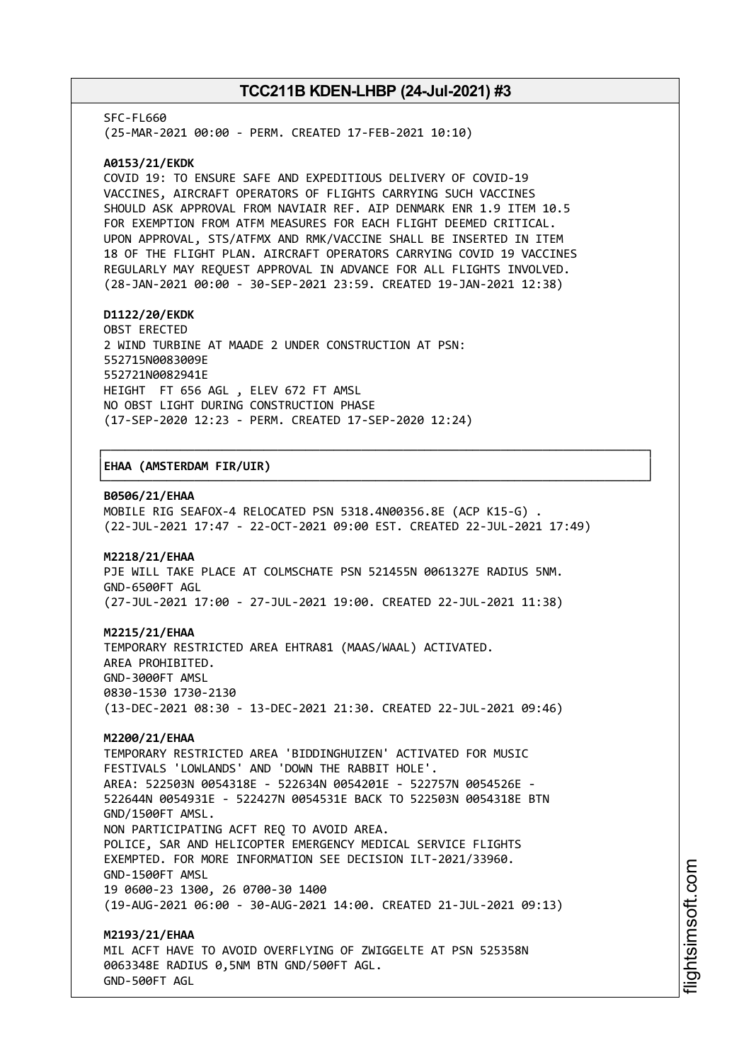SFC-FL660
(25-MAR-2021 00:00 - PERM. CREATED 17-FEB-2021 10:10)

**A0153/21/EKDK**
COVID 19: TO ENSURE SAFE AND EXPEDITIOUS DELIVERY OF COVID-19
VACCINES, AIRCRAFT OPERATORS OF FLIGHTS CARRYING SUCH VACCINES
SHOULD ASK APPROVAL FROM NAVIAIR REF. AIP DENMARK ENR 1.9 ITEM 10.5
FOR EXEMPTION FROM ATFM MEASURES FOR EACH FLIGHT DEEMED CRITICAL.
UPON APPROVAL, STS/ATFMX AND RMK/VACCINE SHALL BE INSERTED IN ITEM
18 OF THE FLIGHT PLAN. AIRCRAFT OPERATORS CARRYING COVID 19 VACCINES
REGULARLY MAY REQUEST APPROVAL IN ADVANCE FOR ALL FLIGHTS INVOLVED.
(28-JAN-2021 00:00 - 30-SEP-2021 23:59. CREATED 19-JAN-2021 12:38)

**D1122/20/EKDK**
OBST ERECTED
2 WIND TURBINE AT MAADE 2 UNDER CONSTRUCTION AT PSN:
552715N0083009E
552721N0082941E
HEIGHT FT 656 AGL , ELEV 672 FT AMSL
NO OBST LIGHT DURING CONSTRUCTION PHASE
(17-SEP-2020 12:23 - PERM. CREATED 17-SEP-2020 12:24)

## EHAA (AMSTERDAM FIR/UIR)

**B0506/21/EHAA**
MOBILE RIG SEAFOX-4 RELOCATED PSN 5318.4N00356.8E (ACP K15-G) .
(22-JUL-2021 17:47 - 22-OCT-2021 09:00 EST. CREATED 22-JUL-2021 17:49)

**M2218/21/EHAA**
PJE WILL TAKE PLACE AT COLMSCHATE PSN 521455N 0061327E RADIUS 5NM.
GND-6500FT AGL
(27-JUL-2021 17:00 - 27-JUL-2021 19:00. CREATED 22-JUL-2021 11:38)

**M2215/21/EHAA**
TEMPORARY RESTRICTED AREA EHTRA81 (MAAS/WAAL) ACTIVATED.
AREA PROHIBITED.
GND-3000FT AMSL
0830-1530 1730-2130
(13-DEC-2021 08:30 - 13-DEC-2021 21:30. CREATED 22-JUL-2021 09:46)

**M2200/21/EHAA**
TEMPORARY RESTRICTED AREA 'BIDDINGHUIZEN' ACTIVATED FOR MUSIC
FESTIVALS 'LOWLANDS' AND 'DOWN THE RABBIT HOLE'.
AREA: 522503N 0054318E - 522634N 0054201E - 522757N 0054526E -
522644N 0054931E - 522427N 0054531E BACK TO 522503N 0054318E BTN
GND/1500FT AMSL.
NON PARTICIPATING ACFT REQ TO AVOID AREA.
POLICE, SAR AND HELICOPTER EMERGENCY MEDICAL SERVICE FLIGHTS
EXEMPTED. FOR MORE INFORMATION SEE DECISION ILT-2021/33960.
GND-1500FT AMSL
19 0600-23 1300, 26 0700-30 1400
(19-AUG-2021 06:00 - 30-AUG-2021 14:00. CREATED 21-JUL-2021 09:13)

**M2193/21/EHAA**
MIL ACFT HAVE TO AVOID OVERFLYING OF ZWIGGELTE AT PSN 525358N
0063348E RADIUS 0,5NM BTN GND/500FT AGL.
GND-500FT AGL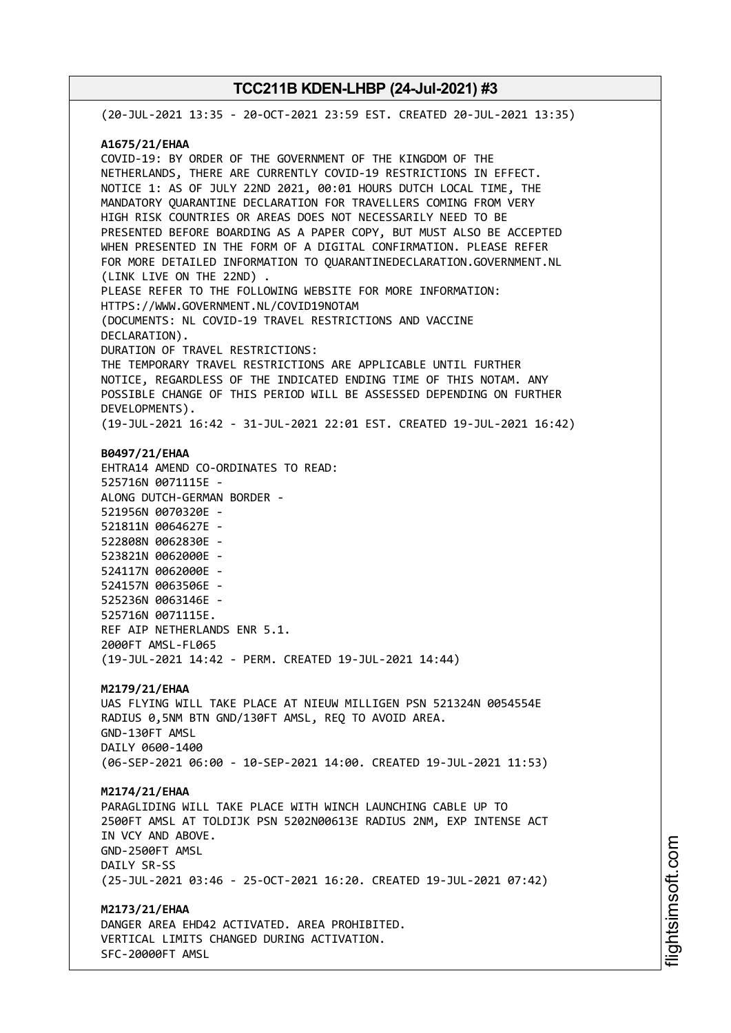(20-JUL-2021 13:35 - 20-OCT-2021 23:59 EST. CREATED 20-JUL-2021 13:35)

**A1675/21/EHAA**
COVID-19: BY ORDER OF THE GOVERNMENT OF THE KINGDOM OF THE NETHERLANDS, THERE ARE CURRENTLY COVID-19 RESTRICTIONS IN EFFECT.
NOTICE 1: AS OF JULY 22ND 2021, 00:01 HOURS DUTCH LOCAL TIME, THE MANDATORY QUARANTINE DECLARATION FOR TRAVELLERS COMING FROM VERY HIGH RISK COUNTRIES OR AREAS DOES NOT NECESSARILY NEED TO BE PRESENTED BEFORE BOARDING AS A PAPER COPY, BUT MUST ALSO BE ACCEPTED WHEN PRESENTED IN THE FORM OF A DIGITAL CONFIRMATION. PLEASE REFER FOR MORE DETAILED INFORMATION TO QUARANTINEDECLARATION.GOVERNMENT.NL (LINK LIVE ON THE 22ND) .
PLEASE REFER TO THE FOLLOWING WEBSITE FOR MORE INFORMATION:
HTTPS://WWW.GOVERNMENT.NL/COVID19NOTAM
(DOCUMENTS: NL COVID-19 TRAVEL RESTRICTIONS AND VACCINE DECLARATION).
DURATION OF TRAVEL RESTRICTIONS:
THE TEMPORARY TRAVEL RESTRICTIONS ARE APPLICABLE UNTIL FURTHER NOTICE, REGARDLESS OF THE INDICATED ENDING TIME OF THIS NOTAM. ANY POSSIBLE CHANGE OF THIS PERIOD WILL BE ASSESSED DEPENDING ON FURTHER DEVELOPMENTS).
(19-JUL-2021 16:42 - 31-JUL-2021 22:01 EST. CREATED 19-JUL-2021 16:42)

**B0497/21/EHAA**
EHTRA14 AMEND CO-ORDINATES TO READ:
525716N 0071115E -
ALONG DUTCH-GERMAN BORDER -
521956N 0070320E -
521811N 0064627E -
522808N 0062830E -
523821N 0062000E -
524117N 0062000E -
524157N 0063506E -
525236N 0063146E -
525716N 0071115E.
REF AIP NETHERLANDS ENR 5.1.
2000FT AMSL-FL065
(19-JUL-2021 14:42 - PERM. CREATED 19-JUL-2021 14:44)

**M2179/21/EHAA**
UAS FLYING WILL TAKE PLACE AT NIEUW MILLIGEN PSN 521324N 0054554E RADIUS 0,5NM BTN GND/130FT AMSL, REQ TO AVOID AREA.
GND-130FT AMSL
DAILY 0600-1400
(06-SEP-2021 06:00 - 10-SEP-2021 14:00. CREATED 19-JUL-2021 11:53)

**M2174/21/EHAA**
PARAGLIDING WILL TAKE PLACE WITH WINCH LAUNCHING CABLE UP TO 2500FT AMSL AT TOLDIJK PSN 5202N00613E RADIUS 2NM, EXP INTENSE ACT IN VCY AND ABOVE.
GND-2500FT AMSL
DAILY SR-SS
(25-JUL-2021 03:46 - 25-OCT-2021 16:20. CREATED 19-JUL-2021 07:42)

**M2173/21/EHAA**
DANGER AREA EHD42 ACTIVATED. AREA PROHIBITED.
VERTICAL LIMITS CHANGED DURING ACTIVATION.
SFC-20000FT AMSL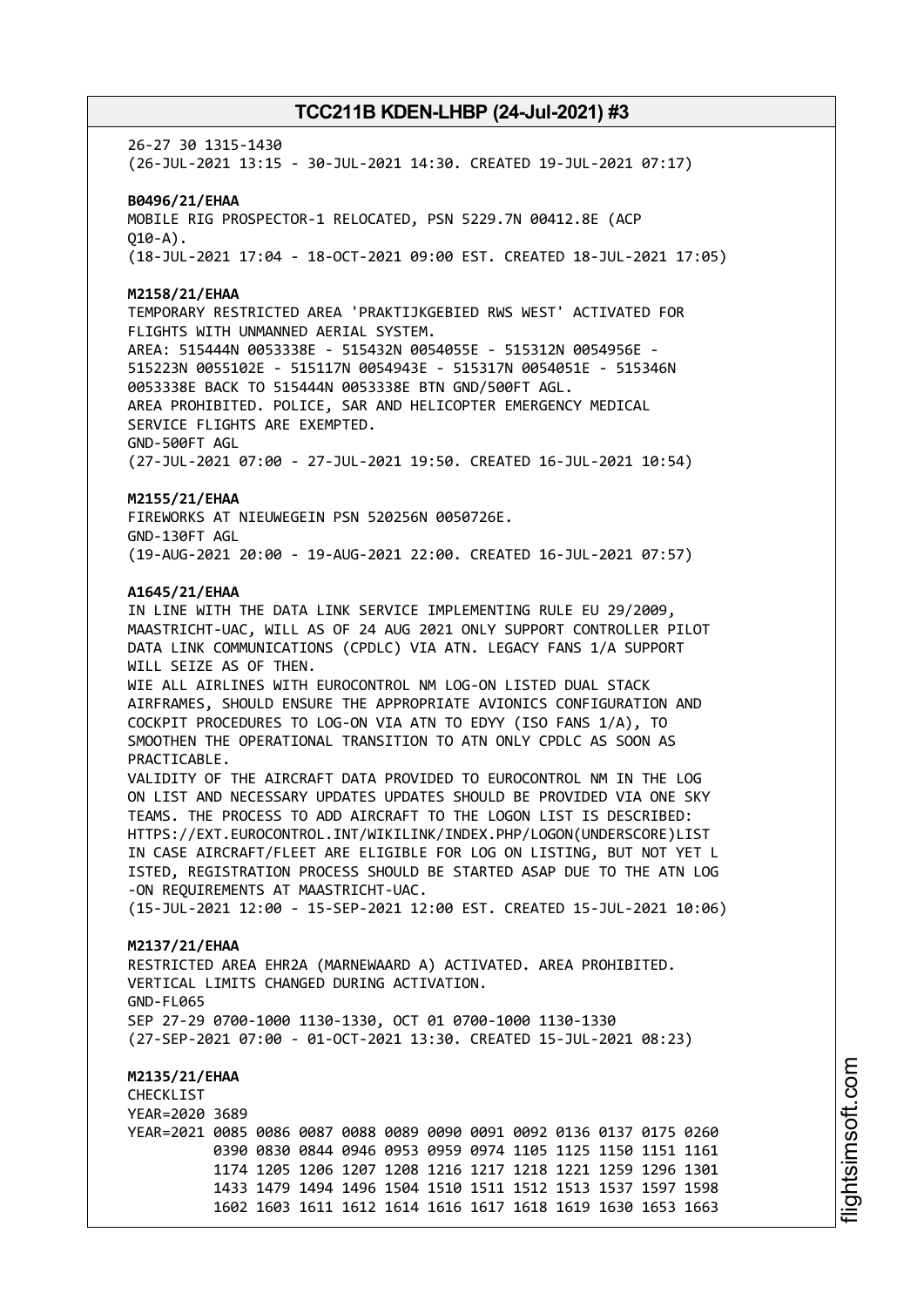26-27 30 1315-1430
(26-JUL-2021 13:15 - 30-JUL-2021 14:30. CREATED 19-JUL-2021 07:17)

**B0496/21/EHAA**
MOBILE RIG PROSPECTOR-1 RELOCATED, PSN 5229.7N 00412.8E (ACP Q10-A).
(18-JUL-2021 17:04 - 18-OCT-2021 09:00 EST. CREATED 18-JUL-2021 17:05)

**M2158/21/EHAA**
TEMPORARY RESTRICTED AREA 'PRAKTIJKGEBIED RWS WEST' ACTIVATED FOR FLIGHTS WITH UNMANNED AERIAL SYSTEM.
AREA: 515444N 0053338E - 515432N 0054055E - 515312N 0054956E - 515223N 0055102E - 515117N 0054943E - 515317N 0054051E - 515346N 0053338E BACK TO 515444N 0053338E BTN GND/500FT AGL.
AREA PROHIBITED. POLICE, SAR AND HELICOPTER EMERGENCY MEDICAL SERVICE FLIGHTS ARE EXEMPTED.
GND-500FT AGL
(27-JUL-2021 07:00 - 27-JUL-2021 19:50. CREATED 16-JUL-2021 10:54)

**M2155/21/EHAA**
FIREWORKS AT NIEUWEGEIN PSN 520256N 0050726E.
GND-130FT AGL
(19-AUG-2021 20:00 - 19-AUG-2021 22:00. CREATED 16-JUL-2021 07:57)

**A1645/21/EHAA**
IN LINE WITH THE DATA LINK SERVICE IMPLEMENTING RULE EU 29/2009, MAASTRICHT-UAC, WILL AS OF 24 AUG 2021 ONLY SUPPORT CONTROLLER PILOT DATA LINK COMMUNICATIONS (CPDLC) VIA ATN. LEGACY FANS 1/A SUPPORT WILL SEIZE AS OF THEN.
WIE ALL AIRLINES WITH EUROCONTROL NM LOG-ON LISTED DUAL STACK AIRFRAMES, SHOULD ENSURE THE APPROPRIATE AVIONICS CONFIGURATION AND COCKPIT PROCEDURES TO LOG-ON VIA ATN TO EDYY (ISO FANS 1/A), TO SMOOTHEN THE OPERATIONAL TRANSITION TO ATN ONLY CPDLC AS SOON AS PRACTICABLE.
VALIDITY OF THE AIRCRAFT DATA PROVIDED TO EUROCONTROL NM IN THE LOG ON LIST AND NECESSARY UPDATES UPDATES SHOULD BE PROVIDED VIA ONE SKY TEAMS. THE PROCESS TO ADD AIRCRAFT TO THE LOGON LIST IS DESCRIBED: HTTPS://EXT.EUROCONTROL.INT/WIKILINK/INDEX.PHP/LOGON(UNDERSCORE)LIST IN CASE AIRCRAFT/FLEET ARE ELIGIBLE FOR LOG ON LISTING, BUT NOT YET L ISTED, REGISTRATION PROCESS SHOULD BE STARTED ASAP DUE TO THE ATN LOG -ON REQUIREMENTS AT MAASTRICHT-UAC.
(15-JUL-2021 12:00 - 15-SEP-2021 12:00 EST. CREATED 15-JUL-2021 10:06)

**M2137/21/EHAA**
RESTRICTED AREA EHR2A (MARNEWAARD A) ACTIVATED. AREA PROHIBITED.
VERTICAL LIMITS CHANGED DURING ACTIVATION.
GND-FL065
SEP 27-29 0700-1000 1130-1330, OCT 01 0700-1000 1130-1330
(27-SEP-2021 07:00 - 01-OCT-2021 13:30. CREATED 15-JUL-2021 08:23)

**M2135/21/EHAA**
CHECKLIST
YEAR=2020 3689
YEAR=2021 0085 0086 0087 0088 0089 0090 0091 0092 0136 0137 0175 0260 0390 0830 0844 0946 0953 0959 0974 1105 1125 1150 1151 1161 1174 1205 1206 1207 1208 1216 1217 1218 1221 1259 1296 1301 1433 1479 1494 1496 1504 1510 1511 1512 1513 1537 1597 1598 1602 1603 1611 1612 1614 1616 1617 1618 1619 1630 1653 1663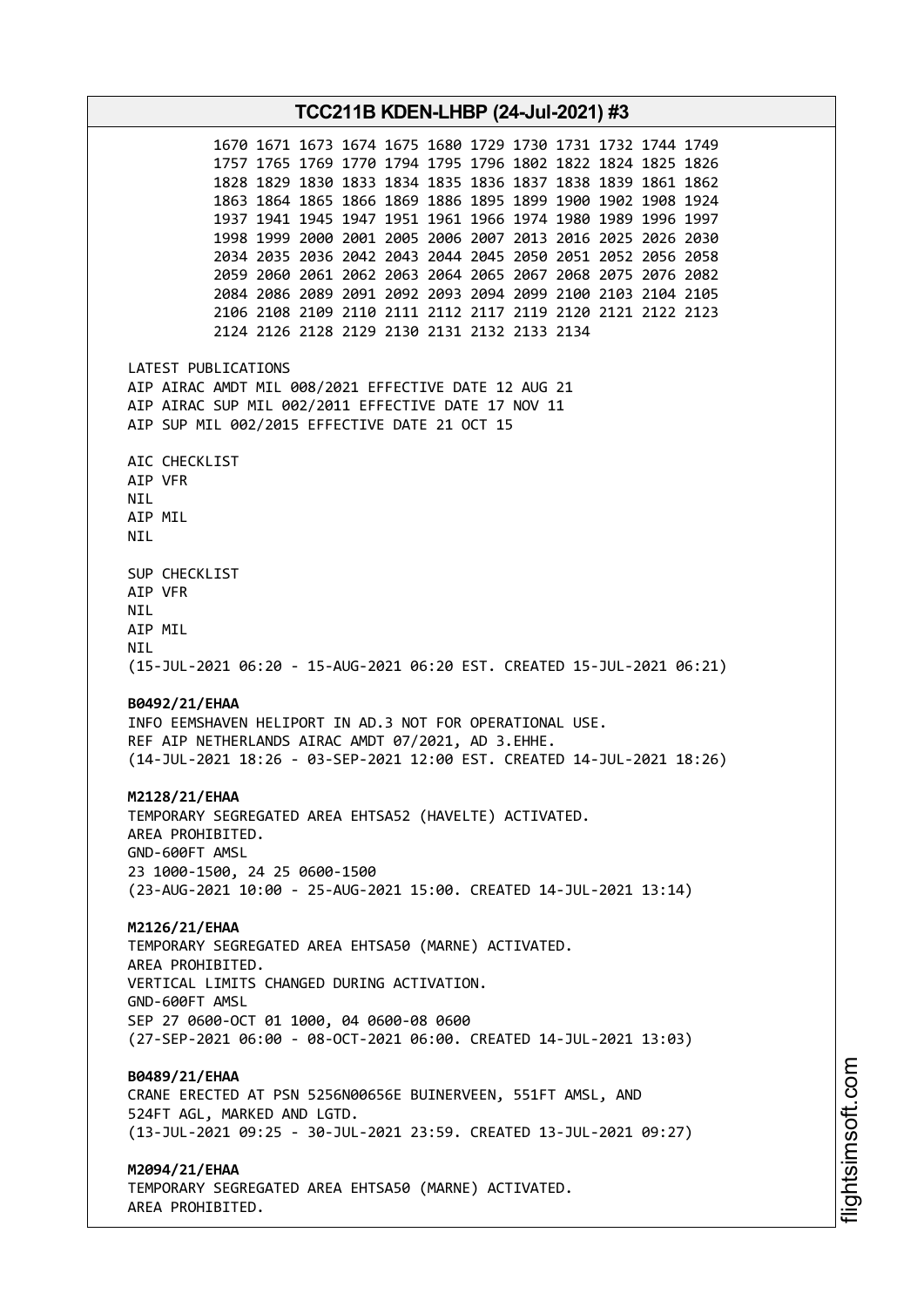1670 1671 1673 1674 1675 1680 1729 1730 1731 1732 1744 1749
1757 1765 1769 1770 1794 1795 1796 1802 1822 1824 1825 1826
1828 1829 1830 1833 1834 1835 1836 1837 1838 1839 1861 1862
1863 1864 1865 1866 1869 1886 1895 1899 1900 1902 1908 1924
1937 1941 1945 1947 1951 1961 1966 1974 1980 1989 1996 1997
1998 1999 2000 2001 2005 2006 2007 2013 2016 2025 2026 2030
2034 2035 2036 2042 2043 2044 2045 2050 2051 2052 2056 2058
2059 2060 2061 2062 2063 2064 2065 2067 2068 2075 2076 2082
2084 2086 2089 2091 2092 2093 2094 2099 2100 2103 2104 2105
2106 2108 2109 2110 2111 2112 2117 2119 2120 2121 2122 2123
2124 2126 2128 2129 2130 2131 2132 2133 2134

LATEST PUBLICATIONS
AIP AIRAC AMDT MIL 008/2021 EFFECTIVE DATE 12 AUG 21
AIP AIRAC SUP MIL 002/2011 EFFECTIVE DATE 17 NOV 11
AIP SUP MIL 002/2015 EFFECTIVE DATE 21 OCT 15

AIC CHECKLIST
AIP VFR
NIL
AIP MIL
NIL

SUP CHECKLIST
AIP VFR
NIL
AIP MIL
NIL
(15-JUL-2021 06:20 - 15-AUG-2021 06:20 EST. CREATED 15-JUL-2021 06:21)

**B0492/21/EHAA**
INFO EEMSHAVEN HELIPORT IN AD.3 NOT FOR OPERATIONAL USE.
REF AIP NETHERLANDS AIRAC AMDT 07/2021, AD 3.EHHE.
(14-JUL-2021 18:26 - 03-SEP-2021 12:00 EST. CREATED 14-JUL-2021 18:26)

**M2128/21/EHAA**
TEMPORARY SEGREGATED AREA EHTSA52 (HAVELTE) ACTIVATED.
AREA PROHIBITED.
GND-600FT AMSL
23 1000-1500, 24 25 0600-1500
(23-AUG-2021 10:00 - 25-AUG-2021 15:00. CREATED 14-JUL-2021 13:14)

**M2126/21/EHAA**
TEMPORARY SEGREGATED AREA EHTSA50 (MARNE) ACTIVATED.
AREA PROHIBITED.
VERTICAL LIMITS CHANGED DURING ACTIVATION.
GND-600FT AMSL
SEP 27 0600-OCT 01 1000, 04 0600-08 0600
(27-SEP-2021 06:00 - 08-OCT-2021 06:00. CREATED 14-JUL-2021 13:03)

**B0489/21/EHAA**
CRANE ERECTED AT PSN 5256N00656E BUINERVEEN, 551FT AMSL, AND
524FT AGL, MARKED AND LGTD.
(13-JUL-2021 09:25 - 30-JUL-2021 23:59. CREATED 13-JUL-2021 09:27)

**M2094/21/EHAA**
TEMPORARY SEGREGATED AREA EHTSA50 (MARNE) ACTIVATED.
AREA PROHIBITED.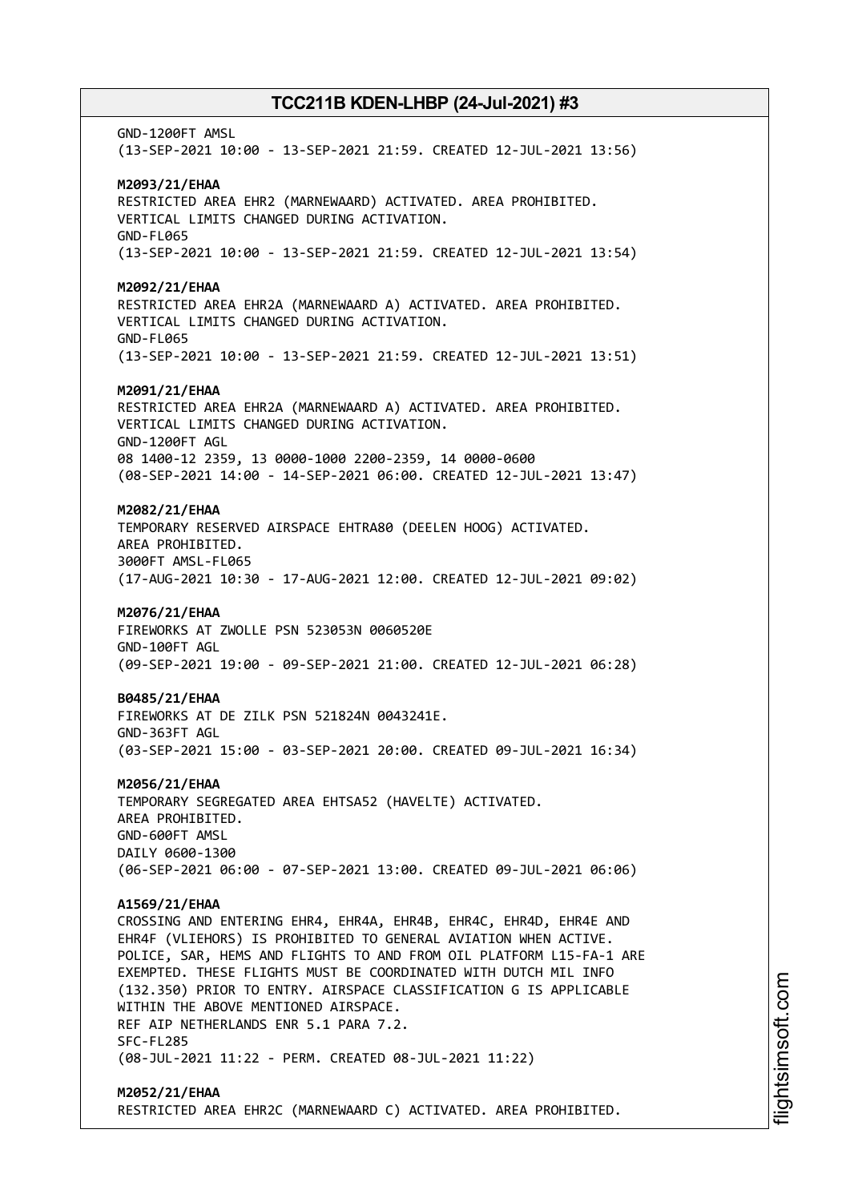GND-1200FT AMSL
(13-SEP-2021 10:00 - 13-SEP-2021 21:59. CREATED 12-JUL-2021 13:56)

**M2093/21/EHAA**
RESTRICTED AREA EHR2 (MARNEWAARD) ACTIVATED. AREA PROHIBITED.
VERTICAL LIMITS CHANGED DURING ACTIVATION.
GND-FL065
(13-SEP-2021 10:00 - 13-SEP-2021 21:59. CREATED 12-JUL-2021 13:54)

**M2092/21/EHAA**
RESTRICTED AREA EHR2A (MARNEWAARD A) ACTIVATED. AREA PROHIBITED.
VERTICAL LIMITS CHANGED DURING ACTIVATION.
GND-FL065
(13-SEP-2021 10:00 - 13-SEP-2021 21:59. CREATED 12-JUL-2021 13:51)

**M2091/21/EHAA**
RESTRICTED AREA EHR2A (MARNEWAARD A) ACTIVATED. AREA PROHIBITED.
VERTICAL LIMITS CHANGED DURING ACTIVATION.
GND-1200FT AGL
08 1400-12 2359, 13 0000-1000 2200-2359, 14 0000-0600
(08-SEP-2021 14:00 - 14-SEP-2021 06:00. CREATED 12-JUL-2021 13:47)

**M2082/21/EHAA**
TEMPORARY RESERVED AIRSPACE EHTRA80 (DEELEN HOOG) ACTIVATED.
AREA PROHIBITED.
3000FT AMSL-FL065
(17-AUG-2021 10:30 - 17-AUG-2021 12:00. CREATED 12-JUL-2021 09:02)

**M2076/21/EHAA**
FIREWORKS AT ZWOLLE PSN 523053N 0060520E
GND-100FT AGL
(09-SEP-2021 19:00 - 09-SEP-2021 21:00. CREATED 12-JUL-2021 06:28)

**B0485/21/EHAA**
FIREWORKS AT DE ZILK PSN 521824N 0043241E.
GND-363FT AGL
(03-SEP-2021 15:00 - 03-SEP-2021 20:00. CREATED 09-JUL-2021 16:34)

**M2056/21/EHAA**
TEMPORARY SEGREGATED AREA EHTSA52 (HAVELTE) ACTIVATED.
AREA PROHIBITED.
GND-600FT AMSL
DAILY 0600-1300
(06-SEP-2021 06:00 - 07-SEP-2021 13:00. CREATED 09-JUL-2021 06:06)

**A1569/21/EHAA**
CROSSING AND ENTERING EHR4, EHR4A, EHR4B, EHR4C, EHR4D, EHR4E AND
EHR4F (VLIEHORS) IS PROHIBITED TO GENERAL AVIATION WHEN ACTIVE.
POLICE, SAR, HEMS AND FLIGHTS TO AND FROM OIL PLATFORM L15-FA-1 ARE
EXEMPTED. THESE FLIGHTS MUST BE COORDINATED WITH DUTCH MIL INFO
(132.350) PRIOR TO ENTRY. AIRSPACE CLASSIFICATION G IS APPLICABLE
WITHIN THE ABOVE MENTIONED AIRSPACE.
REF AIP NETHERLANDS ENR 5.1 PARA 7.2.
SFC-FL285
(08-JUL-2021 11:22 - PERM. CREATED 08-JUL-2021 11:22)

**M2052/21/EHAA**
RESTRICTED AREA EHR2C (MARNEWAARD C) ACTIVATED. AREA PROHIBITED.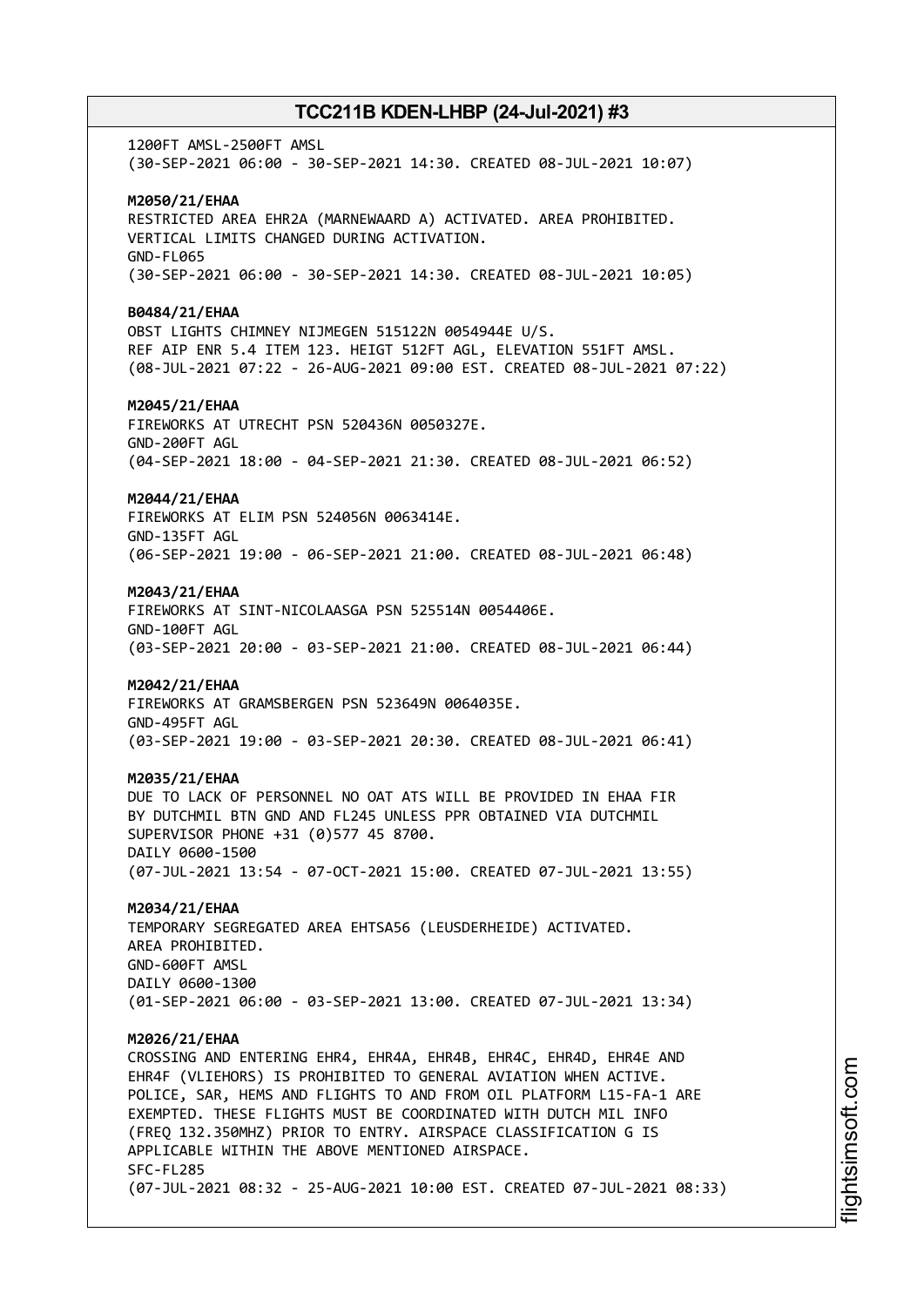1200FT AMSL-2500FT AMSL
(30-SEP-2021 06:00 - 30-SEP-2021 14:30. CREATED 08-JUL-2021 10:07)

**M2050/21/EHAA**
RESTRICTED AREA EHR2A (MARNEWAARD A) ACTIVATED. AREA PROHIBITED.
VERTICAL LIMITS CHANGED DURING ACTIVATION.
GND-FL065
(30-SEP-2021 06:00 - 30-SEP-2021 14:30. CREATED 08-JUL-2021 10:05)

**B0484/21/EHAA**
OBST LIGHTS CHIMNEY NIJMEGEN 515122N 0054944E U/S.
REF AIP ENR 5.4 ITEM 123. HEIGT 512FT AGL, ELEVATION 551FT AMSL.
(08-JUL-2021 07:22 - 26-AUG-2021 09:00 EST. CREATED 08-JUL-2021 07:22)

**M2045/21/EHAA**
FIREWORKS AT UTRECHT PSN 520436N 0050327E.
GND-200FT AGL
(04-SEP-2021 18:00 - 04-SEP-2021 21:30. CREATED 08-JUL-2021 06:52)

**M2044/21/EHAA**
FIREWORKS AT ELIM PSN 524056N 0063414E.
GND-135FT AGL
(06-SEP-2021 19:00 - 06-SEP-2021 21:00. CREATED 08-JUL-2021 06:48)

**M2043/21/EHAA**
FIREWORKS AT SINT-NICOLAASGA PSN 525514N 0054406E.
GND-100FT AGL
(03-SEP-2021 20:00 - 03-SEP-2021 21:00. CREATED 08-JUL-2021 06:44)

**M2042/21/EHAA**
FIREWORKS AT GRAMSBERGEN PSN 523649N 0064035E.
GND-495FT AGL
(03-SEP-2021 19:00 - 03-SEP-2021 20:30. CREATED 08-JUL-2021 06:41)

**M2035/21/EHAA**
DUE TO LACK OF PERSONNEL NO OAT ATS WILL BE PROVIDED IN EHAA FIR
BY DUTCHMIL BTN GND AND FL245 UNLESS PPR OBTAINED VIA DUTCHMIL
SUPERVISOR PHONE +31 (0)577 45 8700.
DAILY 0600-1500
(07-JUL-2021 13:54 - 07-OCT-2021 15:00. CREATED 07-JUL-2021 13:55)

**M2034/21/EHAA**
TEMPORARY SEGREGATED AREA EHTSA56 (LEUSDERHEIDE) ACTIVATED.
AREA PROHIBITED.
GND-600FT AMSL
DAILY 0600-1300
(01-SEP-2021 06:00 - 03-SEP-2021 13:00. CREATED 07-JUL-2021 13:34)

**M2026/21/EHAA**
CROSSING AND ENTERING EHR4, EHR4A, EHR4B, EHR4C, EHR4D, EHR4E AND
EHR4F (VLIEHORS) IS PROHIBITED TO GENERAL AVIATION WHEN ACTIVE.
POLICE, SAR, HEMS AND FLIGHTS TO AND FROM OIL PLATFORM L15-FA-1 ARE
EXEMPTED. THESE FLIGHTS MUST BE COORDINATED WITH DUTCH MIL INFO
(FREQ 132.350MHZ) PRIOR TO ENTRY. AIRSPACE CLASSIFICATION G IS
APPLICABLE WITHIN THE ABOVE MENTIONED AIRSPACE.
SFC-FL285
(07-JUL-2021 08:32 - 25-AUG-2021 10:00 EST. CREATED 07-JUL-2021 08:33)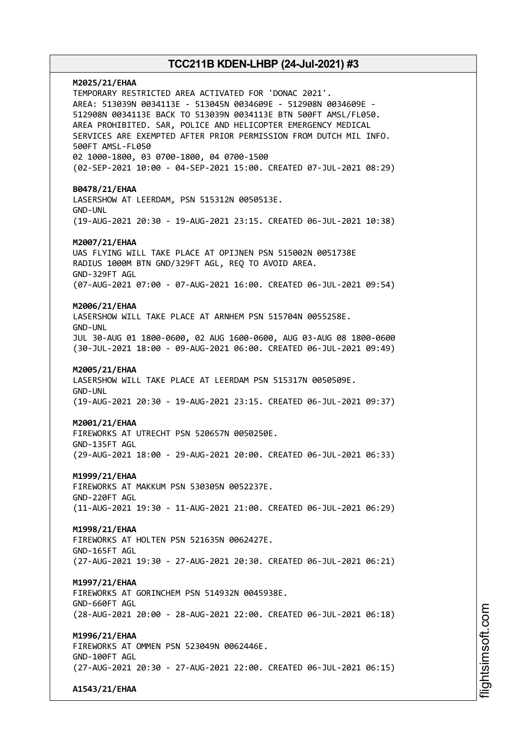**M2025/21/EHAA**
TEMPORARY RESTRICTED AREA ACTIVATED FOR 'DONAC 2021'.
AREA: 513039N 0034113E - 513045N 0034609E - 512908N 0034609E -
512908N 0034113E BACK TO 513039N 0034113E BTN 500FT AMSL/FL050.
AREA PROHIBITED. SAR, POLICE AND HELICOPTER EMERGENCY MEDICAL
SERVICES ARE EXEMPTED AFTER PRIOR PERMISSION FROM DUTCH MIL INFO.
500FT AMSL-FL050
02 1000-1800, 03 0700-1800, 04 0700-1500
(02-SEP-2021 10:00 - 04-SEP-2021 15:00. CREATED 07-JUL-2021 08:29)

**B0478/21/EHAA**
LASERSHOW AT LEERDAM, PSN 515312N 0050513E.
GND-UNL
(19-AUG-2021 20:30 - 19-AUG-2021 23:15. CREATED 06-JUL-2021 10:38)

**M2007/21/EHAA**
UAS FLYING WILL TAKE PLACE AT OPIJNEN PSN 515002N 0051738E
RADIUS 1000M BTN GND/329FT AGL, REQ TO AVOID AREA.
GND-329FT AGL
(07-AUG-2021 07:00 - 07-AUG-2021 16:00. CREATED 06-JUL-2021 09:54)

**M2006/21/EHAA**
LASERSHOW WILL TAKE PLACE AT ARNHEM PSN 515704N 0055258E.
GND-UNL
JUL 30-AUG 01 1800-0600, 02 AUG 1600-0600, AUG 03-AUG 08 1800-0600
(30-JUL-2021 18:00 - 09-AUG-2021 06:00. CREATED 06-JUL-2021 09:49)

**M2005/21/EHAA**
LASERSHOW WILL TAKE PLACE AT LEERDAM PSN 515317N 0050509E.
GND-UNL
(19-AUG-2021 20:30 - 19-AUG-2021 23:15. CREATED 06-JUL-2021 09:37)

**M2001/21/EHAA**
FIREWORKS AT UTRECHT PSN 520657N 0050250E.
GND-135FT AGL
(29-AUG-2021 18:00 - 29-AUG-2021 20:00. CREATED 06-JUL-2021 06:33)

**M1999/21/EHAA**
FIREWORKS AT MAKKUM PSN 530305N 0052237E.
GND-220FT AGL
(11-AUG-2021 19:30 - 11-AUG-2021 21:00. CREATED 06-JUL-2021 06:29)

**M1998/21/EHAA**
FIREWORKS AT HOLTEN PSN 521635N 0062427E.
GND-165FT AGL
(27-AUG-2021 19:30 - 27-AUG-2021 20:30. CREATED 06-JUL-2021 06:21)

**M1997/21/EHAA**
FIREWORKS AT GORINCHEM PSN 514932N 0045938E.
GND-660FT AGL
(28-AUG-2021 20:00 - 28-AUG-2021 22:00. CREATED 06-JUL-2021 06:18)

**M1996/21/EHAA**
FIREWORKS AT OMMEN PSN 523049N 0062446E.
GND-100FT AGL
(27-AUG-2021 20:30 - 27-AUG-2021 22:00. CREATED 06-JUL-2021 06:15)

**A1543/21/EHAA**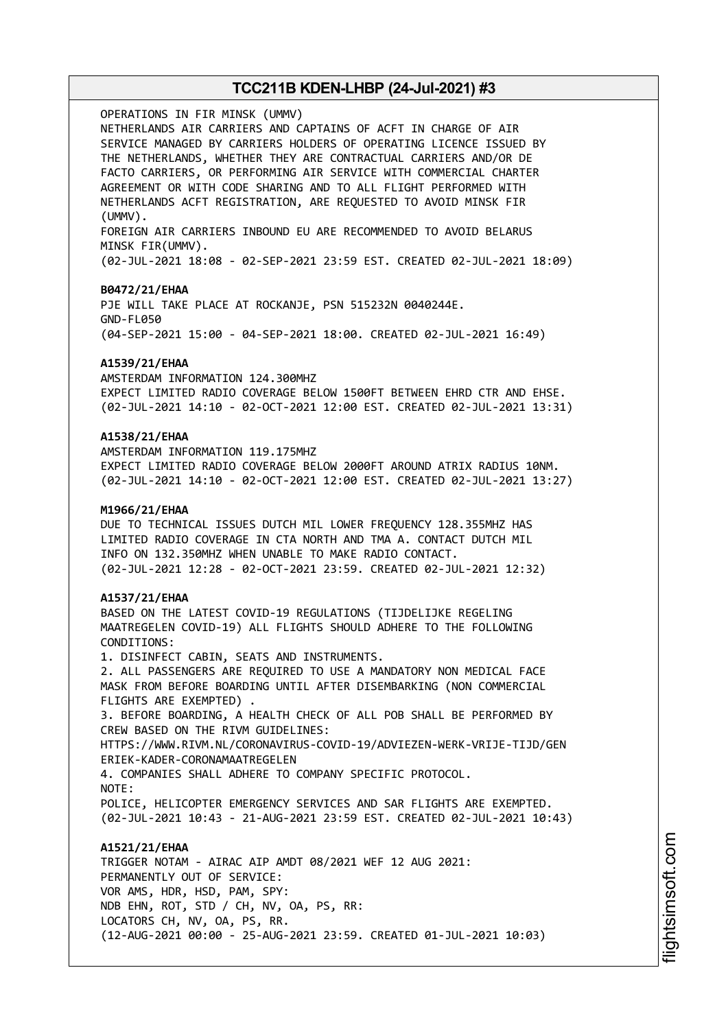OPERATIONS IN FIR MINSK (UMMV)
NETHERLANDS AIR CARRIERS AND CAPTAINS OF ACFT IN CHARGE OF AIR SERVICE MANAGED BY CARRIERS HOLDERS OF OPERATING LICENCE ISSUED BY THE NETHERLANDS, WHETHER THEY ARE CONTRACTUAL CARRIERS AND/OR DE FACTO CARRIERS, OR PERFORMING AIR SERVICE WITH COMMERCIAL CHARTER AGREEMENT OR WITH CODE SHARING AND TO ALL FLIGHT PERFORMED WITH NETHERLANDS ACFT REGISTRATION, ARE REQUESTED TO AVOID MINSK FIR (UMMV).
FOREIGN AIR CARRIERS INBOUND EU ARE RECOMMENDED TO AVOID BELARUS MINSK FIR(UMMV).
(02-JUL-2021 18:08 - 02-SEP-2021 23:59 EST. CREATED 02-JUL-2021 18:09)

**B0472/21/EHAA**
PJE WILL TAKE PLACE AT ROCKANJE, PSN 515232N 0040244E.
GND-FL050
(04-SEP-2021 15:00 - 04-SEP-2021 18:00. CREATED 02-JUL-2021 16:49)

**A1539/21/EHAA**
AMSTERDAM INFORMATION 124.300MHZ
EXPECT LIMITED RADIO COVERAGE BELOW 1500FT BETWEEN EHRD CTR AND EHSE.
(02-JUL-2021 14:10 - 02-OCT-2021 12:00 EST. CREATED 02-JUL-2021 13:31)

**A1538/21/EHAA**
AMSTERDAM INFORMATION 119.175MHZ
EXPECT LIMITED RADIO COVERAGE BELOW 2000FT AROUND ATRIX RADIUS 10NM.
(02-JUL-2021 14:10 - 02-OCT-2021 12:00 EST. CREATED 02-JUL-2021 13:27)

**M1966/21/EHAA**
DUE TO TECHNICAL ISSUES DUTCH MIL LOWER FREQUENCY 128.355MHZ HAS LIMITED RADIO COVERAGE IN CTA NORTH AND TMA A. CONTACT DUTCH MIL INFO ON 132.350MHZ WHEN UNABLE TO MAKE RADIO CONTACT.
(02-JUL-2021 12:28 - 02-OCT-2021 23:59. CREATED 02-JUL-2021 12:32)

**A1537/21/EHAA**
BASED ON THE LATEST COVID-19 REGULATIONS (TIJDELIJKE REGELING MAATREGELEN COVID-19) ALL FLIGHTS SHOULD ADHERE TO THE FOLLOWING CONDITIONS:
1. DISINFECT CABIN, SEATS AND INSTRUMENTS.
2. ALL PASSENGERS ARE REQUIRED TO USE A MANDATORY NON MEDICAL FACE MASK FROM BEFORE BOARDING UNTIL AFTER DISEMBARKING (NON COMMERCIAL FLIGHTS ARE EXEMPTED) .
3. BEFORE BOARDING, A HEALTH CHECK OF ALL POB SHALL BE PERFORMED BY CREW BASED ON THE RIVM GUIDELINES:
HTTPS://WWW.RIVM.NL/CORONAVIRUS-COVID-19/ADVIEZEN-WERK-VRIJE-TIJD/GENERIEK-KADER-CORONAMAATREGELEN
4. COMPANIES SHALL ADHERE TO COMPANY SPECIFIC PROTOCOL.
NOTE:
POLICE, HELICOPTER EMERGENCY SERVICES AND SAR FLIGHTS ARE EXEMPTED.
(02-JUL-2021 10:43 - 21-AUG-2021 23:59 EST. CREATED 02-JUL-2021 10:43)

**A1521/21/EHAA**
TRIGGER NOTAM - AIRAC AIP AMDT 08/2021 WEF 12 AUG 2021:
PERMANENTLY OUT OF SERVICE:
VOR AMS, HDR, HSD, PAM, SPY:
NDB EHN, ROT, STD / CH, NV, OA, PS, RR:
LOCATORS CH, NV, OA, PS, RR.
(12-AUG-2021 00:00 - 25-AUG-2021 23:59. CREATED 01-JUL-2021 10:03)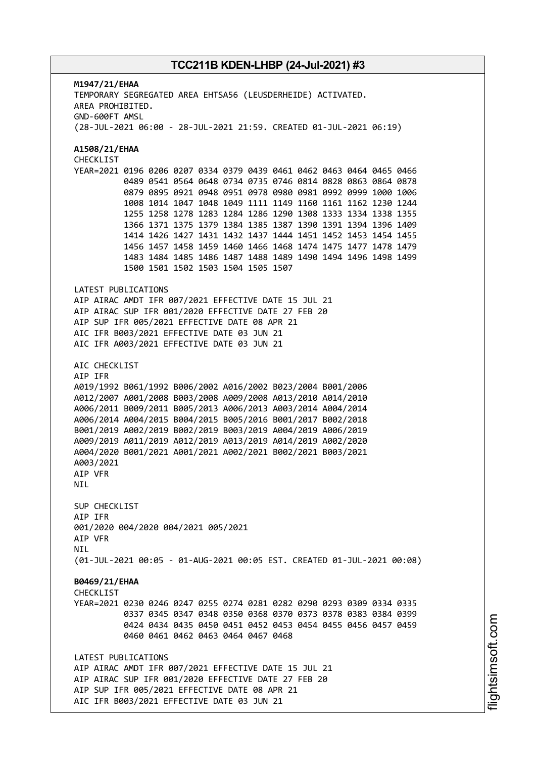**M1947/21/EHAA**
TEMPORARY SEGREGATED AREA EHTSA56 (LEUSDERHEIDE) ACTIVATED.
AREA PROHIBITED.
GND-600FT AMSL
(28-JUL-2021 06:00 - 28-JUL-2021 21:59. CREATED 01-JUL-2021 06:19)

**A1508/21/EHAA**
CHECKLIST
YEAR=2021 0196 0206 0207 0334 0379 0439 0461 0462 0463 0464 0465 0466
0489 0541 0564 0648 0734 0735 0746 0814 0828 0863 0864 0878
0879 0895 0921 0948 0951 0978 0980 0981 0992 0999 1000 1006
1008 1014 1047 1048 1049 1111 1149 1160 1161 1162 1230 1244
1255 1258 1278 1283 1284 1286 1290 1308 1333 1334 1338 1355
1366 1371 1375 1379 1384 1385 1387 1390 1391 1394 1396 1409
1414 1426 1427 1431 1432 1437 1444 1451 1452 1453 1454 1455
1456 1457 1458 1459 1460 1466 1468 1474 1475 1477 1478 1479
1483 1484 1485 1486 1487 1488 1489 1490 1494 1496 1498 1499
1500 1501 1502 1503 1504 1505 1507

LATEST PUBLICATIONS
AIP AIRAC AMDT IFR 007/2021 EFFECTIVE DATE 15 JUL 21
AIP AIRAC SUP IFR 001/2020 EFFECTIVE DATE 27 FEB 20
AIP SUP IFR 005/2021 EFFECTIVE DATE 08 APR 21
AIC IFR B003/2021 EFFECTIVE DATE 03 JUN 21
AIC IFR A003/2021 EFFECTIVE DATE 03 JUN 21

AIC CHECKLIST
AIP IFR
A019/1992 B061/1992 B006/2002 A016/2002 B023/2004 B001/2006
A012/2007 A001/2008 B003/2008 A009/2008 A013/2010 A014/2010
A006/2011 B009/2011 B005/2013 A006/2013 A003/2014 A004/2014
A006/2014 A004/2015 B004/2015 B005/2016 B001/2017 B002/2018
B001/2019 A002/2019 B002/2019 B003/2019 A004/2019 A006/2019
A009/2019 A011/2019 A012/2019 A013/2019 A014/2019 A002/2020
A004/2020 B001/2021 A001/2021 A002/2021 B002/2021 B003/2021
A003/2021
AIP VFR
NIL

SUP CHECKLIST
AIP IFR
001/2020 004/2020 004/2021 005/2021
AIP VFR
NIL
(01-JUL-2021 00:05 - 01-AUG-2021 00:05 EST. CREATED 01-JUL-2021 00:08)

**B0469/21/EHAA**
CHECKLIST
YEAR=2021 0230 0246 0247 0255 0274 0281 0282 0290 0293 0309 0334 0335
0337 0345 0347 0348 0350 0368 0370 0373 0378 0383 0384 0399
0424 0434 0435 0450 0451 0452 0453 0454 0455 0456 0457 0459
0460 0461 0462 0463 0464 0467 0468

LATEST PUBLICATIONS
AIP AIRAC AMDT IFR 007/2021 EFFECTIVE DATE 15 JUL 21
AIP AIRAC SUP IFR 001/2020 EFFECTIVE DATE 27 FEB 20
AIP SUP IFR 005/2021 EFFECTIVE DATE 08 APR 21
AIC IFR B003/2021 EFFECTIVE DATE 03 JUN 21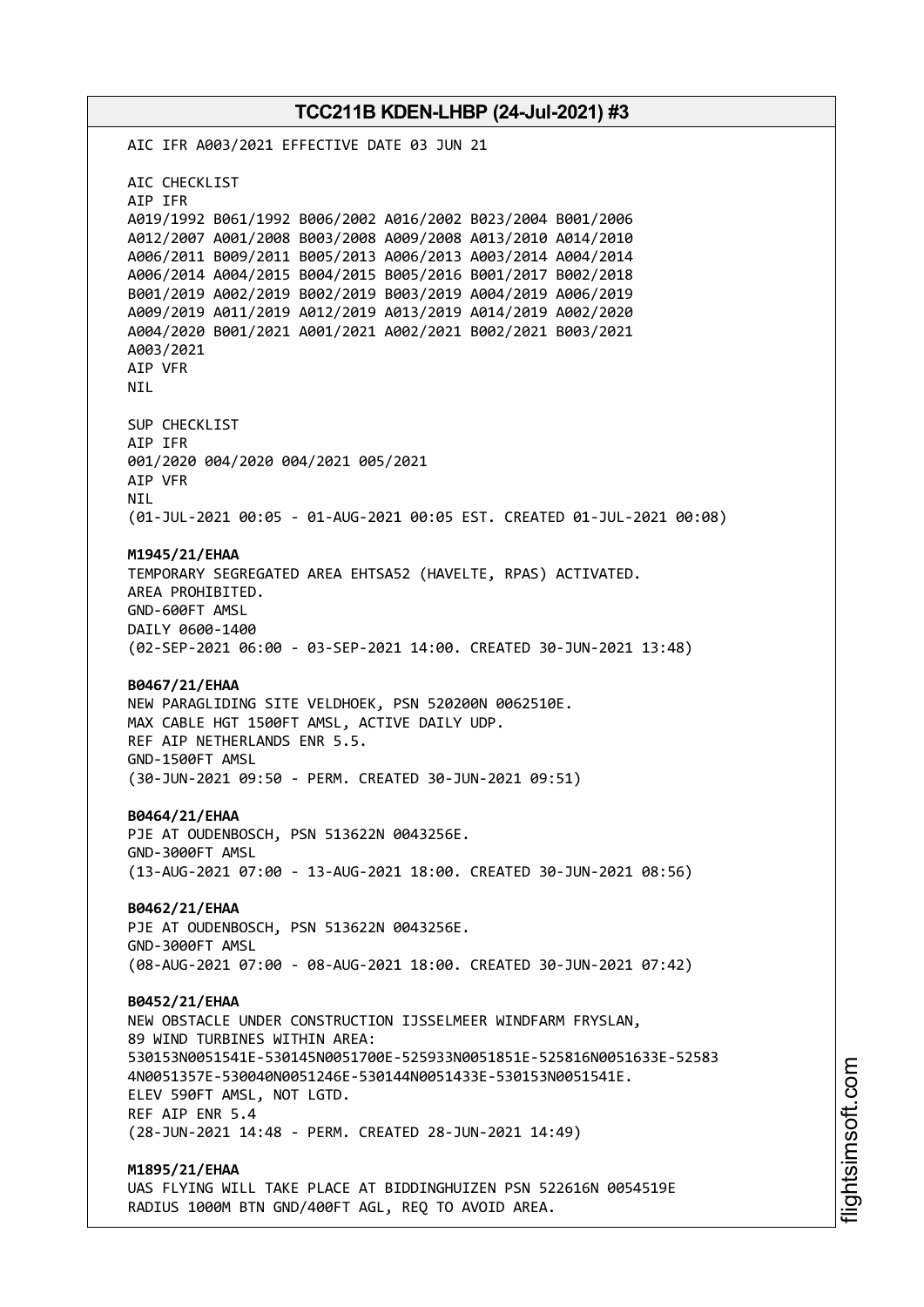AIC IFR A003/2021 EFFECTIVE DATE 03 JUN 21

AIC CHECKLIST
AIP IFR
A019/1992 B061/1992 B006/2002 A016/2002 B023/2004 B001/2006
A012/2007 A001/2008 B003/2008 A009/2008 A013/2010 A014/2010
A006/2011 B009/2011 B005/2013 A006/2013 A003/2014 A004/2014
A006/2014 A004/2015 B004/2015 B005/2016 B001/2017 B002/2018
B001/2019 A002/2019 B002/2019 B003/2019 A004/2019 A006/2019
A009/2019 A011/2019 A012/2019 A013/2019 A014/2019 A002/2020
A004/2020 B001/2021 A001/2021 A002/2021 B002/2021 B003/2021
A003/2021
AIP VFR
NIL

SUP CHECKLIST
AIP IFR
001/2020 004/2020 004/2021 005/2021
AIP VFR
NIL
(01-JUL-2021 00:05 - 01-AUG-2021 00:05 EST. CREATED 01-JUL-2021 00:08)

**M1945/21/EHAA**
TEMPORARY SEGREGATED AREA EHTSA52 (HAVELTE, RPAS) ACTIVATED.
AREA PROHIBITED.
GND-600FT AMSL
DAILY 0600-1400
(02-SEP-2021 06:00 - 03-SEP-2021 14:00. CREATED 30-JUN-2021 13:48)

**B0467/21/EHAA**
NEW PARAGLIDING SITE VELDHOEK, PSN 520200N 0062510E.
MAX CABLE HGT 1500FT AMSL, ACTIVE DAILY UDP.
REF AIP NETHERLANDS ENR 5.5.
GND-1500FT AMSL
(30-JUN-2021 09:50 - PERM. CREATED 30-JUN-2021 09:51)

**B0464/21/EHAA**
PJE AT OUDENBOSCH, PSN 513622N 0043256E.
GND-3000FT AMSL
(13-AUG-2021 07:00 - 13-AUG-2021 18:00. CREATED 30-JUN-2021 08:56)

**B0462/21/EHAA**
PJE AT OUDENBOSCH, PSN 513622N 0043256E.
GND-3000FT AMSL
(08-AUG-2021 07:00 - 08-AUG-2021 18:00. CREATED 30-JUN-2021 07:42)

**B0452/21/EHAA**
NEW OBSTACLE UNDER CONSTRUCTION IJSSELMEER WINDFARM FRYSLAN,
89 WIND TURBINES WITHIN AREA:
530153N0051541E-530145N0051700E-525933N0051851E-525816N0051633E-52583
4N0051357E-530040N0051246E-530144N0051433E-530153N0051541E.
ELEV 590FT AMSL, NOT LGTD.
REF AIP ENR 5.4
(28-JUN-2021 14:48 - PERM. CREATED 28-JUN-2021 14:49)

**M1895/21/EHAA**
UAS FLYING WILL TAKE PLACE AT BIDDINGHUIZEN PSN 522616N 0054519E
RADIUS 1000M BTN GND/400FT AGL, REQ TO AVOID AREA.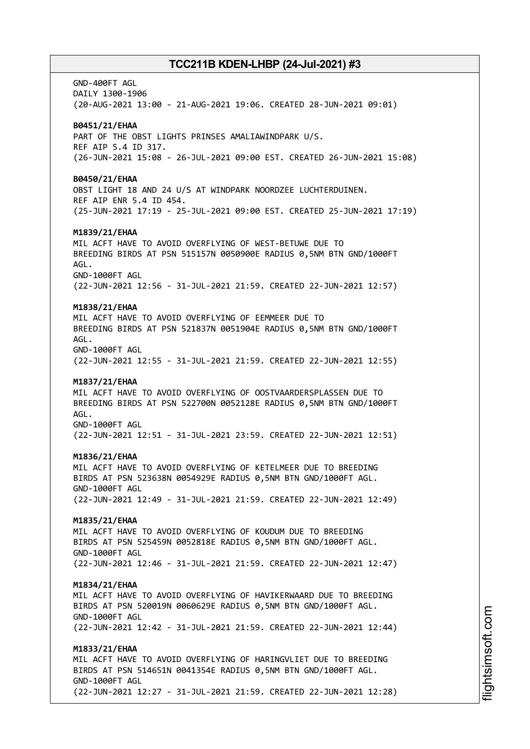GND-400FT AGL
DAILY 1300-1906
(20-AUG-2021 13:00 - 21-AUG-2021 19:06. CREATED 28-JUN-2021 09:01)

**B0451/21/EHAA**
PART OF THE OBST LIGHTS PRINSES AMALIAWINDPARK U/S.
REF AIP 5.4 ID 317.
(26-JUN-2021 15:08 - 26-JUL-2021 09:00 EST. CREATED 26-JUN-2021 15:08)

**B0450/21/EHAA**
OBST LIGHT 18 AND 24 U/S AT WINDPARK NOORDZEE LUCHTERDUINEN.
REF AIP ENR 5.4 ID 454.
(25-JUN-2021 17:19 - 25-JUL-2021 09:00 EST. CREATED 25-JUN-2021 17:19)

**M1839/21/EHAA**
MIL ACFT HAVE TO AVOID OVERFLYING OF WEST-BETUWE DUE TO
BREEDING BIRDS AT PSN 515157N 0050900E RADIUS 0,5NM BTN GND/1000FT
AGL.
GND-1000FT AGL
(22-JUN-2021 12:56 - 31-JUL-2021 21:59. CREATED 22-JUN-2021 12:57)

**M1838/21/EHAA**
MIL ACFT HAVE TO AVOID OVERFLYING OF EEMMEER DUE TO
BREEDING BIRDS AT PSN 521837N 0051904E RADIUS 0,5NM BTN GND/1000FT
AGL.
GND-1000FT AGL
(22-JUN-2021 12:55 - 31-JUL-2021 21:59. CREATED 22-JUN-2021 12:55)

**M1837/21/EHAA**
MIL ACFT HAVE TO AVOID OVERFLYING OF OOSTVAARDERSPLASSEN DUE TO
BREEDING BIRDS AT PSN 522700N 0052128E RADIUS 0,5NM BTN GND/1000FT
AGL.
GND-1000FT AGL
(22-JUN-2021 12:51 - 31-JUL-2021 23:59. CREATED 22-JUN-2021 12:51)

**M1836/21/EHAA**
MIL ACFT HAVE TO AVOID OVERFLYING OF KETELMEER DUE TO BREEDING
BIRDS AT PSN 523638N 0054929E RADIUS 0,5NM BTN GND/1000FT AGL.
GND-1000FT AGL
(22-JUN-2021 12:49 - 31-JUL-2021 21:59. CREATED 22-JUN-2021 12:49)

**M1835/21/EHAA**
MIL ACFT HAVE TO AVOID OVERFLYING OF KOUDUM DUE TO BREEDING
BIRDS AT PSN 525459N 0052818E RADIUS 0,5NM BTN GND/1000FT AGL.
GND-1000FT AGL
(22-JUN-2021 12:46 - 31-JUL-2021 21:59. CREATED 22-JUN-2021 12:47)

**M1834/21/EHAA**
MIL ACFT HAVE TO AVOID OVERFLYING OF HAVIKERWAARD DUE TO BREEDING
BIRDS AT PSN 520019N 0060629E RADIUS 0,5NM BTN GND/1000FT AGL.
GND-1000FT AGL
(22-JUN-2021 12:42 - 31-JUL-2021 21:59. CREATED 22-JUN-2021 12:44)

**M1833/21/EHAA**
MIL ACFT HAVE TO AVOID OVERFLYING OF HARINGVLIET DUE TO BREEDING
BIRDS AT PSN 514651N 0041354E RADIUS 0,5NM BTN GND/1000FT AGL.
GND-1000FT AGL
(22-JUN-2021 12:27 - 31-JUL-2021 21:59. CREATED 22-JUN-2021 12:28)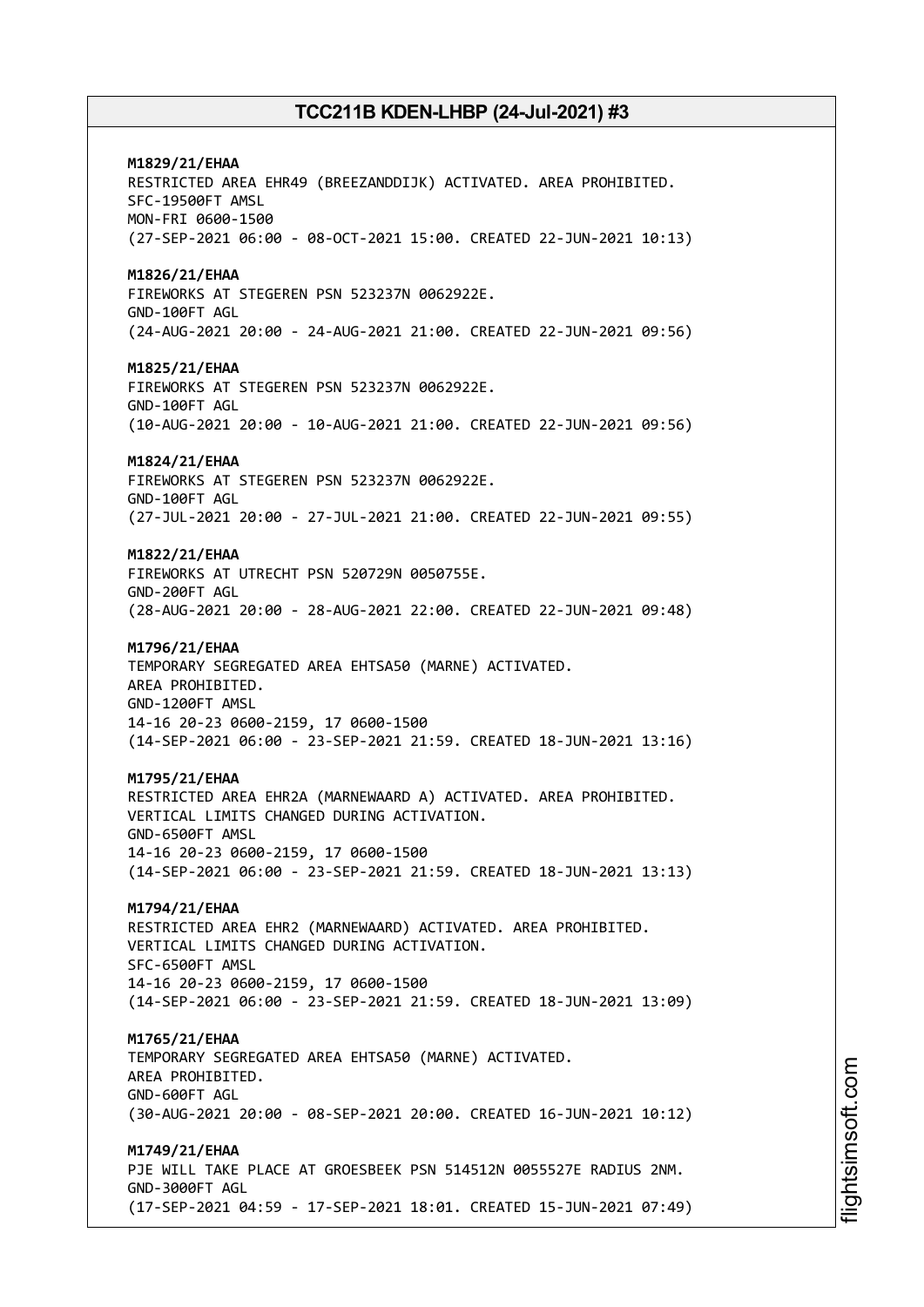**M1829/21/EHAA**
RESTRICTED AREA EHR49 (BREEZANDDIJK) ACTIVATED. AREA PROHIBITED.
SFC-19500FT AMSL
MON-FRI 0600-1500
(27-SEP-2021 06:00 - 08-OCT-2021 15:00. CREATED 22-JUN-2021 10:13)

**M1826/21/EHAA**
FIREWORKS AT STEGEREN PSN 523237N 0062922E.
GND-100FT AGL
(24-AUG-2021 20:00 - 24-AUG-2021 21:00. CREATED 22-JUN-2021 09:56)

**M1825/21/EHAA**
FIREWORKS AT STEGEREN PSN 523237N 0062922E.
GND-100FT AGL
(10-AUG-2021 20:00 - 10-AUG-2021 21:00. CREATED 22-JUN-2021 09:56)

**M1824/21/EHAA**
FIREWORKS AT STEGEREN PSN 523237N 0062922E.
GND-100FT AGL
(27-JUL-2021 20:00 - 27-JUL-2021 21:00. CREATED 22-JUN-2021 09:55)

**M1822/21/EHAA**
FIREWORKS AT UTRECHT PSN 520729N 0050755E.
GND-200FT AGL
(28-AUG-2021 20:00 - 28-AUG-2021 22:00. CREATED 22-JUN-2021 09:48)

**M1796/21/EHAA**
TEMPORARY SEGREGATED AREA EHTSA50 (MARNE) ACTIVATED.
AREA PROHIBITED.
GND-1200FT AMSL
14-16 20-23 0600-2159, 17 0600-1500
(14-SEP-2021 06:00 - 23-SEP-2021 21:59. CREATED 18-JUN-2021 13:16)

**M1795/21/EHAA**
RESTRICTED AREA EHR2A (MARNEWAARD A) ACTIVATED. AREA PROHIBITED.
VERTICAL LIMITS CHANGED DURING ACTIVATION.
GND-6500FT AMSL
14-16 20-23 0600-2159, 17 0600-1500
(14-SEP-2021 06:00 - 23-SEP-2021 21:59. CREATED 18-JUN-2021 13:13)

**M1794/21/EHAA**
RESTRICTED AREA EHR2 (MARNEWAARD) ACTIVATED. AREA PROHIBITED.
VERTICAL LIMITS CHANGED DURING ACTIVATION.
SFC-6500FT AMSL
14-16 20-23 0600-2159, 17 0600-1500
(14-SEP-2021 06:00 - 23-SEP-2021 21:59. CREATED 18-JUN-2021 13:09)

**M1765/21/EHAA**
TEMPORARY SEGREGATED AREA EHTSA50 (MARNE) ACTIVATED.
AREA PROHIBITED.
GND-600FT AGL
(30-AUG-2021 20:00 - 08-SEP-2021 20:00. CREATED 16-JUN-2021 10:12)

**M1749/21/EHAA**
PJE WILL TAKE PLACE AT GROESBEEK PSN 514512N 0055527E RADIUS 2NM.
GND-3000FT AGL
(17-SEP-2021 04:59 - 17-SEP-2021 18:01. CREATED 15-JUN-2021 07:49)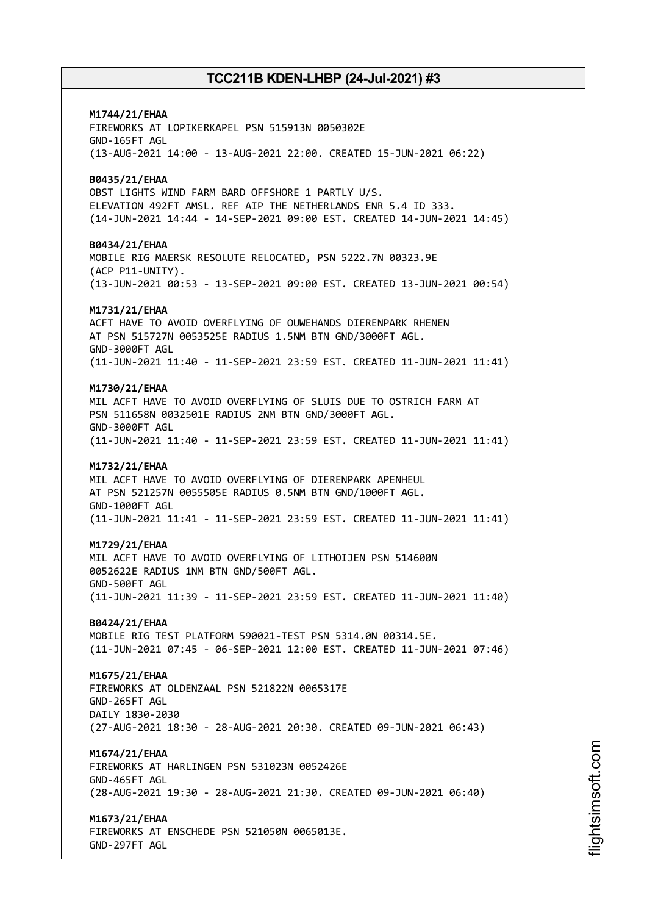**M1744/21/EHAA**
FIREWORKS AT LOPIKERKAPEL PSN 515913N 0050302E
GND-165FT AGL
(13-AUG-2021 14:00 - 13-AUG-2021 22:00. CREATED 15-JUN-2021 06:22)

**B0435/21/EHAA**
OBST LIGHTS WIND FARM BARD OFFSHORE 1 PARTLY U/S.
ELEVATION 492FT AMSL. REF AIP THE NETHERLANDS ENR 5.4 ID 333.
(14-JUN-2021 14:44 - 14-SEP-2021 09:00 EST. CREATED 14-JUN-2021 14:45)

**B0434/21/EHAA**
MOBILE RIG MAERSK RESOLUTE RELOCATED, PSN 5222.7N 00323.9E
(ACP P11-UNITY).
(13-JUN-2021 00:53 - 13-SEP-2021 09:00 EST. CREATED 13-JUN-2021 00:54)

**M1731/21/EHAA**
ACFT HAVE TO AVOID OVERFLYING OF OUWEHANDS DIERENPARK RHENEN
AT PSN 515727N 0053525E RADIUS 1.5NM BTN GND/3000FT AGL.
GND-3000FT AGL
(11-JUN-2021 11:40 - 11-SEP-2021 23:59 EST. CREATED 11-JUN-2021 11:41)

**M1730/21/EHAA**
MIL ACFT HAVE TO AVOID OVERFLYING OF SLUIS DUE TO OSTRICH FARM AT
PSN 511658N 0032501E RADIUS 2NM BTN GND/3000FT AGL.
GND-3000FT AGL
(11-JUN-2021 11:40 - 11-SEP-2021 23:59 EST. CREATED 11-JUN-2021 11:41)

**M1732/21/EHAA**
MIL ACFT HAVE TO AVOID OVERFLYING OF DIERENPARK APENHEUL
AT PSN 521257N 0055505E RADIUS 0.5NM BTN GND/1000FT AGL.
GND-1000FT AGL
(11-JUN-2021 11:41 - 11-SEP-2021 23:59 EST. CREATED 11-JUN-2021 11:41)

**M1729/21/EHAA**
MIL ACFT HAVE TO AVOID OVERFLYING OF LITHOIJEN PSN 514600N
0052622E RADIUS 1NM BTN GND/500FT AGL.
GND-500FT AGL
(11-JUN-2021 11:39 - 11-SEP-2021 23:59 EST. CREATED 11-JUN-2021 11:40)

**B0424/21/EHAA**
MOBILE RIG TEST PLATFORM 590021-TEST PSN 5314.0N 00314.5E.
(11-JUN-2021 07:45 - 06-SEP-2021 12:00 EST. CREATED 11-JUN-2021 07:46)

**M1675/21/EHAA**
FIREWORKS AT OLDENZAAL PSN 521822N 0065317E
GND-265FT AGL
DAILY 1830-2030
(27-AUG-2021 18:30 - 28-AUG-2021 20:30. CREATED 09-JUN-2021 06:43)

**M1674/21/EHAA**
FIREWORKS AT HARLINGEN PSN 531023N 0052426E
GND-465FT AGL
(28-AUG-2021 19:30 - 28-AUG-2021 21:30. CREATED 09-JUN-2021 06:40)

**M1673/21/EHAA**
FIREWORKS AT ENSCHEDE PSN 521050N 0065013E.
GND-297FT AGL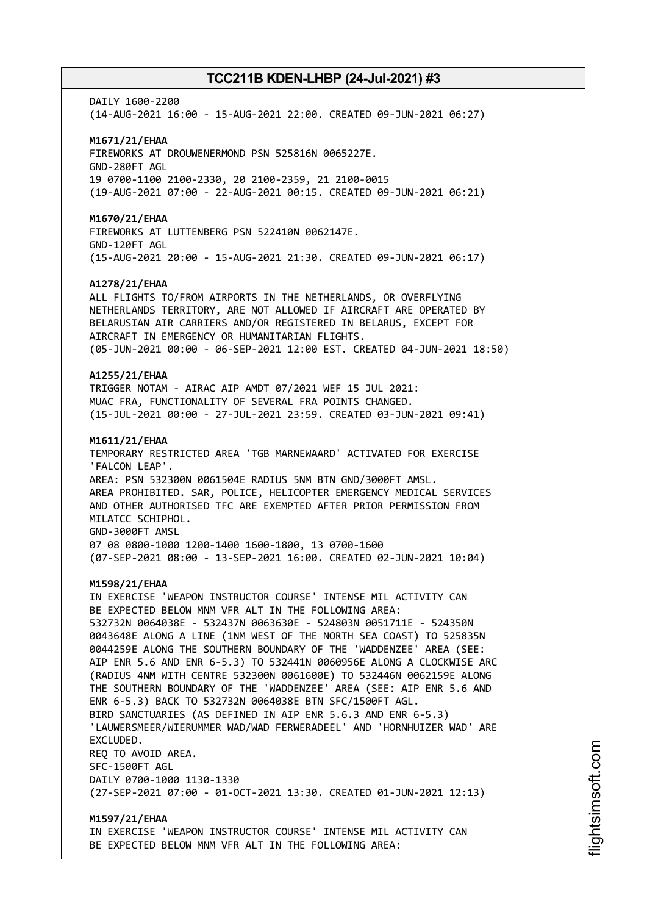DAILY 1600-2200
(14-AUG-2021 16:00 - 15-AUG-2021 22:00. CREATED 09-JUN-2021 06:27)

**M1671/21/EHAA**
FIREWORKS AT DROUWENERMOND PSN 525816N 0065227E.
GND-280FT AGL
19 0700-1100 2100-2330, 20 2100-2359, 21 2100-0015
(19-AUG-2021 07:00 - 22-AUG-2021 00:15. CREATED 09-JUN-2021 06:21)

**M1670/21/EHAA**
FIREWORKS AT LUTTENBERG PSN 522410N 0062147E.
GND-120FT AGL
(15-AUG-2021 20:00 - 15-AUG-2021 21:30. CREATED 09-JUN-2021 06:17)

**A1278/21/EHAA**
ALL FLIGHTS TO/FROM AIRPORTS IN THE NETHERLANDS, OR OVERFLYING NETHERLANDS TERRITORY, ARE NOT ALLOWED IF AIRCRAFT ARE OPERATED BY BELARUSIAN AIR CARRIERS AND/OR REGISTERED IN BELARUS, EXCEPT FOR AIRCRAFT IN EMERGENCY OR HUMANITARIAN FLIGHTS.
(05-JUN-2021 00:00 - 06-SEP-2021 12:00 EST. CREATED 04-JUN-2021 18:50)

**A1255/21/EHAA**
TRIGGER NOTAM - AIRAC AIP AMDT 07/2021 WEF 15 JUL 2021:
MUAC FRA, FUNCTIONALITY OF SEVERAL FRA POINTS CHANGED.
(15-JUL-2021 00:00 - 27-JUL-2021 23:59. CREATED 03-JUN-2021 09:41)

**M1611/21/EHAA**
TEMPORARY RESTRICTED AREA 'TGB MARNEWAARD' ACTIVATED FOR EXERCISE 'FALCON LEAP'.
AREA: PSN 532300N 0061504E RADIUS 5NM BTN GND/3000FT AMSL.
AREA PROHIBITED. SAR, POLICE, HELICOPTER EMERGENCY MEDICAL SERVICES AND OTHER AUTHORISED TFC ARE EXEMPTED AFTER PRIOR PERMISSION FROM MILATCC SCHIPHOL.
GND-3000FT AMSL
07 08 0800-1000 1200-1400 1600-1800, 13 0700-1600
(07-SEP-2021 08:00 - 13-SEP-2021 16:00. CREATED 02-JUN-2021 10:04)

**M1598/21/EHAA**
IN EXERCISE 'WEAPON INSTRUCTOR COURSE' INTENSE MIL ACTIVITY CAN BE EXPECTED BELOW MNM VFR ALT IN THE FOLLOWING AREA:
532732N 0064038E - 532437N 0063630E - 524803N 0051711E - 524350N 0043648E ALONG A LINE (1NM WEST OF THE NORTH SEA COAST) TO 525835N 0044259E ALONG THE SOUTHERN BOUNDARY OF THE 'WADDENZEE' AREA (SEE: AIP ENR 5.6 AND ENR 6-5.3) TO 532441N 0060956E ALONG A CLOCKWISE ARC (RADIUS 4NM WITH CENTRE 532300N 0061600E) TO 532446N 0062159E ALONG THE SOUTHERN BOUNDARY OF THE 'WADDENZEE' AREA (SEE: AIP ENR 5.6 AND ENR 6-5.3) BACK TO 532732N 0064038E BTN SFC/1500FT AGL.
BIRD SANCTUARIES (AS DEFINED IN AIP ENR 5.6.3 AND ENR 6-5.3) 'LAUWERSMEER/WIERUMMER WAD/WAD FERWERADEEL' AND 'HORNHUIZER WAD' ARE EXCLUDED.
REQ TO AVOID AREA.
SFC-1500FT AGL
DAILY 0700-1000 1130-1330
(27-SEP-2021 07:00 - 01-OCT-2021 13:30. CREATED 01-JUN-2021 12:13)

**M1597/21/EHAA**
IN EXERCISE 'WEAPON INSTRUCTOR COURSE' INTENSE MIL ACTIVITY CAN BE EXPECTED BELOW MNM VFR ALT IN THE FOLLOWING AREA: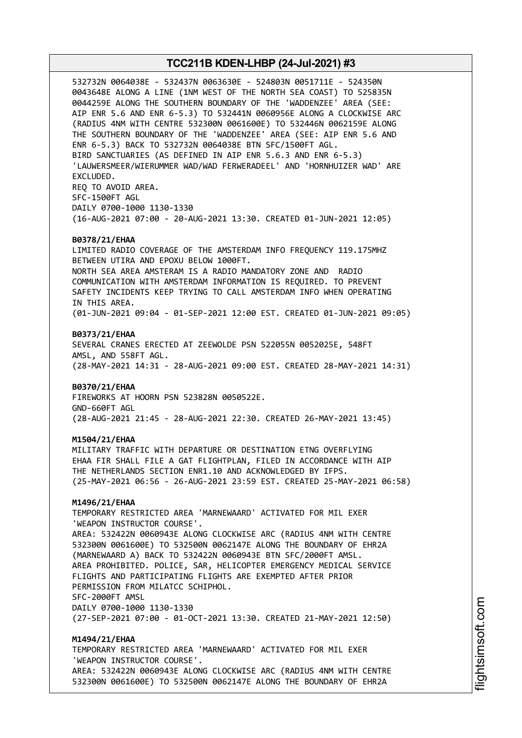532732N 0064038E - 532437N 0063630E - 524803N 0051711E - 524350N 0043648E ALONG A LINE (1NM WEST OF THE NORTH SEA COAST) TO 525835N 0044259E ALONG THE SOUTHERN BOUNDARY OF THE 'WADDENZEE' AREA (SEE: AIP ENR 5.6 AND ENR 6-5.3) TO 532441N 0060956E ALONG A CLOCKWISE ARC (RADIUS 4NM WITH CENTRE 532300N 0061600E) TO 532446N 0062159E ALONG THE SOUTHERN BOUNDARY OF THE 'WADDENZEE' AREA (SEE: AIP ENR 5.6 AND ENR 6-5.3) BACK TO 532732N 0064038E BTN SFC/1500FT AGL.
BIRD SANCTUARIES (AS DEFINED IN AIP ENR 5.6.3 AND ENR 6-5.3) 'LAUWERSMEER/WIERUMMER WAD/WAD FERWERADEEL' AND 'HORNHUIZER WAD' ARE EXCLUDED.
REQ TO AVOID AREA.
SFC-1500FT AGL
DAILY 0700-1000 1130-1330
(16-AUG-2021 07:00 - 20-AUG-2021 13:30. CREATED 01-JUN-2021 12:05)

**B0378/21/EHAA**
LIMITED RADIO COVERAGE OF THE AMSTERDAM INFO FREQUENCY 119.175MHZ BETWEEN UTIRA AND EPOXU BELOW 1000FT.
NORTH SEA AREA AMSTERAM IS A RADIO MANDATORY ZONE AND RADIO COMMUNICATION WITH AMSTERDAM INFORMATION IS REQUIRED. TO PREVENT SAFETY INCIDENTS KEEP TRYING TO CALL AMSTERDAM INFO WHEN OPERATING IN THIS AREA.
(01-JUN-2021 09:04 - 01-SEP-2021 12:00 EST. CREATED 01-JUN-2021 09:05)

**B0373/21/EHAA**
SEVERAL CRANES ERECTED AT ZEEWOLDE PSN 522055N 0052025E, 548FT AMSL, AND 558FT AGL.
(28-MAY-2021 14:31 - 28-AUG-2021 09:00 EST. CREATED 28-MAY-2021 14:31)

**B0370/21/EHAA**
FIREWORKS AT HOORN PSN 523828N 0050522E.
GND-660FT AGL
(28-AUG-2021 21:45 - 28-AUG-2021 22:30. CREATED 26-MAY-2021 13:45)

**M1504/21/EHAA**
MILITARY TRAFFIC WITH DEPARTURE OR DESTINATION ETNG OVERFLYING EHAA FIR SHALL FILE A GAT FLIGHTPLAN, FILED IN ACCORDANCE WITH AIP THE NETHERLANDS SECTION ENR1.10 AND ACKNOWLEDGED BY IFPS.
(25-MAY-2021 06:56 - 26-AUG-2021 23:59 EST. CREATED 25-MAY-2021 06:58)

**M1496/21/EHAA**
TEMPORARY RESTRICTED AREA 'MARNEWAARD' ACTIVATED FOR MIL EXER 'WEAPON INSTRUCTOR COURSE'.
AREA: 532422N 0060943E ALONG CLOCKWISE ARC (RADIUS 4NM WITH CENTRE 532300N 0061600E) TO 532500N 0062147E ALONG THE BOUNDARY OF EHR2A (MARNEWAARD A) BACK TO 532422N 0060943E BTN SFC/2000FT AMSL.
AREA PROHIBITED. POLICE, SAR, HELICOPTER EMERGENCY MEDICAL SERVICE FLIGHTS AND PARTICIPATING FLIGHTS ARE EXEMPTED AFTER PRIOR PERMISSION FROM MILATCC SCHIPHOL.
SFC-2000FT AMSL
DAILY 0700-1000 1130-1330
(27-SEP-2021 07:00 - 01-OCT-2021 13:30. CREATED 21-MAY-2021 12:50)

**M1494/21/EHAA**
TEMPORARY RESTRICTED AREA 'MARNEWAARD' ACTIVATED FOR MIL EXER 'WEAPON INSTRUCTOR COURSE'.
AREA: 532422N 0060943E ALONG CLOCKWISE ARC (RADIUS 4NM WITH CENTRE 532300N 0061600E) TO 532500N 0062147E ALONG THE BOUNDARY OF EHR2A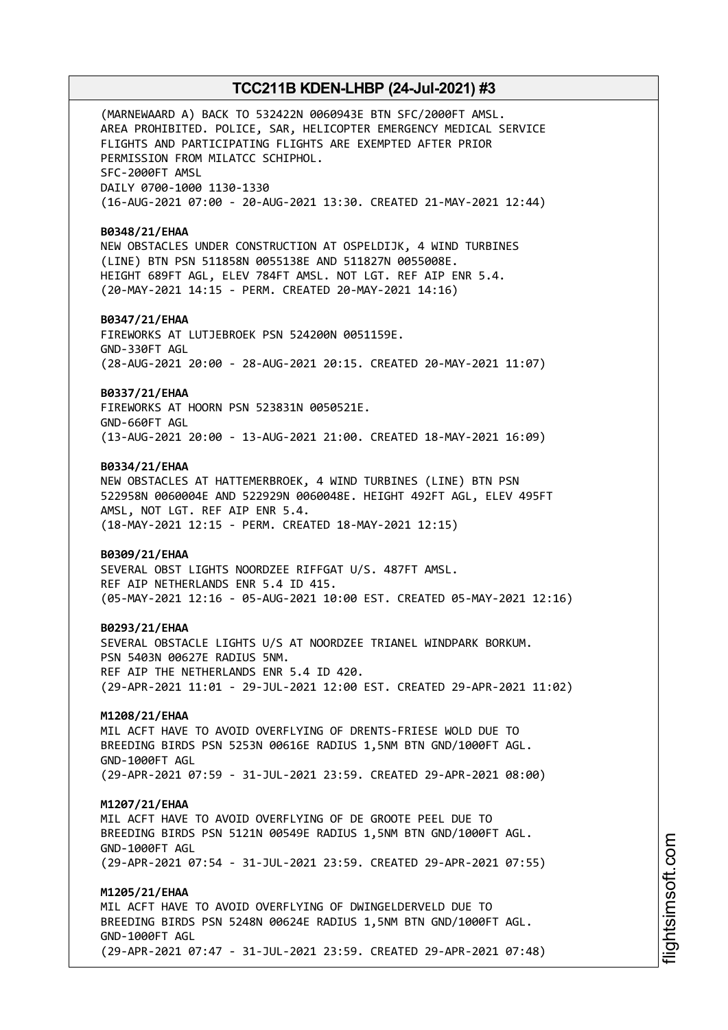(MARNEWAARD A) BACK TO 532422N 0060943E BTN SFC/2000FT AMSL.
AREA PROHIBITED. POLICE, SAR, HELICOPTER EMERGENCY MEDICAL SERVICE
FLIGHTS AND PARTICIPATING FLIGHTS ARE EXEMPTED AFTER PRIOR
PERMISSION FROM MILATCC SCHIPHOL.
SFC-2000FT AMSL
DAILY 0700-1000 1130-1330
(16-AUG-2021 07:00 - 20-AUG-2021 13:30. CREATED 21-MAY-2021 12:44)

**B0348/21/EHAA**
NEW OBSTACLES UNDER CONSTRUCTION AT OSPELDIJK, 4 WIND TURBINES
(LINE) BTN PSN 511858N 0055138E AND 511827N 0055008E.
HEIGHT 689FT AGL, ELEV 784FT AMSL. NOT LGT. REF AIP ENR 5.4.
(20-MAY-2021 14:15 - PERM. CREATED 20-MAY-2021 14:16)

**B0347/21/EHAA**
FIREWORKS AT LUTJEBROEK PSN 524200N 0051159E.
GND-330FT AGL
(28-AUG-2021 20:00 - 28-AUG-2021 20:15. CREATED 20-MAY-2021 11:07)

**B0337/21/EHAA**
FIREWORKS AT HOORN PSN 523831N 0050521E.
GND-660FT AGL
(13-AUG-2021 20:00 - 13-AUG-2021 21:00. CREATED 18-MAY-2021 16:09)

**B0334/21/EHAA**
NEW OBSTACLES AT HATTEMERBROEK, 4 WIND TURBINES (LINE) BTN PSN
522958N 0060004E AND 522929N 0060048E. HEIGHT 492FT AGL, ELEV 495FT
AMSL, NOT LGT. REF AIP ENR 5.4.
(18-MAY-2021 12:15 - PERM. CREATED 18-MAY-2021 12:15)

**B0309/21/EHAA**
SEVERAL OBST LIGHTS NOORDZEE RIFFGAT U/S. 487FT AMSL.
REF AIP NETHERLANDS ENR 5.4 ID 415.
(05-MAY-2021 12:16 - 05-AUG-2021 10:00 EST. CREATED 05-MAY-2021 12:16)

**B0293/21/EHAA**
SEVERAL OBSTACLE LIGHTS U/S AT NOORDZEE TRIANEL WINDPARK BORKUM.
PSN 5403N 00627E RADIUS 5NM.
REF AIP THE NETHERLANDS ENR 5.4 ID 420.
(29-APR-2021 11:01 - 29-JUL-2021 12:00 EST. CREATED 29-APR-2021 11:02)

**M1208/21/EHAA**
MIL ACFT HAVE TO AVOID OVERFLYING OF DRENTS-FRIESE WOLD DUE TO
BREEDING BIRDS PSN 5253N 00616E RADIUS 1,5NM BTN GND/1000FT AGL.
GND-1000FT AGL
(29-APR-2021 07:59 - 31-JUL-2021 23:59. CREATED 29-APR-2021 08:00)

**M1207/21/EHAA**
MIL ACFT HAVE TO AVOID OVERFLYING OF DE GROOTE PEEL DUE TO
BREEDING BIRDS PSN 5121N 00549E RADIUS 1,5NM BTN GND/1000FT AGL.
GND-1000FT AGL
(29-APR-2021 07:54 - 31-JUL-2021 23:59. CREATED 29-APR-2021 07:55)

**M1205/21/EHAA**
MIL ACFT HAVE TO AVOID OVERFLYING OF DWINGELDERVELD DUE TO
BREEDING BIRDS PSN 5248N 00624E RADIUS 1,5NM BTN GND/1000FT AGL.
GND-1000FT AGL
(29-APR-2021 07:47 - 31-JUL-2021 23:59. CREATED 29-APR-2021 07:48)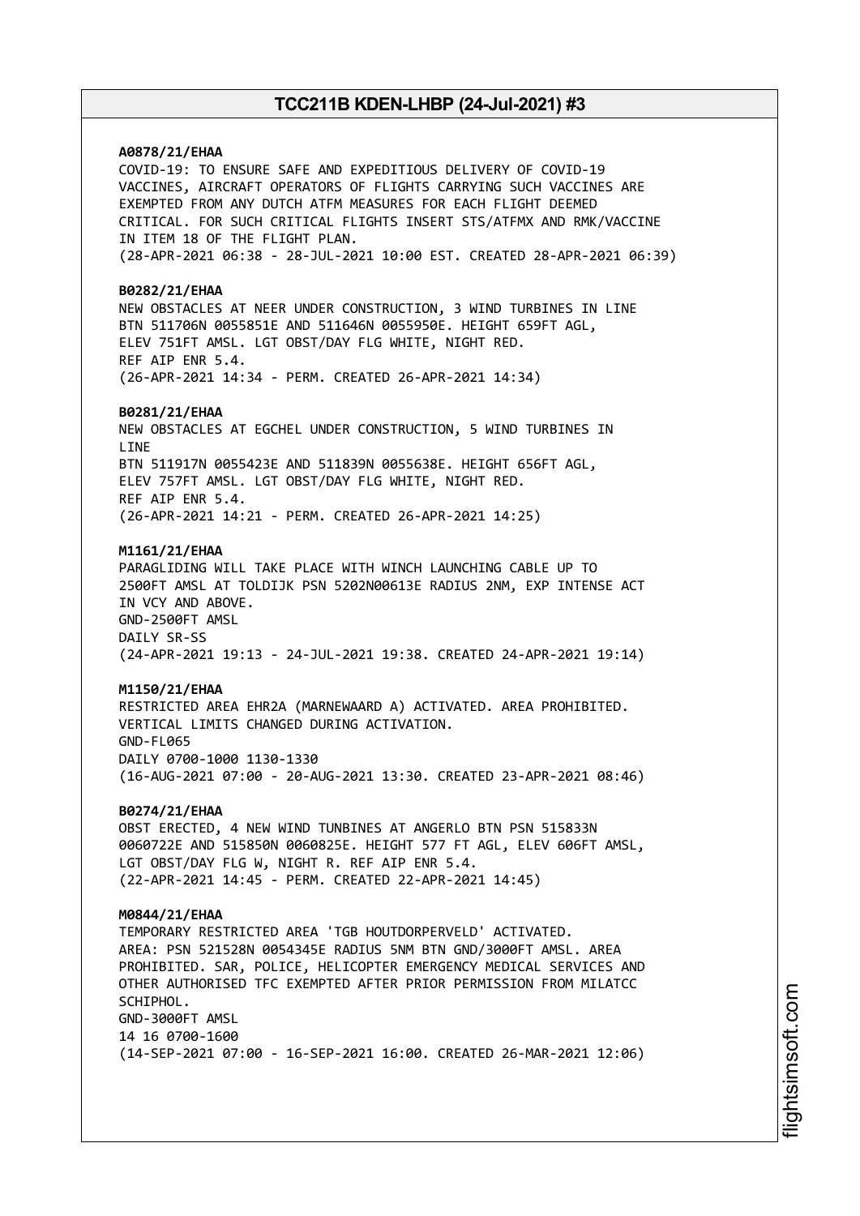**A0878/21/EHAA**
COVID-19: TO ENSURE SAFE AND EXPEDITIOUS DELIVERY OF COVID-19 VACCINES, AIRCRAFT OPERATORS OF FLIGHTS CARRYING SUCH VACCINES ARE EXEMPTED FROM ANY DUTCH ATFM MEASURES FOR EACH FLIGHT DEEMED CRITICAL. FOR SUCH CRITICAL FLIGHTS INSERT STS/ATFMX AND RMK/VACCINE IN ITEM 18 OF THE FLIGHT PLAN.
(28-APR-2021 06:38 - 28-JUL-2021 10:00 EST. CREATED 28-APR-2021 06:39)

**B0282/21/EHAA**
NEW OBSTACLES AT NEER UNDER CONSTRUCTION, 3 WIND TURBINES IN LINE BTN 511706N 0055851E AND 511646N 0055950E. HEIGHT 659FT AGL, ELEV 751FT AMSL. LGT OBST/DAY FLG WHITE, NIGHT RED.
REF AIP ENR 5.4.
(26-APR-2021 14:34 - PERM. CREATED 26-APR-2021 14:34)

**B0281/21/EHAA**
NEW OBSTACLES AT EGCHEL UNDER CONSTRUCTION, 5 WIND TURBINES IN LINE
BTN 511917N 0055423E AND 511839N 0055638E. HEIGHT 656FT AGL, ELEV 757FT AMSL. LGT OBST/DAY FLG WHITE, NIGHT RED.
REF AIP ENR 5.4.
(26-APR-2021 14:21 - PERM. CREATED 26-APR-2021 14:25)

**M1161/21/EHAA**
PARAGLIDING WILL TAKE PLACE WITH WINCH LAUNCHING CABLE UP TO 2500FT AMSL AT TOLDIJK PSN 5202N00613E RADIUS 2NM, EXP INTENSE ACT IN VCY AND ABOVE.
GND-2500FT AMSL
DAILY SR-SS
(24-APR-2021 19:13 - 24-JUL-2021 19:38. CREATED 24-APR-2021 19:14)

**M1150/21/EHAA**
RESTRICTED AREA EHR2A (MARNEWAARD A) ACTIVATED. AREA PROHIBITED. VERTICAL LIMITS CHANGED DURING ACTIVATION.
GND-FL065
DAILY 0700-1000 1130-1330
(16-AUG-2021 07:00 - 20-AUG-2021 13:30. CREATED 23-APR-2021 08:46)

**B0274/21/EHAA**
OBST ERECTED, 4 NEW WIND TUNBINES AT ANGERLO BTN PSN 515833N 0060722E AND 515850N 0060825E. HEIGHT 577 FT AGL, ELEV 606FT AMSL, LGT OBST/DAY FLG W, NIGHT R. REF AIP ENR 5.4.
(22-APR-2021 14:45 - PERM. CREATED 22-APR-2021 14:45)

**M0844/21/EHAA**
TEMPORARY RESTRICTED AREA 'TGB HOUTDORPERVELD' ACTIVATED.
AREA: PSN 521528N 0054345E RADIUS 5NM BTN GND/3000FT AMSL. AREA PROHIBITED. SAR, POLICE, HELICOPTER EMERGENCY MEDICAL SERVICES AND OTHER AUTHORISED TFC EXEMPTED AFTER PRIOR PERMISSION FROM MILATCC SCHIPHOL.
GND-3000FT AMSL
14 16 0700-1600
(14-SEP-2021 07:00 - 16-SEP-2021 16:00. CREATED 26-MAR-2021 12:06)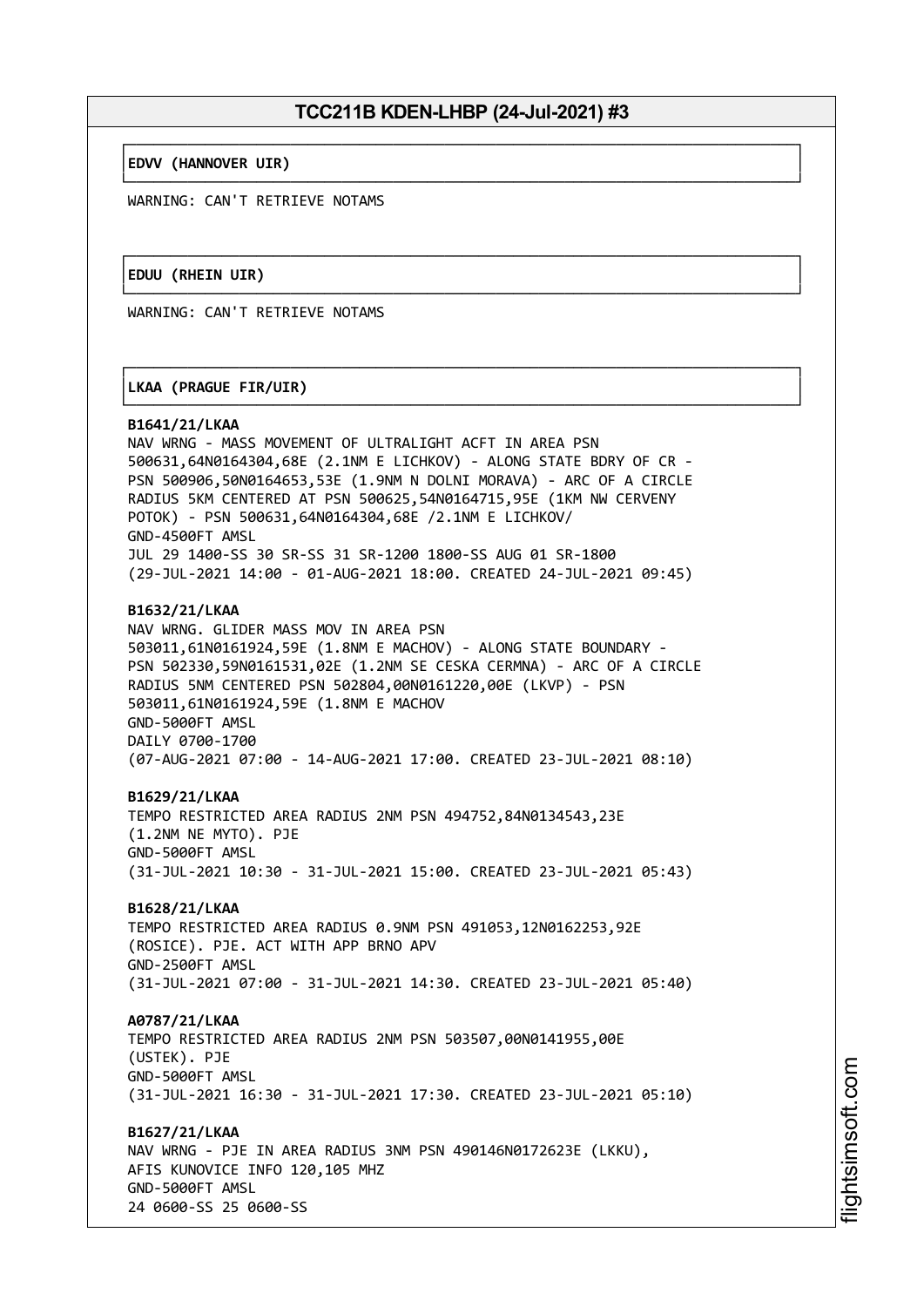**EDVV (HANNOVER UIR)**

WARNING: CAN'T RETRIEVE NOTAMS

**EDUU (RHEIN UIR)**

WARNING: CAN'T RETRIEVE NOTAMS

**LKAA (PRAGUE FIR/UIR)**

**B1641/21/LKAA**
NAV WRNG - MASS MOVEMENT OF ULTRALIGHT ACFT IN AREA PSN 500631,64N0164304,68E (2.1NM E LICHKOV) - ALONG STATE BDRY OF CR - PSN 500906,50N0164653,53E (1.9NM N DOLNI MORAVA) - ARC OF A CIRCLE RADIUS 5KM CENTERED AT PSN 500625,54N0164715,95E (1KM NW CERVENY POTOK) - PSN 500631,64N0164304,68E /2.1NM E LICHKOV/
GND-4500FT AMSL
JUL 29 1400-SS 30 SR-SS 31 SR-1200 1800-SS AUG 01 SR-1800
(29-JUL-2021 14:00 - 01-AUG-2021 18:00. CREATED 24-JUL-2021 09:45)

**B1632/21/LKAA**
NAV WRNG. GLIDER MASS MOV IN AREA PSN 503011,61N0161924,59E (1.8NM E MACHOV) - ALONG STATE BOUNDARY - PSN 502330,59N0161531,02E (1.2NM SE CESKA CERMNA) - ARC OF A CIRCLE RADIUS 5NM CENTERED PSN 502804,00N0161220,00E (LKVP) - PSN 503011,61N0161924,59E (1.8NM E MACHOV
GND-5000FT AMSL
DAILY 0700-1700
(07-AUG-2021 07:00 - 14-AUG-2021 17:00. CREATED 23-JUL-2021 08:10)

**B1629/21/LKAA**
TEMPO RESTRICTED AREA RADIUS 2NM PSN 494752,84N0134543,23E (1.2NM NE MYTO). PJE
GND-5000FT AMSL
(31-JUL-2021 10:30 - 31-JUL-2021 15:00. CREATED 23-JUL-2021 05:43)

**B1628/21/LKAA**
TEMPO RESTRICTED AREA RADIUS 0.9NM PSN 491053,12N0162253,92E (ROSICE). PJE. ACT WITH APP BRNO APV
GND-2500FT AMSL
(31-JUL-2021 07:00 - 31-JUL-2021 14:30. CREATED 23-JUL-2021 05:40)

**A0787/21/LKAA**
TEMPO RESTRICTED AREA RADIUS 2NM PSN 503507,00N0141955,00E (USTEK). PJE
GND-5000FT AMSL
(31-JUL-2021 16:30 - 31-JUL-2021 17:30. CREATED 23-JUL-2021 05:10)

**B1627/21/LKAA**
NAV WRNG - PJE IN AREA RADIUS 3NM PSN 490146N0172623E (LKKU), AFIS KUNOVICE INFO 120,105 MHZ
GND-5000FT AMSL
24 0600-SS 25 0600-SS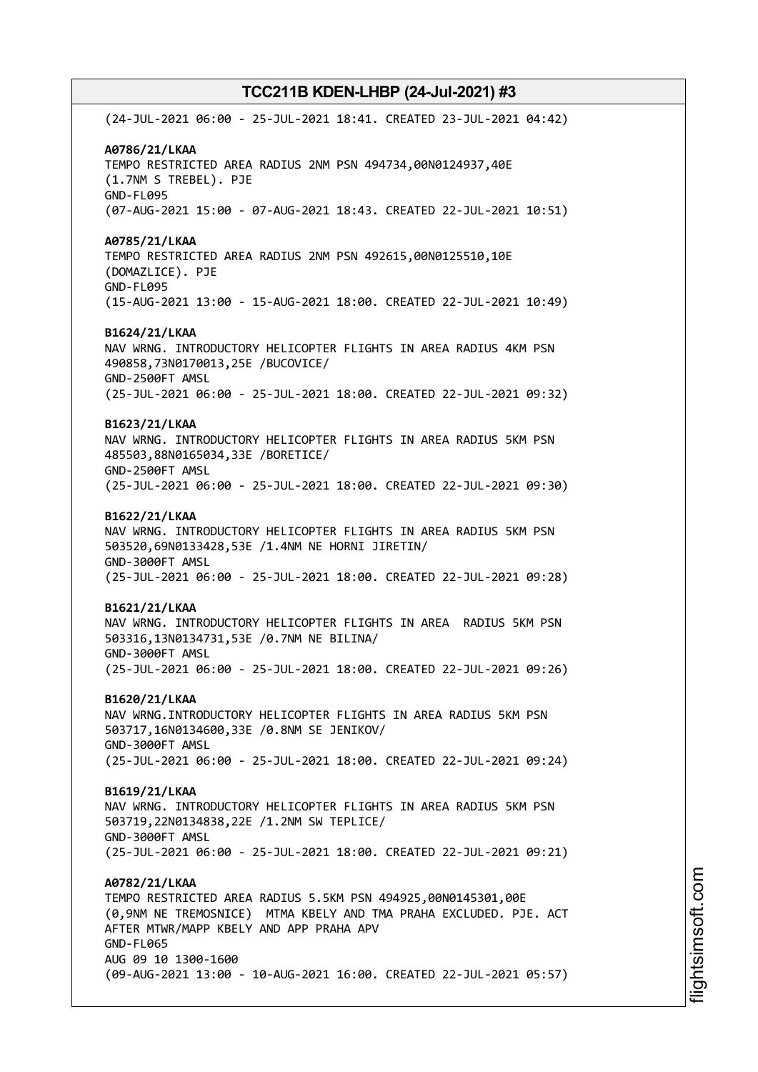(24-JUL-2021 06:00 - 25-JUL-2021 18:41. CREATED 23-JUL-2021 04:42)

**A0786/21/LKAA**
TEMPO RESTRICTED AREA RADIUS 2NM PSN 494734,00N0124937,40E
(1.7NM S TREBEL). PJE
GND-FL095
(07-AUG-2021 15:00 - 07-AUG-2021 18:43. CREATED 22-JUL-2021 10:51)

**A0785/21/LKAA**
TEMPO RESTRICTED AREA RADIUS 2NM PSN 492615,00N0125510,10E
(DOMAZLICE). PJE
GND-FL095
(15-AUG-2021 13:00 - 15-AUG-2021 18:00. CREATED 22-JUL-2021 10:49)

**B1624/21/LKAA**
NAV WRNG. INTRODUCTORY HELICOPTER FLIGHTS IN AREA RADIUS 4KM PSN
490858,73N0170013,25E /BUCOVICE/
GND-2500FT AMSL
(25-JUL-2021 06:00 - 25-JUL-2021 18:00. CREATED 22-JUL-2021 09:32)

**B1623/21/LKAA**
NAV WRNG. INTRODUCTORY HELICOPTER FLIGHTS IN AREA RADIUS 5KM PSN
485503,88N0165034,33E /BORETICE/
GND-2500FT AMSL
(25-JUL-2021 06:00 - 25-JUL-2021 18:00. CREATED 22-JUL-2021 09:30)

**B1622/21/LKAA**
NAV WRNG. INTRODUCTORY HELICOPTER FLIGHTS IN AREA RADIUS 5KM PSN
503520,69N0133428,53E /1.4NM NE HORNI JIRETIN/
GND-3000FT AMSL
(25-JUL-2021 06:00 - 25-JUL-2021 18:00. CREATED 22-JUL-2021 09:28)

**B1621/21/LKAA**
NAV WRNG. INTRODUCTORY HELICOPTER FLIGHTS IN AREA  RADIUS 5KM PSN
503316,13N0134731,53E /0.7NM NE BILINA/
GND-3000FT AMSL
(25-JUL-2021 06:00 - 25-JUL-2021 18:00. CREATED 22-JUL-2021 09:26)

**B1620/21/LKAA**
NAV WRNG.INTRODUCTORY HELICOPTER FLIGHTS IN AREA RADIUS 5KM PSN
503717,16N0134600,33E /0.8NM SE JENIKOV/
GND-3000FT AMSL
(25-JUL-2021 06:00 - 25-JUL-2021 18:00. CREATED 22-JUL-2021 09:24)

**B1619/21/LKAA**
NAV WRNG. INTRODUCTORY HELICOPTER FLIGHTS IN AREA RADIUS 5KM PSN
503719,22N0134838,22E /1.2NM SW TEPLICE/
GND-3000FT AMSL
(25-JUL-2021 06:00 - 25-JUL-2021 18:00. CREATED 22-JUL-2021 09:21)

**A0782/21/LKAA**
TEMPO RESTRICTED AREA RADIUS 5.5KM PSN 494925,00N0145301,00E
(0,9NM NE TREMOSNICE)  MTMA KBELY AND TMA PRAHA EXCLUDED. PJE. ACT
AFTER MTWR/MAPP KBELY AND APP PRAHA APV
GND-FL065
AUG 09 10 1300-1600
(09-AUG-2021 13:00 - 10-AUG-2021 16:00. CREATED 22-JUL-2021 05:57)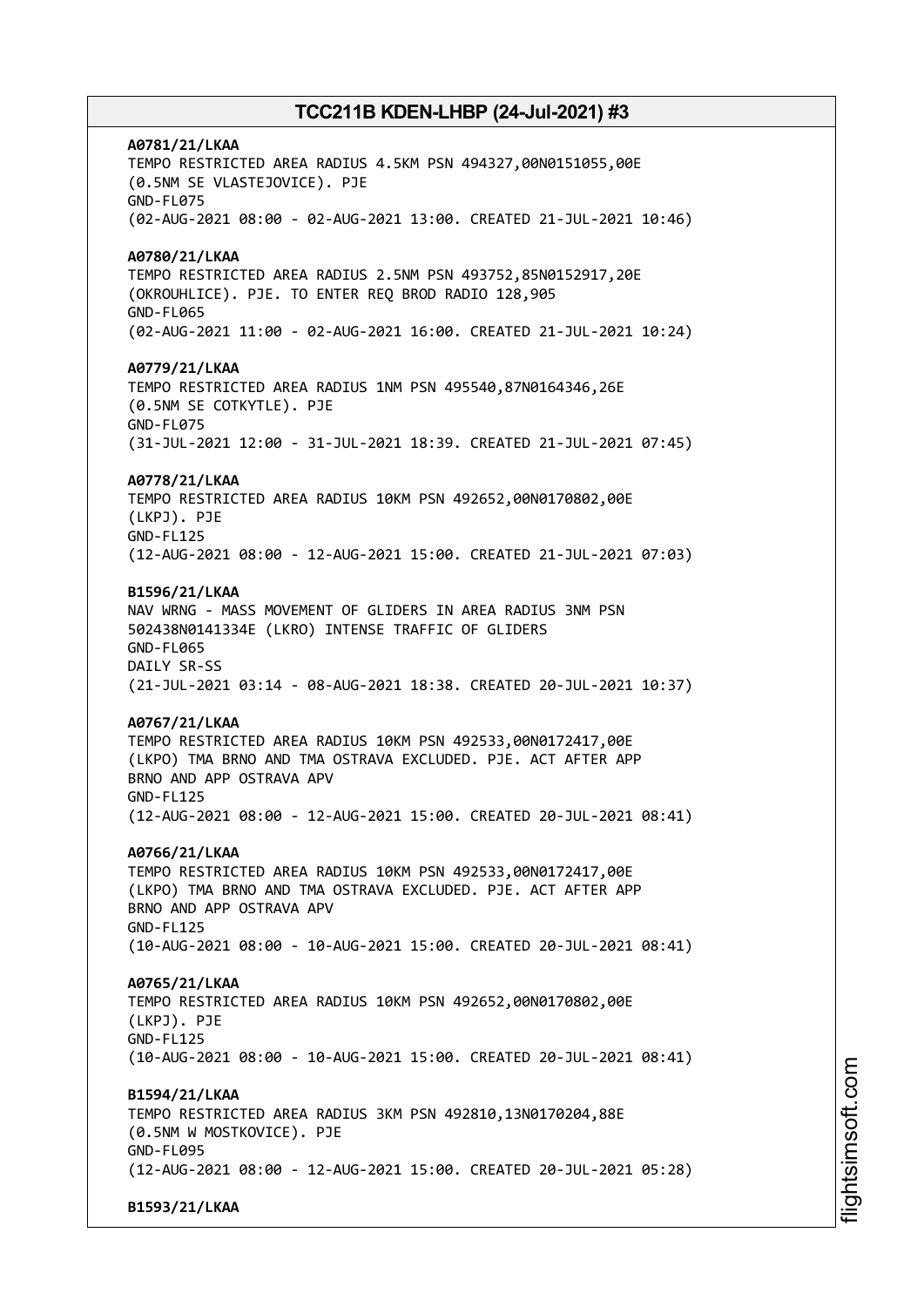**A0781/21/LKAA**
TEMPO RESTRICTED AREA RADIUS 4.5KM PSN 494327,00N0151055,00E
(0.5NM SE VLASTEJOVICE). PJE
GND-FL075
(02-AUG-2021 08:00 - 02-AUG-2021 13:00. CREATED 21-JUL-2021 10:46)

**A0780/21/LKAA**
TEMPO RESTRICTED AREA RADIUS 2.5NM PSN 493752,85N0152917,20E
(OKROUHLICE). PJE. TO ENTER REQ BROD RADIO 128,905
GND-FL065
(02-AUG-2021 11:00 - 02-AUG-2021 16:00. CREATED 21-JUL-2021 10:24)

**A0779/21/LKAA**
TEMPO RESTRICTED AREA RADIUS 1NM PSN 495540,87N0164346,26E
(0.5NM SE COTKYTLE). PJE
GND-FL075
(31-JUL-2021 12:00 - 31-JUL-2021 18:39. CREATED 21-JUL-2021 07:45)

**A0778/21/LKAA**
TEMPO RESTRICTED AREA RADIUS 10KM PSN 492652,00N0170802,00E
(LKPJ). PJE
GND-FL125
(12-AUG-2021 08:00 - 12-AUG-2021 15:00. CREATED 21-JUL-2021 07:03)

**B1596/21/LKAA**
NAV WRNG - MASS MOVEMENT OF GLIDERS IN AREA RADIUS 3NM PSN
502438N0141334E (LKRO) INTENSE TRAFFIC OF GLIDERS
GND-FL065
DAILY SR-SS
(21-JUL-2021 03:14 - 08-AUG-2021 18:38. CREATED 20-JUL-2021 10:37)

**A0767/21/LKAA**
TEMPO RESTRICTED AREA RADIUS 10KM PSN 492533,00N0172417,00E
(LKPO) TMA BRNO AND TMA OSTRAVA EXCLUDED. PJE. ACT AFTER APP
BRNO AND APP OSTRAVA APV
GND-FL125
(12-AUG-2021 08:00 - 12-AUG-2021 15:00. CREATED 20-JUL-2021 08:41)

**A0766/21/LKAA**
TEMPO RESTRICTED AREA RADIUS 10KM PSN 492533,00N0172417,00E
(LKPO) TMA BRNO AND TMA OSTRAVA EXCLUDED. PJE. ACT AFTER APP
BRNO AND APP OSTRAVA APV
GND-FL125
(10-AUG-2021 08:00 - 10-AUG-2021 15:00. CREATED 20-JUL-2021 08:41)

**A0765/21/LKAA**
TEMPO RESTRICTED AREA RADIUS 10KM PSN 492652,00N0170802,00E
(LKPJ). PJE
GND-FL125
(10-AUG-2021 08:00 - 10-AUG-2021 15:00. CREATED 20-JUL-2021 08:41)

**B1594/21/LKAA**
TEMPO RESTRICTED AREA RADIUS 3KM PSN 492810,13N0170204,88E
(0.5NM W MOSTKOVICE). PJE
GND-FL095
(12-AUG-2021 08:00 - 12-AUG-2021 15:00. CREATED 20-JUL-2021 05:28)

**B1593/21/LKAA**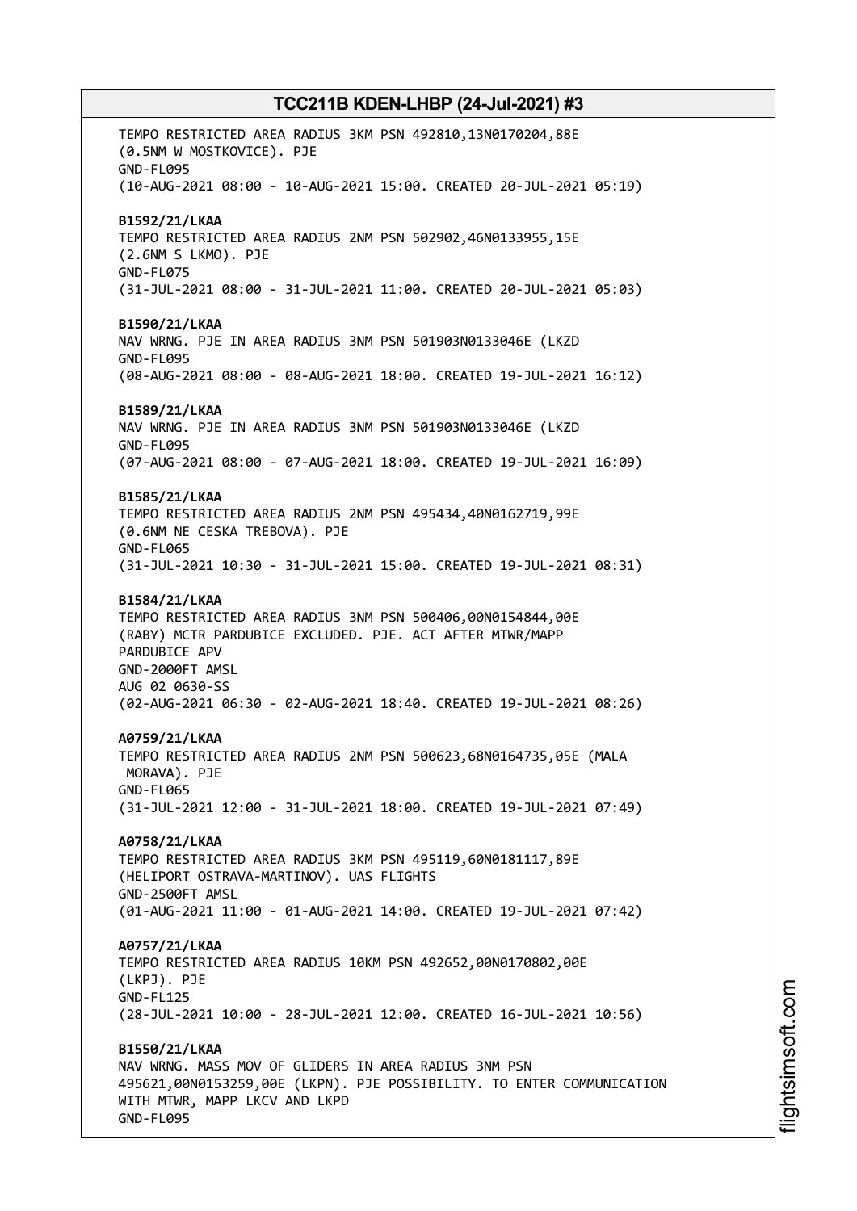TEMPO RESTRICTED AREA RADIUS 3KM PSN 492810,13N0170204,88E
(0.5NM W MOSTKOVICE). PJE
GND-FL095
(10-AUG-2021 08:00 - 10-AUG-2021 15:00. CREATED 20-JUL-2021 05:19)

**B1592/21/LKAA**
TEMPO RESTRICTED AREA RADIUS 2NM PSN 502902,46N0133955,15E
(2.6NM S LKMO). PJE
GND-FL075
(31-JUL-2021 08:00 - 31-JUL-2021 11:00. CREATED 20-JUL-2021 05:03)

**B1590/21/LKAA**
NAV WRNG. PJE IN AREA RADIUS 3NM PSN 501903N0133046E (LKZD
GND-FL095
(08-AUG-2021 08:00 - 08-AUG-2021 18:00. CREATED 19-JUL-2021 16:12)

**B1589/21/LKAA**
NAV WRNG. PJE IN AREA RADIUS 3NM PSN 501903N0133046E (LKZD
GND-FL095
(07-AUG-2021 08:00 - 07-AUG-2021 18:00. CREATED 19-JUL-2021 16:09)

**B1585/21/LKAA**
TEMPO RESTRICTED AREA RADIUS 2NM PSN 495434,40N0162719,99E
(0.6NM NE CESKA TREBOVA). PJE
GND-FL065
(31-JUL-2021 10:30 - 31-JUL-2021 15:00. CREATED 19-JUL-2021 08:31)

**B1584/21/LKAA**
TEMPO RESTRICTED AREA RADIUS 3NM PSN 500406,00N0154844,00E
(RABY) MCTR PARDUBICE EXCLUDED. PJE. ACT AFTER MTWR/MAPP
PARDUBICE APV
GND-2000FT AMSL
AUG 02 0630-SS
(02-AUG-2021 06:30 - 02-AUG-2021 18:40. CREATED 19-JUL-2021 08:26)

**A0759/21/LKAA**
TEMPO RESTRICTED AREA RADIUS 2NM PSN 500623,68N0164735,05E (MALA
MORAVA). PJE
GND-FL065
(31-JUL-2021 12:00 - 31-JUL-2021 18:00. CREATED 19-JUL-2021 07:49)

**A0758/21/LKAA**
TEMPO RESTRICTED AREA RADIUS 3KM PSN 495119,60N0181117,89E
(HELIPORT OSTRAVA-MARTINOV). UAS FLIGHTS
GND-2500FT AMSL
(01-AUG-2021 11:00 - 01-AUG-2021 14:00. CREATED 19-JUL-2021 07:42)

**A0757/21/LKAA**
TEMPO RESTRICTED AREA RADIUS 10KM PSN 492652,00N0170802,00E
(LKPJ). PJE
GND-FL125
(28-JUL-2021 10:00 - 28-JUL-2021 12:00. CREATED 16-JUL-2021 10:56)

**B1550/21/LKAA**
NAV WRNG. MASS MOV OF GLIDERS IN AREA RADIUS 3NM PSN
495621,00N0153259,00E (LKPN). PJE POSSIBILITY. TO ENTER COMMUNICATION
WITH MTWR, MAPP LKCV AND LKPD
GND-FL095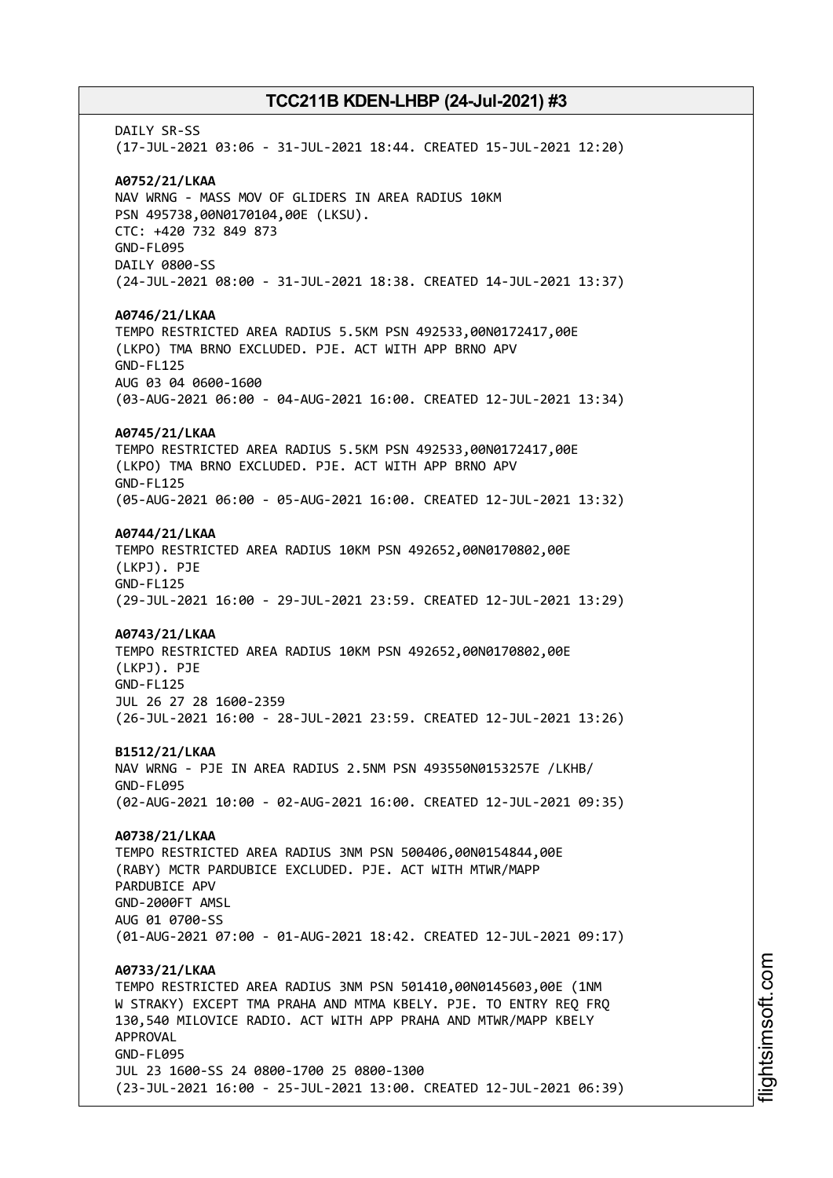DAILY SR-SS
(17-JUL-2021 03:06 - 31-JUL-2021 18:44. CREATED 15-JUL-2021 12:20)

**A0752/21/LKAA**
NAV WRNG - MASS MOV OF GLIDERS IN AREA RADIUS 10KM
PSN 495738,00N0170104,00E (LKSU).
CTC: +420 732 849 873
GND-FL095
DAILY 0800-SS
(24-JUL-2021 08:00 - 31-JUL-2021 18:38. CREATED 14-JUL-2021 13:37)

**A0746/21/LKAA**
TEMPO RESTRICTED AREA RADIUS 5.5KM PSN 492533,00N0172417,00E
(LKPO) TMA BRNO EXCLUDED. PJE. ACT WITH APP BRNO APV
GND-FL125
AUG 03 04 0600-1600
(03-AUG-2021 06:00 - 04-AUG-2021 16:00. CREATED 12-JUL-2021 13:34)

**A0745/21/LKAA**
TEMPO RESTRICTED AREA RADIUS 5.5KM PSN 492533,00N0172417,00E
(LKPO) TMA BRNO EXCLUDED. PJE. ACT WITH APP BRNO APV
GND-FL125
(05-AUG-2021 06:00 - 05-AUG-2021 16:00. CREATED 12-JUL-2021 13:32)

**A0744/21/LKAA**
TEMPO RESTRICTED AREA RADIUS 10KM PSN 492652,00N0170802,00E
(LKPJ). PJE
GND-FL125
(29-JUL-2021 16:00 - 29-JUL-2021 23:59. CREATED 12-JUL-2021 13:29)

**A0743/21/LKAA**
TEMPO RESTRICTED AREA RADIUS 10KM PSN 492652,00N0170802,00E
(LKPJ). PJE
GND-FL125
JUL 26 27 28 1600-2359
(26-JUL-2021 16:00 - 28-JUL-2021 23:59. CREATED 12-JUL-2021 13:26)

**B1512/21/LKAA**
NAV WRNG - PJE IN AREA RADIUS 2.5NM PSN 493550N0153257E /LKHB/
GND-FL095
(02-AUG-2021 10:00 - 02-AUG-2021 16:00. CREATED 12-JUL-2021 09:35)

**A0738/21/LKAA**
TEMPO RESTRICTED AREA RADIUS 3NM PSN 500406,00N0154844,00E
(RABY) MCTR PARDUBICE EXCLUDED. PJE. ACT WITH MTWR/MAPP
PARDUBICE APV
GND-2000FT AMSL
AUG 01 0700-SS
(01-AUG-2021 07:00 - 01-AUG-2021 18:42. CREATED 12-JUL-2021 09:17)

**A0733/21/LKAA**
TEMPO RESTRICTED AREA RADIUS 3NM PSN 501410,00N0145603,00E (1NM
W STRAKY) EXCEPT TMA PRAHA AND MTMA KBELY. PJE. TO ENTRY REQ FRQ
130,540 MILOVICE RADIO. ACT WITH APP PRAHA AND MTWR/MAPP KBELY
APPROVAL
GND-FL095
JUL 23 1600-SS 24 0800-1700 25 0800-1300
(23-JUL-2021 16:00 - 25-JUL-2021 13:00. CREATED 12-JUL-2021 06:39)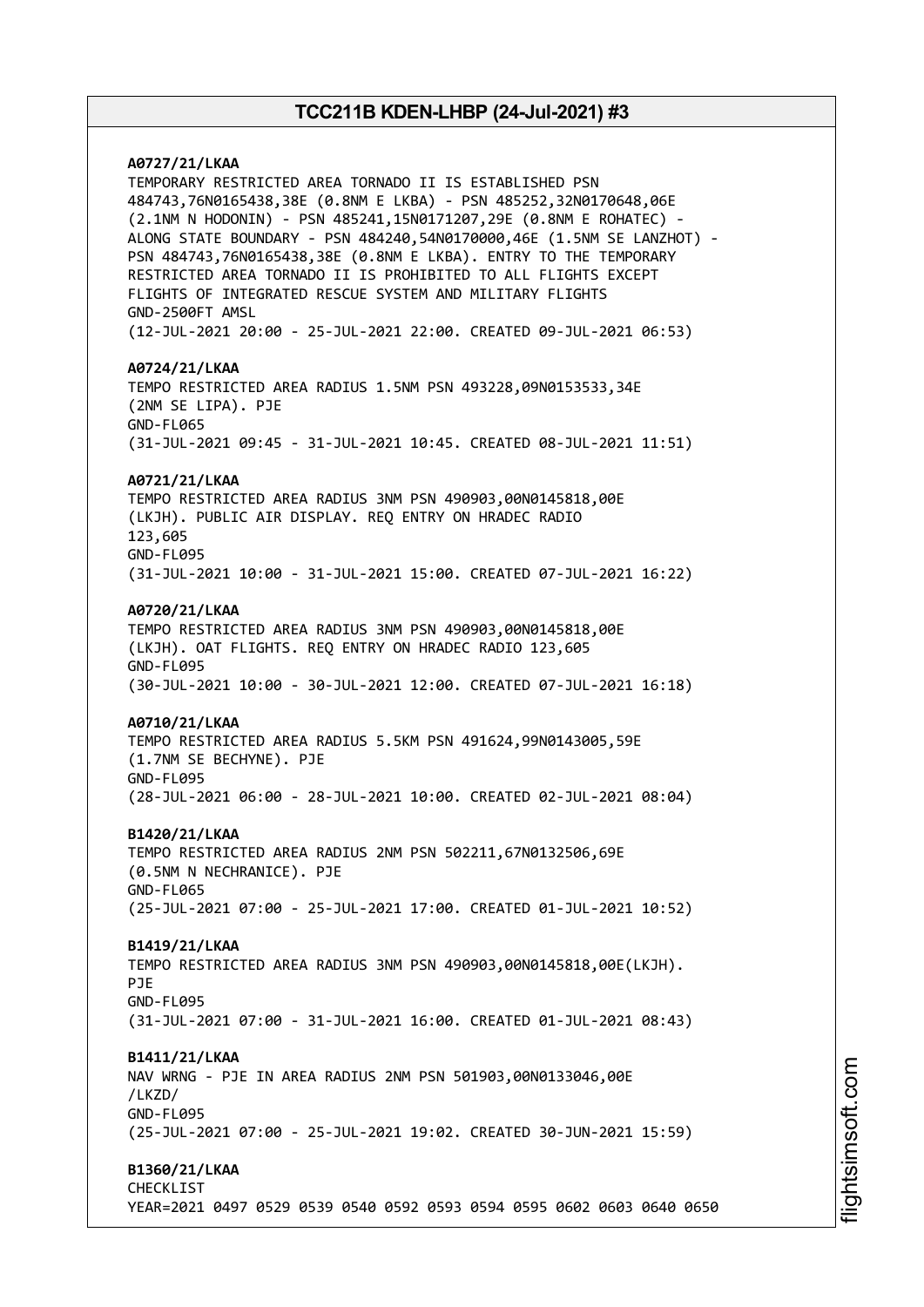**A0727/21/LKAA**
TEMPORARY RESTRICTED AREA TORNADO II IS ESTABLISHED PSN 484743,76N0165438,38E (0.8NM E LKBA) - PSN 485252,32N0170648,06E (2.1NM N HODONIN) - PSN 485241,15N0171207,29E (0.8NM E ROHATEC) - ALONG STATE BOUNDARY - PSN 484240,54N0170000,46E (1.5NM SE LANZHOT) - PSN 484743,76N0165438,38E (0.8NM E LKBA). ENTRY TO THE TEMPORARY RESTRICTED AREA TORNADO II IS PROHIBITED TO ALL FLIGHTS EXCEPT FLIGHTS OF INTEGRATED RESCUE SYSTEM AND MILITARY FLIGHTS
GND-2500FT AMSL
(12-JUL-2021 20:00 - 25-JUL-2021 22:00. CREATED 09-JUL-2021 06:53)

**A0724/21/LKAA**
TEMPO RESTRICTED AREA RADIUS 1.5NM PSN 493228,09N0153533,34E (2NM SE LIPA). PJE
GND-FL065
(31-JUL-2021 09:45 - 31-JUL-2021 10:45. CREATED 08-JUL-2021 11:51)

**A0721/21/LKAA**
TEMPO RESTRICTED AREA RADIUS 3NM PSN 490903,00N0145818,00E (LKJH). PUBLIC AIR DISPLAY. REQ ENTRY ON HRADEC RADIO 123,605
GND-FL095
(31-JUL-2021 10:00 - 31-JUL-2021 15:00. CREATED 07-JUL-2021 16:22)

**A0720/21/LKAA**
TEMPO RESTRICTED AREA RADIUS 3NM PSN 490903,00N0145818,00E (LKJH). OAT FLIGHTS. REQ ENTRY ON HRADEC RADIO 123,605
GND-FL095
(30-JUL-2021 10:00 - 30-JUL-2021 12:00. CREATED 07-JUL-2021 16:18)

**A0710/21/LKAA**
TEMPO RESTRICTED AREA RADIUS 5.5KM PSN 491624,99N0143005,59E (1.7NM SE BECHYNE). PJE
GND-FL095
(28-JUL-2021 06:00 - 28-JUL-2021 10:00. CREATED 02-JUL-2021 08:04)

**B1420/21/LKAA**
TEMPO RESTRICTED AREA RADIUS 2NM PSN 502211,67N0132506,69E (0.5NM N NECHRANICE). PJE
GND-FL065
(25-JUL-2021 07:00 - 25-JUL-2021 17:00. CREATED 01-JUL-2021 10:52)

**B1419/21/LKAA**
TEMPO RESTRICTED AREA RADIUS 3NM PSN 490903,00N0145818,00E(LKJH). PJE
GND-FL095
(31-JUL-2021 07:00 - 31-JUL-2021 16:00. CREATED 01-JUL-2021 08:43)

**B1411/21/LKAA**
NAV WRNG - PJE IN AREA RADIUS 2NM PSN 501903,00N0133046,00E /LKZD/
GND-FL095
(25-JUL-2021 07:00 - 25-JUL-2021 19:02. CREATED 30-JUN-2021 15:59)

**B1360/21/LKAA**
CHECKLIST
YEAR=2021 0497 0529 0539 0540 0592 0593 0594 0595 0602 0603 0640 0650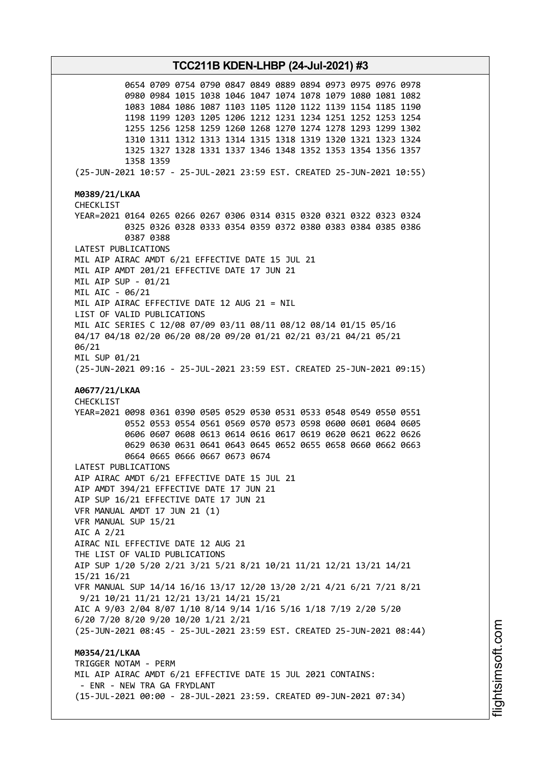0654 0709 0754 0790 0847 0849 0889 0894 0973 0975 0976 0978
0980 0984 1015 1038 1046 1047 1074 1078 1079 1080 1081 1082
1083 1084 1086 1087 1103 1105 1120 1122 1139 1154 1185 1190
1198 1199 1203 1205 1206 1212 1231 1234 1251 1252 1253 1254
1255 1256 1258 1259 1260 1268 1270 1274 1278 1293 1299 1302
1310 1311 1312 1313 1314 1315 1318 1319 1320 1321 1323 1324
1325 1327 1328 1331 1337 1346 1348 1352 1353 1354 1356 1357
1358 1359
(25-JUN-2021 10:57 - 25-JUL-2021 23:59 EST. CREATED 25-JUN-2021 10:55)

**M0389/21/LKAA**
CHECKLIST
YEAR=2021 0164 0265 0266 0267 0306 0314 0315 0320 0321 0322 0323 0324
0325 0326 0328 0333 0354 0359 0372 0380 0383 0384 0385 0386
0387 0388
LATEST PUBLICATIONS
MIL AIP AIRAC AMDT 6/21 EFFECTIVE DATE 15 JUL 21
MIL AIP AMDT 201/21 EFFECTIVE DATE 17 JUN 21
MIL AIP SUP - 01/21
MIL AIC - 06/21
MIL AIP AIRAC EFFECTIVE DATE 12 AUG 21 = NIL
LIST OF VALID PUBLICATIONS
MIL AIC SERIES C 12/08 07/09 03/11 08/11 08/12 08/14 01/15 05/16
04/17 04/18 02/20 06/20 08/20 09/20 01/21 02/21 03/21 04/21 05/21
06/21
MIL SUP 01/21
(25-JUN-2021 09:16 - 25-JUL-2021 23:59 EST. CREATED 25-JUN-2021 09:15)

**A0677/21/LKAA**
CHECKLIST
YEAR=2021 0098 0361 0390 0505 0529 0530 0531 0533 0548 0549 0550 0551
0552 0553 0554 0561 0569 0570 0573 0598 0600 0601 0604 0605
0606 0607 0608 0613 0614 0616 0617 0619 0620 0621 0622 0626
0629 0630 0631 0641 0643 0645 0652 0655 0658 0660 0662 0663
0664 0665 0666 0667 0673 0674
LATEST PUBLICATIONS
AIP AIRAC AMDT 6/21 EFFECTIVE DATE 15 JUL 21
AIP AMDT 394/21 EFFECTIVE DATE 17 JUN 21
AIP SUP 16/21 EFFECTIVE DATE 17 JUN 21
VFR MANUAL AMDT 17 JUN 21 (1)
VFR MANUAL SUP 15/21
AIC A 2/21
AIRAC NIL EFFECTIVE DATE 12 AUG 21
THE LIST OF VALID PUBLICATIONS
AIP SUP 1/20 5/20 2/21 3/21 5/21 8/21 10/21 11/21 12/21 13/21 14/21
15/21 16/21
VFR MANUAL SUP 14/14 16/16 13/17 12/20 13/20 2/21 4/21 6/21 7/21 8/21
9/21 10/21 11/21 12/21 13/21 14/21 15/21
AIC A 9/03 2/04 8/07 1/10 8/14 9/14 1/16 5/16 1/18 7/19 2/20 5/20
6/20 7/20 8/20 9/20 10/20 1/21 2/21
(25-JUN-2021 08:45 - 25-JUL-2021 23:59 EST. CREATED 25-JUN-2021 08:44)

**M0354/21/LKAA**
TRIGGER NOTAM - PERM
MIL AIP AIRAC AMDT 6/21 EFFECTIVE DATE 15 JUL 2021 CONTAINS:
- ENR - NEW TRA GA FRYDLANT
(15-JUL-2021 00:00 - 28-JUL-2021 23:59. CREATED 09-JUN-2021 07:34)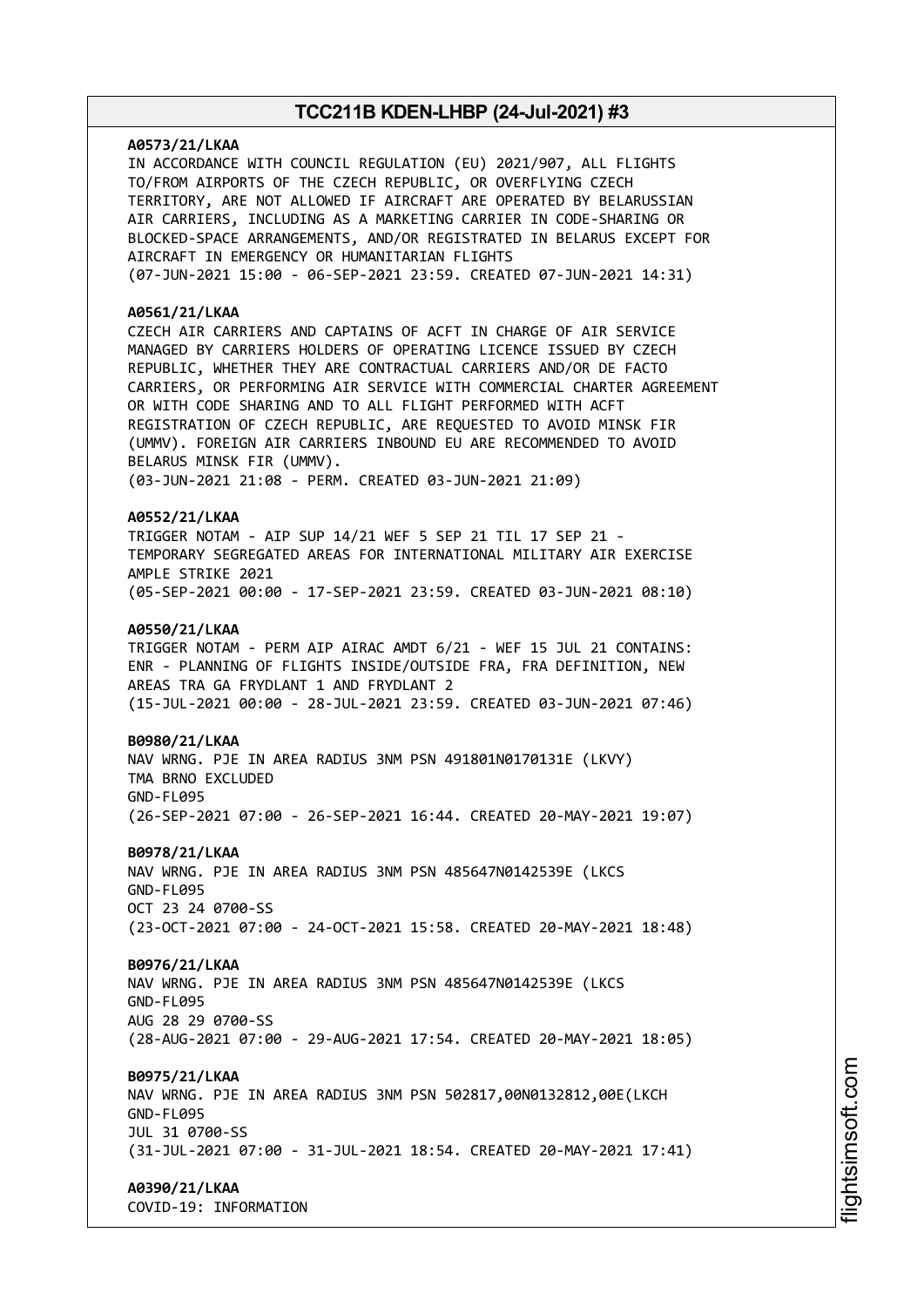**A0573/21/LKAA**
IN ACCORDANCE WITH COUNCIL REGULATION (EU) 2021/907, ALL FLIGHTS TO/FROM AIRPORTS OF THE CZECH REPUBLIC, OR OVERFLYING CZECH TERRITORY, ARE NOT ALLOWED IF AIRCRAFT ARE OPERATED BY BELARUSSIAN AIR CARRIERS, INCLUDING AS A MARKETING CARRIER IN CODE-SHARING OR BLOCKED-SPACE ARRANGEMENTS, AND/OR REGISTRATED IN BELARUS EXCEPT FOR AIRCRAFT IN EMERGENCY OR HUMANITARIAN FLIGHTS
(07-JUN-2021 15:00 - 06-SEP-2021 23:59. CREATED 07-JUN-2021 14:31)

**A0561/21/LKAA**
CZECH AIR CARRIERS AND CAPTAINS OF ACFT IN CHARGE OF AIR SERVICE MANAGED BY CARRIERS HOLDERS OF OPERATING LICENCE ISSUED BY CZECH REPUBLIC, WHETHER THEY ARE CONTRACTUAL CARRIERS AND/OR DE FACTO CARRIERS, OR PERFORMING AIR SERVICE WITH COMMERCIAL CHARTER AGREEMENT OR WITH CODE SHARING AND TO ALL FLIGHT PERFORMED WITH ACFT REGISTRATION OF CZECH REPUBLIC, ARE REQUESTED TO AVOID MINSK FIR (UMMV). FOREIGN AIR CARRIERS INBOUND EU ARE RECOMMENDED TO AVOID BELARUS MINSK FIR (UMMV).
(03-JUN-2021 21:08 - PERM. CREATED 03-JUN-2021 21:09)

**A0552/21/LKAA**
TRIGGER NOTAM - AIP SUP 14/21 WEF 5 SEP 21 TIL 17 SEP 21 - TEMPORARY SEGREGATED AREAS FOR INTERNATIONAL MILITARY AIR EXERCISE AMPLE STRIKE 2021
(05-SEP-2021 00:00 - 17-SEP-2021 23:59. CREATED 03-JUN-2021 08:10)

**A0550/21/LKAA**
TRIGGER NOTAM - PERM AIP AIRAC AMDT 6/21 - WEF 15 JUL 21 CONTAINS: ENR - PLANNING OF FLIGHTS INSIDE/OUTSIDE FRA, FRA DEFINITION, NEW AREAS TRA GA FRYDLANT 1 AND FRYDLANT 2
(15-JUL-2021 00:00 - 28-JUL-2021 23:59. CREATED 03-JUN-2021 07:46)

**B0980/21/LKAA**
NAV WRNG. PJE IN AREA RADIUS 3NM PSN 491801N0170131E (LKVY)
TMA BRNO EXCLUDED
GND-FL095
(26-SEP-2021 07:00 - 26-SEP-2021 16:44. CREATED 20-MAY-2021 19:07)

**B0978/21/LKAA**
NAV WRNG. PJE IN AREA RADIUS 3NM PSN 485647N0142539E (LKCS
GND-FL095
OCT 23 24 0700-SS
(23-OCT-2021 07:00 - 24-OCT-2021 15:58. CREATED 20-MAY-2021 18:48)

**B0976/21/LKAA**
NAV WRNG. PJE IN AREA RADIUS 3NM PSN 485647N0142539E (LKCS
GND-FL095
AUG 28 29 0700-SS
(28-AUG-2021 07:00 - 29-AUG-2021 17:54. CREATED 20-MAY-2021 18:05)

**B0975/21/LKAA**
NAV WRNG. PJE IN AREA RADIUS 3NM PSN 502817,00N0132812,00E(LKCH
GND-FL095
JUL 31 0700-SS
(31-JUL-2021 07:00 - 31-JUL-2021 18:54. CREATED 20-MAY-2021 17:41)

**A0390/21/LKAA**
COVID-19: INFORMATION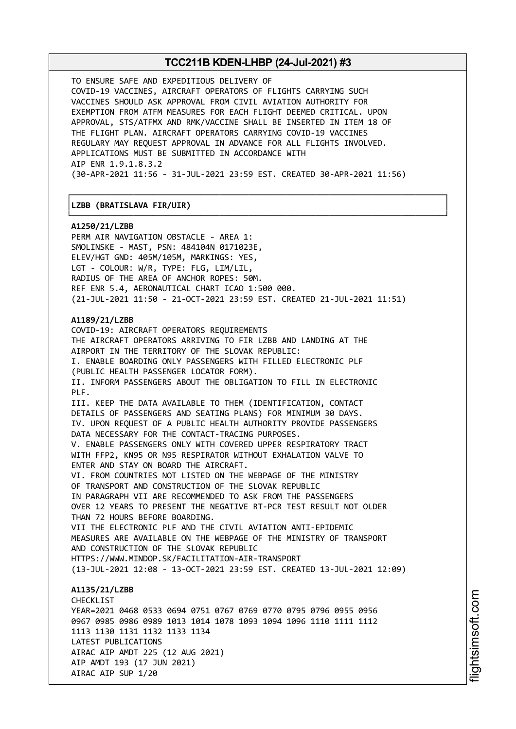TO ENSURE SAFE AND EXPEDITIOUS DELIVERY OF
COVID-19 VACCINES, AIRCRAFT OPERATORS OF FLIGHTS CARRYING SUCH
VACCINES SHOULD ASK APPROVAL FROM CIVIL AVIATION AUTHORITY FOR
EXEMPTION FROM ATFM MEASURES FOR EACH FLIGHT DEEMED CRITICAL. UPON
APPROVAL, STS/ATFMX AND RMK/VACCINE SHALL BE INSERTED IN ITEM 18 OF
THE FLIGHT PLAN. AIRCRAFT OPERATORS CARRYING COVID-19 VACCINES
REGULARY MAY REQUEST APPROVAL IN ADVANCE FOR ALL FLIGHTS INVOLVED.
APPLICATIONS MUST BE SUBMITTED IN ACCORDANCE WITH
AIP ENR 1.9.1.8.3.2
(30-APR-2021 11:56 - 31-JUL-2021 23:59 EST. CREATED 30-APR-2021 11:56)

**LZBB (BRATISLAVA FIR/UIR)**

**A1250/21/LZBB**
PERM AIR NAVIGATION OBSTACLE - AREA 1:
SMOLINSKE - MAST, PSN: 484104N 0171023E,
ELEV/HGT GND: 405M/105M, MARKINGS: YES,
LGT - COLOUR: W/R, TYPE: FLG, LIM/LIL,
RADIUS OF THE AREA OF ANCHOR ROPES: 50M.
REF ENR 5.4, AERONAUTICAL CHART ICAO 1:500 000.
(21-JUL-2021 11:50 - 21-OCT-2021 23:59 EST. CREATED 21-JUL-2021 11:51)

**A1189/21/LZBB**
COVID-19: AIRCRAFT OPERATORS REQUIREMENTS
THE AIRCRAFT OPERATORS ARRIVING TO FIR LZBB AND LANDING AT THE
AIRPORT IN THE TERRITORY OF THE SLOVAK REPUBLIC:
I. ENABLE BOARDING ONLY PASSENGERS WITH FILLED ELECTRONIC PLF
(PUBLIC HEALTH PASSENGER LOCATOR FORM).
II. INFORM PASSENGERS ABOUT THE OBLIGATION TO FILL IN ELECTRONIC
PLF.
III. KEEP THE DATA AVAILABLE TO THEM (IDENTIFICATION, CONTACT
DETAILS OF PASSENGERS AND SEATING PLANS) FOR MINIMUM 30 DAYS.
IV. UPON REQUEST OF A PUBLIC HEALTH AUTHORITY PROVIDE PASSENGERS
DATA NECESSARY FOR THE CONTACT-TRACING PURPOSES.
V. ENABLE PASSENGERS ONLY WITH COVERED UPPER RESPIRATORY TRACT
WITH FFP2, KN95 OR N95 RESPIRATOR WITHOUT EXHALATION VALVE TO
ENTER AND STAY ON BOARD THE AIRCRAFT.
VI. FROM COUNTRIES NOT LISTED ON THE WEBPAGE OF THE MINISTRY
OF TRANSPORT AND CONSTRUCTION OF THE SLOVAK REPUBLIC
IN PARAGRAPH VII ARE RECOMMENDED TO ASK FROM THE PASSENGERS
OVER 12 YEARS TO PRESENT THE NEGATIVE RT-PCR TEST RESULT NOT OLDER
THAN 72 HOURS BEFORE BOARDING.
VII THE ELECTRONIC PLF AND THE CIVIL AVIATION ANTI-EPIDEMIC
MEASURES ARE AVAILABLE ON THE WEBPAGE OF THE MINISTRY OF TRANSPORT
AND CONSTRUCTION OF THE SLOVAK REPUBLIC
HTTPS://WWW.MINDOP.SK/FACILITATION-AIR-TRANSPORT
(13-JUL-2021 12:08 - 13-OCT-2021 23:59 EST. CREATED 13-JUL-2021 12:09)

**A1135/21/LZBB**
CHECKLIST
YEAR=2021 0468 0533 0694 0751 0767 0769 0770 0795 0796 0955 0956
0967 0985 0986 0989 1013 1014 1078 1093 1094 1096 1110 1111 1112
1113 1130 1131 1132 1133 1134
LATEST PUBLICATIONS
AIRAC AIP AMDT 225 (12 AUG 2021)
AIP AMDT 193 (17 JUN 2021)
AIRAC AIP SUP 1/20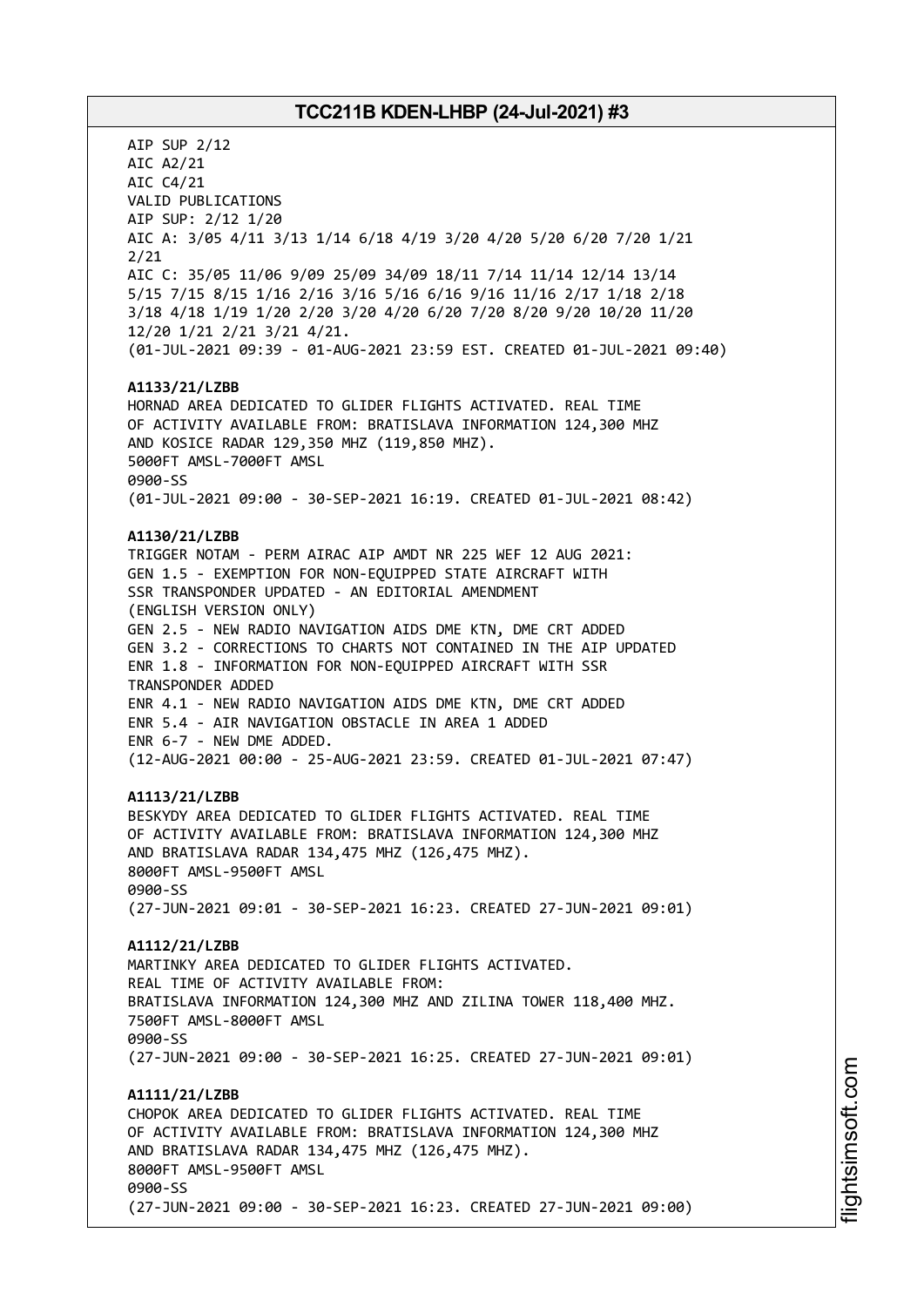AIP SUP 2/12
AIC A2/21
AIC C4/21
VALID PUBLICATIONS
AIP SUP: 2/12 1/20
AIC A: 3/05 4/11 3/13 1/14 6/18 4/19 3/20 4/20 5/20 6/20 7/20 1/21
2/21
AIC C: 35/05 11/06 9/09 25/09 34/09 18/11 7/14 11/14 12/14 13/14
5/15 7/15 8/15 1/16 2/16 3/16 5/16 6/16 9/16 11/16 2/17 1/18 2/18
3/18 4/18 1/19 1/20 2/20 3/20 4/20 6/20 7/20 8/20 9/20 10/20 11/20
12/20 1/21 2/21 3/21 4/21.
(01-JUL-2021 09:39 - 01-AUG-2021 23:59 EST. CREATED 01-JUL-2021 09:40)

**A1133/21/LZBB**
HORNAD AREA DEDICATED TO GLIDER FLIGHTS ACTIVATED. REAL TIME
OF ACTIVITY AVAILABLE FROM: BRATISLAVA INFORMATION 124,300 MHZ
AND KOSICE RADAR 129,350 MHZ (119,850 MHZ).
5000FT AMSL-7000FT AMSL
0900-SS
(01-JUL-2021 09:00 - 30-SEP-2021 16:19. CREATED 01-JUL-2021 08:42)

**A1130/21/LZBB**
TRIGGER NOTAM - PERM AIRAC AIP AMDT NR 225 WEF 12 AUG 2021:
GEN 1.5 - EXEMPTION FOR NON-EQUIPPED STATE AIRCRAFT WITH
SSR TRANSPONDER UPDATED - AN EDITORIAL AMENDMENT
(ENGLISH VERSION ONLY)
GEN 2.5 - NEW RADIO NAVIGATION AIDS DME KTN, DME CRT ADDED
GEN 3.2 - CORRECTIONS TO CHARTS NOT CONTAINED IN THE AIP UPDATED
ENR 1.8 - INFORMATION FOR NON-EQUIPPED AIRCRAFT WITH SSR
TRANSPONDER ADDED
ENR 4.1 - NEW RADIO NAVIGATION AIDS DME KTN, DME CRT ADDED
ENR 5.4 - AIR NAVIGATION OBSTACLE IN AREA 1 ADDED
ENR 6-7 - NEW DME ADDED.
(12-AUG-2021 00:00 - 25-AUG-2021 23:59. CREATED 01-JUL-2021 07:47)

**A1113/21/LZBB**
BESKYDY AREA DEDICATED TO GLIDER FLIGHTS ACTIVATED. REAL TIME
OF ACTIVITY AVAILABLE FROM: BRATISLAVA INFORMATION 124,300 MHZ
AND BRATISLAVA RADAR 134,475 MHZ (126,475 MHZ).
8000FT AMSL-9500FT AMSL
0900-SS
(27-JUN-2021 09:01 - 30-SEP-2021 16:23. CREATED 27-JUN-2021 09:01)

**A1112/21/LZBB**
MARTINKY AREA DEDICATED TO GLIDER FLIGHTS ACTIVATED.
REAL TIME OF ACTIVITY AVAILABLE FROM:
BRATISLAVA INFORMATION 124,300 MHZ AND ZILINA TOWER 118,400 MHZ.
7500FT AMSL-8000FT AMSL
0900-SS
(27-JUN-2021 09:00 - 30-SEP-2021 16:25. CREATED 27-JUN-2021 09:01)

**A1111/21/LZBB**
CHOPOK AREA DEDICATED TO GLIDER FLIGHTS ACTIVATED. REAL TIME
OF ACTIVITY AVAILABLE FROM: BRATISLAVA INFORMATION 124,300 MHZ
AND BRATISLAVA RADAR 134,475 MHZ (126,475 MHZ).
8000FT AMSL-9500FT AMSL
0900-SS
(27-JUN-2021 09:00 - 30-SEP-2021 16:23. CREATED 27-JUN-2021 09:00)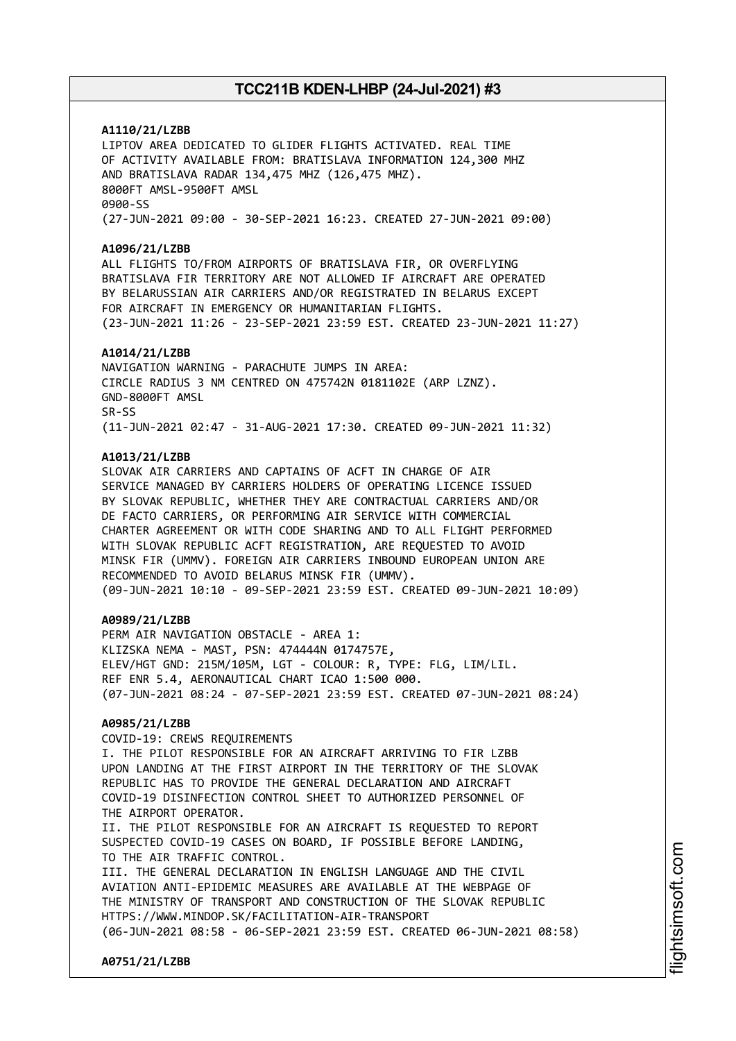**A1110/21/LZBB**
LIPTOV AREA DEDICATED TO GLIDER FLIGHTS ACTIVATED. REAL TIME
OF ACTIVITY AVAILABLE FROM: BRATISLAVA INFORMATION 124,300 MHZ
AND BRATISLAVA RADAR 134,475 MHZ (126,475 MHZ).
8000FT AMSL-9500FT AMSL
0900-SS
(27-JUN-2021 09:00 - 30-SEP-2021 16:23. CREATED 27-JUN-2021 09:00)

**A1096/21/LZBB**
ALL FLIGHTS TO/FROM AIRPORTS OF BRATISLAVA FIR, OR OVERFLYING
BRATISLAVA FIR TERRITORY ARE NOT ALLOWED IF AIRCRAFT ARE OPERATED
BY BELARUSSIAN AIR CARRIERS AND/OR REGISTRATED IN BELARUS EXCEPT
FOR AIRCRAFT IN EMERGENCY OR HUMANITARIAN FLIGHTS.
(23-JUN-2021 11:26 - 23-SEP-2021 23:59 EST. CREATED 23-JUN-2021 11:27)

**A1014/21/LZBB**
NAVIGATION WARNING - PARACHUTE JUMPS IN AREA:
CIRCLE RADIUS 3 NM CENTRED ON 475742N 0181102E (ARP LZNZ).
GND-8000FT AMSL
SR-SS
(11-JUN-2021 02:47 - 31-AUG-2021 17:30. CREATED 09-JUN-2021 11:32)

**A1013/21/LZBB**
SLOVAK AIR CARRIERS AND CAPTAINS OF ACFT IN CHARGE OF AIR
SERVICE MANAGED BY CARRIERS HOLDERS OF OPERATING LICENCE ISSUED
BY SLOVAK REPUBLIC, WHETHER THEY ARE CONTRACTUAL CARRIERS AND/OR
DE FACTO CARRIERS, OR PERFORMING AIR SERVICE WITH COMMERCIAL
CHARTER AGREEMENT OR WITH CODE SHARING AND TO ALL FLIGHT PERFORMED
WITH SLOVAK REPUBLIC ACFT REGISTRATION, ARE REQUESTED TO AVOID
MINSK FIR (UMMV). FOREIGN AIR CARRIERS INBOUND EUROPEAN UNION ARE
RECOMMENDED TO AVOID BELARUS MINSK FIR (UMMV).
(09-JUN-2021 10:10 - 09-SEP-2021 23:59 EST. CREATED 09-JUN-2021 10:09)

**A0989/21/LZBB**
PERM AIR NAVIGATION OBSTACLE - AREA 1:
KLIZSKA NEMA - MAST, PSN: 474444N 0174757E,
ELEV/HGT GND: 215M/105M, LGT - COLOUR: R, TYPE: FLG, LIM/LIL.
REF ENR 5.4, AERONAUTICAL CHART ICAO 1:500 000.
(07-JUN-2021 08:24 - 07-SEP-2021 23:59 EST. CREATED 07-JUN-2021 08:24)

**A0985/21/LZBB**
COVID-19: CREWS REQUIREMENTS
I. THE PILOT RESPONSIBLE FOR AN AIRCRAFT ARRIVING TO FIR LZBB
UPON LANDING AT THE FIRST AIRPORT IN THE TERRITORY OF THE SLOVAK
REPUBLIC HAS TO PROVIDE THE GENERAL DECLARATION AND AIRCRAFT
COVID-19 DISINFECTION CONTROL SHEET TO AUTHORIZED PERSONNEL OF
THE AIRPORT OPERATOR.
II. THE PILOT RESPONSIBLE FOR AN AIRCRAFT IS REQUESTED TO REPORT
SUSPECTED COVID-19 CASES ON BOARD, IF POSSIBLE BEFORE LANDING,
TO THE AIR TRAFFIC CONTROL.
III. THE GENERAL DECLARATION IN ENGLISH LANGUAGE AND THE CIVIL
AVIATION ANTI-EPIDEMIC MEASURES ARE AVAILABLE AT THE WEBPAGE OF
THE MINISTRY OF TRANSPORT AND CONSTRUCTION OF THE SLOVAK REPUBLIC
HTTPS://WWW.MINDOP.SK/FACILITATION-AIR-TRANSPORT
(06-JUN-2021 08:58 - 06-SEP-2021 23:59 EST. CREATED 06-JUN-2021 08:58)

**A0751/21/LZBB**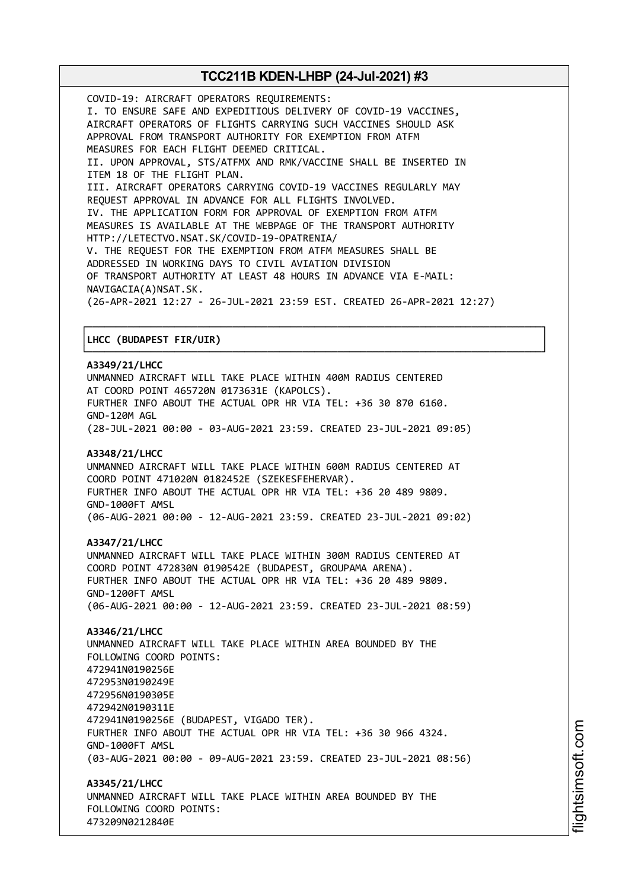COVID-19: AIRCRAFT OPERATORS REQUIREMENTS:
I. TO ENSURE SAFE AND EXPEDITIOUS DELIVERY OF COVID-19 VACCINES, AIRCRAFT OPERATORS OF FLIGHTS CARRYING SUCH VACCINES SHOULD ASK APPROVAL FROM TRANSPORT AUTHORITY FOR EXEMPTION FROM ATFM MEASURES FOR EACH FLIGHT DEEMED CRITICAL.
II. UPON APPROVAL, STS/ATFMX AND RMK/VACCINE SHALL BE INSERTED IN ITEM 18 OF THE FLIGHT PLAN.
III. AIRCRAFT OPERATORS CARRYING COVID-19 VACCINES REGULARLY MAY REQUEST APPROVAL IN ADVANCE FOR ALL FLIGHTS INVOLVED.
IV. THE APPLICATION FORM FOR APPROVAL OF EXEMPTION FROM ATFM MEASURES IS AVAILABLE AT THE WEBPAGE OF THE TRANSPORT AUTHORITY HTTP://LETECTVO.NSAT.SK/COVID-19-OPATRENIA/
V. THE REQUEST FOR THE EXEMPTION FROM ATFM MEASURES SHALL BE ADDRESSED IN WORKING DAYS TO CIVIL AVIATION DIVISION OF TRANSPORT AUTHORITY AT LEAST 48 HOURS IN ADVANCE VIA E-MAIL: NAVIGACIA(A)NSAT.SK.
(26-APR-2021 12:27 - 26-JUL-2021 23:59 EST. CREATED 26-APR-2021 12:27)

## LHCC (BUDAPEST FIR/UIR)

**A3349/21/LHCC**
UNMANNED AIRCRAFT WILL TAKE PLACE WITHIN 400M RADIUS CENTERED AT COORD POINT 465720N 0173631E (KAPOLCS).
FURTHER INFO ABOUT THE ACTUAL OPR HR VIA TEL: +36 30 870 6160.
GND-120M AGL
(28-JUL-2021 00:00 - 03-AUG-2021 23:59. CREATED 23-JUL-2021 09:05)

**A3348/21/LHCC**
UNMANNED AIRCRAFT WILL TAKE PLACE WITHIN 600M RADIUS CENTERED AT COORD POINT 471020N 0182452E (SZEKESFEHERVAR).
FURTHER INFO ABOUT THE ACTUAL OPR HR VIA TEL: +36 20 489 9809.
GND-1000FT AMSL
(06-AUG-2021 00:00 - 12-AUG-2021 23:59. CREATED 23-JUL-2021 09:02)

**A3347/21/LHCC**
UNMANNED AIRCRAFT WILL TAKE PLACE WITHIN 300M RADIUS CENTERED AT COORD POINT 472830N 0190542E (BUDAPEST, GROUPAMA ARENA).
FURTHER INFO ABOUT THE ACTUAL OPR HR VIA TEL: +36 20 489 9809.
GND-1200FT AMSL
(06-AUG-2021 00:00 - 12-AUG-2021 23:59. CREATED 23-JUL-2021 08:59)

**A3346/21/LHCC**
UNMANNED AIRCRAFT WILL TAKE PLACE WITHIN AREA BOUNDED BY THE FOLLOWING COORD POINTS:
472941N0190256E
472953N0190249E
472956N0190305E
472942N0190311E
472941N0190256E (BUDAPEST, VIGADO TER).
FURTHER INFO ABOUT THE ACTUAL OPR HR VIA TEL: +36 30 966 4324.
GND-1000FT AMSL
(03-AUG-2021 00:00 - 09-AUG-2021 23:59. CREATED 23-JUL-2021 08:56)

**A3345/21/LHCC**
UNMANNED AIRCRAFT WILL TAKE PLACE WITHIN AREA BOUNDED BY THE FOLLOWING COORD POINTS:
473209N0212840E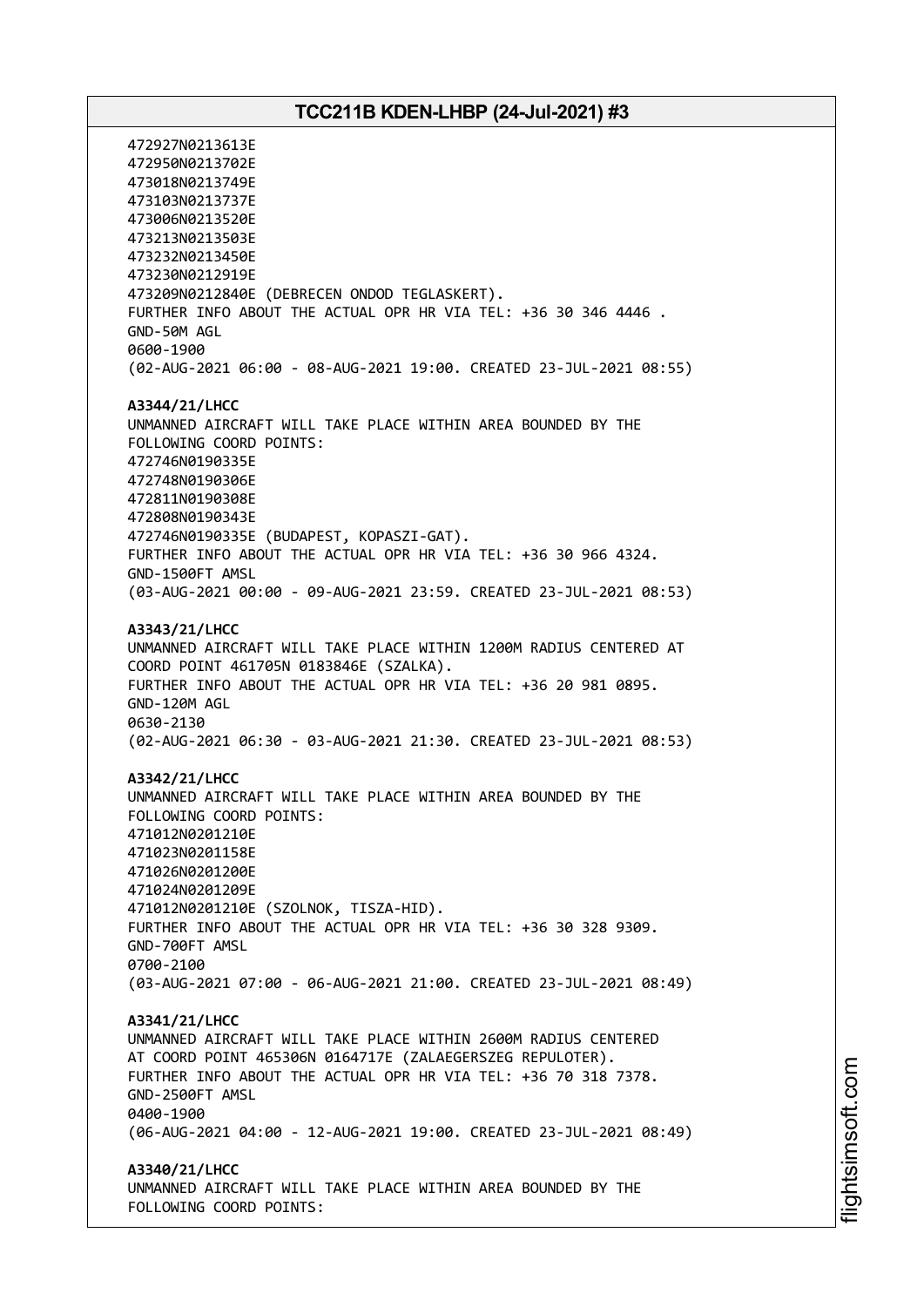472927N0213613E
472950N0213702E
473018N0213749E
473103N0213737E
473006N0213520E
473213N0213503E
473232N0213450E
473230N0212919E
473209N0212840E (DEBRECEN ONDOD TEGLASKERT).
FURTHER INFO ABOUT THE ACTUAL OPR HR VIA TEL: +36 30 346 4446 .
GND-50M AGL
0600-1900
(02-AUG-2021 06:00 - 08-AUG-2021 19:00. CREATED 23-JUL-2021 08:55)

**A3344/21/LHCC**
UNMANNED AIRCRAFT WILL TAKE PLACE WITHIN AREA BOUNDED BY THE
FOLLOWING COORD POINTS:
472746N0190335E
472748N0190306E
472811N0190308E
472808N0190343E
472746N0190335E (BUDAPEST, KOPASZI-GAT).
FURTHER INFO ABOUT THE ACTUAL OPR HR VIA TEL: +36 30 966 4324.
GND-1500FT AMSL
(03-AUG-2021 00:00 - 09-AUG-2021 23:59. CREATED 23-JUL-2021 08:53)

**A3343/21/LHCC**
UNMANNED AIRCRAFT WILL TAKE PLACE WITHIN 1200M RADIUS CENTERED AT
COORD POINT 461705N 0183846E (SZALKA).
FURTHER INFO ABOUT THE ACTUAL OPR HR VIA TEL: +36 20 981 0895.
GND-120M AGL
0630-2130
(02-AUG-2021 06:30 - 03-AUG-2021 21:30. CREATED 23-JUL-2021 08:53)

**A3342/21/LHCC**
UNMANNED AIRCRAFT WILL TAKE PLACE WITHIN AREA BOUNDED BY THE
FOLLOWING COORD POINTS:
471012N0201210E
471023N0201158E
471026N0201200E
471024N0201209E
471012N0201210E (SZOLNOK, TISZA-HID).
FURTHER INFO ABOUT THE ACTUAL OPR HR VIA TEL: +36 30 328 9309.
GND-700FT AMSL
0700-2100
(03-AUG-2021 07:00 - 06-AUG-2021 21:00. CREATED 23-JUL-2021 08:49)

**A3341/21/LHCC**
UNMANNED AIRCRAFT WILL TAKE PLACE WITHIN 2600M RADIUS CENTERED
AT COORD POINT 465306N 0164717E (ZALAEGERSZEG REPULOTER).
FURTHER INFO ABOUT THE ACTUAL OPR HR VIA TEL: +36 70 318 7378.
GND-2500FT AMSL
0400-1900
(06-AUG-2021 04:00 - 12-AUG-2021 19:00. CREATED 23-JUL-2021 08:49)

**A3340/21/LHCC**
UNMANNED AIRCRAFT WILL TAKE PLACE WITHIN AREA BOUNDED BY THE
FOLLOWING COORD POINTS: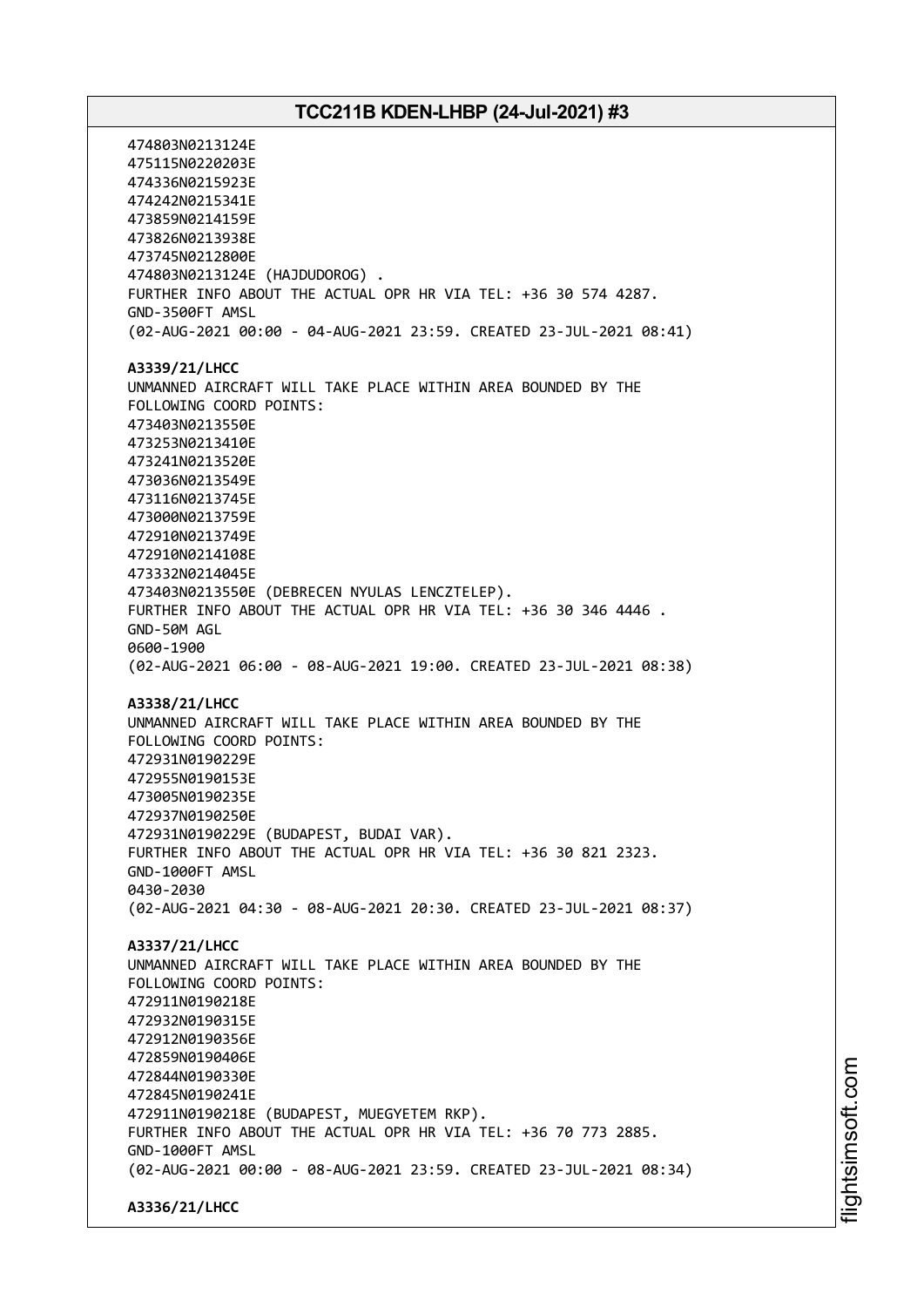474803N0213124E
475115N0220203E
474336N0215923E
474242N0215341E
473859N0214159E
473826N0213938E
473745N0212800E
474803N0213124E (HAJDUDOROG) .
FURTHER INFO ABOUT THE ACTUAL OPR HR VIA TEL: +36 30 574 4287.
GND-3500FT AMSL
(02-AUG-2021 00:00 - 04-AUG-2021 23:59. CREATED 23-JUL-2021 08:41)

**A3339/21/LHCC**
UNMANNED AIRCRAFT WILL TAKE PLACE WITHIN AREA BOUNDED BY THE
FOLLOWING COORD POINTS:
473403N0213550E
473253N0213410E
473241N0213520E
473036N0213549E
473116N0213745E
473000N0213759E
472910N0213749E
472910N0214108E
473332N0214045E
473403N0213550E (DEBRECEN NYULAS LENCZTELEP).
FURTHER INFO ABOUT THE ACTUAL OPR HR VIA TEL: +36 30 346 4446 .
GND-50M AGL
0600-1900
(02-AUG-2021 06:00 - 08-AUG-2021 19:00. CREATED 23-JUL-2021 08:38)

**A3338/21/LHCC**
UNMANNED AIRCRAFT WILL TAKE PLACE WITHIN AREA BOUNDED BY THE
FOLLOWING COORD POINTS:
472931N0190229E
472955N0190153E
473005N0190235E
472937N0190250E
472931N0190229E (BUDAPEST, BUDAI VAR).
FURTHER INFO ABOUT THE ACTUAL OPR HR VIA TEL: +36 30 821 2323.
GND-1000FT AMSL
0430-2030
(02-AUG-2021 04:30 - 08-AUG-2021 20:30. CREATED 23-JUL-2021 08:37)

**A3337/21/LHCC**
UNMANNED AIRCRAFT WILL TAKE PLACE WITHIN AREA BOUNDED BY THE
FOLLOWING COORD POINTS:
472911N0190218E
472932N0190315E
472912N0190356E
472859N0190406E
472844N0190330E
472845N0190241E
472911N0190218E (BUDAPEST, MUEGYETEM RKP).
FURTHER INFO ABOUT THE ACTUAL OPR HR VIA TEL: +36 70 773 2885.
GND-1000FT AMSL
(02-AUG-2021 00:00 - 08-AUG-2021 23:59. CREATED 23-JUL-2021 08:34)

**A3336/21/LHCC**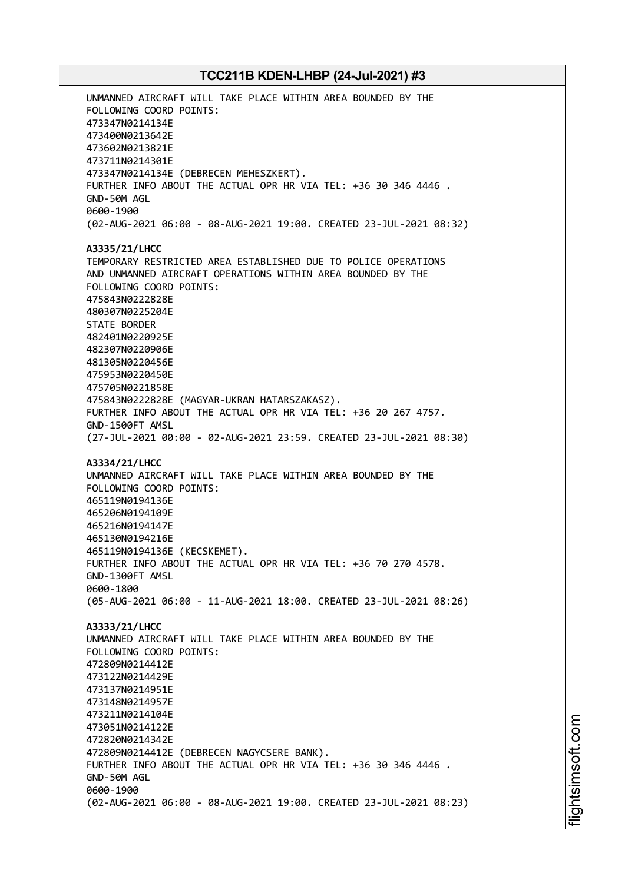UNMANNED AIRCRAFT WILL TAKE PLACE WITHIN AREA BOUNDED BY THE
FOLLOWING COORD POINTS:
473347N0214134E
473400N0213642E
473602N0213821E
473711N0214301E
473347N0214134E (DEBRECEN MEHESZKERT).
FURTHER INFO ABOUT THE ACTUAL OPR HR VIA TEL: +36 30 346 4446 .
GND-50M AGL
0600-1900
(02-AUG-2021 06:00 - 08-AUG-2021 19:00. CREATED 23-JUL-2021 08:32)

**A3335/21/LHCC**
TEMPORARY RESTRICTED AREA ESTABLISHED DUE TO POLICE OPERATIONS
AND UNMANNED AIRCRAFT OPERATIONS WITHIN AREA BOUNDED BY THE
FOLLOWING COORD POINTS:
475843N0222828E
480307N0225204E
STATE BORDER
482401N0220925E
482307N0220906E
481305N0220456E
475953N0220450E
475705N0221858E
475843N0222828E (MAGYAR-UKRAN HATARSZAKASZ).
FURTHER INFO ABOUT THE ACTUAL OPR HR VIA TEL: +36 20 267 4757.
GND-1500FT AMSL
(27-JUL-2021 00:00 - 02-AUG-2021 23:59. CREATED 23-JUL-2021 08:30)

**A3334/21/LHCC**
UNMANNED AIRCRAFT WILL TAKE PLACE WITHIN AREA BOUNDED BY THE
FOLLOWING COORD POINTS:
465119N0194136E
465206N0194109E
465216N0194147E
465130N0194216E
465119N0194136E (KECSKEMET).
FURTHER INFO ABOUT THE ACTUAL OPR HR VIA TEL: +36 70 270 4578.
GND-1300FT AMSL
0600-1800
(05-AUG-2021 06:00 - 11-AUG-2021 18:00. CREATED 23-JUL-2021 08:26)

**A3333/21/LHCC**
UNMANNED AIRCRAFT WILL TAKE PLACE WITHIN AREA BOUNDED BY THE
FOLLOWING COORD POINTS:
472809N0214412E
473122N0214429E
473137N0214951E
473148N0214957E
473211N0214104E
473051N0214122E
472820N0214342E
472809N0214412E (DEBRECEN NAGYCSERE BANK).
FURTHER INFO ABOUT THE ACTUAL OPR HR VIA TEL: +36 30 346 4446 .
GND-50M AGL
0600-1900
(02-AUG-2021 06:00 - 08-AUG-2021 19:00. CREATED 23-JUL-2021 08:23)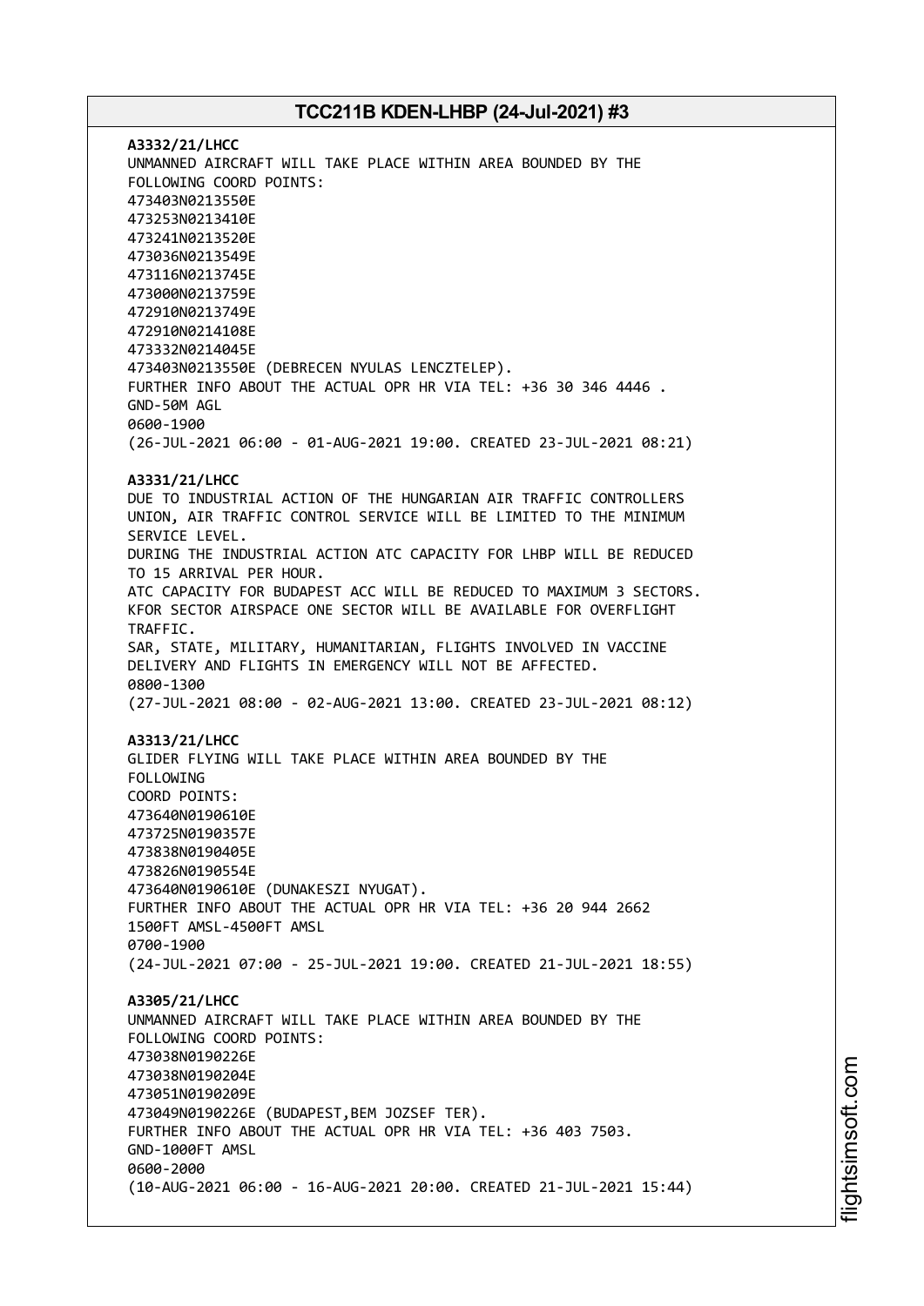**A3332/21/LHCC**
UNMANNED AIRCRAFT WILL TAKE PLACE WITHIN AREA BOUNDED BY THE
FOLLOWING COORD POINTS:
473403N0213550E
473253N0213410E
473241N0213520E
473036N0213549E
473116N0213745E
473000N0213759E
472910N0213749E
472910N0214108E
473332N0214045E
473403N0213550E (DEBRECEN NYULAS LENCZTELEP).
FURTHER INFO ABOUT THE ACTUAL OPR HR VIA TEL: +36 30 346 4446 .
GND-50M AGL
0600-1900
(26-JUL-2021 06:00 - 01-AUG-2021 19:00. CREATED 23-JUL-2021 08:21)

**A3331/21/LHCC**
DUE TO INDUSTRIAL ACTION OF THE HUNGARIAN AIR TRAFFIC CONTROLLERS
UNION, AIR TRAFFIC CONTROL SERVICE WILL BE LIMITED TO THE MINIMUM
SERVICE LEVEL.
DURING THE INDUSTRIAL ACTION ATC CAPACITY FOR LHBP WILL BE REDUCED
TO 15 ARRIVAL PER HOUR.
ATC CAPACITY FOR BUDAPEST ACC WILL BE REDUCED TO MAXIMUM 3 SECTORS.
KFOR SECTOR AIRSPACE ONE SECTOR WILL BE AVAILABLE FOR OVERFLIGHT
TRAFFIC.
SAR, STATE, MILITARY, HUMANITARIAN, FLIGHTS INVOLVED IN VACCINE
DELIVERY AND FLIGHTS IN EMERGENCY WILL NOT BE AFFECTED.
0800-1300
(27-JUL-2021 08:00 - 02-AUG-2021 13:00. CREATED 23-JUL-2021 08:12)

**A3313/21/LHCC**
GLIDER FLYING WILL TAKE PLACE WITHIN AREA BOUNDED BY THE
FOLLOWING
COORD POINTS:
473640N0190610E
473725N0190357E
473838N0190405E
473826N0190554E
473640N0190610E (DUNAKESZI NYUGAT).
FURTHER INFO ABOUT THE ACTUAL OPR HR VIA TEL: +36 20 944 2662
1500FT AMSL-4500FT AMSL
0700-1900
(24-JUL-2021 07:00 - 25-JUL-2021 19:00. CREATED 21-JUL-2021 18:55)

**A3305/21/LHCC**
UNMANNED AIRCRAFT WILL TAKE PLACE WITHIN AREA BOUNDED BY THE
FOLLOWING COORD POINTS:
473038N0190226E
473038N0190204E
473051N0190209E
473049N0190226E (BUDAPEST,BEM JOZSEF TER).
FURTHER INFO ABOUT THE ACTUAL OPR HR VIA TEL: +36 403 7503.
GND-1000FT AMSL
0600-2000
(10-AUG-2021 06:00 - 16-AUG-2021 20:00. CREATED 21-JUL-2021 15:44)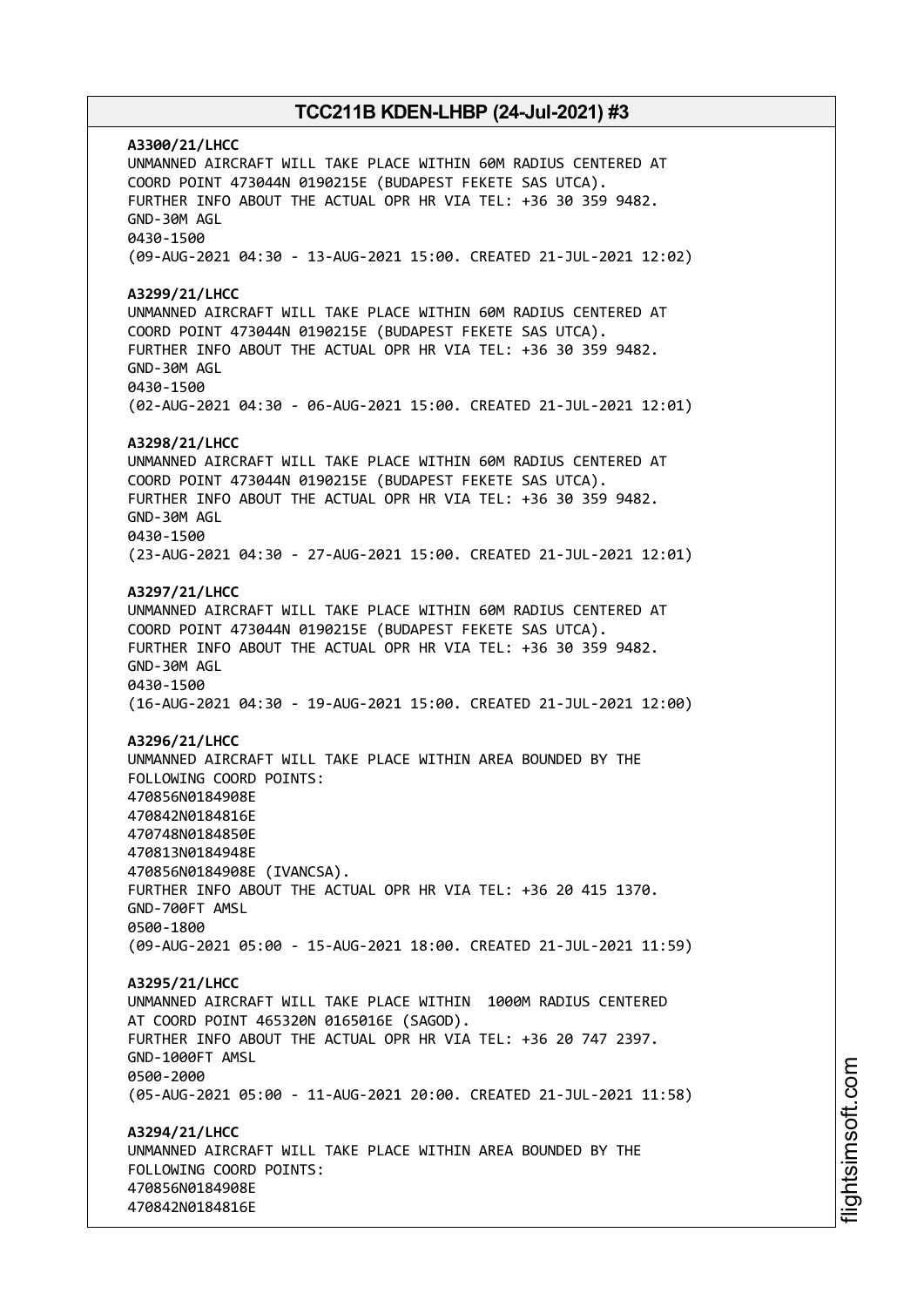**A3300/21/LHCC**
UNMANNED AIRCRAFT WILL TAKE PLACE WITHIN 60M RADIUS CENTERED AT COORD POINT 473044N 0190215E (BUDAPEST FEKETE SAS UTCA).
FURTHER INFO ABOUT THE ACTUAL OPR HR VIA TEL: +36 30 359 9482.
GND-30M AGL
0430-1500
(09-AUG-2021 04:30 - 13-AUG-2021 15:00. CREATED 21-JUL-2021 12:02)

**A3299/21/LHCC**
UNMANNED AIRCRAFT WILL TAKE PLACE WITHIN 60M RADIUS CENTERED AT COORD POINT 473044N 0190215E (BUDAPEST FEKETE SAS UTCA).
FURTHER INFO ABOUT THE ACTUAL OPR HR VIA TEL: +36 30 359 9482.
GND-30M AGL
0430-1500
(02-AUG-2021 04:30 - 06-AUG-2021 15:00. CREATED 21-JUL-2021 12:01)

**A3298/21/LHCC**
UNMANNED AIRCRAFT WILL TAKE PLACE WITHIN 60M RADIUS CENTERED AT COORD POINT 473044N 0190215E (BUDAPEST FEKETE SAS UTCA).
FURTHER INFO ABOUT THE ACTUAL OPR HR VIA TEL: +36 30 359 9482.
GND-30M AGL
0430-1500
(23-AUG-2021 04:30 - 27-AUG-2021 15:00. CREATED 21-JUL-2021 12:01)

**A3297/21/LHCC**
UNMANNED AIRCRAFT WILL TAKE PLACE WITHIN 60M RADIUS CENTERED AT COORD POINT 473044N 0190215E (BUDAPEST FEKETE SAS UTCA).
FURTHER INFO ABOUT THE ACTUAL OPR HR VIA TEL: +36 30 359 9482.
GND-30M AGL
0430-1500
(16-AUG-2021 04:30 - 19-AUG-2021 15:00. CREATED 21-JUL-2021 12:00)

**A3296/21/LHCC**
UNMANNED AIRCRAFT WILL TAKE PLACE WITHIN AREA BOUNDED BY THE FOLLOWING COORD POINTS:
470856N0184908E
470842N0184816E
470748N0184850E
470813N0184948E
470856N0184908E (IVANCSA).
FURTHER INFO ABOUT THE ACTUAL OPR HR VIA TEL: +36 20 415 1370.
GND-700FT AMSL
0500-1800
(09-AUG-2021 05:00 - 15-AUG-2021 18:00. CREATED 21-JUL-2021 11:59)

**A3295/21/LHCC**
UNMANNED AIRCRAFT WILL TAKE PLACE WITHIN 1000M RADIUS CENTERED AT COORD POINT 465320N 0165016E (SAGOD).
FURTHER INFO ABOUT THE ACTUAL OPR HR VIA TEL: +36 20 747 2397.
GND-1000FT AMSL
0500-2000
(05-AUG-2021 05:00 - 11-AUG-2021 20:00. CREATED 21-JUL-2021 11:58)

**A3294/21/LHCC**
UNMANNED AIRCRAFT WILL TAKE PLACE WITHIN AREA BOUNDED BY THE FOLLOWING COORD POINTS:
470856N0184908E
470842N0184816E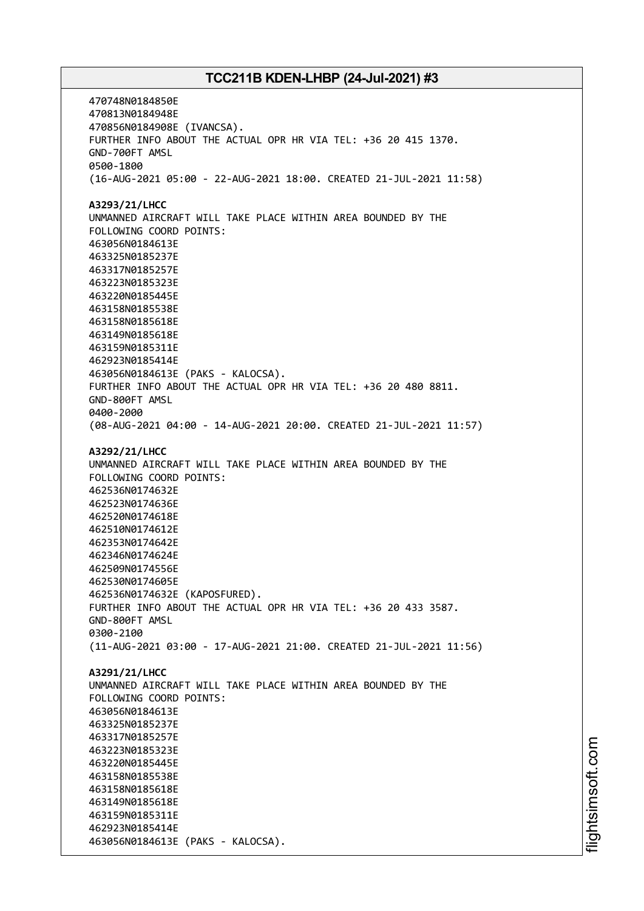470748N0184850E
470813N0184948E
470856N0184908E (IVANCSA).
FURTHER INFO ABOUT THE ACTUAL OPR HR VIA TEL: +36 20 415 1370.
GND-700FT AMSL
0500-1800
(16-AUG-2021 05:00 - 22-AUG-2021 18:00. CREATED 21-JUL-2021 11:58)

**A3293/21/LHCC**
UNMANNED AIRCRAFT WILL TAKE PLACE WITHIN AREA BOUNDED BY THE
FOLLOWING COORD POINTS:
463056N0184613E
463325N0185237E
463317N0185257E
463223N0185323E
463220N0185445E
463158N0185538E
463158N0185618E
463149N0185618E
463159N0185311E
462923N0185414E
463056N0184613E (PAKS - KALOCSA).
FURTHER INFO ABOUT THE ACTUAL OPR HR VIA TEL: +36 20 480 8811.
GND-800FT AMSL
0400-2000
(08-AUG-2021 04:00 - 14-AUG-2021 20:00. CREATED 21-JUL-2021 11:57)

**A3292/21/LHCC**
UNMANNED AIRCRAFT WILL TAKE PLACE WITHIN AREA BOUNDED BY THE
FOLLOWING COORD POINTS:
462536N0174632E
462523N0174636E
462520N0174618E
462510N0174612E
462353N0174642E
462346N0174624E
462509N0174556E
462530N0174605E
462536N0174632E (KAPOSFURED).
FURTHER INFO ABOUT THE ACTUAL OPR HR VIA TEL: +36 20 433 3587.
GND-800FT AMSL
0300-2100
(11-AUG-2021 03:00 - 17-AUG-2021 21:00. CREATED 21-JUL-2021 11:56)

**A3291/21/LHCC**
UNMANNED AIRCRAFT WILL TAKE PLACE WITHIN AREA BOUNDED BY THE
FOLLOWING COORD POINTS:
463056N0184613E
463325N0185237E
463317N0185257E
463223N0185323E
463220N0185445E
463158N0185538E
463158N0185618E
463149N0185618E
463159N0185311E
462923N0185414E
463056N0184613E (PAKS - KALOCSA).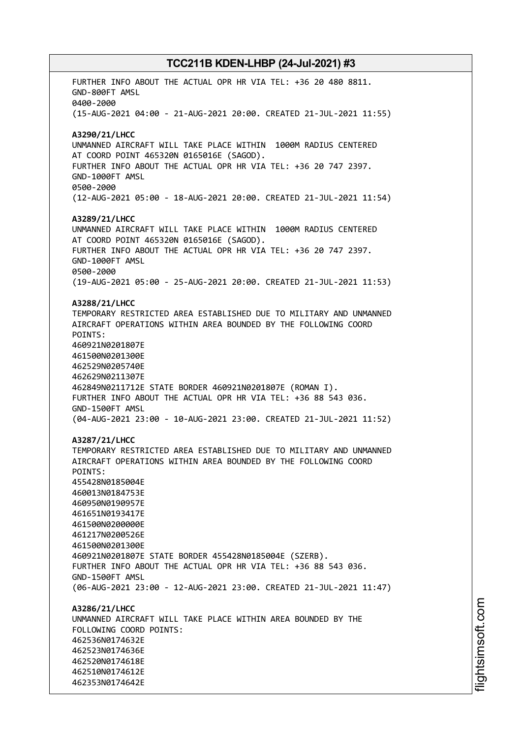FURTHER INFO ABOUT THE ACTUAL OPR HR VIA TEL: +36 20 480 8811.
GND-800FT AMSL
0400-2000
(15-AUG-2021 04:00 - 21-AUG-2021 20:00. CREATED 21-JUL-2021 11:55)

**A3290/21/LHCC**
UNMANNED AIRCRAFT WILL TAKE PLACE WITHIN 1000M RADIUS CENTERED
AT COORD POINT 465320N 0165016E (SAGOD).
FURTHER INFO ABOUT THE ACTUAL OPR HR VIA TEL: +36 20 747 2397.
GND-1000FT AMSL
0500-2000
(12-AUG-2021 05:00 - 18-AUG-2021 20:00. CREATED 21-JUL-2021 11:54)

**A3289/21/LHCC**
UNMANNED AIRCRAFT WILL TAKE PLACE WITHIN 1000M RADIUS CENTERED
AT COORD POINT 465320N 0165016E (SAGOD).
FURTHER INFO ABOUT THE ACTUAL OPR HR VIA TEL: +36 20 747 2397.
GND-1000FT AMSL
0500-2000
(19-AUG-2021 05:00 - 25-AUG-2021 20:00. CREATED 21-JUL-2021 11:53)

**A3288/21/LHCC**
TEMPORARY RESTRICTED AREA ESTABLISHED DUE TO MILITARY AND UNMANNED
AIRCRAFT OPERATIONS WITHIN AREA BOUNDED BY THE FOLLOWING COORD
POINTS:
460921N0201807E
461500N0201300E
462529N0205740E
462629N0211307E
462849N0211712E STATE BORDER 460921N0201807E (ROMAN I).
FURTHER INFO ABOUT THE ACTUAL OPR HR VIA TEL: +36 88 543 036.
GND-1500FT AMSL
(04-AUG-2021 23:00 - 10-AUG-2021 23:00. CREATED 21-JUL-2021 11:52)

**A3287/21/LHCC**
TEMPORARY RESTRICTED AREA ESTABLISHED DUE TO MILITARY AND UNMANNED
AIRCRAFT OPERATIONS WITHIN AREA BOUNDED BY THE FOLLOWING COORD
POINTS:
455428N0185004E
460013N0184753E
460950N0190957E
461651N0193417E
461500N0200000E
461217N0200526E
461500N0201300E
460921N0201807E STATE BORDER 455428N0185004E (SZERB).
FURTHER INFO ABOUT THE ACTUAL OPR HR VIA TEL: +36 88 543 036.
GND-1500FT AMSL
(06-AUG-2021 23:00 - 12-AUG-2021 23:00. CREATED 21-JUL-2021 11:47)

**A3286/21/LHCC**
UNMANNED AIRCRAFT WILL TAKE PLACE WITHIN AREA BOUNDED BY THE
FOLLOWING COORD POINTS:
462536N0174632E
462523N0174636E
462520N0174618E
462510N0174612E
462353N0174642E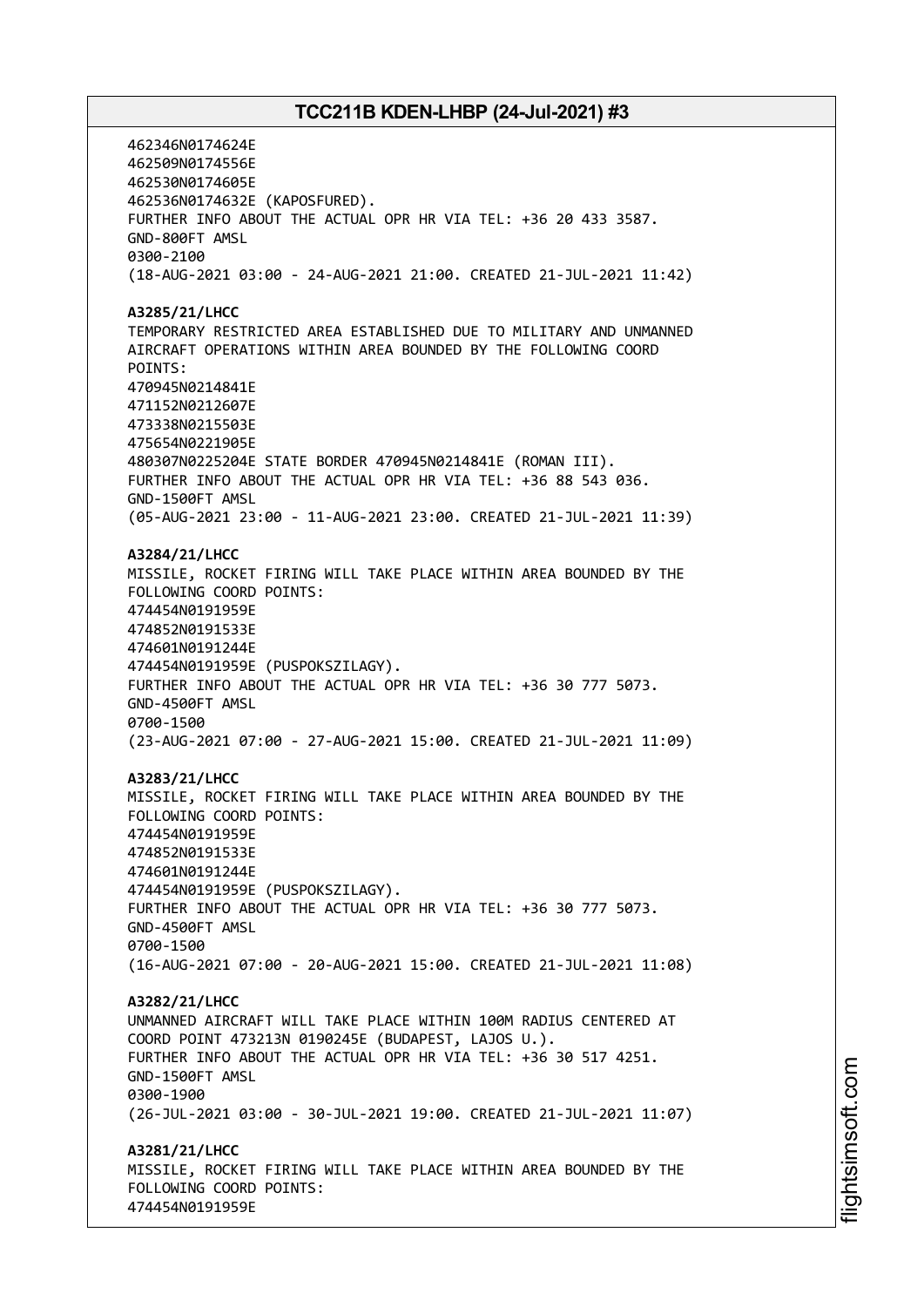462346N0174624E
462509N0174556E
462530N0174605E
462536N0174632E (KAPOSFURED).
FURTHER INFO ABOUT THE ACTUAL OPR HR VIA TEL: +36 20 433 3587.
GND-800FT AMSL
0300-2100
(18-AUG-2021 03:00 - 24-AUG-2021 21:00. CREATED 21-JUL-2021 11:42)

**A3285/21/LHCC**
TEMPORARY RESTRICTED AREA ESTABLISHED DUE TO MILITARY AND UNMANNED AIRCRAFT OPERATIONS WITHIN AREA BOUNDED BY THE FOLLOWING COORD POINTS:
470945N0214841E
471152N0212607E
473338N0215503E
475654N0221905E
480307N0225204E STATE BORDER 470945N0214841E (ROMAN III).
FURTHER INFO ABOUT THE ACTUAL OPR HR VIA TEL: +36 88 543 036.
GND-1500FT AMSL
(05-AUG-2021 23:00 - 11-AUG-2021 23:00. CREATED 21-JUL-2021 11:39)

**A3284/21/LHCC**
MISSILE, ROCKET FIRING WILL TAKE PLACE WITHIN AREA BOUNDED BY THE FOLLOWING COORD POINTS:
474454N0191959E
474852N0191533E
474601N0191244E
474454N0191959E (PUSPOKSZILAGY).
FURTHER INFO ABOUT THE ACTUAL OPR HR VIA TEL: +36 30 777 5073.
GND-4500FT AMSL
0700-1500
(23-AUG-2021 07:00 - 27-AUG-2021 15:00. CREATED 21-JUL-2021 11:09)

**A3283/21/LHCC**
MISSILE, ROCKET FIRING WILL TAKE PLACE WITHIN AREA BOUNDED BY THE FOLLOWING COORD POINTS:
474454N0191959E
474852N0191533E
474601N0191244E
474454N0191959E (PUSPOKSZILAGY).
FURTHER INFO ABOUT THE ACTUAL OPR HR VIA TEL: +36 30 777 5073.
GND-4500FT AMSL
0700-1500
(16-AUG-2021 07:00 - 20-AUG-2021 15:00. CREATED 21-JUL-2021 11:08)

**A3282/21/LHCC**
UNMANNED AIRCRAFT WILL TAKE PLACE WITHIN 100M RADIUS CENTERED AT COORD POINT 473213N 0190245E (BUDAPEST, LAJOS U.).
FURTHER INFO ABOUT THE ACTUAL OPR HR VIA TEL: +36 30 517 4251.
GND-1500FT AMSL
0300-1900
(26-JUL-2021 03:00 - 30-JUL-2021 19:00. CREATED 21-JUL-2021 11:07)

**A3281/21/LHCC**
MISSILE, ROCKET FIRING WILL TAKE PLACE WITHIN AREA BOUNDED BY THE FOLLOWING COORD POINTS:
474454N0191959E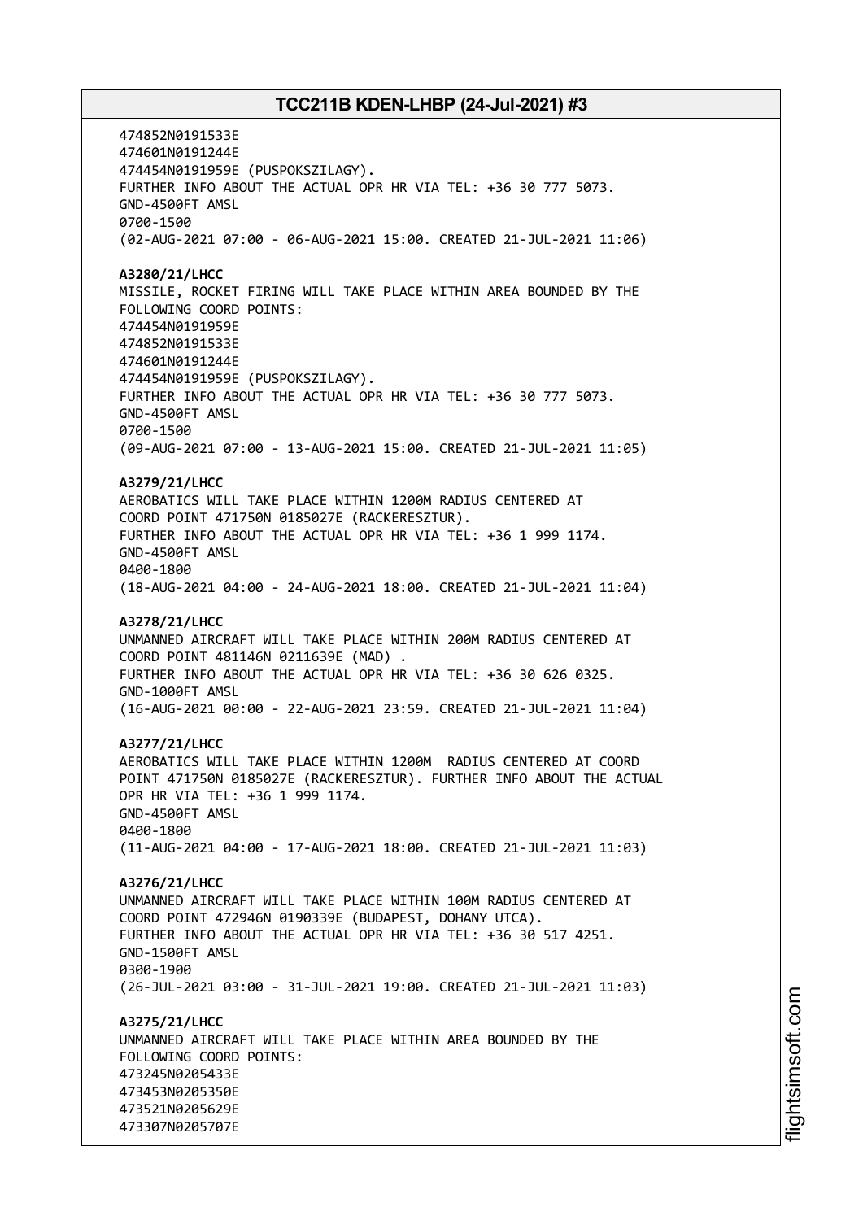474852N0191533E
474601N0191244E
474454N0191959E (PUSPOKSZILAGY).
FURTHER INFO ABOUT THE ACTUAL OPR HR VIA TEL: +36 30 777 5073.
GND-4500FT AMSL
0700-1500
(02-AUG-2021 07:00 - 06-AUG-2021 15:00. CREATED 21-JUL-2021 11:06)

**A3280/21/LHCC**
MISSILE, ROCKET FIRING WILL TAKE PLACE WITHIN AREA BOUNDED BY THE FOLLOWING COORD POINTS:
474454N0191959E
474852N0191533E
474601N0191244E
474454N0191959E (PUSPOKSZILAGY).
FURTHER INFO ABOUT THE ACTUAL OPR HR VIA TEL: +36 30 777 5073.
GND-4500FT AMSL
0700-1500
(09-AUG-2021 07:00 - 13-AUG-2021 15:00. CREATED 21-JUL-2021 11:05)

**A3279/21/LHCC**
AEROBATICS WILL TAKE PLACE WITHIN 1200M RADIUS CENTERED AT COORD POINT 471750N 0185027E (RACKERESZTUR).
FURTHER INFO ABOUT THE ACTUAL OPR HR VIA TEL: +36 1 999 1174.
GND-4500FT AMSL
0400-1800
(18-AUG-2021 04:00 - 24-AUG-2021 18:00. CREATED 21-JUL-2021 11:04)

**A3278/21/LHCC**
UNMANNED AIRCRAFT WILL TAKE PLACE WITHIN 200M RADIUS CENTERED AT COORD POINT 481146N 0211639E (MAD) .
FURTHER INFO ABOUT THE ACTUAL OPR HR VIA TEL: +36 30 626 0325.
GND-1000FT AMSL
(16-AUG-2021 00:00 - 22-AUG-2021 23:59. CREATED 21-JUL-2021 11:04)

**A3277/21/LHCC**
AEROBATICS WILL TAKE PLACE WITHIN 1200M RADIUS CENTERED AT COORD POINT 471750N 0185027E (RACKERESZTUR). FURTHER INFO ABOUT THE ACTUAL OPR HR VIA TEL: +36 1 999 1174.
GND-4500FT AMSL
0400-1800
(11-AUG-2021 04:00 - 17-AUG-2021 18:00. CREATED 21-JUL-2021 11:03)

**A3276/21/LHCC**
UNMANNED AIRCRAFT WILL TAKE PLACE WITHIN 100M RADIUS CENTERED AT COORD POINT 472946N 0190339E (BUDAPEST, DOHANY UTCA).
FURTHER INFO ABOUT THE ACTUAL OPR HR VIA TEL: +36 30 517 4251.
GND-1500FT AMSL
0300-1900
(26-JUL-2021 03:00 - 31-JUL-2021 19:00. CREATED 21-JUL-2021 11:03)

**A3275/21/LHCC**
UNMANNED AIRCRAFT WILL TAKE PLACE WITHIN AREA BOUNDED BY THE FOLLOWING COORD POINTS:
473245N0205433E
473453N0205350E
473521N0205629E
473307N0205707E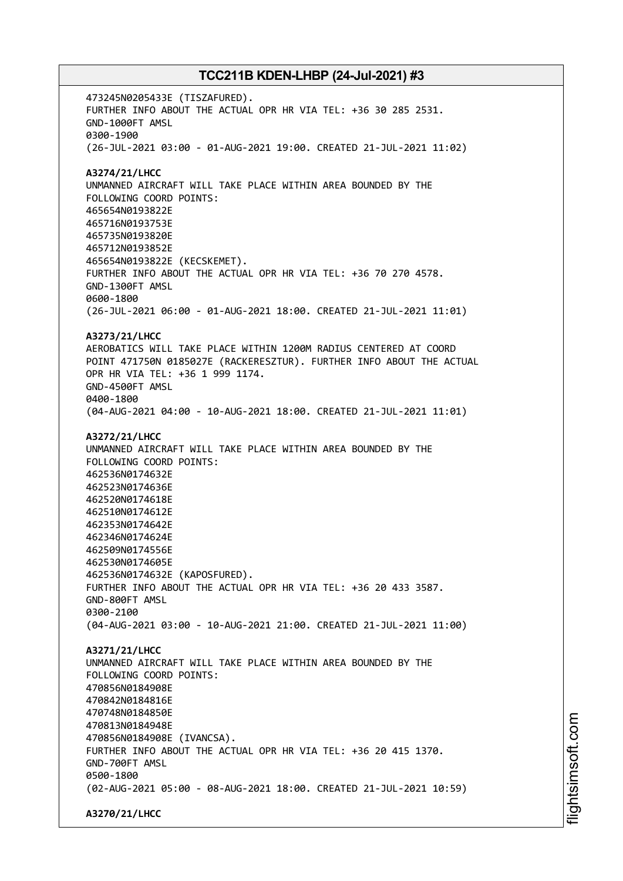473245N0205433E (TISZAFURED).
FURTHER INFO ABOUT THE ACTUAL OPR HR VIA TEL: +36 30 285 2531.
GND-1000FT AMSL
0300-1900
(26-JUL-2021 03:00 - 01-AUG-2021 19:00. CREATED 21-JUL-2021 11:02)

**A3274/21/LHCC**
UNMANNED AIRCRAFT WILL TAKE PLACE WITHIN AREA BOUNDED BY THE
FOLLOWING COORD POINTS:
465654N0193822E
465716N0193753E
465735N0193820E
465712N0193852E
465654N0193822E (KECSKEMET).
FURTHER INFO ABOUT THE ACTUAL OPR HR VIA TEL: +36 70 270 4578.
GND-1300FT AMSL
0600-1800
(26-JUL-2021 06:00 - 01-AUG-2021 18:00. CREATED 21-JUL-2021 11:01)

**A3273/21/LHCC**
AEROBATICS WILL TAKE PLACE WITHIN 1200M RADIUS CENTERED AT COORD
POINT 471750N 0185027E (RACKERESZTUR). FURTHER INFO ABOUT THE ACTUAL
OPR HR VIA TEL: +36 1 999 1174.
GND-4500FT AMSL
0400-1800
(04-AUG-2021 04:00 - 10-AUG-2021 18:00. CREATED 21-JUL-2021 11:01)

**A3272/21/LHCC**
UNMANNED AIRCRAFT WILL TAKE PLACE WITHIN AREA BOUNDED BY THE
FOLLOWING COORD POINTS:
462536N0174632E
462523N0174636E
462520N0174618E
462510N0174612E
462353N0174642E
462346N0174624E
462509N0174556E
462530N0174605E
462536N0174632E (KAPOSFURED).
FURTHER INFO ABOUT THE ACTUAL OPR HR VIA TEL: +36 20 433 3587.
GND-800FT AMSL
0300-2100
(04-AUG-2021 03:00 - 10-AUG-2021 21:00. CREATED 21-JUL-2021 11:00)

**A3271/21/LHCC**
UNMANNED AIRCRAFT WILL TAKE PLACE WITHIN AREA BOUNDED BY THE
FOLLOWING COORD POINTS:
470856N0184908E
470842N0184816E
470748N0184850E
470813N0184948E
470856N0184908E (IVANCSA).
FURTHER INFO ABOUT THE ACTUAL OPR HR VIA TEL: +36 20 415 1370.
GND-700FT AMSL
0500-1800
(02-AUG-2021 05:00 - 08-AUG-2021 18:00. CREATED 21-JUL-2021 10:59)

**A3270/21/LHCC**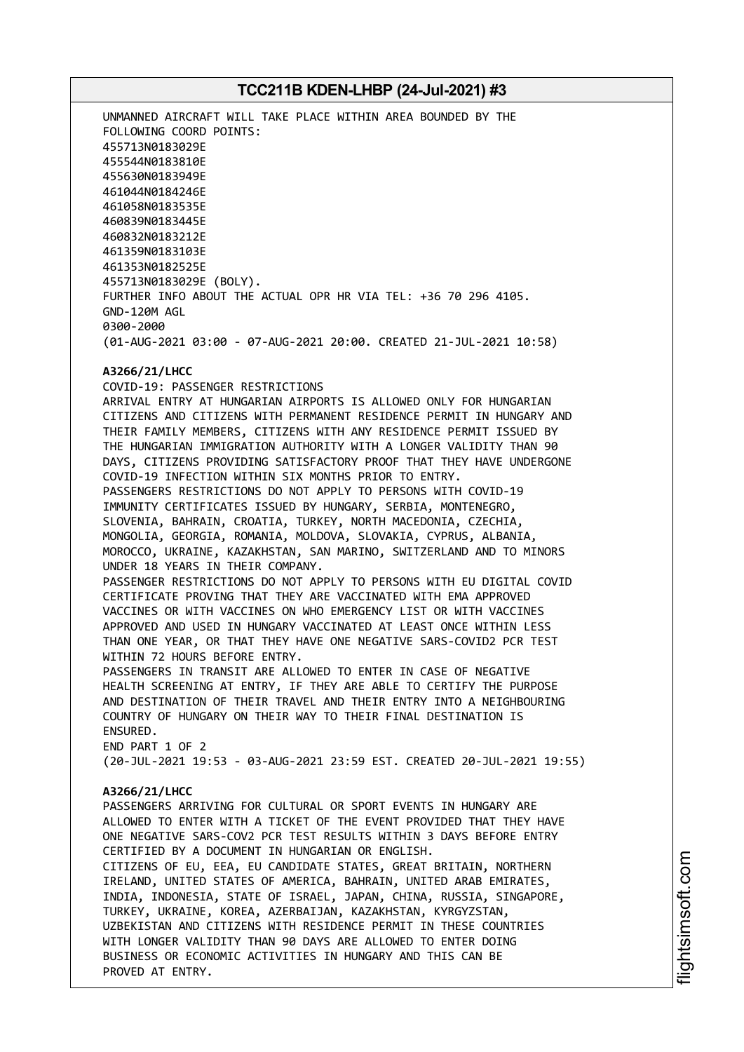UNMANNED AIRCRAFT WILL TAKE PLACE WITHIN AREA BOUNDED BY THE FOLLOWING COORD POINTS:
455713N0183029E
455544N0183810E
455630N0183949E
461044N0184246E
461058N0183535E
460839N0183445E
460832N0183212E
461359N0183103E
461353N0182525E
455713N0183029E (BOLY).
FURTHER INFO ABOUT THE ACTUAL OPR HR VIA TEL: +36 70 296 4105.
GND-120M AGL
0300-2000
(01-AUG-2021 03:00 - 07-AUG-2021 20:00. CREATED 21-JUL-2021 10:58)

**A3266/21/LHCC**
COVID-19: PASSENGER RESTRICTIONS
ARRIVAL ENTRY AT HUNGARIAN AIRPORTS IS ALLOWED ONLY FOR HUNGARIAN CITIZENS AND CITIZENS WITH PERMANENT RESIDENCE PERMIT IN HUNGARY AND THEIR FAMILY MEMBERS, CITIZENS WITH ANY RESIDENCE PERMIT ISSUED BY THE HUNGARIAN IMMIGRATION AUTHORITY WITH A LONGER VALIDITY THAN 90 DAYS, CITIZENS PROVIDING SATISFACTORY PROOF THAT THEY HAVE UNDERGONE COVID-19 INFECTION WITHIN SIX MONTHS PRIOR TO ENTRY.
PASSENGERS RESTRICTIONS DO NOT APPLY TO PERSONS WITH COVID-19 IMMUNITY CERTIFICATES ISSUED BY HUNGARY, SERBIA, MONTENEGRO, SLOVENIA, BAHRAIN, CROATIA, TURKEY, NORTH MACEDONIA, CZECHIA, MONGOLIA, GEORGIA, ROMANIA, MOLDOVA, SLOVAKIA, CYPRUS, ALBANIA, MOROCCO, UKRAINE, KAZAKHSTAN, SAN MARINO, SWITZERLAND AND TO MINORS UNDER 18 YEARS IN THEIR COMPANY.
PASSENGER RESTRICTIONS DO NOT APPLY TO PERSONS WITH EU DIGITAL COVID CERTIFICATE PROVING THAT THEY ARE VACCINATED WITH EMA APPROVED VACCINES OR WITH VACCINES ON WHO EMERGENCY LIST OR WITH VACCINES APPROVED AND USED IN HUNGARY VACCINATED AT LEAST ONCE WITHIN LESS THAN ONE YEAR, OR THAT THEY HAVE ONE NEGATIVE SARS-COVID2 PCR TEST WITHIN 72 HOURS BEFORE ENTRY.
PASSENGERS IN TRANSIT ARE ALLOWED TO ENTER IN CASE OF NEGATIVE HEALTH SCREENING AT ENTRY, IF THEY ARE ABLE TO CERTIFY THE PURPOSE AND DESTINATION OF THEIR TRAVEL AND THEIR ENTRY INTO A NEIGHBOURING COUNTRY OF HUNGARY ON THEIR WAY TO THEIR FINAL DESTINATION IS ENSURED.
END PART 1 OF 2
(20-JUL-2021 19:53 - 03-AUG-2021 23:59 EST. CREATED 20-JUL-2021 19:55)

**A3266/21/LHCC**
PASSENGERS ARRIVING FOR CULTURAL OR SPORT EVENTS IN HUNGARY ARE ALLOWED TO ENTER WITH A TICKET OF THE EVENT PROVIDED THAT THEY HAVE ONE NEGATIVE SARS-COV2 PCR TEST RESULTS WITHIN 3 DAYS BEFORE ENTRY CERTIFIED BY A DOCUMENT IN HUNGARIAN OR ENGLISH.
CITIZENS OF EU, EEA, EU CANDIDATE STATES, GREAT BRITAIN, NORTHERN IRELAND, UNITED STATES OF AMERICA, BAHRAIN, UNITED ARAB EMIRATES, INDIA, INDONESIA, STATE OF ISRAEL, JAPAN, CHINA, RUSSIA, SINGAPORE, TURKEY, UKRAINE, KOREA, AZERBAIJAN, KAZAKHSTAN, KYRGYZSTAN, UZBEKISTAN AND CITIZENS WITH RESIDENCE PERMIT IN THESE COUNTRIES WITH LONGER VALIDITY THAN 90 DAYS ARE ALLOWED TO ENTER DOING BUSINESS OR ECONOMIC ACTIVITIES IN HUNGARY AND THIS CAN BE PROVED AT ENTRY.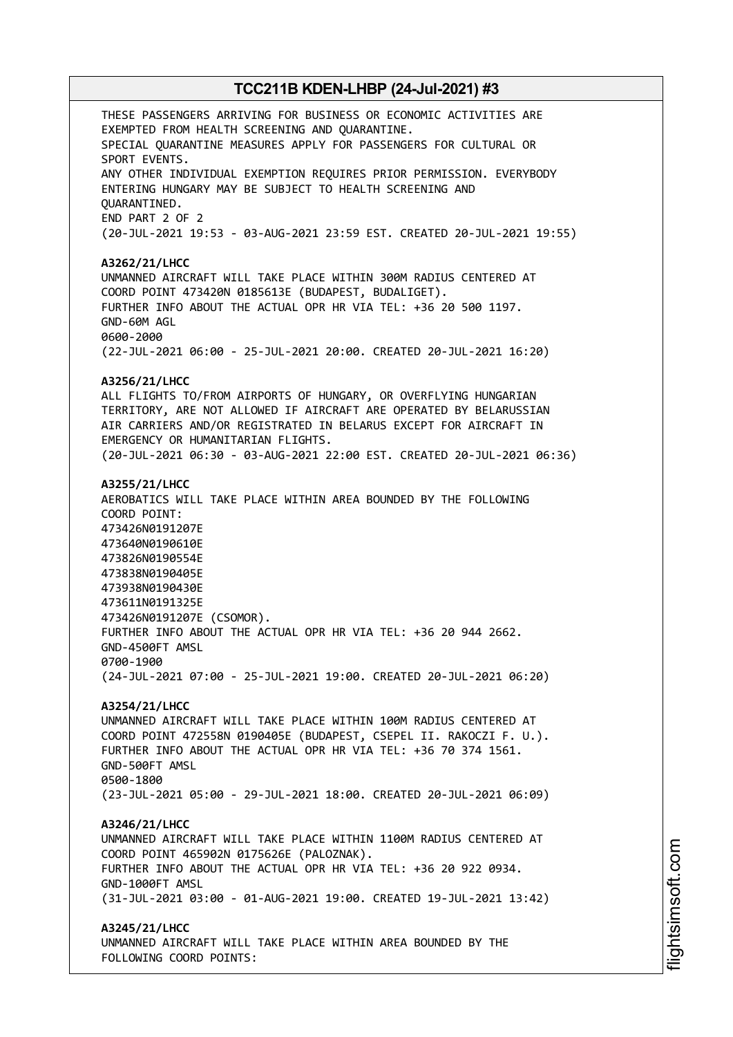THESE PASSENGERS ARRIVING FOR BUSINESS OR ECONOMIC ACTIVITIES ARE
EXEMPTED FROM HEALTH SCREENING AND QUARANTINE.
SPECIAL QUARANTINE MEASURES APPLY FOR PASSENGERS FOR CULTURAL OR
SPORT EVENTS.
ANY OTHER INDIVIDUAL EXEMPTION REQUIRES PRIOR PERMISSION. EVERYBODY
ENTERING HUNGARY MAY BE SUBJECT TO HEALTH SCREENING AND
QUARANTINED.
END PART 2 OF 2
(20-JUL-2021 19:53 - 03-AUG-2021 23:59 EST. CREATED 20-JUL-2021 19:55)

**A3262/21/LHCC**
UNMANNED AIRCRAFT WILL TAKE PLACE WITHIN 300M RADIUS CENTERED AT
COORD POINT 473420N 0185613E (BUDAPEST, BUDALIGET).
FURTHER INFO ABOUT THE ACTUAL OPR HR VIA TEL: +36 20 500 1197.
GND-60M AGL
0600-2000
(22-JUL-2021 06:00 - 25-JUL-2021 20:00. CREATED 20-JUL-2021 16:20)

**A3256/21/LHCC**
ALL FLIGHTS TO/FROM AIRPORTS OF HUNGARY, OR OVERFLYING HUNGARIAN
TERRITORY, ARE NOT ALLOWED IF AIRCRAFT ARE OPERATED BY BELARUSSIAN
AIR CARRIERS AND/OR REGISTRATED IN BELARUS EXCEPT FOR AIRCRAFT IN
EMERGENCY OR HUMANITARIAN FLIGHTS.
(20-JUL-2021 06:30 - 03-AUG-2021 22:00 EST. CREATED 20-JUL-2021 06:36)

**A3255/21/LHCC**
AEROBATICS WILL TAKE PLACE WITHIN AREA BOUNDED BY THE FOLLOWING
COORD POINT:
473426N0191207E
473640N0190610E
473826N0190554E
473838N0190405E
473938N0190430E
473611N0191325E
473426N0191207E (CSOMOR).
FURTHER INFO ABOUT THE ACTUAL OPR HR VIA TEL: +36 20 944 2662.
GND-4500FT AMSL
0700-1900
(24-JUL-2021 07:00 - 25-JUL-2021 19:00. CREATED 20-JUL-2021 06:20)

**A3254/21/LHCC**
UNMANNED AIRCRAFT WILL TAKE PLACE WITHIN 100M RADIUS CENTERED AT
COORD POINT 472558N 0190405E (BUDAPEST, CSEPEL II. RAKOCZI F. U.).
FURTHER INFO ABOUT THE ACTUAL OPR HR VIA TEL: +36 70 374 1561.
GND-500FT AMSL
0500-1800
(23-JUL-2021 05:00 - 29-JUL-2021 18:00. CREATED 20-JUL-2021 06:09)

**A3246/21/LHCC**
UNMANNED AIRCRAFT WILL TAKE PLACE WITHIN 1100M RADIUS CENTERED AT
COORD POINT 465902N 0175626E (PALOZNAK).
FURTHER INFO ABOUT THE ACTUAL OPR HR VIA TEL: +36 20 922 0934.
GND-1000FT AMSL
(31-JUL-2021 03:00 - 01-AUG-2021 19:00. CREATED 19-JUL-2021 13:42)

**A3245/21/LHCC**
UNMANNED AIRCRAFT WILL TAKE PLACE WITHIN AREA BOUNDED BY THE
FOLLOWING COORD POINTS: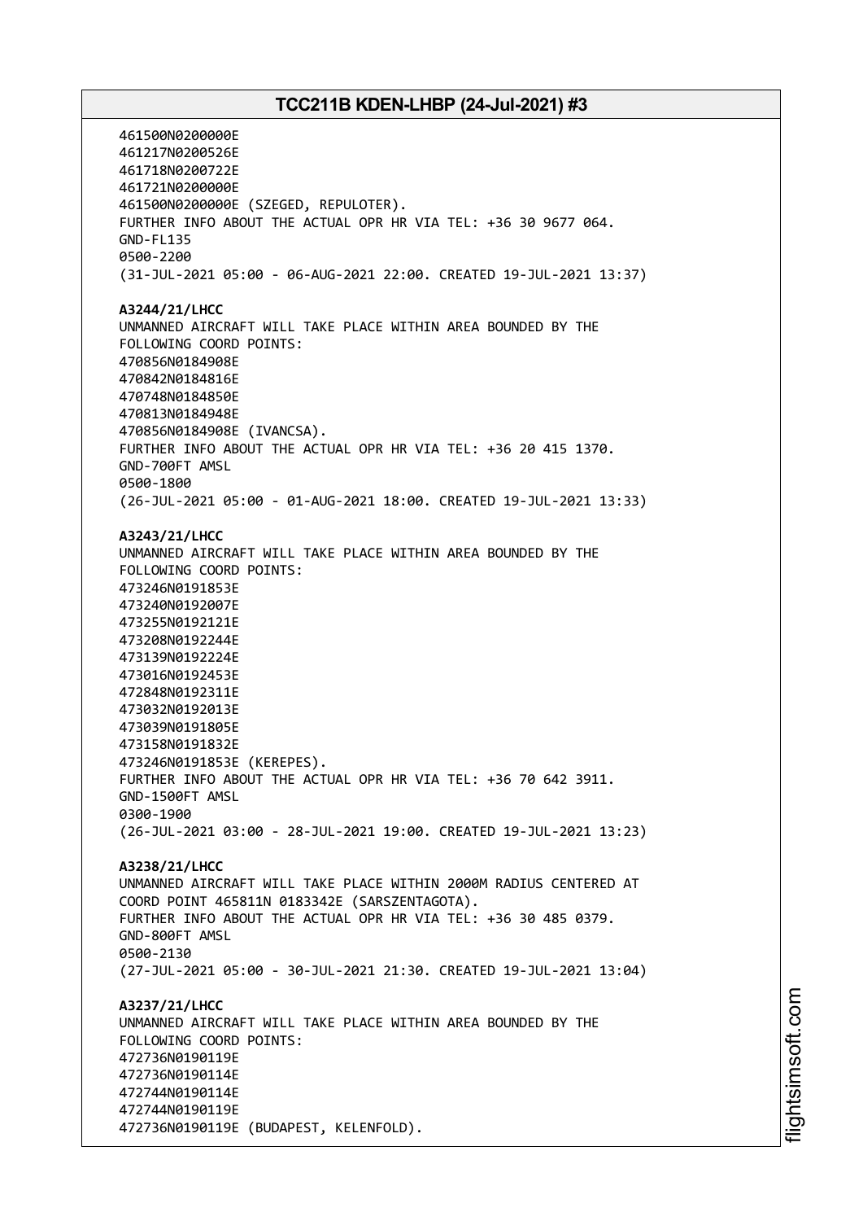461500N0200000E
461217N0200526E
461718N0200722E
461721N0200000E
461500N0200000E (SZEGED, REPULOTER).
FURTHER INFO ABOUT THE ACTUAL OPR HR VIA TEL: +36 30 9677 064.
GND-FL135
0500-2200
(31-JUL-2021 05:00 - 06-AUG-2021 22:00. CREATED 19-JUL-2021 13:37)

**A3244/21/LHCC**
UNMANNED AIRCRAFT WILL TAKE PLACE WITHIN AREA BOUNDED BY THE
FOLLOWING COORD POINTS:
470856N0184908E
470842N0184816E
470748N0184850E
470813N0184948E
470856N0184908E (IVANCSA).
FURTHER INFO ABOUT THE ACTUAL OPR HR VIA TEL: +36 20 415 1370.
GND-700FT AMSL
0500-1800
(26-JUL-2021 05:00 - 01-AUG-2021 18:00. CREATED 19-JUL-2021 13:33)

**A3243/21/LHCC**
UNMANNED AIRCRAFT WILL TAKE PLACE WITHIN AREA BOUNDED BY THE
FOLLOWING COORD POINTS:
473246N0191853E
473240N0192007E
473255N0192121E
473208N0192244E
473139N0192224E
473016N0192453E
472848N0192311E
473032N0192013E
473039N0191805E
473158N0191832E
473246N0191853E (KEREPES).
FURTHER INFO ABOUT THE ACTUAL OPR HR VIA TEL: +36 70 642 3911.
GND-1500FT AMSL
0300-1900
(26-JUL-2021 03:00 - 28-JUL-2021 19:00. CREATED 19-JUL-2021 13:23)

**A3238/21/LHCC**
UNMANNED AIRCRAFT WILL TAKE PLACE WITHIN 2000M RADIUS CENTERED AT
COORD POINT 465811N 0183342E (SARSZENTAGOTA).
FURTHER INFO ABOUT THE ACTUAL OPR HR VIA TEL: +36 30 485 0379.
GND-800FT AMSL
0500-2130
(27-JUL-2021 05:00 - 30-JUL-2021 21:30. CREATED 19-JUL-2021 13:04)

**A3237/21/LHCC**
UNMANNED AIRCRAFT WILL TAKE PLACE WITHIN AREA BOUNDED BY THE
FOLLOWING COORD POINTS:
472736N0190119E
472736N0190114E
472744N0190114E
472744N0190119E
472736N0190119E (BUDAPEST, KELENFOLD).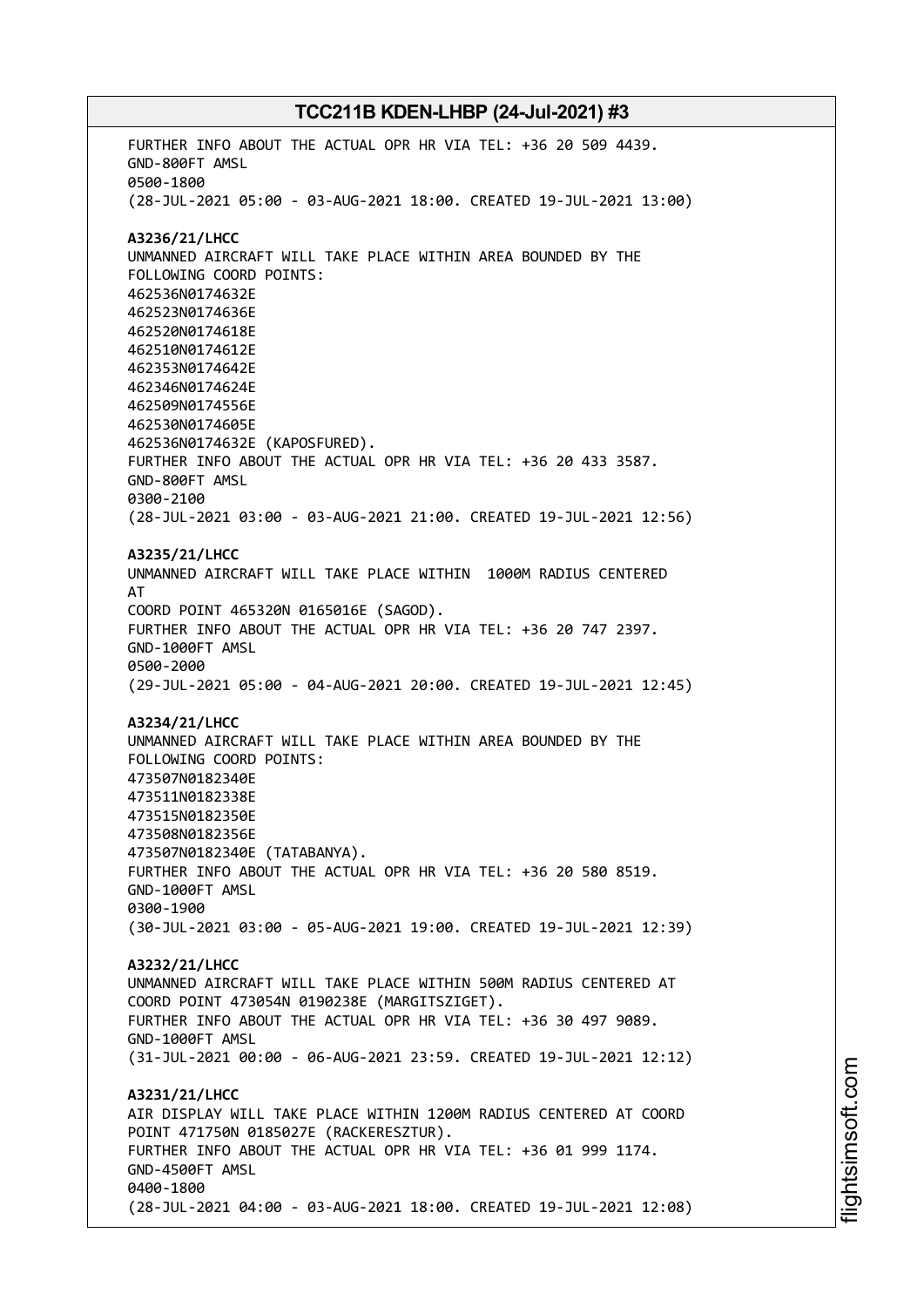FURTHER INFO ABOUT THE ACTUAL OPR HR VIA TEL: +36 20 509 4439.
GND-800FT AMSL
0500-1800
(28-JUL-2021 05:00 - 03-AUG-2021 18:00. CREATED 19-JUL-2021 13:00)

**A3236/21/LHCC**
UNMANNED AIRCRAFT WILL TAKE PLACE WITHIN AREA BOUNDED BY THE
FOLLOWING COORD POINTS:
462536N0174632E
462523N0174636E
462520N0174618E
462510N0174612E
462353N0174642E
462346N0174624E
462509N0174556E
462530N0174605E
462536N0174632E (KAPOSFURED).
FURTHER INFO ABOUT THE ACTUAL OPR HR VIA TEL: +36 20 433 3587.
GND-800FT AMSL
0300-2100
(28-JUL-2021 03:00 - 03-AUG-2021 21:00. CREATED 19-JUL-2021 12:56)

**A3235/21/LHCC**
UNMANNED AIRCRAFT WILL TAKE PLACE WITHIN 1000M RADIUS CENTERED
AT
COORD POINT 465320N 0165016E (SAGOD).
FURTHER INFO ABOUT THE ACTUAL OPR HR VIA TEL: +36 20 747 2397.
GND-1000FT AMSL
0500-2000
(29-JUL-2021 05:00 - 04-AUG-2021 20:00. CREATED 19-JUL-2021 12:45)

**A3234/21/LHCC**
UNMANNED AIRCRAFT WILL TAKE PLACE WITHIN AREA BOUNDED BY THE
FOLLOWING COORD POINTS:
473507N0182340E
473511N0182338E
473515N0182350E
473508N0182356E
473507N0182340E (TATABANYA).
FURTHER INFO ABOUT THE ACTUAL OPR HR VIA TEL: +36 20 580 8519.
GND-1000FT AMSL
0300-1900
(30-JUL-2021 03:00 - 05-AUG-2021 19:00. CREATED 19-JUL-2021 12:39)

**A3232/21/LHCC**
UNMANNED AIRCRAFT WILL TAKE PLACE WITHIN 500M RADIUS CENTERED AT
COORD POINT 473054N 0190238E (MARGITSZIGET).
FURTHER INFO ABOUT THE ACTUAL OPR HR VIA TEL: +36 30 497 9089.
GND-1000FT AMSL
(31-JUL-2021 00:00 - 06-AUG-2021 23:59. CREATED 19-JUL-2021 12:12)

**A3231/21/LHCC**
AIR DISPLAY WILL TAKE PLACE WITHIN 1200M RADIUS CENTERED AT COORD
POINT 471750N 0185027E (RACKERESZTUR).
FURTHER INFO ABOUT THE ACTUAL OPR HR VIA TEL: +36 01 999 1174.
GND-4500FT AMSL
0400-1800
(28-JUL-2021 04:00 - 03-AUG-2021 18:00. CREATED 19-JUL-2021 12:08)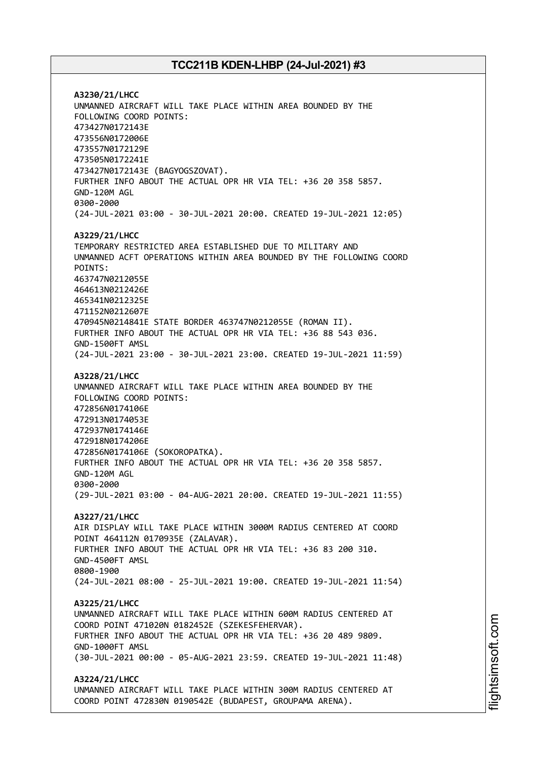**A3230/21/LHCC**
UNMANNED AIRCRAFT WILL TAKE PLACE WITHIN AREA BOUNDED BY THE FOLLOWING COORD POINTS:
473427N0172143E
473556N0172006E
473557N0172129E
473505N0172241E
473427N0172143E (BAGYOGSZOVAT).
FURTHER INFO ABOUT THE ACTUAL OPR HR VIA TEL: +36 20 358 5857.
GND-120M AGL
0300-2000
(24-JUL-2021 03:00 - 30-JUL-2021 20:00. CREATED 19-JUL-2021 12:05)

**A3229/21/LHCC**
TEMPORARY RESTRICTED AREA ESTABLISHED DUE TO MILITARY AND UNMANNED ACFT OPERATIONS WITHIN AREA BOUNDED BY THE FOLLOWING COORD POINTS:
463747N0212055E
464613N0212426E
465341N0212325E
471152N0212607E
470945N0214841E STATE BORDER 463747N0212055E (ROMAN II).
FURTHER INFO ABOUT THE ACTUAL OPR HR VIA TEL: +36 88 543 036.
GND-1500FT AMSL
(24-JUL-2021 23:00 - 30-JUL-2021 23:00. CREATED 19-JUL-2021 11:59)

**A3228/21/LHCC**
UNMANNED AIRCRAFT WILL TAKE PLACE WITHIN AREA BOUNDED BY THE FOLLOWING COORD POINTS:
472856N0174106E
472913N0174053E
472937N0174146E
472918N0174206E
472856N0174106E (SOKOROPATKA).
FURTHER INFO ABOUT THE ACTUAL OPR HR VIA TEL: +36 20 358 5857.
GND-120M AGL
0300-2000
(29-JUL-2021 03:00 - 04-AUG-2021 20:00. CREATED 19-JUL-2021 11:55)

**A3227/21/LHCC**
AIR DISPLAY WILL TAKE PLACE WITHIN 3000M RADIUS CENTERED AT COORD POINT 464112N 0170935E (ZALAVAR).
FURTHER INFO ABOUT THE ACTUAL OPR HR VIA TEL: +36 83 200 310.
GND-4500FT AMSL
0800-1900
(24-JUL-2021 08:00 - 25-JUL-2021 19:00. CREATED 19-JUL-2021 11:54)

**A3225/21/LHCC**
UNMANNED AIRCRAFT WILL TAKE PLACE WITHIN 600M RADIUS CENTERED AT COORD POINT 471020N 0182452E (SZEKESFEHERVAR).
FURTHER INFO ABOUT THE ACTUAL OPR HR VIA TEL: +36 20 489 9809.
GND-1000FT AMSL
(30-JUL-2021 00:00 - 05-AUG-2021 23:59. CREATED 19-JUL-2021 11:48)

**A3224/21/LHCC**
UNMANNED AIRCRAFT WILL TAKE PLACE WITHIN 300M RADIUS CENTERED AT COORD POINT 472830N 0190542E (BUDAPEST, GROUPAMA ARENA).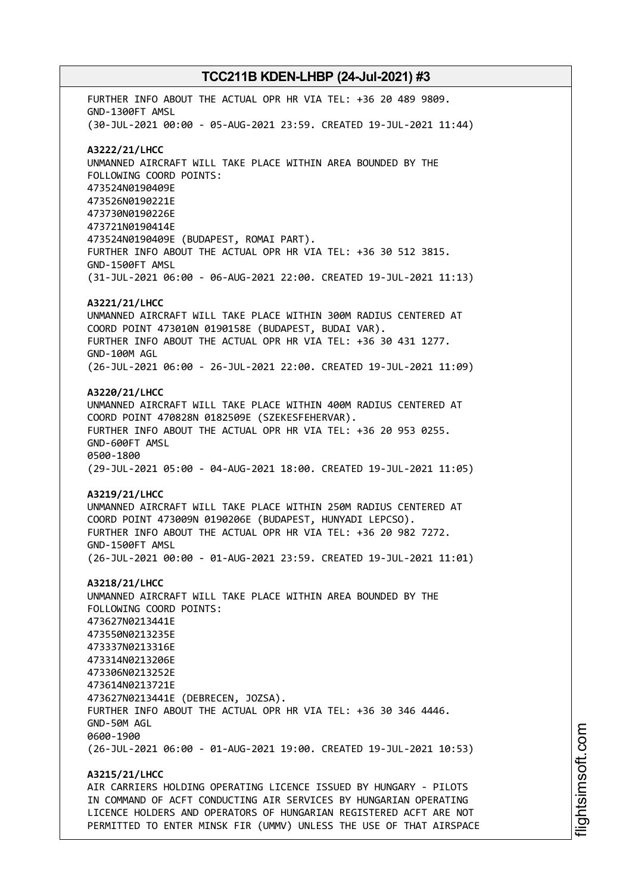FURTHER INFO ABOUT THE ACTUAL OPR HR VIA TEL: +36 20 489 9809.
GND-1300FT AMSL
(30-JUL-2021 00:00 - 05-AUG-2021 23:59. CREATED 19-JUL-2021 11:44)

**A3222/21/LHCC**
UNMANNED AIRCRAFT WILL TAKE PLACE WITHIN AREA BOUNDED BY THE
FOLLOWING COORD POINTS:
473524N0190409E
473526N0190221E
473730N0190226E
473721N0190414E
473524N0190409E (BUDAPEST, ROMAI PART).
FURTHER INFO ABOUT THE ACTUAL OPR HR VIA TEL: +36 30 512 3815.
GND-1500FT AMSL
(31-JUL-2021 06:00 - 06-AUG-2021 22:00. CREATED 19-JUL-2021 11:13)

**A3221/21/LHCC**
UNMANNED AIRCRAFT WILL TAKE PLACE WITHIN 300M RADIUS CENTERED AT
COORD POINT 473010N 0190158E (BUDAPEST, BUDAI VAR).
FURTHER INFO ABOUT THE ACTUAL OPR HR VIA TEL: +36 30 431 1277.
GND-100M AGL
(26-JUL-2021 06:00 - 26-JUL-2021 22:00. CREATED 19-JUL-2021 11:09)

**A3220/21/LHCC**
UNMANNED AIRCRAFT WILL TAKE PLACE WITHIN 400M RADIUS CENTERED AT
COORD POINT 470828N 0182509E (SZEKESFEHERVAR).
FURTHER INFO ABOUT THE ACTUAL OPR HR VIA TEL: +36 20 953 0255.
GND-600FT AMSL
0500-1800
(29-JUL-2021 05:00 - 04-AUG-2021 18:00. CREATED 19-JUL-2021 11:05)

**A3219/21/LHCC**
UNMANNED AIRCRAFT WILL TAKE PLACE WITHIN 250M RADIUS CENTERED AT
COORD POINT 473009N 0190206E (BUDAPEST, HUNYADI LEPCSO).
FURTHER INFO ABOUT THE ACTUAL OPR HR VIA TEL: +36 20 982 7272.
GND-1500FT AMSL
(26-JUL-2021 00:00 - 01-AUG-2021 23:59. CREATED 19-JUL-2021 11:01)

**A3218/21/LHCC**
UNMANNED AIRCRAFT WILL TAKE PLACE WITHIN AREA BOUNDED BY THE
FOLLOWING COORD POINTS:
473627N0213441E
473550N0213235E
473337N0213316E
473314N0213206E
473306N0213252E
473614N0213721E
473627N0213441E (DEBRECEN, JOZSA).
FURTHER INFO ABOUT THE ACTUAL OPR HR VIA TEL: +36 30 346 4446.
GND-50M AGL
0600-1900
(26-JUL-2021 06:00 - 01-AUG-2021 19:00. CREATED 19-JUL-2021 10:53)

**A3215/21/LHCC**
AIR CARRIERS HOLDING OPERATING LICENCE ISSUED BY HUNGARY - PILOTS
IN COMMAND OF ACFT CONDUCTING AIR SERVICES BY HUNGARIAN OPERATING
LICENCE HOLDERS AND OPERATORS OF HUNGARIAN REGISTERED ACFT ARE NOT
PERMITTED TO ENTER MINSK FIR (UMMV) UNLESS THE USE OF THAT AIRSPACE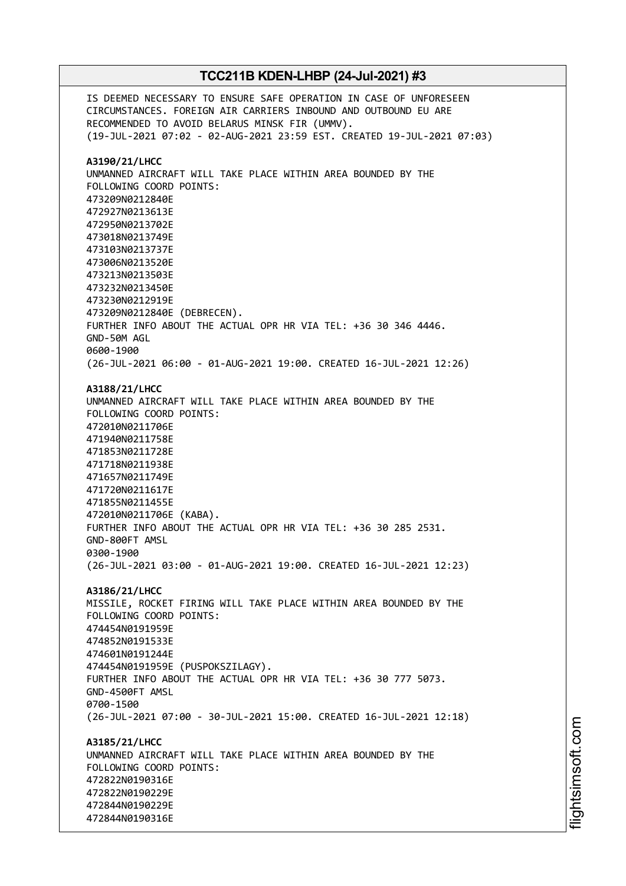IS DEEMED NECESSARY TO ENSURE SAFE OPERATION IN CASE OF UNFORESEEN CIRCUMSTANCES. FOREIGN AIR CARRIERS INBOUND AND OUTBOUND EU ARE RECOMMENDED TO AVOID BELARUS MINSK FIR (UMMV).
(19-JUL-2021 07:02 - 02-AUG-2021 23:59 EST. CREATED 19-JUL-2021 07:03)

**A3190/21/LHCC**
UNMANNED AIRCRAFT WILL TAKE PLACE WITHIN AREA BOUNDED BY THE FOLLOWING COORD POINTS:
473209N0212840E
472927N0213613E
472950N0213702E
473018N0213749E
473103N0213737E
473006N0213520E
473213N0213503E
473232N0213450E
473230N0212919E
473209N0212840E (DEBRECEN).
FURTHER INFO ABOUT THE ACTUAL OPR HR VIA TEL: +36 30 346 4446.
GND-50M AGL
0600-1900
(26-JUL-2021 06:00 - 01-AUG-2021 19:00. CREATED 16-JUL-2021 12:26)

**A3188/21/LHCC**
UNMANNED AIRCRAFT WILL TAKE PLACE WITHIN AREA BOUNDED BY THE FOLLOWING COORD POINTS:
472010N0211706E
471940N0211758E
471853N0211728E
471718N0211938E
471657N0211749E
471720N0211617E
471855N0211455E
472010N0211706E (KABA).
FURTHER INFO ABOUT THE ACTUAL OPR HR VIA TEL: +36 30 285 2531.
GND-800FT AMSL
0300-1900
(26-JUL-2021 03:00 - 01-AUG-2021 19:00. CREATED 16-JUL-2021 12:23)

**A3186/21/LHCC**
MISSILE, ROCKET FIRING WILL TAKE PLACE WITHIN AREA BOUNDED BY THE FOLLOWING COORD POINTS:
474454N0191959E
474852N0191533E
474601N0191244E
474454N0191959E (PUSPOKSZILAGY).
FURTHER INFO ABOUT THE ACTUAL OPR HR VIA TEL: +36 30 777 5073.
GND-4500FT AMSL
0700-1500
(26-JUL-2021 07:00 - 30-JUL-2021 15:00. CREATED 16-JUL-2021 12:18)

**A3185/21/LHCC**
UNMANNED AIRCRAFT WILL TAKE PLACE WITHIN AREA BOUNDED BY THE FOLLOWING COORD POINTS:
472822N0190316E
472822N0190229E
472844N0190229E
472844N0190316E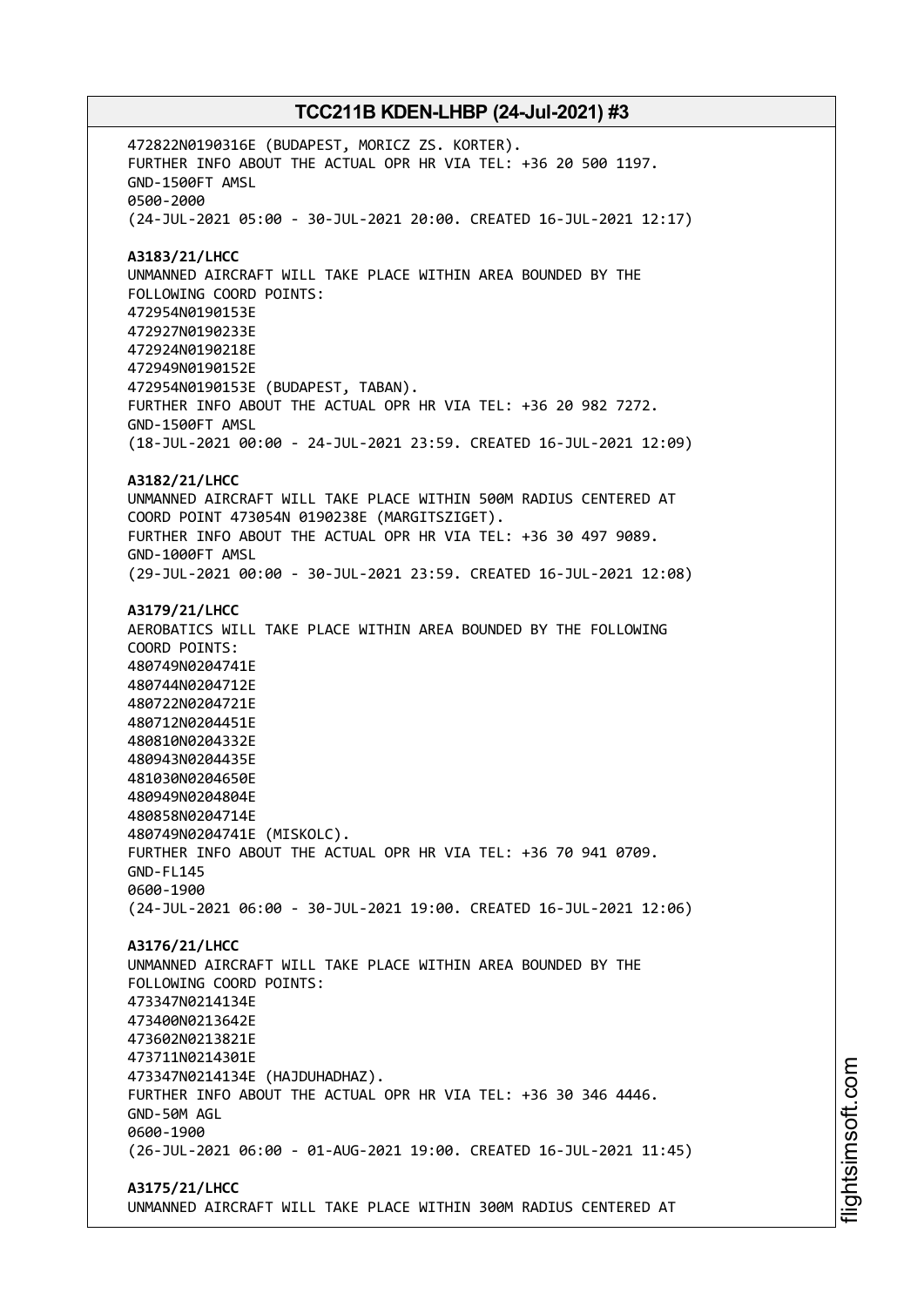472822N0190316E (BUDAPEST, MORICZ ZS. KORTER).
FURTHER INFO ABOUT THE ACTUAL OPR HR VIA TEL: +36 20 500 1197.
GND-1500FT AMSL
0500-2000
(24-JUL-2021 05:00 - 30-JUL-2021 20:00. CREATED 16-JUL-2021 12:17)

**A3183/21/LHCC**
UNMANNED AIRCRAFT WILL TAKE PLACE WITHIN AREA BOUNDED BY THE FOLLOWING COORD POINTS:
472954N0190153E
472927N0190233E
472924N0190218E
472949N0190152E
472954N0190153E (BUDAPEST, TABAN).
FURTHER INFO ABOUT THE ACTUAL OPR HR VIA TEL: +36 20 982 7272.
GND-1500FT AMSL
(18-JUL-2021 00:00 - 24-JUL-2021 23:59. CREATED 16-JUL-2021 12:09)

**A3182/21/LHCC**
UNMANNED AIRCRAFT WILL TAKE PLACE WITHIN 500M RADIUS CENTERED AT COORD POINT 473054N 0190238E (MARGITSZIGET).
FURTHER INFO ABOUT THE ACTUAL OPR HR VIA TEL: +36 30 497 9089.
GND-1000FT AMSL
(29-JUL-2021 00:00 - 30-JUL-2021 23:59. CREATED 16-JUL-2021 12:08)

**A3179/21/LHCC**
AEROBATICS WILL TAKE PLACE WITHIN AREA BOUNDED BY THE FOLLOWING COORD POINTS:
480749N0204741E
480744N0204712E
480722N0204721E
480712N0204451E
480810N0204332E
480943N0204435E
481030N0204650E
480949N0204804E
480858N0204714E
480749N0204741E (MISKOLC).
FURTHER INFO ABOUT THE ACTUAL OPR HR VIA TEL: +36 70 941 0709.
GND-FL145
0600-1900
(24-JUL-2021 06:00 - 30-JUL-2021 19:00. CREATED 16-JUL-2021 12:06)

**A3176/21/LHCC**
UNMANNED AIRCRAFT WILL TAKE PLACE WITHIN AREA BOUNDED BY THE FOLLOWING COORD POINTS:
473347N0214134E
473400N0213642E
473602N0213821E
473711N0214301E
473347N0214134E (HAJDUHADHAZ).
FURTHER INFO ABOUT THE ACTUAL OPR HR VIA TEL: +36 30 346 4446.
GND-50M AGL
0600-1900
(26-JUL-2021 06:00 - 01-AUG-2021 19:00. CREATED 16-JUL-2021 11:45)

**A3175/21/LHCC**
UNMANNED AIRCRAFT WILL TAKE PLACE WITHIN 300M RADIUS CENTERED AT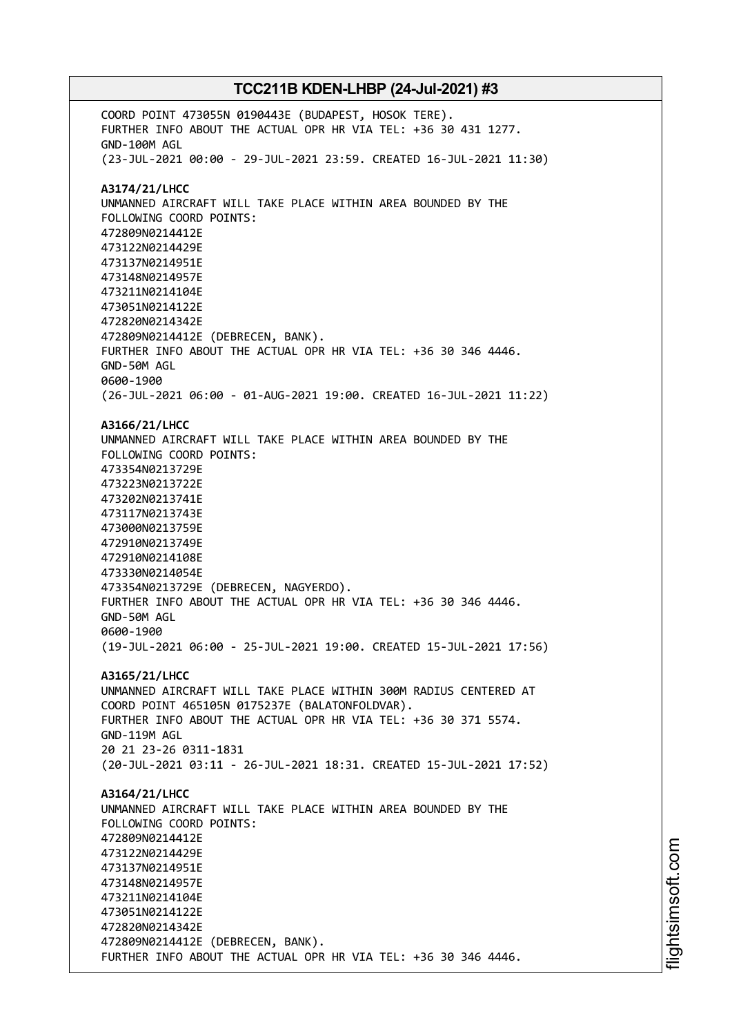COORD POINT 473055N 0190443E (BUDAPEST, HOSOK TERE).
FURTHER INFO ABOUT THE ACTUAL OPR HR VIA TEL: +36 30 431 1277.
GND-100M AGL
(23-JUL-2021 00:00 - 29-JUL-2021 23:59. CREATED 16-JUL-2021 11:30)

**A3174/21/LHCC**
UNMANNED AIRCRAFT WILL TAKE PLACE WITHIN AREA BOUNDED BY THE
FOLLOWING COORD POINTS:
472809N0214412E
473122N0214429E
473137N0214951E
473148N0214957E
473211N0214104E
473051N0214122E
472820N0214342E
472809N0214412E (DEBRECEN, BANK).
FURTHER INFO ABOUT THE ACTUAL OPR HR VIA TEL: +36 30 346 4446.
GND-50M AGL
0600-1900
(26-JUL-2021 06:00 - 01-AUG-2021 19:00. CREATED 16-JUL-2021 11:22)

**A3166/21/LHCC**
UNMANNED AIRCRAFT WILL TAKE PLACE WITHIN AREA BOUNDED BY THE
FOLLOWING COORD POINTS:
473354N0213729E
473223N0213722E
473202N0213741E
473117N0213743E
473000N0213759E
472910N0213749E
472910N0214108E
473330N0214054E
473354N0213729E (DEBRECEN, NAGYERDO).
FURTHER INFO ABOUT THE ACTUAL OPR HR VIA TEL: +36 30 346 4446.
GND-50M AGL
0600-1900
(19-JUL-2021 06:00 - 25-JUL-2021 19:00. CREATED 15-JUL-2021 17:56)

**A3165/21/LHCC**
UNMANNED AIRCRAFT WILL TAKE PLACE WITHIN 300M RADIUS CENTERED AT
COORD POINT 465105N 0175237E (BALATONFOLDVAR).
FURTHER INFO ABOUT THE ACTUAL OPR HR VIA TEL: +36 30 371 5574.
GND-119M AGL
20 21 23-26 0311-1831
(20-JUL-2021 03:11 - 26-JUL-2021 18:31. CREATED 15-JUL-2021 17:52)

**A3164/21/LHCC**
UNMANNED AIRCRAFT WILL TAKE PLACE WITHIN AREA BOUNDED BY THE
FOLLOWING COORD POINTS:
472809N0214412E
473122N0214429E
473137N0214951E
473148N0214957E
473211N0214104E
473051N0214122E
472820N0214342E
472809N0214412E (DEBRECEN, BANK).
FURTHER INFO ABOUT THE ACTUAL OPR HR VIA TEL: +36 30 346 4446.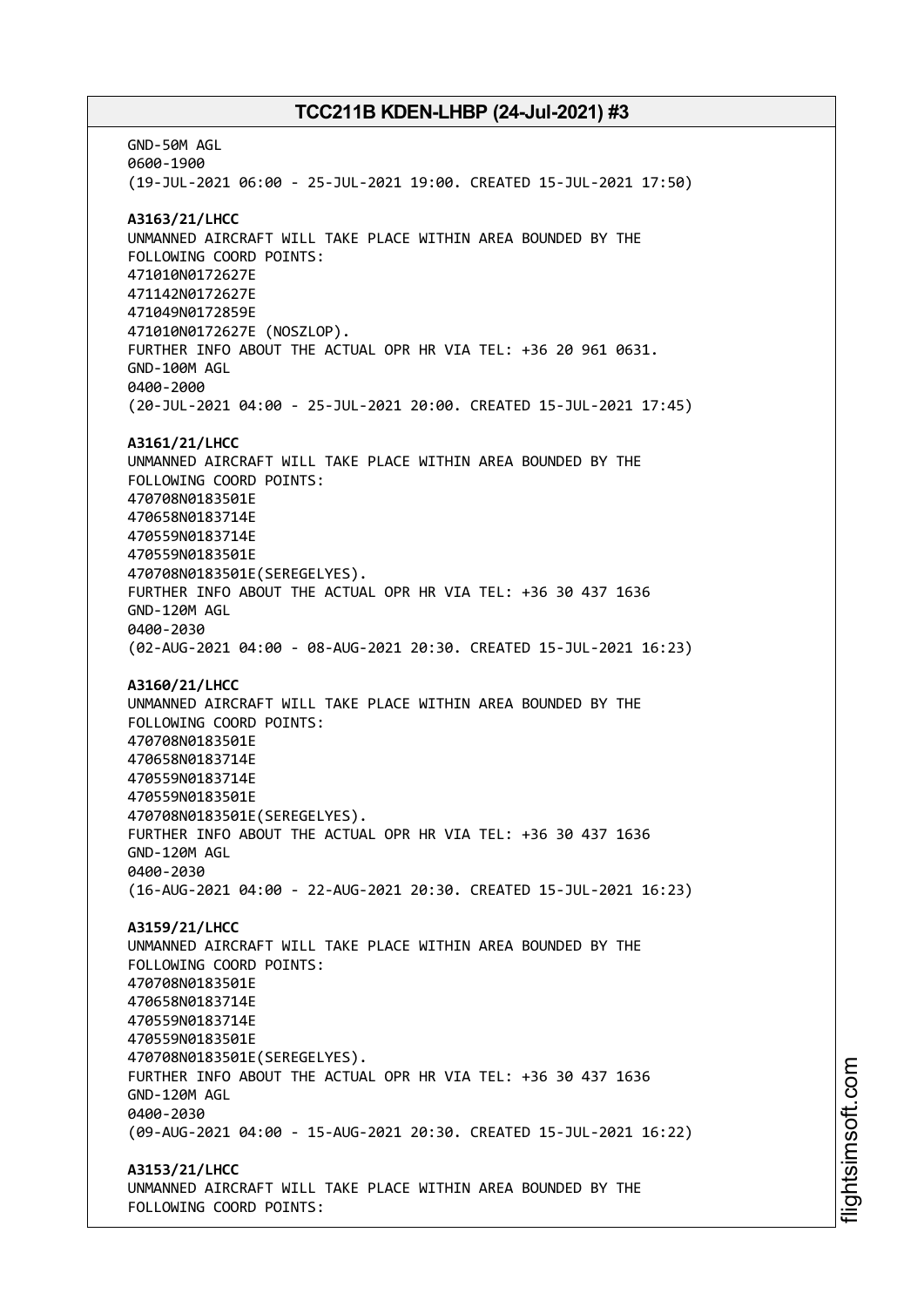GND-50M AGL
0600-1900
(19-JUL-2021 06:00 - 25-JUL-2021 19:00. CREATED 15-JUL-2021 17:50)

**A3163/21/LHCC**
UNMANNED AIRCRAFT WILL TAKE PLACE WITHIN AREA BOUNDED BY THE
FOLLOWING COORD POINTS:
471010N0172627E
471142N0172627E
471049N0172859E
471010N0172627E (NOSZLOP).
FURTHER INFO ABOUT THE ACTUAL OPR HR VIA TEL: +36 20 961 0631.
GND-100M AGL
0400-2000
(20-JUL-2021 04:00 - 25-JUL-2021 20:00. CREATED 15-JUL-2021 17:45)

**A3161/21/LHCC**
UNMANNED AIRCRAFT WILL TAKE PLACE WITHIN AREA BOUNDED BY THE
FOLLOWING COORD POINTS:
470708N0183501E
470658N0183714E
470559N0183714E
470559N0183501E
470708N0183501E(SEREGELYES).
FURTHER INFO ABOUT THE ACTUAL OPR HR VIA TEL: +36 30 437 1636
GND-120M AGL
0400-2030
(02-AUG-2021 04:00 - 08-AUG-2021 20:30. CREATED 15-JUL-2021 16:23)

**A3160/21/LHCC**
UNMANNED AIRCRAFT WILL TAKE PLACE WITHIN AREA BOUNDED BY THE
FOLLOWING COORD POINTS:
470708N0183501E
470658N0183714E
470559N0183714E
470559N0183501E
470708N0183501E(SEREGELYES).
FURTHER INFO ABOUT THE ACTUAL OPR HR VIA TEL: +36 30 437 1636
GND-120M AGL
0400-2030
(16-AUG-2021 04:00 - 22-AUG-2021 20:30. CREATED 15-JUL-2021 16:23)

**A3159/21/LHCC**
UNMANNED AIRCRAFT WILL TAKE PLACE WITHIN AREA BOUNDED BY THE
FOLLOWING COORD POINTS:
470708N0183501E
470658N0183714E
470559N0183714E
470559N0183501E
470708N0183501E(SEREGELYES).
FURTHER INFO ABOUT THE ACTUAL OPR HR VIA TEL: +36 30 437 1636
GND-120M AGL
0400-2030
(09-AUG-2021 04:00 - 15-AUG-2021 20:30. CREATED 15-JUL-2021 16:22)

**A3153/21/LHCC**
UNMANNED AIRCRAFT WILL TAKE PLACE WITHIN AREA BOUNDED BY THE
FOLLOWING COORD POINTS: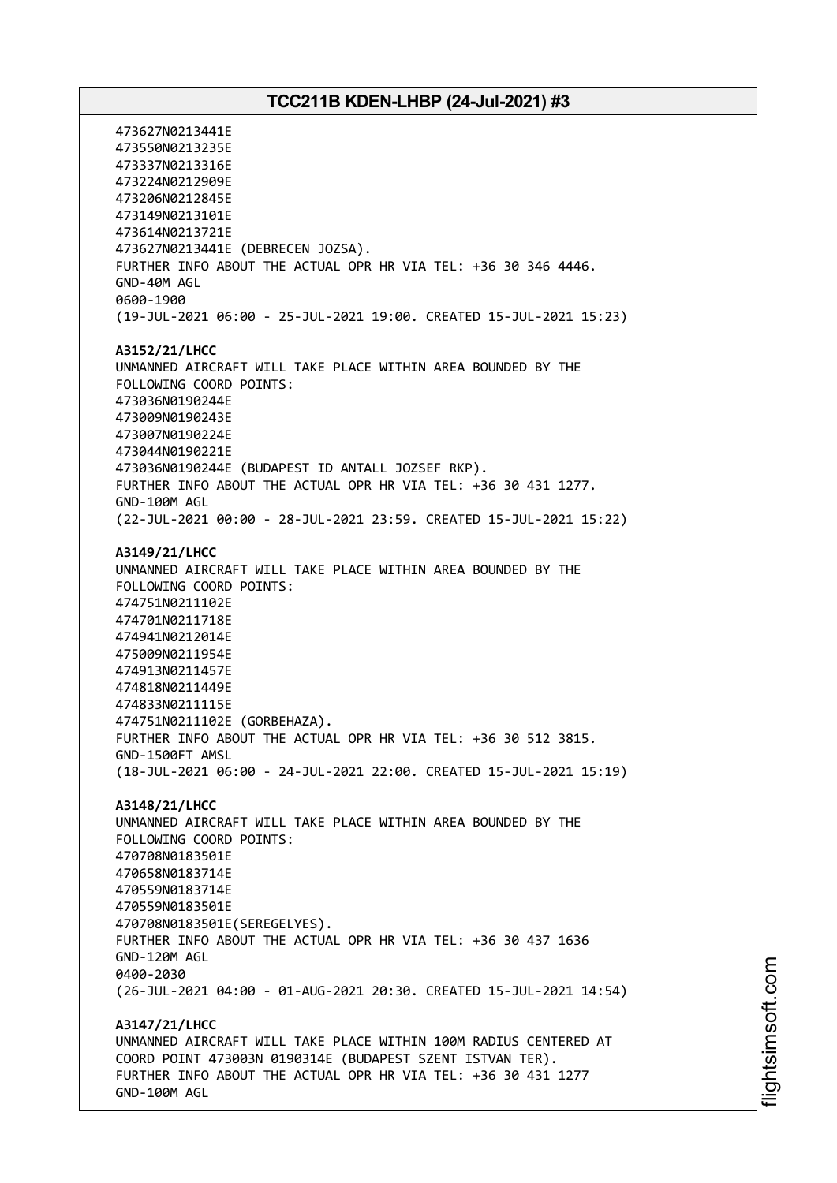473627N0213441E
473550N0213235E
473337N0213316E
473224N0212909E
473206N0212845E
473149N0213101E
473614N0213721E
473627N0213441E (DEBRECEN JOZSA).
FURTHER INFO ABOUT THE ACTUAL OPR HR VIA TEL: +36 30 346 4446.
GND-40M AGL
0600-1900
(19-JUL-2021 06:00 - 25-JUL-2021 19:00. CREATED 15-JUL-2021 15:23)

**A3152/21/LHCC**
UNMANNED AIRCRAFT WILL TAKE PLACE WITHIN AREA BOUNDED BY THE
FOLLOWING COORD POINTS:
473036N0190244E
473009N0190243E
473007N0190224E
473044N0190221E
473036N0190244E (BUDAPEST ID ANTALL JOZSEF RKP).
FURTHER INFO ABOUT THE ACTUAL OPR HR VIA TEL: +36 30 431 1277.
GND-100M AGL
(22-JUL-2021 00:00 - 28-JUL-2021 23:59. CREATED 15-JUL-2021 15:22)

**A3149/21/LHCC**
UNMANNED AIRCRAFT WILL TAKE PLACE WITHIN AREA BOUNDED BY THE
FOLLOWING COORD POINTS:
474751N0211102E
474701N0211718E
474941N0212014E
475009N0211954E
474913N0211457E
474818N0211449E
474833N0211115E
474751N0211102E (GORBEHAZA).
FURTHER INFO ABOUT THE ACTUAL OPR HR VIA TEL: +36 30 512 3815.
GND-1500FT AMSL
(18-JUL-2021 06:00 - 24-JUL-2021 22:00. CREATED 15-JUL-2021 15:19)

**A3148/21/LHCC**
UNMANNED AIRCRAFT WILL TAKE PLACE WITHIN AREA BOUNDED BY THE
FOLLOWING COORD POINTS:
470708N0183501E
470658N0183714E
470559N0183714E
470559N0183501E
470708N0183501E(SEREGELYES).
FURTHER INFO ABOUT THE ACTUAL OPR HR VIA TEL: +36 30 437 1636
GND-120M AGL
0400-2030
(26-JUL-2021 04:00 - 01-AUG-2021 20:30. CREATED 15-JUL-2021 14:54)

**A3147/21/LHCC**
UNMANNED AIRCRAFT WILL TAKE PLACE WITHIN 100M RADIUS CENTERED AT
COORD POINT 473003N 0190314E (BUDAPEST SZENT ISTVAN TER).
FURTHER INFO ABOUT THE ACTUAL OPR HR VIA TEL: +36 30 431 1277
GND-100M AGL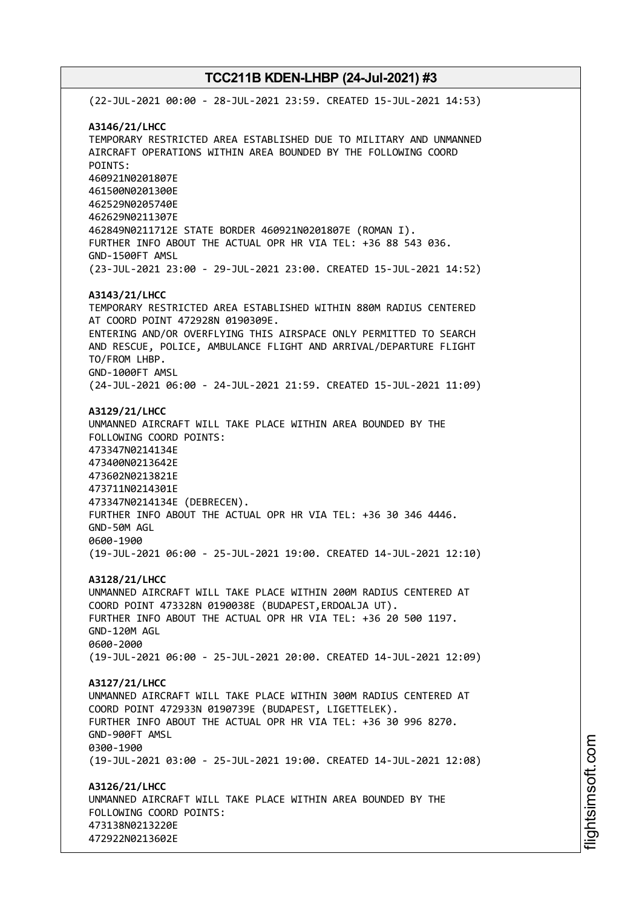(22-JUL-2021 00:00 - 28-JUL-2021 23:59. CREATED 15-JUL-2021 14:53)

**A3146/21/LHCC**
TEMPORARY RESTRICTED AREA ESTABLISHED DUE TO MILITARY AND UNMANNED AIRCRAFT OPERATIONS WITHIN AREA BOUNDED BY THE FOLLOWING COORD POINTS:
460921N0201807E
461500N0201300E
462529N0205740E
462629N0211307E
462849N0211712E STATE BORDER 460921N0201807E (ROMAN I).
FURTHER INFO ABOUT THE ACTUAL OPR HR VIA TEL: +36 88 543 036.
GND-1500FT AMSL
(23-JUL-2021 23:00 - 29-JUL-2021 23:00. CREATED 15-JUL-2021 14:52)

**A3143/21/LHCC**
TEMPORARY RESTRICTED AREA ESTABLISHED WITHIN 880M RADIUS CENTERED AT COORD POINT 472928N 0190309E.
ENTERING AND/OR OVERFLYING THIS AIRSPACE ONLY PERMITTED TO SEARCH AND RESCUE, POLICE, AMBULANCE FLIGHT AND ARRIVAL/DEPARTURE FLIGHT TO/FROM LHBP.
GND-1000FT AMSL
(24-JUL-2021 06:00 - 24-JUL-2021 21:59. CREATED 15-JUL-2021 11:09)

**A3129/21/LHCC**
UNMANNED AIRCRAFT WILL TAKE PLACE WITHIN AREA BOUNDED BY THE FOLLOWING COORD POINTS:
473347N0214134E
473400N0213642E
473602N0213821E
473711N0214301E
473347N0214134E (DEBRECEN).
FURTHER INFO ABOUT THE ACTUAL OPR HR VIA TEL: +36 30 346 4446.
GND-50M AGL
0600-1900
(19-JUL-2021 06:00 - 25-JUL-2021 19:00. CREATED 14-JUL-2021 12:10)

**A3128/21/LHCC**
UNMANNED AIRCRAFT WILL TAKE PLACE WITHIN 200M RADIUS CENTERED AT COORD POINT 473328N 0190038E (BUDAPEST,ERDOALJA UT).
FURTHER INFO ABOUT THE ACTUAL OPR HR VIA TEL: +36 20 500 1197.
GND-120M AGL
0600-2000
(19-JUL-2021 06:00 - 25-JUL-2021 20:00. CREATED 14-JUL-2021 12:09)

**A3127/21/LHCC**
UNMANNED AIRCRAFT WILL TAKE PLACE WITHIN 300M RADIUS CENTERED AT COORD POINT 472933N 0190739E (BUDAPEST, LIGETTELEK).
FURTHER INFO ABOUT THE ACTUAL OPR HR VIA TEL: +36 30 996 8270.
GND-900FT AMSL
0300-1900
(19-JUL-2021 03:00 - 25-JUL-2021 19:00. CREATED 14-JUL-2021 12:08)

**A3126/21/LHCC**
UNMANNED AIRCRAFT WILL TAKE PLACE WITHIN AREA BOUNDED BY THE FOLLOWING COORD POINTS:
473138N0213220E
472922N0213602E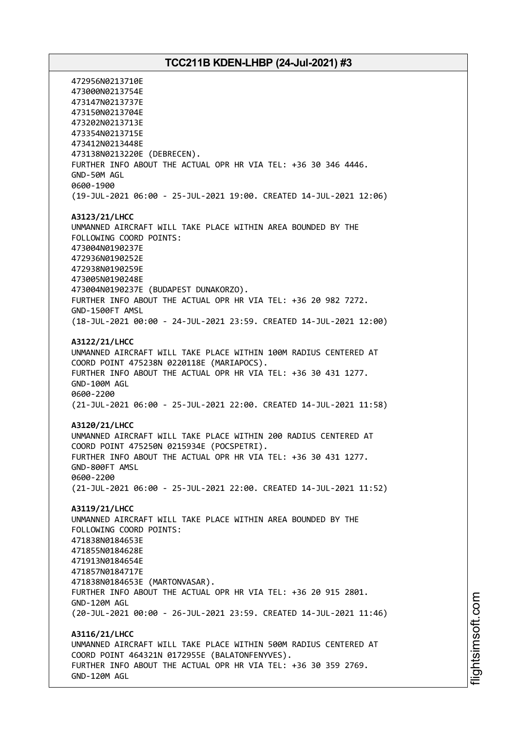472956N0213710E
473000N0213754E
473147N0213737E
473150N0213704E
473202N0213713E
473354N0213715E
473412N0213448E
473138N0213220E (DEBRECEN).
FURTHER INFO ABOUT THE ACTUAL OPR HR VIA TEL: +36 30 346 4446.
GND-50M AGL
0600-1900
(19-JUL-2021 06:00 - 25-JUL-2021 19:00. CREATED 14-JUL-2021 12:06)

**A3123/21/LHCC**
UNMANNED AIRCRAFT WILL TAKE PLACE WITHIN AREA BOUNDED BY THE FOLLOWING COORD POINTS:
473004N0190237E
472936N0190252E
472938N0190259E
473005N0190248E
473004N0190237E (BUDAPEST DUNAKORZO).
FURTHER INFO ABOUT THE ACTUAL OPR HR VIA TEL: +36 20 982 7272.
GND-1500FT AMSL
(18-JUL-2021 00:00 - 24-JUL-2021 23:59. CREATED 14-JUL-2021 12:00)

**A3122/21/LHCC**
UNMANNED AIRCRAFT WILL TAKE PLACE WITHIN 100M RADIUS CENTERED AT COORD POINT 475238N 0220118E (MARIAPOCS).
FURTHER INFO ABOUT THE ACTUAL OPR HR VIA TEL: +36 30 431 1277.
GND-100M AGL
0600-2200
(21-JUL-2021 06:00 - 25-JUL-2021 22:00. CREATED 14-JUL-2021 11:58)

**A3120/21/LHCC**
UNMANNED AIRCRAFT WILL TAKE PLACE WITHIN 200 RADIUS CENTERED AT COORD POINT 475250N 0215934E (POCSPETRI).
FURTHER INFO ABOUT THE ACTUAL OPR HR VIA TEL: +36 30 431 1277.
GND-800FT AMSL
0600-2200
(21-JUL-2021 06:00 - 25-JUL-2021 22:00. CREATED 14-JUL-2021 11:52)

**A3119/21/LHCC**
UNMANNED AIRCRAFT WILL TAKE PLACE WITHIN AREA BOUNDED BY THE FOLLOWING COORD POINTS:
471838N0184653E
471855N0184628E
471913N0184654E
471857N0184717E
471838N0184653E (MARTONVASAR).
FURTHER INFO ABOUT THE ACTUAL OPR HR VIA TEL: +36 20 915 2801.
GND-120M AGL
(20-JUL-2021 00:00 - 26-JUL-2021 23:59. CREATED 14-JUL-2021 11:46)

**A3116/21/LHCC**
UNMANNED AIRCRAFT WILL TAKE PLACE WITHIN 500M RADIUS CENTERED AT COORD POINT 464321N 0172955E (BALATONFENYVES).
FURTHER INFO ABOUT THE ACTUAL OPR HR VIA TEL: +36 30 359 2769.
GND-120M AGL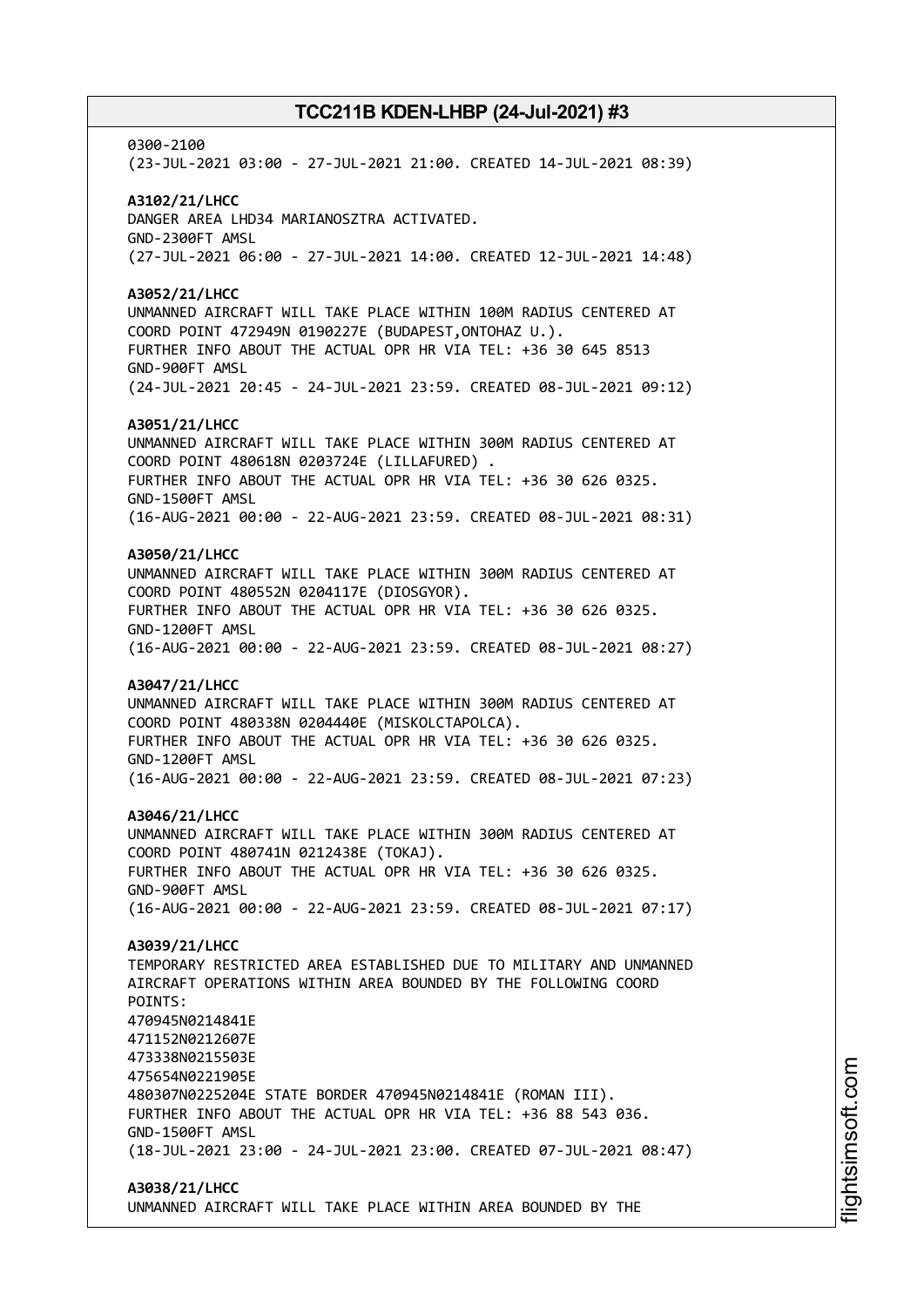0300-2100
(23-JUL-2021 03:00 - 27-JUL-2021 21:00. CREATED 14-JUL-2021 08:39)

**A3102/21/LHCC**
DANGER AREA LHD34 MARIANOSZTRA ACTIVATED.
GND-2300FT AMSL
(27-JUL-2021 06:00 - 27-JUL-2021 14:00. CREATED 12-JUL-2021 14:48)

**A3052/21/LHCC**
UNMANNED AIRCRAFT WILL TAKE PLACE WITHIN 100M RADIUS CENTERED AT COORD POINT 472949N 0190227E (BUDAPEST,ONTOHAZ U.).
FURTHER INFO ABOUT THE ACTUAL OPR HR VIA TEL: +36 30 645 8513
GND-900FT AMSL
(24-JUL-2021 20:45 - 24-JUL-2021 23:59. CREATED 08-JUL-2021 09:12)

**A3051/21/LHCC**
UNMANNED AIRCRAFT WILL TAKE PLACE WITHIN 300M RADIUS CENTERED AT COORD POINT 480618N 0203724E (LILLAFURED) .
FURTHER INFO ABOUT THE ACTUAL OPR HR VIA TEL: +36 30 626 0325.
GND-1500FT AMSL
(16-AUG-2021 00:00 - 22-AUG-2021 23:59. CREATED 08-JUL-2021 08:31)

**A3050/21/LHCC**
UNMANNED AIRCRAFT WILL TAKE PLACE WITHIN 300M RADIUS CENTERED AT COORD POINT 480552N 0204117E (DIOSGYOR).
FURTHER INFO ABOUT THE ACTUAL OPR HR VIA TEL: +36 30 626 0325.
GND-1200FT AMSL
(16-AUG-2021 00:00 - 22-AUG-2021 23:59. CREATED 08-JUL-2021 08:27)

**A3047/21/LHCC**
UNMANNED AIRCRAFT WILL TAKE PLACE WITHIN 300M RADIUS CENTERED AT COORD POINT 480338N 0204440E (MISKOLCTAPOLCA).
FURTHER INFO ABOUT THE ACTUAL OPR HR VIA TEL: +36 30 626 0325.
GND-1200FT AMSL
(16-AUG-2021 00:00 - 22-AUG-2021 23:59. CREATED 08-JUL-2021 07:23)

**A3046/21/LHCC**
UNMANNED AIRCRAFT WILL TAKE PLACE WITHIN 300M RADIUS CENTERED AT COORD POINT 480741N 0212438E (TOKAJ).
FURTHER INFO ABOUT THE ACTUAL OPR HR VIA TEL: +36 30 626 0325.
GND-900FT AMSL
(16-AUG-2021 00:00 - 22-AUG-2021 23:59. CREATED 08-JUL-2021 07:17)

**A3039/21/LHCC**
TEMPORARY RESTRICTED AREA ESTABLISHED DUE TO MILITARY AND UNMANNED AIRCRAFT OPERATIONS WITHIN AREA BOUNDED BY THE FOLLOWING COORD POINTS:
470945N0214841E
471152N0212607E
473338N0215503E
475654N0221905E
480307N0225204E STATE BORDER 470945N0214841E (ROMAN III).
FURTHER INFO ABOUT THE ACTUAL OPR HR VIA TEL: +36 88 543 036.
GND-1500FT AMSL
(18-JUL-2021 23:00 - 24-JUL-2021 23:00. CREATED 07-JUL-2021 08:47)

**A3038/21/LHCC**
UNMANNED AIRCRAFT WILL TAKE PLACE WITHIN AREA BOUNDED BY THE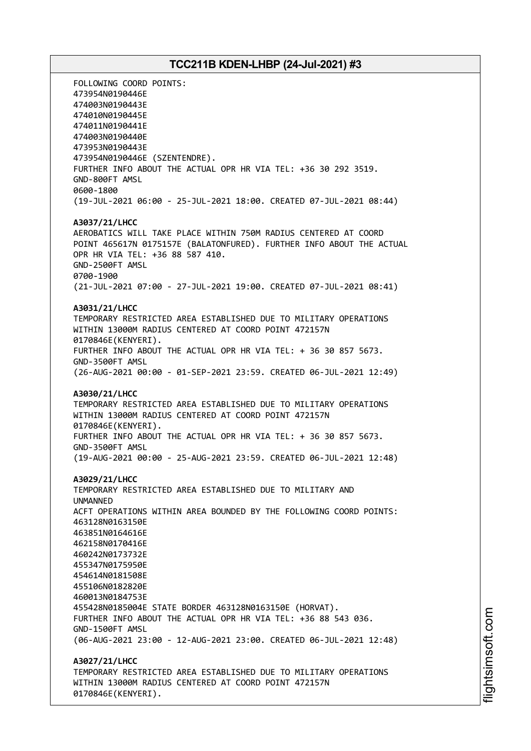FOLLOWING COORD POINTS:
473954N0190446E
474003N0190443E
474010N0190445E
474011N0190441E
474003N0190440E
473953N0190443E
473954N0190446E (SZENTENDRE).
FURTHER INFO ABOUT THE ACTUAL OPR HR VIA TEL: +36 30 292 3519.
GND-800FT AMSL
0600-1800
(19-JUL-2021 06:00 - 25-JUL-2021 18:00. CREATED 07-JUL-2021 08:44)

**A3037/21/LHCC**
AEROBATICS WILL TAKE PLACE WITHIN 750M RADIUS CENTERED AT COORD POINT 465617N 0175157E (BALATONFURED). FURTHER INFO ABOUT THE ACTUAL OPR HR VIA TEL: +36 88 587 410.
GND-2500FT AMSL
0700-1900
(21-JUL-2021 07:00 - 27-JUL-2021 19:00. CREATED 07-JUL-2021 08:41)

**A3031/21/LHCC**
TEMPORARY RESTRICTED AREA ESTABLISHED DUE TO MILITARY OPERATIONS WITHIN 13000M RADIUS CENTERED AT COORD POINT 472157N 0170846E(KENYERI).
FURTHER INFO ABOUT THE ACTUAL OPR HR VIA TEL: + 36 30 857 5673.
GND-3500FT AMSL
(26-AUG-2021 00:00 - 01-SEP-2021 23:59. CREATED 06-JUL-2021 12:49)

**A3030/21/LHCC**
TEMPORARY RESTRICTED AREA ESTABLISHED DUE TO MILITARY OPERATIONS WITHIN 13000M RADIUS CENTERED AT COORD POINT 472157N 0170846E(KENYERI).
FURTHER INFO ABOUT THE ACTUAL OPR HR VIA TEL: + 36 30 857 5673.
GND-3500FT AMSL
(19-AUG-2021 00:00 - 25-AUG-2021 23:59. CREATED 06-JUL-2021 12:48)

**A3029/21/LHCC**
TEMPORARY RESTRICTED AREA ESTABLISHED DUE TO MILITARY AND
UNMANNED
ACFT OPERATIONS WITHIN AREA BOUNDED BY THE FOLLOWING COORD POINTS:
463128N0163150E
463851N0164616E
462158N0170416E
460242N0173732E
455347N0175950E
454614N0181508E
455106N0182820E
460013N0184753E
455428N0185004E STATE BORDER 463128N0163150E (HORVAT).
FURTHER INFO ABOUT THE ACTUAL OPR HR VIA TEL: +36 88 543 036.
GND-1500FT AMSL
(06-AUG-2021 23:00 - 12-AUG-2021 23:00. CREATED 06-JUL-2021 12:48)

**A3027/21/LHCC**
TEMPORARY RESTRICTED AREA ESTABLISHED DUE TO MILITARY OPERATIONS WITHIN 13000M RADIUS CENTERED AT COORD POINT 472157N 0170846E(KENYERI).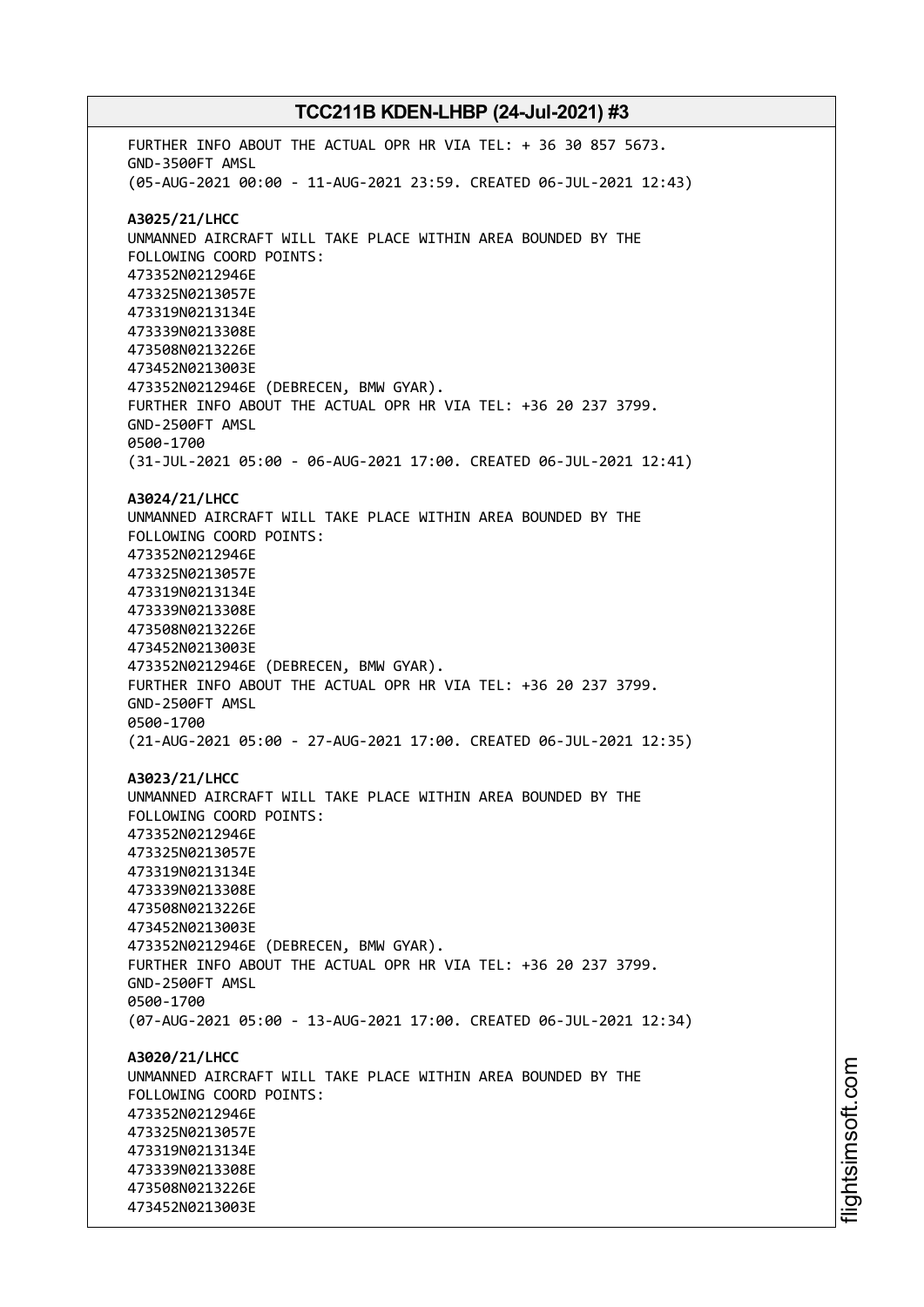FURTHER INFO ABOUT THE ACTUAL OPR HR VIA TEL: + 36 30 857 5673.
GND-3500FT AMSL
(05-AUG-2021 00:00 - 11-AUG-2021 23:59. CREATED 06-JUL-2021 12:43)

**A3025/21/LHCC**
UNMANNED AIRCRAFT WILL TAKE PLACE WITHIN AREA BOUNDED BY THE FOLLOWING COORD POINTS:
473352N0212946E
473325N0213057E
473319N0213134E
473339N0213308E
473508N0213226E
473452N0213003E
473352N0212946E (DEBRECEN, BMW GYAR).
FURTHER INFO ABOUT THE ACTUAL OPR HR VIA TEL: +36 20 237 3799.
GND-2500FT AMSL
0500-1700
(31-JUL-2021 05:00 - 06-AUG-2021 17:00. CREATED 06-JUL-2021 12:41)

**A3024/21/LHCC**
UNMANNED AIRCRAFT WILL TAKE PLACE WITHIN AREA BOUNDED BY THE FOLLOWING COORD POINTS:
473352N0212946E
473325N0213057E
473319N0213134E
473339N0213308E
473508N0213226E
473452N0213003E
473352N0212946E (DEBRECEN, BMW GYAR).
FURTHER INFO ABOUT THE ACTUAL OPR HR VIA TEL: +36 20 237 3799.
GND-2500FT AMSL
0500-1700
(21-AUG-2021 05:00 - 27-AUG-2021 17:00. CREATED 06-JUL-2021 12:35)

**A3023/21/LHCC**
UNMANNED AIRCRAFT WILL TAKE PLACE WITHIN AREA BOUNDED BY THE FOLLOWING COORD POINTS:
473352N0212946E
473325N0213057E
473319N0213134E
473339N0213308E
473508N0213226E
473452N0213003E
473352N0212946E (DEBRECEN, BMW GYAR).
FURTHER INFO ABOUT THE ACTUAL OPR HR VIA TEL: +36 20 237 3799.
GND-2500FT AMSL
0500-1700
(07-AUG-2021 05:00 - 13-AUG-2021 17:00. CREATED 06-JUL-2021 12:34)

**A3020/21/LHCC**
UNMANNED AIRCRAFT WILL TAKE PLACE WITHIN AREA BOUNDED BY THE FOLLOWING COORD POINTS:
473352N0212946E
473325N0213057E
473319N0213134E
473339N0213308E
473508N0213226E
473452N0213003E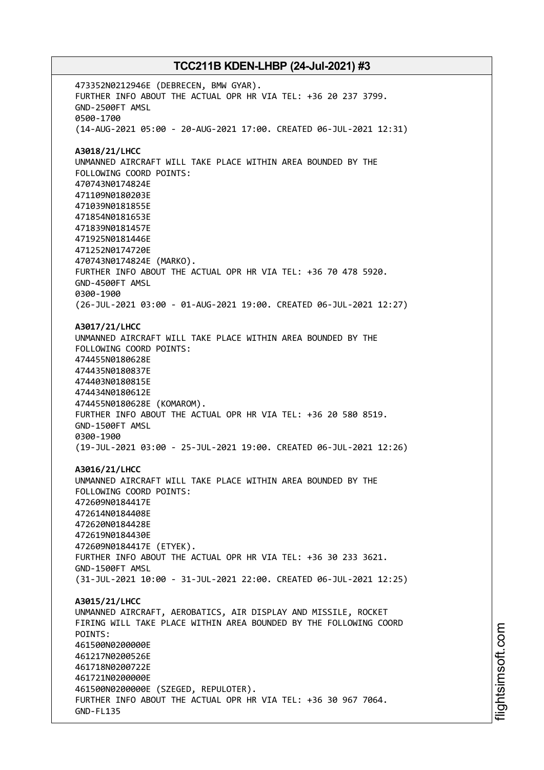473352N0212946E (DEBRECEN, BMW GYAR).
FURTHER INFO ABOUT THE ACTUAL OPR HR VIA TEL: +36 20 237 3799.
GND-2500FT AMSL
0500-1700
(14-AUG-2021 05:00 - 20-AUG-2021 17:00. CREATED 06-JUL-2021 12:31)

**A3018/21/LHCC**
UNMANNED AIRCRAFT WILL TAKE PLACE WITHIN AREA BOUNDED BY THE
FOLLOWING COORD POINTS:
470743N0174824E
471109N0180203E
471039N0181855E
471854N0181653E
471839N0181457E
471925N0181446E
471252N0174720E
470743N0174824E (MARKO).
FURTHER INFO ABOUT THE ACTUAL OPR HR VIA TEL: +36 70 478 5920.
GND-4500FT AMSL
0300-1900
(26-JUL-2021 03:00 - 01-AUG-2021 19:00. CREATED 06-JUL-2021 12:27)

**A3017/21/LHCC**
UNMANNED AIRCRAFT WILL TAKE PLACE WITHIN AREA BOUNDED BY THE
FOLLOWING COORD POINTS:
474455N0180628E
474435N0180837E
474403N0180815E
474434N0180612E
474455N0180628E (KOMAROM).
FURTHER INFO ABOUT THE ACTUAL OPR HR VIA TEL: +36 20 580 8519.
GND-1500FT AMSL
0300-1900
(19-JUL-2021 03:00 - 25-JUL-2021 19:00. CREATED 06-JUL-2021 12:26)

**A3016/21/LHCC**
UNMANNED AIRCRAFT WILL TAKE PLACE WITHIN AREA BOUNDED BY THE
FOLLOWING COORD POINTS:
472609N0184417E
472614N0184408E
472620N0184428E
472619N0184430E
472609N0184417E (ETYEK).
FURTHER INFO ABOUT THE ACTUAL OPR HR VIA TEL: +36 30 233 3621.
GND-1500FT AMSL
(31-JUL-2021 10:00 - 31-JUL-2021 22:00. CREATED 06-JUL-2021 12:25)

**A3015/21/LHCC**
UNMANNED AIRCRAFT, AEROBATICS, AIR DISPLAY AND MISSILE, ROCKET
FIRING WILL TAKE PLACE WITHIN AREA BOUNDED BY THE FOLLOWING COORD
POINTS:
461500N0200000E
461217N0200526E
461718N0200722E
461721N0200000E
461500N0200000E (SZEGED, REPULOTER).
FURTHER INFO ABOUT THE ACTUAL OPR HR VIA TEL: +36 30 967 7064.
GND-FL135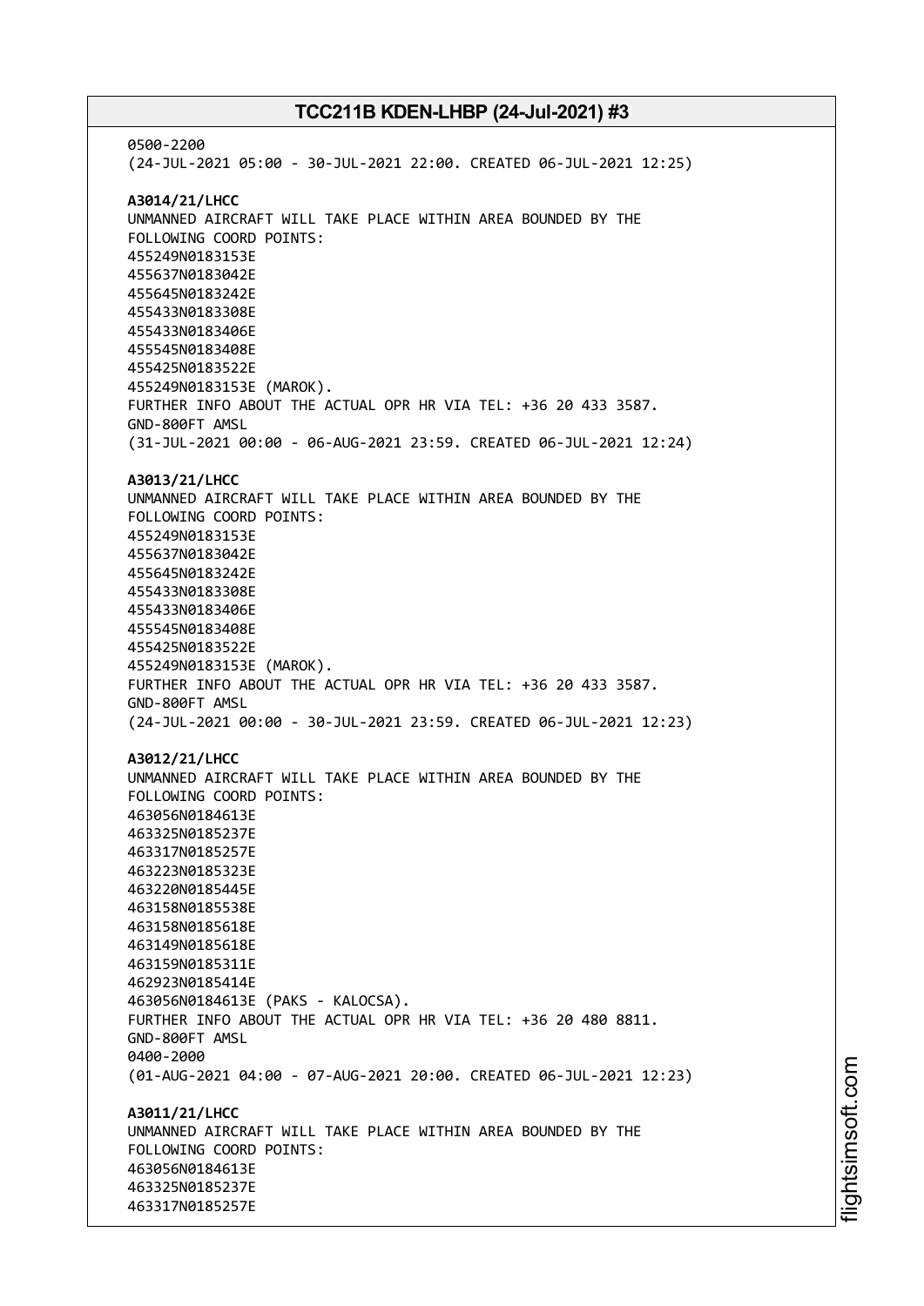0500-2200
(24-JUL-2021 05:00 - 30-JUL-2021 22:00. CREATED 06-JUL-2021 12:25)

**A3014/21/LHCC**
UNMANNED AIRCRAFT WILL TAKE PLACE WITHIN AREA BOUNDED BY THE
FOLLOWING COORD POINTS:
455249N0183153E
455637N0183042E
455645N0183242E
455433N0183308E
455433N0183406E
455545N0183408E
455425N0183522E
455249N0183153E (MAROK).
FURTHER INFO ABOUT THE ACTUAL OPR HR VIA TEL: +36 20 433 3587.
GND-800FT AMSL
(31-JUL-2021 00:00 - 06-AUG-2021 23:59. CREATED 06-JUL-2021 12:24)

**A3013/21/LHCC**
UNMANNED AIRCRAFT WILL TAKE PLACE WITHIN AREA BOUNDED BY THE
FOLLOWING COORD POINTS:
455249N0183153E
455637N0183042E
455645N0183242E
455433N0183308E
455433N0183406E
455545N0183408E
455425N0183522E
455249N0183153E (MAROK).
FURTHER INFO ABOUT THE ACTUAL OPR HR VIA TEL: +36 20 433 3587.
GND-800FT AMSL
(24-JUL-2021 00:00 - 30-JUL-2021 23:59. CREATED 06-JUL-2021 12:23)

**A3012/21/LHCC**
UNMANNED AIRCRAFT WILL TAKE PLACE WITHIN AREA BOUNDED BY THE
FOLLOWING COORD POINTS:
463056N0184613E
463325N0185237E
463317N0185257E
463223N0185323E
463220N0185445E
463158N0185538E
463158N0185618E
463149N0185618E
463159N0185311E
462923N0185414E
463056N0184613E (PAKS - KALOCSA).
FURTHER INFO ABOUT THE ACTUAL OPR HR VIA TEL: +36 20 480 8811.
GND-800FT AMSL
0400-2000
(01-AUG-2021 04:00 - 07-AUG-2021 20:00. CREATED 06-JUL-2021 12:23)

**A3011/21/LHCC**
UNMANNED AIRCRAFT WILL TAKE PLACE WITHIN AREA BOUNDED BY THE
FOLLOWING COORD POINTS:
463056N0184613E
463325N0185237E
463317N0185257E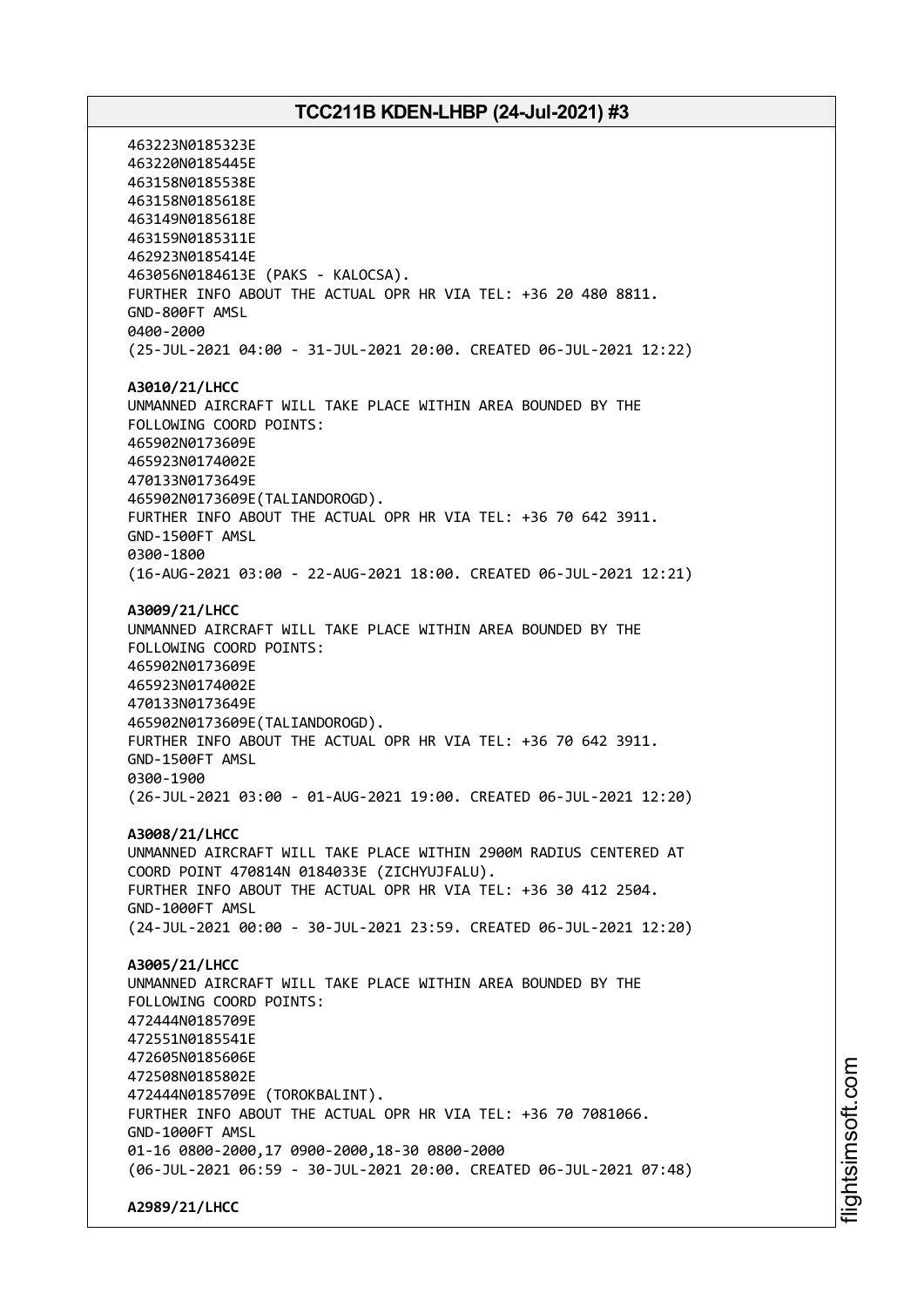463223N0185323E
463220N0185445E
463158N0185538E
463158N0185618E
463149N0185618E
463159N0185311E
462923N0185414E
463056N0184613E (PAKS - KALOCSA).
FURTHER INFO ABOUT THE ACTUAL OPR HR VIA TEL: +36 20 480 8811.
GND-800FT AMSL
0400-2000
(25-JUL-2021 04:00 - 31-JUL-2021 20:00. CREATED 06-JUL-2021 12:22)

**A3010/21/LHCC**
UNMANNED AIRCRAFT WILL TAKE PLACE WITHIN AREA BOUNDED BY THE
FOLLOWING COORD POINTS:
465902N0173609E
465923N0174002E
470133N0173649E
465902N0173609E(TALIANDOROGD).
FURTHER INFO ABOUT THE ACTUAL OPR HR VIA TEL: +36 70 642 3911.
GND-1500FT AMSL
0300-1800
(16-AUG-2021 03:00 - 22-AUG-2021 18:00. CREATED 06-JUL-2021 12:21)

**A3009/21/LHCC**
UNMANNED AIRCRAFT WILL TAKE PLACE WITHIN AREA BOUNDED BY THE
FOLLOWING COORD POINTS:
465902N0173609E
465923N0174002E
470133N0173649E
465902N0173609E(TALIANDOROGD).
FURTHER INFO ABOUT THE ACTUAL OPR HR VIA TEL: +36 70 642 3911.
GND-1500FT AMSL
0300-1900
(26-JUL-2021 03:00 - 01-AUG-2021 19:00. CREATED 06-JUL-2021 12:20)

**A3008/21/LHCC**
UNMANNED AIRCRAFT WILL TAKE PLACE WITHIN 2900M RADIUS CENTERED AT
COORD POINT 470814N 0184033E (ZICHYUJFALU).
FURTHER INFO ABOUT THE ACTUAL OPR HR VIA TEL: +36 30 412 2504.
GND-1000FT AMSL
(24-JUL-2021 00:00 - 30-JUL-2021 23:59. CREATED 06-JUL-2021 12:20)

**A3005/21/LHCC**
UNMANNED AIRCRAFT WILL TAKE PLACE WITHIN AREA BOUNDED BY THE
FOLLOWING COORD POINTS:
472444N0185709E
472551N0185541E
472605N0185606E
472508N0185802E
472444N0185709E (TOROKBALINT).
FURTHER INFO ABOUT THE ACTUAL OPR HR VIA TEL: +36 70 7081066.
GND-1000FT AMSL
01-16 0800-2000,17 0900-2000,18-30 0800-2000
(06-JUL-2021 06:59 - 30-JUL-2021 20:00. CREATED 06-JUL-2021 07:48)

**A2989/21/LHCC**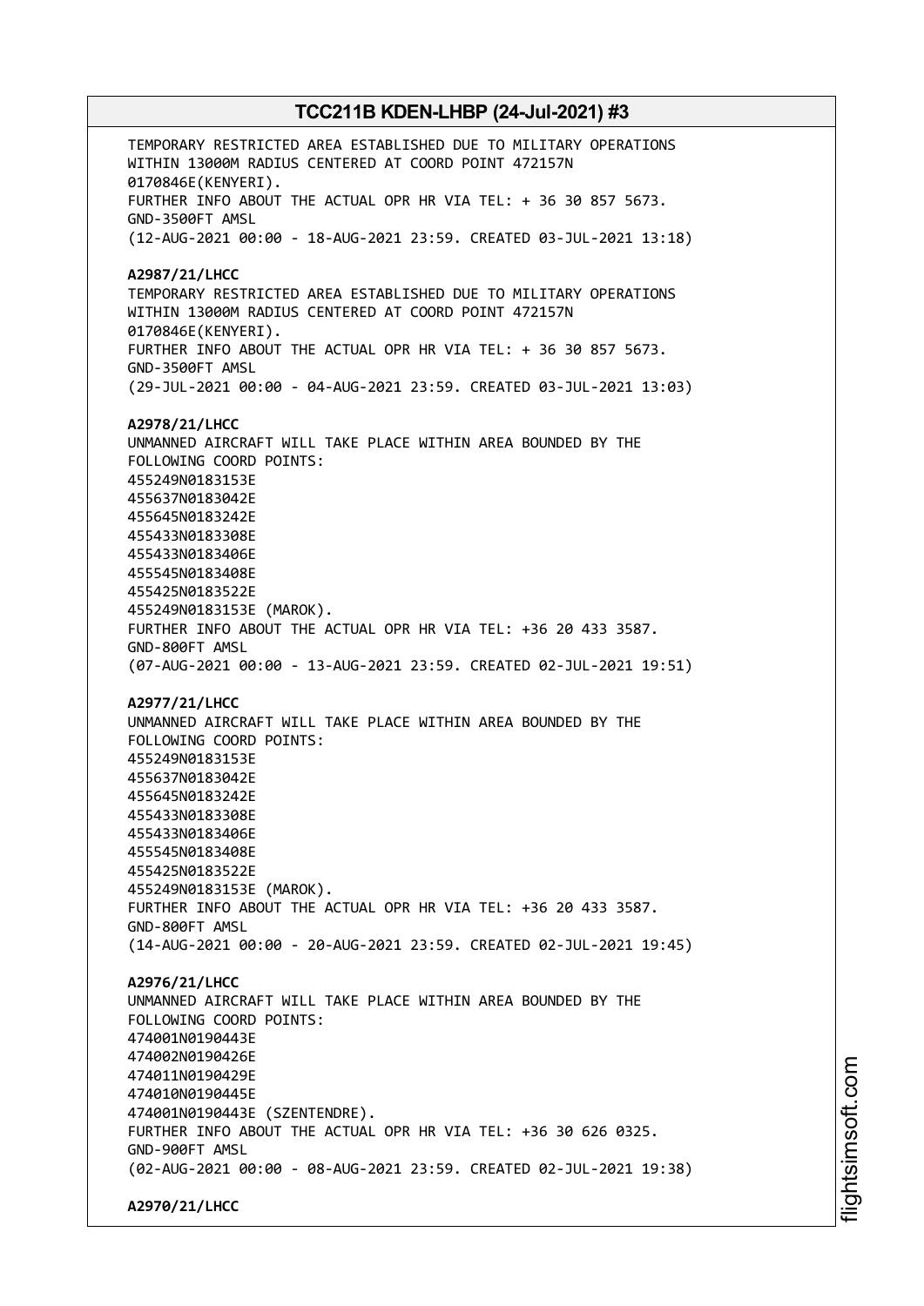TEMPORARY RESTRICTED AREA ESTABLISHED DUE TO MILITARY OPERATIONS
WITHIN 13000M RADIUS CENTERED AT COORD POINT 472157N
0170846E(KENYERI).
FURTHER INFO ABOUT THE ACTUAL OPR HR VIA TEL: + 36 30 857 5673.
GND-3500FT AMSL
(12-AUG-2021 00:00 - 18-AUG-2021 23:59. CREATED 03-JUL-2021 13:18)

**A2987/21/LHCC**
TEMPORARY RESTRICTED AREA ESTABLISHED DUE TO MILITARY OPERATIONS
WITHIN 13000M RADIUS CENTERED AT COORD POINT 472157N
0170846E(KENYERI).
FURTHER INFO ABOUT THE ACTUAL OPR HR VIA TEL: + 36 30 857 5673.
GND-3500FT AMSL
(29-JUL-2021 00:00 - 04-AUG-2021 23:59. CREATED 03-JUL-2021 13:03)

**A2978/21/LHCC**
UNMANNED AIRCRAFT WILL TAKE PLACE WITHIN AREA BOUNDED BY THE
FOLLOWING COORD POINTS:
455249N0183153E
455637N0183042E
455645N0183242E
455433N0183308E
455433N0183406E
455545N0183408E
455425N0183522E
455249N0183153E (MAROK).
FURTHER INFO ABOUT THE ACTUAL OPR HR VIA TEL: +36 20 433 3587.
GND-800FT AMSL
(07-AUG-2021 00:00 - 13-AUG-2021 23:59. CREATED 02-JUL-2021 19:51)

**A2977/21/LHCC**
UNMANNED AIRCRAFT WILL TAKE PLACE WITHIN AREA BOUNDED BY THE
FOLLOWING COORD POINTS:
455249N0183153E
455637N0183042E
455645N0183242E
455433N0183308E
455433N0183406E
455545N0183408E
455425N0183522E
455249N0183153E (MAROK).
FURTHER INFO ABOUT THE ACTUAL OPR HR VIA TEL: +36 20 433 3587.
GND-800FT AMSL
(14-AUG-2021 00:00 - 20-AUG-2021 23:59. CREATED 02-JUL-2021 19:45)

**A2976/21/LHCC**
UNMANNED AIRCRAFT WILL TAKE PLACE WITHIN AREA BOUNDED BY THE
FOLLOWING COORD POINTS:
474001N0190443E
474002N0190426E
474011N0190429E
474010N0190445E
474001N0190443E (SZENTENDRE).
FURTHER INFO ABOUT THE ACTUAL OPR HR VIA TEL: +36 30 626 0325.
GND-900FT AMSL
(02-AUG-2021 00:00 - 08-AUG-2021 23:59. CREATED 02-JUL-2021 19:38)

**A2970/21/LHCC**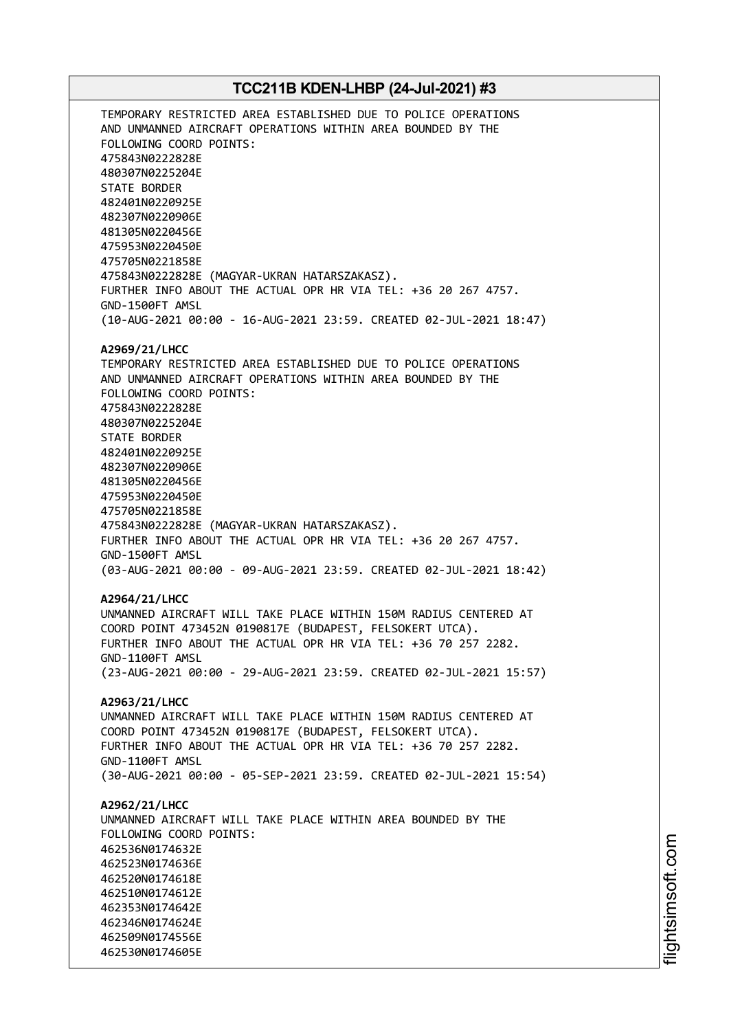TEMPORARY RESTRICTED AREA ESTABLISHED DUE TO POLICE OPERATIONS
AND UNMANNED AIRCRAFT OPERATIONS WITHIN AREA BOUNDED BY THE
FOLLOWING COORD POINTS:
475843N0222828E
480307N0225204E
STATE BORDER
482401N0220925E
482307N0220906E
481305N0220456E
475953N0220450E
475705N0221858E
475843N0222828E (MAGYAR-UKRAN HATARSZAKASZ).
FURTHER INFO ABOUT THE ACTUAL OPR HR VIA TEL: +36 20 267 4757.
GND-1500FT AMSL
(10-AUG-2021 00:00 - 16-AUG-2021 23:59. CREATED 02-JUL-2021 18:47)

**A2969/21/LHCC**
TEMPORARY RESTRICTED AREA ESTABLISHED DUE TO POLICE OPERATIONS
AND UNMANNED AIRCRAFT OPERATIONS WITHIN AREA BOUNDED BY THE
FOLLOWING COORD POINTS:
475843N0222828E
480307N0225204E
STATE BORDER
482401N0220925E
482307N0220906E
481305N0220456E
475953N0220450E
475705N0221858E
475843N0222828E (MAGYAR-UKRAN HATARSZAKASZ).
FURTHER INFO ABOUT THE ACTUAL OPR HR VIA TEL: +36 20 267 4757.
GND-1500FT AMSL
(03-AUG-2021 00:00 - 09-AUG-2021 23:59. CREATED 02-JUL-2021 18:42)

**A2964/21/LHCC**
UNMANNED AIRCRAFT WILL TAKE PLACE WITHIN 150M RADIUS CENTERED AT
COORD POINT 473452N 0190817E (BUDAPEST, FELSOKERT UTCA).
FURTHER INFO ABOUT THE ACTUAL OPR HR VIA TEL: +36 70 257 2282.
GND-1100FT AMSL
(23-AUG-2021 00:00 - 29-AUG-2021 23:59. CREATED 02-JUL-2021 15:57)

**A2963/21/LHCC**
UNMANNED AIRCRAFT WILL TAKE PLACE WITHIN 150M RADIUS CENTERED AT
COORD POINT 473452N 0190817E (BUDAPEST, FELSOKERT UTCA).
FURTHER INFO ABOUT THE ACTUAL OPR HR VIA TEL: +36 70 257 2282.
GND-1100FT AMSL
(30-AUG-2021 00:00 - 05-SEP-2021 23:59. CREATED 02-JUL-2021 15:54)

**A2962/21/LHCC**
UNMANNED AIRCRAFT WILL TAKE PLACE WITHIN AREA BOUNDED BY THE
FOLLOWING COORD POINTS:
462536N0174632E
462523N0174636E
462520N0174618E
462510N0174612E
462353N0174642E
462346N0174624E
462509N0174556E
462530N0174605E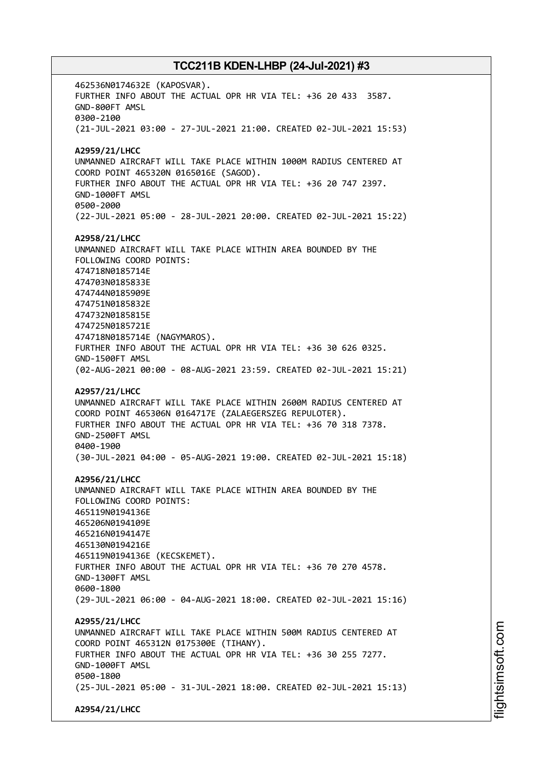462536N0174632E (KAPOSVAR).
FURTHER INFO ABOUT THE ACTUAL OPR HR VIA TEL: +36 20 433 3587.
GND-800FT AMSL
0300-2100
(21-JUL-2021 03:00 - 27-JUL-2021 21:00. CREATED 02-JUL-2021 15:53)

**A2959/21/LHCC**
UNMANNED AIRCRAFT WILL TAKE PLACE WITHIN 1000M RADIUS CENTERED AT COORD POINT 465320N 0165016E (SAGOD).
FURTHER INFO ABOUT THE ACTUAL OPR HR VIA TEL: +36 20 747 2397.
GND-1000FT AMSL
0500-2000
(22-JUL-2021 05:00 - 28-JUL-2021 20:00. CREATED 02-JUL-2021 15:22)

**A2958/21/LHCC**
UNMANNED AIRCRAFT WILL TAKE PLACE WITHIN AREA BOUNDED BY THE FOLLOWING COORD POINTS:
474718N0185714E
474703N0185833E
474744N0185909E
474751N0185832E
474732N0185815E
474725N0185721E
474718N0185714E (NAGYMAROS).
FURTHER INFO ABOUT THE ACTUAL OPR HR VIA TEL: +36 30 626 0325.
GND-1500FT AMSL
(02-AUG-2021 00:00 - 08-AUG-2021 23:59. CREATED 02-JUL-2021 15:21)

**A2957/21/LHCC**
UNMANNED AIRCRAFT WILL TAKE PLACE WITHIN 2600M RADIUS CENTERED AT COORD POINT 465306N 0164717E (ZALAEGERSZEG REPULOTER).
FURTHER INFO ABOUT THE ACTUAL OPR HR VIA TEL: +36 70 318 7378.
GND-2500FT AMSL
0400-1900
(30-JUL-2021 04:00 - 05-AUG-2021 19:00. CREATED 02-JUL-2021 15:18)

**A2956/21/LHCC**
UNMANNED AIRCRAFT WILL TAKE PLACE WITHIN AREA BOUNDED BY THE FOLLOWING COORD POINTS:
465119N0194136E
465206N0194109E
465216N0194147E
465130N0194216E
465119N0194136E (KECSKEMET).
FURTHER INFO ABOUT THE ACTUAL OPR HR VIA TEL: +36 70 270 4578.
GND-1300FT AMSL
0600-1800
(29-JUL-2021 06:00 - 04-AUG-2021 18:00. CREATED 02-JUL-2021 15:16)

**A2955/21/LHCC**
UNMANNED AIRCRAFT WILL TAKE PLACE WITHIN 500M RADIUS CENTERED AT COORD POINT 465312N 0175300E (TIHANY).
FURTHER INFO ABOUT THE ACTUAL OPR HR VIA TEL: +36 30 255 7277.
GND-1000FT AMSL
0500-1800
(25-JUL-2021 05:00 - 31-JUL-2021 18:00. CREATED 02-JUL-2021 15:13)

**A2954/21/LHCC**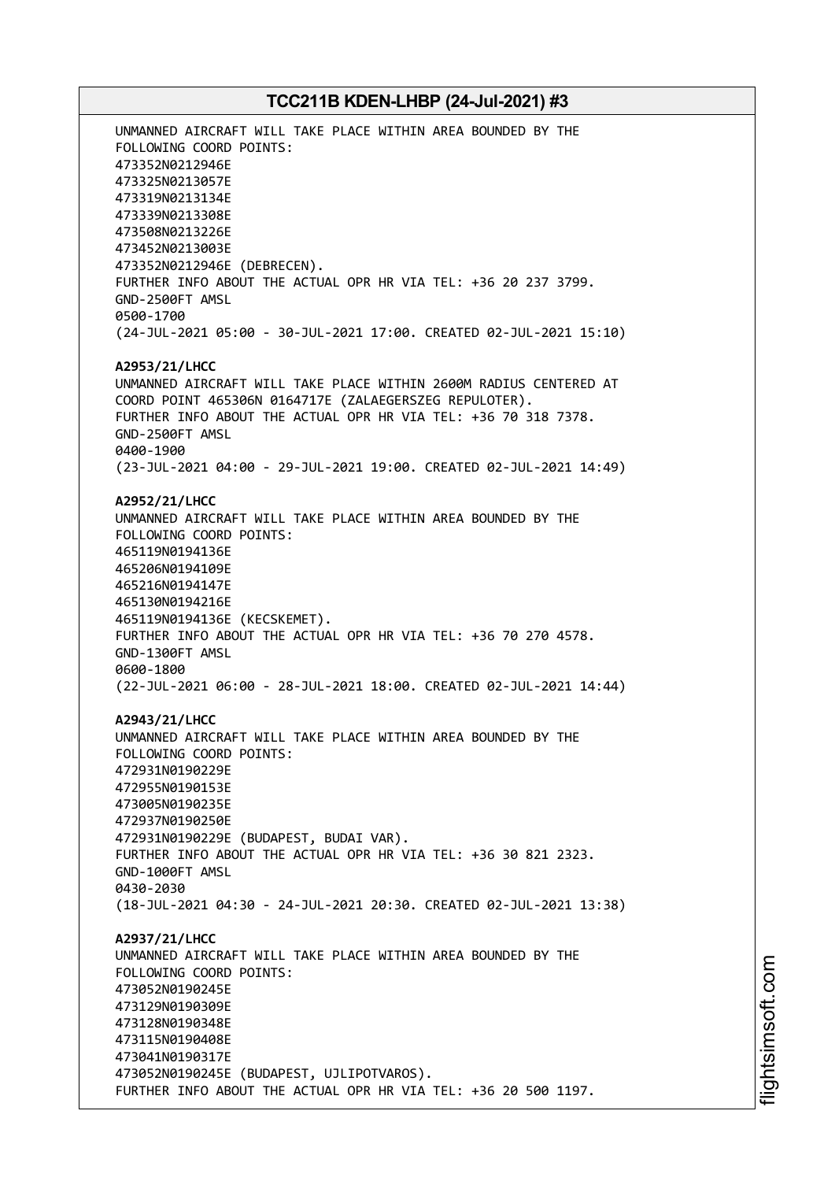UNMANNED AIRCRAFT WILL TAKE PLACE WITHIN AREA BOUNDED BY THE FOLLOWING COORD POINTS:
473352N0212946E
473325N0213057E
473319N0213134E
473339N0213308E
473508N0213226E
473452N0213003E
473352N0212946E (DEBRECEN).
FURTHER INFO ABOUT THE ACTUAL OPR HR VIA TEL: +36 20 237 3799.
GND-2500FT AMSL
0500-1700
(24-JUL-2021 05:00 - 30-JUL-2021 17:00. CREATED 02-JUL-2021 15:10)

**A2953/21/LHCC**
UNMANNED AIRCRAFT WILL TAKE PLACE WITHIN 2600M RADIUS CENTERED AT COORD POINT 465306N 0164717E (ZALAEGERSZEG REPULOTER).
FURTHER INFO ABOUT THE ACTUAL OPR HR VIA TEL: +36 70 318 7378.
GND-2500FT AMSL
0400-1900
(23-JUL-2021 04:00 - 29-JUL-2021 19:00. CREATED 02-JUL-2021 14:49)

**A2952/21/LHCC**
UNMANNED AIRCRAFT WILL TAKE PLACE WITHIN AREA BOUNDED BY THE FOLLOWING COORD POINTS:
465119N0194136E
465206N0194109E
465216N0194147E
465130N0194216E
465119N0194136E (KECSKEMET).
FURTHER INFO ABOUT THE ACTUAL OPR HR VIA TEL: +36 70 270 4578.
GND-1300FT AMSL
0600-1800
(22-JUL-2021 06:00 - 28-JUL-2021 18:00. CREATED 02-JUL-2021 14:44)

**A2943/21/LHCC**
UNMANNED AIRCRAFT WILL TAKE PLACE WITHIN AREA BOUNDED BY THE FOLLOWING COORD POINTS:
472931N0190229E
472955N0190153E
473005N0190235E
472937N0190250E
472931N0190229E (BUDAPEST, BUDAI VAR).
FURTHER INFO ABOUT THE ACTUAL OPR HR VIA TEL: +36 30 821 2323.
GND-1000FT AMSL
0430-2030
(18-JUL-2021 04:30 - 24-JUL-2021 20:30. CREATED 02-JUL-2021 13:38)

**A2937/21/LHCC**
UNMANNED AIRCRAFT WILL TAKE PLACE WITHIN AREA BOUNDED BY THE FOLLOWING COORD POINTS:
473052N0190245E
473129N0190309E
473128N0190348E
473115N0190408E
473041N0190317E
473052N0190245E (BUDAPEST, UJLIPOTVAROS).
FURTHER INFO ABOUT THE ACTUAL OPR HR VIA TEL: +36 20 500 1197.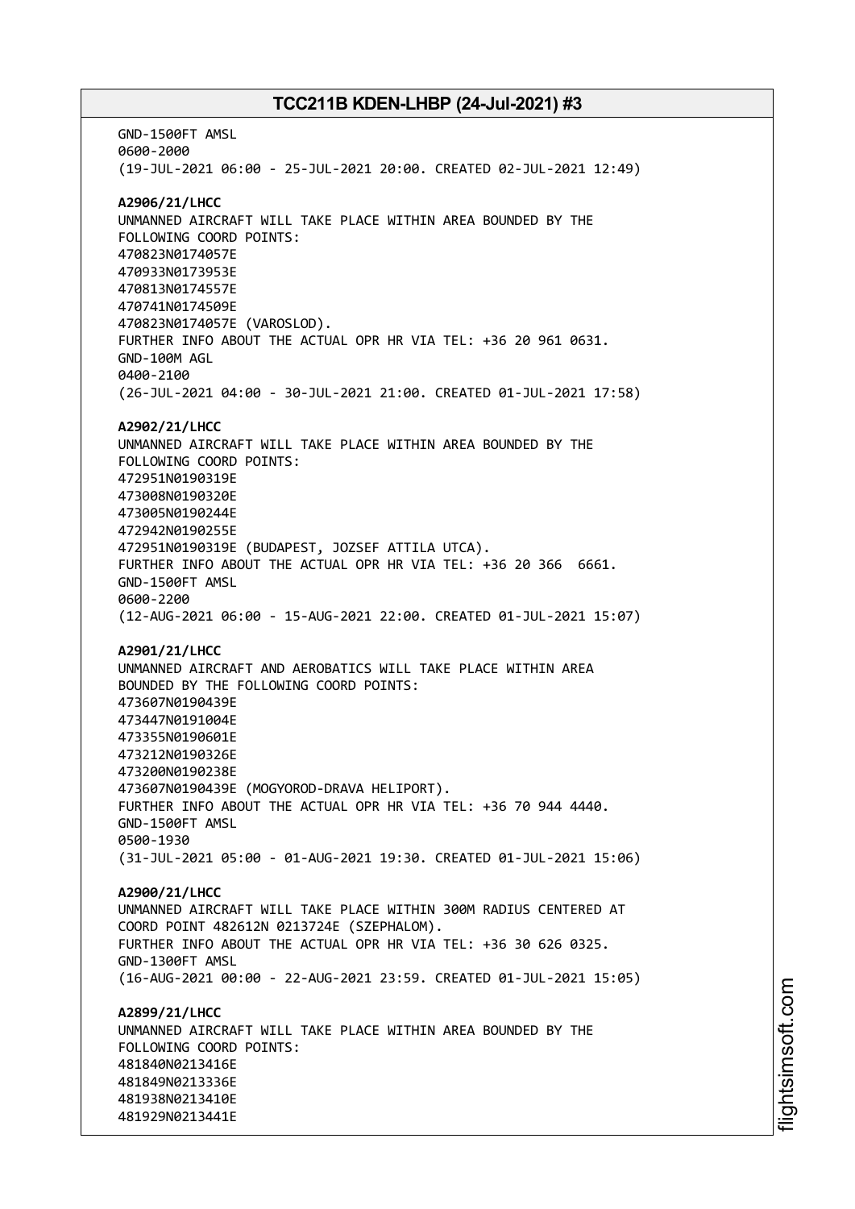GND-1500FT AMSL
0600-2000
(19-JUL-2021 06:00 - 25-JUL-2021 20:00. CREATED 02-JUL-2021 12:49)

**A2906/21/LHCC**
UNMANNED AIRCRAFT WILL TAKE PLACE WITHIN AREA BOUNDED BY THE
FOLLOWING COORD POINTS:
470823N0174057E
470933N0173953E
470813N0174557E
470741N0174509E
470823N0174057E (VAROSLOD).
FURTHER INFO ABOUT THE ACTUAL OPR HR VIA TEL: +36 20 961 0631.
GND-100M AGL
0400-2100
(26-JUL-2021 04:00 - 30-JUL-2021 21:00. CREATED 01-JUL-2021 17:58)

**A2902/21/LHCC**
UNMANNED AIRCRAFT WILL TAKE PLACE WITHIN AREA BOUNDED BY THE
FOLLOWING COORD POINTS:
472951N0190319E
473008N0190320E
473005N0190244E
472942N0190255E
472951N0190319E (BUDAPEST, JOZSEF ATTILA UTCA).
FURTHER INFO ABOUT THE ACTUAL OPR HR VIA TEL: +36 20 366 6661.
GND-1500FT AMSL
0600-2200
(12-AUG-2021 06:00 - 15-AUG-2021 22:00. CREATED 01-JUL-2021 15:07)

**A2901/21/LHCC**
UNMANNED AIRCRAFT AND AEROBATICS WILL TAKE PLACE WITHIN AREA
BOUNDED BY THE FOLLOWING COORD POINTS:
473607N0190439E
473447N0191004E
473355N0190601E
473212N0190326E
473200N0190238E
473607N0190439E (MOGYOROD-DRAVA HELIPORT).
FURTHER INFO ABOUT THE ACTUAL OPR HR VIA TEL: +36 70 944 4440.
GND-1500FT AMSL
0500-1930
(31-JUL-2021 05:00 - 01-AUG-2021 19:30. CREATED 01-JUL-2021 15:06)

**A2900/21/LHCC**
UNMANNED AIRCRAFT WILL TAKE PLACE WITHIN 300M RADIUS CENTERED AT
COORD POINT 482612N 0213724E (SZEPHALOM).
FURTHER INFO ABOUT THE ACTUAL OPR HR VIA TEL: +36 30 626 0325.
GND-1300FT AMSL
(16-AUG-2021 00:00 - 22-AUG-2021 23:59. CREATED 01-JUL-2021 15:05)

**A2899/21/LHCC**
UNMANNED AIRCRAFT WILL TAKE PLACE WITHIN AREA BOUNDED BY THE
FOLLOWING COORD POINTS:
481840N0213416E
481849N0213336E
481938N0213410E
481929N0213441E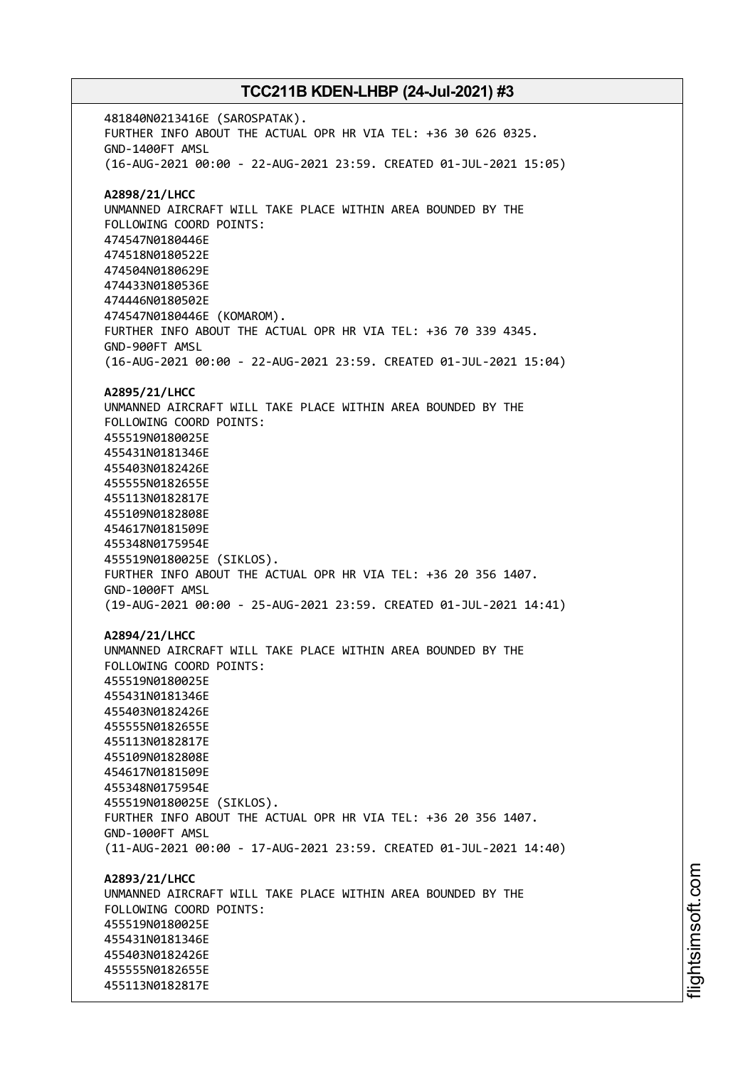481840N0213416E (SAROSPATAK).
FURTHER INFO ABOUT THE ACTUAL OPR HR VIA TEL: +36 30 626 0325.
GND-1400FT AMSL
(16-AUG-2021 00:00 - 22-AUG-2021 23:59. CREATED 01-JUL-2021 15:05)

**A2898/21/LHCC**
UNMANNED AIRCRAFT WILL TAKE PLACE WITHIN AREA BOUNDED BY THE
FOLLOWING COORD POINTS:
474547N0180446E
474518N0180522E
474504N0180629E
474433N0180536E
474446N0180502E
474547N0180446E (KOMAROM).
FURTHER INFO ABOUT THE ACTUAL OPR HR VIA TEL: +36 70 339 4345.
GND-900FT AMSL
(16-AUG-2021 00:00 - 22-AUG-2021 23:59. CREATED 01-JUL-2021 15:04)

**A2895/21/LHCC**
UNMANNED AIRCRAFT WILL TAKE PLACE WITHIN AREA BOUNDED BY THE
FOLLOWING COORD POINTS:
455519N0180025E
455431N0181346E
455403N0182426E
455555N0182655E
455113N0182817E
455109N0182808E
454617N0181509E
455348N0175954E
455519N0180025E (SIKLOS).
FURTHER INFO ABOUT THE ACTUAL OPR HR VIA TEL: +36 20 356 1407.
GND-1000FT AMSL
(19-AUG-2021 00:00 - 25-AUG-2021 23:59. CREATED 01-JUL-2021 14:41)

**A2894/21/LHCC**
UNMANNED AIRCRAFT WILL TAKE PLACE WITHIN AREA BOUNDED BY THE
FOLLOWING COORD POINTS:
455519N0180025E
455431N0181346E
455403N0182426E
455555N0182655E
455113N0182817E
455109N0182808E
454617N0181509E
455348N0175954E
455519N0180025E (SIKLOS).
FURTHER INFO ABOUT THE ACTUAL OPR HR VIA TEL: +36 20 356 1407.
GND-1000FT AMSL
(11-AUG-2021 00:00 - 17-AUG-2021 23:59. CREATED 01-JUL-2021 14:40)

**A2893/21/LHCC**
UNMANNED AIRCRAFT WILL TAKE PLACE WITHIN AREA BOUNDED BY THE
FOLLOWING COORD POINTS:
455519N0180025E
455431N0181346E
455403N0182426E
455555N0182655E
455113N0182817E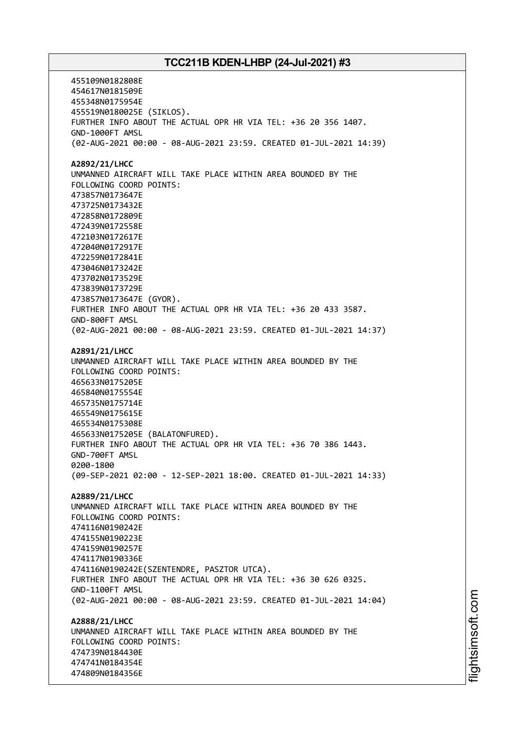455109N0182808E
454617N0181509E
455348N0175954E
455519N0180025E (SIKLOS).
FURTHER INFO ABOUT THE ACTUAL OPR HR VIA TEL: +36 20 356 1407.
GND-1000FT AMSL
(02-AUG-2021 00:00 - 08-AUG-2021 23:59. CREATED 01-JUL-2021 14:39)

**A2892/21/LHCC**
UNMANNED AIRCRAFT WILL TAKE PLACE WITHIN AREA BOUNDED BY THE
FOLLOWING COORD POINTS:
473857N0173647E
473725N0173432E
472858N0172809E
472439N0172558E
472103N0172617E
472040N0172917E
472259N0172841E
473046N0173242E
473702N0173529E
473839N0173729E
473857N0173647E (GYOR).
FURTHER INFO ABOUT THE ACTUAL OPR HR VIA TEL: +36 20 433 3587.
GND-800FT AMSL
(02-AUG-2021 00:00 - 08-AUG-2021 23:59. CREATED 01-JUL-2021 14:37)

**A2891/21/LHCC**
UNMANNED AIRCRAFT WILL TAKE PLACE WITHIN AREA BOUNDED BY THE
FOLLOWING COORD POINTS:
465633N0175205E
465840N0175554E
465735N0175714E
465549N0175615E
465534N0175308E
465633N0175205E (BALATONFURED).
FURTHER INFO ABOUT THE ACTUAL OPR HR VIA TEL: +36 70 386 1443.
GND-700FT AMSL
0200-1800
(09-SEP-2021 02:00 - 12-SEP-2021 18:00. CREATED 01-JUL-2021 14:33)

**A2889/21/LHCC**
UNMANNED AIRCRAFT WILL TAKE PLACE WITHIN AREA BOUNDED BY THE
FOLLOWING COORD POINTS:
474116N0190242E
474155N0190223E
474159N0190257E
474117N0190336E
474116N0190242E(SZENTENDRE, PASZTOR UTCA).
FURTHER INFO ABOUT THE ACTUAL OPR HR VIA TEL: +36 30 626 0325.
GND-1100FT AMSL
(02-AUG-2021 00:00 - 08-AUG-2021 23:59. CREATED 01-JUL-2021 14:04)

**A2888/21/LHCC**
UNMANNED AIRCRAFT WILL TAKE PLACE WITHIN AREA BOUNDED BY THE
FOLLOWING COORD POINTS:
474739N0184430E
474741N0184354E
474809N0184356E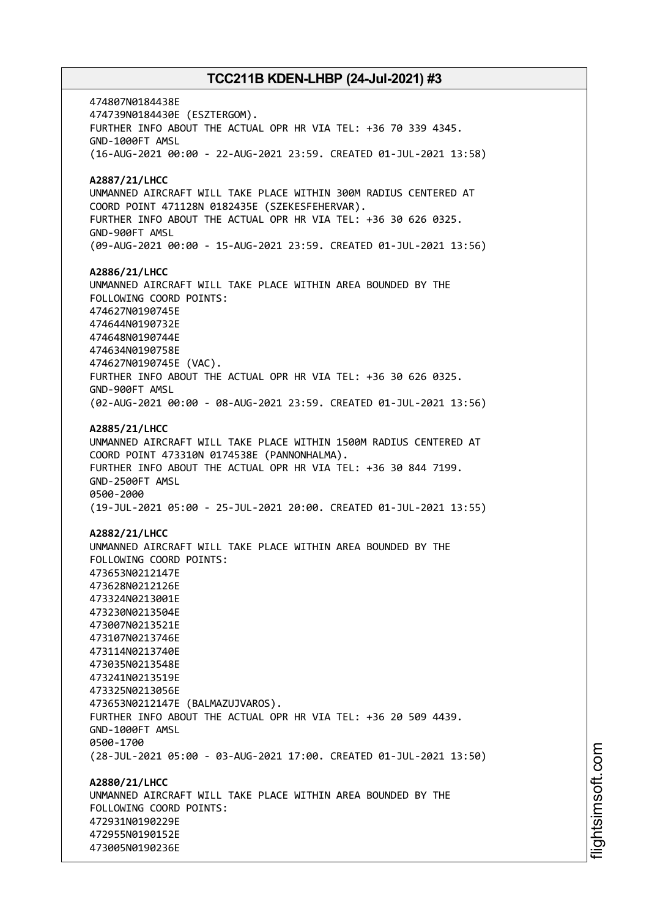474807N0184438E
474739N0184430E (ESZTERGOM).
FURTHER INFO ABOUT THE ACTUAL OPR HR VIA TEL: +36 70 339 4345.
GND-1000FT AMSL
(16-AUG-2021 00:00 - 22-AUG-2021 23:59. CREATED 01-JUL-2021 13:58)

**A2887/21/LHCC**
UNMANNED AIRCRAFT WILL TAKE PLACE WITHIN 300M RADIUS CENTERED AT
COORD POINT 471128N 0182435E (SZEKESFEHERVAR).
FURTHER INFO ABOUT THE ACTUAL OPR HR VIA TEL: +36 30 626 0325.
GND-900FT AMSL
(09-AUG-2021 00:00 - 15-AUG-2021 23:59. CREATED 01-JUL-2021 13:56)

**A2886/21/LHCC**
UNMANNED AIRCRAFT WILL TAKE PLACE WITHIN AREA BOUNDED BY THE
FOLLOWING COORD POINTS:
474627N0190745E
474644N0190732E
474648N0190744E
474634N0190758E
474627N0190745E (VAC).
FURTHER INFO ABOUT THE ACTUAL OPR HR VIA TEL: +36 30 626 0325.
GND-900FT AMSL
(02-AUG-2021 00:00 - 08-AUG-2021 23:59. CREATED 01-JUL-2021 13:56)

**A2885/21/LHCC**
UNMANNED AIRCRAFT WILL TAKE PLACE WITHIN 1500M RADIUS CENTERED AT
COORD POINT 473310N 0174538E (PANNONHALMA).
FURTHER INFO ABOUT THE ACTUAL OPR HR VIA TEL: +36 30 844 7199.
GND-2500FT AMSL
0500-2000
(19-JUL-2021 05:00 - 25-JUL-2021 20:00. CREATED 01-JUL-2021 13:55)

**A2882/21/LHCC**
UNMANNED AIRCRAFT WILL TAKE PLACE WITHIN AREA BOUNDED BY THE
FOLLOWING COORD POINTS:
473653N0212147E
473628N0212126E
473324N0213001E
473230N0213504E
473007N0213521E
473107N0213746E
473114N0213740E
473035N0213548E
473241N0213519E
473325N0213056E
473653N0212147E (BALMAZUJVAROS).
FURTHER INFO ABOUT THE ACTUAL OPR HR VIA TEL: +36 20 509 4439.
GND-1000FT AMSL
0500-1700
(28-JUL-2021 05:00 - 03-AUG-2021 17:00. CREATED 01-JUL-2021 13:50)

**A2880/21/LHCC**
UNMANNED AIRCRAFT WILL TAKE PLACE WITHIN AREA BOUNDED BY THE
FOLLOWING COORD POINTS:
472931N0190229E
472955N0190152E
473005N0190236E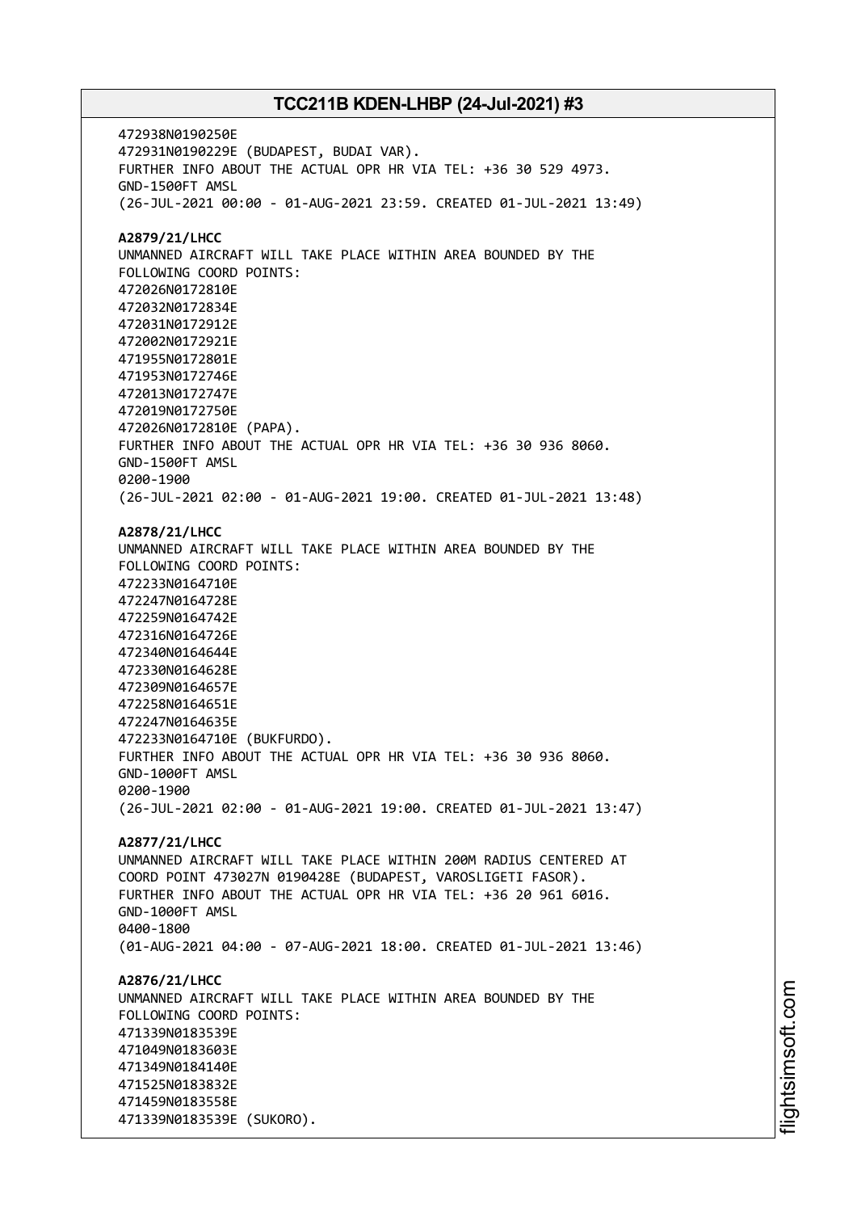472938N0190250E
472931N0190229E (BUDAPEST, BUDAI VAR).
FURTHER INFO ABOUT THE ACTUAL OPR HR VIA TEL: +36 30 529 4973.
GND-1500FT AMSL
(26-JUL-2021 00:00 - 01-AUG-2021 23:59. CREATED 01-JUL-2021 13:49)

**A2879/21/LHCC**
UNMANNED AIRCRAFT WILL TAKE PLACE WITHIN AREA BOUNDED BY THE
FOLLOWING COORD POINTS:
472026N0172810E
472032N0172834E
472031N0172912E
472002N0172921E
471955N0172801E
471953N0172746E
472013N0172747E
472019N0172750E
472026N0172810E (PAPA).
FURTHER INFO ABOUT THE ACTUAL OPR HR VIA TEL: +36 30 936 8060.
GND-1500FT AMSL
0200-1900
(26-JUL-2021 02:00 - 01-AUG-2021 19:00. CREATED 01-JUL-2021 13:48)

**A2878/21/LHCC**
UNMANNED AIRCRAFT WILL TAKE PLACE WITHIN AREA BOUNDED BY THE
FOLLOWING COORD POINTS:
472233N0164710E
472247N0164728E
472259N0164742E
472316N0164726E
472340N0164644E
472330N0164628E
472309N0164657E
472258N0164651E
472247N0164635E
472233N0164710E (BUKFURDO).
FURTHER INFO ABOUT THE ACTUAL OPR HR VIA TEL: +36 30 936 8060.
GND-1000FT AMSL
0200-1900
(26-JUL-2021 02:00 - 01-AUG-2021 19:00. CREATED 01-JUL-2021 13:47)

**A2877/21/LHCC**
UNMANNED AIRCRAFT WILL TAKE PLACE WITHIN 200M RADIUS CENTERED AT
COORD POINT 473027N 0190428E (BUDAPEST, VAROSLIGETI FASOR).
FURTHER INFO ABOUT THE ACTUAL OPR HR VIA TEL: +36 20 961 6016.
GND-1000FT AMSL
0400-1800
(01-AUG-2021 04:00 - 07-AUG-2021 18:00. CREATED 01-JUL-2021 13:46)

**A2876/21/LHCC**
UNMANNED AIRCRAFT WILL TAKE PLACE WITHIN AREA BOUNDED BY THE
FOLLOWING COORD POINTS:
471339N0183539E
471049N0183603E
471349N0184140E
471525N0183832E
471459N0183558E
471339N0183539E (SUKORO).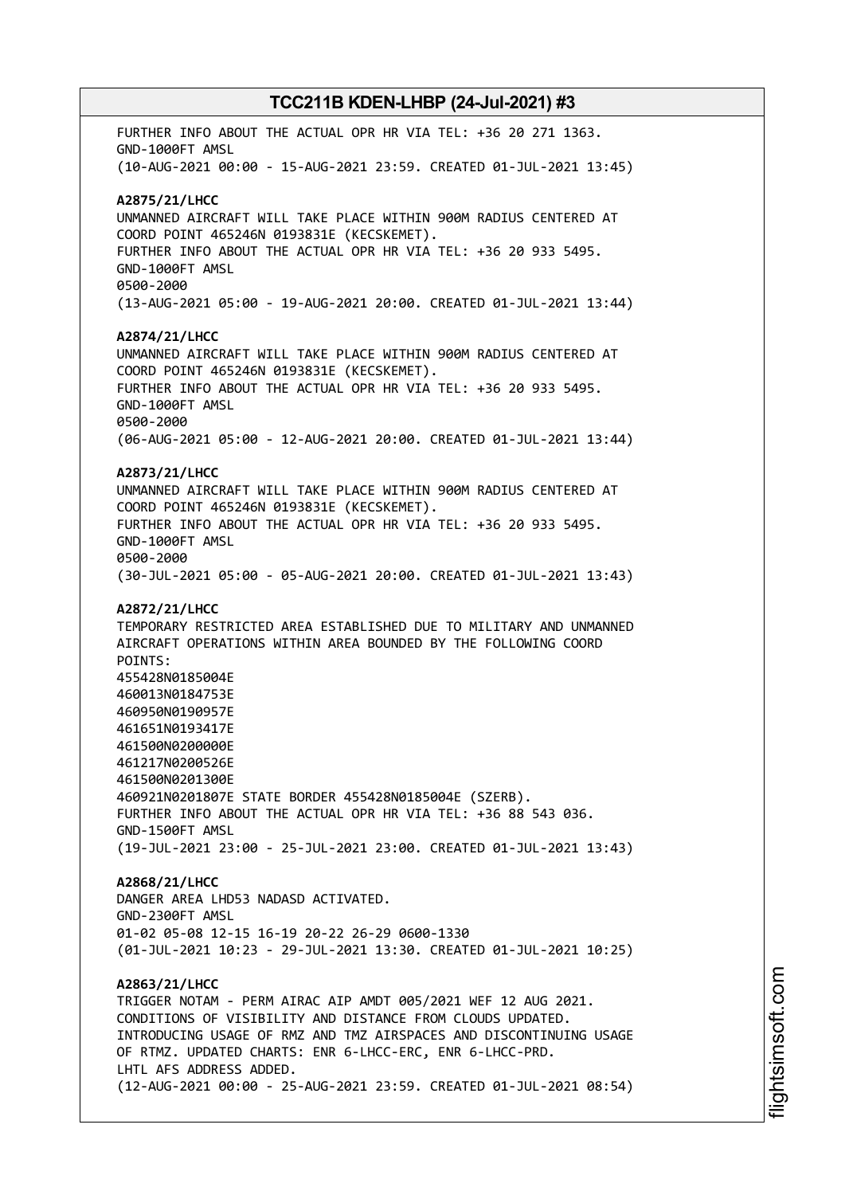FURTHER INFO ABOUT THE ACTUAL OPR HR VIA TEL: +36 20 271 1363.
GND-1000FT AMSL
(10-AUG-2021 00:00 - 15-AUG-2021 23:59. CREATED 01-JUL-2021 13:45)

**A2875/21/LHCC**
UNMANNED AIRCRAFT WILL TAKE PLACE WITHIN 900M RADIUS CENTERED AT
COORD POINT 465246N 0193831E (KECSKEMET).
FURTHER INFO ABOUT THE ACTUAL OPR HR VIA TEL: +36 20 933 5495.
GND-1000FT AMSL
0500-2000
(13-AUG-2021 05:00 - 19-AUG-2021 20:00. CREATED 01-JUL-2021 13:44)

**A2874/21/LHCC**
UNMANNED AIRCRAFT WILL TAKE PLACE WITHIN 900M RADIUS CENTERED AT
COORD POINT 465246N 0193831E (KECSKEMET).
FURTHER INFO ABOUT THE ACTUAL OPR HR VIA TEL: +36 20 933 5495.
GND-1000FT AMSL
0500-2000
(06-AUG-2021 05:00 - 12-AUG-2021 20:00. CREATED 01-JUL-2021 13:44)

**A2873/21/LHCC**
UNMANNED AIRCRAFT WILL TAKE PLACE WITHIN 900M RADIUS CENTERED AT
COORD POINT 465246N 0193831E (KECSKEMET).
FURTHER INFO ABOUT THE ACTUAL OPR HR VIA TEL: +36 20 933 5495.
GND-1000FT AMSL
0500-2000
(30-JUL-2021 05:00 - 05-AUG-2021 20:00. CREATED 01-JUL-2021 13:43)

**A2872/21/LHCC**
TEMPORARY RESTRICTED AREA ESTABLISHED DUE TO MILITARY AND UNMANNED
AIRCRAFT OPERATIONS WITHIN AREA BOUNDED BY THE FOLLOWING COORD
POINTS:
455428N0185004E
460013N0184753E
460950N0190957E
461651N0193417E
461500N0200000E
461217N0200526E
461500N0201300E
460921N0201807E STATE BORDER 455428N0185004E (SZERB).
FURTHER INFO ABOUT THE ACTUAL OPR HR VIA TEL: +36 88 543 036.
GND-1500FT AMSL
(19-JUL-2021 23:00 - 25-JUL-2021 23:00. CREATED 01-JUL-2021 13:43)

**A2868/21/LHCC**
DANGER AREA LHD53 NADASD ACTIVATED.
GND-2300FT AMSL
01-02 05-08 12-15 16-19 20-22 26-29 0600-1330
(01-JUL-2021 10:23 - 29-JUL-2021 13:30. CREATED 01-JUL-2021 10:25)

**A2863/21/LHCC**
TRIGGER NOTAM - PERM AIRAC AIP AMDT 005/2021 WEF 12 AUG 2021.
CONDITIONS OF VISIBILITY AND DISTANCE FROM CLOUDS UPDATED.
INTRODUCING USAGE OF RMZ AND TMZ AIRSPACES AND DISCONTINUING USAGE
OF RTMZ. UPDATED CHARTS: ENR 6-LHCC-ERC, ENR 6-LHCC-PRD.
LHTL AFS ADDRESS ADDED.
(12-AUG-2021 00:00 - 25-AUG-2021 23:59. CREATED 01-JUL-2021 08:54)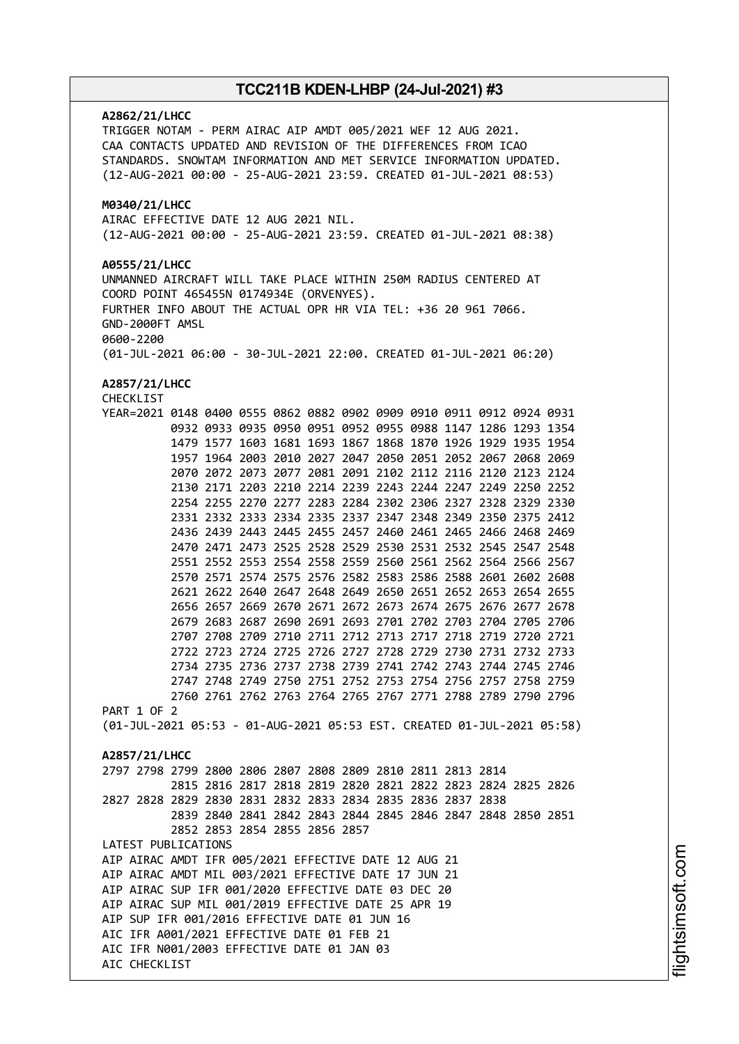**A2862/21/LHCC**
TRIGGER NOTAM - PERM AIRAC AIP AMDT 005/2021 WEF 12 AUG 2021.
CAA CONTACTS UPDATED AND REVISION OF THE DIFFERENCES FROM ICAO
STANDARDS. SNOWTAM INFORMATION AND MET SERVICE INFORMATION UPDATED.
(12-AUG-2021 00:00 - 25-AUG-2021 23:59. CREATED 01-JUL-2021 08:53)

**M0340/21/LHCC**
AIRAC EFFECTIVE DATE 12 AUG 2021 NIL.
(12-AUG-2021 00:00 - 25-AUG-2021 23:59. CREATED 01-JUL-2021 08:38)

**A0555/21/LHCC**
UNMANNED AIRCRAFT WILL TAKE PLACE WITHIN 250M RADIUS CENTERED AT
COORD POINT 465455N 0174934E (ORVENYES).
FURTHER INFO ABOUT THE ACTUAL OPR HR VIA TEL: +36 20 961 7066.
GND-2000FT AMSL
0600-2200
(01-JUL-2021 06:00 - 30-JUL-2021 22:00. CREATED 01-JUL-2021 06:20)

**A2857/21/LHCC**
CHECKLIST

```
YEAR=2021 0148 0400 0555 0862 0882 0902 0909 0910 0911 0912 0924 0931
          0932 0933 0935 0950 0951 0952 0955 0988 1147 1286 1293 1354
          1479 1577 1603 1681 1693 1867 1868 1870 1926 1929 1935 1954
          1957 1964 2003 2010 2027 2047 2050 2051 2052 2067 2068 2069
          2070 2072 2073 2077 2081 2091 2102 2112 2116 2120 2123 2124
          2130 2171 2203 2210 2214 2239 2243 2244 2247 2249 2250 2252
          2254 2255 2270 2277 2283 2284 2302 2306 2327 2328 2329 2330
          2331 2332 2333 2334 2335 2337 2347 2348 2349 2350 2375 2412
          2436 2439 2443 2445 2455 2457 2460 2461 2465 2466 2468 2469
          2470 2471 2473 2525 2528 2529 2530 2531 2532 2545 2547 2548
          2551 2552 2553 2554 2558 2559 2560 2561 2562 2564 2566 2567
          2570 2571 2574 2575 2576 2582 2583 2586 2588 2601 2602 2608
          2621 2622 2640 2647 2648 2649 2650 2651 2652 2653 2654 2655
          2656 2657 2669 2670 2671 2672 2673 2674 2675 2676 2677 2678
          2679 2683 2687 2690 2691 2693 2701 2702 2703 2704 2705 2706
          2707 2708 2709 2710 2711 2712 2713 2717 2718 2719 2720 2721
          2722 2723 2724 2725 2726 2727 2728 2729 2730 2731 2732 2733
          2734 2735 2736 2737 2738 2739 2741 2742 2743 2744 2745 2746
          2747 2748 2749 2750 2751 2752 2753 2754 2756 2757 2758 2759
          2760 2761 2762 2763 2764 2765 2767 2771 2788 2789 2790 2796
```

PART 1 OF 2
(01-JUL-2021 05:53 - 01-AUG-2021 05:53 EST. CREATED 01-JUL-2021 05:58)

**A2857/21/LHCC**

```
2797 2798 2799 2800 2806 2807 2808 2809 2810 2811 2813 2814
          2815 2816 2817 2818 2819 2820 2821 2822 2823 2824 2825 2826
2827 2828 2829 2830 2831 2832 2833 2834 2835 2836 2837 2838
          2839 2840 2841 2842 2843 2844 2845 2846 2847 2848 2850 2851
          2852 2853 2854 2855 2856 2857
```

LATEST PUBLICATIONS
AIP AIRAC AMDT IFR 005/2021 EFFECTIVE DATE 12 AUG 21
AIP AIRAC AMDT MIL 003/2021 EFFECTIVE DATE 17 JUN 21
AIP AIRAC SUP IFR 001/2020 EFFECTIVE DATE 03 DEC 20
AIP AIRAC SUP MIL 001/2019 EFFECTIVE DATE 25 APR 19
AIP SUP IFR 001/2016 EFFECTIVE DATE 01 JUN 16
AIC IFR A001/2021 EFFECTIVE DATE 01 FEB 21
AIC IFR N001/2003 EFFECTIVE DATE 01 JAN 03
AIC CHECKLIST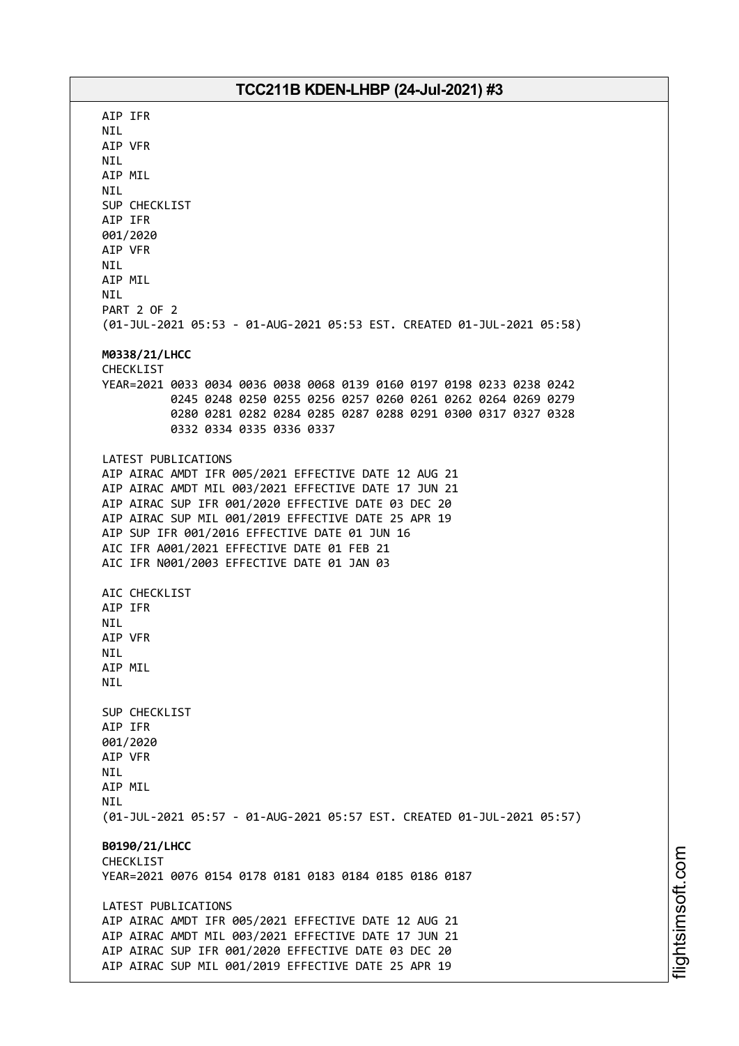AIP IFR
NIL
AIP VFR
NIL
AIP MIL
NIL
SUP CHECKLIST
AIP IFR
001/2020
AIP VFR
NIL
AIP MIL
NIL
PART 2 OF 2
(01-JUL-2021 05:53 - 01-AUG-2021 05:53 EST. CREATED 01-JUL-2021 05:58)

**M0338/21/LHCC**
CHECKLIST
YEAR=2021 0033 0034 0036 0038 0068 0139 0160 0197 0198 0233 0238 0242
0245 0248 0250 0255 0256 0257 0260 0261 0262 0264 0269 0279
0280 0281 0282 0284 0285 0287 0288 0291 0300 0317 0327 0328
0332 0334 0335 0336 0337

LATEST PUBLICATIONS
AIP AIRAC AMDT IFR 005/2021 EFFECTIVE DATE 12 AUG 21
AIP AIRAC AMDT MIL 003/2021 EFFECTIVE DATE 17 JUN 21
AIP AIRAC SUP IFR 001/2020 EFFECTIVE DATE 03 DEC 20
AIP AIRAC SUP MIL 001/2019 EFFECTIVE DATE 25 APR 19
AIP SUP IFR 001/2016 EFFECTIVE DATE 01 JUN 16
AIC IFR A001/2021 EFFECTIVE DATE 01 FEB 21
AIC IFR N001/2003 EFFECTIVE DATE 01 JAN 03

AIC CHECKLIST
AIP IFR
NIL
AIP VFR
NIL
AIP MIL
NIL

SUP CHECKLIST
AIP IFR
001/2020
AIP VFR
NIL
AIP MIL
NIL
(01-JUL-2021 05:57 - 01-AUG-2021 05:57 EST. CREATED 01-JUL-2021 05:57)

**B0190/21/LHCC**
CHECKLIST
YEAR=2021 0076 0154 0178 0181 0183 0184 0185 0186 0187

LATEST PUBLICATIONS
AIP AIRAC AMDT IFR 005/2021 EFFECTIVE DATE 12 AUG 21
AIP AIRAC AMDT MIL 003/2021 EFFECTIVE DATE 17 JUN 21
AIP AIRAC SUP IFR 001/2020 EFFECTIVE DATE 03 DEC 20
AIP AIRAC SUP MIL 001/2019 EFFECTIVE DATE 25 APR 19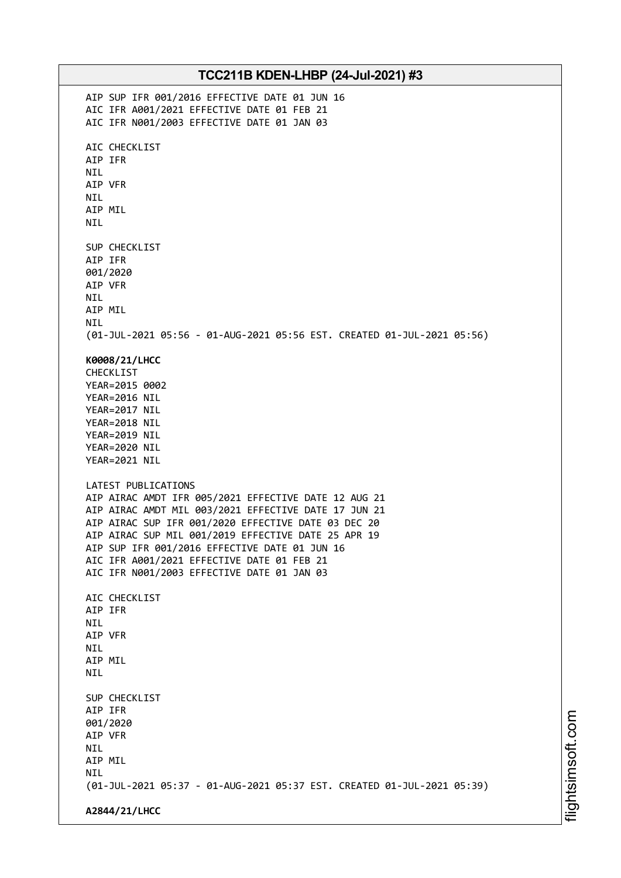AIP SUP IFR 001/2016 EFFECTIVE DATE 01 JUN 16
AIC IFR A001/2021 EFFECTIVE DATE 01 FEB 21
AIC IFR N001/2003 EFFECTIVE DATE 01 JAN 03

AIC CHECKLIST
AIP IFR
NIL
AIP VFR
NIL
AIP MIL
NIL

SUP CHECKLIST
AIP IFR
001/2020
AIP VFR
NIL
AIP MIL
NIL
(01-JUL-2021 05:56 - 01-AUG-2021 05:56 EST. CREATED 01-JUL-2021 05:56)

**K0008/21/LHCC**
CHECKLIST
YEAR=2015 0002
YEAR=2016 NIL
YEAR=2017 NIL
YEAR=2018 NIL
YEAR=2019 NIL
YEAR=2020 NIL
YEAR=2021 NIL

LATEST PUBLICATIONS
AIP AIRAC AMDT IFR 005/2021 EFFECTIVE DATE 12 AUG 21
AIP AIRAC AMDT MIL 003/2021 EFFECTIVE DATE 17 JUN 21
AIP AIRAC SUP IFR 001/2020 EFFECTIVE DATE 03 DEC 20
AIP AIRAC SUP MIL 001/2019 EFFECTIVE DATE 25 APR 19
AIP SUP IFR 001/2016 EFFECTIVE DATE 01 JUN 16
AIC IFR A001/2021 EFFECTIVE DATE 01 FEB 21
AIC IFR N001/2003 EFFECTIVE DATE 01 JAN 03

AIC CHECKLIST
AIP IFR
NIL
AIP VFR
NIL
AIP MIL
NIL

SUP CHECKLIST
AIP IFR
001/2020
AIP VFR
NIL
AIP MIL
NIL
(01-JUL-2021 05:37 - 01-AUG-2021 05:37 EST. CREATED 01-JUL-2021 05:39)

**A2844/21/LHCC**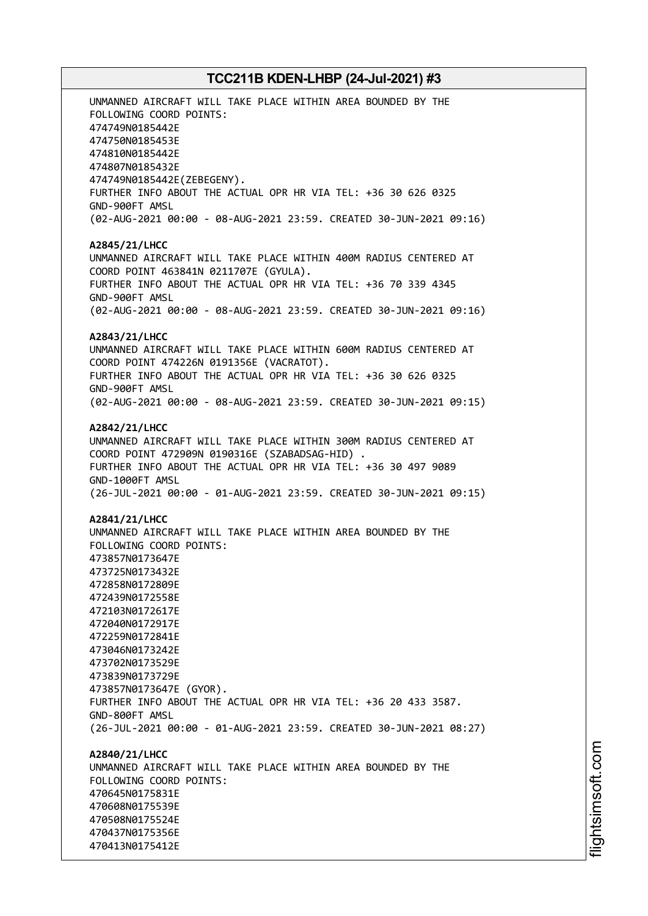UNMANNED AIRCRAFT WILL TAKE PLACE WITHIN AREA BOUNDED BY THE
FOLLOWING COORD POINTS:
474749N0185442E
474750N0185453E
474810N0185442E
474807N0185432E
474749N0185442E(ZEBEGENY).
FURTHER INFO ABOUT THE ACTUAL OPR HR VIA TEL: +36 30 626 0325
GND-900FT AMSL
(02-AUG-2021 00:00 - 08-AUG-2021 23:59. CREATED 30-JUN-2021 09:16)

**A2845/21/LHCC**
UNMANNED AIRCRAFT WILL TAKE PLACE WITHIN 400M RADIUS CENTERED AT
COORD POINT 463841N 0211707E (GYULA).
FURTHER INFO ABOUT THE ACTUAL OPR HR VIA TEL: +36 70 339 4345
GND-900FT AMSL
(02-AUG-2021 00:00 - 08-AUG-2021 23:59. CREATED 30-JUN-2021 09:16)

**A2843/21/LHCC**
UNMANNED AIRCRAFT WILL TAKE PLACE WITHIN 600M RADIUS CENTERED AT
COORD POINT 474226N 0191356E (VACRATOT).
FURTHER INFO ABOUT THE ACTUAL OPR HR VIA TEL: +36 30 626 0325
GND-900FT AMSL
(02-AUG-2021 00:00 - 08-AUG-2021 23:59. CREATED 30-JUN-2021 09:15)

**A2842/21/LHCC**
UNMANNED AIRCRAFT WILL TAKE PLACE WITHIN 300M RADIUS CENTERED AT
COORD POINT 472909N 0190316E (SZABADSAG-HID) .
FURTHER INFO ABOUT THE ACTUAL OPR HR VIA TEL: +36 30 497 9089
GND-1000FT AMSL
(26-JUL-2021 00:00 - 01-AUG-2021 23:59. CREATED 30-JUN-2021 09:15)

**A2841/21/LHCC**
UNMANNED AIRCRAFT WILL TAKE PLACE WITHIN AREA BOUNDED BY THE
FOLLOWING COORD POINTS:
473857N0173647E
473725N0173432E
472858N0172809E
472439N0172558E
472103N0172617E
472040N0172917E
472259N0172841E
473046N0173242E
473702N0173529E
473839N0173729E
473857N0173647E (GYOR).
FURTHER INFO ABOUT THE ACTUAL OPR HR VIA TEL: +36 20 433 3587.
GND-800FT AMSL
(26-JUL-2021 00:00 - 01-AUG-2021 23:59. CREATED 30-JUN-2021 08:27)

**A2840/21/LHCC**
UNMANNED AIRCRAFT WILL TAKE PLACE WITHIN AREA BOUNDED BY THE
FOLLOWING COORD POINTS:
470645N0175831E
470608N0175539E
470508N0175524E
470437N0175356E
470413N0175412E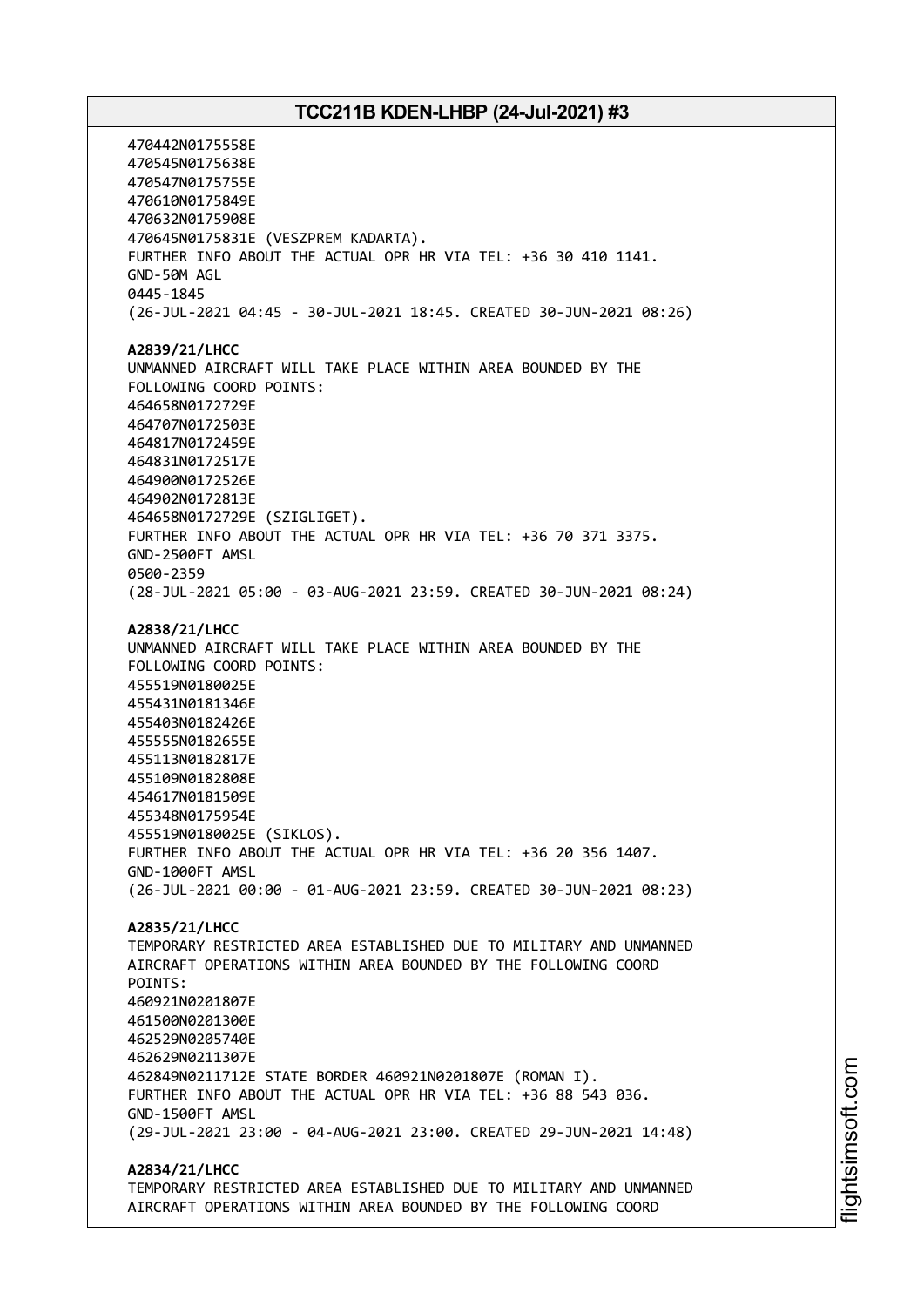470442N0175558E
470545N0175638E
470547N0175755E
470610N0175849E
470632N0175908E
470645N0175831E (VESZPREM KADARTA).
FURTHER INFO ABOUT THE ACTUAL OPR HR VIA TEL: +36 30 410 1141.
GND-50M AGL
0445-1845
(26-JUL-2021 04:45 - 30-JUL-2021 18:45. CREATED 30-JUN-2021 08:26)

**A2839/21/LHCC**
UNMANNED AIRCRAFT WILL TAKE PLACE WITHIN AREA BOUNDED BY THE FOLLOWING COORD POINTS:
464658N0172729E
464707N0172503E
464817N0172459E
464831N0172517E
464900N0172526E
464902N0172813E
464658N0172729E (SZIGLIGET).
FURTHER INFO ABOUT THE ACTUAL OPR HR VIA TEL: +36 70 371 3375.
GND-2500FT AMSL
0500-2359
(28-JUL-2021 05:00 - 03-AUG-2021 23:59. CREATED 30-JUN-2021 08:24)

**A2838/21/LHCC**
UNMANNED AIRCRAFT WILL TAKE PLACE WITHIN AREA BOUNDED BY THE FOLLOWING COORD POINTS:
455519N0180025E
455431N0181346E
455403N0182426E
455555N0182655E
455113N0182817E
455109N0182808E
454617N0181509E
455348N0175954E
455519N0180025E (SIKLOS).
FURTHER INFO ABOUT THE ACTUAL OPR HR VIA TEL: +36 20 356 1407.
GND-1000FT AMSL
(26-JUL-2021 00:00 - 01-AUG-2021 23:59. CREATED 30-JUN-2021 08:23)

**A2835/21/LHCC**
TEMPORARY RESTRICTED AREA ESTABLISHED DUE TO MILITARY AND UNMANNED AIRCRAFT OPERATIONS WITHIN AREA BOUNDED BY THE FOLLOWING COORD POINTS:
460921N0201807E
461500N0201300E
462529N0205740E
462629N0211307E
462849N0211712E STATE BORDER 460921N0201807E (ROMAN I).
FURTHER INFO ABOUT THE ACTUAL OPR HR VIA TEL: +36 88 543 036.
GND-1500FT AMSL
(29-JUL-2021 23:00 - 04-AUG-2021 23:00. CREATED 29-JUN-2021 14:48)

**A2834/21/LHCC**
TEMPORARY RESTRICTED AREA ESTABLISHED DUE TO MILITARY AND UNMANNED AIRCRAFT OPERATIONS WITHIN AREA BOUNDED BY THE FOLLOWING COORD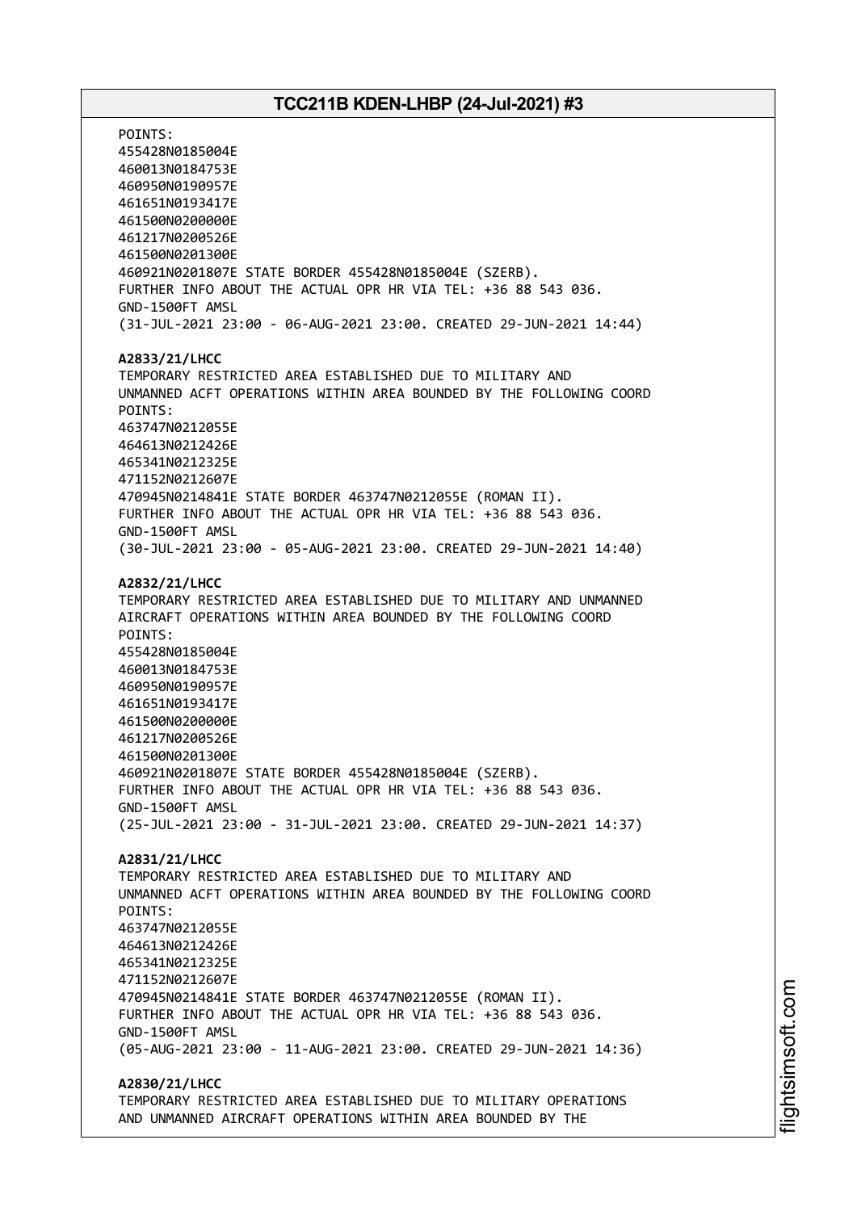POINTS:
455428N0185004E
460013N0184753E
460950N0190957E
461651N0193417E
461500N0200000E
461217N0200526E
461500N0201300E
460921N0201807E STATE BORDER 455428N0185004E (SZERB).
FURTHER INFO ABOUT THE ACTUAL OPR HR VIA TEL: +36 88 543 036.
GND-1500FT AMSL
(31-JUL-2021 23:00 - 06-AUG-2021 23:00. CREATED 29-JUN-2021 14:44)

**A2833/21/LHCC**
TEMPORARY RESTRICTED AREA ESTABLISHED DUE TO MILITARY AND
UNMANNED ACFT OPERATIONS WITHIN AREA BOUNDED BY THE FOLLOWING COORD
POINTS:
463747N0212055E
464613N0212426E
465341N0212325E
471152N0212607E
470945N0214841E STATE BORDER 463747N0212055E (ROMAN II).
FURTHER INFO ABOUT THE ACTUAL OPR HR VIA TEL: +36 88 543 036.
GND-1500FT AMSL
(30-JUL-2021 23:00 - 05-AUG-2021 23:00. CREATED 29-JUN-2021 14:40)

**A2832/21/LHCC**
TEMPORARY RESTRICTED AREA ESTABLISHED DUE TO MILITARY AND UNMANNED
AIRCRAFT OPERATIONS WITHIN AREA BOUNDED BY THE FOLLOWING COORD
POINTS:
455428N0185004E
460013N0184753E
460950N0190957E
461651N0193417E
461500N0200000E
461217N0200526E
461500N0201300E
460921N0201807E STATE BORDER 455428N0185004E (SZERB).
FURTHER INFO ABOUT THE ACTUAL OPR HR VIA TEL: +36 88 543 036.
GND-1500FT AMSL
(25-JUL-2021 23:00 - 31-JUL-2021 23:00. CREATED 29-JUN-2021 14:37)

**A2831/21/LHCC**
TEMPORARY RESTRICTED AREA ESTABLISHED DUE TO MILITARY AND
UNMANNED ACFT OPERATIONS WITHIN AREA BOUNDED BY THE FOLLOWING COORD
POINTS:
463747N0212055E
464613N0212426E
465341N0212325E
471152N0212607E
470945N0214841E STATE BORDER 463747N0212055E (ROMAN II).
FURTHER INFO ABOUT THE ACTUAL OPR HR VIA TEL: +36 88 543 036.
GND-1500FT AMSL
(05-AUG-2021 23:00 - 11-AUG-2021 23:00. CREATED 29-JUN-2021 14:36)

**A2830/21/LHCC**
TEMPORARY RESTRICTED AREA ESTABLISHED DUE TO MILITARY OPERATIONS
AND UNMANNED AIRCRAFT OPERATIONS WITHIN AREA BOUNDED BY THE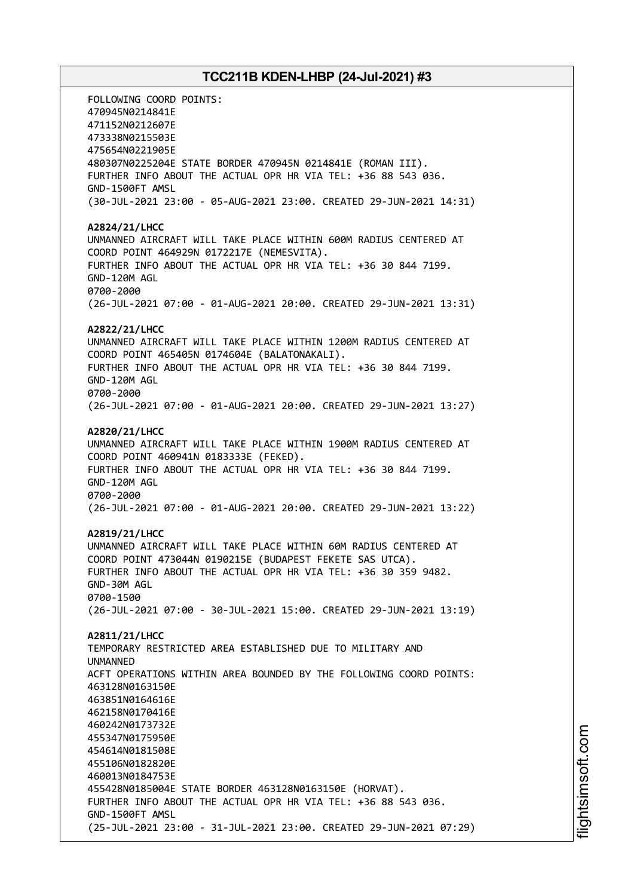FOLLOWING COORD POINTS:
470945N0214841E
471152N0212607E
473338N0215503E
475654N0221905E
480307N0225204E STATE BORDER 470945N 0214841E (ROMAN III).
FURTHER INFO ABOUT THE ACTUAL OPR HR VIA TEL: +36 88 543 036.
GND-1500FT AMSL
(30-JUL-2021 23:00 - 05-AUG-2021 23:00. CREATED 29-JUN-2021 14:31)

**A2824/21/LHCC**
UNMANNED AIRCRAFT WILL TAKE PLACE WITHIN 600M RADIUS CENTERED AT
COORD POINT 464929N 0172217E (NEMESVITA).
FURTHER INFO ABOUT THE ACTUAL OPR HR VIA TEL: +36 30 844 7199.
GND-120M AGL
0700-2000
(26-JUL-2021 07:00 - 01-AUG-2021 20:00. CREATED 29-JUN-2021 13:31)

**A2822/21/LHCC**
UNMANNED AIRCRAFT WILL TAKE PLACE WITHIN 1200M RADIUS CENTERED AT
COORD POINT 465405N 0174604E (BALATONAKALI).
FURTHER INFO ABOUT THE ACTUAL OPR HR VIA TEL: +36 30 844 7199.
GND-120M AGL
0700-2000
(26-JUL-2021 07:00 - 01-AUG-2021 20:00. CREATED 29-JUN-2021 13:27)

**A2820/21/LHCC**
UNMANNED AIRCRAFT WILL TAKE PLACE WITHIN 1900M RADIUS CENTERED AT
COORD POINT 460941N 0183333E (FEKED).
FURTHER INFO ABOUT THE ACTUAL OPR HR VIA TEL: +36 30 844 7199.
GND-120M AGL
0700-2000
(26-JUL-2021 07:00 - 01-AUG-2021 20:00. CREATED 29-JUN-2021 13:22)

**A2819/21/LHCC**
UNMANNED AIRCRAFT WILL TAKE PLACE WITHIN 60M RADIUS CENTERED AT
COORD POINT 473044N 0190215E (BUDAPEST FEKETE SAS UTCA).
FURTHER INFO ABOUT THE ACTUAL OPR HR VIA TEL: +36 30 359 9482.
GND-30M AGL
0700-1500
(26-JUL-2021 07:00 - 30-JUL-2021 15:00. CREATED 29-JUN-2021 13:19)

**A2811/21/LHCC**
TEMPORARY RESTRICTED AREA ESTABLISHED DUE TO MILITARY AND
UNMANNED
ACFT OPERATIONS WITHIN AREA BOUNDED BY THE FOLLOWING COORD POINTS:
463128N0163150E
463851N0164616E
462158N0170416E
460242N0173732E
455347N0175950E
454614N0181508E
455106N0182820E
460013N0184753E
455428N0185004E STATE BORDER 463128N0163150E (HORVAT).
FURTHER INFO ABOUT THE ACTUAL OPR HR VIA TEL: +36 88 543 036.
GND-1500FT AMSL
(25-JUL-2021 23:00 - 31-JUL-2021 23:00. CREATED 29-JUN-2021 07:29)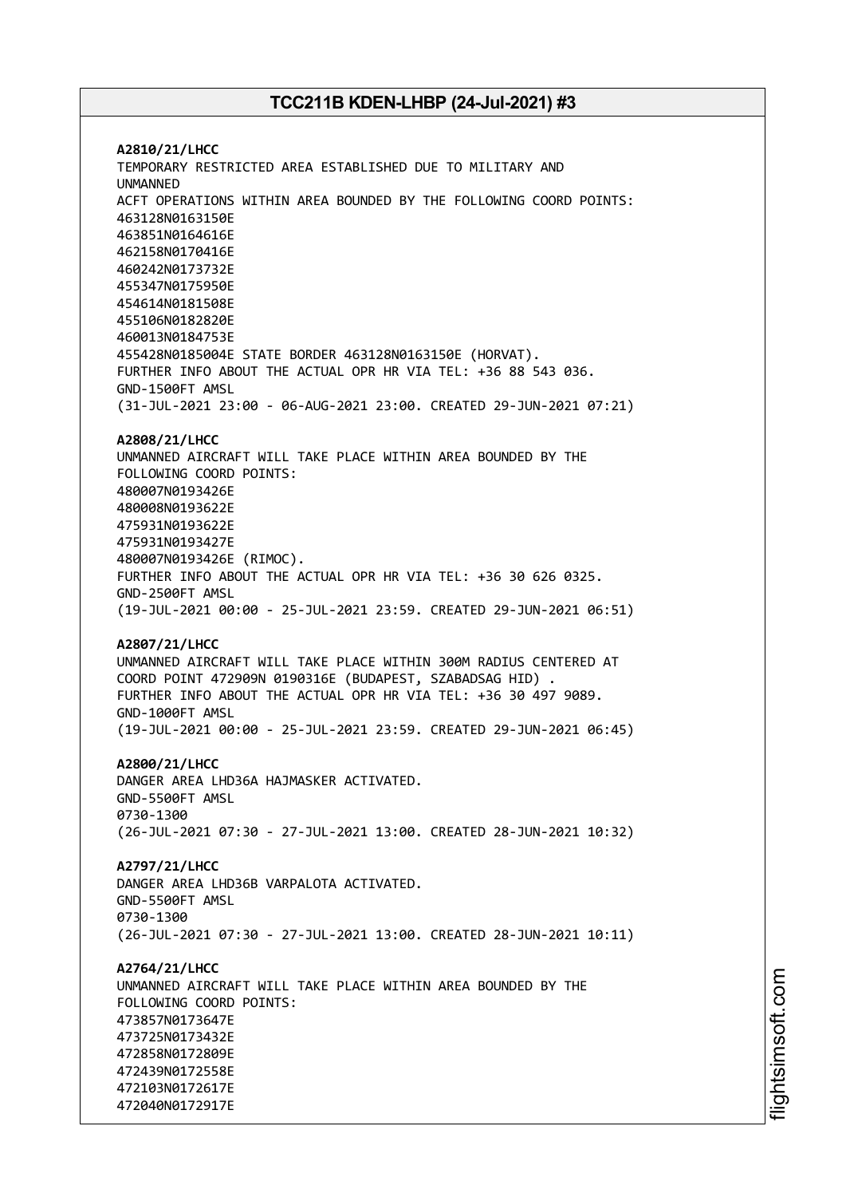**A2810/21/LHCC**
TEMPORARY RESTRICTED AREA ESTABLISHED DUE TO MILITARY AND
UNMANNED
ACFT OPERATIONS WITHIN AREA BOUNDED BY THE FOLLOWING COORD POINTS:
463128N0163150E
463851N0164616E
462158N0170416E
460242N0173732E
455347N0175950E
454614N0181508E
455106N0182820E
460013N0184753E
455428N0185004E STATE BORDER 463128N0163150E (HORVAT).
FURTHER INFO ABOUT THE ACTUAL OPR HR VIA TEL: +36 88 543 036.
GND-1500FT AMSL
(31-JUL-2021 23:00 - 06-AUG-2021 23:00. CREATED 29-JUN-2021 07:21)

**A2808/21/LHCC**
UNMANNED AIRCRAFT WILL TAKE PLACE WITHIN AREA BOUNDED BY THE
FOLLOWING COORD POINTS:
480007N0193426E
480008N0193622E
475931N0193622E
475931N0193427E
480007N0193426E (RIMOC).
FURTHER INFO ABOUT THE ACTUAL OPR HR VIA TEL: +36 30 626 0325.
GND-2500FT AMSL
(19-JUL-2021 00:00 - 25-JUL-2021 23:59. CREATED 29-JUN-2021 06:51)

**A2807/21/LHCC**
UNMANNED AIRCRAFT WILL TAKE PLACE WITHIN 300M RADIUS CENTERED AT
COORD POINT 472909N 0190316E (BUDAPEST, SZABADSAG HID) .
FURTHER INFO ABOUT THE ACTUAL OPR HR VIA TEL: +36 30 497 9089.
GND-1000FT AMSL
(19-JUL-2021 00:00 - 25-JUL-2021 23:59. CREATED 29-JUN-2021 06:45)

**A2800/21/LHCC**
DANGER AREA LHD36A HAJMASKER ACTIVATED.
GND-5500FT AMSL
0730-1300
(26-JUL-2021 07:30 - 27-JUL-2021 13:00. CREATED 28-JUN-2021 10:32)

**A2797/21/LHCC**
DANGER AREA LHD36B VARPALOTA ACTIVATED.
GND-5500FT AMSL
0730-1300
(26-JUL-2021 07:30 - 27-JUL-2021 13:00. CREATED 28-JUN-2021 10:11)

**A2764/21/LHCC**
UNMANNED AIRCRAFT WILL TAKE PLACE WITHIN AREA BOUNDED BY THE
FOLLOWING COORD POINTS:
473857N0173647E
473725N0173432E
472858N0172809E
472439N0172558E
472103N0172617E
472040N0172917E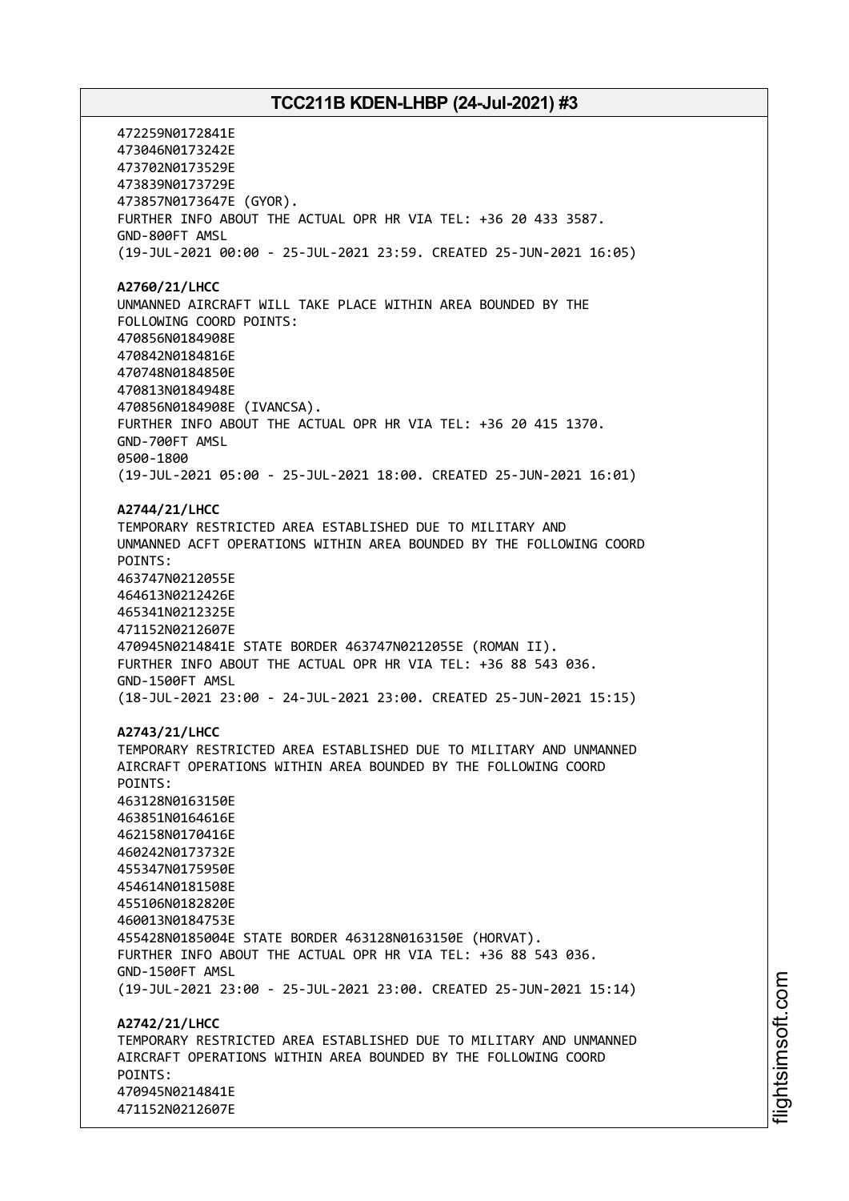472259N0172841E
473046N0173242E
473702N0173529E
473839N0173729E
473857N0173647E (GYOR).
FURTHER INFO ABOUT THE ACTUAL OPR HR VIA TEL: +36 20 433 3587.
GND-800FT AMSL
(19-JUL-2021 00:00 - 25-JUL-2021 23:59. CREATED 25-JUN-2021 16:05)

**A2760/21/LHCC**
UNMANNED AIRCRAFT WILL TAKE PLACE WITHIN AREA BOUNDED BY THE FOLLOWING COORD POINTS:
470856N0184908E
470842N0184816E
470748N0184850E
470813N0184948E
470856N0184908E (IVANCSA).
FURTHER INFO ABOUT THE ACTUAL OPR HR VIA TEL: +36 20 415 1370.
GND-700FT AMSL
0500-1800
(19-JUL-2021 05:00 - 25-JUL-2021 18:00. CREATED 25-JUN-2021 16:01)

**A2744/21/LHCC**
TEMPORARY RESTRICTED AREA ESTABLISHED DUE TO MILITARY AND UNMANNED ACFT OPERATIONS WITHIN AREA BOUNDED BY THE FOLLOWING COORD POINTS:
463747N0212055E
464613N0212426E
465341N0212325E
471152N0212607E
470945N0214841E STATE BORDER 463747N0212055E (ROMAN II).
FURTHER INFO ABOUT THE ACTUAL OPR HR VIA TEL: +36 88 543 036.
GND-1500FT AMSL
(18-JUL-2021 23:00 - 24-JUL-2021 23:00. CREATED 25-JUN-2021 15:15)

**A2743/21/LHCC**
TEMPORARY RESTRICTED AREA ESTABLISHED DUE TO MILITARY AND UNMANNED AIRCRAFT OPERATIONS WITHIN AREA BOUNDED BY THE FOLLOWING COORD POINTS:
463128N0163150E
463851N0164616E
462158N0170416E
460242N0173732E
455347N0175950E
454614N0181508E
455106N0182820E
460013N0184753E
455428N0185004E STATE BORDER 463128N0163150E (HORVAT).
FURTHER INFO ABOUT THE ACTUAL OPR HR VIA TEL: +36 88 543 036.
GND-1500FT AMSL
(19-JUL-2021 23:00 - 25-JUL-2021 23:00. CREATED 25-JUN-2021 15:14)

**A2742/21/LHCC**
TEMPORARY RESTRICTED AREA ESTABLISHED DUE TO MILITARY AND UNMANNED AIRCRAFT OPERATIONS WITHIN AREA BOUNDED BY THE FOLLOWING COORD POINTS:
470945N0214841E
471152N0212607E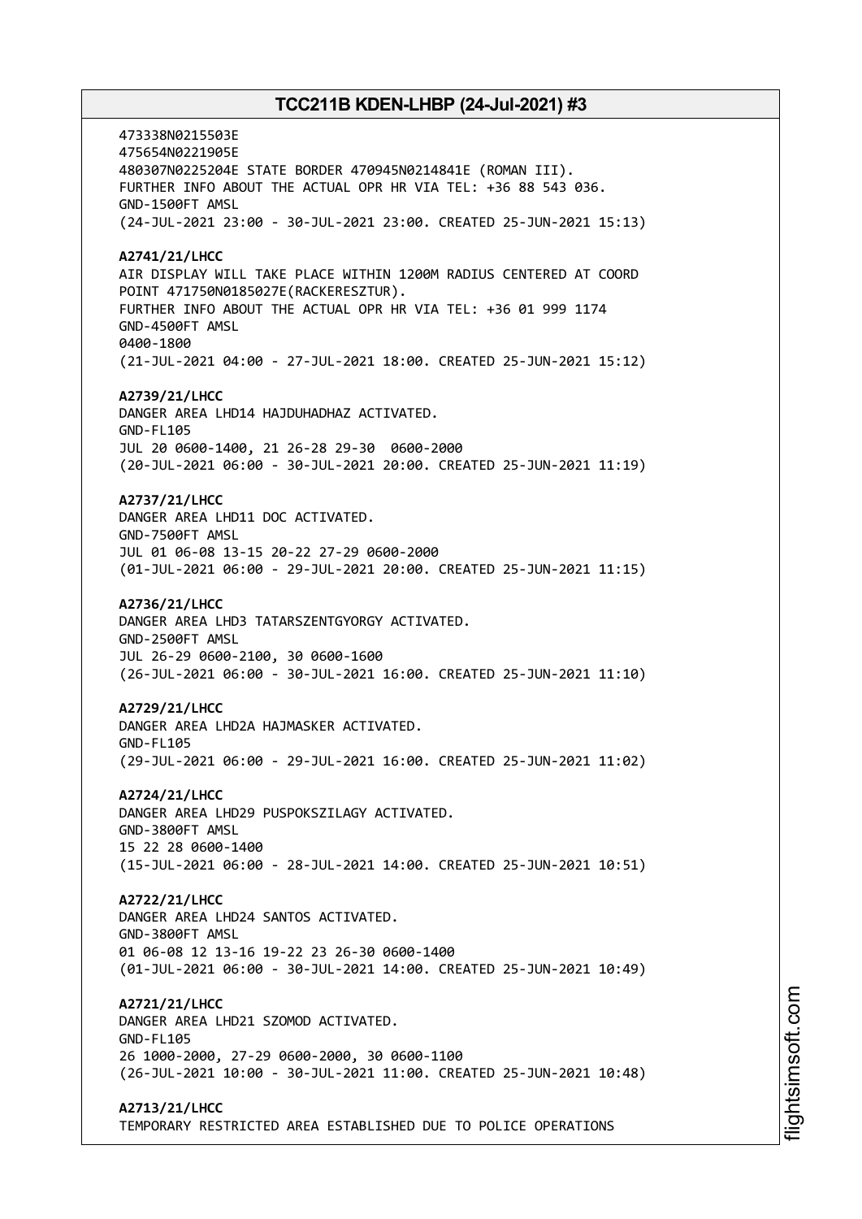473338N0215503E
475654N0221905E
480307N0225204E STATE BORDER 470945N0214841E (ROMAN III).
FURTHER INFO ABOUT THE ACTUAL OPR HR VIA TEL: +36 88 543 036.
GND-1500FT AMSL
(24-JUL-2021 23:00 - 30-JUL-2021 23:00. CREATED 25-JUN-2021 15:13)

**A2741/21/LHCC**
AIR DISPLAY WILL TAKE PLACE WITHIN 1200M RADIUS CENTERED AT COORD POINT 471750N0185027E(RACKERESZTUR).
FURTHER INFO ABOUT THE ACTUAL OPR HR VIA TEL: +36 01 999 1174
GND-4500FT AMSL
0400-1800
(21-JUL-2021 04:00 - 27-JUL-2021 18:00. CREATED 25-JUN-2021 15:12)

**A2739/21/LHCC**
DANGER AREA LHD14 HAJDUHADHAZ ACTIVATED.
GND-FL105
JUL 20 0600-1400, 21 26-28 29-30 0600-2000
(20-JUL-2021 06:00 - 30-JUL-2021 20:00. CREATED 25-JUN-2021 11:19)

**A2737/21/LHCC**
DANGER AREA LHD11 DOC ACTIVATED.
GND-7500FT AMSL
JUL 01 06-08 13-15 20-22 27-29 0600-2000
(01-JUL-2021 06:00 - 29-JUL-2021 20:00. CREATED 25-JUN-2021 11:15)

**A2736/21/LHCC**
DANGER AREA LHD3 TATARSZENTGYORGY ACTIVATED.
GND-2500FT AMSL
JUL 26-29 0600-2100, 30 0600-1600
(26-JUL-2021 06:00 - 30-JUL-2021 16:00. CREATED 25-JUN-2021 11:10)

**A2729/21/LHCC**
DANGER AREA LHD2A HAJMASKER ACTIVATED.
GND-FL105
(29-JUL-2021 06:00 - 29-JUL-2021 16:00. CREATED 25-JUN-2021 11:02)

**A2724/21/LHCC**
DANGER AREA LHD29 PUSPOKSZILAGY ACTIVATED.
GND-3800FT AMSL
15 22 28 0600-1400
(15-JUL-2021 06:00 - 28-JUL-2021 14:00. CREATED 25-JUN-2021 10:51)

**A2722/21/LHCC**
DANGER AREA LHD24 SANTOS ACTIVATED.
GND-3800FT AMSL
01 06-08 12 13-16 19-22 23 26-30 0600-1400
(01-JUL-2021 06:00 - 30-JUL-2021 14:00. CREATED 25-JUN-2021 10:49)

**A2721/21/LHCC**
DANGER AREA LHD21 SZOMOD ACTIVATED.
GND-FL105
26 1000-2000, 27-29 0600-2000, 30 0600-1100
(26-JUL-2021 10:00 - 30-JUL-2021 11:00. CREATED 25-JUN-2021 10:48)

**A2713/21/LHCC**
TEMPORARY RESTRICTED AREA ESTABLISHED DUE TO POLICE OPERATIONS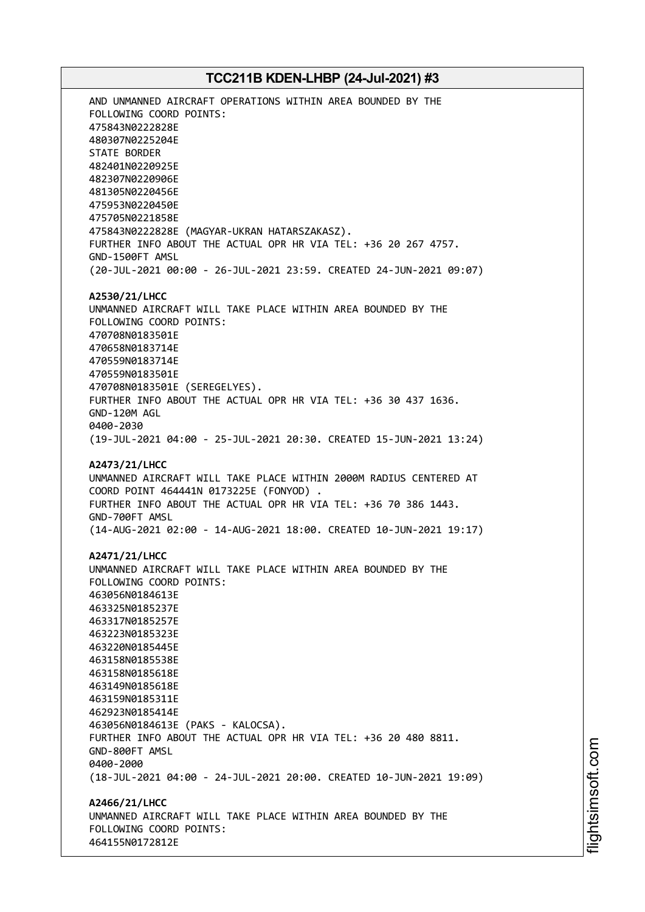AND UNMANNED AIRCRAFT OPERATIONS WITHIN AREA BOUNDED BY THE
FOLLOWING COORD POINTS:
475843N0222828E
480307N0225204E
STATE BORDER
482401N0220925E
482307N0220906E
481305N0220456E
475953N0220450E
475705N0221858E
475843N0222828E (MAGYAR-UKRAN HATARSZAKASZ).
FURTHER INFO ABOUT THE ACTUAL OPR HR VIA TEL: +36 20 267 4757.
GND-1500FT AMSL
(20-JUL-2021 00:00 - 26-JUL-2021 23:59. CREATED 24-JUN-2021 09:07)

**A2530/21/LHCC**
UNMANNED AIRCRAFT WILL TAKE PLACE WITHIN AREA BOUNDED BY THE
FOLLOWING COORD POINTS:
470708N0183501E
470658N0183714E
470559N0183714E
470559N0183501E
470708N0183501E (SEREGELYES).
FURTHER INFO ABOUT THE ACTUAL OPR HR VIA TEL: +36 30 437 1636.
GND-120M AGL
0400-2030
(19-JUL-2021 04:00 - 25-JUL-2021 20:30. CREATED 15-JUN-2021 13:24)

**A2473/21/LHCC**
UNMANNED AIRCRAFT WILL TAKE PLACE WITHIN 2000M RADIUS CENTERED AT
COORD POINT 464441N 0173225E (FONYOD) .
FURTHER INFO ABOUT THE ACTUAL OPR HR VIA TEL: +36 70 386 1443.
GND-700FT AMSL
(14-AUG-2021 02:00 - 14-AUG-2021 18:00. CREATED 10-JUN-2021 19:17)

**A2471/21/LHCC**
UNMANNED AIRCRAFT WILL TAKE PLACE WITHIN AREA BOUNDED BY THE
FOLLOWING COORD POINTS:
463056N0184613E
463325N0185237E
463317N0185257E
463223N0185323E
463220N0185445E
463158N0185538E
463158N0185618E
463149N0185618E
463159N0185311E
462923N0185414E
463056N0184613E (PAKS - KALOCSA).
FURTHER INFO ABOUT THE ACTUAL OPR HR VIA TEL: +36 20 480 8811.
GND-800FT AMSL
0400-2000
(18-JUL-2021 04:00 - 24-JUL-2021 20:00. CREATED 10-JUN-2021 19:09)

**A2466/21/LHCC**
UNMANNED AIRCRAFT WILL TAKE PLACE WITHIN AREA BOUNDED BY THE
FOLLOWING COORD POINTS:
464155N0172812E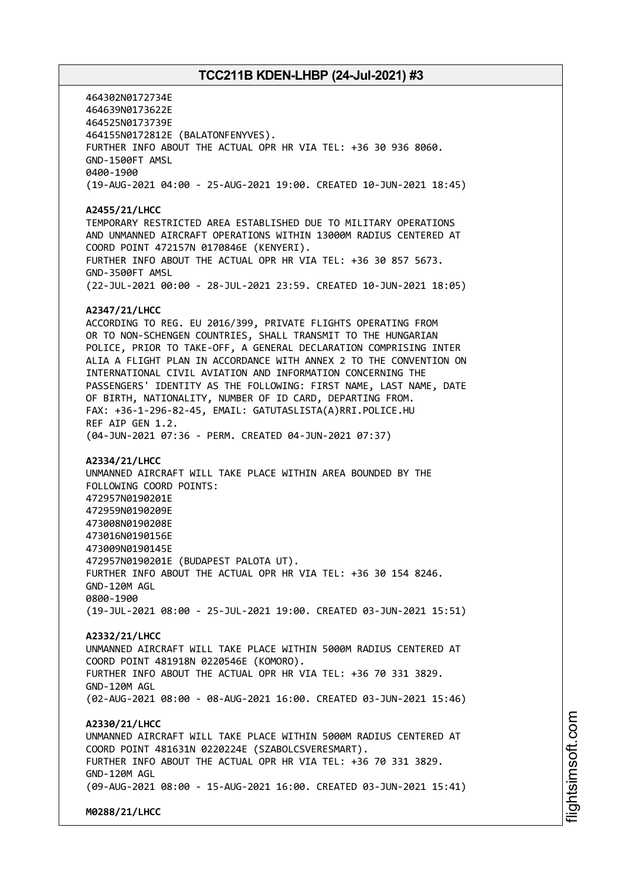464302N0172734E
464639N0173622E
464525N0173739E
464155N0172812E (BALATONFENYVES).
FURTHER INFO ABOUT THE ACTUAL OPR HR VIA TEL: +36 30 936 8060.
GND-1500FT AMSL
0400-1900
(19-AUG-2021 04:00 - 25-AUG-2021 19:00. CREATED 10-JUN-2021 18:45)

**A2455/21/LHCC**
TEMPORARY RESTRICTED AREA ESTABLISHED DUE TO MILITARY OPERATIONS AND UNMANNED AIRCRAFT OPERATIONS WITHIN 13000M RADIUS CENTERED AT COORD POINT 472157N 0170846E (KENYERI).
FURTHER INFO ABOUT THE ACTUAL OPR HR VIA TEL: +36 30 857 5673.
GND-3500FT AMSL
(22-JUL-2021 00:00 - 28-JUL-2021 23:59. CREATED 10-JUN-2021 18:05)

**A2347/21/LHCC**
ACCORDING TO REG. EU 2016/399, PRIVATE FLIGHTS OPERATING FROM OR TO NON-SCHENGEN COUNTRIES, SHALL TRANSMIT TO THE HUNGARIAN POLICE, PRIOR TO TAKE-OFF, A GENERAL DECLARATION COMPRISING INTER ALIA A FLIGHT PLAN IN ACCORDANCE WITH ANNEX 2 TO THE CONVENTION ON INTERNATIONAL CIVIL AVIATION AND INFORMATION CONCERNING THE PASSENGERS' IDENTITY AS THE FOLLOWING: FIRST NAME, LAST NAME, DATE OF BIRTH, NATIONALITY, NUMBER OF ID CARD, DEPARTING FROM.
FAX: +36-1-296-82-45, EMAIL: GATUTASLISTA(A)RRI.POLICE.HU
REF AIP GEN 1.2.
(04-JUN-2021 07:36 - PERM. CREATED 04-JUN-2021 07:37)

**A2334/21/LHCC**
UNMANNED AIRCRAFT WILL TAKE PLACE WITHIN AREA BOUNDED BY THE FOLLOWING COORD POINTS:
472957N0190201E
472959N0190209E
473008N0190208E
473016N0190156E
473009N0190145E
472957N0190201E (BUDAPEST PALOTA UT).
FURTHER INFO ABOUT THE ACTUAL OPR HR VIA TEL: +36 30 154 8246.
GND-120M AGL
0800-1900
(19-JUL-2021 08:00 - 25-JUL-2021 19:00. CREATED 03-JUN-2021 15:51)

**A2332/21/LHCC**
UNMANNED AIRCRAFT WILL TAKE PLACE WITHIN 5000M RADIUS CENTERED AT COORD POINT 481918N 0220546E (KOMORO).
FURTHER INFO ABOUT THE ACTUAL OPR HR VIA TEL: +36 70 331 3829.
GND-120M AGL
(02-AUG-2021 08:00 - 08-AUG-2021 16:00. CREATED 03-JUN-2021 15:46)

**A2330/21/LHCC**
UNMANNED AIRCRAFT WILL TAKE PLACE WITHIN 5000M RADIUS CENTERED AT COORD POINT 481631N 0220224E (SZABOLCSVERESMART).
FURTHER INFO ABOUT THE ACTUAL OPR HR VIA TEL: +36 70 331 3829.
GND-120M AGL
(09-AUG-2021 08:00 - 15-AUG-2021 16:00. CREATED 03-JUN-2021 15:41)

**M0288/21/LHCC**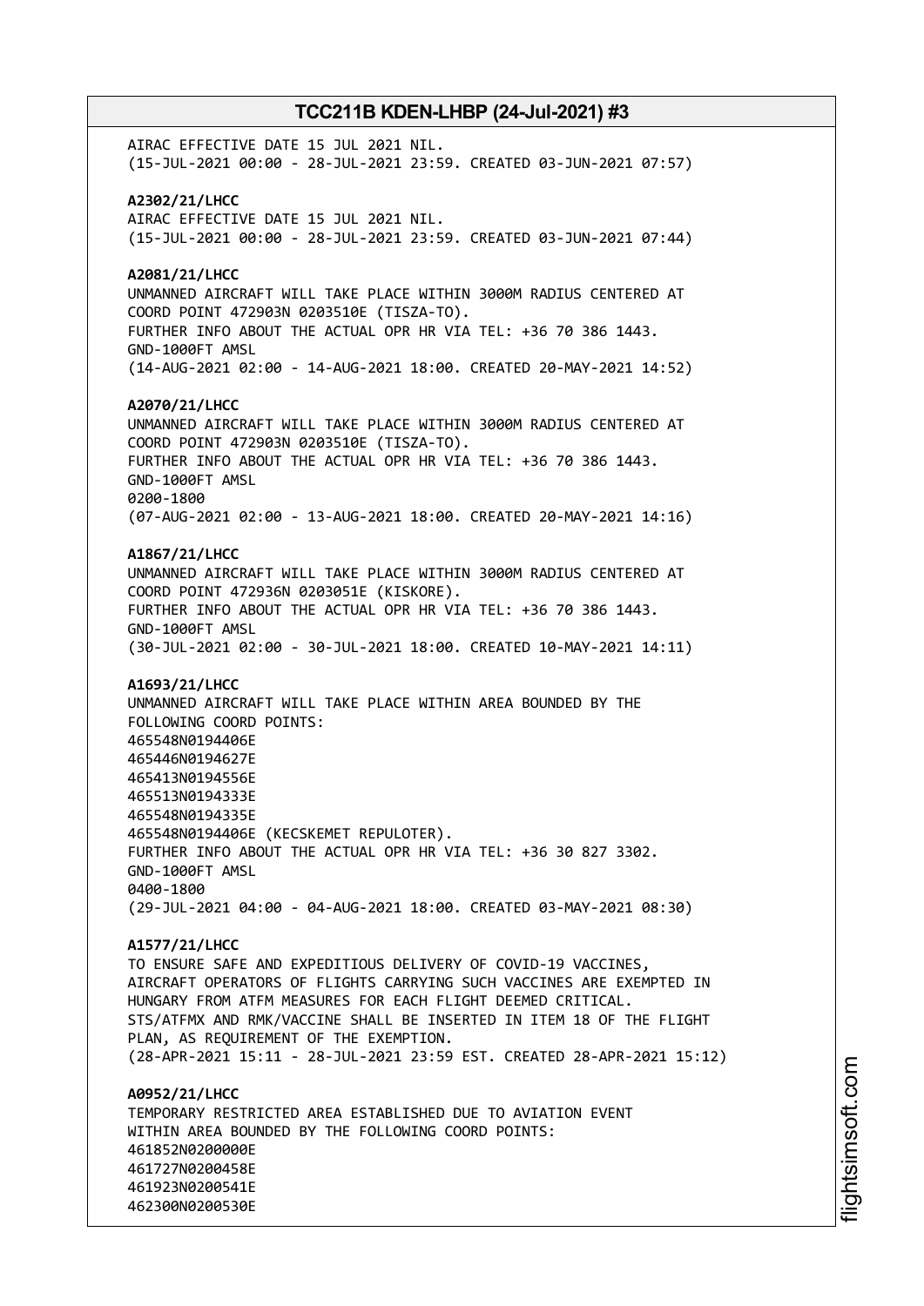AIRAC EFFECTIVE DATE 15 JUL 2021 NIL.
(15-JUL-2021 00:00 - 28-JUL-2021 23:59. CREATED 03-JUN-2021 07:57)

**A2302/21/LHCC**
AIRAC EFFECTIVE DATE 15 JUL 2021 NIL.
(15-JUL-2021 00:00 - 28-JUL-2021 23:59. CREATED 03-JUN-2021 07:44)

**A2081/21/LHCC**
UNMANNED AIRCRAFT WILL TAKE PLACE WITHIN 3000M RADIUS CENTERED AT
COORD POINT 472903N 0203510E (TISZA-TO).
FURTHER INFO ABOUT THE ACTUAL OPR HR VIA TEL: +36 70 386 1443.
GND-1000FT AMSL
(14-AUG-2021 02:00 - 14-AUG-2021 18:00. CREATED 20-MAY-2021 14:52)

**A2070/21/LHCC**
UNMANNED AIRCRAFT WILL TAKE PLACE WITHIN 3000M RADIUS CENTERED AT
COORD POINT 472903N 0203510E (TISZA-TO).
FURTHER INFO ABOUT THE ACTUAL OPR HR VIA TEL: +36 70 386 1443.
GND-1000FT AMSL
0200-1800
(07-AUG-2021 02:00 - 13-AUG-2021 18:00. CREATED 20-MAY-2021 14:16)

**A1867/21/LHCC**
UNMANNED AIRCRAFT WILL TAKE PLACE WITHIN 3000M RADIUS CENTERED AT
COORD POINT 472936N 0203051E (KISKORE).
FURTHER INFO ABOUT THE ACTUAL OPR HR VIA TEL: +36 70 386 1443.
GND-1000FT AMSL
(30-JUL-2021 02:00 - 30-JUL-2021 18:00. CREATED 10-MAY-2021 14:11)

**A1693/21/LHCC**
UNMANNED AIRCRAFT WILL TAKE PLACE WITHIN AREA BOUNDED BY THE
FOLLOWING COORD POINTS:
465548N0194406E
465446N0194627E
465413N0194556E
465513N0194333E
465548N0194335E
465548N0194406E (KECSKEMET REPULOTER).
FURTHER INFO ABOUT THE ACTUAL OPR HR VIA TEL: +36 30 827 3302.
GND-1000FT AMSL
0400-1800
(29-JUL-2021 04:00 - 04-AUG-2021 18:00. CREATED 03-MAY-2021 08:30)

**A1577/21/LHCC**
TO ENSURE SAFE AND EXPEDITIOUS DELIVERY OF COVID-19 VACCINES,
AIRCRAFT OPERATORS OF FLIGHTS CARRYING SUCH VACCINES ARE EXEMPTED IN
HUNGARY FROM ATFM MEASURES FOR EACH FLIGHT DEEMED CRITICAL.
STS/ATFMX AND RMK/VACCINE SHALL BE INSERTED IN ITEM 18 OF THE FLIGHT
PLAN, AS REQUIREMENT OF THE EXEMPTION.
(28-APR-2021 15:11 - 28-JUL-2021 23:59 EST. CREATED 28-APR-2021 15:12)

**A0952/21/LHCC**
TEMPORARY RESTRICTED AREA ESTABLISHED DUE TO AVIATION EVENT
WITHIN AREA BOUNDED BY THE FOLLOWING COORD POINTS:
461852N0200000E
461727N0200458E
461923N0200541E
462300N0200530E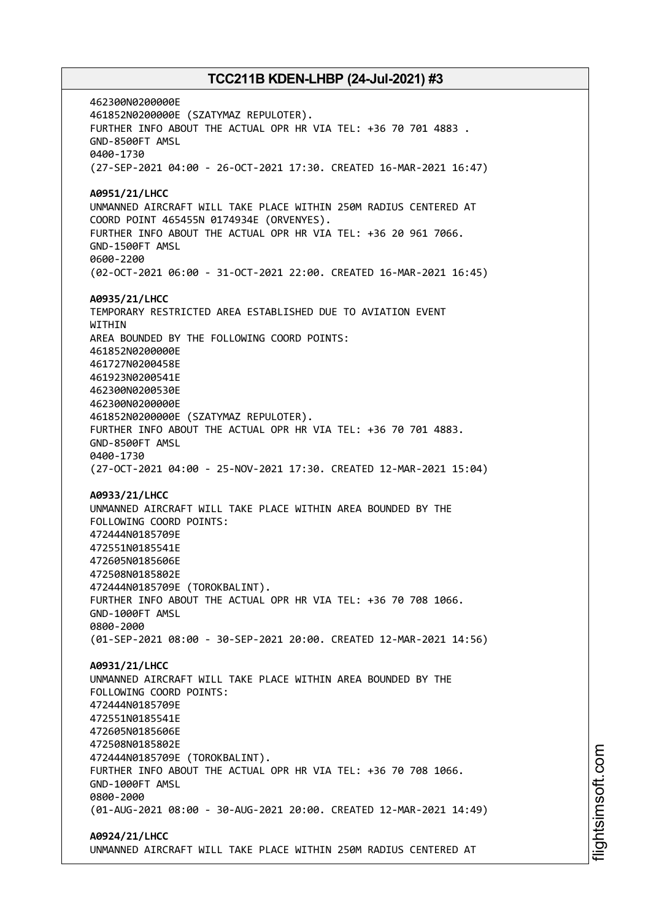462300N0200000E
461852N0200000E (SZATYMAZ REPULOTER).
FURTHER INFO ABOUT THE ACTUAL OPR HR VIA TEL: +36 70 701 4883 .
GND-8500FT AMSL
0400-1730
(27-SEP-2021 04:00 - 26-OCT-2021 17:30. CREATED 16-MAR-2021 16:47)

**A0951/21/LHCC**
UNMANNED AIRCRAFT WILL TAKE PLACE WITHIN 250M RADIUS CENTERED AT
COORD POINT 465455N 0174934E (ORVENYES).
FURTHER INFO ABOUT THE ACTUAL OPR HR VIA TEL: +36 20 961 7066.
GND-1500FT AMSL
0600-2200
(02-OCT-2021 06:00 - 31-OCT-2021 22:00. CREATED 16-MAR-2021 16:45)

**A0935/21/LHCC**
TEMPORARY RESTRICTED AREA ESTABLISHED DUE TO AVIATION EVENT
WITHIN
AREA BOUNDED BY THE FOLLOWING COORD POINTS:
461852N0200000E
461727N0200458E
461923N0200541E
462300N0200530E
462300N0200000E
461852N0200000E (SZATYMAZ REPULOTER).
FURTHER INFO ABOUT THE ACTUAL OPR HR VIA TEL: +36 70 701 4883.
GND-8500FT AMSL
0400-1730
(27-OCT-2021 04:00 - 25-NOV-2021 17:30. CREATED 12-MAR-2021 15:04)

**A0933/21/LHCC**
UNMANNED AIRCRAFT WILL TAKE PLACE WITHIN AREA BOUNDED BY THE
FOLLOWING COORD POINTS:
472444N0185709E
472551N0185541E
472605N0185606E
472508N0185802E
472444N0185709E (TOROKBALINT).
FURTHER INFO ABOUT THE ACTUAL OPR HR VIA TEL: +36 70 708 1066.
GND-1000FT AMSL
0800-2000
(01-SEP-2021 08:00 - 30-SEP-2021 20:00. CREATED 12-MAR-2021 14:56)

**A0931/21/LHCC**
UNMANNED AIRCRAFT WILL TAKE PLACE WITHIN AREA BOUNDED BY THE
FOLLOWING COORD POINTS:
472444N0185709E
472551N0185541E
472605N0185606E
472508N0185802E
472444N0185709E (TOROKBALINT).
FURTHER INFO ABOUT THE ACTUAL OPR HR VIA TEL: +36 70 708 1066.
GND-1000FT AMSL
0800-2000
(01-AUG-2021 08:00 - 30-AUG-2021 20:00. CREATED 12-MAR-2021 14:49)

**A0924/21/LHCC**
UNMANNED AIRCRAFT WILL TAKE PLACE WITHIN 250M RADIUS CENTERED AT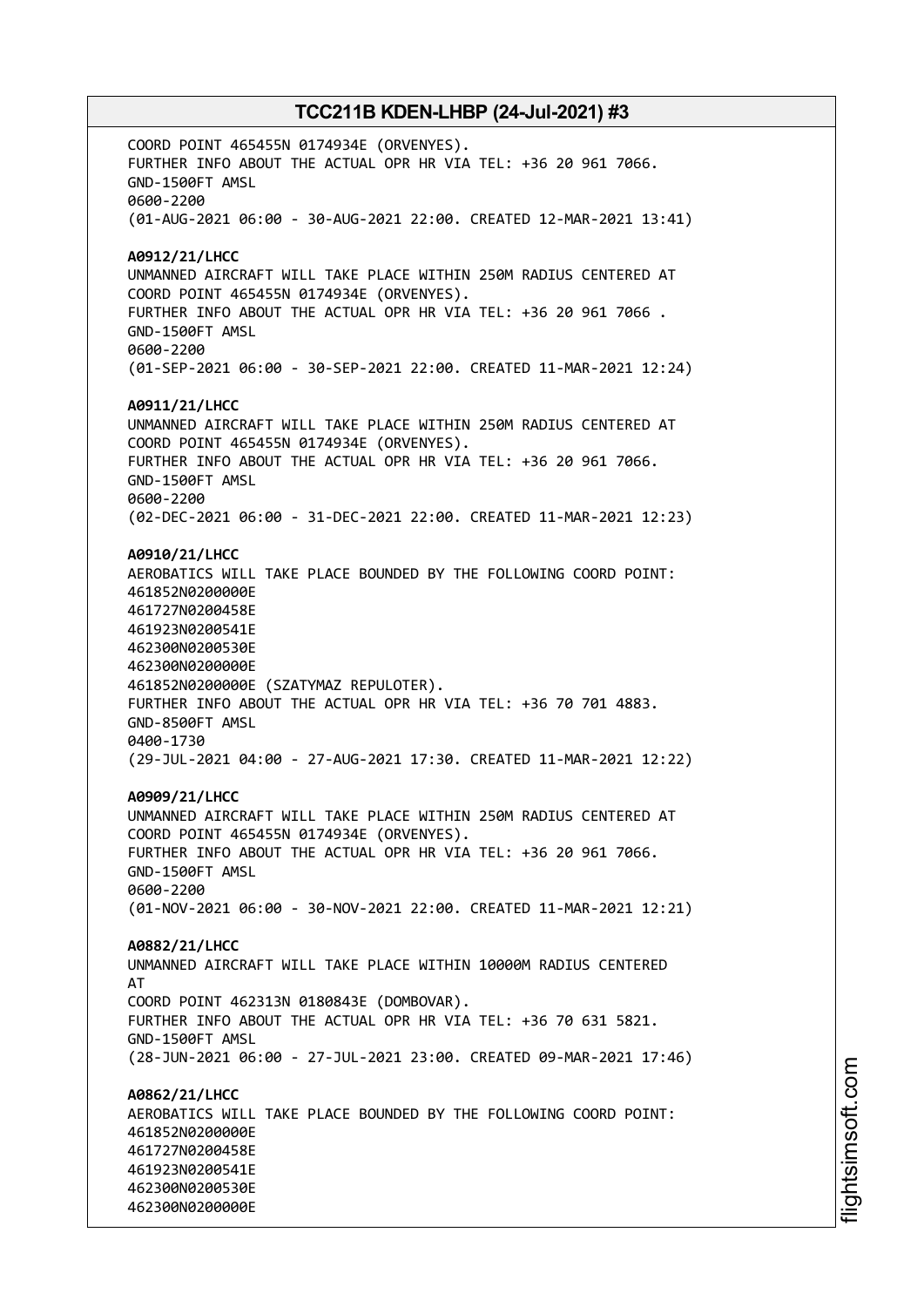COORD POINT 465455N 0174934E (ORVENYES).
FURTHER INFO ABOUT THE ACTUAL OPR HR VIA TEL: +36 20 961 7066.
GND-1500FT AMSL
0600-2200
(01-AUG-2021 06:00 - 30-AUG-2021 22:00. CREATED 12-MAR-2021 13:41)

**A0912/21/LHCC**
UNMANNED AIRCRAFT WILL TAKE PLACE WITHIN 250M RADIUS CENTERED AT
COORD POINT 465455N 0174934E (ORVENYES).
FURTHER INFO ABOUT THE ACTUAL OPR HR VIA TEL: +36 20 961 7066 .
GND-1500FT AMSL
0600-2200
(01-SEP-2021 06:00 - 30-SEP-2021 22:00. CREATED 11-MAR-2021 12:24)

**A0911/21/LHCC**
UNMANNED AIRCRAFT WILL TAKE PLACE WITHIN 250M RADIUS CENTERED AT
COORD POINT 465455N 0174934E (ORVENYES).
FURTHER INFO ABOUT THE ACTUAL OPR HR VIA TEL: +36 20 961 7066.
GND-1500FT AMSL
0600-2200
(02-DEC-2021 06:00 - 31-DEC-2021 22:00. CREATED 11-MAR-2021 12:23)

**A0910/21/LHCC**
AEROBATICS WILL TAKE PLACE BOUNDED BY THE FOLLOWING COORD POINT:
461852N0200000E
461727N0200458E
461923N0200541E
462300N0200530E
462300N0200000E
461852N0200000E (SZATYMAZ REPULOTER).
FURTHER INFO ABOUT THE ACTUAL OPR HR VIA TEL: +36 70 701 4883.
GND-8500FT AMSL
0400-1730
(29-JUL-2021 04:00 - 27-AUG-2021 17:30. CREATED 11-MAR-2021 12:22)

**A0909/21/LHCC**
UNMANNED AIRCRAFT WILL TAKE PLACE WITHIN 250M RADIUS CENTERED AT
COORD POINT 465455N 0174934E (ORVENYES).
FURTHER INFO ABOUT THE ACTUAL OPR HR VIA TEL: +36 20 961 7066.
GND-1500FT AMSL
0600-2200
(01-NOV-2021 06:00 - 30-NOV-2021 22:00. CREATED 11-MAR-2021 12:21)

**A0882/21/LHCC**
UNMANNED AIRCRAFT WILL TAKE PLACE WITHIN 10000M RADIUS CENTERED
AT
COORD POINT 462313N 0180843E (DOMBOVAR).
FURTHER INFO ABOUT THE ACTUAL OPR HR VIA TEL: +36 70 631 5821.
GND-1500FT AMSL
(28-JUN-2021 06:00 - 27-JUL-2021 23:00. CREATED 09-MAR-2021 17:46)

**A0862/21/LHCC**
AEROBATICS WILL TAKE PLACE BOUNDED BY THE FOLLOWING COORD POINT:
461852N0200000E
461727N0200458E
461923N0200541E
462300N0200530E
462300N0200000E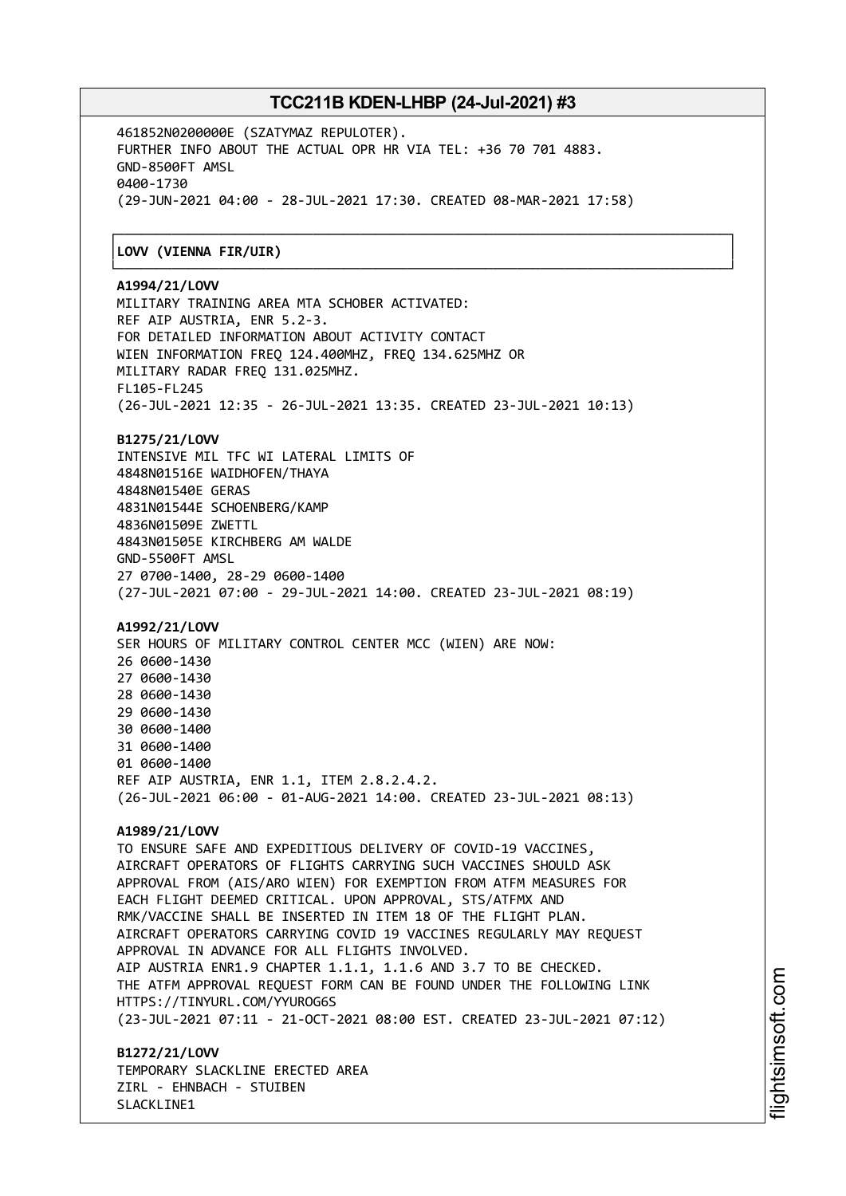461852N0200000E (SZATYMAZ REPULOTER).
FURTHER INFO ABOUT THE ACTUAL OPR HR VIA TEL: +36 70 701 4883.
GND-8500FT AMSL
0400-1730
(29-JUN-2021 04:00 - 28-JUL-2021 17:30. CREATED 08-MAR-2021 17:58)

## LOVV (VIENNA FIR/UIR)

**A1994/21/LOVV**
MILITARY TRAINING AREA MTA SCHOBER ACTIVATED:
REF AIP AUSTRIA, ENR 5.2-3.
FOR DETAILED INFORMATION ABOUT ACTIVITY CONTACT
WIEN INFORMATION FREQ 124.400MHZ, FREQ 134.625MHZ OR
MILITARY RADAR FREQ 131.025MHZ.
FL105-FL245
(26-JUL-2021 12:35 - 26-JUL-2021 13:35. CREATED 23-JUL-2021 10:13)

**B1275/21/LOVV**
INTENSIVE MIL TFC WI LATERAL LIMITS OF
4848N01516E WAIDHOFEN/THAYA
4848N01540E GERAS
4831N01544E SCHOENBERG/KAMP
4836N01509E ZWETTL
4843N01505E KIRCHBERG AM WALDE
GND-5500FT AMSL
27 0700-1400, 28-29 0600-1400
(27-JUL-2021 07:00 - 29-JUL-2021 14:00. CREATED 23-JUL-2021 08:19)

**A1992/21/LOVV**
SER HOURS OF MILITARY CONTROL CENTER MCC (WIEN) ARE NOW:
26 0600-1430
27 0600-1430
28 0600-1430
29 0600-1430
30 0600-1400
31 0600-1400
01 0600-1400
REF AIP AUSTRIA, ENR 1.1, ITEM 2.8.2.4.2.
(26-JUL-2021 06:00 - 01-AUG-2021 14:00. CREATED 23-JUL-2021 08:13)

**A1989/21/LOVV**
TO ENSURE SAFE AND EXPEDITIOUS DELIVERY OF COVID-19 VACCINES,
AIRCRAFT OPERATORS OF FLIGHTS CARRYING SUCH VACCINES SHOULD ASK
APPROVAL FROM (AIS/ARO WIEN) FOR EXEMPTION FROM ATFM MEASURES FOR
EACH FLIGHT DEEMED CRITICAL. UPON APPROVAL, STS/ATFMX AND
RMK/VACCINE SHALL BE INSERTED IN ITEM 18 OF THE FLIGHT PLAN.
AIRCRAFT OPERATORS CARRYING COVID 19 VACCINES REGULARLY MAY REQUEST
APPROVAL IN ADVANCE FOR ALL FLIGHTS INVOLVED.
AIP AUSTRIA ENR1.9 CHAPTER 1.1.1, 1.1.6 AND 3.7 TO BE CHECKED.
THE ATFM APPROVAL REQUEST FORM CAN BE FOUND UNDER THE FOLLOWING LINK
HTTPS://TINYURL.COM/YYUROG6S
(23-JUL-2021 07:11 - 21-OCT-2021 08:00 EST. CREATED 23-JUL-2021 07:12)

**B1272/21/LOVV**
TEMPORARY SLACKLINE ERECTED AREA
ZIRL - EHNBACH - STUIBEN
SLACKLINE1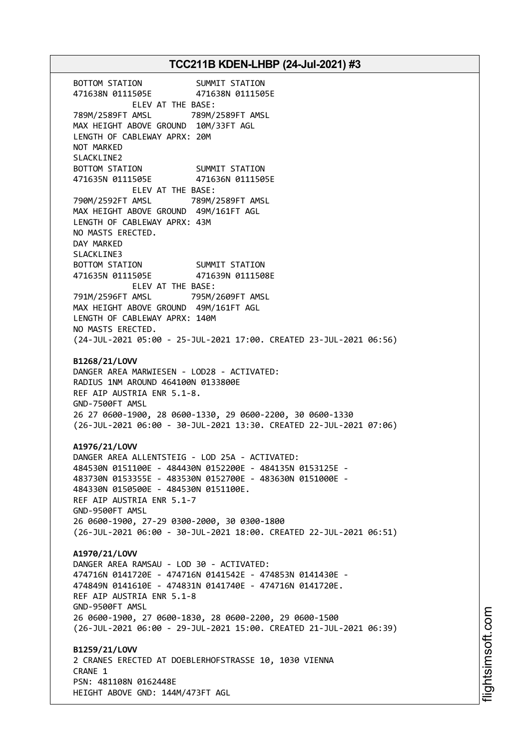```
BOTTOM STATION           SUMMIT STATION
471638N 0111505E         471638N 0111505E
          ELEV AT THE BASE:
789M/2589FT AMSL        789M/2589FT AMSL
MAX HEIGHT ABOVE GROUND  10M/33FT AGL
LENGTH OF CABLEWAY APRX: 20M
NOT MARKED
SLACKLINE2
BOTTOM STATION           SUMMIT STATION
471635N 0111505E         471636N 0111505E
          ELEV AT THE BASE:
790M/2592FT AMSL        789M/2589FT AMSL
MAX HEIGHT ABOVE GROUND  49M/161FT AGL
LENGTH OF CABLEWAY APRX: 43M
NO MASTS ERECTED.
DAY MARKED
SLACKLINE3
BOTTOM STATION           SUMMIT STATION
471635N 0111505E         471639N 0111508E
          ELEV AT THE BASE:
791M/2596FT AMSL        795M/2609FT AMSL
MAX HEIGHT ABOVE GROUND  49M/161FT AGL
LENGTH OF CABLEWAY APRX: 140M
NO MASTS ERECTED.
(24-JUL-2021 05:00 - 25-JUL-2021 17:00. CREATED 23-JUL-2021 06:56)
```

**B1268/21/LOVV**

```
DANGER AREA MARWIESEN - LOD28 - ACTIVATED:
RADIUS 1NM AROUND 464100N 0133800E
REF AIP AUSTRIA ENR 5.1-8.
GND-7500FT AMSL
26 27 0600-1900, 28 0600-1330, 29 0600-2200, 30 0600-1330
(26-JUL-2021 06:00 - 30-JUL-2021 13:30. CREATED 22-JUL-2021 07:06)
```

**A1976/21/LOVV**

```
DANGER AREA ALLENTSTEIG - LOD 25A - ACTIVATED:
484530N 0151100E - 484430N 0152200E - 484135N 0153125E -
483730N 0153355E - 483530N 0152700E - 483630N 0151000E -
484330N 0150500E - 484530N 0151100E.
REF AIP AUSTRIA ENR 5.1-7
GND-9500FT AMSL
26 0600-1900, 27-29 0300-2000, 30 0300-1800
(26-JUL-2021 06:00 - 30-JUL-2021 18:00. CREATED 22-JUL-2021 06:51)
```

**A1970/21/LOVV**

```
DANGER AREA RAMSAU - LOD 30 - ACTIVATED:
474716N 0141720E - 474716N 0141542E - 474853N 0141430E -
474849N 0141610E - 474831N 0141740E - 474716N 0141720E.
REF AIP AUSTRIA ENR 5.1-8
GND-9500FT AMSL
26 0600-1900, 27 0600-1830, 28 0600-2200, 29 0600-1500
(26-JUL-2021 06:00 - 29-JUL-2021 15:00. CREATED 21-JUL-2021 06:39)
```

**B1259/21/LOVV**

```
2 CRANES ERECTED AT DOEBLERHOFSTRASSE 10, 1030 VIENNA
CRANE 1
PSN: 481108N 0162448E
HEIGHT ABOVE GND: 144M/473FT AGL
```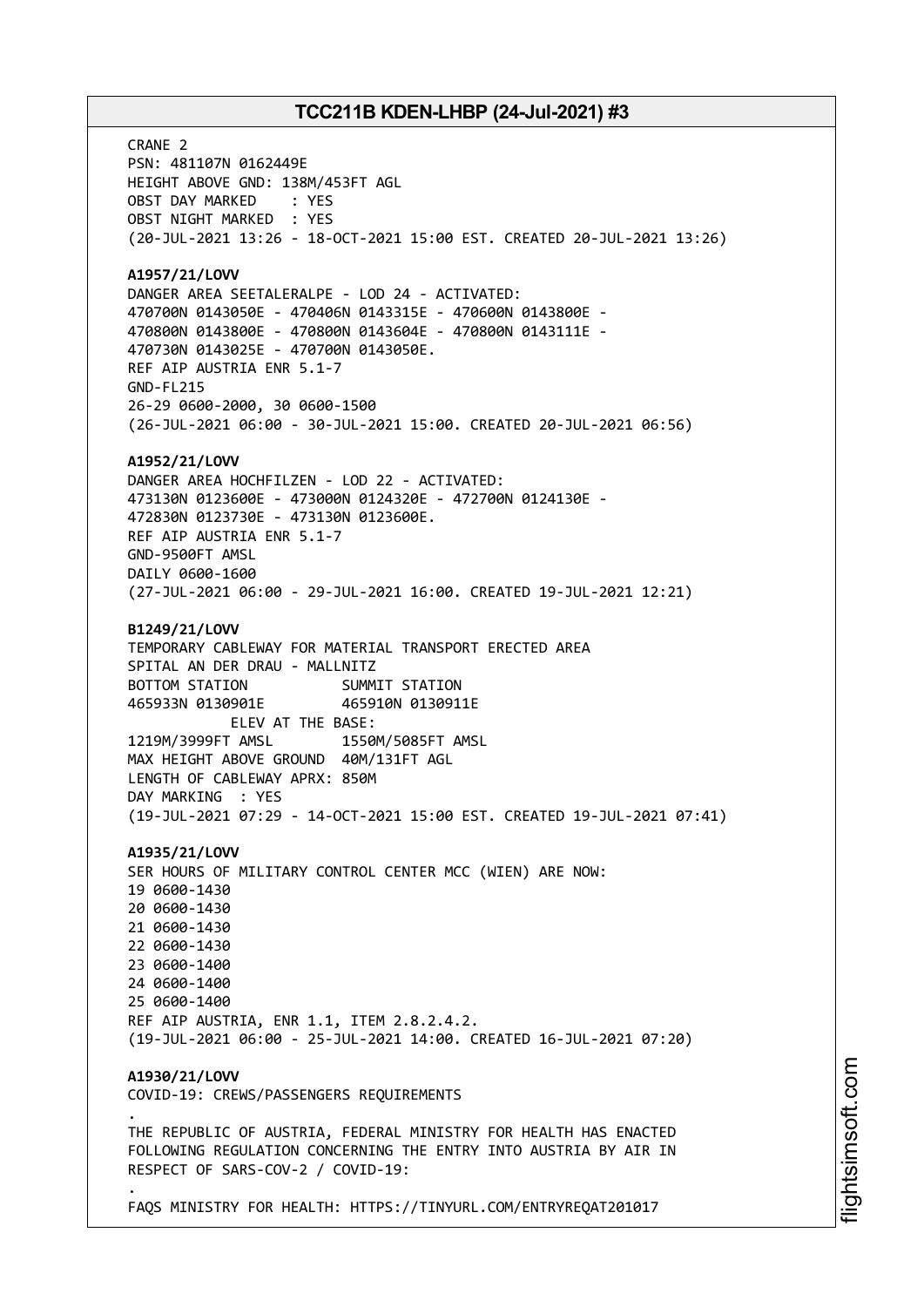CRANE 2
PSN: 481107N 0162449E
HEIGHT ABOVE GND: 138M/453FT AGL
OBST DAY MARKED : YES
OBST NIGHT MARKED : YES
(20-JUL-2021 13:26 - 18-OCT-2021 15:00 EST. CREATED 20-JUL-2021 13:26)

**A1957/21/LOVV**
DANGER AREA SEETALERALPE - LOD 24 - ACTIVATED:
470700N 0143050E - 470406N 0143315E - 470600N 0143800E -
470800N 0143800E - 470800N 0143604E - 470800N 0143111E -
470730N 0143025E - 470700N 0143050E.
REF AIP AUSTRIA ENR 5.1-7
GND-FL215
26-29 0600-2000, 30 0600-1500
(26-JUL-2021 06:00 - 30-JUL-2021 15:00. CREATED 20-JUL-2021 06:56)

**A1952/21/LOVV**
DANGER AREA HOCHFILZEN - LOD 22 - ACTIVATED:
473130N 0123600E - 473000N 0124320E - 472700N 0124130E -
472830N 0123730E - 473130N 0123600E.
REF AIP AUSTRIA ENR 5.1-7
GND-9500FT AMSL
DAILY 0600-1600
(27-JUL-2021 06:00 - 29-JUL-2021 16:00. CREATED 19-JUL-2021 12:21)

**B1249/21/LOVV**
TEMPORARY CABLEWAY FOR MATERIAL TRANSPORT ERECTED AREA
SPITAL AN DER DRAU - MALLNITZ
BOTTOM STATION SUMMIT STATION
465933N 0130901E 465910N 0130911E
ELEV AT THE BASE:
1219M/3999FT AMSL 1550M/5085FT AMSL
MAX HEIGHT ABOVE GROUND 40M/131FT AGL
LENGTH OF CABLEWAY APRX: 850M
DAY MARKING : YES
(19-JUL-2021 07:29 - 14-OCT-2021 15:00 EST. CREATED 19-JUL-2021 07:41)

**A1935/21/LOVV**
SER HOURS OF MILITARY CONTROL CENTER MCC (WIEN) ARE NOW:
19 0600-1430
20 0600-1430
21 0600-1430
22 0600-1430
23 0600-1400
24 0600-1400
25 0600-1400
REF AIP AUSTRIA, ENR 1.1, ITEM 2.8.2.4.2.
(19-JUL-2021 06:00 - 25-JUL-2021 14:00. CREATED 16-JUL-2021 07:20)

**A1930/21/LOVV**
COVID-19: CREWS/PASSENGERS REQUIREMENTS
.
THE REPUBLIC OF AUSTRIA, FEDERAL MINISTRY FOR HEALTH HAS ENACTED
FOLLOWING REGULATION CONCERNING THE ENTRY INTO AUSTRIA BY AIR IN
RESPECT OF SARS-COV-2 / COVID-19:
.
FAQS MINISTRY FOR HEALTH: HTTPS://TINYURL.COM/ENTRYREQAT201017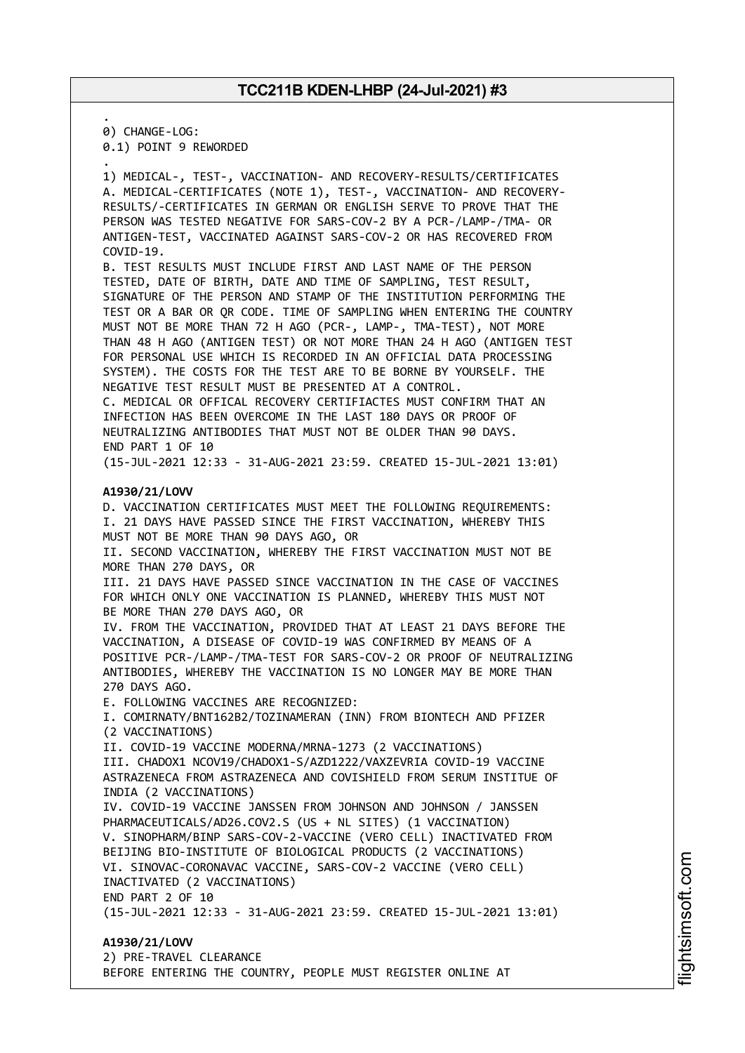.
0) CHANGE-LOG:
0.1) POINT 9 REWORDED
.
1) MEDICAL-, TEST-, VACCINATION- AND RECOVERY-RESULTS/CERTIFICATES
A. MEDICAL-CERTIFICATES (NOTE 1), TEST-, VACCINATION- AND RECOVERY-RESULTS/-CERTIFICATES IN GERMAN OR ENGLISH SERVE TO PROVE THAT THE PERSON WAS TESTED NEGATIVE FOR SARS-COV-2 BY A PCR-/LAMP-/TMA- OR ANTIGEN-TEST, VACCINATED AGAINST SARS-COV-2 OR HAS RECOVERED FROM COVID-19.
B. TEST RESULTS MUST INCLUDE FIRST AND LAST NAME OF THE PERSON TESTED, DATE OF BIRTH, DATE AND TIME OF SAMPLING, TEST RESULT, SIGNATURE OF THE PERSON AND STAMP OF THE INSTITUTION PERFORMING THE TEST OR A BAR OR QR CODE. TIME OF SAMPLING WHEN ENTERING THE COUNTRY MUST NOT BE MORE THAN 72 H AGO (PCR-, LAMP-, TMA-TEST), NOT MORE THAN 48 H AGO (ANTIGEN TEST) OR NOT MORE THAN 24 H AGO (ANTIGEN TEST FOR PERSONAL USE WHICH IS RECORDED IN AN OFFICIAL DATA PROCESSING SYSTEM). THE COSTS FOR THE TEST ARE TO BE BORNE BY YOURSELF. THE NEGATIVE TEST RESULT MUST BE PRESENTED AT A CONTROL.
C. MEDICAL OR OFFICAL RECOVERY CERTIFIACTES MUST CONFIRM THAT AN INFECTION HAS BEEN OVERCOME IN THE LAST 180 DAYS OR PROOF OF NEUTRALIZING ANTIBODIES THAT MUST NOT BE OLDER THAN 90 DAYS.
END PART 1 OF 10
(15-JUL-2021 12:33 - 31-AUG-2021 23:59. CREATED 15-JUL-2021 13:01)

**A1930/21/LOVV**
D. VACCINATION CERTIFICATES MUST MEET THE FOLLOWING REQUIREMENTS:
I. 21 DAYS HAVE PASSED SINCE THE FIRST VACCINATION, WHEREBY THIS MUST NOT BE MORE THAN 90 DAYS AGO, OR
II. SECOND VACCINATION, WHEREBY THE FIRST VACCINATION MUST NOT BE MORE THAN 270 DAYS, OR
III. 21 DAYS HAVE PASSED SINCE VACCINATION IN THE CASE OF VACCINES FOR WHICH ONLY ONE VACCINATION IS PLANNED, WHEREBY THIS MUST NOT BE MORE THAN 270 DAYS AGO, OR
IV. FROM THE VACCINATION, PROVIDED THAT AT LEAST 21 DAYS BEFORE THE VACCINATION, A DISEASE OF COVID-19 WAS CONFIRMED BY MEANS OF A POSITIVE PCR-/LAMP-/TMA-TEST FOR SARS-COV-2 OR PROOF OF NEUTRALIZING ANTIBODIES, WHEREBY THE VACCINATION IS NO LONGER MAY BE MORE THAN 270 DAYS AGO.
E. FOLLOWING VACCINES ARE RECOGNIZED:
I. COMIRNATY/BNT162B2/TOZINAMERAN (INN) FROM BIONTECH AND PFIZER (2 VACCINATIONS)
II. COVID-19 VACCINE MODERNA/MRNA-1273 (2 VACCINATIONS)
III. CHADOX1 NCOV19/CHADOX1-S/AZD1222/VAXZEVRIA COVID-19 VACCINE ASTRAZENECA FROM ASTRAZENECA AND COVISHIELD FROM SERUM INSTITUE OF INDIA (2 VACCINATIONS)
IV. COVID-19 VACCINE JANSSEN FROM JOHNSON AND JOHNSON / JANSSEN PHARMACEUTICALS/AD26.COV2.S (US + NL SITES) (1 VACCINATION)
V. SINOPHARM/BINP SARS-COV-2-VACCINE (VERO CELL) INACTIVATED FROM BEIJING BIO-INSTITUTE OF BIOLOGICAL PRODUCTS (2 VACCINATIONS)
VI. SINOVAC-CORONAVAC VACCINE, SARS-COV-2 VACCINE (VERO CELL) INACTIVATED (2 VACCINATIONS)
END PART 2 OF 10
(15-JUL-2021 12:33 - 31-AUG-2021 23:59. CREATED 15-JUL-2021 13:01)

**A1930/21/LOVV**
2) PRE-TRAVEL CLEARANCE
BEFORE ENTERING THE COUNTRY, PEOPLE MUST REGISTER ONLINE AT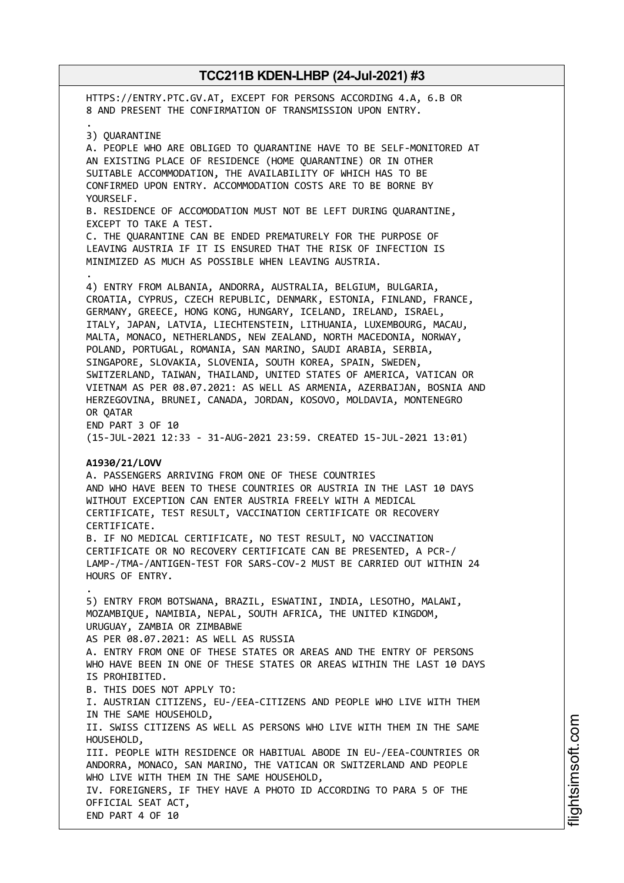HTTPS://ENTRY.PTC.GV.AT, EXCEPT FOR PERSONS ACCORDING 4.A, 6.B OR 8 AND PRESENT THE CONFIRMATION OF TRANSMISSION UPON ENTRY.

.

3) QUARANTINE

A. PEOPLE WHO ARE OBLIGED TO QUARANTINE HAVE TO BE SELF-MONITORED AT AN EXISTING PLACE OF RESIDENCE (HOME QUARANTINE) OR IN OTHER SUITABLE ACCOMMODATION, THE AVAILABILITY OF WHICH HAS TO BE CONFIRMED UPON ENTRY. ACCOMMODATION COSTS ARE TO BE BORNE BY YOURSELF.

B. RESIDENCE OF ACCOMODATION MUST NOT BE LEFT DURING QUARANTINE, EXCEPT TO TAKE A TEST.

C. THE QUARANTINE CAN BE ENDED PREMATURELY FOR THE PURPOSE OF LEAVING AUSTRIA IF IT IS ENSURED THAT THE RISK OF INFECTION IS MINIMIZED AS MUCH AS POSSIBLE WHEN LEAVING AUSTRIA.

.

4) ENTRY FROM ALBANIA, ANDORRA, AUSTRALIA, BELGIUM, BULGARIA, CROATIA, CYPRUS, CZECH REPUBLIC, DENMARK, ESTONIA, FINLAND, FRANCE, GERMANY, GREECE, HONG KONG, HUNGARY, ICELAND, IRELAND, ISRAEL, ITALY, JAPAN, LATVIA, LIECHTENSTEIN, LITHUANIA, LUXEMBOURG, MACAU, MALTA, MONACO, NETHERLANDS, NEW ZEALAND, NORTH MACEDONIA, NORWAY, POLAND, PORTUGAL, ROMANIA, SAN MARINO, SAUDI ARABIA, SERBIA, SINGAPORE, SLOVAKIA, SLOVENIA, SOUTH KOREA, SPAIN, SWEDEN, SWITZERLAND, TAIWAN, THAILAND, UNITED STATES OF AMERICA, VATICAN OR VIETNAM AS PER 08.07.2021: AS WELL AS ARMENIA, AZERBAIJAN, BOSNIA AND HERZEGOVINA, BRUNEI, CANADA, JORDAN, KOSOVO, MOLDAVIA, MONTENEGRO OR QATAR

END PART 3 OF 10

(15-JUL-2021 12:33 - 31-AUG-2021 23:59. CREATED 15-JUL-2021 13:01)

**A1930/21/LOVV**

A. PASSENGERS ARRIVING FROM ONE OF THESE COUNTRIES AND WHO HAVE BEEN TO THESE COUNTRIES OR AUSTRIA IN THE LAST 10 DAYS WITHOUT EXCEPTION CAN ENTER AUSTRIA FREELY WITH A MEDICAL CERTIFICATE, TEST RESULT, VACCINATION CERTIFICATE OR RECOVERY CERTIFICATE.

B. IF NO MEDICAL CERTIFICATE, NO TEST RESULT, NO VACCINATION CERTIFICATE OR NO RECOVERY CERTIFICATE CAN BE PRESENTED, A PCR-/ LAMP-/TMA-/ANTIGEN-TEST FOR SARS-COV-2 MUST BE CARRIED OUT WITHIN 24 HOURS OF ENTRY.

.

5) ENTRY FROM BOTSWANA, BRAZIL, ESWATINI, INDIA, LESOTHO, MALAWI, MOZAMBIQUE, NAMIBIA, NEPAL, SOUTH AFRICA, THE UNITED KINGDOM, URUGUAY, ZAMBIA OR ZIMBABWE

AS PER 08.07.2021: AS WELL AS RUSSIA

A. ENTRY FROM ONE OF THESE STATES OR AREAS AND THE ENTRY OF PERSONS WHO HAVE BEEN IN ONE OF THESE STATES OR AREAS WITHIN THE LAST 10 DAYS IS PROHIBITED.

B. THIS DOES NOT APPLY TO:

I. AUSTRIAN CITIZENS, EU-/EEA-CITIZENS AND PEOPLE WHO LIVE WITH THEM IN THE SAME HOUSEHOLD,

II. SWISS CITIZENS AS WELL AS PERSONS WHO LIVE WITH THEM IN THE SAME HOUSEHOLD,

III. PEOPLE WITH RESIDENCE OR HABITUAL ABODE IN EU-/EEA-COUNTRIES OR ANDORRA, MONACO, SAN MARINO, THE VATICAN OR SWITZERLAND AND PEOPLE WHO LIVE WITH THEM IN THE SAME HOUSEHOLD,

IV. FOREIGNERS, IF THEY HAVE A PHOTO ID ACCORDING TO PARA 5 OF THE OFFICIAL SEAT ACT,

END PART 4 OF 10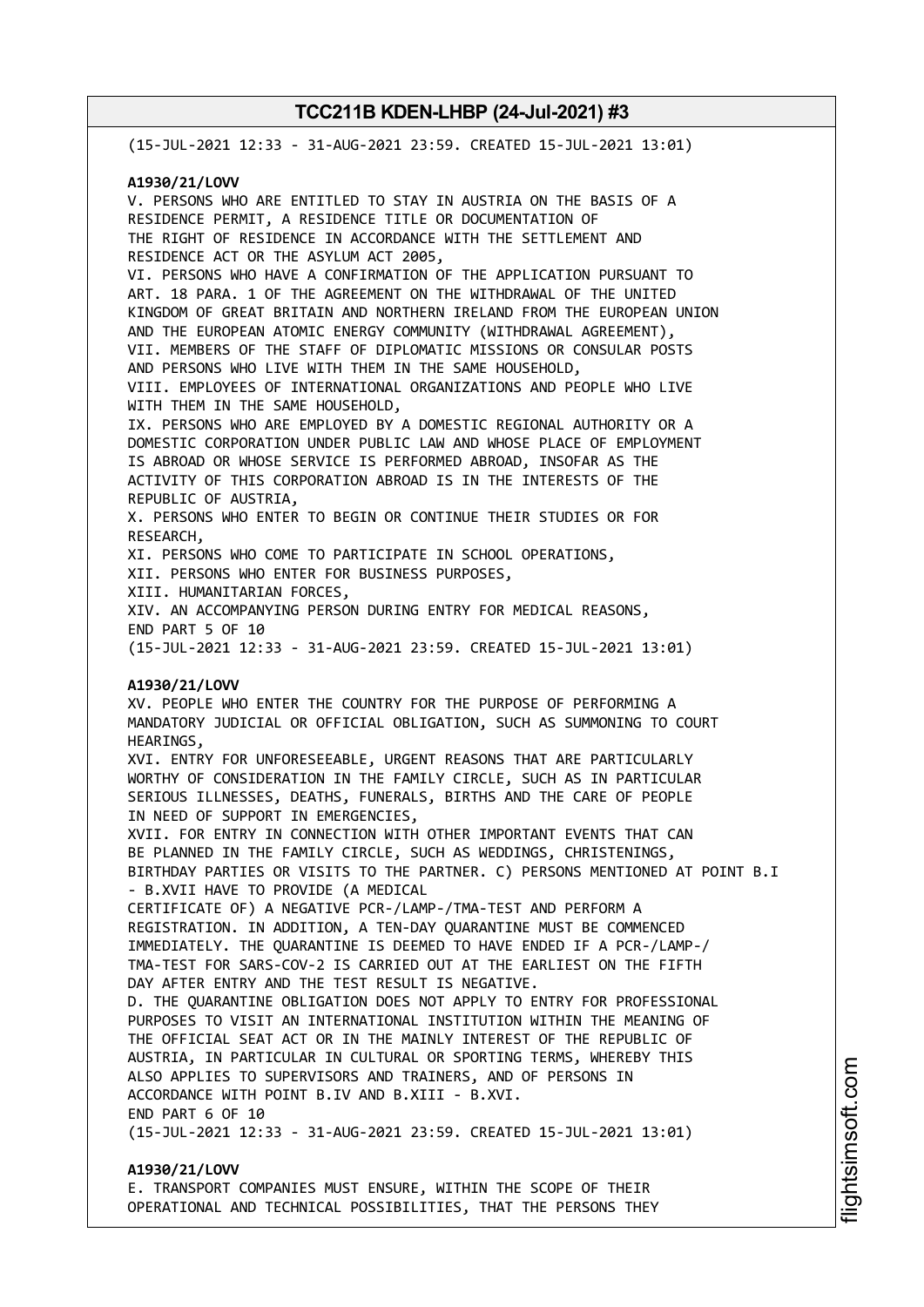(15-JUL-2021 12:33 - 31-AUG-2021 23:59. CREATED 15-JUL-2021 13:01)

**A1930/21/LOVV**

V. PERSONS WHO ARE ENTITLED TO STAY IN AUSTRIA ON THE BASIS OF A RESIDENCE PERMIT, A RESIDENCE TITLE OR DOCUMENTATION OF THE RIGHT OF RESIDENCE IN ACCORDANCE WITH THE SETTLEMENT AND RESIDENCE ACT OR THE ASYLUM ACT 2005,
VI. PERSONS WHO HAVE A CONFIRMATION OF THE APPLICATION PURSUANT TO ART. 18 PARA. 1 OF THE AGREEMENT ON THE WITHDRAWAL OF THE UNITED KINGDOM OF GREAT BRITAIN AND NORTHERN IRELAND FROM THE EUROPEAN UNION AND THE EUROPEAN ATOMIC ENERGY COMMUNITY (WITHDRAWAL AGREEMENT),
VII. MEMBERS OF THE STAFF OF DIPLOMATIC MISSIONS OR CONSULAR POSTS AND PERSONS WHO LIVE WITH THEM IN THE SAME HOUSEHOLD,
VIII. EMPLOYEES OF INTERNATIONAL ORGANIZATIONS AND PEOPLE WHO LIVE WITH THEM IN THE SAME HOUSEHOLD,
IX. PERSONS WHO ARE EMPLOYED BY A DOMESTIC REGIONAL AUTHORITY OR A DOMESTIC CORPORATION UNDER PUBLIC LAW AND WHOSE PLACE OF EMPLOYMENT IS ABROAD OR WHOSE SERVICE IS PERFORMED ABROAD, INSOFAR AS THE ACTIVITY OF THIS CORPORATION ABROAD IS IN THE INTERESTS OF THE REPUBLIC OF AUSTRIA,
X. PERSONS WHO ENTER TO BEGIN OR CONTINUE THEIR STUDIES OR FOR RESEARCH,
XI. PERSONS WHO COME TO PARTICIPATE IN SCHOOL OPERATIONS,
XII. PERSONS WHO ENTER FOR BUSINESS PURPOSES,
XIII. HUMANITARIAN FORCES,
XIV. AN ACCOMPANYING PERSON DURING ENTRY FOR MEDICAL REASONS,
END PART 5 OF 10
(15-JUL-2021 12:33 - 31-AUG-2021 23:59. CREATED 15-JUL-2021 13:01)

**A1930/21/LOVV**

XV. PEOPLE WHO ENTER THE COUNTRY FOR THE PURPOSE OF PERFORMING A MANDATORY JUDICIAL OR OFFICIAL OBLIGATION, SUCH AS SUMMONING TO COURT HEARINGS,
XVI. ENTRY FOR UNFORESEEABLE, URGENT REASONS THAT ARE PARTICULARLY WORTHY OF CONSIDERATION IN THE FAMILY CIRCLE, SUCH AS IN PARTICULAR SERIOUS ILLNESSES, DEATHS, FUNERALS, BIRTHS AND THE CARE OF PEOPLE IN NEED OF SUPPORT IN EMERGENCIES,
XVII. FOR ENTRY IN CONNECTION WITH OTHER IMPORTANT EVENTS THAT CAN BE PLANNED IN THE FAMILY CIRCLE, SUCH AS WEDDINGS, CHRISTENINGS, BIRTHDAY PARTIES OR VISITS TO THE PARTNER. C) PERSONS MENTIONED AT POINT B.I - B.XVII HAVE TO PROVIDE (A MEDICAL CERTIFICATE OF) A NEGATIVE PCR-/LAMP-/TMA-TEST AND PERFORM A REGISTRATION. IN ADDITION, A TEN-DAY QUARANTINE MUST BE COMMENCED IMMEDIATELY. THE QUARANTINE IS DEEMED TO HAVE ENDED IF A PCR-/LAMP-/TMA-TEST FOR SARS-COV-2 IS CARRIED OUT AT THE EARLIEST ON THE FIFTH DAY AFTER ENTRY AND THE TEST RESULT IS NEGATIVE.
D. THE QUARANTINE OBLIGATION DOES NOT APPLY TO ENTRY FOR PROFESSIONAL PURPOSES TO VISIT AN INTERNATIONAL INSTITUTION WITHIN THE MEANING OF THE OFFICIAL SEAT ACT OR IN THE MAINLY INTEREST OF THE REPUBLIC OF AUSTRIA, IN PARTICULAR IN CULTURAL OR SPORTING TERMS, WHEREBY THIS ALSO APPLIES TO SUPERVISORS AND TRAINERS, AND OF PERSONS IN ACCORDANCE WITH POINT B.IV AND B.XIII - B.XVI.
END PART 6 OF 10
(15-JUL-2021 12:33 - 31-AUG-2021 23:59. CREATED 15-JUL-2021 13:01)

**A1930/21/LOVV**

E. TRANSPORT COMPANIES MUST ENSURE, WITHIN THE SCOPE OF THEIR OPERATIONAL AND TECHNICAL POSSIBILITIES, THAT THE PERSONS THEY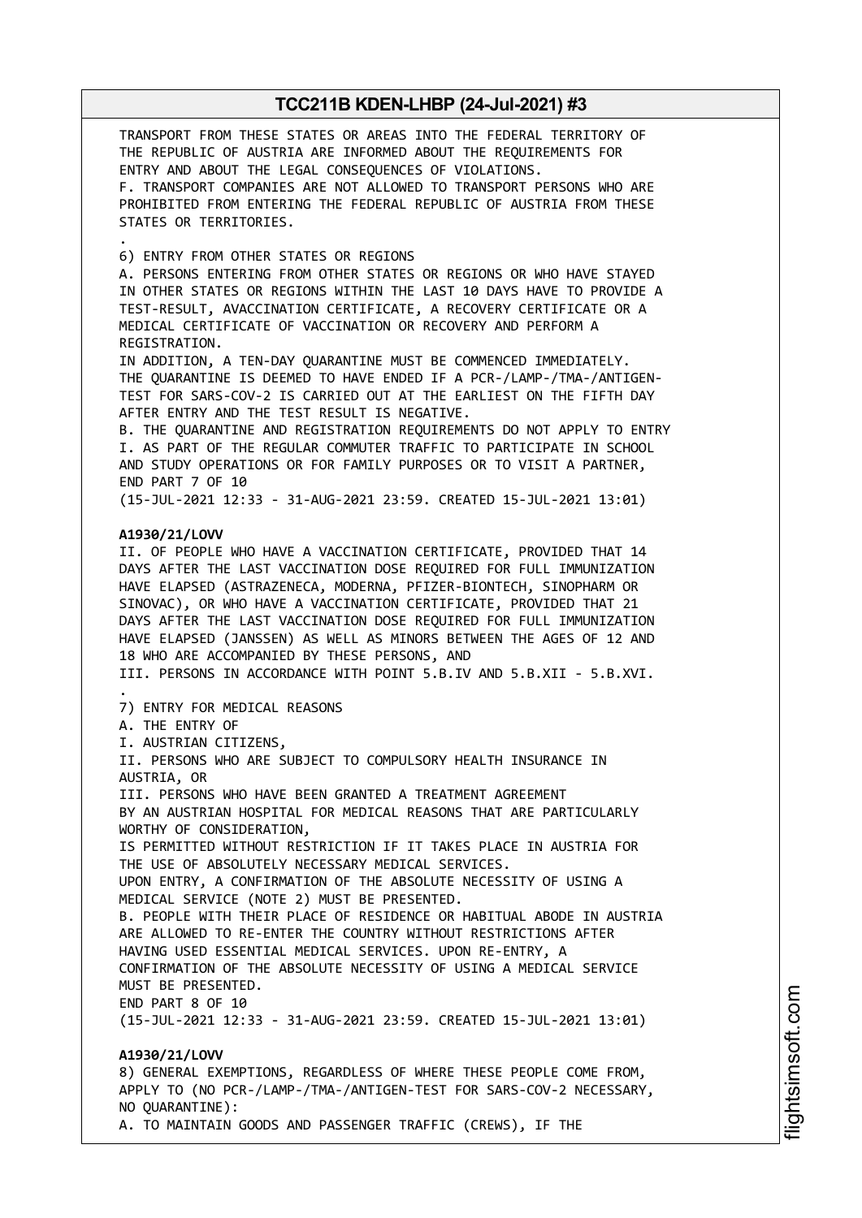TRANSPORT FROM THESE STATES OR AREAS INTO THE FEDERAL TERRITORY OF THE REPUBLIC OF AUSTRIA ARE INFORMED ABOUT THE REQUIREMENTS FOR ENTRY AND ABOUT THE LEGAL CONSEQUENCES OF VIOLATIONS.
F. TRANSPORT COMPANIES ARE NOT ALLOWED TO TRANSPORT PERSONS WHO ARE PROHIBITED FROM ENTERING THE FEDERAL REPUBLIC OF AUSTRIA FROM THESE STATES OR TERRITORIES.
.
6) ENTRY FROM OTHER STATES OR REGIONS
A. PERSONS ENTERING FROM OTHER STATES OR REGIONS OR WHO HAVE STAYED IN OTHER STATES OR REGIONS WITHIN THE LAST 10 DAYS HAVE TO PROVIDE A TEST-RESULT, AVACCINATION CERTIFICATE, A RECOVERY CERTIFICATE OR A MEDICAL CERTIFICATE OF VACCINATION OR RECOVERY AND PERFORM A REGISTRATION.
IN ADDITION, A TEN-DAY QUARANTINE MUST BE COMMENCED IMMEDIATELY.
THE QUARANTINE IS DEEMED TO HAVE ENDED IF A PCR-/LAMP-/TMA-/ANTIGEN-TEST FOR SARS-COV-2 IS CARRIED OUT AT THE EARLIEST ON THE FIFTH DAY AFTER ENTRY AND THE TEST RESULT IS NEGATIVE.
B. THE QUARANTINE AND REGISTRATION REQUIREMENTS DO NOT APPLY TO ENTRY
I. AS PART OF THE REGULAR COMMUTER TRAFFIC TO PARTICIPATE IN SCHOOL AND STUDY OPERATIONS OR FOR FAMILY PURPOSES OR TO VISIT A PARTNER,
END PART 7 OF 10
(15-JUL-2021 12:33 - 31-AUG-2021 23:59. CREATED 15-JUL-2021 13:01)

**A1930/21/LOVV**
II. OF PEOPLE WHO HAVE A VACCINATION CERTIFICATE, PROVIDED THAT 14 DAYS AFTER THE LAST VACCINATION DOSE REQUIRED FOR FULL IMMUNIZATION HAVE ELAPSED (ASTRAZENECA, MODERNA, PFIZER-BIONTECH, SINOPHARM OR SINOVAC), OR WHO HAVE A VACCINATION CERTIFICATE, PROVIDED THAT 21 DAYS AFTER THE LAST VACCINATION DOSE REQUIRED FOR FULL IMMUNIZATION HAVE ELAPSED (JANSSEN) AS WELL AS MINORS BETWEEN THE AGES OF 12 AND 18 WHO ARE ACCOMPANIED BY THESE PERSONS, AND
III. PERSONS IN ACCORDANCE WITH POINT 5.B.IV AND 5.B.XII - 5.B.XVI.
.
7) ENTRY FOR MEDICAL REASONS
A. THE ENTRY OF
I. AUSTRIAN CITIZENS,
II. PERSONS WHO ARE SUBJECT TO COMPULSORY HEALTH INSURANCE IN AUSTRIA, OR
III. PERSONS WHO HAVE BEEN GRANTED A TREATMENT AGREEMENT BY AN AUSTRIAN HOSPITAL FOR MEDICAL REASONS THAT ARE PARTICULARLY WORTHY OF CONSIDERATION,
IS PERMITTED WITHOUT RESTRICTION IF IT TAKES PLACE IN AUSTRIA FOR THE USE OF ABSOLUTELY NECESSARY MEDICAL SERVICES.
UPON ENTRY, A CONFIRMATION OF THE ABSOLUTE NECESSITY OF USING A MEDICAL SERVICE (NOTE 2) MUST BE PRESENTED.
B. PEOPLE WITH THEIR PLACE OF RESIDENCE OR HABITUAL ABODE IN AUSTRIA ARE ALLOWED TO RE-ENTER THE COUNTRY WITHOUT RESTRICTIONS AFTER HAVING USED ESSENTIAL MEDICAL SERVICES. UPON RE-ENTRY, A CONFIRMATION OF THE ABSOLUTE NECESSITY OF USING A MEDICAL SERVICE MUST BE PRESENTED.
END PART 8 OF 10
(15-JUL-2021 12:33 - 31-AUG-2021 23:59. CREATED 15-JUL-2021 13:01)

**A1930/21/LOVV**
8) GENERAL EXEMPTIONS, REGARDLESS OF WHERE THESE PEOPLE COME FROM, APPLY TO (NO PCR-/LAMP-/TMA-/ANTIGEN-TEST FOR SARS-COV-2 NECESSARY, NO QUARANTINE):
A. TO MAINTAIN GOODS AND PASSENGER TRAFFIC (CREWS), IF THE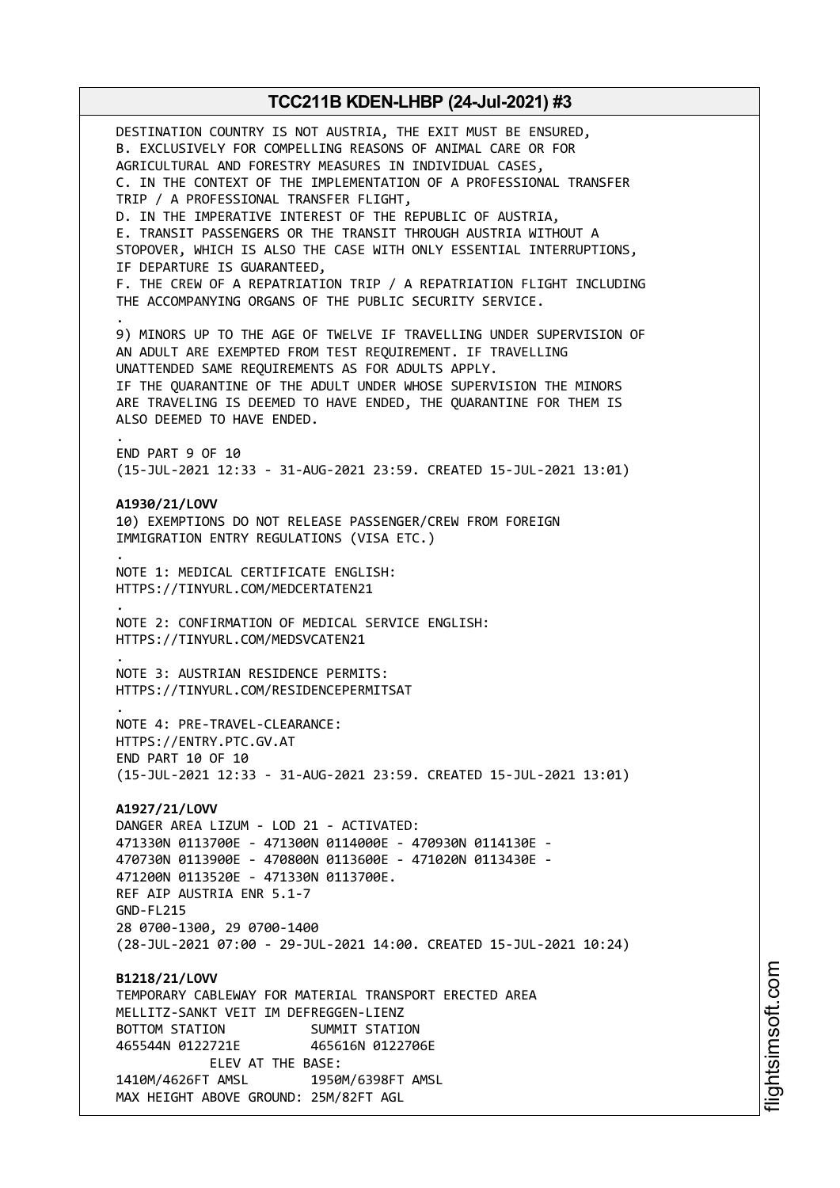DESTINATION COUNTRY IS NOT AUSTRIA, THE EXIT MUST BE ENSURED,
B. EXCLUSIVELY FOR COMPELLING REASONS OF ANIMAL CARE OR FOR
AGRICULTURAL AND FORESTRY MEASURES IN INDIVIDUAL CASES,
C. IN THE CONTEXT OF THE IMPLEMENTATION OF A PROFESSIONAL TRANSFER
TRIP / A PROFESSIONAL TRANSFER FLIGHT,
D. IN THE IMPERATIVE INTEREST OF THE REPUBLIC OF AUSTRIA,
E. TRANSIT PASSENGERS OR THE TRANSIT THROUGH AUSTRIA WITHOUT A
STOPOVER, WHICH IS ALSO THE CASE WITH ONLY ESSENTIAL INTERRUPTIONS,
IF DEPARTURE IS GUARANTEED,
F. THE CREW OF A REPATRIATION TRIP / A REPATRIATION FLIGHT INCLUDING
THE ACCOMPANYING ORGANS OF THE PUBLIC SECURITY SERVICE.
.
9) MINORS UP TO THE AGE OF TWELVE IF TRAVELLING UNDER SUPERVISION OF
AN ADULT ARE EXEMPTED FROM TEST REQUIREMENT. IF TRAVELLING
UNATTENDED SAME REQUIREMENTS AS FOR ADULTS APPLY.
IF THE QUARANTINE OF THE ADULT UNDER WHOSE SUPERVISION THE MINORS
ARE TRAVELING IS DEEMED TO HAVE ENDED, THE QUARANTINE FOR THEM IS
ALSO DEEMED TO HAVE ENDED.
.
END PART 9 OF 10
(15-JUL-2021 12:33 - 31-AUG-2021 23:59. CREATED 15-JUL-2021 13:01)

**A1930/21/LOVV**
10) EXEMPTIONS DO NOT RELEASE PASSENGER/CREW FROM FOREIGN
IMMIGRATION ENTRY REGULATIONS (VISA ETC.)
.
NOTE 1: MEDICAL CERTIFICATE ENGLISH:
HTTPS://TINYURL.COM/MEDCERTATEN21
.
NOTE 2: CONFIRMATION OF MEDICAL SERVICE ENGLISH:
HTTPS://TINYURL.COM/MEDSVCATEN21
.
NOTE 3: AUSTRIAN RESIDENCE PERMITS:
HTTPS://TINYURL.COM/RESIDENCEPERMITSAT
.
NOTE 4: PRE-TRAVEL-CLEARANCE:
HTTPS://ENTRY.PTC.GV.AT
END PART 10 OF 10
(15-JUL-2021 12:33 - 31-AUG-2021 23:59. CREATED 15-JUL-2021 13:01)

**A1927/21/LOVV**
DANGER AREA LIZUM - LOD 21 - ACTIVATED:
471330N 0113700E - 471300N 0114000E - 470930N 0114130E -
470730N 0113900E - 470800N 0113600E - 471020N 0113430E -
471200N 0113520E - 471330N 0113700E.
REF AIP AUSTRIA ENR 5.1-7
GND-FL215
28 0700-1300, 29 0700-1400
(28-JUL-2021 07:00 - 29-JUL-2021 14:00. CREATED 15-JUL-2021 10:24)

**B1218/21/LOVV**
TEMPORARY CABLEWAY FOR MATERIAL TRANSPORT ERECTED AREA
MELLITZ-SANKT VEIT IM DEFREGGEN-LIENZ
BOTTOM STATION SUMMIT STATION
465544N 0122721E 465616N 0122706E
ELEV AT THE BASE:
1410M/4626FT AMSL 1950M/6398FT AMSL
MAX HEIGHT ABOVE GROUND: 25M/82FT AGL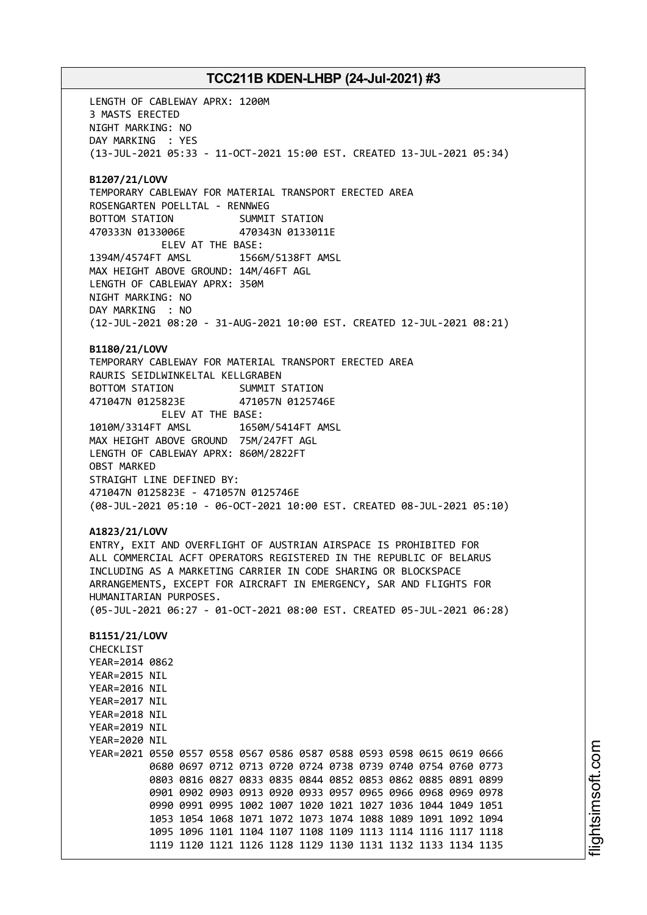LENGTH OF CABLEWAY APRX: 1200M
3 MASTS ERECTED
NIGHT MARKING: NO
DAY MARKING : YES
(13-JUL-2021 05:33 - 11-OCT-2021 15:00 EST. CREATED 13-JUL-2021 05:34)

**B1207/21/LOVV**
TEMPORARY CABLEWAY FOR MATERIAL TRANSPORT ERECTED AREA
ROSENGARTEN POELLTAL - RENNWEG
BOTTOM STATION SUMMIT STATION
470333N 0133006E 470343N 0133011E
ELEV AT THE BASE:
1394M/4574FT AMSL 1566M/5138FT AMSL
MAX HEIGHT ABOVE GROUND: 14M/46FT AGL
LENGTH OF CABLEWAY APRX: 350M
NIGHT MARKING: NO
DAY MARKING : NO
(12-JUL-2021 08:20 - 31-AUG-2021 10:00 EST. CREATED 12-JUL-2021 08:21)

**B1180/21/LOVV**
TEMPORARY CABLEWAY FOR MATERIAL TRANSPORT ERECTED AREA
RAURIS SEIDLWINKELTAL KELLGRABEN
BOTTOM STATION SUMMIT STATION
471047N 0125823E 471057N 0125746E
ELEV AT THE BASE:
1010M/3314FT AMSL 1650M/5414FT AMSL
MAX HEIGHT ABOVE GROUND 75M/247FT AGL
LENGTH OF CABLEWAY APRX: 860M/2822FT
OBST MARKED
STRAIGHT LINE DEFINED BY:
471047N 0125823E - 471057N 0125746E
(08-JUL-2021 05:10 - 06-OCT-2021 10:00 EST. CREATED 08-JUL-2021 05:10)

**A1823/21/LOVV**
ENTRY, EXIT AND OVERFLIGHT OF AUSTRIAN AIRSPACE IS PROHIBITED FOR
ALL COMMERCIAL ACFT OPERATORS REGISTERED IN THE REPUBLIC OF BELARUS
INCLUDING AS A MARKETING CARRIER IN CODE SHARING OR BLOCKSPACE
ARRANGEMENTS, EXCEPT FOR AIRCRAFT IN EMERGENCY, SAR AND FLIGHTS FOR
HUMANITARIAN PURPOSES.
(05-JUL-2021 06:27 - 01-OCT-2021 08:00 EST. CREATED 05-JUL-2021 06:28)

**B1151/21/LOVV**
CHECKLIST
YEAR=2014 0862
YEAR=2015 NIL
YEAR=2016 NIL
YEAR=2017 NIL
YEAR=2018 NIL
YEAR=2019 NIL
YEAR=2020 NIL
YEAR=2021 0550 0557 0558 0567 0586 0587 0588 0593 0598 0615 0619 0666
0680 0697 0712 0713 0720 0724 0738 0739 0740 0754 0760 0773
0803 0816 0827 0833 0835 0844 0852 0853 0862 0885 0891 0899
0901 0902 0903 0913 0920 0933 0957 0965 0966 0968 0969 0978
0990 0991 0995 1002 1007 1020 1021 1027 1036 1044 1049 1051
1053 1054 1068 1071 1072 1073 1074 1088 1089 1091 1092 1094
1095 1096 1101 1104 1107 1108 1109 1113 1114 1116 1117 1118
1119 1120 1121 1126 1128 1129 1130 1131 1132 1133 1134 1135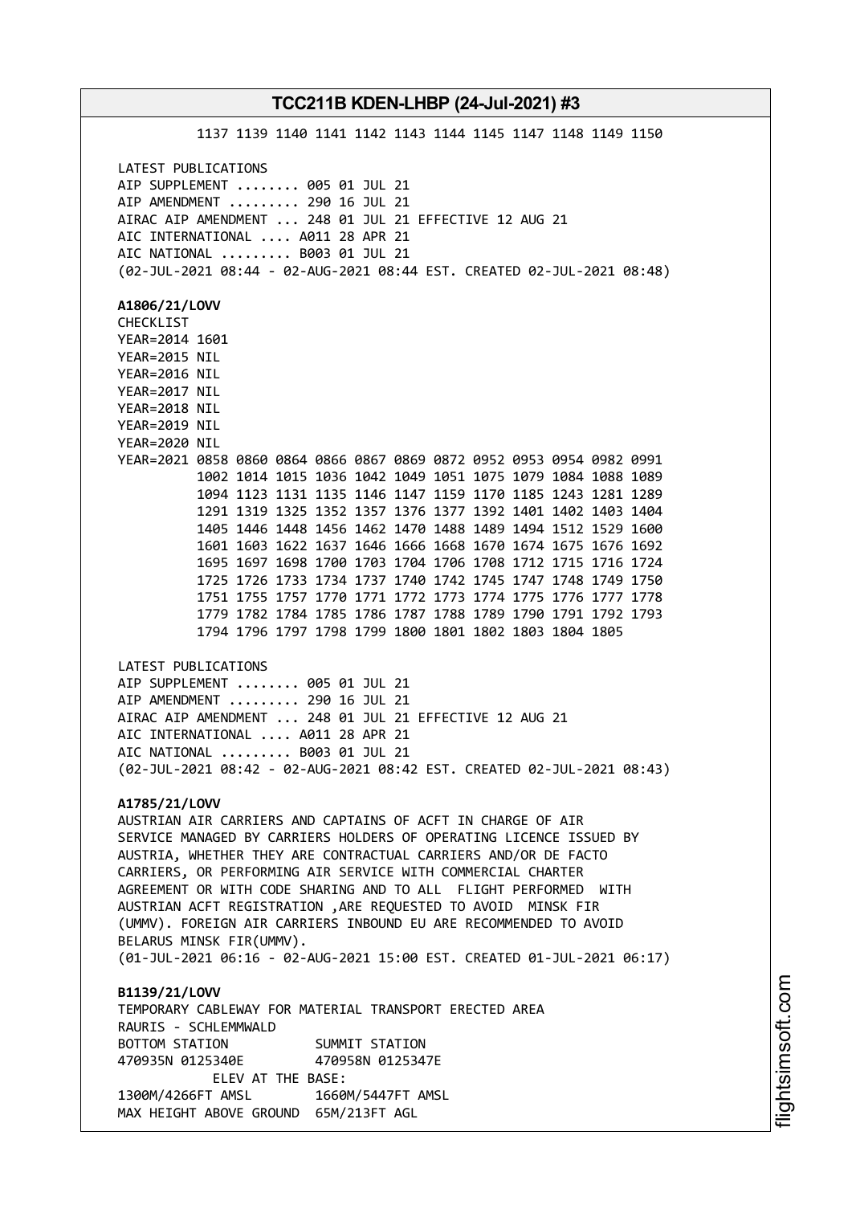1137 1139 1140 1141 1142 1143 1144 1145 1147 1148 1149 1150

LATEST PUBLICATIONS
AIP SUPPLEMENT ........ 005 01 JUL 21
AIP AMENDMENT ......... 290 16 JUL 21
AIRAC AIP AMENDMENT ... 248 01 JUL 21 EFFECTIVE 12 AUG 21
AIC INTERNATIONAL .... A011 28 APR 21
AIC NATIONAL ......... B003 01 JUL 21
(02-JUL-2021 08:44 - 02-AUG-2021 08:44 EST. CREATED 02-JUL-2021 08:48)

**A1806/21/LOVV**
CHECKLIST
YEAR=2014 1601
YEAR=2015 NIL
YEAR=2016 NIL
YEAR=2017 NIL
YEAR=2018 NIL
YEAR=2019 NIL
YEAR=2020 NIL
YEAR=2021 0858 0860 0864 0866 0867 0869 0872 0952 0953 0954 0982 0991
1002 1014 1015 1036 1042 1049 1051 1075 1079 1084 1088 1089
1094 1123 1131 1135 1146 1147 1159 1170 1185 1243 1281 1289
1291 1319 1325 1352 1357 1376 1377 1392 1401 1402 1403 1404
1405 1446 1448 1456 1462 1470 1488 1489 1494 1512 1529 1600
1601 1603 1622 1637 1646 1666 1668 1670 1674 1675 1676 1692
1695 1697 1698 1700 1703 1704 1706 1708 1712 1715 1716 1724
1725 1726 1733 1734 1737 1740 1742 1745 1747 1748 1749 1750
1751 1755 1757 1770 1771 1772 1773 1774 1775 1776 1777 1778
1779 1782 1784 1785 1786 1787 1788 1789 1790 1791 1792 1793
1794 1796 1797 1798 1799 1800 1801 1802 1803 1804 1805

LATEST PUBLICATIONS
AIP SUPPLEMENT ........ 005 01 JUL 21
AIP AMENDMENT ......... 290 16 JUL 21
AIRAC AIP AMENDMENT ... 248 01 JUL 21 EFFECTIVE 12 AUG 21
AIC INTERNATIONAL .... A011 28 APR 21
AIC NATIONAL ......... B003 01 JUL 21
(02-JUL-2021 08:42 - 02-AUG-2021 08:42 EST. CREATED 02-JUL-2021 08:43)

**A1785/21/LOVV**
AUSTRIAN AIR CARRIERS AND CAPTAINS OF ACFT IN CHARGE OF AIR SERVICE MANAGED BY CARRIERS HOLDERS OF OPERATING LICENCE ISSUED BY AUSTRIA, WHETHER THEY ARE CONTRACTUAL CARRIERS AND/OR DE FACTO CARRIERS, OR PERFORMING AIR SERVICE WITH COMMERCIAL CHARTER AGREEMENT OR WITH CODE SHARING AND TO ALL FLIGHT PERFORMED WITH AUSTRIAN ACFT REGISTRATION ,ARE REQUESTED TO AVOID MINSK FIR (UMMV). FOREIGN AIR CARRIERS INBOUND EU ARE RECOMMENDED TO AVOID BELARUS MINSK FIR(UMMV).
(01-JUL-2021 06:16 - 02-AUG-2021 15:00 EST. CREATED 01-JUL-2021 06:17)

**B1139/21/LOVV**
TEMPORARY CABLEWAY FOR MATERIAL TRANSPORT ERECTED AREA
RAURIS - SCHLEMMWALD
BOTTOM STATION SUMMIT STATION
470935N 0125340E 470958N 0125347E
ELEV AT THE BASE:
1300M/4266FT AMSL 1660M/5447FT AMSL
MAX HEIGHT ABOVE GROUND 65M/213FT AGL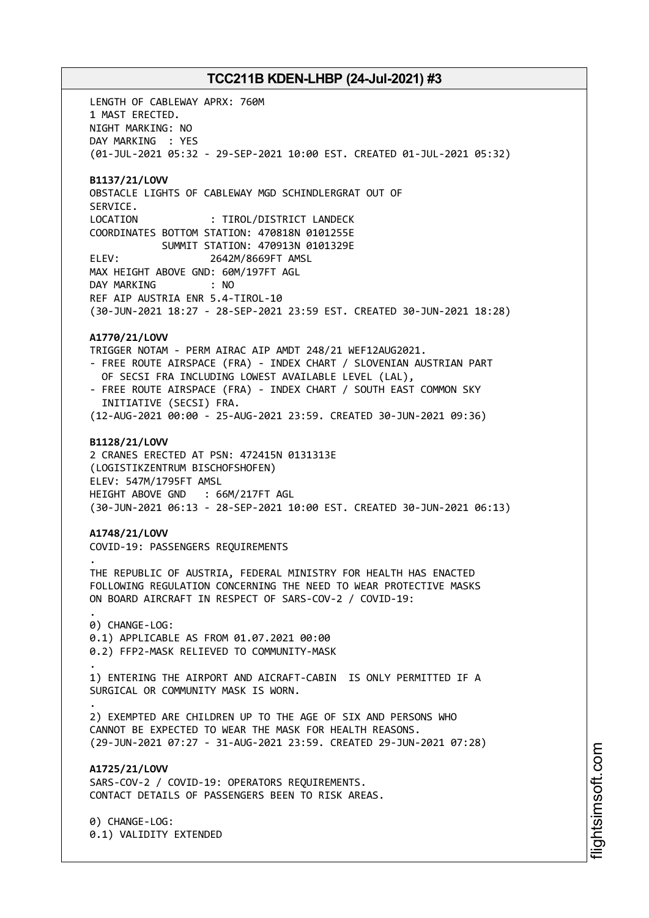LENGTH OF CABLEWAY APRX: 760M
1 MAST ERECTED.
NIGHT MARKING: NO
DAY MARKING : YES
(01-JUL-2021 05:32 - 29-SEP-2021 10:00 EST. CREATED 01-JUL-2021 05:32)

**B1137/21/LOVV**
OBSTACLE LIGHTS OF CABLEWAY MGD SCHINDLERGRAT OUT OF
SERVICE.
LOCATION : TIROL/DISTRICT LANDECK
COORDINATES BOTTOM STATION: 470818N 0101255E
SUMMIT STATION: 470913N 0101329E
ELEV: 2642M/8669FT AMSL
MAX HEIGHT ABOVE GND: 60M/197FT AGL
DAY MARKING : NO
REF AIP AUSTRIA ENR 5.4-TIROL-10
(30-JUN-2021 18:27 - 28-SEP-2021 23:59 EST. CREATED 30-JUN-2021 18:28)

**A1770/21/LOVV**
TRIGGER NOTAM - PERM AIRAC AIP AMDT 248/21 WEF12AUG2021.
- FREE ROUTE AIRSPACE (FRA) - INDEX CHART / SLOVENIAN AUSTRIAN PART
  OF SECSI FRA INCLUDING LOWEST AVAILABLE LEVEL (LAL),
- FREE ROUTE AIRSPACE (FRA) - INDEX CHART / SOUTH EAST COMMON SKY
  INITIATIVE (SECSI) FRA.
(12-AUG-2021 00:00 - 25-AUG-2021 23:59. CREATED 30-JUN-2021 09:36)

**B1128/21/LOVV**
2 CRANES ERECTED AT PSN: 472415N 0131313E
(LOGISTIKZENTRUM BISCHOFSHOFEN)
ELEV: 547M/1795FT AMSL
HEIGHT ABOVE GND : 66M/217FT AGL
(30-JUN-2021 06:13 - 28-SEP-2021 10:00 EST. CREATED 30-JUN-2021 06:13)

**A1748/21/LOVV**
COVID-19: PASSENGERS REQUIREMENTS
.
THE REPUBLIC OF AUSTRIA, FEDERAL MINISTRY FOR HEALTH HAS ENACTED
FOLLOWING REGULATION CONCERNING THE NEED TO WEAR PROTECTIVE MASKS
ON BOARD AIRCRAFT IN RESPECT OF SARS-COV-2 / COVID-19:
.
0) CHANGE-LOG:
0.1) APPLICABLE AS FROM 01.07.2021 00:00
0.2) FFP2-MASK RELIEVED TO COMMUNITY-MASK
.
1) ENTERING THE AIRPORT AND AICRAFT-CABIN IS ONLY PERMITTED IF A
SURGICAL OR COMMUNITY MASK IS WORN.
.
2) EXEMPTED ARE CHILDREN UP TO THE AGE OF SIX AND PERSONS WHO
CANNOT BE EXPECTED TO WEAR THE MASK FOR HEALTH REASONS.
(29-JUN-2021 07:27 - 31-AUG-2021 23:59. CREATED 29-JUN-2021 07:28)

**A1725/21/LOVV**
SARS-COV-2 / COVID-19: OPERATORS REQUIREMENTS.
CONTACT DETAILS OF PASSENGERS BEEN TO RISK AREAS.

0) CHANGE-LOG:
0.1) VALIDITY EXTENDED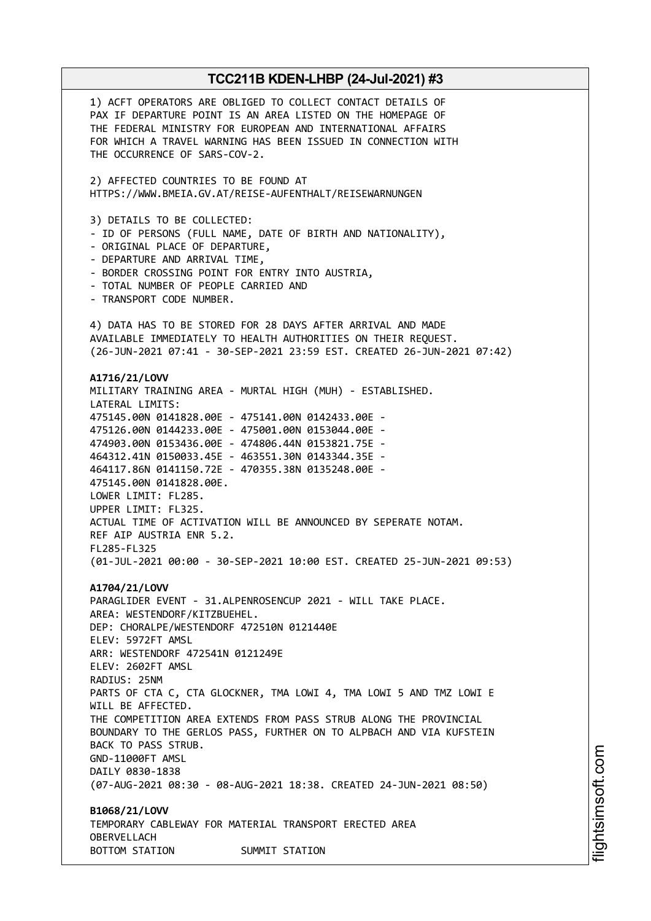1) ACFT OPERATORS ARE OBLIGED TO COLLECT CONTACT DETAILS OF PAX IF DEPARTURE POINT IS AN AREA LISTED ON THE HOMEPAGE OF THE FEDERAL MINISTRY FOR EUROPEAN AND INTERNATIONAL AFFAIRS FOR WHICH A TRAVEL WARNING HAS BEEN ISSUED IN CONNECTION WITH THE OCCURRENCE OF SARS-COV-2.

2) AFFECTED COUNTRIES TO BE FOUND AT HTTPS://WWW.BMEIA.GV.AT/REISE-AUFENTHALT/REISEWARNUNGEN

3) DETAILS TO BE COLLECTED:
- ID OF PERSONS (FULL NAME, DATE OF BIRTH AND NATIONALITY),
- ORIGINAL PLACE OF DEPARTURE,
- DEPARTURE AND ARRIVAL TIME,
- BORDER CROSSING POINT FOR ENTRY INTO AUSTRIA,
- TOTAL NUMBER OF PEOPLE CARRIED AND
- TRANSPORT CODE NUMBER.

4) DATA HAS TO BE STORED FOR 28 DAYS AFTER ARRIVAL AND MADE AVAILABLE IMMEDIATELY TO HEALTH AUTHORITIES ON THEIR REQUEST.
(26-JUN-2021 07:41 - 30-SEP-2021 23:59 EST. CREATED 26-JUN-2021 07:42)

**A1716/21/LOVV**
MILITARY TRAINING AREA - MURTAL HIGH (MUH) - ESTABLISHED.
LATERAL LIMITS:
475145.00N 0141828.00E - 475141.00N 0142433.00E -
475126.00N 0144233.00E - 475001.00N 0153044.00E -
474903.00N 0153436.00E - 474806.44N 0153821.75E -
464312.41N 0150033.45E - 463551.30N 0143344.35E -
464117.86N 0141150.72E - 470355.38N 0135248.00E -
475145.00N 0141828.00E.
LOWER LIMIT: FL285.
UPPER LIMIT: FL325.
ACTUAL TIME OF ACTIVATION WILL BE ANNOUNCED BY SEPERATE NOTAM.
REF AIP AUSTRIA ENR 5.2.
FL285-FL325
(01-JUL-2021 00:00 - 30-SEP-2021 10:00 EST. CREATED 25-JUN-2021 09:53)

**A1704/21/LOVV**
PARAGLIDER EVENT - 31.ALPENROSENCUP 2021 - WILL TAKE PLACE.
AREA: WESTENDORF/KITZBUEHEL.
DEP: CHORALPE/WESTENDORF 472510N 0121440E
ELEV: 5972FT AMSL
ARR: WESTENDORF 472541N 0121249E
ELEV: 2602FT AMSL
RADIUS: 25NM
PARTS OF CTA C, CTA GLOCKNER, TMA LOWI 4, TMA LOWI 5 AND TMZ LOWI E WILL BE AFFECTED.
THE COMPETITION AREA EXTENDS FROM PASS STRUB ALONG THE PROVINCIAL BOUNDARY TO THE GERLOS PASS, FURTHER ON TO ALPBACH AND VIA KUFSTEIN BACK TO PASS STRUB.
GND-11000FT AMSL
DAILY 0830-1838
(07-AUG-2021 08:30 - 08-AUG-2021 18:38. CREATED 24-JUN-2021 08:50)

**B1068/21/LOVV**
TEMPORARY CABLEWAY FOR MATERIAL TRANSPORT ERECTED AREA OBERVELLACH
BOTTOM STATION SUMMIT STATION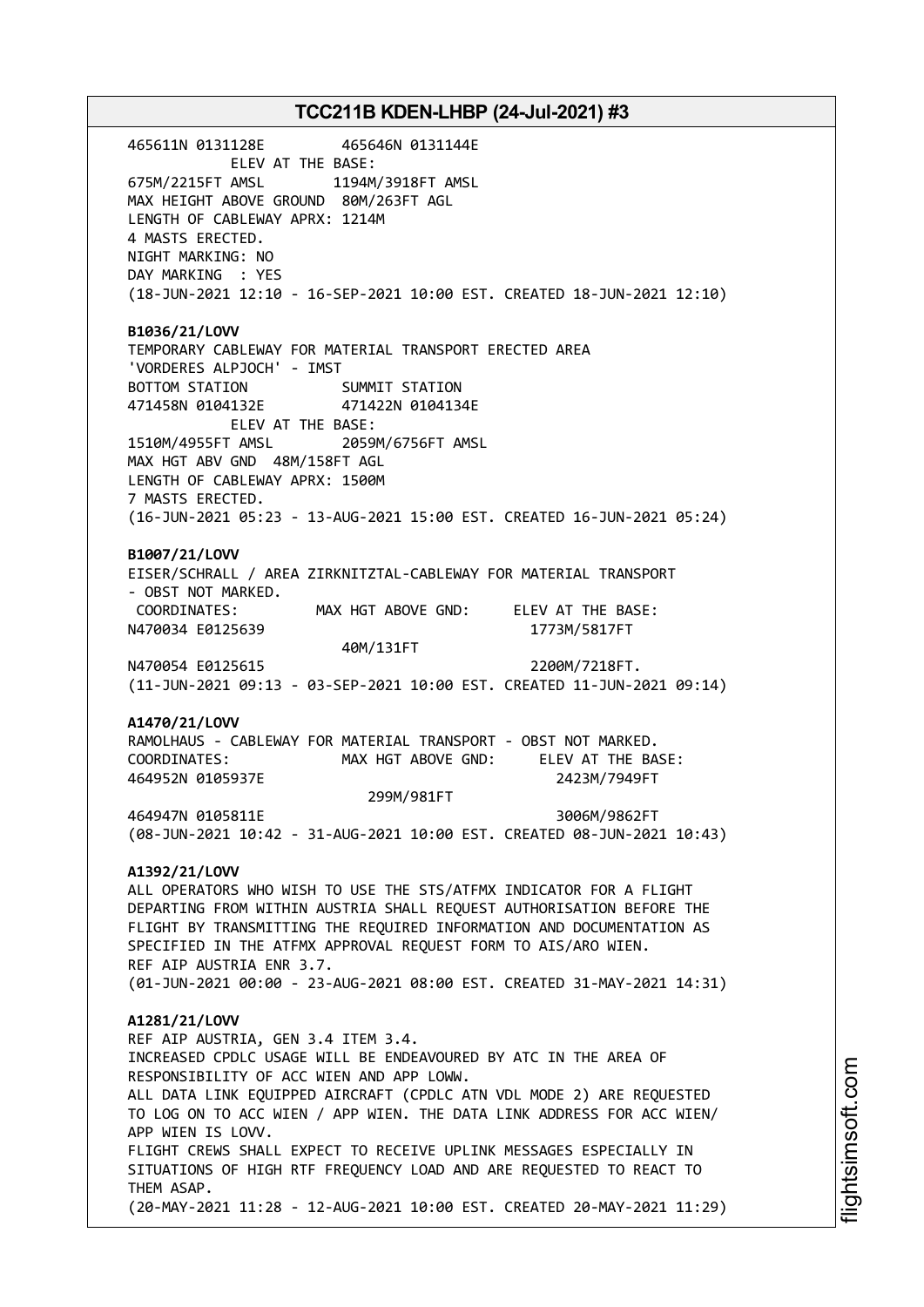465611N 0131128E         465646N 0131144E
ELEV AT THE BASE:
675M/2215FT AMSL        1194M/3918FT AMSL
MAX HEIGHT ABOVE GROUND  80M/263FT AGL
LENGTH OF CABLEWAY APRX: 1214M
4 MASTS ERECTED.
NIGHT MARKING: NO
DAY MARKING  : YES
(18-JUN-2021 12:10 - 16-SEP-2021 10:00 EST. CREATED 18-JUN-2021 12:10)

**B1036/21/LOVV**
TEMPORARY CABLEWAY FOR MATERIAL TRANSPORT ERECTED AREA
'VORDERES ALPJOCH' - IMST
BOTTOM STATION           SUMMIT STATION
471458N 0104132E         471422N 0104134E
ELEV AT THE BASE:
1510M/4955FT AMSL        2059M/6756FT AMSL
MAX HGT ABV GND  48M/158FT AGL
LENGTH OF CABLEWAY APRX: 1500M
7 MASTS ERECTED.
(16-JUN-2021 05:23 - 13-AUG-2021 15:00 EST. CREATED 16-JUN-2021 05:24)

**B1007/21/LOVV**
EISER/SCHRALL / AREA ZIRKNITZTAL-CABLEWAY FOR MATERIAL TRANSPORT
- OBST NOT MARKED.

| COORDINATES: | MAX HGT ABOVE GND: | ELEV AT THE BASE: |
|---|---|---|
| N470034 E0125639 | | 1773M/5817FT |
| | 40M/131FT | |
| N470054 E0125615 | | 2200M/7218FT. |

(11-JUN-2021 09:13 - 03-SEP-2021 10:00 EST. CREATED 11-JUN-2021 09:14)

**A1470/21/LOVV**
RAMOLHAUS - CABLEWAY FOR MATERIAL TRANSPORT - OBST NOT MARKED.

| COORDINATES: | MAX HGT ABOVE GND: | ELEV AT THE BASE: |
|---|---|---|
| 464952N 0105937E | | 2423M/7949FT |
| | 299M/981FT | |
| 464947N 0105811E | | 3006M/9862FT |

(08-JUN-2021 10:42 - 31-AUG-2021 10:00 EST. CREATED 08-JUN-2021 10:43)

**A1392/21/LOVV**
ALL OPERATORS WHO WISH TO USE THE STS/ATFMX INDICATOR FOR A FLIGHT
DEPARTING FROM WITHIN AUSTRIA SHALL REQUEST AUTHORISATION BEFORE THE
FLIGHT BY TRANSMITTING THE REQUIRED INFORMATION AND DOCUMENTATION AS
SPECIFIED IN THE ATFMX APPROVAL REQUEST FORM TO AIS/ARO WIEN.
REF AIP AUSTRIA ENR 3.7.
(01-JUN-2021 00:00 - 23-AUG-2021 08:00 EST. CREATED 31-MAY-2021 14:31)

**A1281/21/LOVV**
REF AIP AUSTRIA, GEN 3.4 ITEM 3.4.
INCREASED CPDLC USAGE WILL BE ENDEAVOURED BY ATC IN THE AREA OF
RESPONSIBILITY OF ACC WIEN AND APP LOWW.
ALL DATA LINK EQUIPPED AIRCRAFT (CPDLC ATN VDL MODE 2) ARE REQUESTED
TO LOG ON TO ACC WIEN / APP WIEN. THE DATA LINK ADDRESS FOR ACC WIEN/
APP WIEN IS LOVV.
FLIGHT CREWS SHALL EXPECT TO RECEIVE UPLINK MESSAGES ESPECIALLY IN
SITUATIONS OF HIGH RTF FREQUENCY LOAD AND ARE REQUESTED TO REACT TO
THEM ASAP.
(20-MAY-2021 11:28 - 12-AUG-2021 10:00 EST. CREATED 20-MAY-2021 11:29)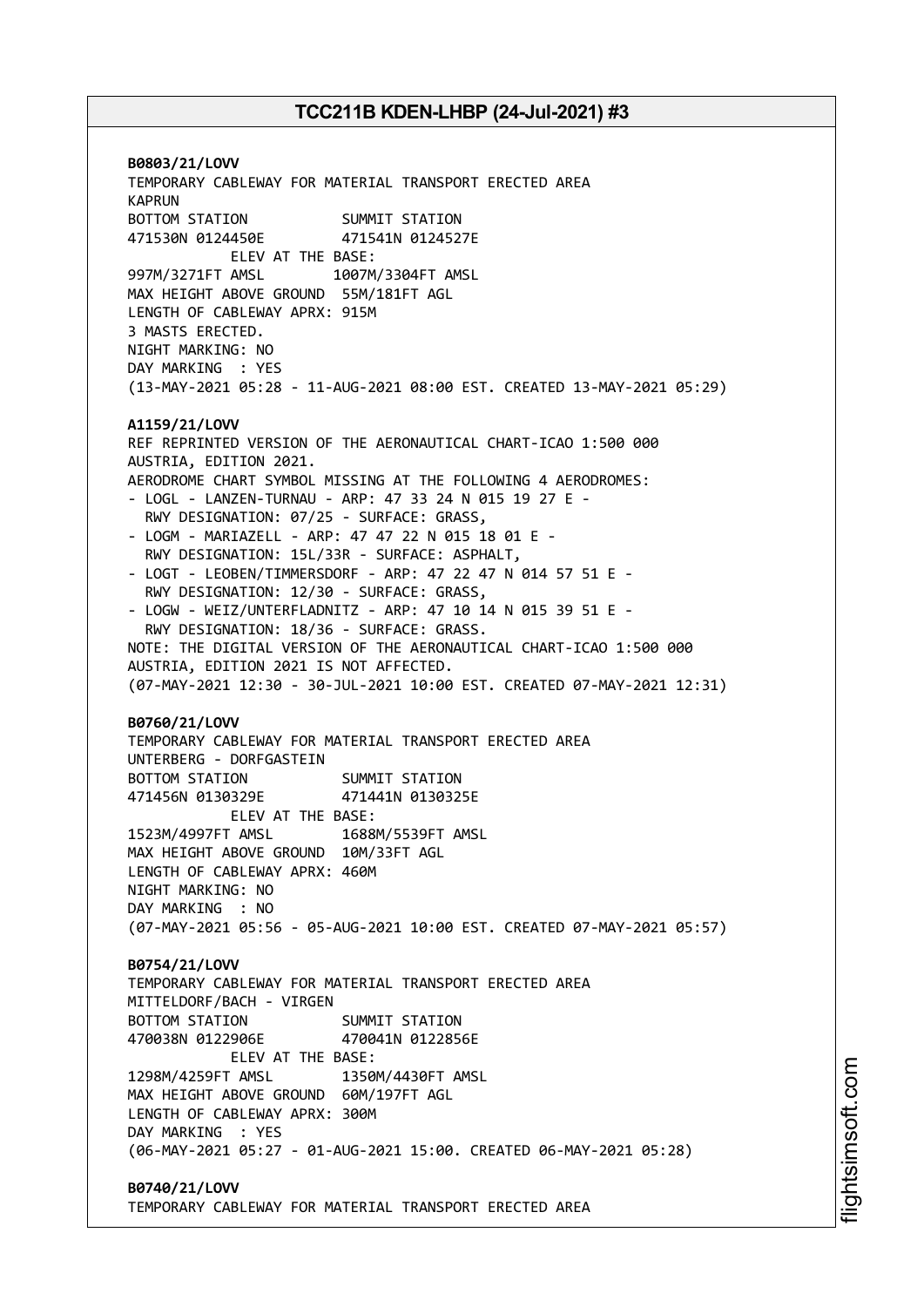**B0803/21/LOVV**
TEMPORARY CABLEWAY FOR MATERIAL TRANSPORT ERECTED AREA
KAPRUN
BOTTOM STATION SUMMIT STATION
471530N 0124450E 471541N 0124527E
ELEV AT THE BASE:
997M/3271FT AMSL 1007M/3304FT AMSL
MAX HEIGHT ABOVE GROUND 55M/181FT AGL
LENGTH OF CABLEWAY APRX: 915M
3 MASTS ERECTED.
NIGHT MARKING: NO
DAY MARKING : YES
(13-MAY-2021 05:28 - 11-AUG-2021 08:00 EST. CREATED 13-MAY-2021 05:29)

**A1159/21/LOVV**
REF REPRINTED VERSION OF THE AERONAUTICAL CHART-ICAO 1:500 000
AUSTRIA, EDITION 2021.
AERODROME CHART SYMBOL MISSING AT THE FOLLOWING 4 AERODROMES:
- LOGL - LANZEN-TURNAU - ARP: 47 33 24 N 015 19 27 E -
  RWY DESIGNATION: 07/25 - SURFACE: GRASS,
- LOGM - MARIAZELL - ARP: 47 47 22 N 015 18 01 E -
  RWY DESIGNATION: 15L/33R - SURFACE: ASPHALT,
- LOGT - LEOBEN/TIMMERSDORF - ARP: 47 22 47 N 014 57 51 E -
  RWY DESIGNATION: 12/30 - SURFACE: GRASS,
- LOGW - WEIZ/UNTERFLADNITZ - ARP: 47 10 14 N 015 39 51 E -
  RWY DESIGNATION: 18/36 - SURFACE: GRASS.
NOTE: THE DIGITAL VERSION OF THE AERONAUTICAL CHART-ICAO 1:500 000
AUSTRIA, EDITION 2021 IS NOT AFFECTED.
(07-MAY-2021 12:30 - 30-JUL-2021 10:00 EST. CREATED 07-MAY-2021 12:31)

**B0760/21/LOVV**
TEMPORARY CABLEWAY FOR MATERIAL TRANSPORT ERECTED AREA
UNTERBERG - DORFGASTEIN
BOTTOM STATION SUMMIT STATION
471456N 0130329E 471441N 0130325E
ELEV AT THE BASE:
1523M/4997FT AMSL 1688M/5539FT AMSL
MAX HEIGHT ABOVE GROUND 10M/33FT AGL
LENGTH OF CABLEWAY APRX: 460M
NIGHT MARKING: NO
DAY MARKING : NO
(07-MAY-2021 05:56 - 05-AUG-2021 10:00 EST. CREATED 07-MAY-2021 05:57)

**B0754/21/LOVV**
TEMPORARY CABLEWAY FOR MATERIAL TRANSPORT ERECTED AREA
MITTELDORF/BACH - VIRGEN
BOTTOM STATION SUMMIT STATION
470038N 0122906E 470041N 0122856E
ELEV AT THE BASE:
1298M/4259FT AMSL 1350M/4430FT AMSL
MAX HEIGHT ABOVE GROUND 60M/197FT AGL
LENGTH OF CABLEWAY APRX: 300M
DAY MARKING : YES
(06-MAY-2021 05:27 - 01-AUG-2021 15:00. CREATED 06-MAY-2021 05:28)

**B0740/21/LOVV**
TEMPORARY CABLEWAY FOR MATERIAL TRANSPORT ERECTED AREA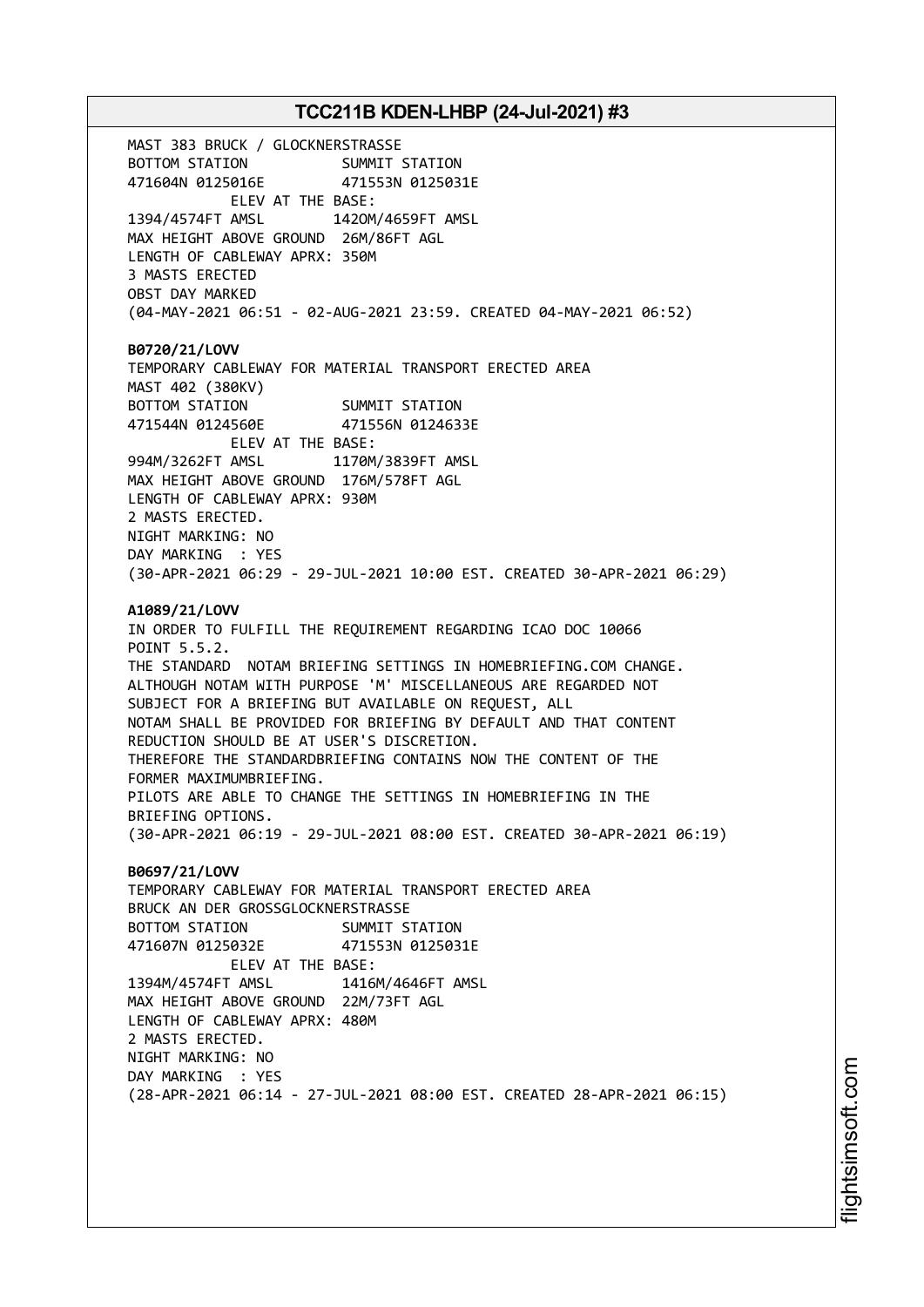MAST 383 BRUCK / GLOCKNERSTRASSE
BOTTOM STATION SUMMIT STATION
471604N 0125016E 471553N 0125031E
ELEV AT THE BASE:
1394/4574FT AMSL 142OM/4659FT AMSL
MAX HEIGHT ABOVE GROUND 26M/86FT AGL
LENGTH OF CABLEWAY APRX: 350M
3 MASTS ERECTED
OBST DAY MARKED
(04-MAY-2021 06:51 - 02-AUG-2021 23:59. CREATED 04-MAY-2021 06:52)

**B0720/21/LOVV**
TEMPORARY CABLEWAY FOR MATERIAL TRANSPORT ERECTED AREA
MAST 402 (380KV)
BOTTOM STATION SUMMIT STATION
471544N 0124560E 471556N 0124633E
ELEV AT THE BASE:
994M/3262FT AMSL 1170M/3839FT AMSL
MAX HEIGHT ABOVE GROUND 176M/578FT AGL
LENGTH OF CABLEWAY APRX: 930M
2 MASTS ERECTED.
NIGHT MARKING: NO
DAY MARKING : YES
(30-APR-2021 06:29 - 29-JUL-2021 10:00 EST. CREATED 30-APR-2021 06:29)

**A1089/21/LOVV**
IN ORDER TO FULFILL THE REQUIREMENT REGARDING ICAO DOC 10066
POINT 5.5.2.
THE STANDARD NOTAM BRIEFING SETTINGS IN HOMEBRIEFING.COM CHANGE.
ALTHOUGH NOTAM WITH PURPOSE 'M' MISCELLANEOUS ARE REGARDED NOT
SUBJECT FOR A BRIEFING BUT AVAILABLE ON REQUEST, ALL
NOTAM SHALL BE PROVIDED FOR BRIEFING BY DEFAULT AND THAT CONTENT
REDUCTION SHOULD BE AT USER'S DISCRETION.
THEREFORE THE STANDARDBRIEFING CONTAINS NOW THE CONTENT OF THE
FORMER MAXIMUMBRIEFING.
PILOTS ARE ABLE TO CHANGE THE SETTINGS IN HOMEBRIEFING IN THE
BRIEFING OPTIONS.
(30-APR-2021 06:19 - 29-JUL-2021 08:00 EST. CREATED 30-APR-2021 06:19)

**B0697/21/LOVV**
TEMPORARY CABLEWAY FOR MATERIAL TRANSPORT ERECTED AREA
BRUCK AN DER GROSSGLOCKNERSTRASSE
BOTTOM STATION SUMMIT STATION
471607N 0125032E 471553N 0125031E
ELEV AT THE BASE:
1394M/4574FT AMSL 1416M/4646FT AMSL
MAX HEIGHT ABOVE GROUND 22M/73FT AGL
LENGTH OF CABLEWAY APRX: 480M
2 MASTS ERECTED.
NIGHT MARKING: NO
DAY MARKING : YES
(28-APR-2021 06:14 - 27-JUL-2021 08:00 EST. CREATED 28-APR-2021 06:15)